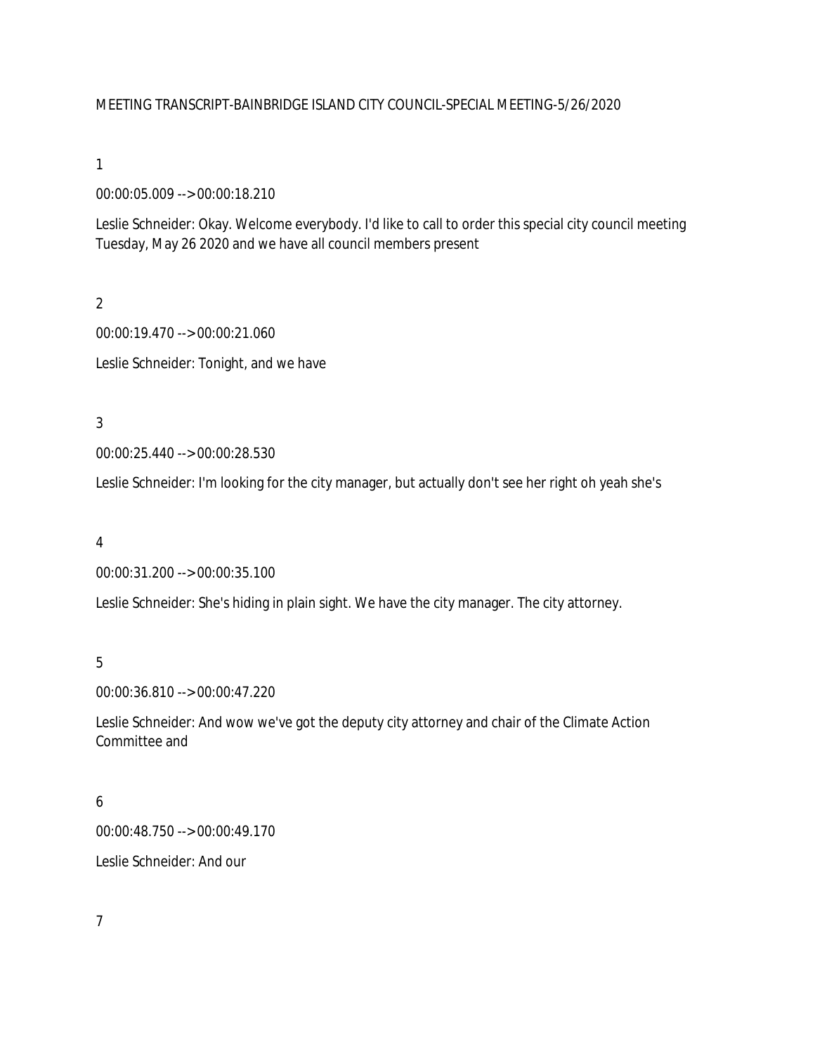MEETING TRANSCRIPT-BAINBRIDGE ISLAND CITY COUNCIL-SPECIAL MEETING-5/26/2020

1

00:00:05.009 --> 00:00:18.210

Leslie Schneider: Okay. Welcome everybody. I'd like to call to order this special city council meeting Tuesday, May 26 2020 and we have all council members present

2

00:00:19.470 --> 00:00:21.060

Leslie Schneider: Tonight, and we have

3

00:00:25.440 --> 00:00:28.530

Leslie Schneider: I'm looking for the city manager, but actually don't see her right oh yeah she's

4

00:00:31.200 --> 00:00:35.100

Leslie Schneider: She's hiding in plain sight. We have the city manager. The city attorney.

5

00:00:36.810 --> 00:00:47.220

Leslie Schneider: And wow we've got the deputy city attorney and chair of the Climate Action Committee and

6

00:00:48.750 --> 00:00:49.170

Leslie Schneider: And our

7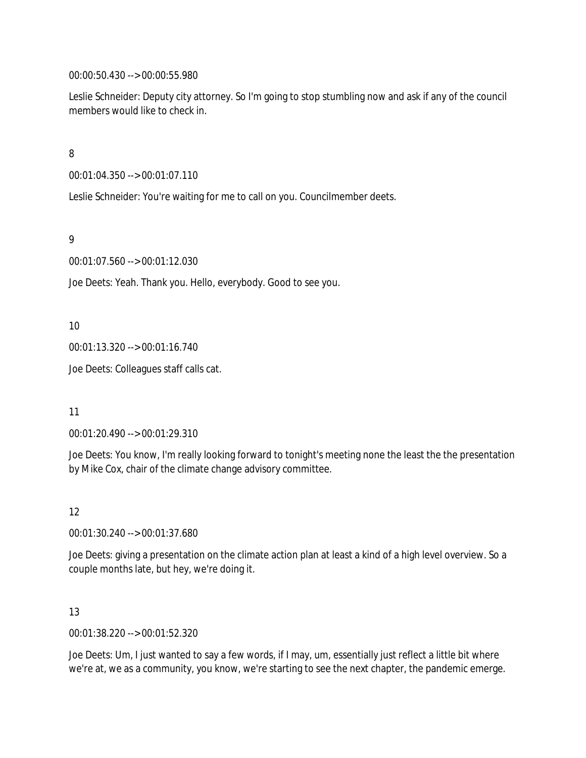00:00:50.430 --> 00:00:55.980

Leslie Schneider: Deputy city attorney. So I'm going to stop stumbling now and ask if any of the council members would like to check in.

8

00:01:04.350 --> 00:01:07.110

Leslie Schneider: You're waiting for me to call on you. Councilmember deets.

9

00:01:07.560 --> 00:01:12.030

Joe Deets: Yeah. Thank you. Hello, everybody. Good to see you.

10

00:01:13.320 --> 00:01:16.740

Joe Deets: Colleagues staff calls cat.

11

00:01:20.490 --> 00:01:29.310

Joe Deets: You know, I'm really looking forward to tonight's meeting none the least the the presentation by Mike Cox, chair of the climate change advisory committee.

12

00:01:30.240 --> 00:01:37.680

Joe Deets: giving a presentation on the climate action plan at least a kind of a high level overview. So a couple months late, but hey, we're doing it.

13

00:01:38.220 --> 00:01:52.320

Joe Deets: Um, I just wanted to say a few words, if I may, um, essentially just reflect a little bit where we're at, we as a community, you know, we're starting to see the next chapter, the pandemic emerge.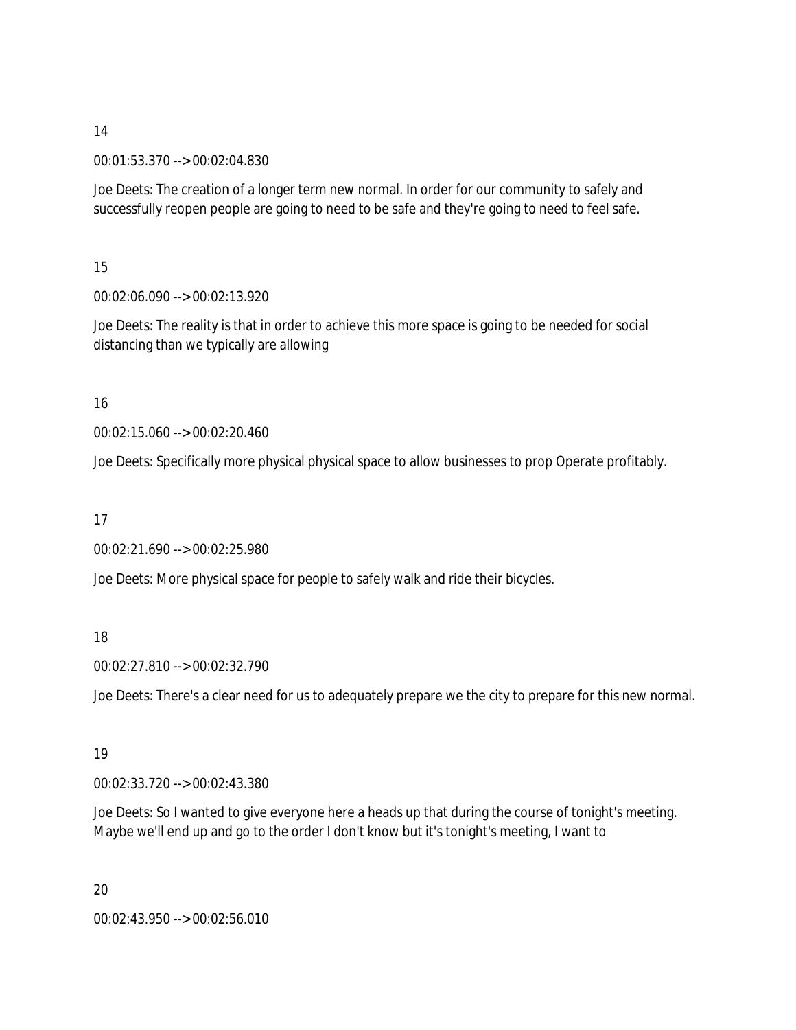14

00:01:53.370 --> 00:02:04.830

Joe Deets: The creation of a longer term new normal. In order for our community to safely and successfully reopen people are going to need to be safe and they're going to need to feel safe.

15

00:02:06.090 --> 00:02:13.920

Joe Deets: The reality is that in order to achieve this more space is going to be needed for social distancing than we typically are allowing

16

00:02:15.060 --> 00:02:20.460

Joe Deets: Specifically more physical physical space to allow businesses to prop Operate profitably.

17

00:02:21.690 --> 00:02:25.980

Joe Deets: More physical space for people to safely walk and ride their bicycles.

18

00:02:27.810 --> 00:02:32.790

Joe Deets: There's a clear need for us to adequately prepare we the city to prepare for this new normal.

19

00:02:33.720 --> 00:02:43.380

Joe Deets: So I wanted to give everyone here a heads up that during the course of tonight's meeting. Maybe we'll end up and go to the order I don't know but it's tonight's meeting, I want to

20

00:02:43.950 --> 00:02:56.010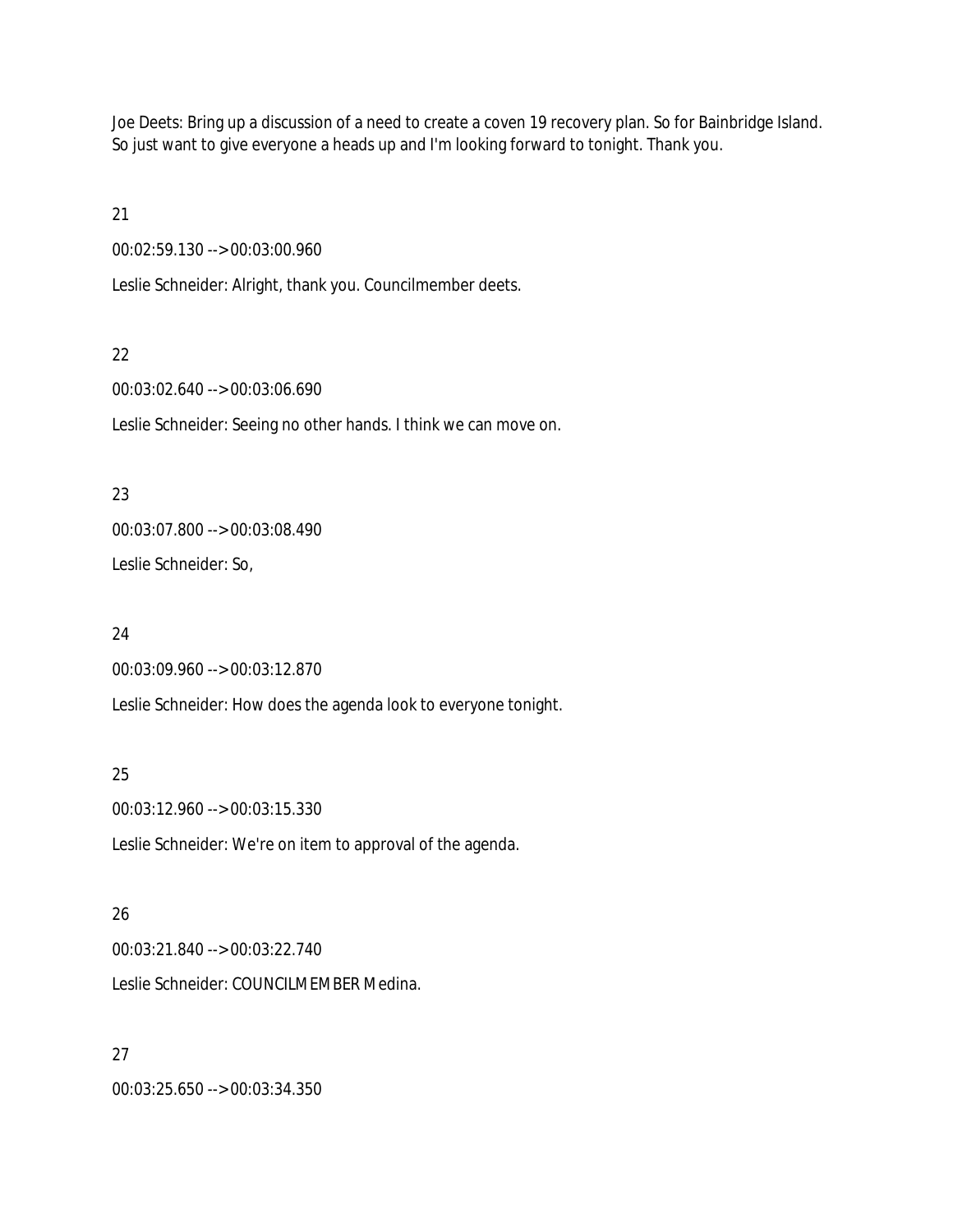Joe Deets: Bring up a discussion of a need to create a coven 19 recovery plan. So for Bainbridge Island. So just want to give everyone a heads up and I'm looking forward to tonight. Thank you.

21

00:02:59.130 --> 00:03:00.960

Leslie Schneider: Alright, thank you. Councilmember deets.

22

00:03:02.640 --> 00:03:06.690

Leslie Schneider: Seeing no other hands. I think we can move on.

23

00:03:07.800 --> 00:03:08.490

Leslie Schneider: So,

24

00:03:09.960 --> 00:03:12.870

Leslie Schneider: How does the agenda look to everyone tonight.

25

00:03:12.960 --> 00:03:15.330

Leslie Schneider: We're on item to approval of the agenda.

26

00:03:21.840 --> 00:03:22.740

Leslie Schneider: COUNCILMEMBER Medina.

27

00:03:25.650 --> 00:03:34.350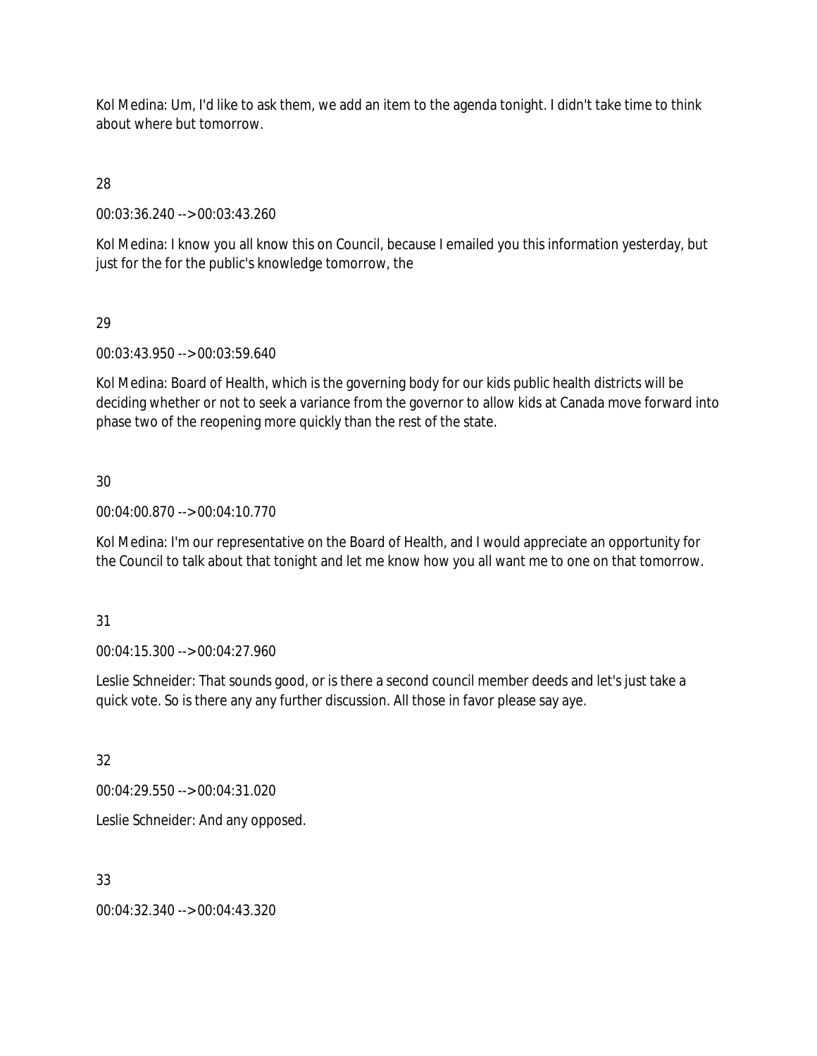Kol Medina: Um, I'd like to ask them, we add an item to the agenda tonight. I didn't take time to think about where but tomorrow.

28

00:03:36.240 --> 00:03:43.260

Kol Medina: I know you all know this on Council, because I emailed you this information yesterday, but just for the for the public's knowledge tomorrow, the

29

00:03:43.950 --> 00:03:59.640

Kol Medina: Board of Health, which is the governing body for our kids public health districts will be deciding whether or not to seek a variance from the governor to allow kids at Canada move forward into phase two of the reopening more quickly than the rest of the state.

30

00:04:00.870 --> 00:04:10.770

Kol Medina: I'm our representative on the Board of Health, and I would appreciate an opportunity for the Council to talk about that tonight and let me know how you all want me to one on that tomorrow.

31

00:04:15.300 --> 00:04:27.960

Leslie Schneider: That sounds good, or is there a second council member deeds and let's just take a quick vote. So is there any any further discussion. All those in favor please say aye.

32

00:04:29.550 --> 00:04:31.020

Leslie Schneider: And any opposed.

33

00:04:32.340 --> 00:04:43.320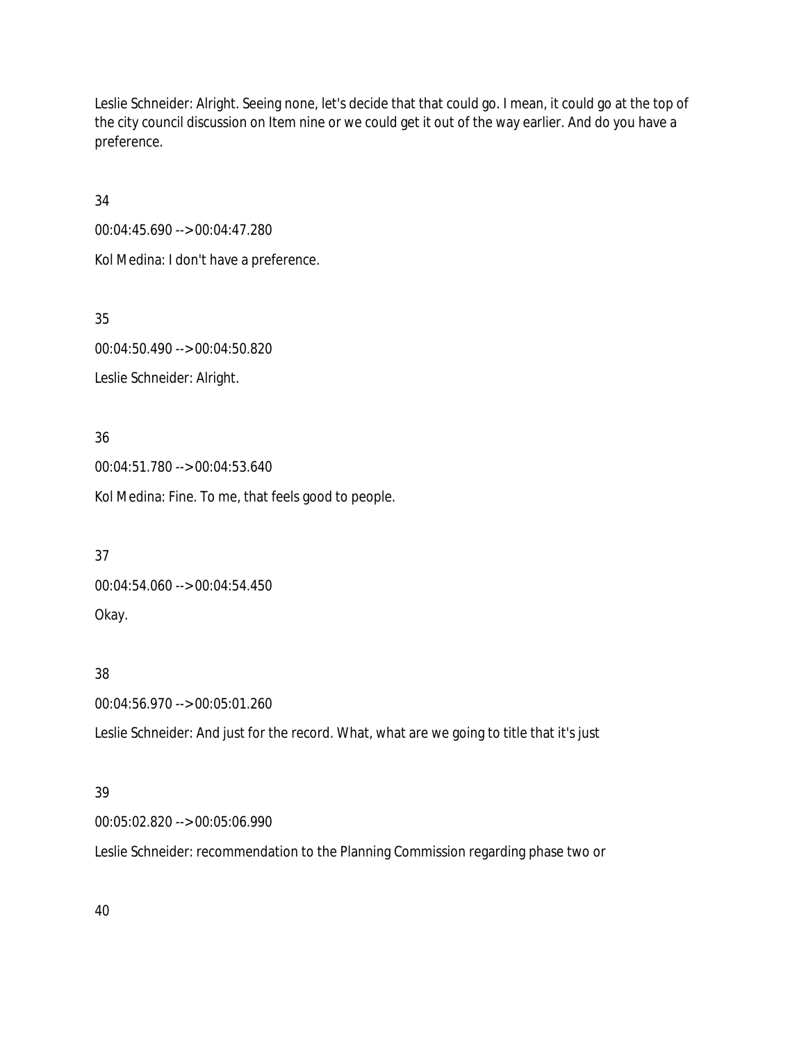Leslie Schneider: Alright. Seeing none, let's decide that that could go. I mean, it could go at the top of the city council discussion on Item nine or we could get it out of the way earlier. And do you have a preference.

34

00:04:45.690 --> 00:04:47.280

Kol Medina: I don't have a preference.

35

00:04:50.490 --> 00:04:50.820

Leslie Schneider: Alright.

36

00:04:51.780 --> 00:04:53.640

Kol Medina: Fine. To me, that feels good to people.

37

00:04:54.060 --> 00:04:54.450

Okay.

38

00:04:56.970 --> 00:05:01.260

Leslie Schneider: And just for the record. What, what are we going to title that it's just

39

00:05:02.820 --> 00:05:06.990

Leslie Schneider: recommendation to the Planning Commission regarding phase two or

40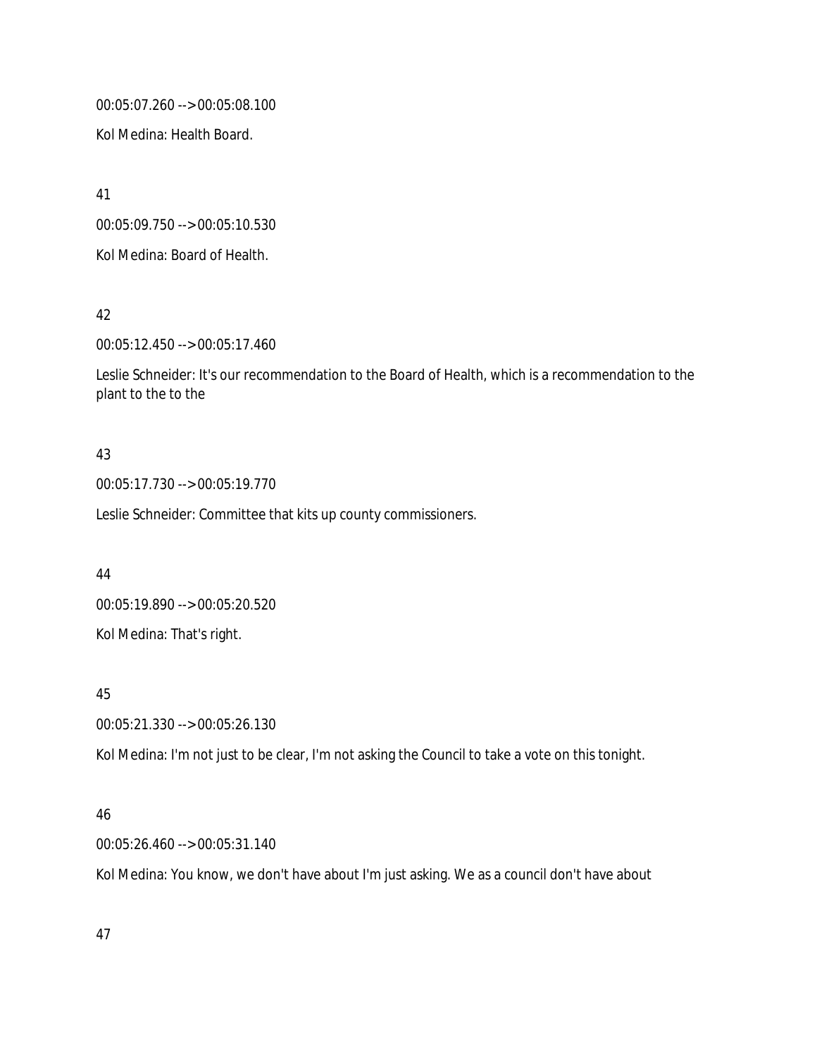00:05:07.260 --> 00:05:08.100

Kol Medina: Health Board.

41

00:05:09.750 --> 00:05:10.530

Kol Medina: Board of Health.

42

00:05:12.450 --> 00:05:17.460

Leslie Schneider: It's our recommendation to the Board of Health, which is a recommendation to the plant to the to the

43

00:05:17.730 --> 00:05:19.770

Leslie Schneider: Committee that kits up county commissioners.

44

00:05:19.890 --> 00:05:20.520

Kol Medina: That's right.

45

00:05:21.330 --> 00:05:26.130

Kol Medina: I'm not just to be clear, I'm not asking the Council to take a vote on this tonight.

46

00:05:26.460 --> 00:05:31.140

Kol Medina: You know, we don't have about I'm just asking. We as a council don't have about

47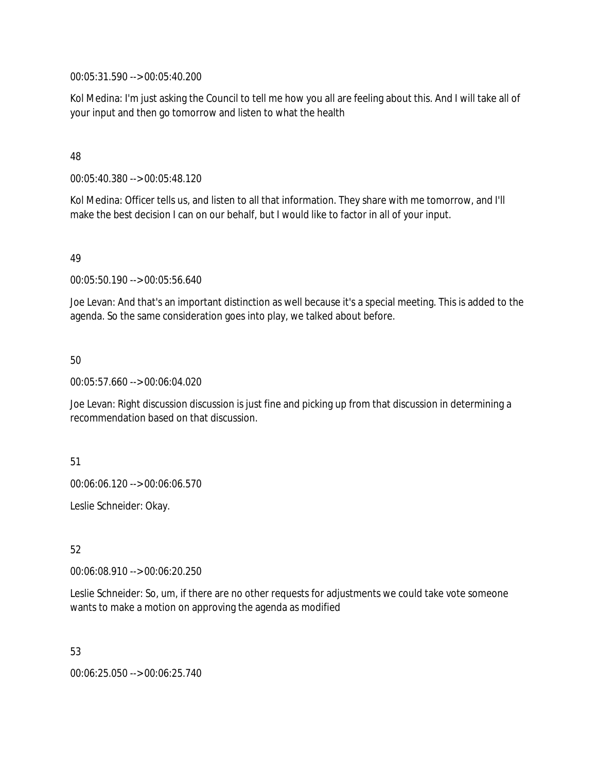00:05:31.590 --> 00:05:40.200

Kol Medina: I'm just asking the Council to tell me how you all are feeling about this. And I will take all of your input and then go tomorrow and listen to what the health

48

00:05:40.380 --> 00:05:48.120

Kol Medina: Officer tells us, and listen to all that information. They share with me tomorrow, and I'll make the best decision I can on our behalf, but I would like to factor in all of your input.

49

00:05:50.190 --> 00:05:56.640

Joe Levan: And that's an important distinction as well because it's a special meeting. This is added to the agenda. So the same consideration goes into play, we talked about before.

50

00:05:57.660 --> 00:06:04.020

Joe Levan: Right discussion discussion is just fine and picking up from that discussion in determining a recommendation based on that discussion.

51

00:06:06.120 --> 00:06:06.570

Leslie Schneider: Okay.

52

00:06:08.910 --> 00:06:20.250

Leslie Schneider: So, um, if there are no other requests for adjustments we could take vote someone wants to make a motion on approving the agenda as modified

53

00:06:25.050 --> 00:06:25.740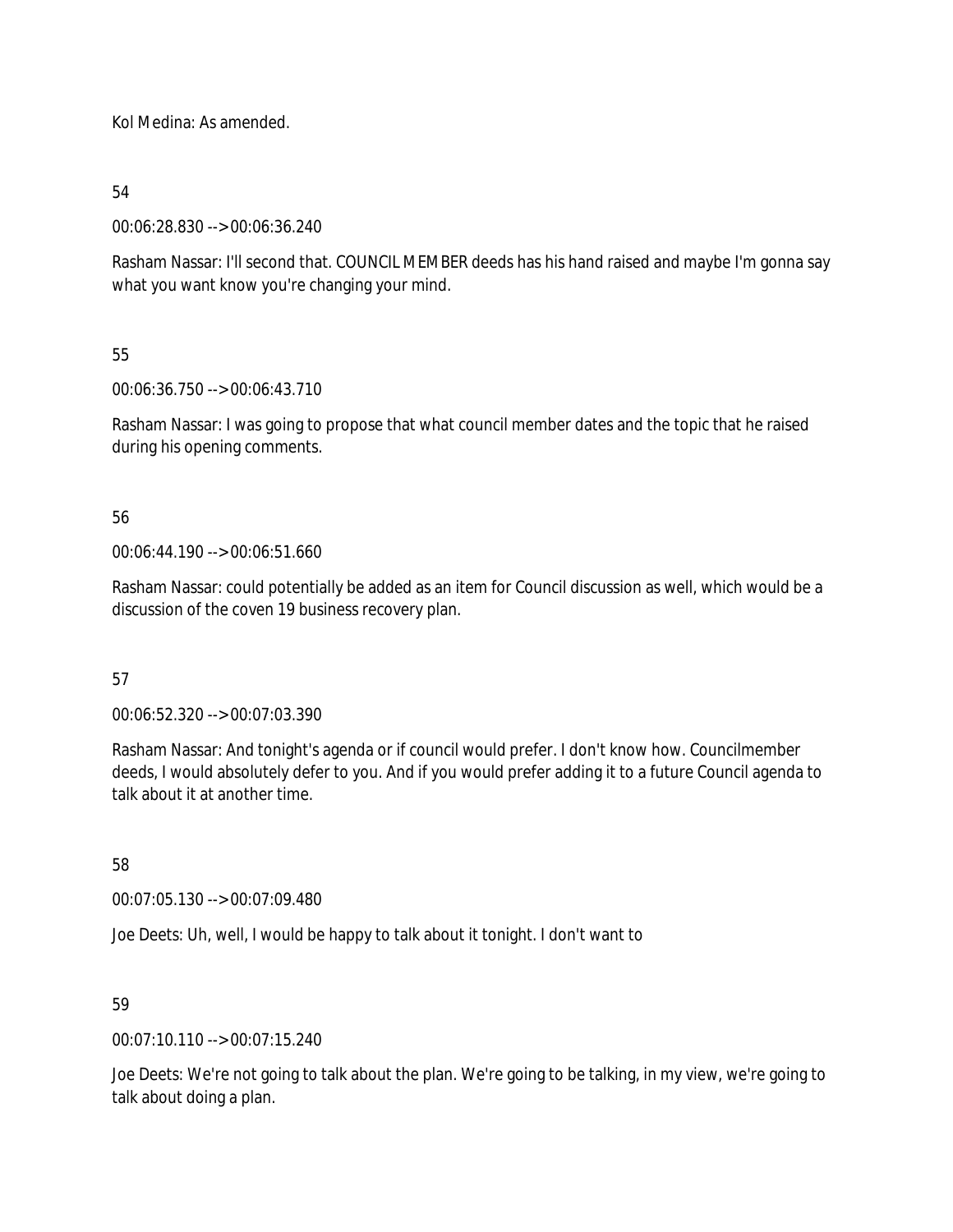Kol Medina: As amended.

54

00:06:28.830 --> 00:06:36.240

Rasham Nassar: I'll second that. COUNCIL MEMBER deeds has his hand raised and maybe I'm gonna say what you want know you're changing your mind.

55

00:06:36.750 --> 00:06:43.710

Rasham Nassar: I was going to propose that what council member dates and the topic that he raised during his opening comments.

56

00:06:44.190 --> 00:06:51.660

Rasham Nassar: could potentially be added as an item for Council discussion as well, which would be a discussion of the coven 19 business recovery plan.

57

00:06:52.320 --> 00:07:03.390

Rasham Nassar: And tonight's agenda or if council would prefer. I don't know how. Councilmember deeds, I would absolutely defer to you. And if you would prefer adding it to a future Council agenda to talk about it at another time.

58

00:07:05.130 --> 00:07:09.480

Joe Deets: Uh, well, I would be happy to talk about it tonight. I don't want to

59

00:07:10.110 --> 00:07:15.240

Joe Deets: We're not going to talk about the plan. We're going to be talking, in my view, we're going to talk about doing a plan.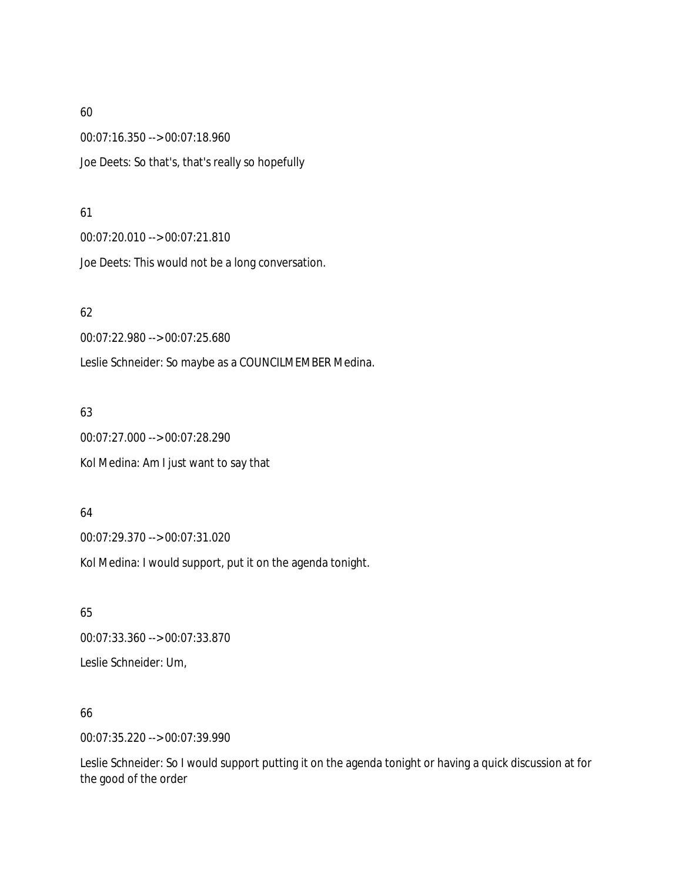60

00:07:16.350 --> 00:07:18.960

Joe Deets: So that's, that's really so hopefully

61

00:07:20.010 --> 00:07:21.810

Joe Deets: This would not be a long conversation.

62

00:07:22.980 --> 00:07:25.680

Leslie Schneider: So maybe as a COUNCILMEMBER Medina.

63

00:07:27.000 --> 00:07:28.290

Kol Medina: Am I just want to say that

64

00:07:29.370 --> 00:07:31.020

Kol Medina: I would support, put it on the agenda tonight.

65

00:07:33.360 --> 00:07:33.870

Leslie Schneider: Um,

66

00:07:35.220 --> 00:07:39.990

Leslie Schneider: So I would support putting it on the agenda tonight or having a quick discussion at for the good of the order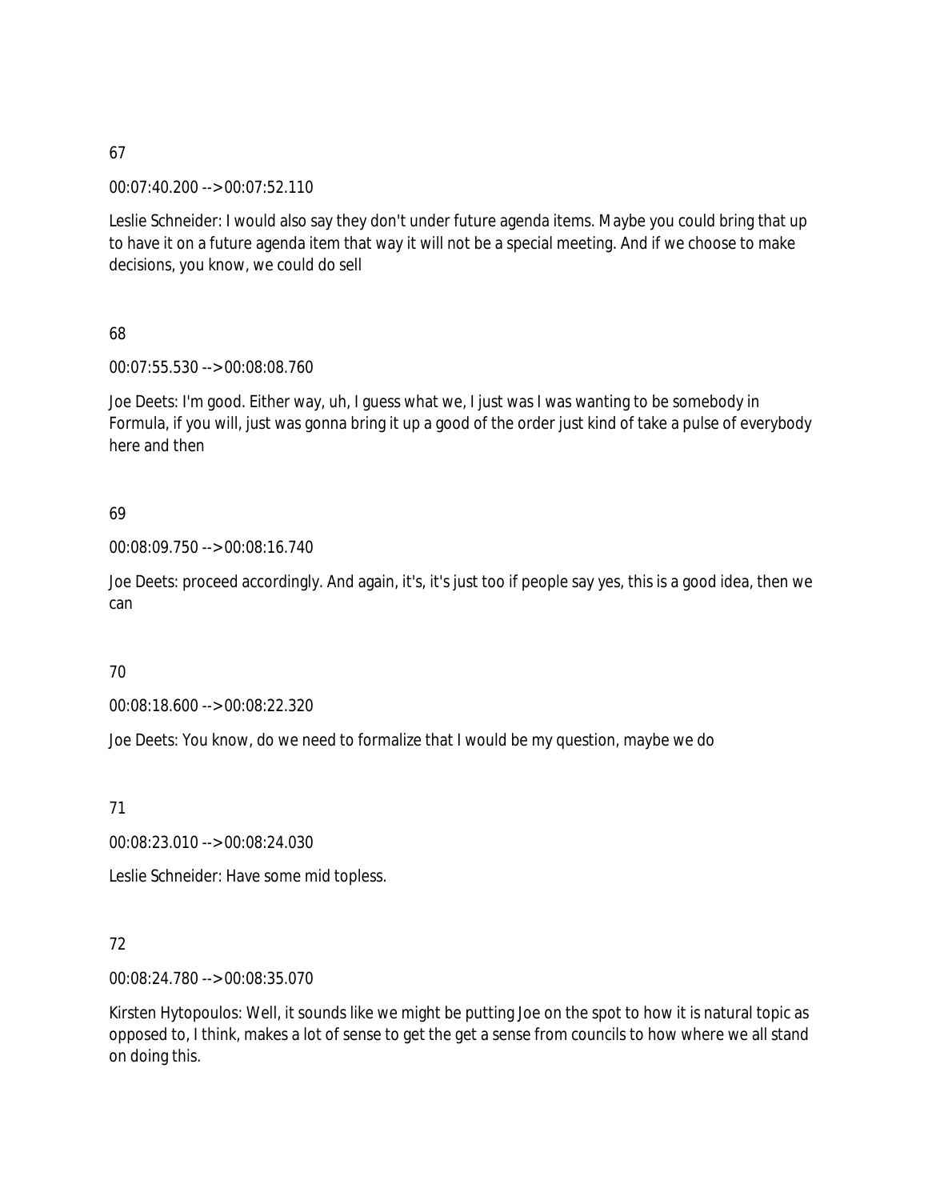67

00:07:40.200 --> 00:07:52.110

Leslie Schneider: I would also say they don't under future agenda items. Maybe you could bring that up to have it on a future agenda item that way it will not be a special meeting. And if we choose to make decisions, you know, we could do sell

68

00:07:55.530 --> 00:08:08.760

Joe Deets: I'm good. Either way, uh, I guess what we, I just was I was wanting to be somebody in Formula, if you will, just was gonna bring it up a good of the order just kind of take a pulse of everybody here and then

69

00:08:09.750 --> 00:08:16.740

Joe Deets: proceed accordingly. And again, it's, it's just too if people say yes, this is a good idea, then we can

70

00:08:18.600 --> 00:08:22.320

Joe Deets: You know, do we need to formalize that I would be my question, maybe we do

71

00:08:23.010 --> 00:08:24.030

Leslie Schneider: Have some mid topless.

72

00:08:24.780 --> 00:08:35.070

Kirsten Hytopoulos: Well, it sounds like we might be putting Joe on the spot to how it is natural topic as opposed to, I think, makes a lot of sense to get the get a sense from councils to how where we all stand on doing this.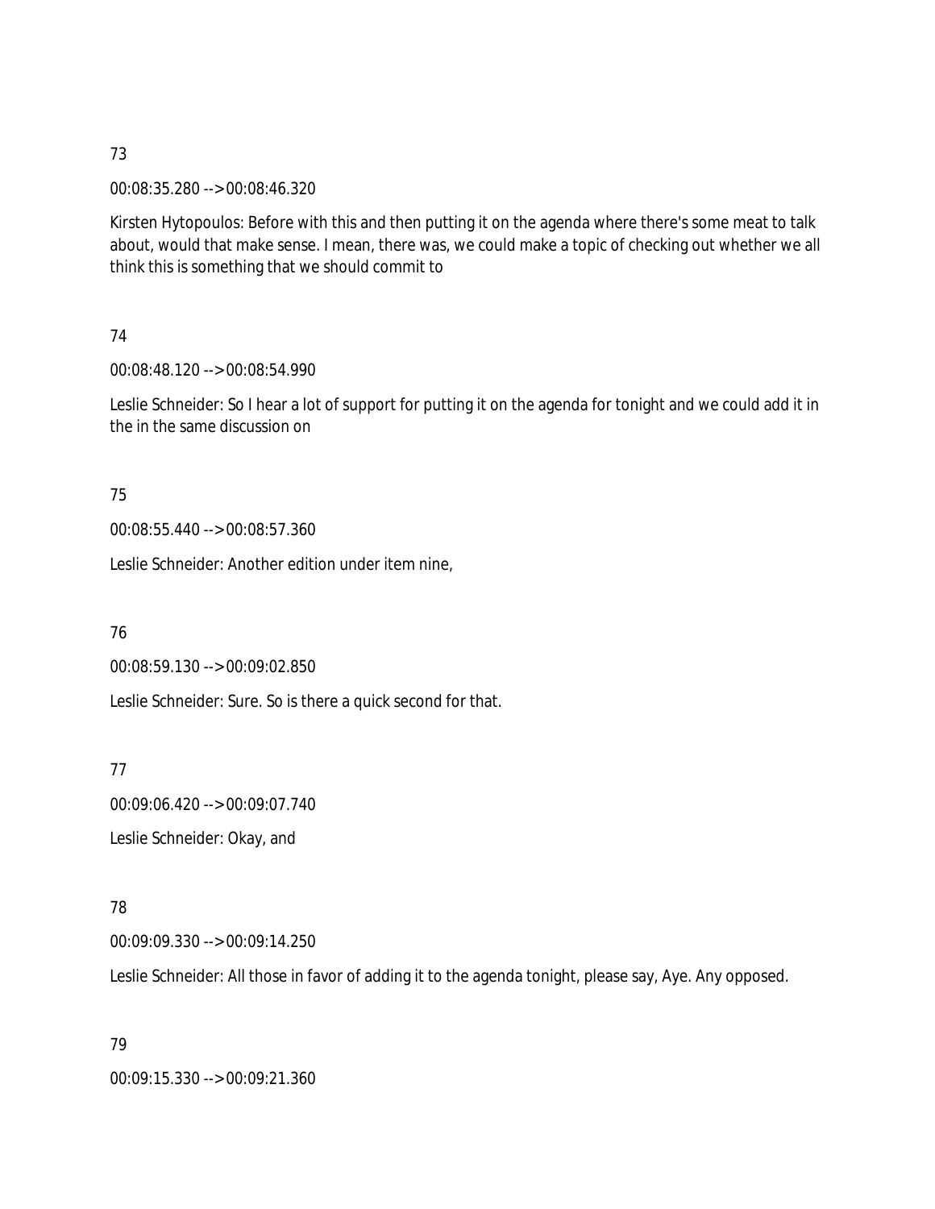73

00:08:35.280 --> 00:08:46.320

Kirsten Hytopoulos: Before with this and then putting it on the agenda where there's some meat to talk about, would that make sense. I mean, there was, we could make a topic of checking out whether we all think this is something that we should commit to

74

00:08:48.120 --> 00:08:54.990

Leslie Schneider: So I hear a lot of support for putting it on the agenda for tonight and we could add it in the in the same discussion on

75

00:08:55.440 --> 00:08:57.360

Leslie Schneider: Another edition under item nine,

76

00:08:59.130 --> 00:09:02.850

Leslie Schneider: Sure. So is there a quick second for that.

77

00:09:06.420 --> 00:09:07.740

Leslie Schneider: Okay, and

78

00:09:09.330 --> 00:09:14.250

Leslie Schneider: All those in favor of adding it to the agenda tonight, please say, Aye. Any opposed.

79

00:09:15.330 --> 00:09:21.360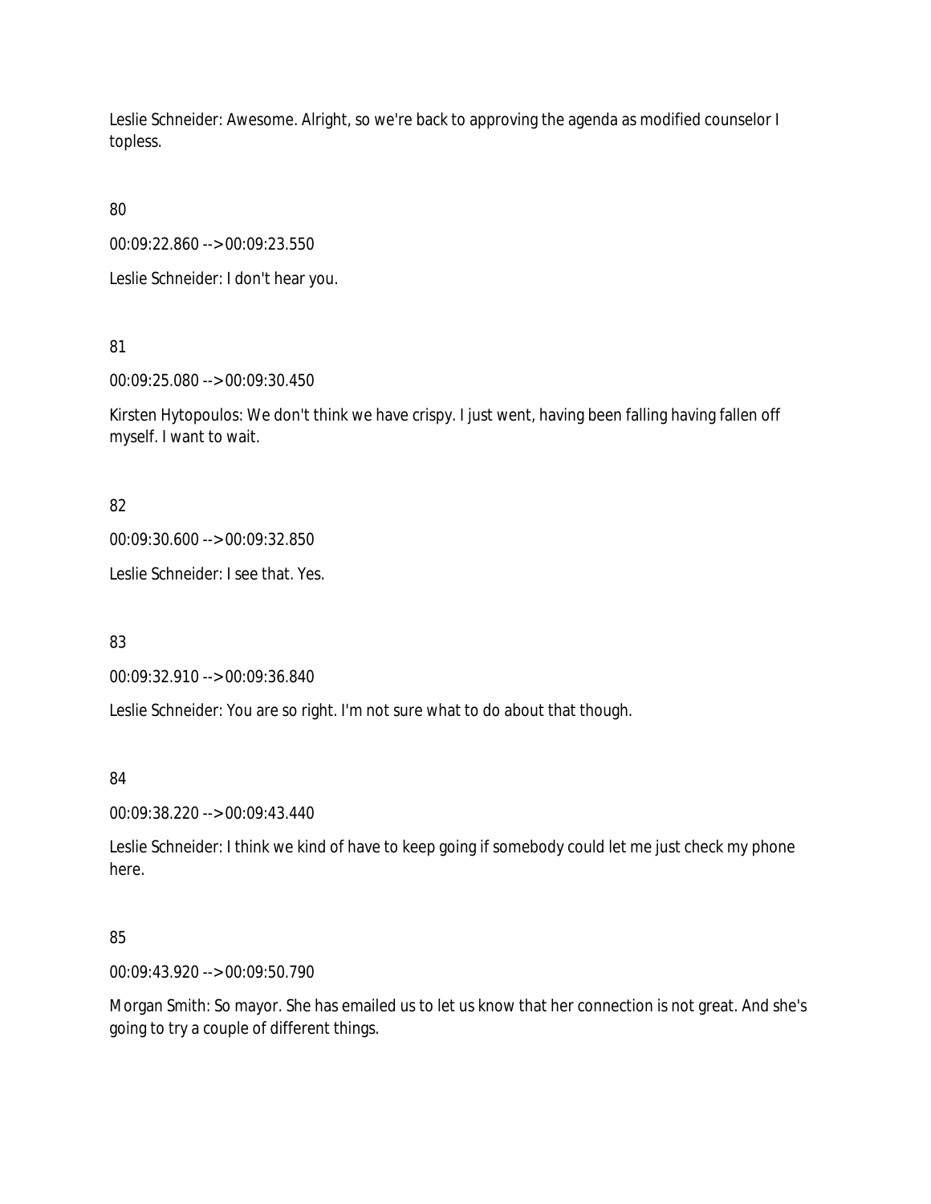Leslie Schneider: Awesome. Alright, so we're back to approving the agenda as modified counselor I topless.

80

00:09:22.860 --> 00:09:23.550

Leslie Schneider: I don't hear you.

81

00:09:25.080 --> 00:09:30.450

Kirsten Hytopoulos: We don't think we have crispy. I just went, having been falling having fallen off myself. I want to wait.

82

00:09:30.600 --> 00:09:32.850

Leslie Schneider: I see that. Yes.

83

00:09:32.910 --> 00:09:36.840

Leslie Schneider: You are so right. I'm not sure what to do about that though.

84

00:09:38.220 --> 00:09:43.440

Leslie Schneider: I think we kind of have to keep going if somebody could let me just check my phone here.

85

00:09:43.920 --> 00:09:50.790

Morgan Smith: So mayor. She has emailed us to let us know that her connection is not great. And she's going to try a couple of different things.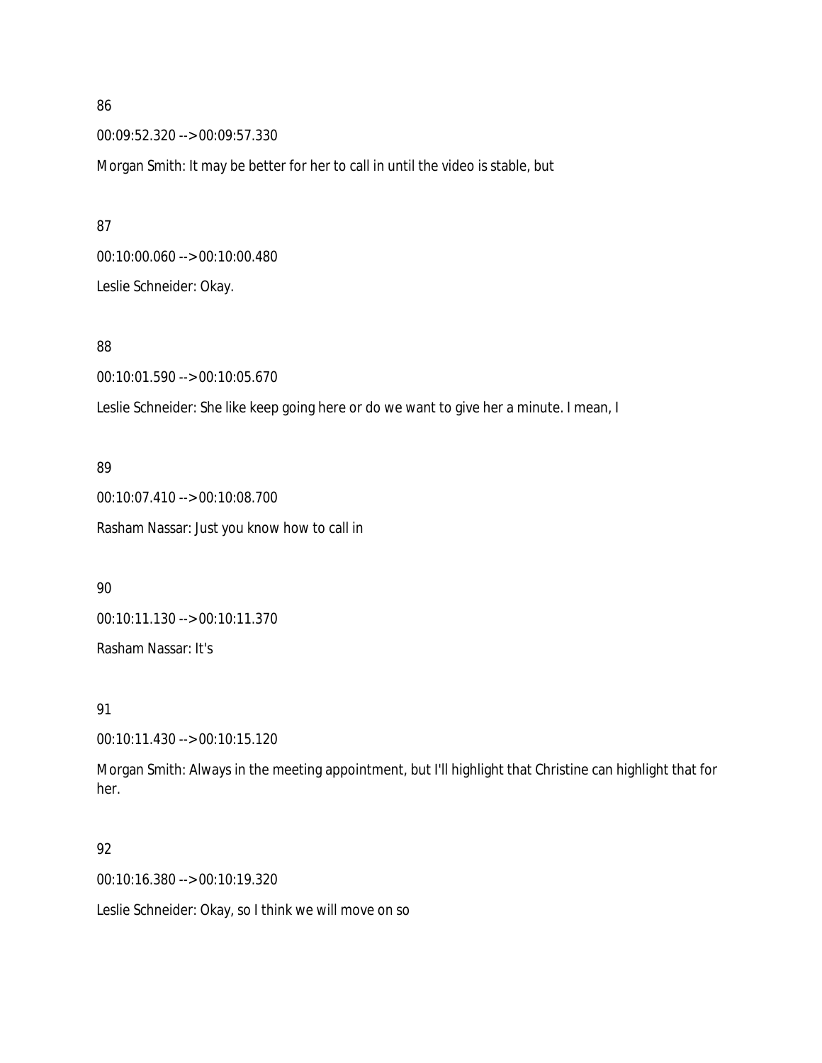86

00:09:52.320 --> 00:09:57.330

Morgan Smith: It may be better for her to call in until the video is stable, but

87

00:10:00.060 --> 00:10:00.480

Leslie Schneider: Okay.

88

00:10:01.590 --> 00:10:05.670

Leslie Schneider: She like keep going here or do we want to give her a minute. I mean, I

89

00:10:07.410 --> 00:10:08.700

Rasham Nassar: Just you know how to call in

90

00:10:11.130 --> 00:10:11.370

Rasham Nassar: It's

91

00:10:11.430 --> 00:10:15.120

Morgan Smith: Always in the meeting appointment, but I'll highlight that Christine can highlight that for her.

92

00:10:16.380 --> 00:10:19.320

Leslie Schneider: Okay, so I think we will move on so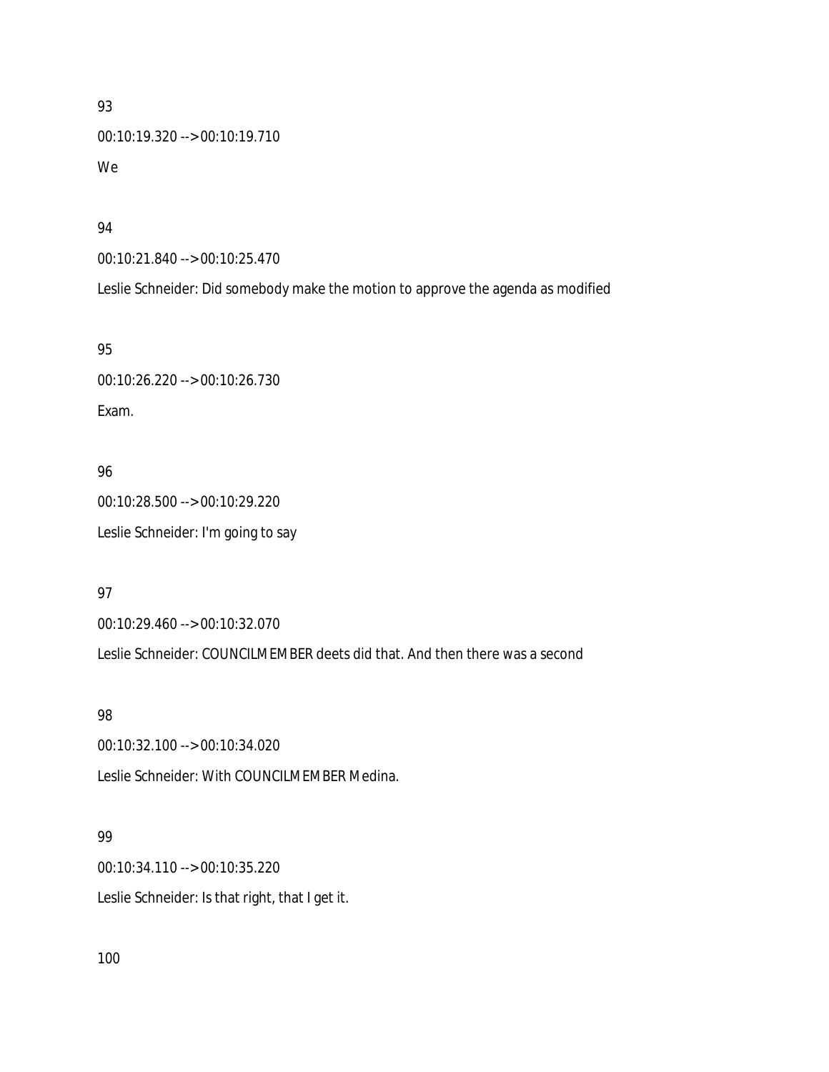93

00:10:19.320 --> 00:10:19.710

We

94

00:10:21.840 --> 00:10:25.470

Leslie Schneider: Did somebody make the motion to approve the agenda as modified

95

00:10:26.220 --> 00:10:26.730

Exam.

96

00:10:28.500 --> 00:10:29.220

Leslie Schneider: I'm going to say

97

00:10:29.460 --> 00:10:32.070

Leslie Schneider: COUNCILMEMBER deets did that. And then there was a second

98

00:10:32.100 --> 00:10:34.020

Leslie Schneider: With COUNCILMEMBER Medina.

99

00:10:34.110 --> 00:10:35.220

Leslie Schneider: Is that right, that I get it.

100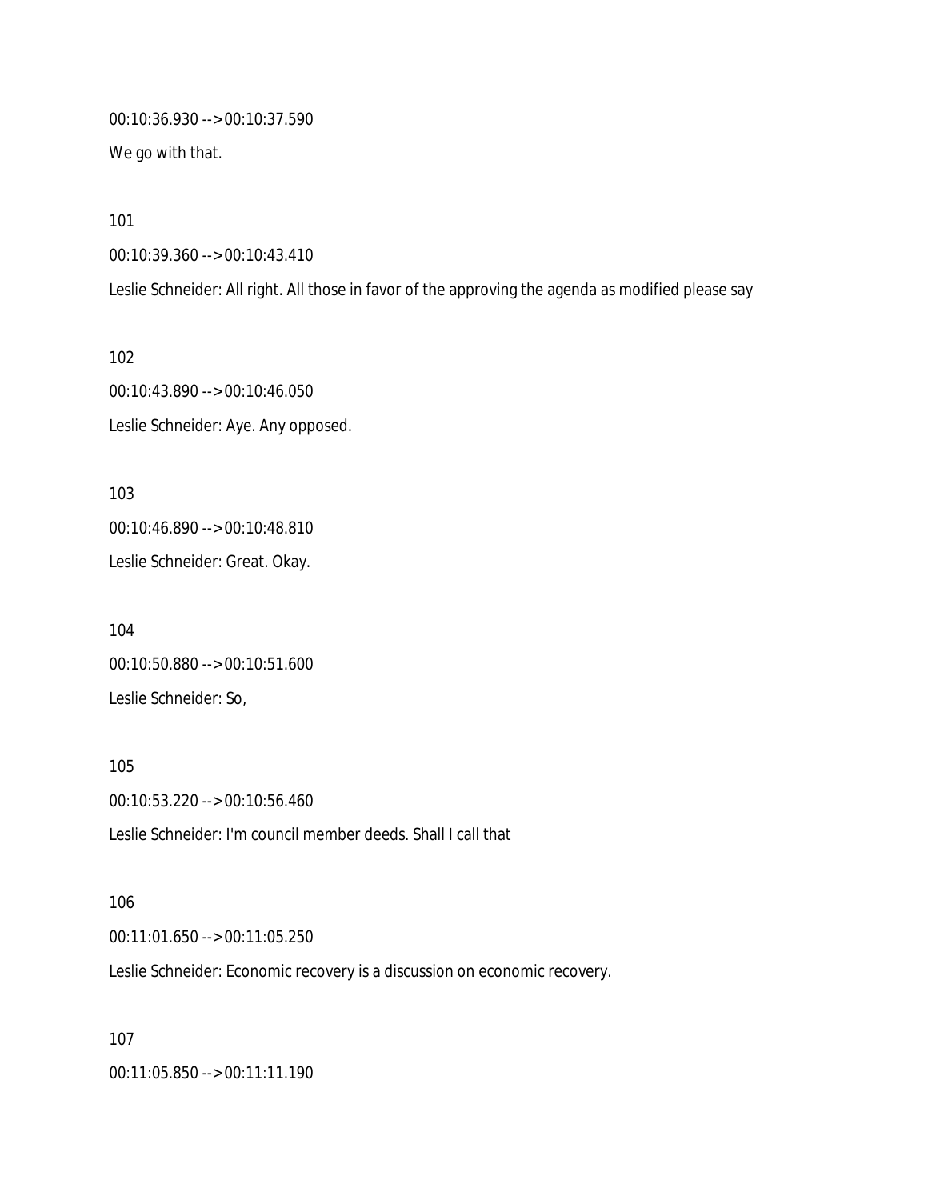00:10:36.930 --> 00:10:37.590

We go with that.

101

00:10:39.360 --> 00:10:43.410

Leslie Schneider: All right. All those in favor of the approving the agenda as modified please say

102

00:10:43.890 --> 00:10:46.050

Leslie Schneider: Aye. Any opposed.

103

00:10:46.890 --> 00:10:48.810

Leslie Schneider: Great. Okay.

104

00:10:50.880 --> 00:10:51.600

Leslie Schneider: So,

105

00:10:53.220 --> 00:10:56.460

Leslie Schneider: I'm council member deeds. Shall I call that

106

00:11:01.650 --> 00:11:05.250

Leslie Schneider: Economic recovery is a discussion on economic recovery.

107

00:11:05.850 --> 00:11:11.190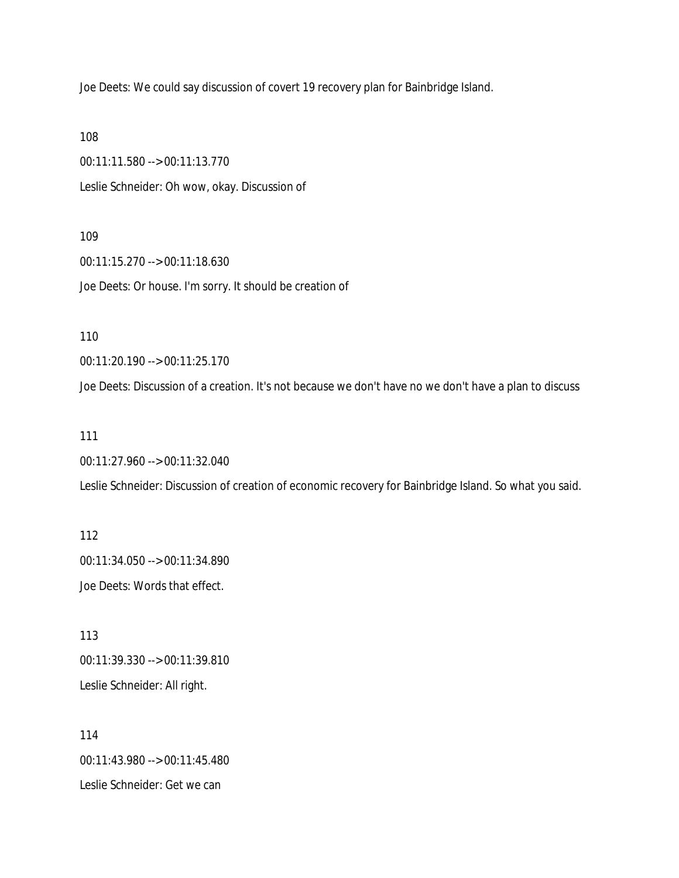Joe Deets: We could say discussion of covert 19 recovery plan for Bainbridge Island.

108

00:11:11.580 --> 00:11:13.770

Leslie Schneider: Oh wow, okay. Discussion of

109

00:11:15.270 --> 00:11:18.630

Joe Deets: Or house. I'm sorry. It should be creation of

110

00:11:20.190 --> 00:11:25.170

Joe Deets: Discussion of a creation. It's not because we don't have no we don't have a plan to discuss

111

00:11:27.960 --> 00:11:32.040

Leslie Schneider: Discussion of creation of economic recovery for Bainbridge Island. So what you said.

112

00:11:34.050 --> 00:11:34.890

Joe Deets: Words that effect.

113

00:11:39.330 --> 00:11:39.810

Leslie Schneider: All right.

114

00:11:43.980 --> 00:11:45.480

Leslie Schneider: Get we can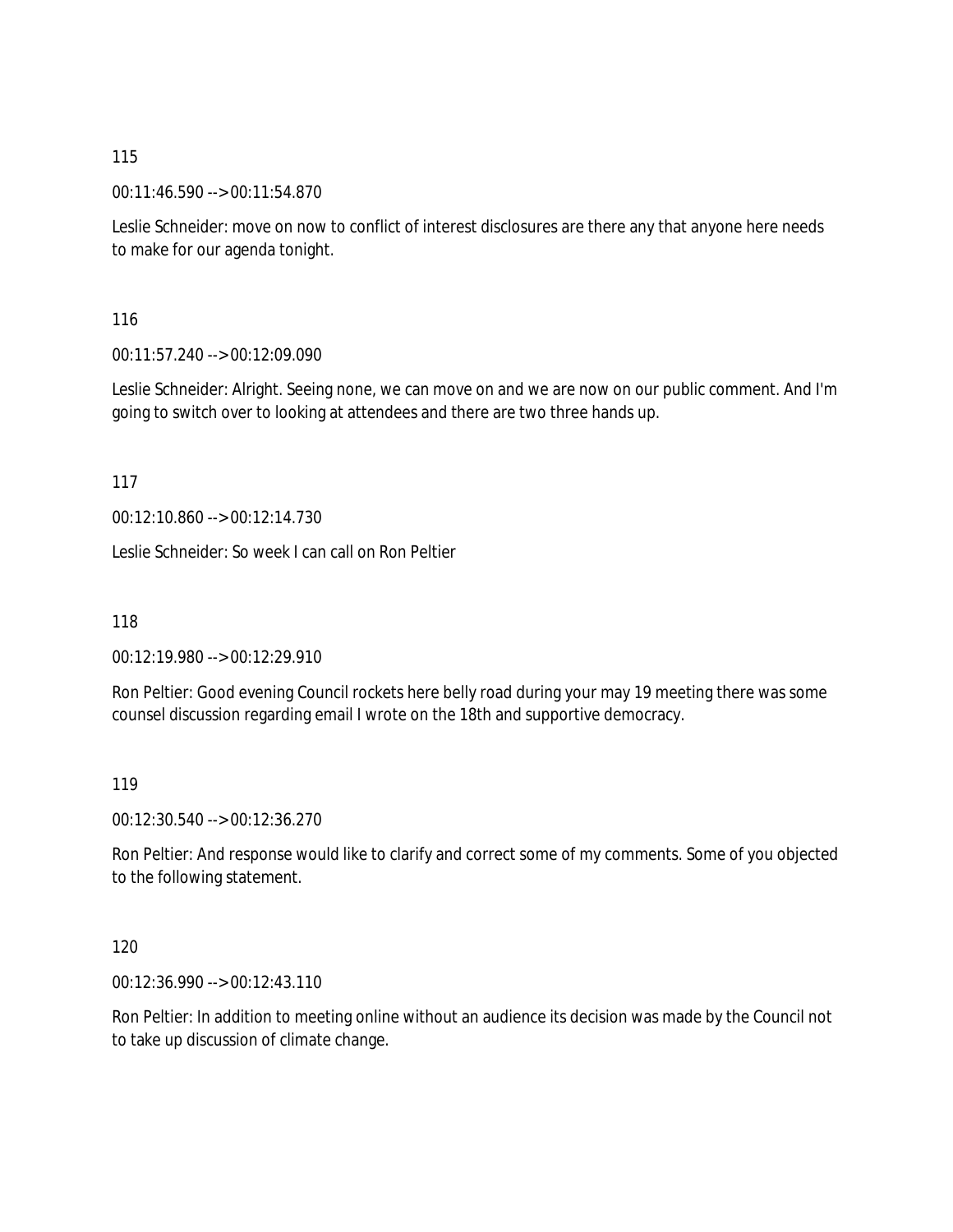115

00:11:46.590 --> 00:11:54.870

Leslie Schneider: move on now to conflict of interest disclosures are there any that anyone here needs to make for our agenda tonight.

116

00:11:57.240 --> 00:12:09.090

Leslie Schneider: Alright. Seeing none, we can move on and we are now on our public comment. And I'm going to switch over to looking at attendees and there are two three hands up.

117

00:12:10.860 --> 00:12:14.730

Leslie Schneider: So week I can call on Ron Peltier

118

00:12:19.980 --> 00:12:29.910

Ron Peltier: Good evening Council rockets here belly road during your may 19 meeting there was some counsel discussion regarding email I wrote on the 18th and supportive democracy.

119

00:12:30.540 --> 00:12:36.270

Ron Peltier: And response would like to clarify and correct some of my comments. Some of you objected to the following statement.

120

00:12:36.990 --> 00:12:43.110

Ron Peltier: In addition to meeting online without an audience its decision was made by the Council not to take up discussion of climate change.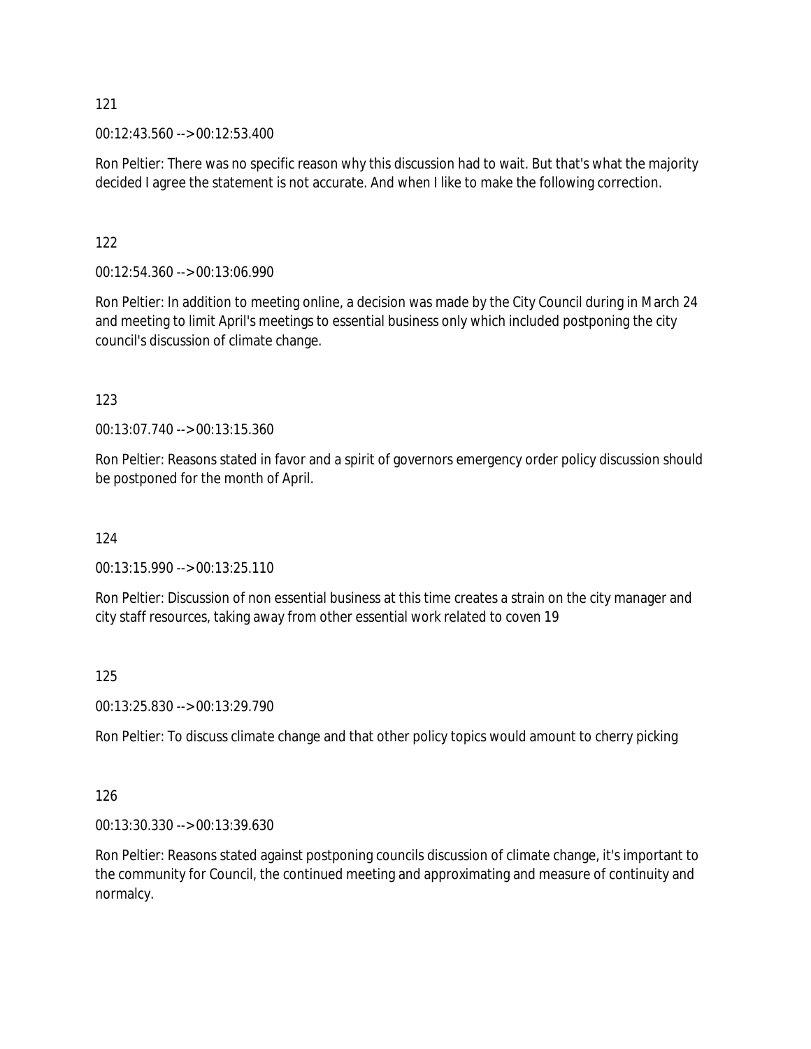121

00:12:43.560 --> 00:12:53.400

Ron Peltier: There was no specific reason why this discussion had to wait. But that's what the majority decided I agree the statement is not accurate. And when I like to make the following correction.

122

00:12:54.360 --> 00:13:06.990

Ron Peltier: In addition to meeting online, a decision was made by the City Council during in March 24 and meeting to limit April's meetings to essential business only which included postponing the city council's discussion of climate change.

123

00:13:07.740 --> 00:13:15.360

Ron Peltier: Reasons stated in favor and a spirit of governors emergency order policy discussion should be postponed for the month of April.

124

00:13:15.990 --> 00:13:25.110

Ron Peltier: Discussion of non essential business at this time creates a strain on the city manager and city staff resources, taking away from other essential work related to coven 19

125

00:13:25.830 --> 00:13:29.790

Ron Peltier: To discuss climate change and that other policy topics would amount to cherry picking

126

00:13:30.330 --> 00:13:39.630

Ron Peltier: Reasons stated against postponing councils discussion of climate change, it's important to the community for Council, the continued meeting and approximating and measure of continuity and normalcy.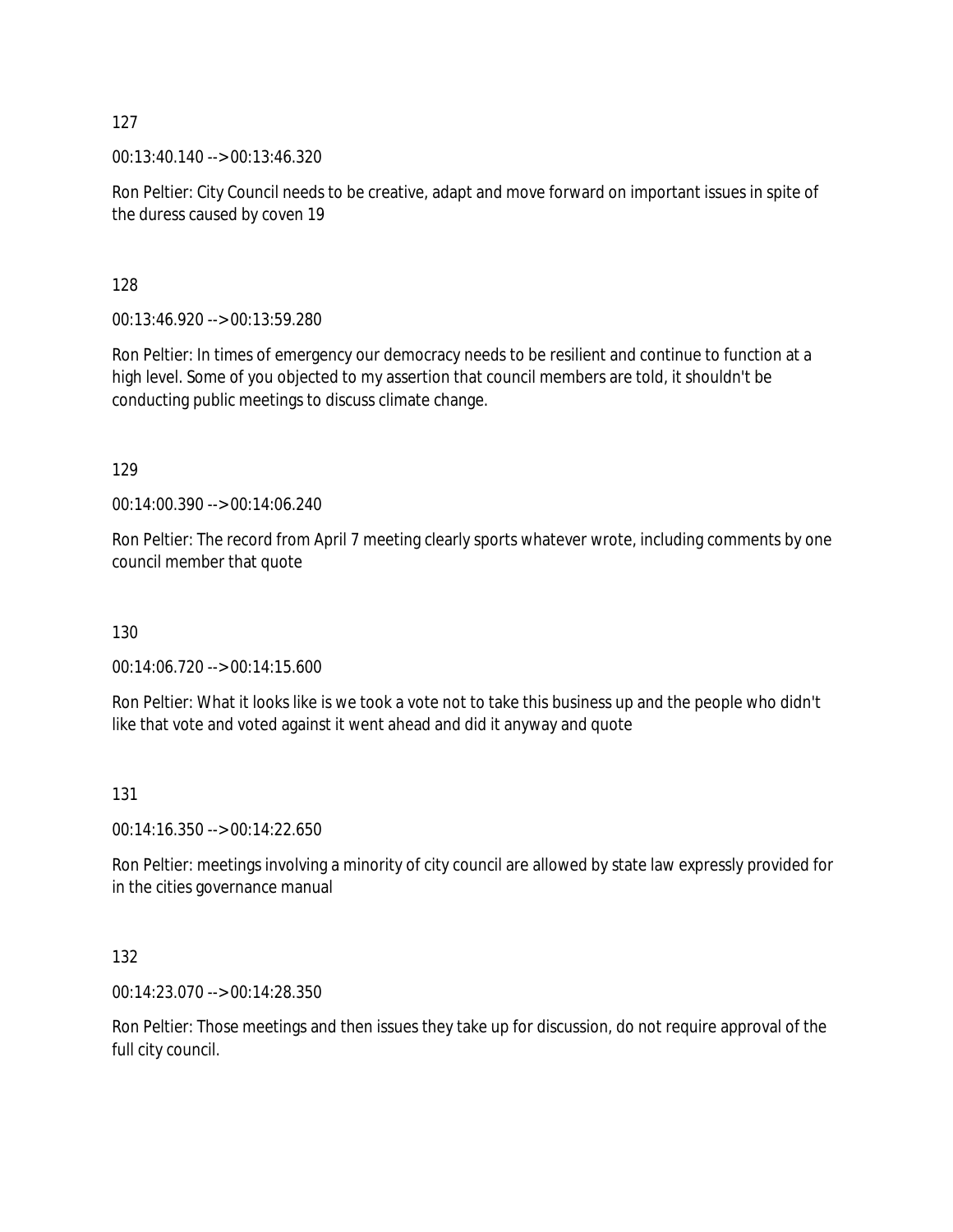127

00:13:40.140 --> 00:13:46.320

Ron Peltier: City Council needs to be creative, adapt and move forward on important issues in spite of the duress caused by coven 19

128

00:13:46.920 --> 00:13:59.280

Ron Peltier: In times of emergency our democracy needs to be resilient and continue to function at a high level. Some of you objected to my assertion that council members are told, it shouldn't be conducting public meetings to discuss climate change.

129

00:14:00.390 --> 00:14:06.240

Ron Peltier: The record from April 7 meeting clearly sports whatever wrote, including comments by one council member that quote

130

00:14:06.720 --> 00:14:15.600

Ron Peltier: What it looks like is we took a vote not to take this business up and the people who didn't like that vote and voted against it went ahead and did it anyway and quote

131

00:14:16.350 --> 00:14:22.650

Ron Peltier: meetings involving a minority of city council are allowed by state law expressly provided for in the cities governance manual

132

00:14:23.070 --> 00:14:28.350

Ron Peltier: Those meetings and then issues they take up for discussion, do not require approval of the full city council.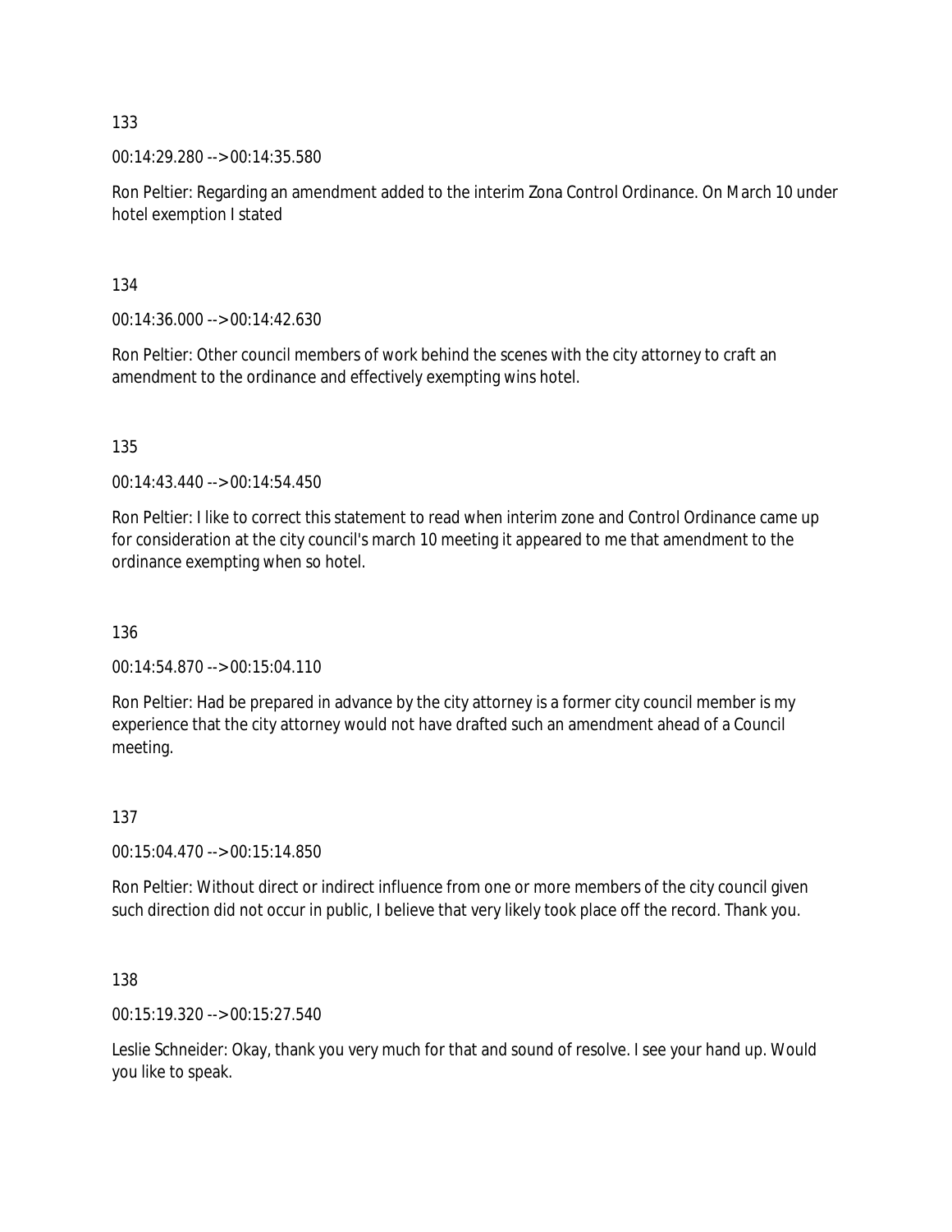133

00:14:29.280 --> 00:14:35.580

Ron Peltier: Regarding an amendment added to the interim Zona Control Ordinance. On March 10 under hotel exemption I stated

134

00:14:36.000 --> 00:14:42.630

Ron Peltier: Other council members of work behind the scenes with the city attorney to craft an amendment to the ordinance and effectively exempting wins hotel.

135

00:14:43.440 --> 00:14:54.450

Ron Peltier: I like to correct this statement to read when interim zone and Control Ordinance came up for consideration at the city council's march 10 meeting it appeared to me that amendment to the ordinance exempting when so hotel.

136

00:14:54.870 --> 00:15:04.110

Ron Peltier: Had be prepared in advance by the city attorney is a former city council member is my experience that the city attorney would not have drafted such an amendment ahead of a Council meeting.

137

00:15:04.470 --> 00:15:14.850

Ron Peltier: Without direct or indirect influence from one or more members of the city council given such direction did not occur in public, I believe that very likely took place off the record. Thank you.

138

00:15:19.320 --> 00:15:27.540

Leslie Schneider: Okay, thank you very much for that and sound of resolve. I see your hand up. Would you like to speak.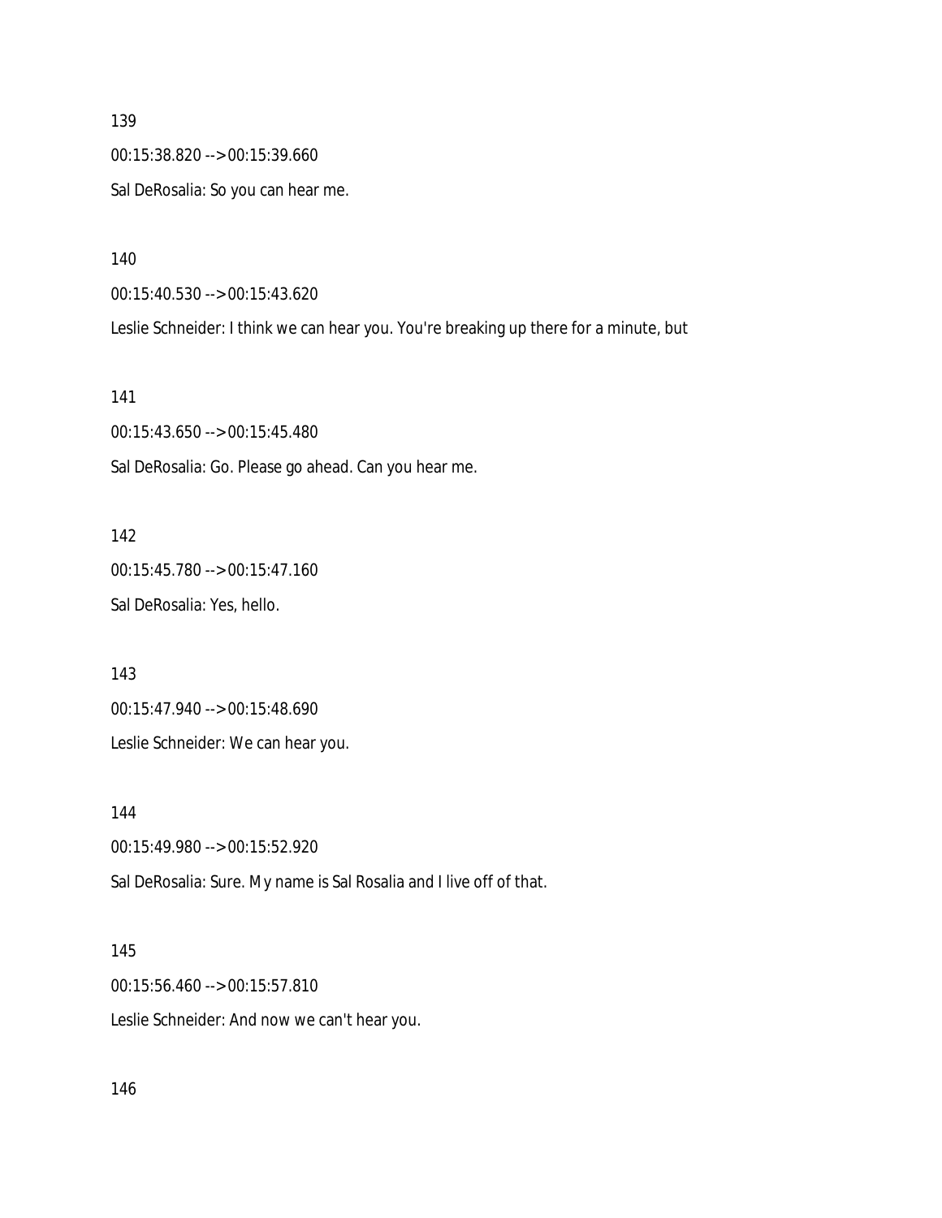139

00:15:38.820 --> 00:15:39.660

Sal DeRosalia: So you can hear me.

140

00:15:40.530 --> 00:15:43.620

Leslie Schneider: I think we can hear you. You're breaking up there for a minute, but

141

00:15:43.650 --> 00:15:45.480

Sal DeRosalia: Go. Please go ahead. Can you hear me.

142

00:15:45.780 --> 00:15:47.160

Sal DeRosalia: Yes, hello.

143

00:15:47.940 --> 00:15:48.690

Leslie Schneider: We can hear you.

144

00:15:49.980 --> 00:15:52.920

Sal DeRosalia: Sure. My name is Sal Rosalia and I live off of that.

145

00:15:56.460 --> 00:15:57.810

Leslie Schneider: And now we can't hear you.

146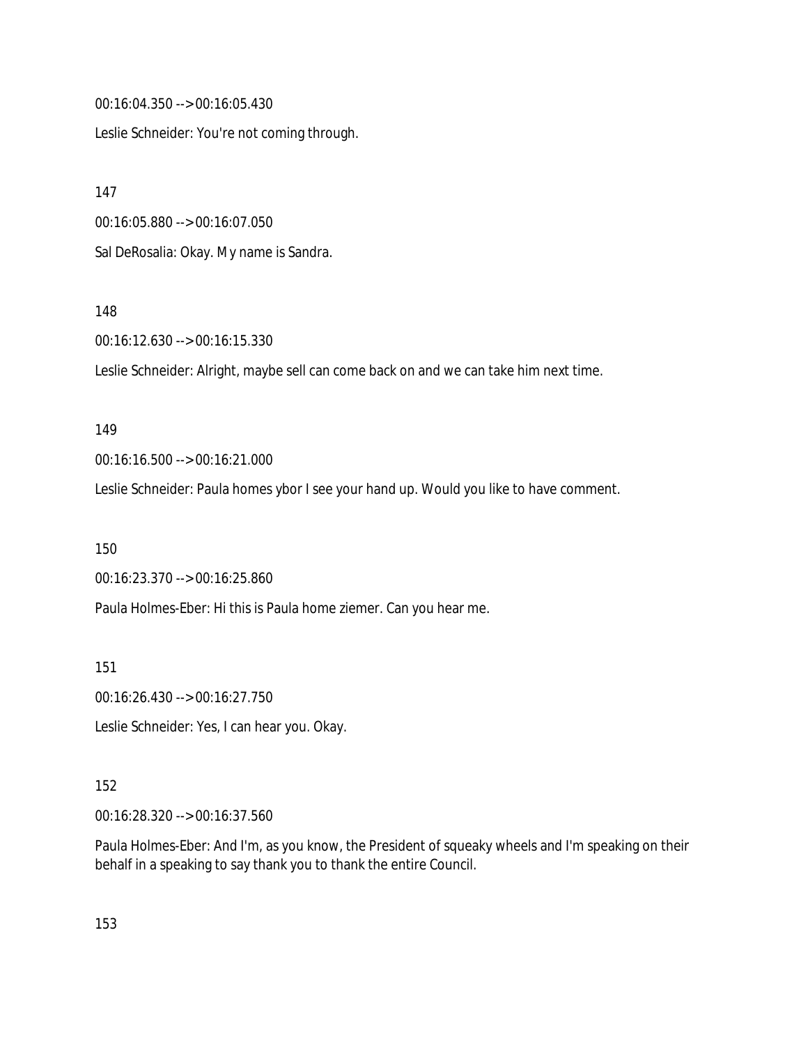00:16:04.350 --> 00:16:05.430

Leslie Schneider: You're not coming through.

147

00:16:05.880 --> 00:16:07.050

Sal DeRosalia: Okay. My name is Sandra.

148

00:16:12.630 --> 00:16:15.330

Leslie Schneider: Alright, maybe sell can come back on and we can take him next time.

149

00:16:16.500 --> 00:16:21.000

Leslie Schneider: Paula homes ybor I see your hand up. Would you like to have comment.

150

00:16:23.370 --> 00:16:25.860

Paula Holmes-Eber: Hi this is Paula home ziemer. Can you hear me.

151

00:16:26.430 --> 00:16:27.750

Leslie Schneider: Yes, I can hear you. Okay.

152

00:16:28.320 --> 00:16:37.560

Paula Holmes-Eber: And I'm, as you know, the President of squeaky wheels and I'm speaking on their behalf in a speaking to say thank you to thank the entire Council.

153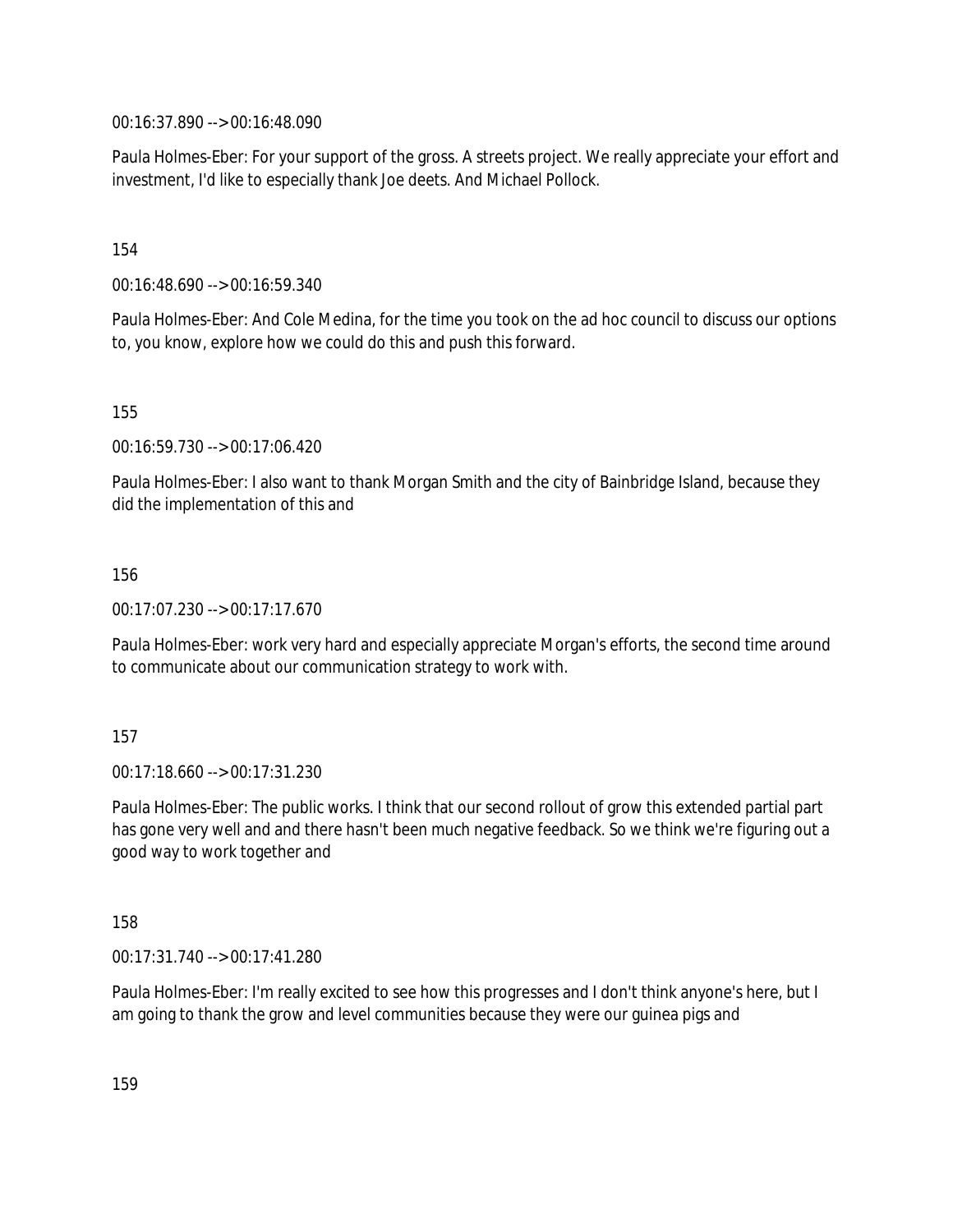00:16:37.890 --> 00:16:48.090

Paula Holmes-Eber: For your support of the gross. A streets project. We really appreciate your effort and investment, I'd like to especially thank Joe deets. And Michael Pollock.

154

00:16:48.690 --> 00:16:59.340

Paula Holmes-Eber: And Cole Medina, for the time you took on the ad hoc council to discuss our options to, you know, explore how we could do this and push this forward.

155

00:16:59.730 --> 00:17:06.420

Paula Holmes-Eber: I also want to thank Morgan Smith and the city of Bainbridge Island, because they did the implementation of this and

156

00:17:07.230 --> 00:17:17.670

Paula Holmes-Eber: work very hard and especially appreciate Morgan's efforts, the second time around to communicate about our communication strategy to work with.

157

00:17:18.660 --> 00:17:31.230

Paula Holmes-Eber: The public works. I think that our second rollout of grow this extended partial part has gone very well and and there hasn't been much negative feedback. So we think we're figuring out a good way to work together and

158

00:17:31.740 --> 00:17:41.280

Paula Holmes-Eber: I'm really excited to see how this progresses and I don't think anyone's here, but I am going to thank the grow and level communities because they were our guinea pigs and

159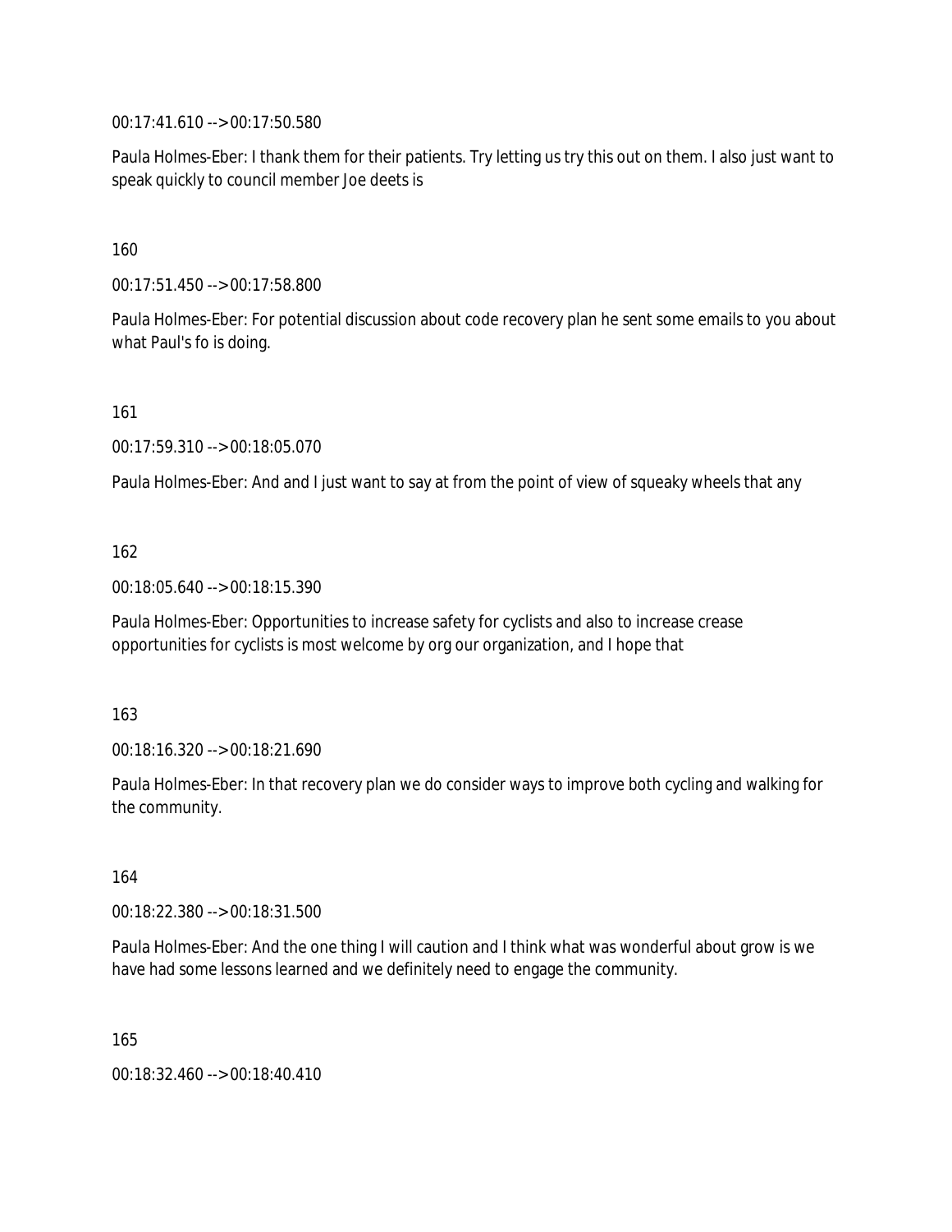00:17:41.610 --> 00:17:50.580

Paula Holmes-Eber: I thank them for their patients. Try letting us try this out on them. I also just want to speak quickly to council member Joe deets is

160

00:17:51.450 --> 00:17:58.800

Paula Holmes-Eber: For potential discussion about code recovery plan he sent some emails to you about what Paul's fo is doing.

161

00:17:59.310 --> 00:18:05.070

Paula Holmes-Eber: And and I just want to say at from the point of view of squeaky wheels that any

162

00:18:05.640 --> 00:18:15.390

Paula Holmes-Eber: Opportunities to increase safety for cyclists and also to increase crease opportunities for cyclists is most welcome by org our organization, and I hope that

163

00:18:16.320 --> 00:18:21.690

Paula Holmes-Eber: In that recovery plan we do consider ways to improve both cycling and walking for the community.

164

00:18:22.380 --> 00:18:31.500

Paula Holmes-Eber: And the one thing I will caution and I think what was wonderful about grow is we have had some lessons learned and we definitely need to engage the community.

165

00:18:32.460 --> 00:18:40.410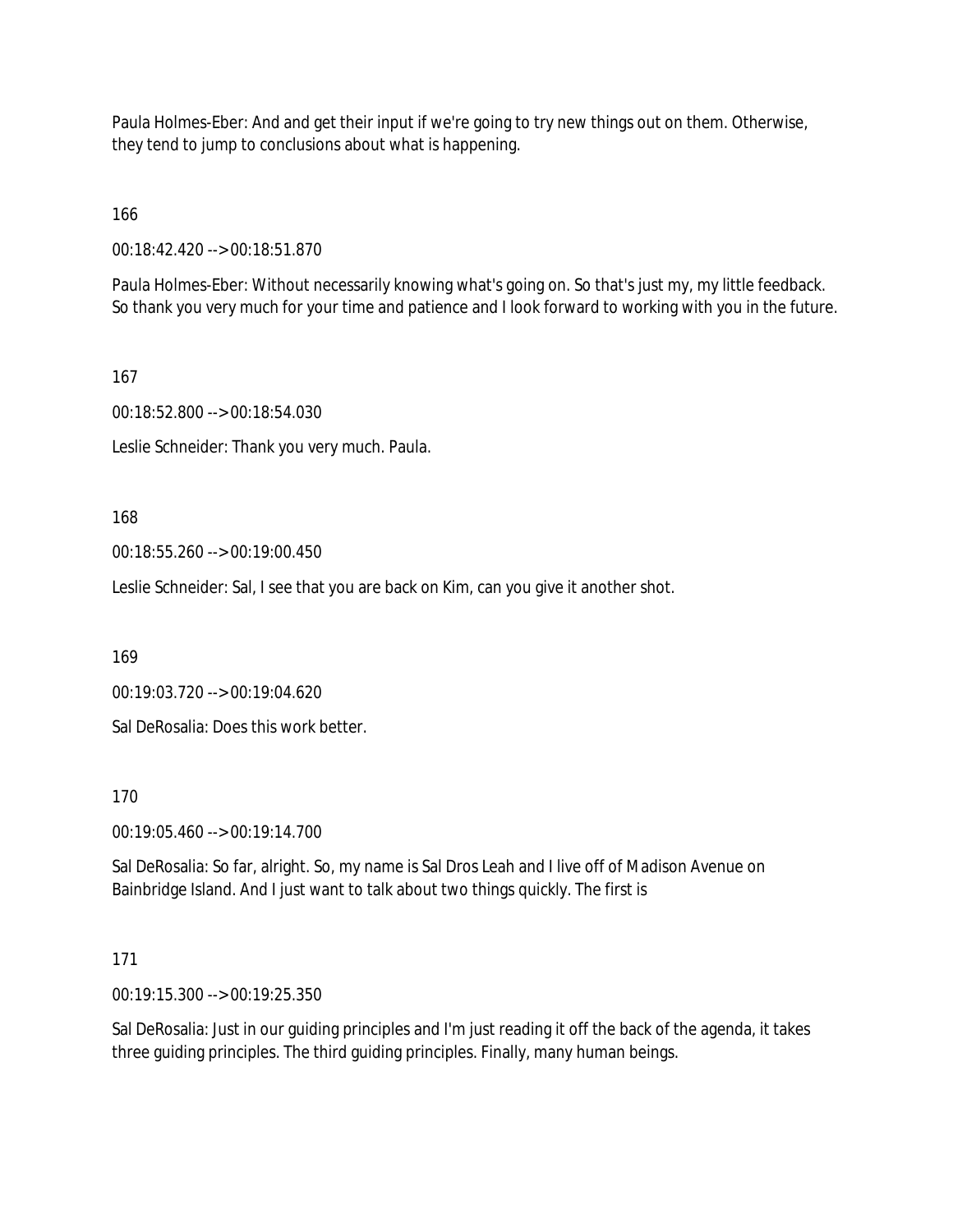Paula Holmes-Eber: And and get their input if we're going to try new things out on them. Otherwise, they tend to jump to conclusions about what is happening.

166

00:18:42.420 --> 00:18:51.870

Paula Holmes-Eber: Without necessarily knowing what's going on. So that's just my, my little feedback. So thank you very much for your time and patience and I look forward to working with you in the future.

167

00:18:52.800 --> 00:18:54.030

Leslie Schneider: Thank you very much. Paula.

168

00:18:55.260 --> 00:19:00.450

Leslie Schneider: Sal, I see that you are back on Kim, can you give it another shot.

169

00:19:03.720 --> 00:19:04.620

Sal DeRosalia: Does this work better.

170

00:19:05.460 --> 00:19:14.700

Sal DeRosalia: So far, alright. So, my name is Sal Dros Leah and I live off of Madison Avenue on Bainbridge Island. And I just want to talk about two things quickly. The first is

171

00:19:15.300 --> 00:19:25.350

Sal DeRosalia: Just in our guiding principles and I'm just reading it off the back of the agenda, it takes three guiding principles. The third guiding principles. Finally, many human beings.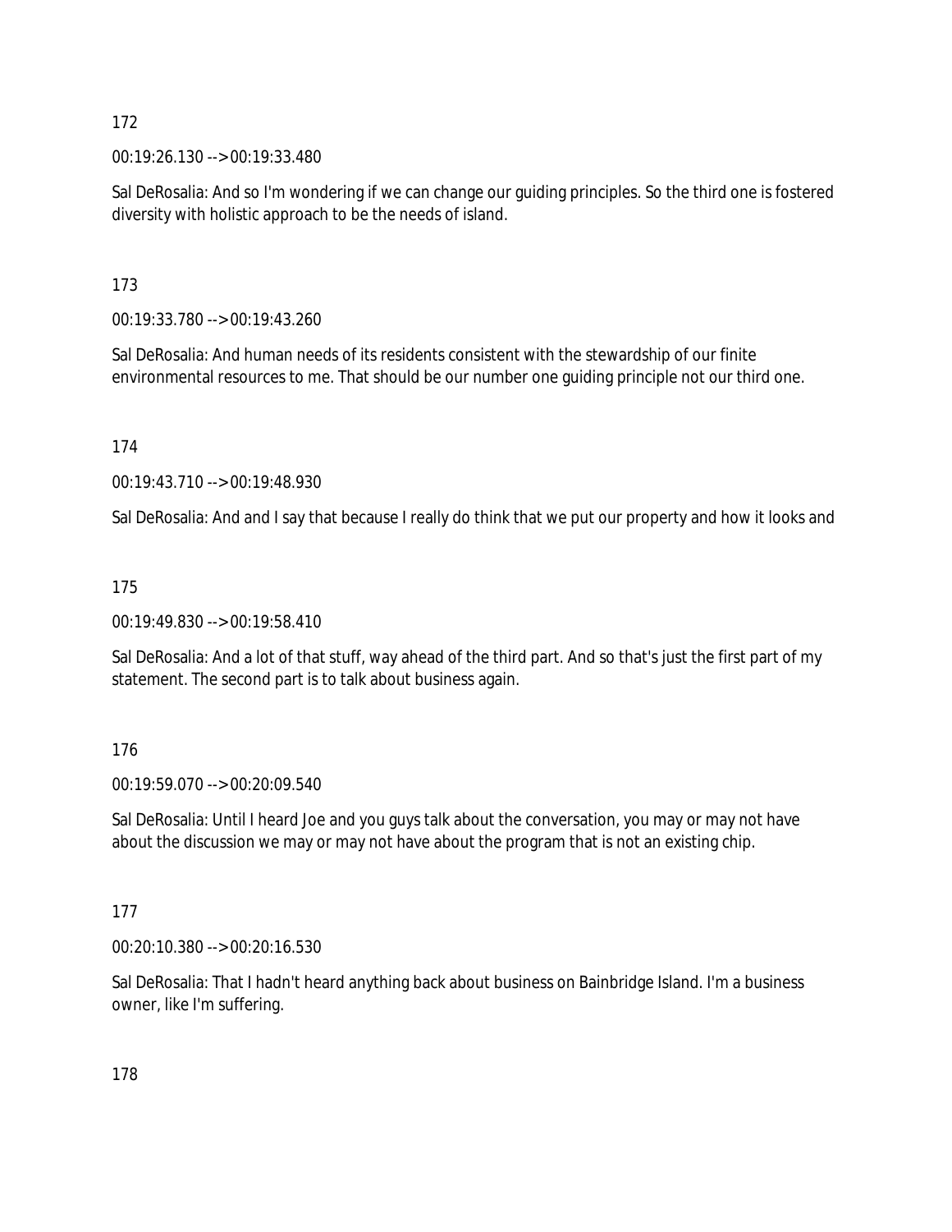172

00:19:26.130 --> 00:19:33.480

Sal DeRosalia: And so I'm wondering if we can change our guiding principles. So the third one is fostered diversity with holistic approach to be the needs of island.

173

00:19:33.780 --> 00:19:43.260

Sal DeRosalia: And human needs of its residents consistent with the stewardship of our finite environmental resources to me. That should be our number one guiding principle not our third one.

174

00:19:43.710 --> 00:19:48.930

Sal DeRosalia: And and I say that because I really do think that we put our property and how it looks and

175

00:19:49.830 --> 00:19:58.410

Sal DeRosalia: And a lot of that stuff, way ahead of the third part. And so that's just the first part of my statement. The second part is to talk about business again.

176

00:19:59.070 --> 00:20:09.540

Sal DeRosalia: Until I heard Joe and you guys talk about the conversation, you may or may not have about the discussion we may or may not have about the program that is not an existing chip.

177

00:20:10.380 --> 00:20:16.530

Sal DeRosalia: That I hadn't heard anything back about business on Bainbridge Island. I'm a business owner, like I'm suffering.

178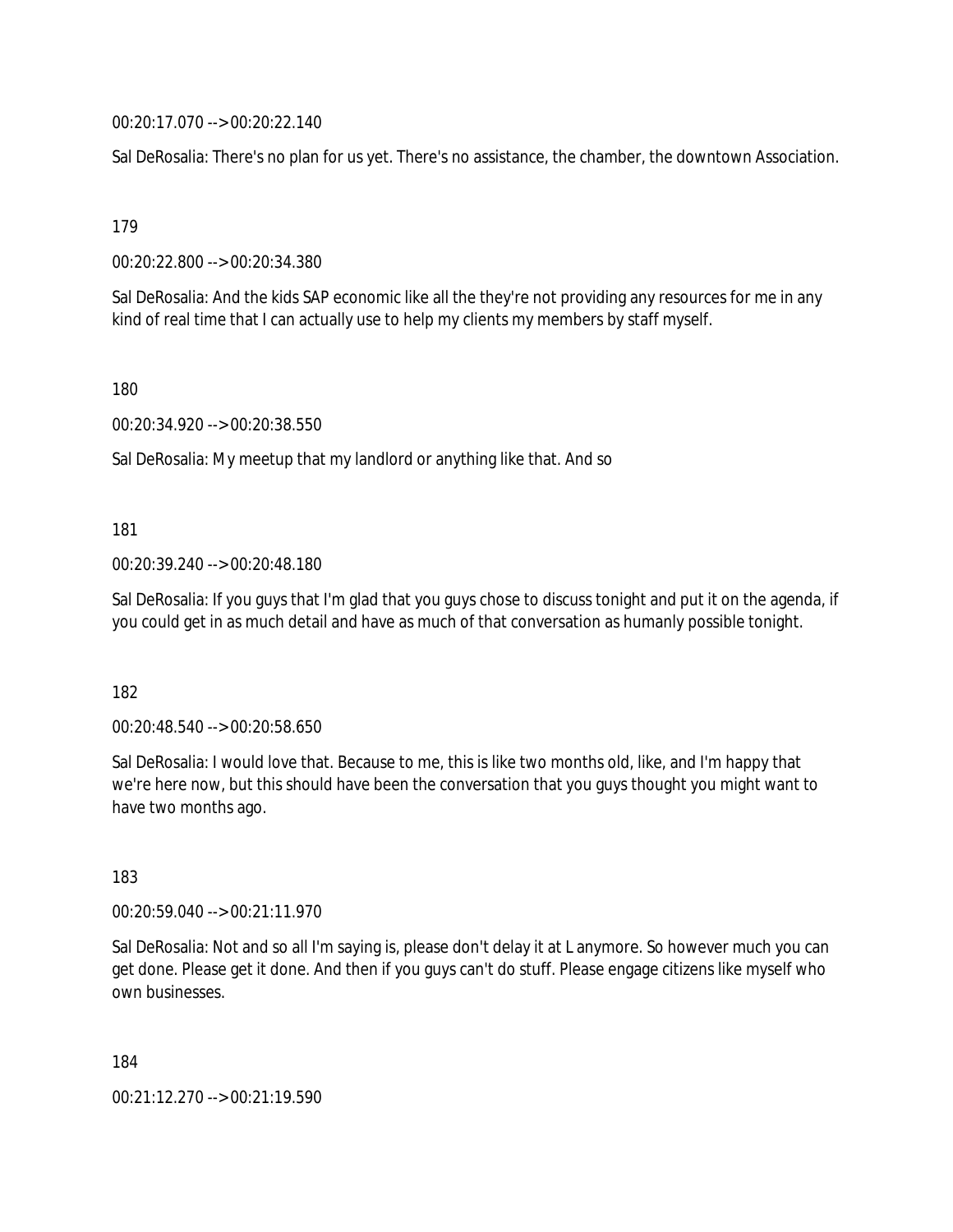00:20:17.070 --> 00:20:22.140

Sal DeRosalia: There's no plan for us yet. There's no assistance, the chamber, the downtown Association.

179

00:20:22.800 --> 00:20:34.380

Sal DeRosalia: And the kids SAP economic like all the they're not providing any resources for me in any kind of real time that I can actually use to help my clients my members by staff myself.

180

00:20:34.920 --> 00:20:38.550

Sal DeRosalia: My meetup that my landlord or anything like that. And so

181

00:20:39.240 --> 00:20:48.180

Sal DeRosalia: If you guys that I'm glad that you guys chose to discuss tonight and put it on the agenda, if you could get in as much detail and have as much of that conversation as humanly possible tonight.

182

00:20:48.540 --> 00:20:58.650

Sal DeRosalia: I would love that. Because to me, this is like two months old, like, and I'm happy that we're here now, but this should have been the conversation that you guys thought you might want to have two months ago.

183

00:20:59.040 --> 00:21:11.970

Sal DeRosalia: Not and so all I'm saying is, please don't delay it at L anymore. So however much you can get done. Please get it done. And then if you guys can't do stuff. Please engage citizens like myself who own businesses.

184

00:21:12.270 --> 00:21:19.590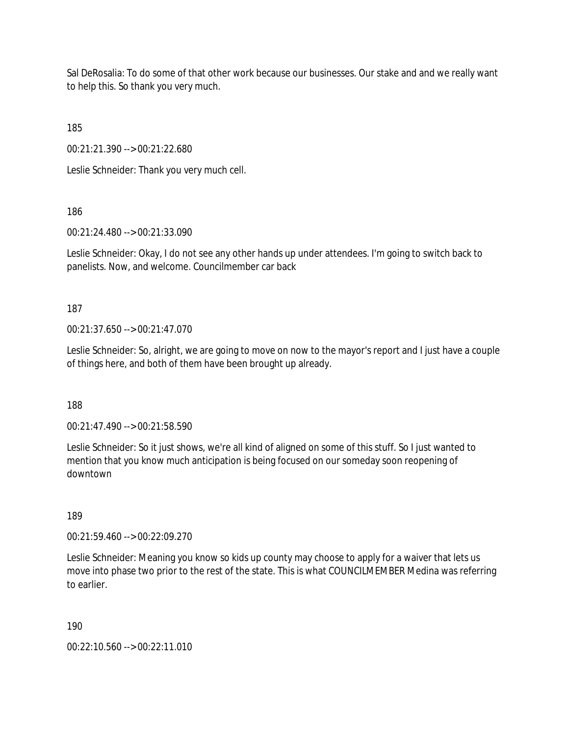Sal DeRosalia: To do some of that other work because our businesses. Our stake and and we really want to help this. So thank you very much.

185

00:21:21.390 --> 00:21:22.680

Leslie Schneider: Thank you very much cell.

186

00:21:24.480 --> 00:21:33.090

Leslie Schneider: Okay, I do not see any other hands up under attendees. I'm going to switch back to panelists. Now, and welcome. Councilmember car back

187

00:21:37.650 --> 00:21:47.070

Leslie Schneider: So, alright, we are going to move on now to the mayor's report and I just have a couple of things here, and both of them have been brought up already.

188

00:21:47.490 --> 00:21:58.590

Leslie Schneider: So it just shows, we're all kind of aligned on some of this stuff. So I just wanted to mention that you know much anticipation is being focused on our someday soon reopening of downtown

189

00:21:59.460 --> 00:22:09.270

Leslie Schneider: Meaning you know so kids up county may choose to apply for a waiver that lets us move into phase two prior to the rest of the state. This is what COUNCILMEMBER Medina was referring to earlier.

190

00:22:10.560 --> 00:22:11.010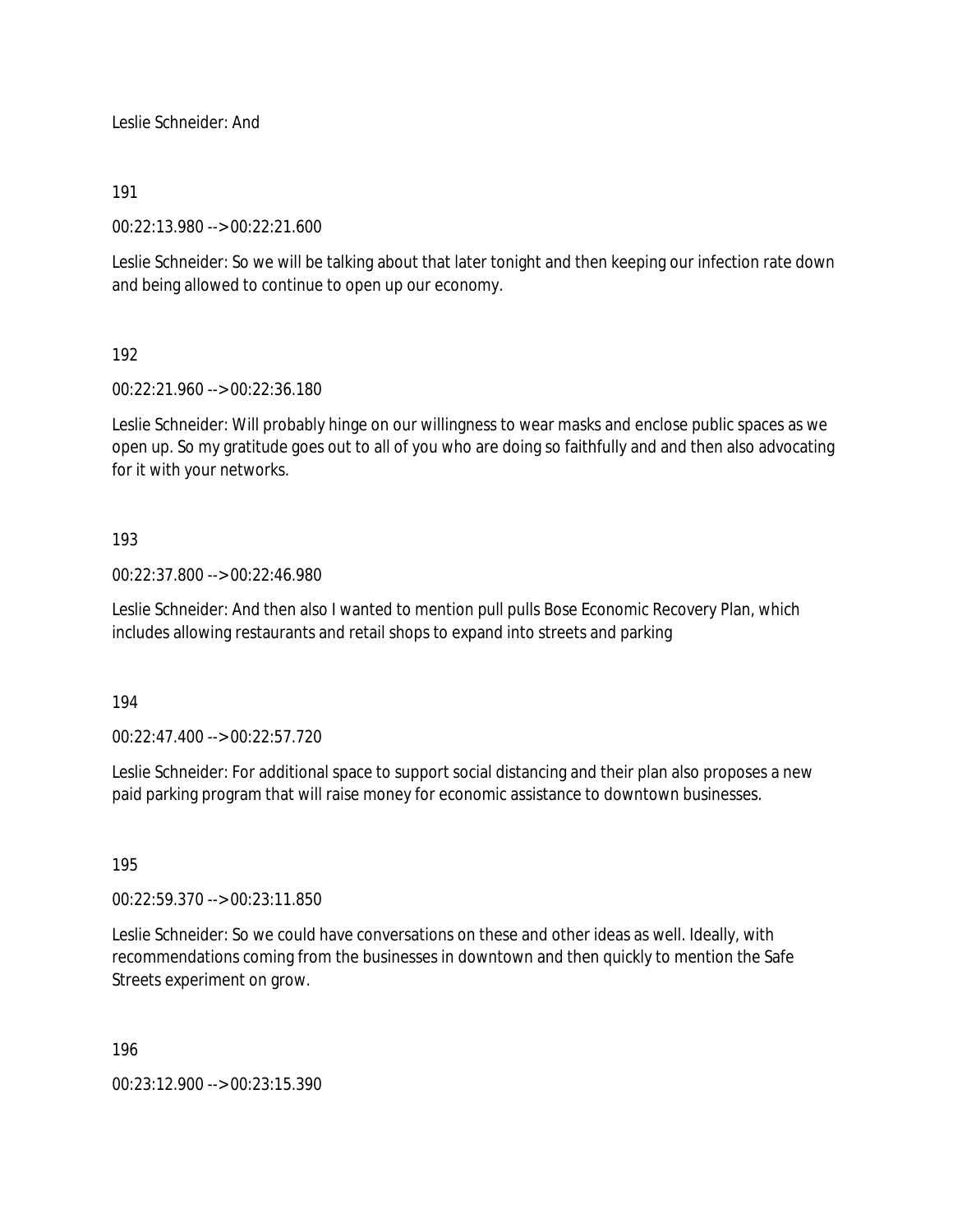Leslie Schneider: And

191

00:22:13.980 --> 00:22:21.600

Leslie Schneider: So we will be talking about that later tonight and then keeping our infection rate down and being allowed to continue to open up our economy.

192

00:22:21.960 --> 00:22:36.180

Leslie Schneider: Will probably hinge on our willingness to wear masks and enclose public spaces as we open up. So my gratitude goes out to all of you who are doing so faithfully and and then also advocating for it with your networks.

193

00:22:37.800 --> 00:22:46.980

Leslie Schneider: And then also I wanted to mention pull pulls Bose Economic Recovery Plan, which includes allowing restaurants and retail shops to expand into streets and parking

194

00:22:47.400 --> 00:22:57.720

Leslie Schneider: For additional space to support social distancing and their plan also proposes a new paid parking program that will raise money for economic assistance to downtown businesses.

195

00:22:59.370 --> 00:23:11.850

Leslie Schneider: So we could have conversations on these and other ideas as well. Ideally, with recommendations coming from the businesses in downtown and then quickly to mention the Safe Streets experiment on grow.

196

00:23:12.900 --> 00:23:15.390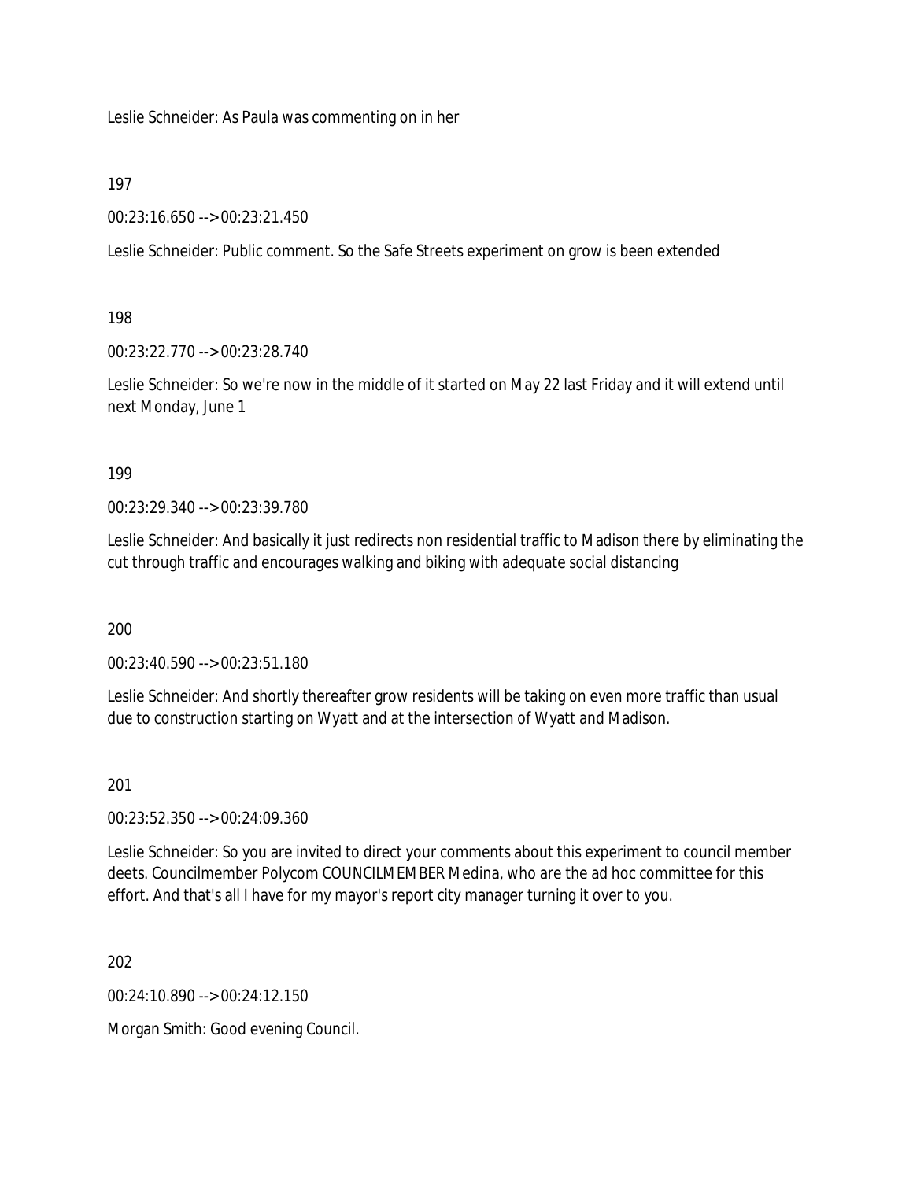Leslie Schneider: As Paula was commenting on in her

197

00:23:16.650 --> 00:23:21.450

Leslie Schneider: Public comment. So the Safe Streets experiment on grow is been extended

198

00:23:22.770 --> 00:23:28.740

Leslie Schneider: So we're now in the middle of it started on May 22 last Friday and it will extend until next Monday, June 1

199

00:23:29.340 --> 00:23:39.780

Leslie Schneider: And basically it just redirects non residential traffic to Madison there by eliminating the cut through traffic and encourages walking and biking with adequate social distancing

200

00:23:40.590 --> 00:23:51.180

Leslie Schneider: And shortly thereafter grow residents will be taking on even more traffic than usual due to construction starting on Wyatt and at the intersection of Wyatt and Madison.

201

00:23:52.350 --> 00:24:09.360

Leslie Schneider: So you are invited to direct your comments about this experiment to council member deets. Councilmember Polycom COUNCILMEMBER Medina, who are the ad hoc committee for this effort. And that's all I have for my mayor's report city manager turning it over to you.

202

00:24:10.890 --> 00:24:12.150

Morgan Smith: Good evening Council.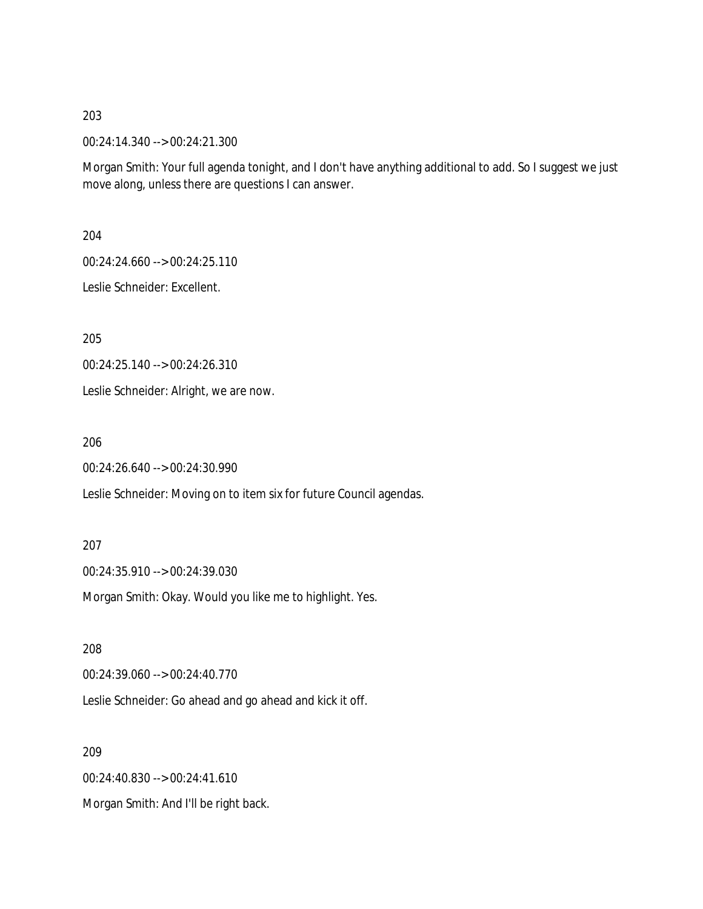203

00:24:14.340 --> 00:24:21.300

Morgan Smith: Your full agenda tonight, and I don't have anything additional to add. So I suggest we just move along, unless there are questions I can answer.

204

00:24:24.660 --> 00:24:25.110

Leslie Schneider: Excellent.

205

00:24:25.140 --> 00:24:26.310

Leslie Schneider: Alright, we are now.

206

00:24:26.640 --> 00:24:30.990

Leslie Schneider: Moving on to item six for future Council agendas.

207

00:24:35.910 --> 00:24:39.030

Morgan Smith: Okay. Would you like me to highlight. Yes.

208

00:24:39.060 --> 00:24:40.770

Leslie Schneider: Go ahead and go ahead and kick it off.

209

00:24:40.830 --> 00:24:41.610

Morgan Smith: And I'll be right back.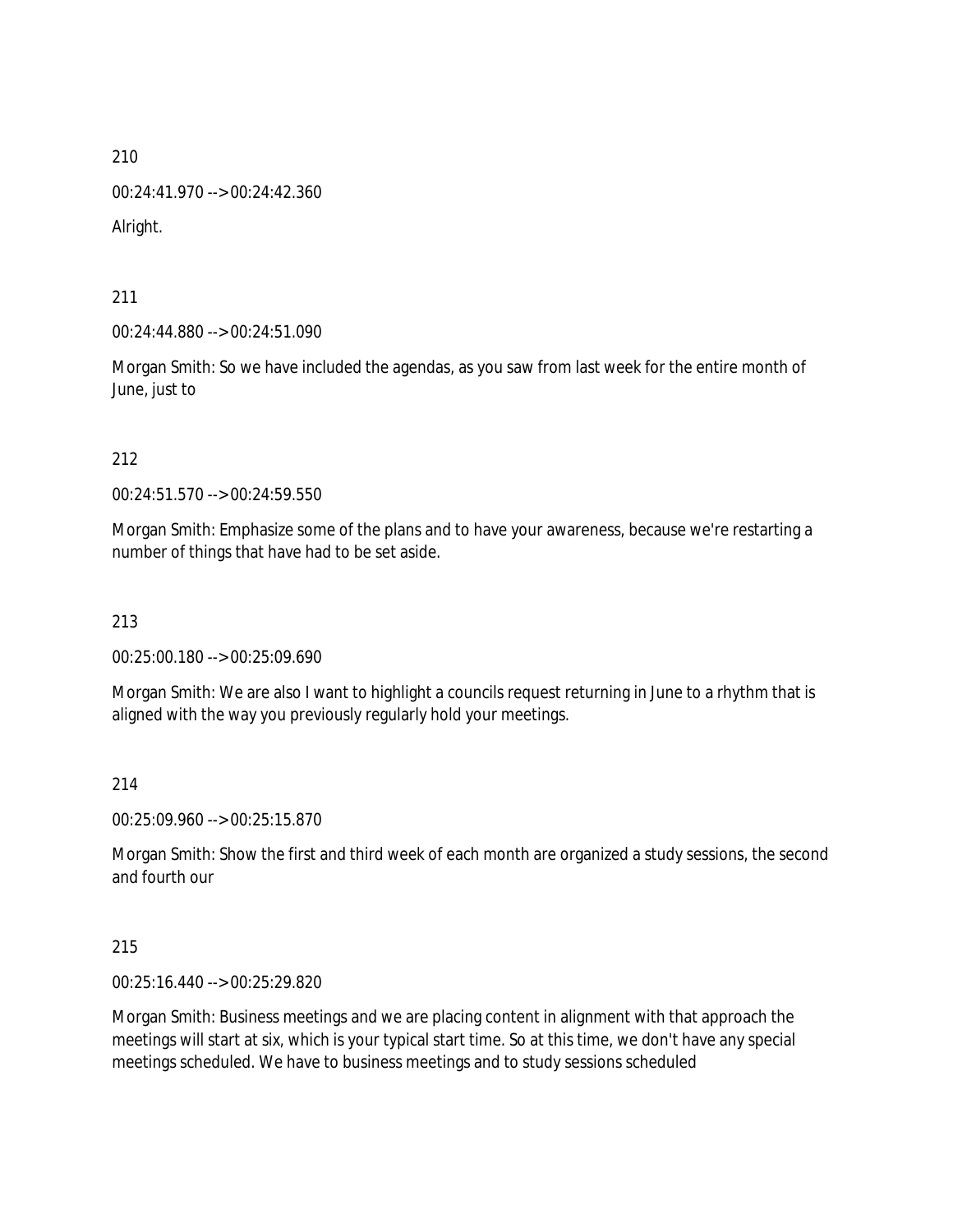210

00:24:41.970 --> 00:24:42.360

Alright.

211

00:24:44.880 --> 00:24:51.090

Morgan Smith: So we have included the agendas, as you saw from last week for the entire month of June, just to

212

00:24:51.570 --> 00:24:59.550

Morgan Smith: Emphasize some of the plans and to have your awareness, because we're restarting a number of things that have had to be set aside.

213

00:25:00.180 --> 00:25:09.690

Morgan Smith: We are also I want to highlight a councils request returning in June to a rhythm that is aligned with the way you previously regularly hold your meetings.

214

00:25:09.960 --> 00:25:15.870

Morgan Smith: Show the first and third week of each month are organized a study sessions, the second and fourth our

215

00:25:16.440 --> 00:25:29.820

Morgan Smith: Business meetings and we are placing content in alignment with that approach the meetings will start at six, which is your typical start time. So at this time, we don't have any special meetings scheduled. We have to business meetings and to study sessions scheduled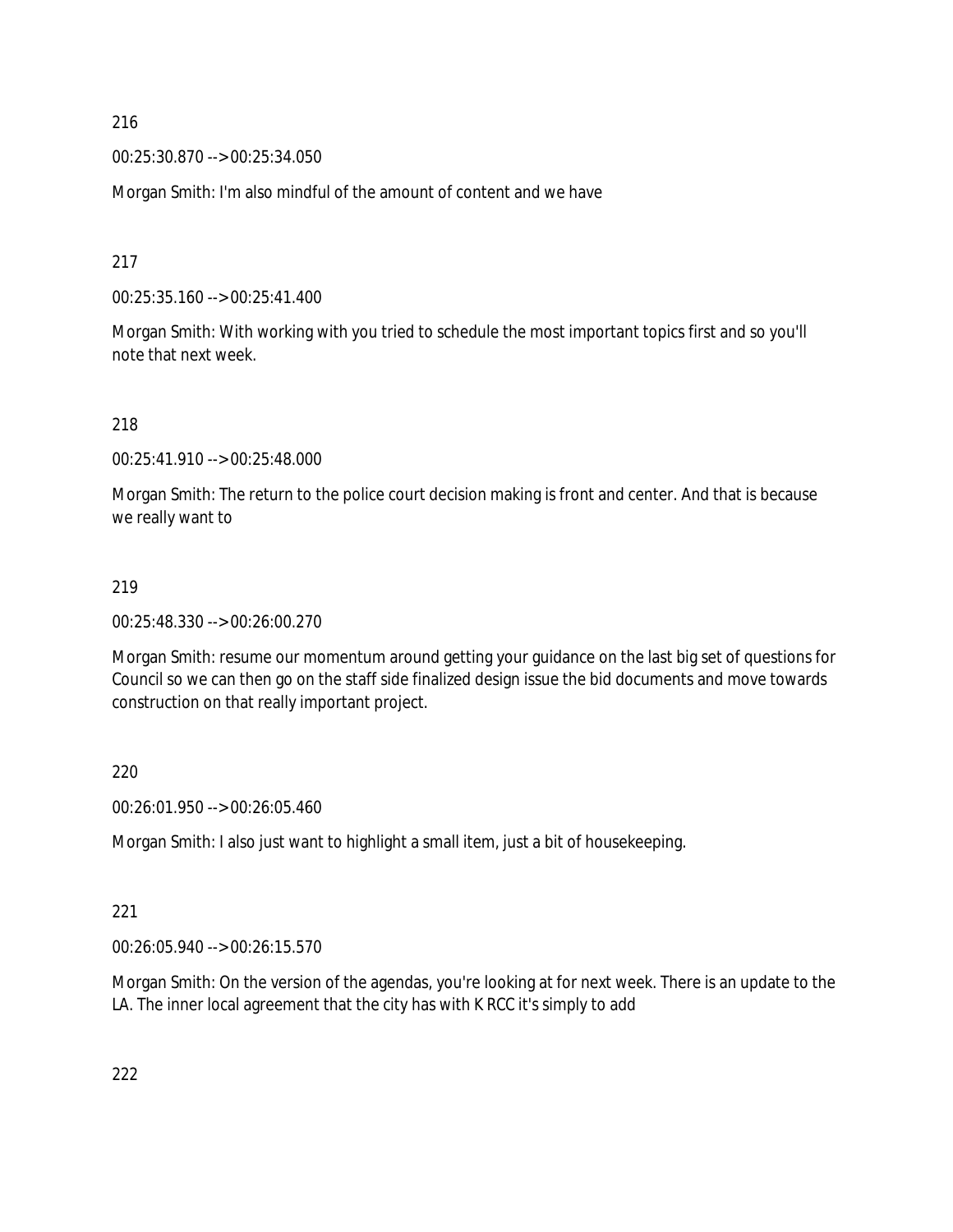216

00:25:30.870 --> 00:25:34.050

Morgan Smith: I'm also mindful of the amount of content and we have

217

00:25:35.160 --> 00:25:41.400

Morgan Smith: With working with you tried to schedule the most important topics first and so you'll note that next week.

218

00:25:41.910 --> 00:25:48.000

Morgan Smith: The return to the police court decision making is front and center. And that is because we really want to

219

00:25:48.330 --> 00:26:00.270

Morgan Smith: resume our momentum around getting your guidance on the last big set of questions for Council so we can then go on the staff side finalized design issue the bid documents and move towards construction on that really important project.

220

00:26:01.950 --> 00:26:05.460

Morgan Smith: I also just want to highlight a small item, just a bit of housekeeping.

221

00:26:05.940 --> 00:26:15.570

Morgan Smith: On the version of the agendas, you're looking at for next week. There is an update to the LA. The inner local agreement that the city has with K RCC it's simply to add

222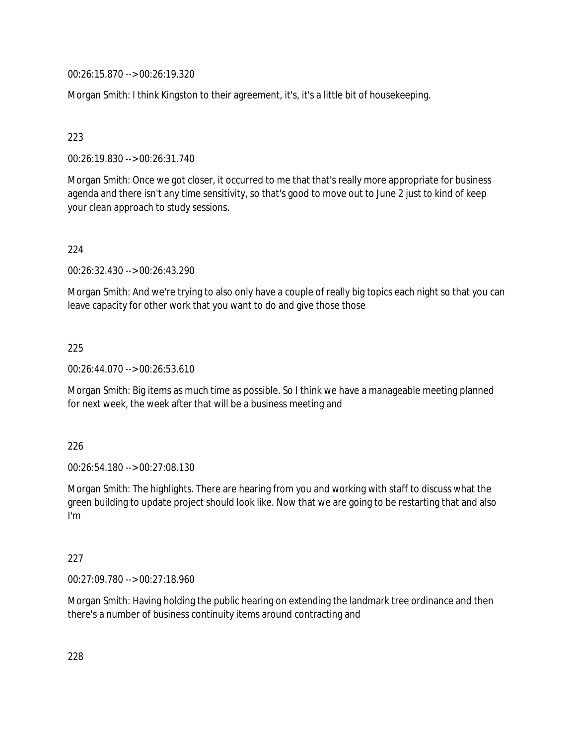00:26:15.870 --> 00:26:19.320

Morgan Smith: I think Kingston to their agreement, it's, it's a little bit of housekeeping.

223

00:26:19.830 --> 00:26:31.740

Morgan Smith: Once we got closer, it occurred to me that that's really more appropriate for business agenda and there isn't any time sensitivity, so that's good to move out to June 2 just to kind of keep your clean approach to study sessions.

224

00:26:32.430 --> 00:26:43.290

Morgan Smith: And we're trying to also only have a couple of really big topics each night so that you can leave capacity for other work that you want to do and give those those

225

00:26:44.070 --> 00:26:53.610

Morgan Smith: Big items as much time as possible. So I think we have a manageable meeting planned for next week, the week after that will be a business meeting and

226

00:26:54.180 --> 00:27:08.130

Morgan Smith: The highlights. There are hearing from you and working with staff to discuss what the green building to update project should look like. Now that we are going to be restarting that and also I'm

227

00:27:09.780 --> 00:27:18.960

Morgan Smith: Having holding the public hearing on extending the landmark tree ordinance and then there's a number of business continuity items around contracting and

228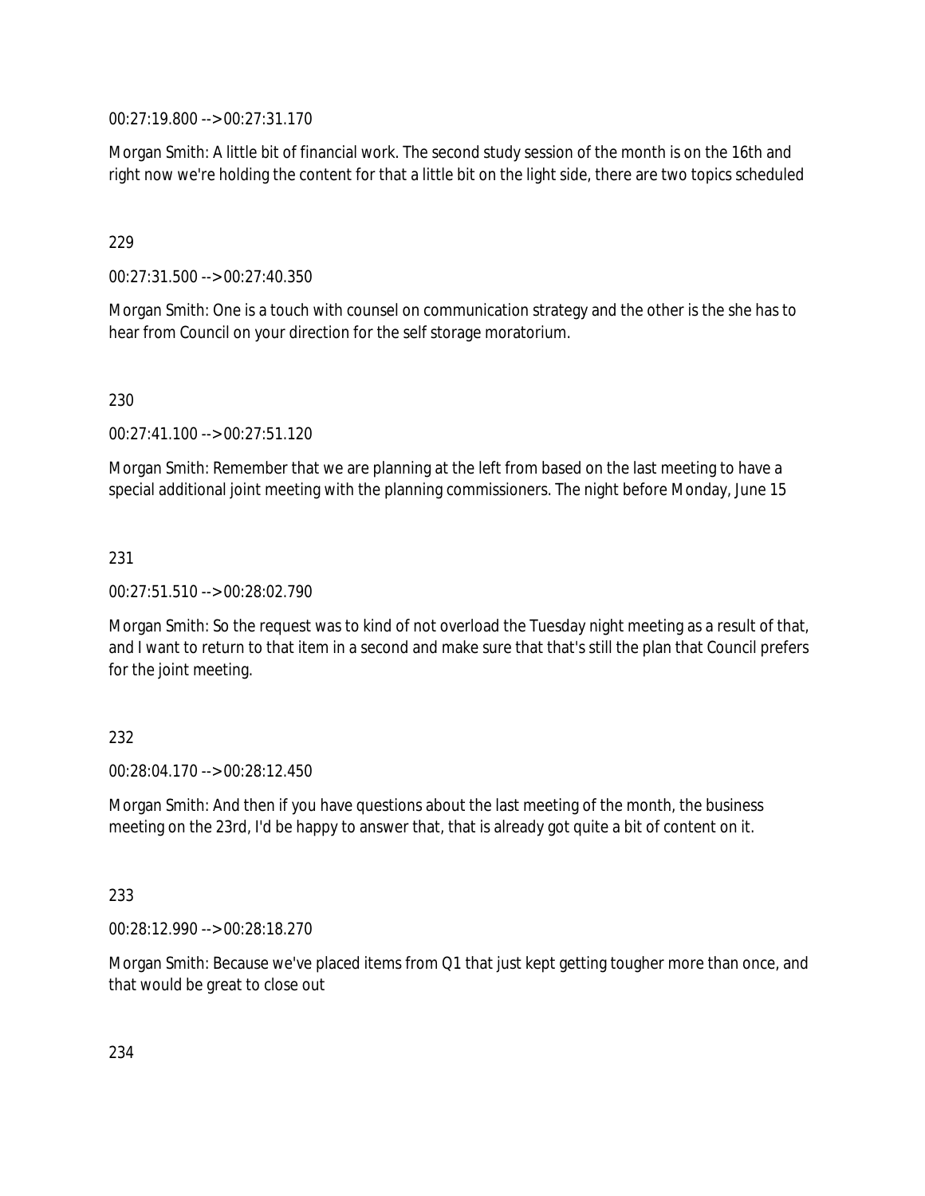00:27:19.800 --> 00:27:31.170

Morgan Smith: A little bit of financial work. The second study session of the month is on the 16th and right now we're holding the content for that a little bit on the light side, there are two topics scheduled

229

00:27:31.500 --> 00:27:40.350

Morgan Smith: One is a touch with counsel on communication strategy and the other is the she has to hear from Council on your direction for the self storage moratorium.

230

00:27:41.100 --> 00:27:51.120

Morgan Smith: Remember that we are planning at the left from based on the last meeting to have a special additional joint meeting with the planning commissioners. The night before Monday, June 15

231

00:27:51.510 --> 00:28:02.790

Morgan Smith: So the request was to kind of not overload the Tuesday night meeting as a result of that, and I want to return to that item in a second and make sure that that's still the plan that Council prefers for the joint meeting.

232

00:28:04.170 --> 00:28:12.450

Morgan Smith: And then if you have questions about the last meeting of the month, the business meeting on the 23rd, I'd be happy to answer that, that is already got quite a bit of content on it.

233

00:28:12.990 --> 00:28:18.270

Morgan Smith: Because we've placed items from Q1 that just kept getting tougher more than once, and that would be great to close out

234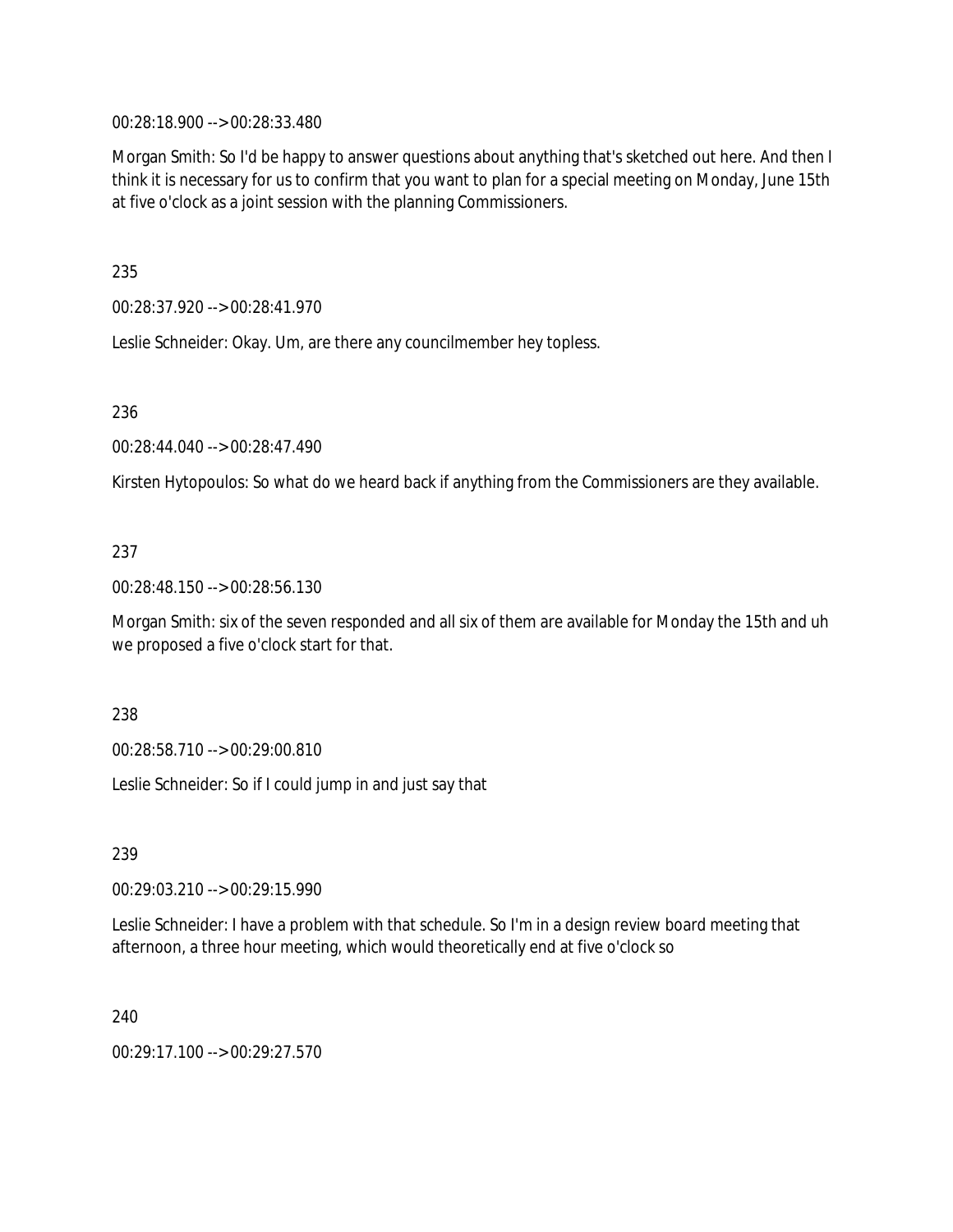00:28:18.900 --> 00:28:33.480

Morgan Smith: So I'd be happy to answer questions about anything that's sketched out here. And then I think it is necessary for us to confirm that you want to plan for a special meeting on Monday, June 15th at five o'clock as a joint session with the planning Commissioners.

235

00:28:37.920 --> 00:28:41.970

Leslie Schneider: Okay. Um, are there any councilmember hey topless.

236

00:28:44.040 --> 00:28:47.490

Kirsten Hytopoulos: So what do we heard back if anything from the Commissioners are they available.

237

00:28:48.150 --> 00:28:56.130

Morgan Smith: six of the seven responded and all six of them are available for Monday the 15th and uh we proposed a five o'clock start for that.

238

00:28:58.710 --> 00:29:00.810

Leslie Schneider: So if I could jump in and just say that

239

00:29:03.210 --> 00:29:15.990

Leslie Schneider: I have a problem with that schedule. So I'm in a design review board meeting that afternoon, a three hour meeting, which would theoretically end at five o'clock so

240

00:29:17.100 --> 00:29:27.570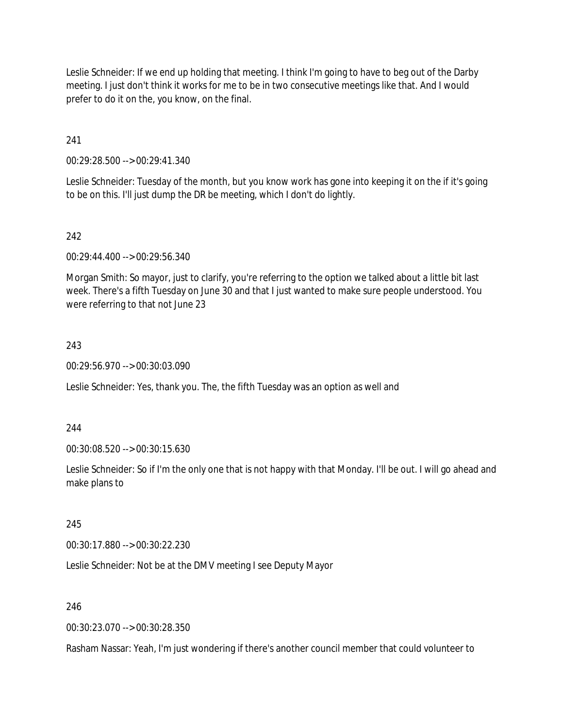Leslie Schneider: If we end up holding that meeting. I think I'm going to have to beg out of the Darby meeting. I just don't think it works for me to be in two consecutive meetings like that. And I would prefer to do it on the, you know, on the final.

241

00:29:28.500 --> 00:29:41.340

Leslie Schneider: Tuesday of the month, but you know work has gone into keeping it on the if it's going to be on this. I'll just dump the DR be meeting, which I don't do lightly.

242

00:29:44.400 --> 00:29:56.340

Morgan Smith: So mayor, just to clarify, you're referring to the option we talked about a little bit last week. There's a fifth Tuesday on June 30 and that I just wanted to make sure people understood. You were referring to that not June 23

243

00:29:56.970 --> 00:30:03.090

Leslie Schneider: Yes, thank you. The, the fifth Tuesday was an option as well and

244

00:30:08.520 --> 00:30:15.630

Leslie Schneider: So if I'm the only one that is not happy with that Monday. I'll be out. I will go ahead and make plans to

245

00:30:17.880 --> 00:30:22.230

Leslie Schneider: Not be at the DMV meeting I see Deputy Mayor

246

00:30:23.070 --> 00:30:28.350

Rasham Nassar: Yeah, I'm just wondering if there's another council member that could volunteer to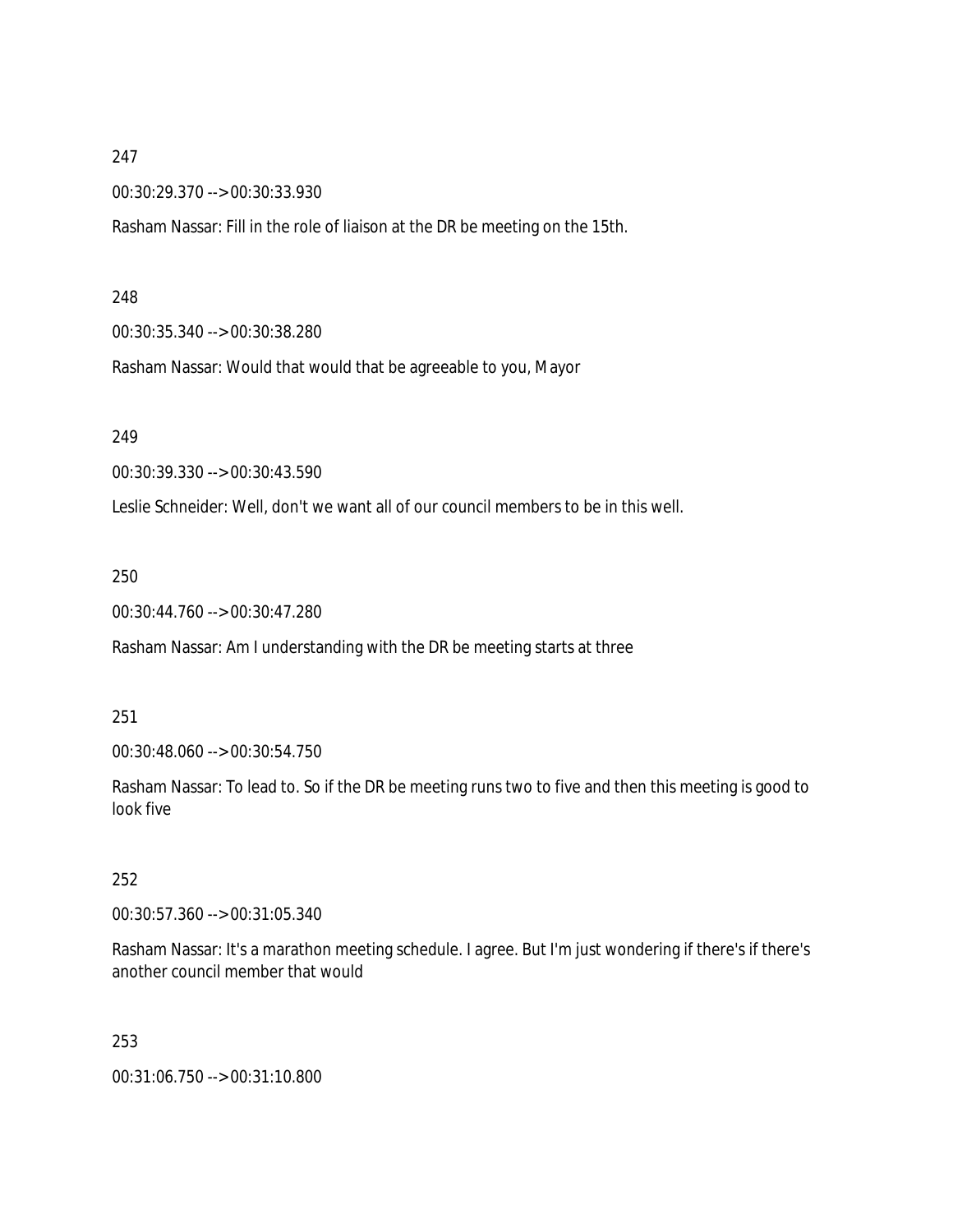247

00:30:29.370 --> 00:30:33.930

Rasham Nassar: Fill in the role of liaison at the DR be meeting on the 15th.

248

00:30:35.340 --> 00:30:38.280

Rasham Nassar: Would that would that be agreeable to you, Mayor

249

00:30:39.330 --> 00:30:43.590

Leslie Schneider: Well, don't we want all of our council members to be in this well.

250

00:30:44.760 --> 00:30:47.280

Rasham Nassar: Am I understanding with the DR be meeting starts at three

251

00:30:48.060 --> 00:30:54.750

Rasham Nassar: To lead to. So if the DR be meeting runs two to five and then this meeting is good to look five

252

00:30:57.360 --> 00:31:05.340

Rasham Nassar: It's a marathon meeting schedule. I agree. But I'm just wondering if there's if there's another council member that would

253

00:31:06.750 --> 00:31:10.800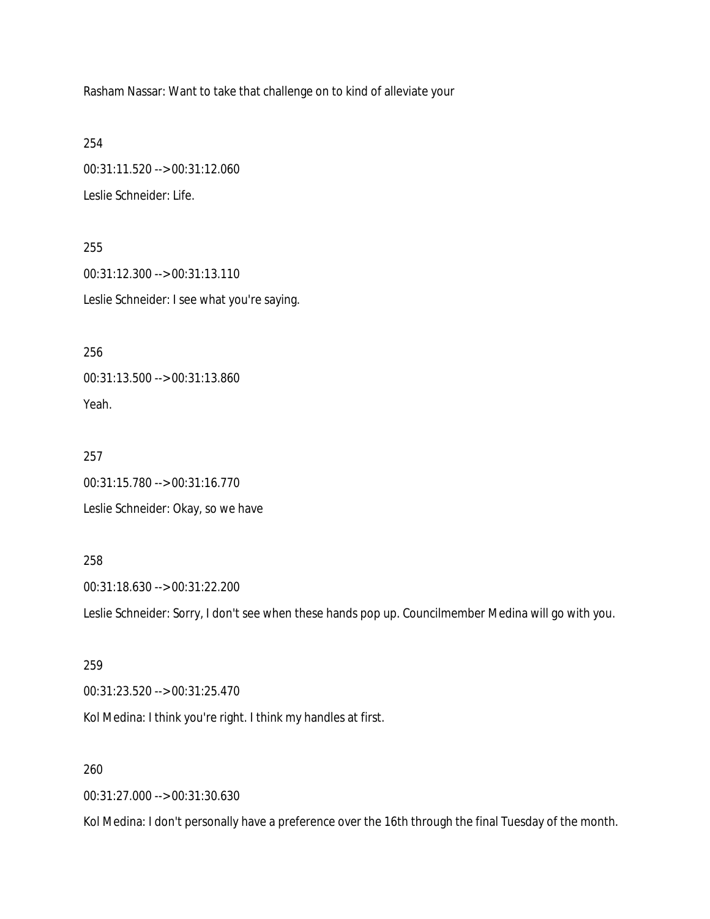Rasham Nassar: Want to take that challenge on to kind of alleviate your

254

00:31:11.520 --> 00:31:12.060

Leslie Schneider: Life.

255

00:31:12.300 --> 00:31:13.110

Leslie Schneider: I see what you're saying.

256

00:31:13.500 --> 00:31:13.860

Yeah.

257

00:31:15.780 --> 00:31:16.770

Leslie Schneider: Okay, so we have

258

00:31:18.630 --> 00:31:22.200

Leslie Schneider: Sorry, I don't see when these hands pop up. Councilmember Medina will go with you.

259

00:31:23.520 --> 00:31:25.470

Kol Medina: I think you're right. I think my handles at first.

260

00:31:27.000 --> 00:31:30.630

Kol Medina: I don't personally have a preference over the 16th through the final Tuesday of the month.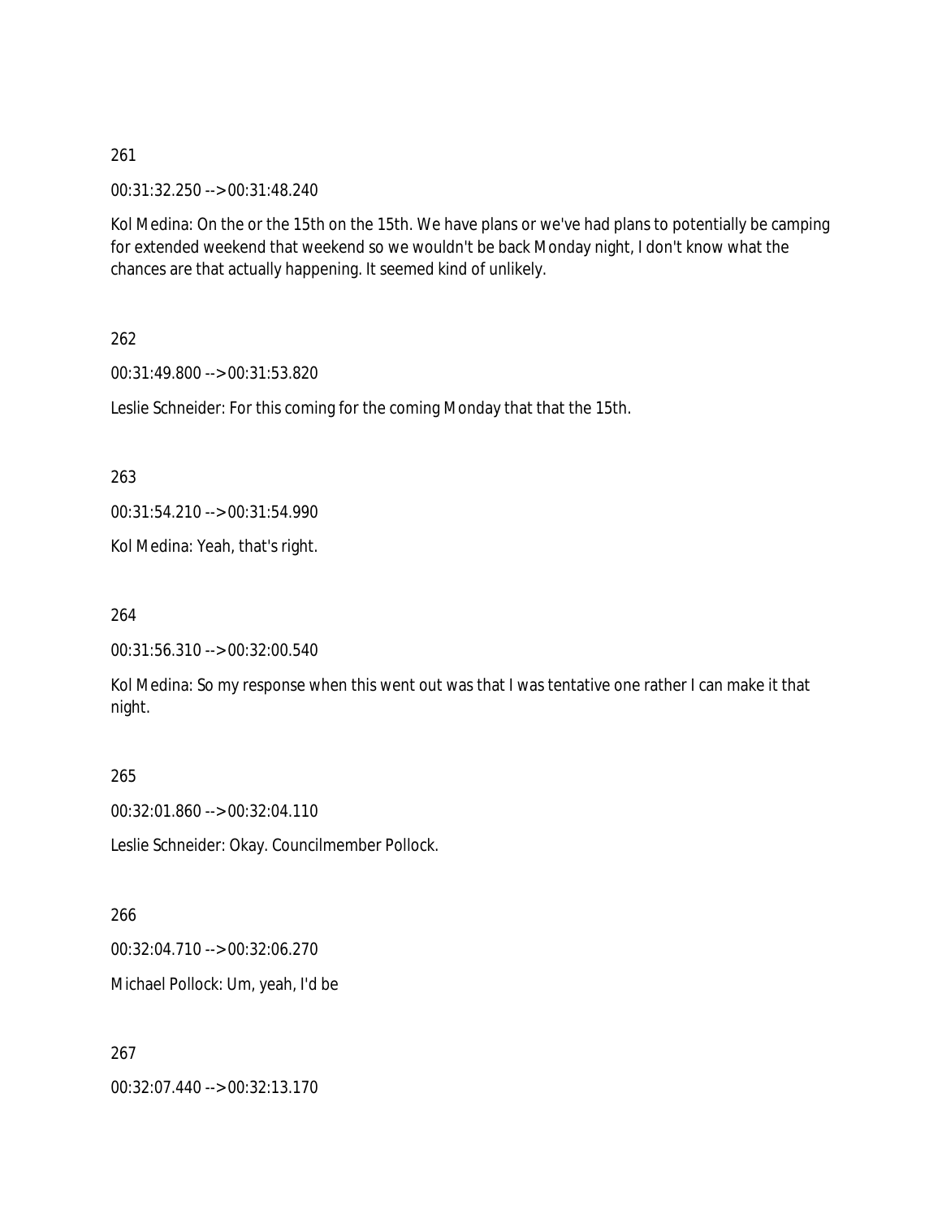261

00:31:32.250 --> 00:31:48.240

Kol Medina: On the or the 15th on the 15th. We have plans or we've had plans to potentially be camping for extended weekend that weekend so we wouldn't be back Monday night, I don't know what the chances are that actually happening. It seemed kind of unlikely.

262

00:31:49.800 --> 00:31:53.820

Leslie Schneider: For this coming for the coming Monday that that the 15th.

263

00:31:54.210 --> 00:31:54.990

Kol Medina: Yeah, that's right.

264

00:31:56.310 --> 00:32:00.540

Kol Medina: So my response when this went out was that I was tentative one rather I can make it that night.

265

00:32:01.860 --> 00:32:04.110

Leslie Schneider: Okay. Councilmember Pollock.

266

00:32:04.710 --> 00:32:06.270

Michael Pollock: Um, yeah, I'd be

267

00:32:07.440 --> 00:32:13.170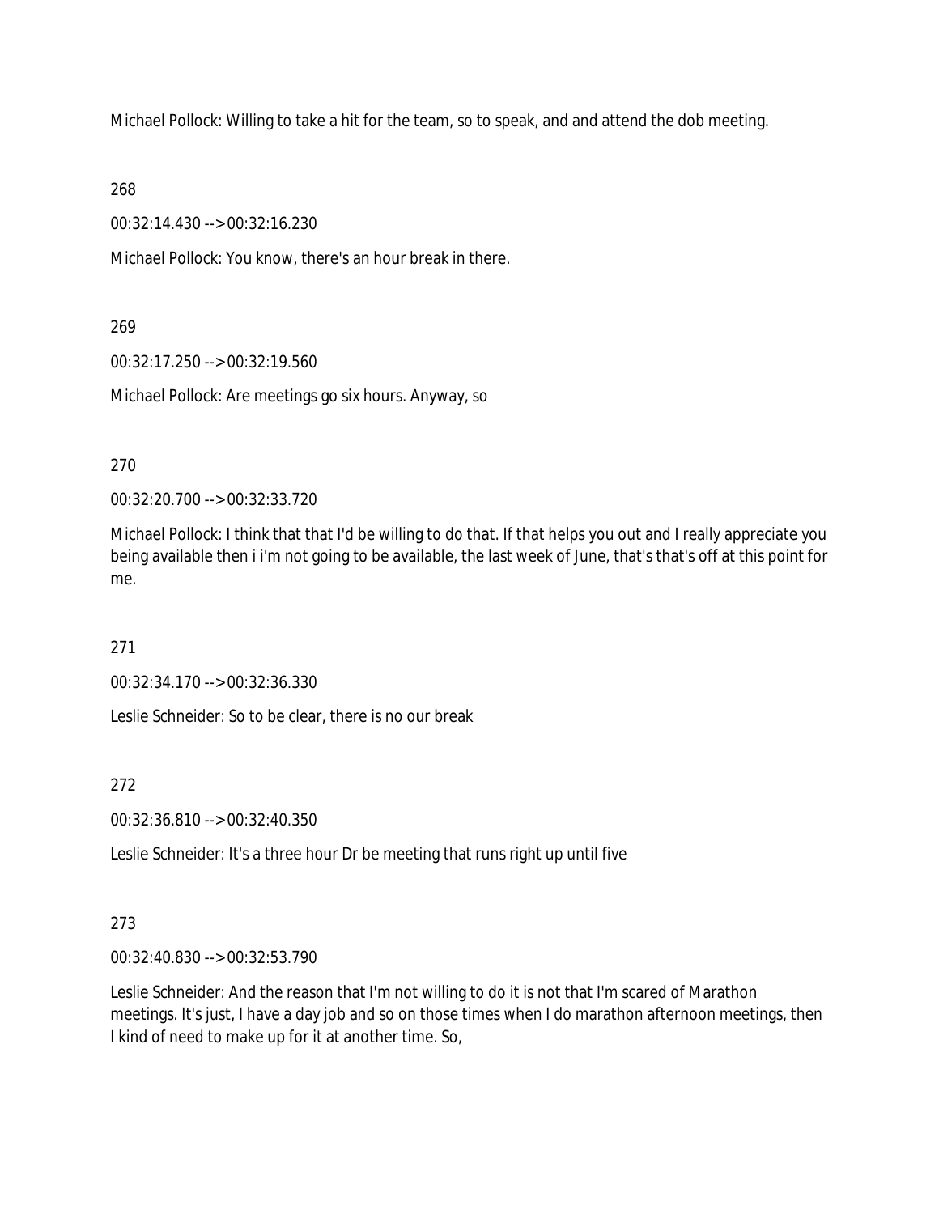Michael Pollock: Willing to take a hit for the team, so to speak, and and attend the dob meeting.

268

00:32:14.430 --> 00:32:16.230

Michael Pollock: You know, there's an hour break in there.

269

00:32:17.250 --> 00:32:19.560

Michael Pollock: Are meetings go six hours. Anyway, so

270

00:32:20.700 --> 00:32:33.720

Michael Pollock: I think that that I'd be willing to do that. If that helps you out and I really appreciate you being available then i i'm not going to be available, the last week of June, that's that's off at this point for me.

271

00:32:34.170 --> 00:32:36.330

Leslie Schneider: So to be clear, there is no our break

272

00:32:36.810 --> 00:32:40.350

Leslie Schneider: It's a three hour Dr be meeting that runs right up until five

273

00:32:40.830 --> 00:32:53.790

Leslie Schneider: And the reason that I'm not willing to do it is not that I'm scared of Marathon meetings. It's just, I have a day job and so on those times when I do marathon afternoon meetings, then I kind of need to make up for it at another time. So,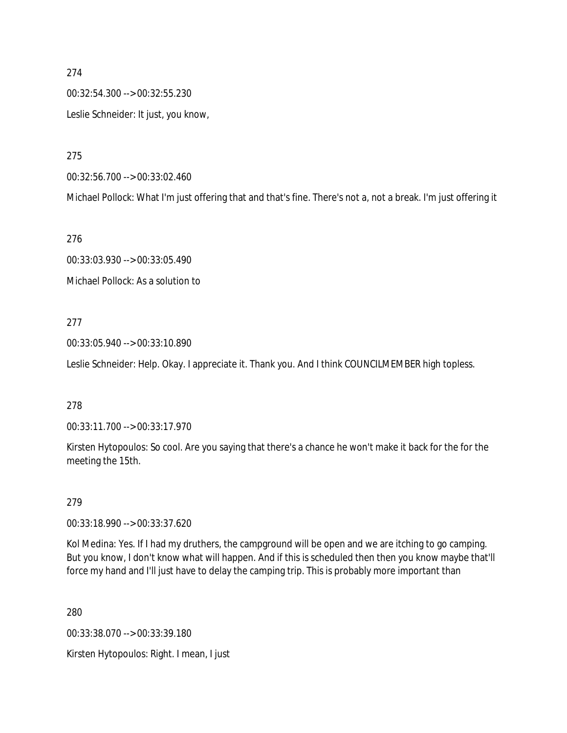274

00:32:54.300 --> 00:32:55.230

Leslie Schneider: It just, you know,

275

00:32:56.700 --> 00:33:02.460

Michael Pollock: What I'm just offering that and that's fine. There's not a, not a break. I'm just offering it

276

00:33:03.930 --> 00:33:05.490

Michael Pollock: As a solution to

277

00:33:05.940 --> 00:33:10.890

Leslie Schneider: Help. Okay. I appreciate it. Thank you. And I think COUNCILMEMBER high topless.

278

00:33:11.700 --> 00:33:17.970

Kirsten Hytopoulos: So cool. Are you saying that there's a chance he won't make it back for the for the meeting the 15th.

279

00:33:18.990 --> 00:33:37.620

Kol Medina: Yes. If I had my druthers, the campground will be open and we are itching to go camping. But you know, I don't know what will happen. And if this is scheduled then then you know maybe that'll force my hand and I'll just have to delay the camping trip. This is probably more important than

280

00:33:38.070 --> 00:33:39.180

Kirsten Hytopoulos: Right. I mean, I just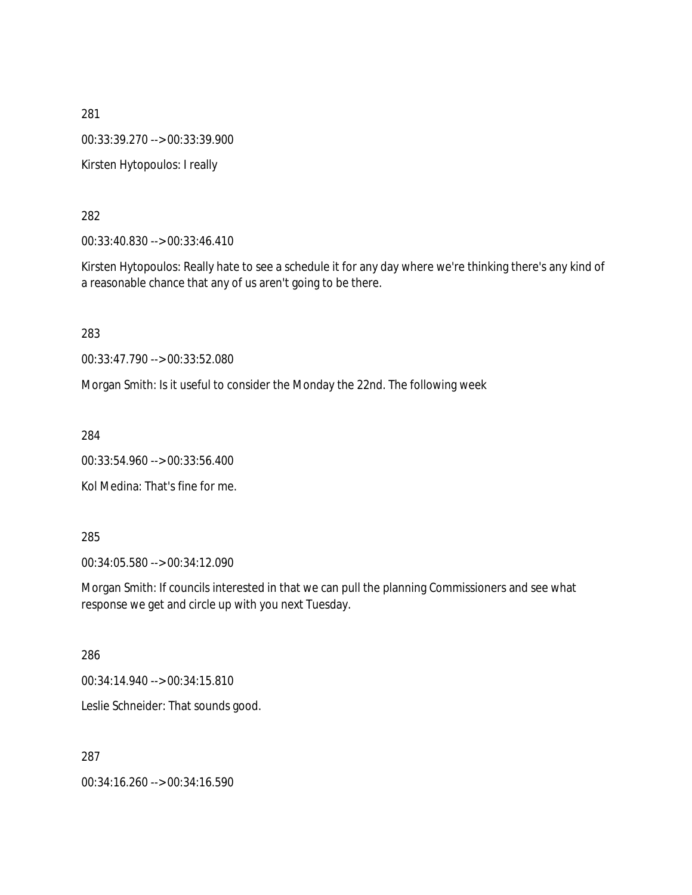281

00:33:39.270 --> 00:33:39.900

Kirsten Hytopoulos: I really

282

00:33:40.830 --> 00:33:46.410

Kirsten Hytopoulos: Really hate to see a schedule it for any day where we're thinking there's any kind of a reasonable chance that any of us aren't going to be there.

283

00:33:47.790 --> 00:33:52.080

Morgan Smith: Is it useful to consider the Monday the 22nd. The following week

284

00:33:54.960 --> 00:33:56.400

Kol Medina: That's fine for me.

285

00:34:05.580 --> 00:34:12.090

Morgan Smith: If councils interested in that we can pull the planning Commissioners and see what response we get and circle up with you next Tuesday.

286

00:34:14.940 --> 00:34:15.810

Leslie Schneider: That sounds good.

287

00:34:16.260 --> 00:34:16.590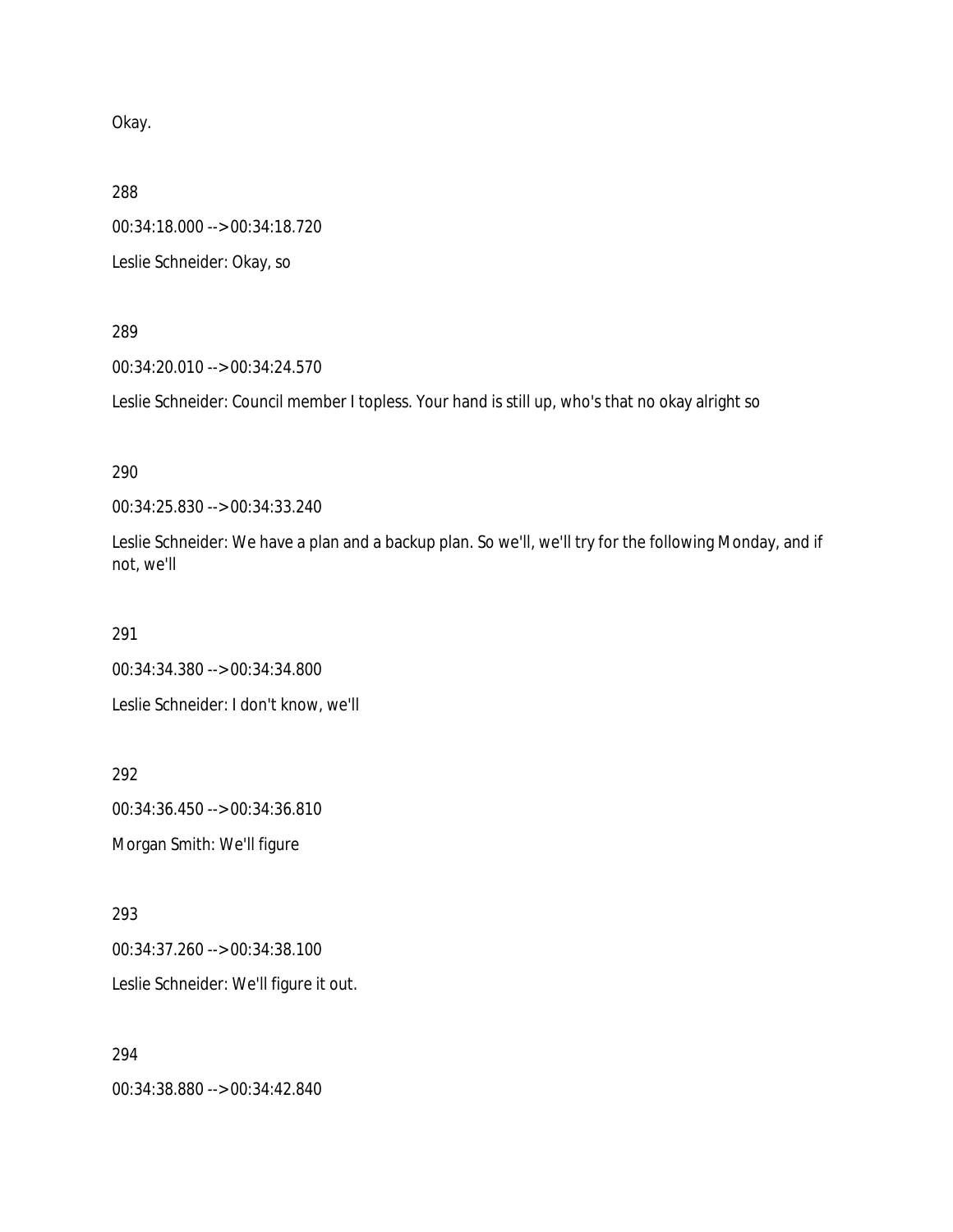Okay.

288

00:34:18.000 --> 00:34:18.720

Leslie Schneider: Okay, so

289

00:34:20.010 --> 00:34:24.570

Leslie Schneider: Council member I topless. Your hand is still up, who's that no okay alright so

290

00:34:25.830 --> 00:34:33.240

Leslie Schneider: We have a plan and a backup plan. So we'll, we'll try for the following Monday, and if not, we'll

291

00:34:34.380 --> 00:34:34.800

Leslie Schneider: I don't know, we'll

292

00:34:36.450 --> 00:34:36.810

Morgan Smith: We'll figure

293

00:34:37.260 --> 00:34:38.100

Leslie Schneider: We'll figure it out.

294

00:34:38.880 --> 00:34:42.840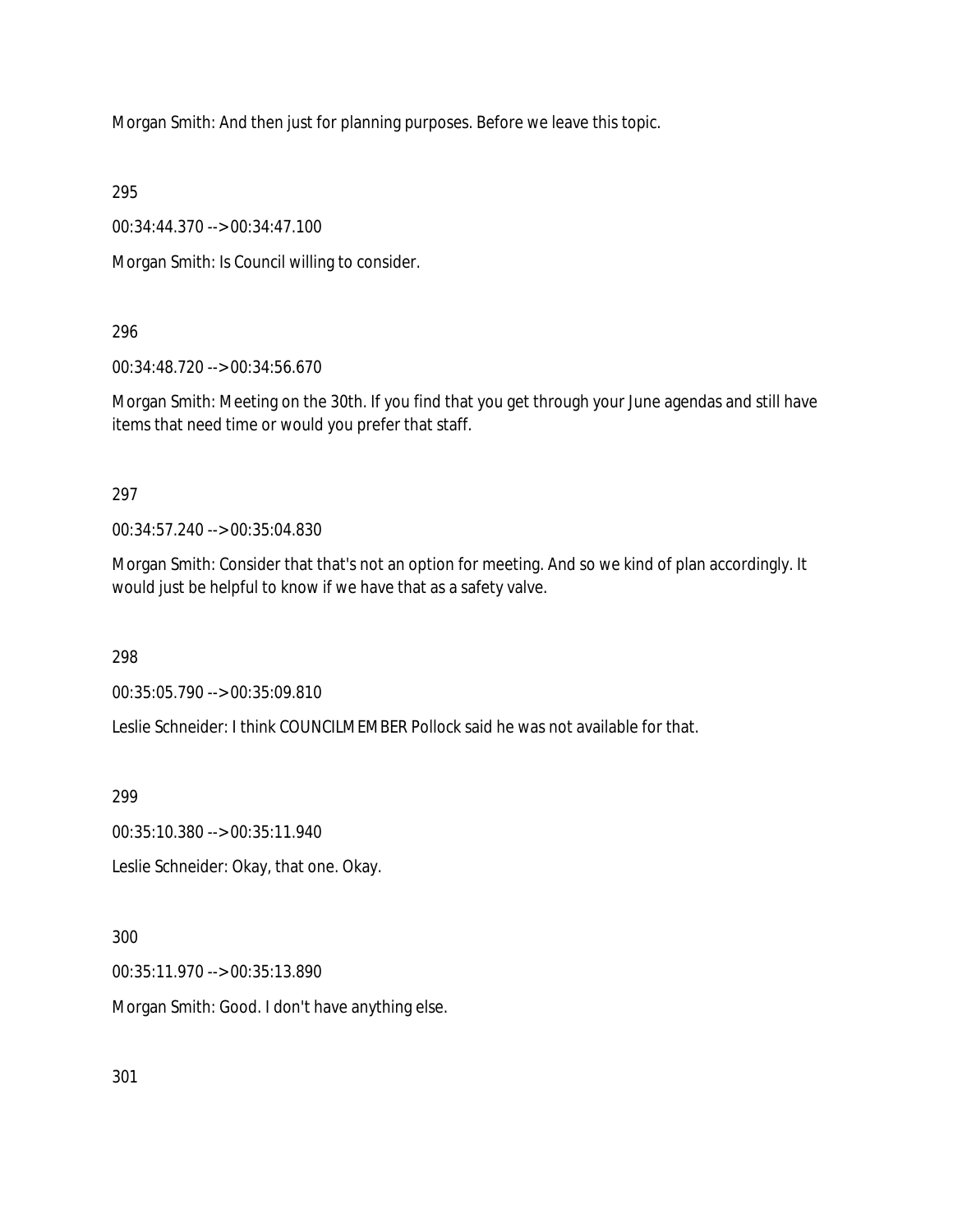Morgan Smith: And then just for planning purposes. Before we leave this topic.

295

00:34:44.370 --> 00:34:47.100

Morgan Smith: Is Council willing to consider.

296

00:34:48.720 --> 00:34:56.670

Morgan Smith: Meeting on the 30th. If you find that you get through your June agendas and still have items that need time or would you prefer that staff.

297

00:34:57.240 --> 00:35:04.830

Morgan Smith: Consider that that's not an option for meeting. And so we kind of plan accordingly. It would just be helpful to know if we have that as a safety valve.

298

00:35:05.790 --> 00:35:09.810

Leslie Schneider: I think COUNCILMEMBER Pollock said he was not available for that.

299

00:35:10.380 --> 00:35:11.940

Leslie Schneider: Okay, that one. Okay.

300

00:35:11.970 --> 00:35:13.890

Morgan Smith: Good. I don't have anything else.

301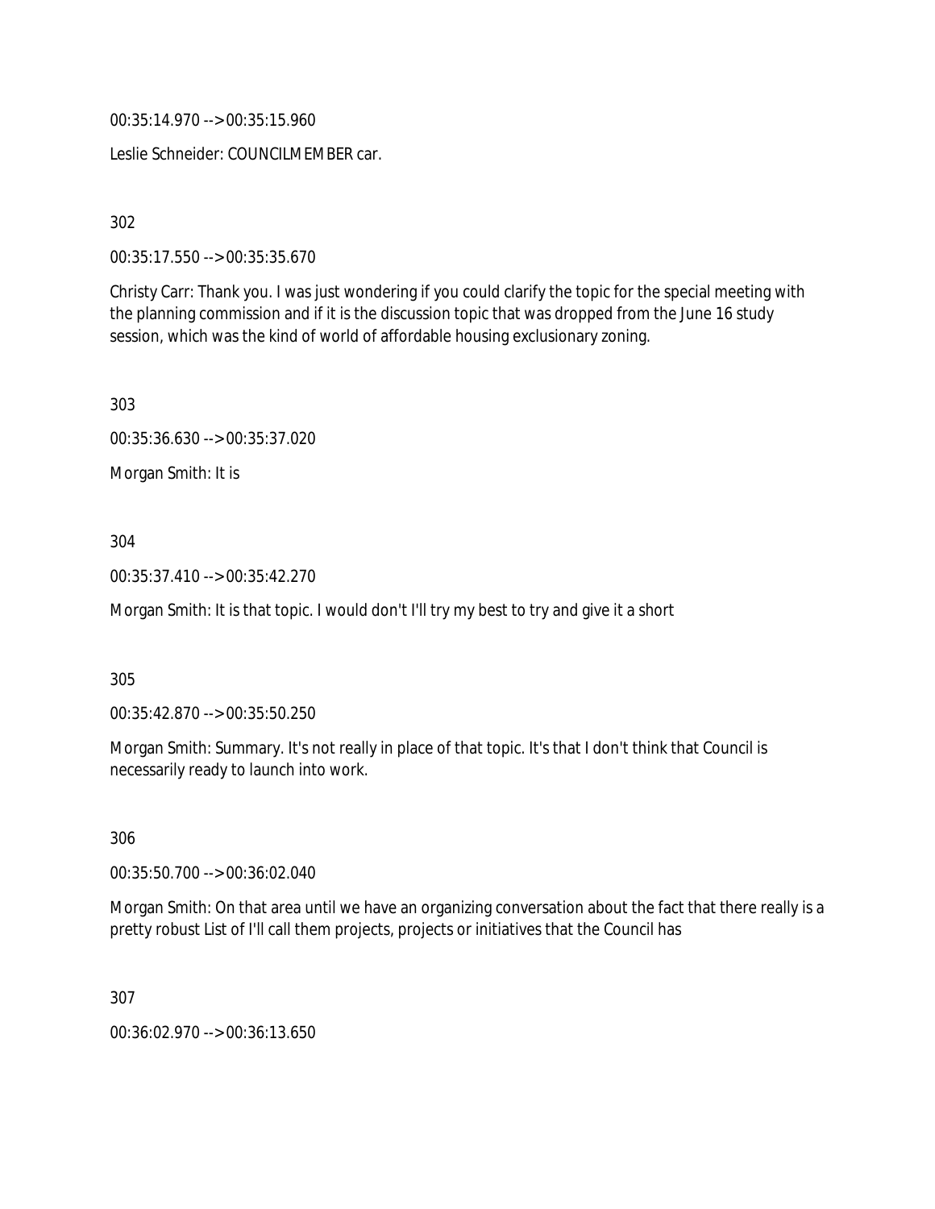00:35:14.970 --> 00:35:15.960

Leslie Schneider: COUNCILMEMBER car.

302

00:35:17.550 --> 00:35:35.670

Christy Carr: Thank you. I was just wondering if you could clarify the topic for the special meeting with the planning commission and if it is the discussion topic that was dropped from the June 16 study session, which was the kind of world of affordable housing exclusionary zoning.

303

00:35:36.630 --> 00:35:37.020

Morgan Smith: It is

304

00:35:37.410 --> 00:35:42.270

Morgan Smith: It is that topic. I would don't I'll try my best to try and give it a short

305

00:35:42.870 --> 00:35:50.250

Morgan Smith: Summary. It's not really in place of that topic. It's that I don't think that Council is necessarily ready to launch into work.

306

00:35:50.700 --> 00:36:02.040

Morgan Smith: On that area until we have an organizing conversation about the fact that there really is a pretty robust List of I'll call them projects, projects or initiatives that the Council has

307

00:36:02.970 --> 00:36:13.650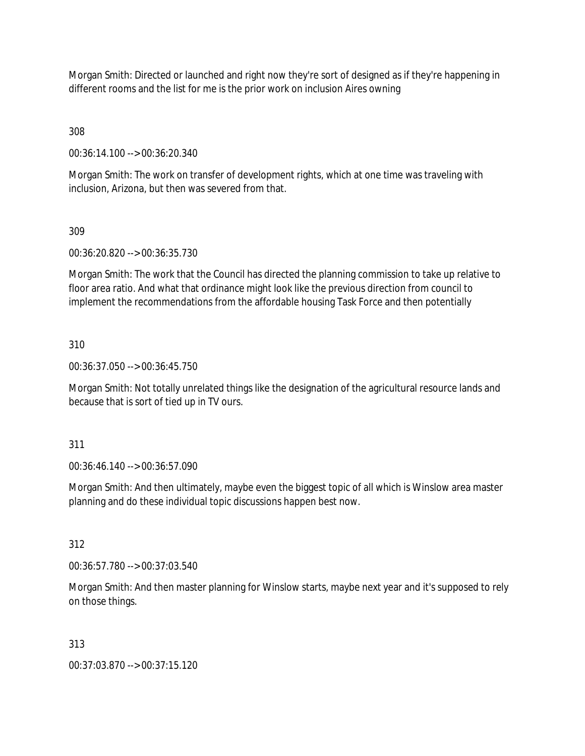Morgan Smith: Directed or launched and right now they're sort of designed as if they're happening in different rooms and the list for me is the prior work on inclusion Aires owning

308

00:36:14.100 --> 00:36:20.340

Morgan Smith: The work on transfer of development rights, which at one time was traveling with inclusion, Arizona, but then was severed from that.

309

00:36:20.820 --> 00:36:35.730

Morgan Smith: The work that the Council has directed the planning commission to take up relative to floor area ratio. And what that ordinance might look like the previous direction from council to implement the recommendations from the affordable housing Task Force and then potentially

310

00:36:37.050 --> 00:36:45.750

Morgan Smith: Not totally unrelated things like the designation of the agricultural resource lands and because that is sort of tied up in TV ours.

311

00:36:46.140 --> 00:36:57.090

Morgan Smith: And then ultimately, maybe even the biggest topic of all which is Winslow area master planning and do these individual topic discussions happen best now.

312

00:36:57.780 --> 00:37:03.540

Morgan Smith: And then master planning for Winslow starts, maybe next year and it's supposed to rely on those things.

313

00:37:03.870 --> 00:37:15.120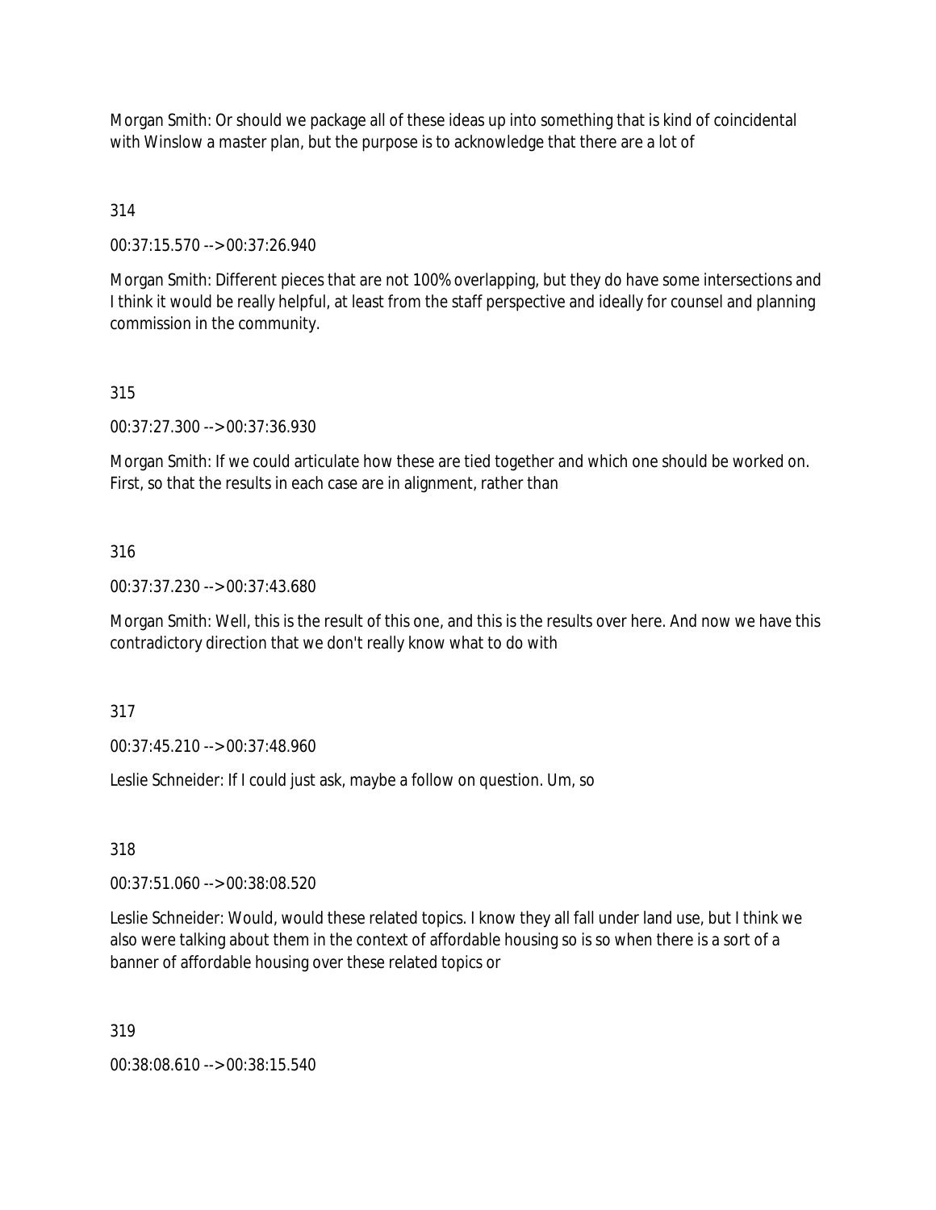Morgan Smith: Or should we package all of these ideas up into something that is kind of coincidental with Winslow a master plan, but the purpose is to acknowledge that there are a lot of

314

00:37:15.570 --> 00:37:26.940

Morgan Smith: Different pieces that are not 100% overlapping, but they do have some intersections and I think it would be really helpful, at least from the staff perspective and ideally for counsel and planning commission in the community.

315

00:37:27.300 --> 00:37:36.930

Morgan Smith: If we could articulate how these are tied together and which one should be worked on. First, so that the results in each case are in alignment, rather than

316

00:37:37.230 --> 00:37:43.680

Morgan Smith: Well, this is the result of this one, and this is the results over here. And now we have this contradictory direction that we don't really know what to do with

317

00:37:45.210 --> 00:37:48.960

Leslie Schneider: If I could just ask, maybe a follow on question. Um, so

318

00:37:51.060 --> 00:38:08.520

Leslie Schneider: Would, would these related topics. I know they all fall under land use, but I think we also were talking about them in the context of affordable housing so is so when there is a sort of a banner of affordable housing over these related topics or

319

00:38:08.610 --> 00:38:15.540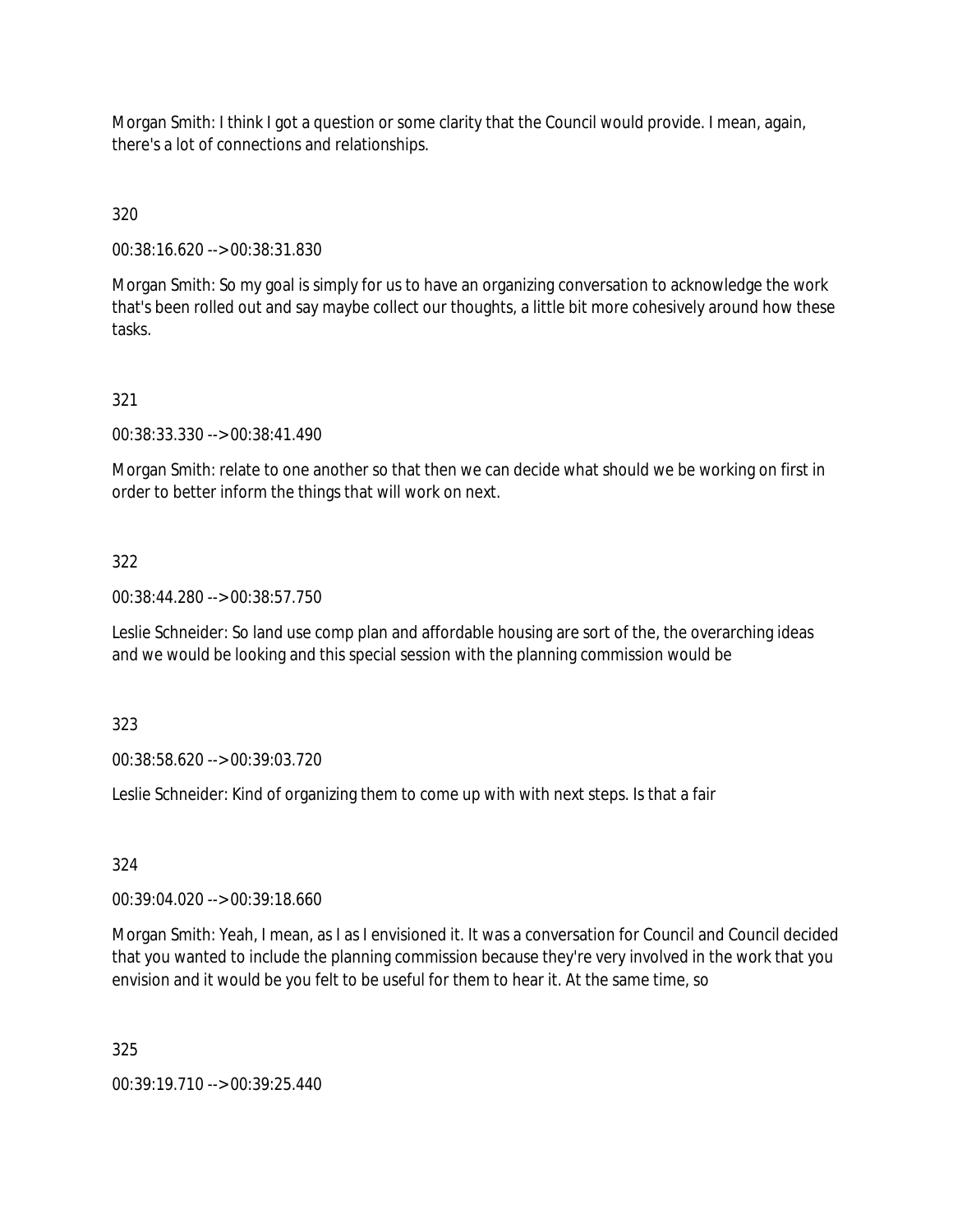Morgan Smith: I think I got a question or some clarity that the Council would provide. I mean, again, there's a lot of connections and relationships.

320

00:38:16.620 --> 00:38:31.830

Morgan Smith: So my goal is simply for us to have an organizing conversation to acknowledge the work that's been rolled out and say maybe collect our thoughts, a little bit more cohesively around how these tasks.

321

00:38:33.330 --> 00:38:41.490

Morgan Smith: relate to one another so that then we can decide what should we be working on first in order to better inform the things that will work on next.

322

00:38:44.280 --> 00:38:57.750

Leslie Schneider: So land use comp plan and affordable housing are sort of the, the overarching ideas and we would be looking and this special session with the planning commission would be

323

00:38:58.620 --> 00:39:03.720

Leslie Schneider: Kind of organizing them to come up with with next steps. Is that a fair

324

00:39:04.020 --> 00:39:18.660

Morgan Smith: Yeah, I mean, as I as I envisioned it. It was a conversation for Council and Council decided that you wanted to include the planning commission because they're very involved in the work that you envision and it would be you felt to be useful for them to hear it. At the same time, so

325

00:39:19.710 --> 00:39:25.440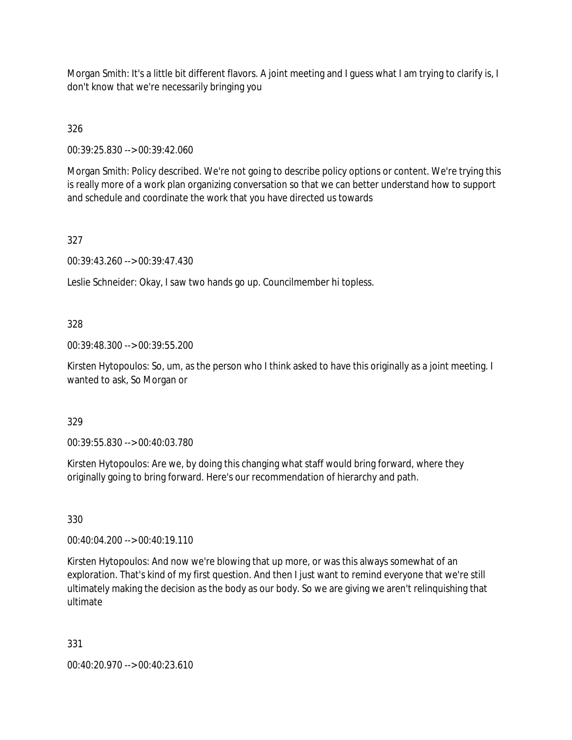Morgan Smith: It's a little bit different flavors. A joint meeting and I guess what I am trying to clarify is, I don't know that we're necessarily bringing you

326

00:39:25.830 --> 00:39:42.060

Morgan Smith: Policy described. We're not going to describe policy options or content. We're trying this is really more of a work plan organizing conversation so that we can better understand how to support and schedule and coordinate the work that you have directed us towards

327

00:39:43.260 --> 00:39:47.430

Leslie Schneider: Okay, I saw two hands go up. Councilmember hi topless.

328

00:39:48.300 --> 00:39:55.200

Kirsten Hytopoulos: So, um, as the person who I think asked to have this originally as a joint meeting. I wanted to ask, So Morgan or

329

00:39:55.830 --> 00:40:03.780

Kirsten Hytopoulos: Are we, by doing this changing what staff would bring forward, where they originally going to bring forward. Here's our recommendation of hierarchy and path.

330

00:40:04.200 --> 00:40:19.110

Kirsten Hytopoulos: And now we're blowing that up more, or was this always somewhat of an exploration. That's kind of my first question. And then I just want to remind everyone that we're still ultimately making the decision as the body as our body. So we are giving we aren't relinquishing that ultimate

331

00:40:20.970 --> 00:40:23.610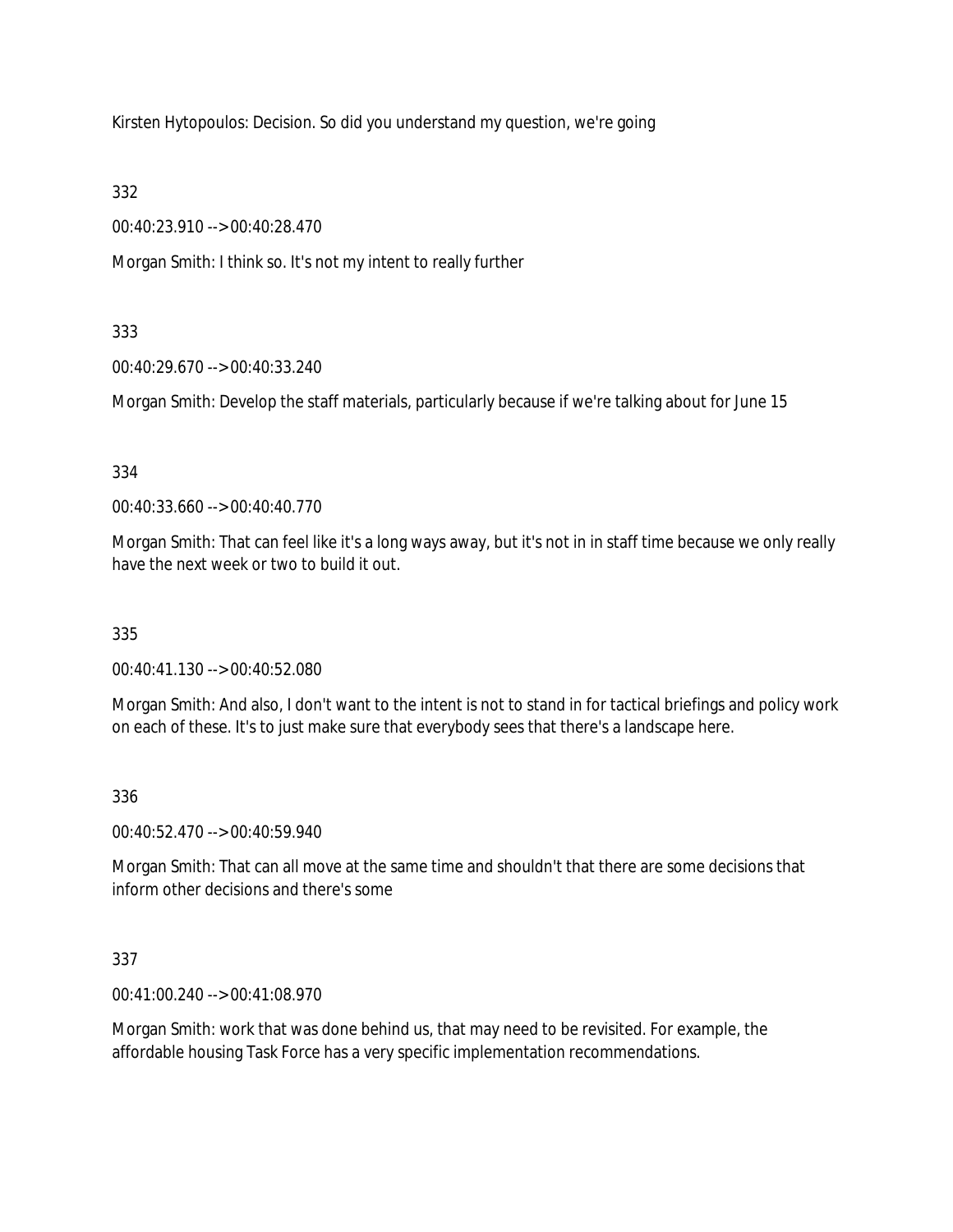Kirsten Hytopoulos: Decision. So did you understand my question, we're going

332

00:40:23.910 --> 00:40:28.470

Morgan Smith: I think so. It's not my intent to really further

333

00:40:29.670 --> 00:40:33.240

Morgan Smith: Develop the staff materials, particularly because if we're talking about for June 15

334

00:40:33.660 --> 00:40:40.770

Morgan Smith: That can feel like it's a long ways away, but it's not in in staff time because we only really have the next week or two to build it out.

335

00:40:41.130 --> 00:40:52.080

Morgan Smith: And also, I don't want to the intent is not to stand in for tactical briefings and policy work on each of these. It's to just make sure that everybody sees that there's a landscape here.

336

00:40:52.470 --> 00:40:59.940

Morgan Smith: That can all move at the same time and shouldn't that there are some decisions that inform other decisions and there's some

337

00:41:00.240 --> 00:41:08.970

Morgan Smith: work that was done behind us, that may need to be revisited. For example, the affordable housing Task Force has a very specific implementation recommendations.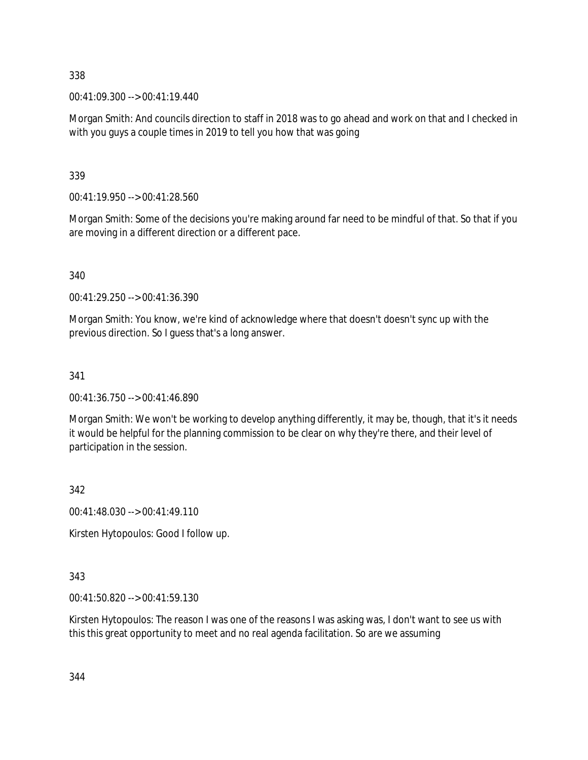338

00:41:09.300 --> 00:41:19.440

Morgan Smith: And councils direction to staff in 2018 was to go ahead and work on that and I checked in with you guys a couple times in 2019 to tell you how that was going

339

00:41:19.950 --> 00:41:28.560

Morgan Smith: Some of the decisions you're making around far need to be mindful of that. So that if you are moving in a different direction or a different pace.

340

00:41:29.250 --> 00:41:36.390

Morgan Smith: You know, we're kind of acknowledge where that doesn't doesn't sync up with the previous direction. So I guess that's a long answer.

341

00:41:36.750 --> 00:41:46.890

Morgan Smith: We won't be working to develop anything differently, it may be, though, that it's it needs it would be helpful for the planning commission to be clear on why they're there, and their level of participation in the session.

342

00:41:48.030 --> 00:41:49.110

Kirsten Hytopoulos: Good I follow up.

343

00:41:50.820 --> 00:41:59.130

Kirsten Hytopoulos: The reason I was one of the reasons I was asking was, I don't want to see us with this this great opportunity to meet and no real agenda facilitation. So are we assuming

344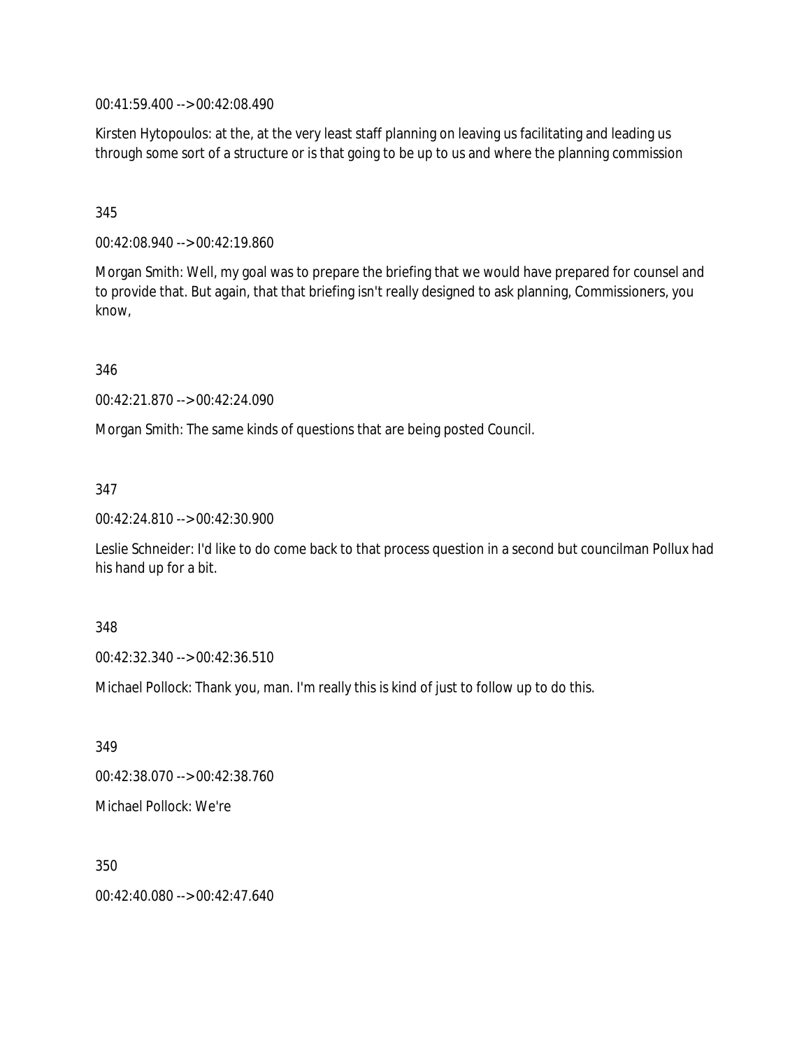00:41:59.400 --> 00:42:08.490

Kirsten Hytopoulos: at the, at the very least staff planning on leaving us facilitating and leading us through some sort of a structure or is that going to be up to us and where the planning commission

345

00:42:08.940 --> 00:42:19.860

Morgan Smith: Well, my goal was to prepare the briefing that we would have prepared for counsel and to provide that. But again, that that briefing isn't really designed to ask planning, Commissioners, you know,

346

00:42:21.870 --> 00:42:24.090

Morgan Smith: The same kinds of questions that are being posted Council.

347

00:42:24.810 --> 00:42:30.900

Leslie Schneider: I'd like to do come back to that process question in a second but councilman Pollux had his hand up for a bit.

348

00:42:32.340 --> 00:42:36.510

Michael Pollock: Thank you, man. I'm really this is kind of just to follow up to do this.

349

00:42:38.070 --> 00:42:38.760

Michael Pollock: We're

350

00:42:40.080 --> 00:42:47.640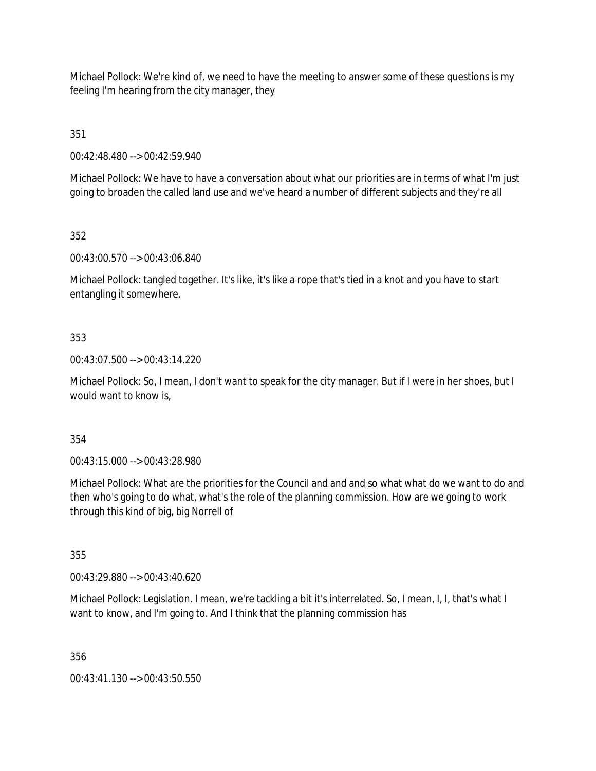Michael Pollock: We're kind of, we need to have the meeting to answer some of these questions is my feeling I'm hearing from the city manager, they

351

00:42:48.480 --> 00:42:59.940

Michael Pollock: We have to have a conversation about what our priorities are in terms of what I'm just going to broaden the called land use and we've heard a number of different subjects and they're all

352

00:43:00.570 --> 00:43:06.840

Michael Pollock: tangled together. It's like, it's like a rope that's tied in a knot and you have to start entangling it somewhere.

353

00:43:07.500 --> 00:43:14.220

Michael Pollock: So, I mean, I don't want to speak for the city manager. But if I were in her shoes, but I would want to know is,

354

00:43:15.000 --> 00:43:28.980

Michael Pollock: What are the priorities for the Council and and and so what what do we want to do and then who's going to do what, what's the role of the planning commission. How are we going to work through this kind of big, big Norrell of

355

00:43:29.880 --> 00:43:40.620

Michael Pollock: Legislation. I mean, we're tackling a bit it's interrelated. So, I mean, I, I, that's what I want to know, and I'm going to. And I think that the planning commission has

356

00:43:41.130 --> 00:43:50.550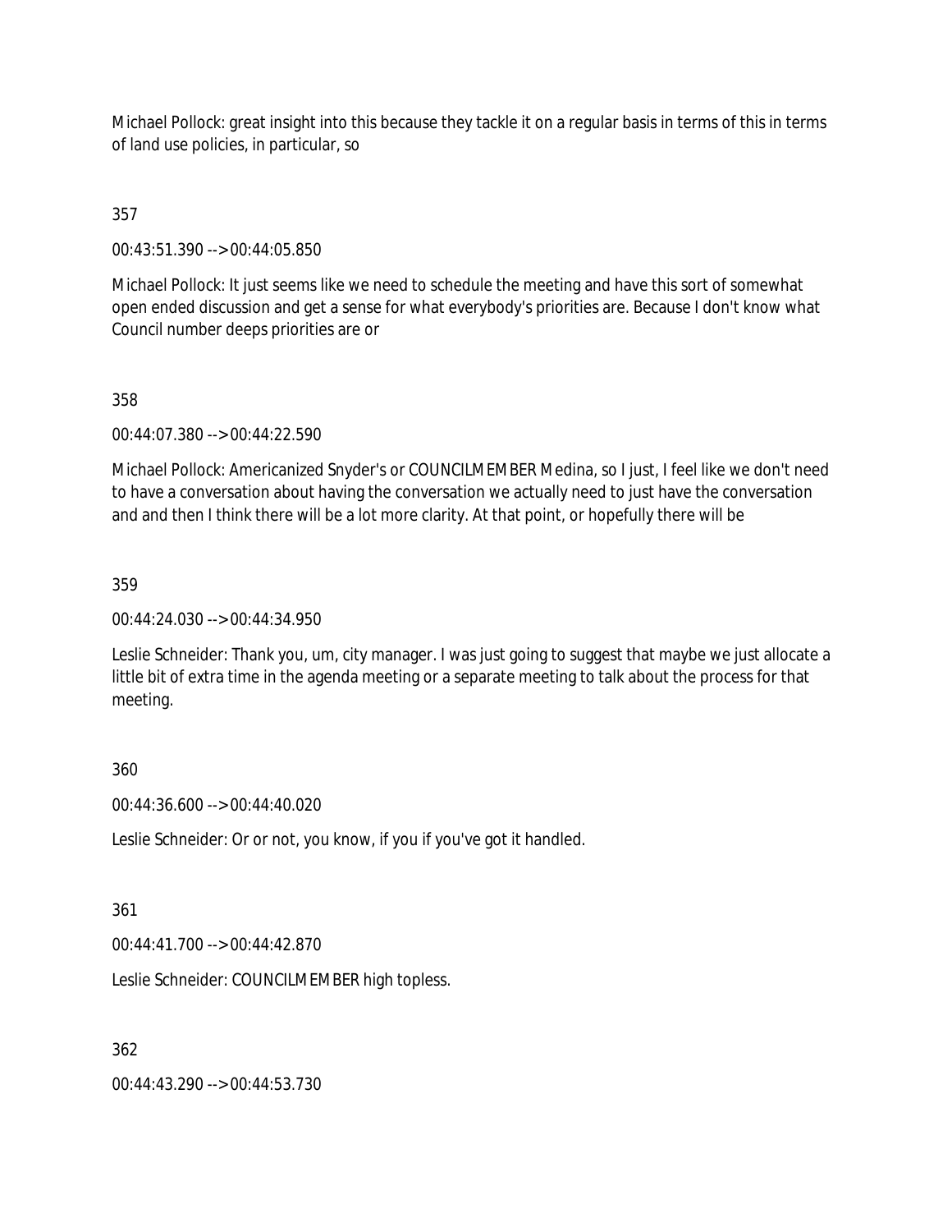Michael Pollock: great insight into this because they tackle it on a regular basis in terms of this in terms of land use policies, in particular, so

357

00:43:51.390 --> 00:44:05.850

Michael Pollock: It just seems like we need to schedule the meeting and have this sort of somewhat open ended discussion and get a sense for what everybody's priorities are. Because I don't know what Council number deeps priorities are or

358

00:44:07.380 --> 00:44:22.590

Michael Pollock: Americanized Snyder's or COUNCILMEMBER Medina, so I just, I feel like we don't need to have a conversation about having the conversation we actually need to just have the conversation and and then I think there will be a lot more clarity. At that point, or hopefully there will be

359

00:44:24.030 --> 00:44:34.950

Leslie Schneider: Thank you, um, city manager. I was just going to suggest that maybe we just allocate a little bit of extra time in the agenda meeting or a separate meeting to talk about the process for that meeting.

360

00:44:36.600 --> 00:44:40.020

Leslie Schneider: Or or not, you know, if you if you've got it handled.

361

00:44:41.700 --> 00:44:42.870

Leslie Schneider: COUNCILMEMBER high topless.

362

00:44:43.290 --> 00:44:53.730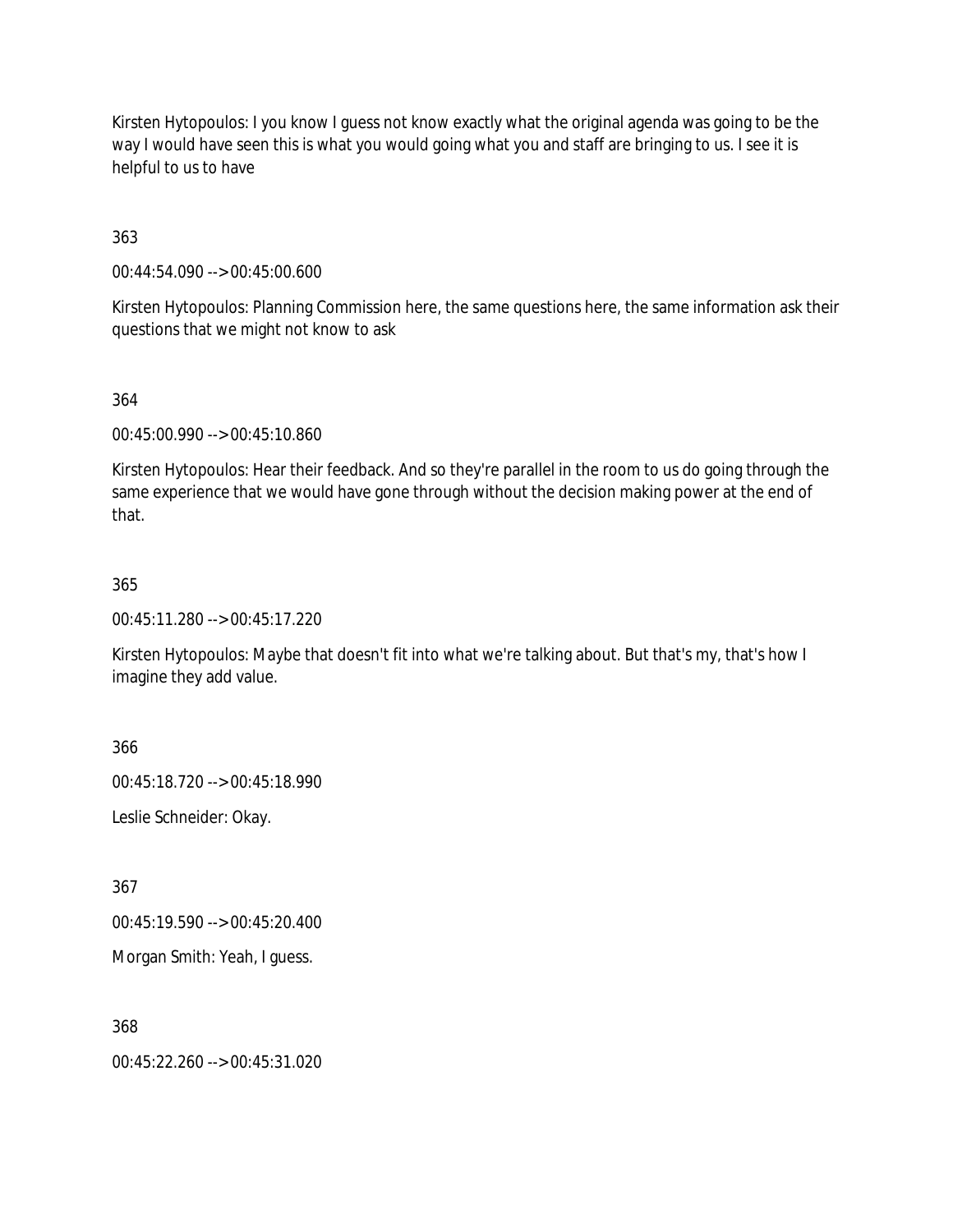Kirsten Hytopoulos: I you know I guess not know exactly what the original agenda was going to be the way I would have seen this is what you would going what you and staff are bringing to us. I see it is helpful to us to have

363

00:44:54.090 --> 00:45:00.600

Kirsten Hytopoulos: Planning Commission here, the same questions here, the same information ask their questions that we might not know to ask

364

00:45:00.990 --> 00:45:10.860

Kirsten Hytopoulos: Hear their feedback. And so they're parallel in the room to us do going through the same experience that we would have gone through without the decision making power at the end of that.

365

00:45:11.280 --> 00:45:17.220

Kirsten Hytopoulos: Maybe that doesn't fit into what we're talking about. But that's my, that's how I imagine they add value.

366

00:45:18.720 --> 00:45:18.990

Leslie Schneider: Okay.

367

00:45:19.590 --> 00:45:20.400

Morgan Smith: Yeah, I guess.

368

00:45:22.260 --> 00:45:31.020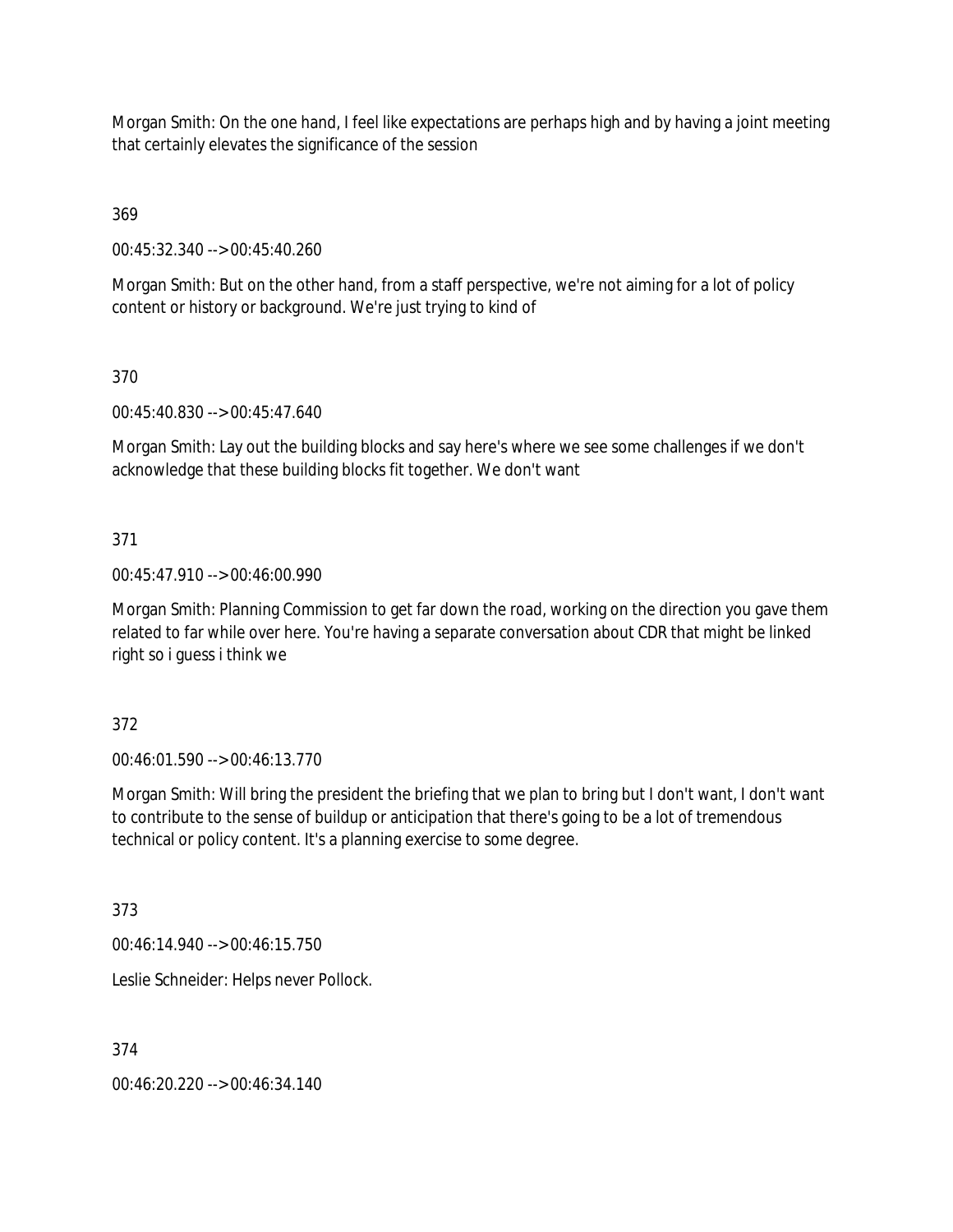Morgan Smith: On the one hand, I feel like expectations are perhaps high and by having a joint meeting that certainly elevates the significance of the session

369

00:45:32.340 --> 00:45:40.260

Morgan Smith: But on the other hand, from a staff perspective, we're not aiming for a lot of policy content or history or background. We're just trying to kind of

370

00:45:40.830 --> 00:45:47.640

Morgan Smith: Lay out the building blocks and say here's where we see some challenges if we don't acknowledge that these building blocks fit together. We don't want

371

00:45:47.910 --> 00:46:00.990

Morgan Smith: Planning Commission to get far down the road, working on the direction you gave them related to far while over here. You're having a separate conversation about CDR that might be linked right so i guess i think we

372

00:46:01.590 --> 00:46:13.770

Morgan Smith: Will bring the president the briefing that we plan to bring but I don't want, I don't want to contribute to the sense of buildup or anticipation that there's going to be a lot of tremendous technical or policy content. It's a planning exercise to some degree.

373

00:46:14.940 --> 00:46:15.750

Leslie Schneider: Helps never Pollock.

374

00:46:20.220 --> 00:46:34.140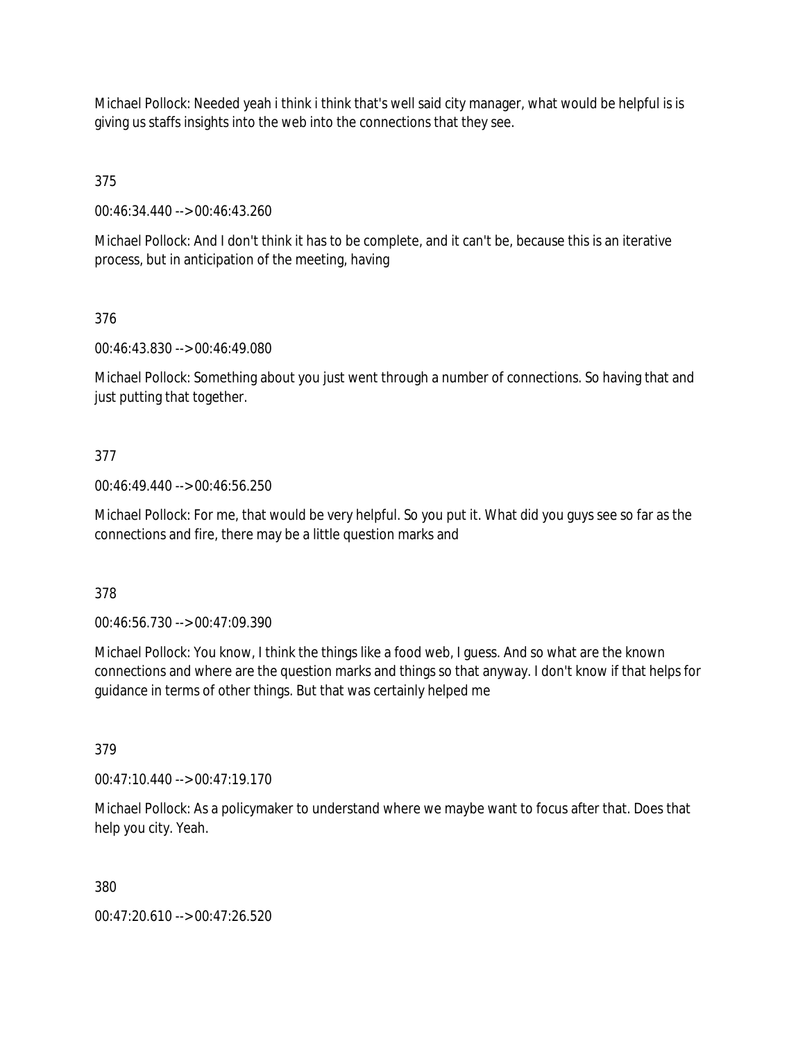Michael Pollock: Needed yeah i think i think that's well said city manager, what would be helpful is is giving us staffs insights into the web into the connections that they see.

375

00:46:34.440 --> 00:46:43.260

Michael Pollock: And I don't think it has to be complete, and it can't be, because this is an iterative process, but in anticipation of the meeting, having

376

00:46:43.830 --> 00:46:49.080

Michael Pollock: Something about you just went through a number of connections. So having that and just putting that together.

377

00:46:49.440 --> 00:46:56.250

Michael Pollock: For me, that would be very helpful. So you put it. What did you guys see so far as the connections and fire, there may be a little question marks and

378

00:46:56.730 --> 00:47:09.390

Michael Pollock: You know, I think the things like a food web, I guess. And so what are the known connections and where are the question marks and things so that anyway. I don't know if that helps for guidance in terms of other things. But that was certainly helped me

379

00:47:10.440 --> 00:47:19.170

Michael Pollock: As a policymaker to understand where we maybe want to focus after that. Does that help you city. Yeah.

380

00:47:20.610 --> 00:47:26.520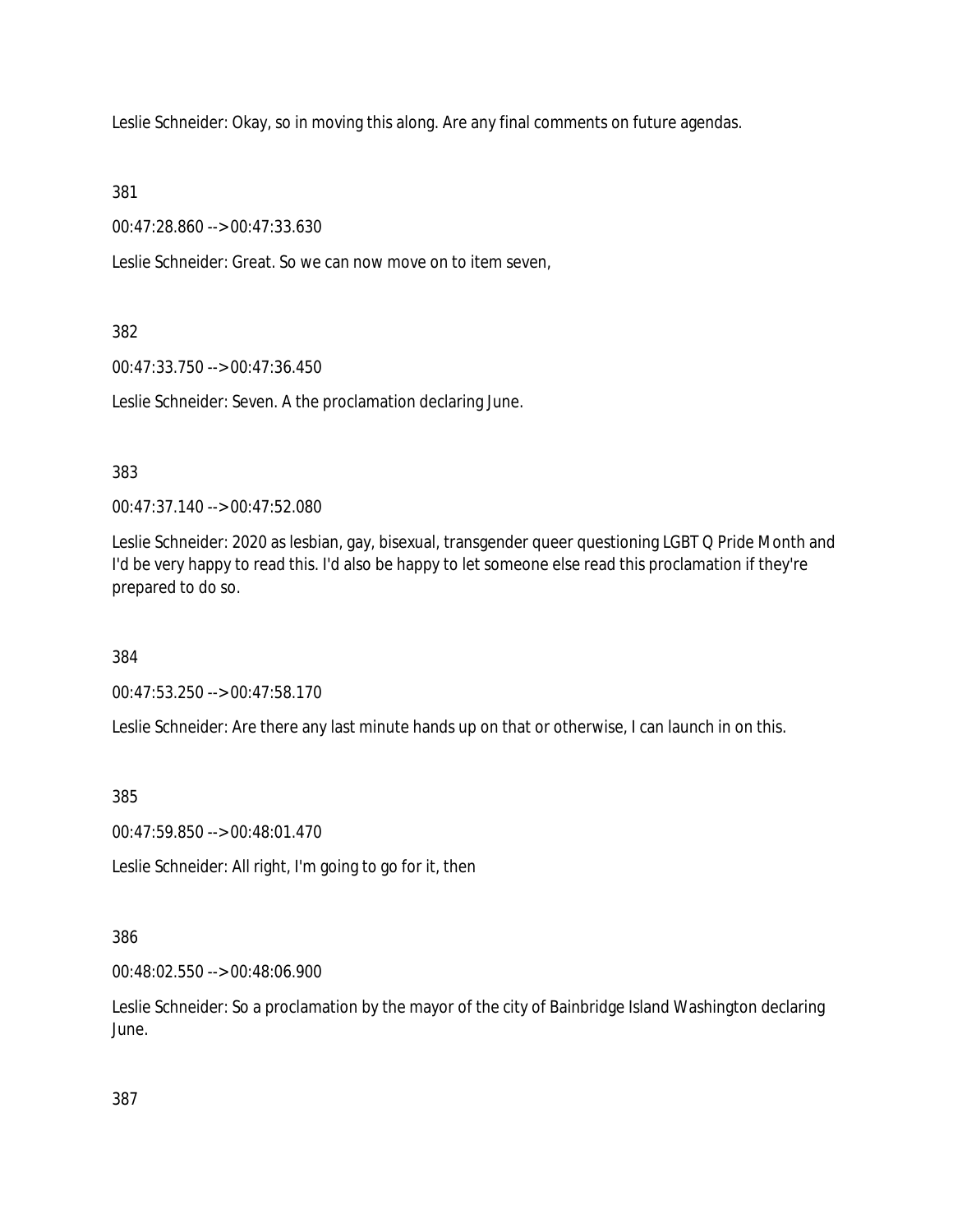Leslie Schneider: Okay, so in moving this along. Are any final comments on future agendas.

381

00:47:28.860 --> 00:47:33.630

Leslie Schneider: Great. So we can now move on to item seven,

382

00:47:33.750 --> 00:47:36.450

Leslie Schneider: Seven. A the proclamation declaring June.

383

00:47:37.140 --> 00:47:52.080

Leslie Schneider: 2020 as lesbian, gay, bisexual, transgender queer questioning LGBT Q Pride Month and I'd be very happy to read this. I'd also be happy to let someone else read this proclamation if they're prepared to do so.

384

00:47:53.250 --> 00:47:58.170

Leslie Schneider: Are there any last minute hands up on that or otherwise, I can launch in on this.

385

00:47:59.850 --> 00:48:01.470

Leslie Schneider: All right, I'm going to go for it, then

386

00:48:02.550 --> 00:48:06.900

Leslie Schneider: So a proclamation by the mayor of the city of Bainbridge Island Washington declaring June.

387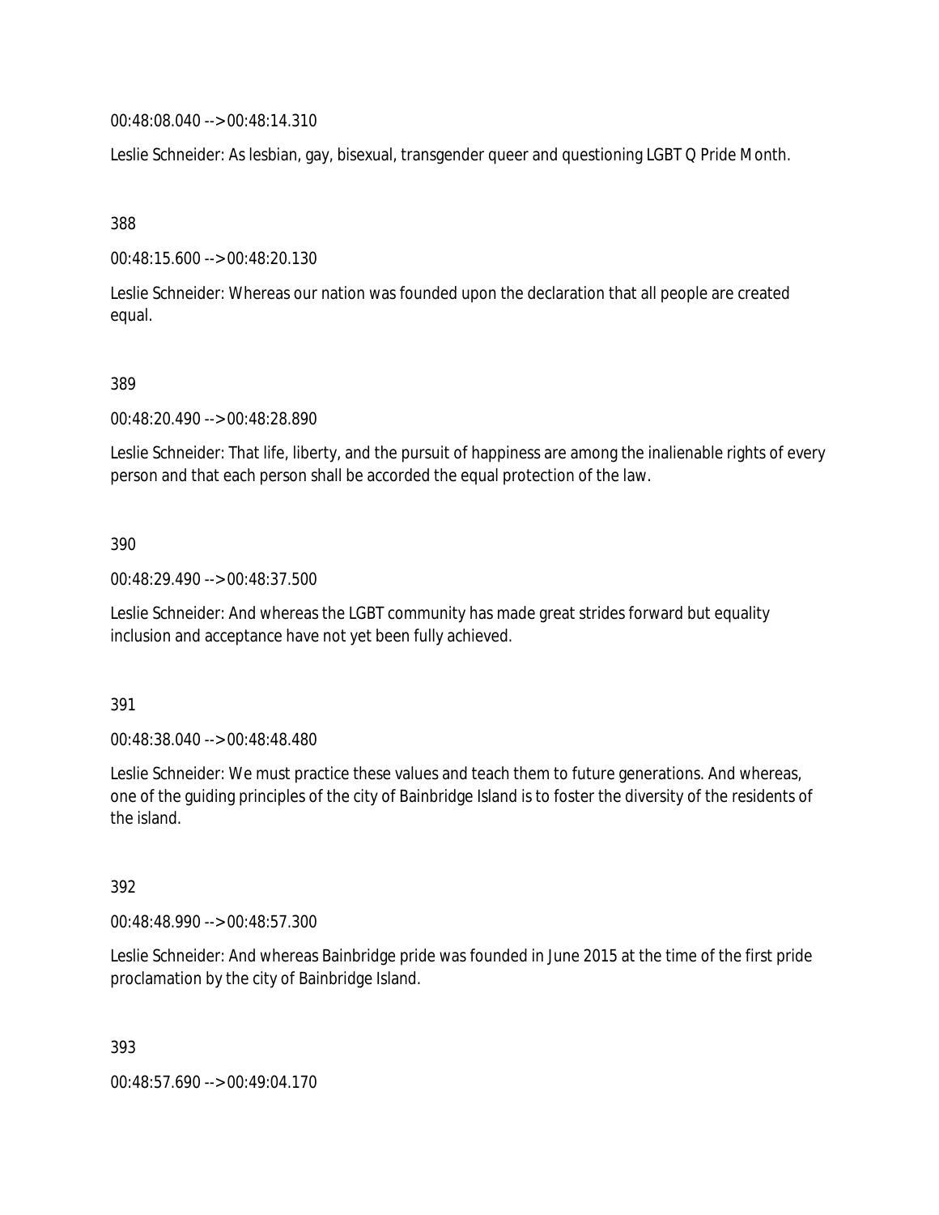00:48:08.040 --> 00:48:14.310

Leslie Schneider: As lesbian, gay, bisexual, transgender queer and questioning LGBT Q Pride Month.

388

00:48:15.600 --> 00:48:20.130

Leslie Schneider: Whereas our nation was founded upon the declaration that all people are created equal.

389

00:48:20.490 --> 00:48:28.890

Leslie Schneider: That life, liberty, and the pursuit of happiness are among the inalienable rights of every person and that each person shall be accorded the equal protection of the law.

390

00:48:29.490 --> 00:48:37.500

Leslie Schneider: And whereas the LGBT community has made great strides forward but equality inclusion and acceptance have not yet been fully achieved.

391

00:48:38.040 --> 00:48:48.480

Leslie Schneider: We must practice these values and teach them to future generations. And whereas, one of the guiding principles of the city of Bainbridge Island is to foster the diversity of the residents of the island.

392

00:48:48.990 --> 00:48:57.300

Leslie Schneider: And whereas Bainbridge pride was founded in June 2015 at the time of the first pride proclamation by the city of Bainbridge Island.

393

00:48:57.690 --> 00:49:04.170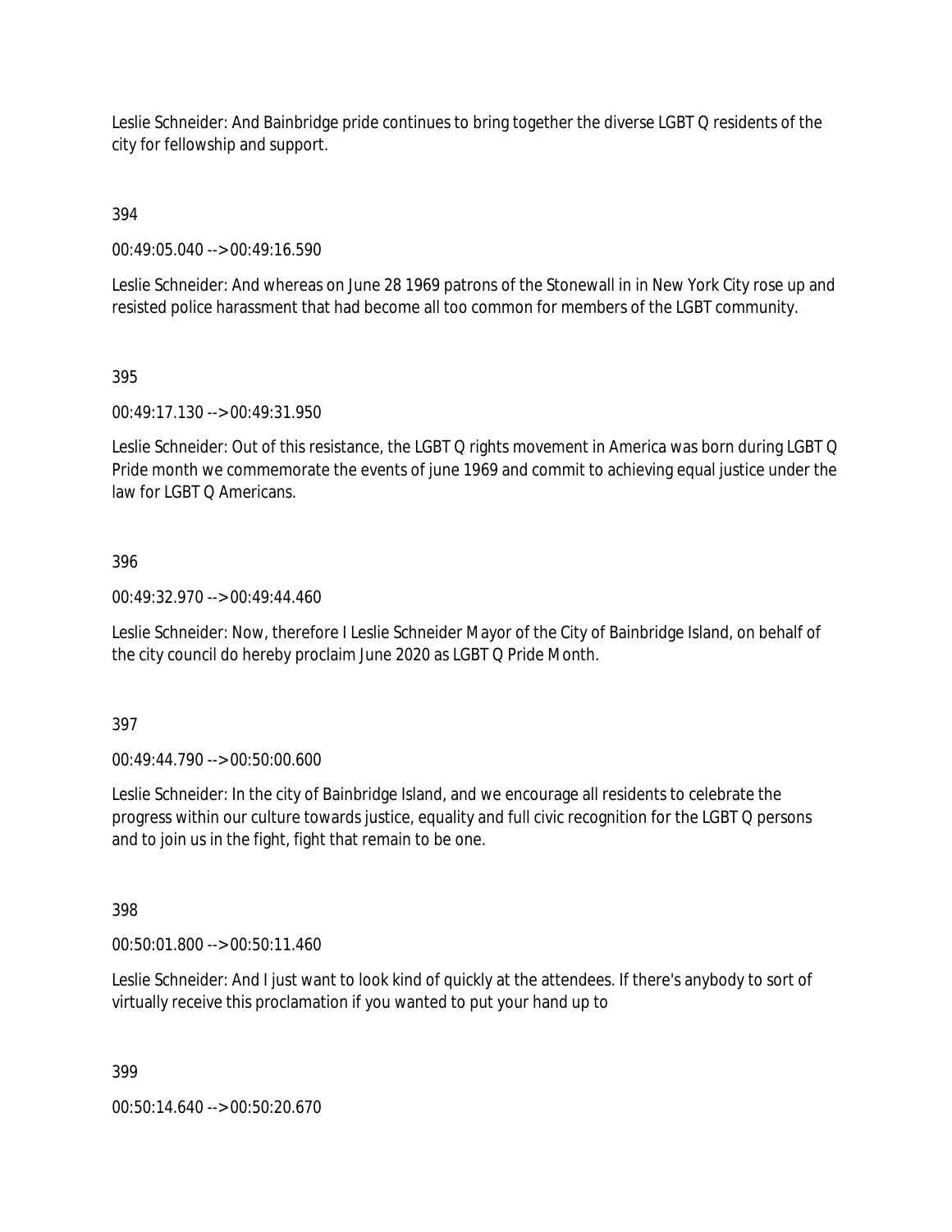Leslie Schneider: And Bainbridge pride continues to bring together the diverse LGBT Q residents of the city for fellowship and support.

394

00:49:05.040 --> 00:49:16.590

Leslie Schneider: And whereas on June 28 1969 patrons of the Stonewall in in New York City rose up and resisted police harassment that had become all too common for members of the LGBT community.

395

00:49:17.130 --> 00:49:31.950

Leslie Schneider: Out of this resistance, the LGBT Q rights movement in America was born during LGBT Q Pride month we commemorate the events of june 1969 and commit to achieving equal justice under the law for LGBT Q Americans.

396

00:49:32.970 --> 00:49:44.460

Leslie Schneider: Now, therefore I Leslie Schneider Mayor of the City of Bainbridge Island, on behalf of the city council do hereby proclaim June 2020 as LGBT Q Pride Month.

397

00:49:44.790 --> 00:50:00.600

Leslie Schneider: In the city of Bainbridge Island, and we encourage all residents to celebrate the progress within our culture towards justice, equality and full civic recognition for the LGBT Q persons and to join us in the fight, fight that remain to be one.

398

00:50:01.800 --> 00:50:11.460

Leslie Schneider: And I just want to look kind of quickly at the attendees. If there's anybody to sort of virtually receive this proclamation if you wanted to put your hand up to

399

00:50:14.640 --> 00:50:20.670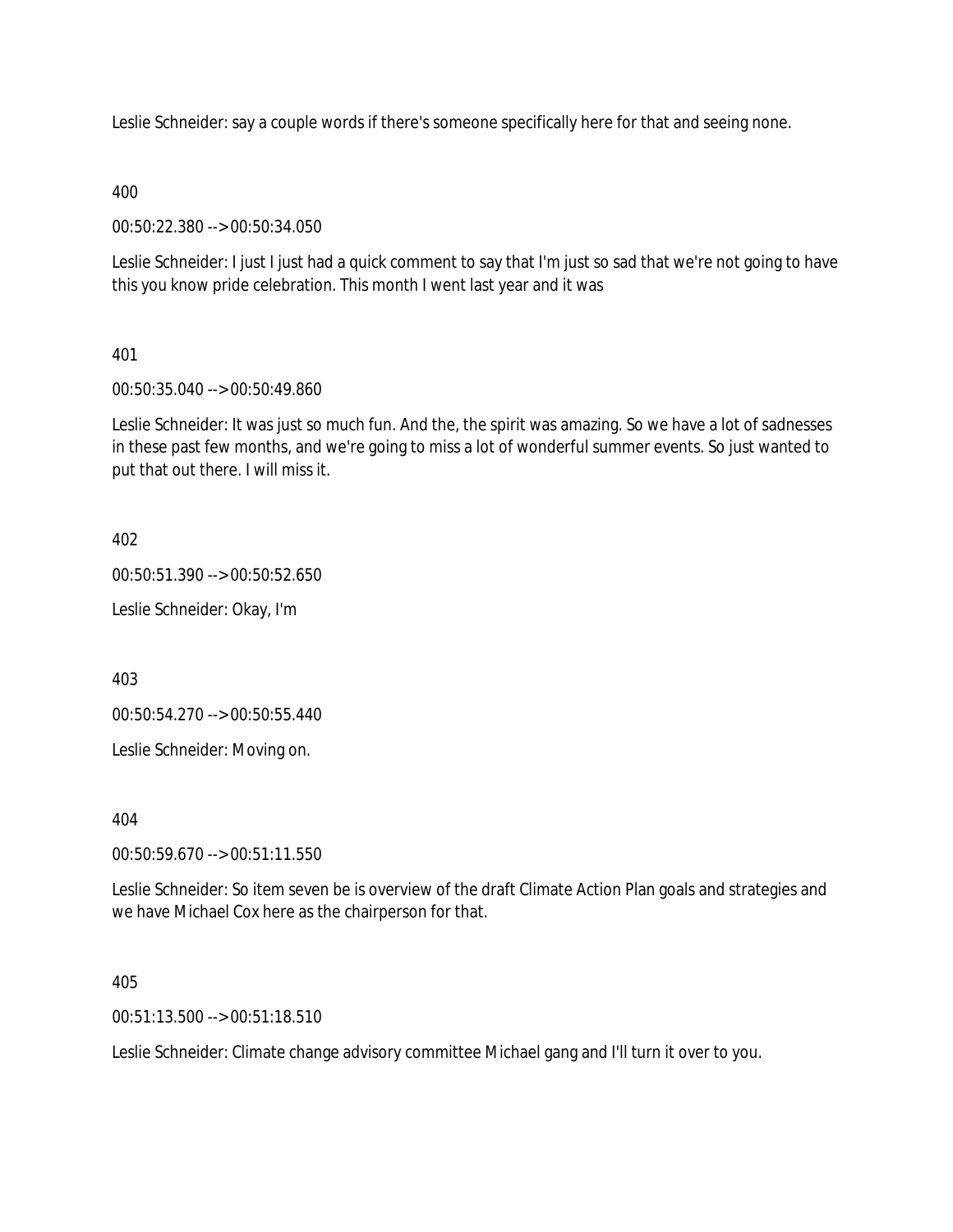Leslie Schneider: say a couple words if there's someone specifically here for that and seeing none.

400

00:50:22.380 --> 00:50:34.050

Leslie Schneider: I just I just had a quick comment to say that I'm just so sad that we're not going to have this you know pride celebration. This month I went last year and it was

401

00:50:35.040 --> 00:50:49.860

Leslie Schneider: It was just so much fun. And the, the spirit was amazing. So we have a lot of sadnesses in these past few months, and we're going to miss a lot of wonderful summer events. So just wanted to put that out there. I will miss it.

402

00:50:51.390 --> 00:50:52.650

Leslie Schneider: Okay, I'm

403

00:50:54.270 --> 00:50:55.440

Leslie Schneider: Moving on.

404

00:50:59.670 --> 00:51:11.550

Leslie Schneider: So item seven be is overview of the draft Climate Action Plan goals and strategies and we have Michael Cox here as the chairperson for that.

405

00:51:13.500 --> 00:51:18.510

Leslie Schneider: Climate change advisory committee Michael gang and I'll turn it over to you.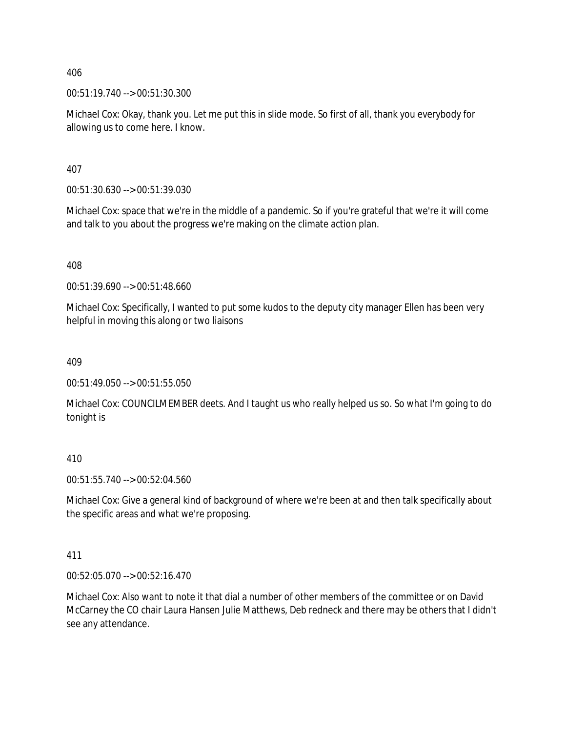406

00:51:19.740 --> 00:51:30.300

Michael Cox: Okay, thank you. Let me put this in slide mode. So first of all, thank you everybody for allowing us to come here. I know.

407

00:51:30.630 --> 00:51:39.030

Michael Cox: space that we're in the middle of a pandemic. So if you're grateful that we're it will come and talk to you about the progress we're making on the climate action plan.

408

00:51:39.690 --> 00:51:48.660

Michael Cox: Specifically, I wanted to put some kudos to the deputy city manager Ellen has been very helpful in moving this along or two liaisons

409

00:51:49.050 --> 00:51:55.050

Michael Cox: COUNCILMEMBER deets. And I taught us who really helped us so. So what I'm going to do tonight is

410

00:51:55.740 --> 00:52:04.560

Michael Cox: Give a general kind of background of where we're been at and then talk specifically about the specific areas and what we're proposing.

411

00:52:05.070 --> 00:52:16.470

Michael Cox: Also want to note it that dial a number of other members of the committee or on David McCarney the CO chair Laura Hansen Julie Matthews, Deb redneck and there may be others that I didn't see any attendance.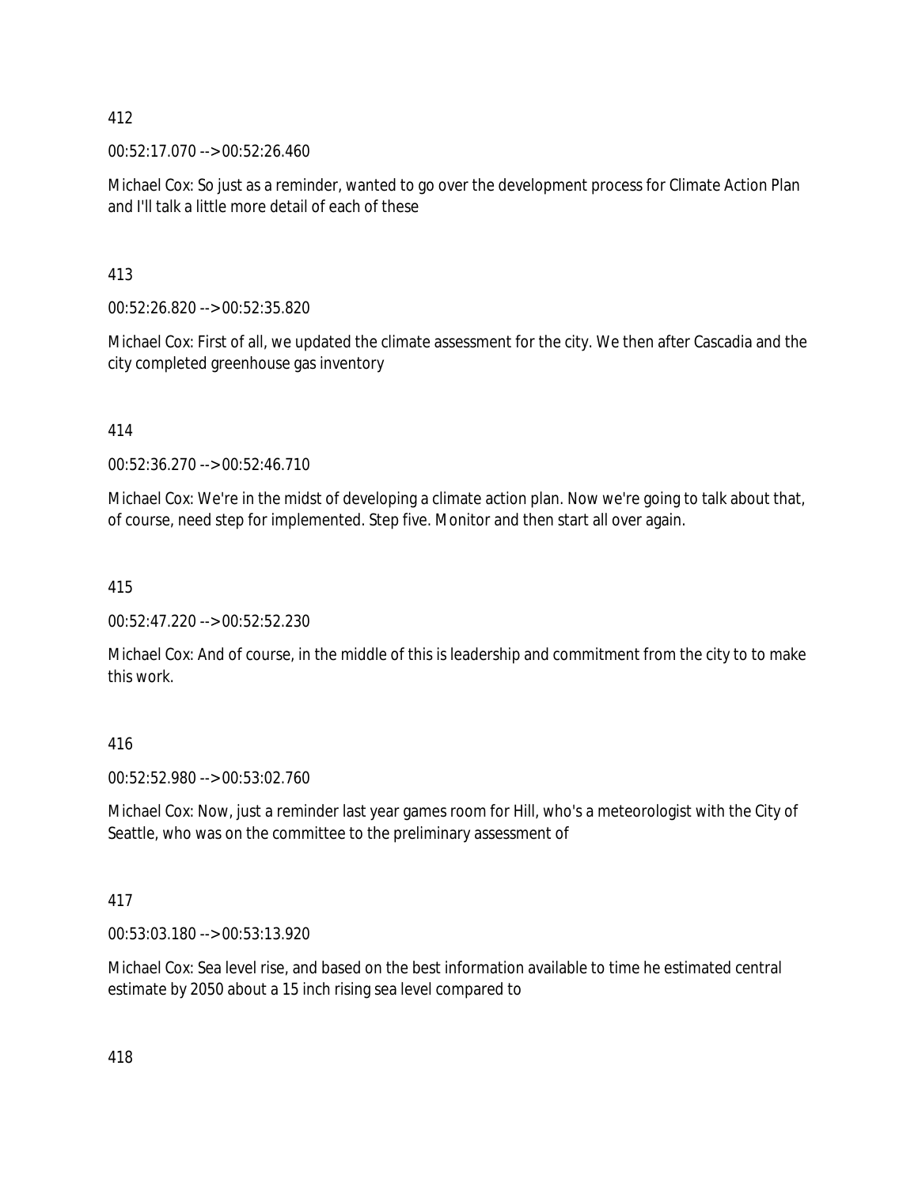412

00:52:17.070 --> 00:52:26.460

Michael Cox: So just as a reminder, wanted to go over the development process for Climate Action Plan and I'll talk a little more detail of each of these

413

00:52:26.820 --> 00:52:35.820

Michael Cox: First of all, we updated the climate assessment for the city. We then after Cascadia and the city completed greenhouse gas inventory

414

00:52:36.270 --> 00:52:46.710

Michael Cox: We're in the midst of developing a climate action plan. Now we're going to talk about that, of course, need step for implemented. Step five. Monitor and then start all over again.

415

00:52:47.220 --> 00:52:52.230

Michael Cox: And of course, in the middle of this is leadership and commitment from the city to to make this work.

416

00:52:52.980 --> 00:53:02.760

Michael Cox: Now, just a reminder last year games room for Hill, who's a meteorologist with the City of Seattle, who was on the committee to the preliminary assessment of

417

00:53:03.180 --> 00:53:13.920

Michael Cox: Sea level rise, and based on the best information available to time he estimated central estimate by 2050 about a 15 inch rising sea level compared to

418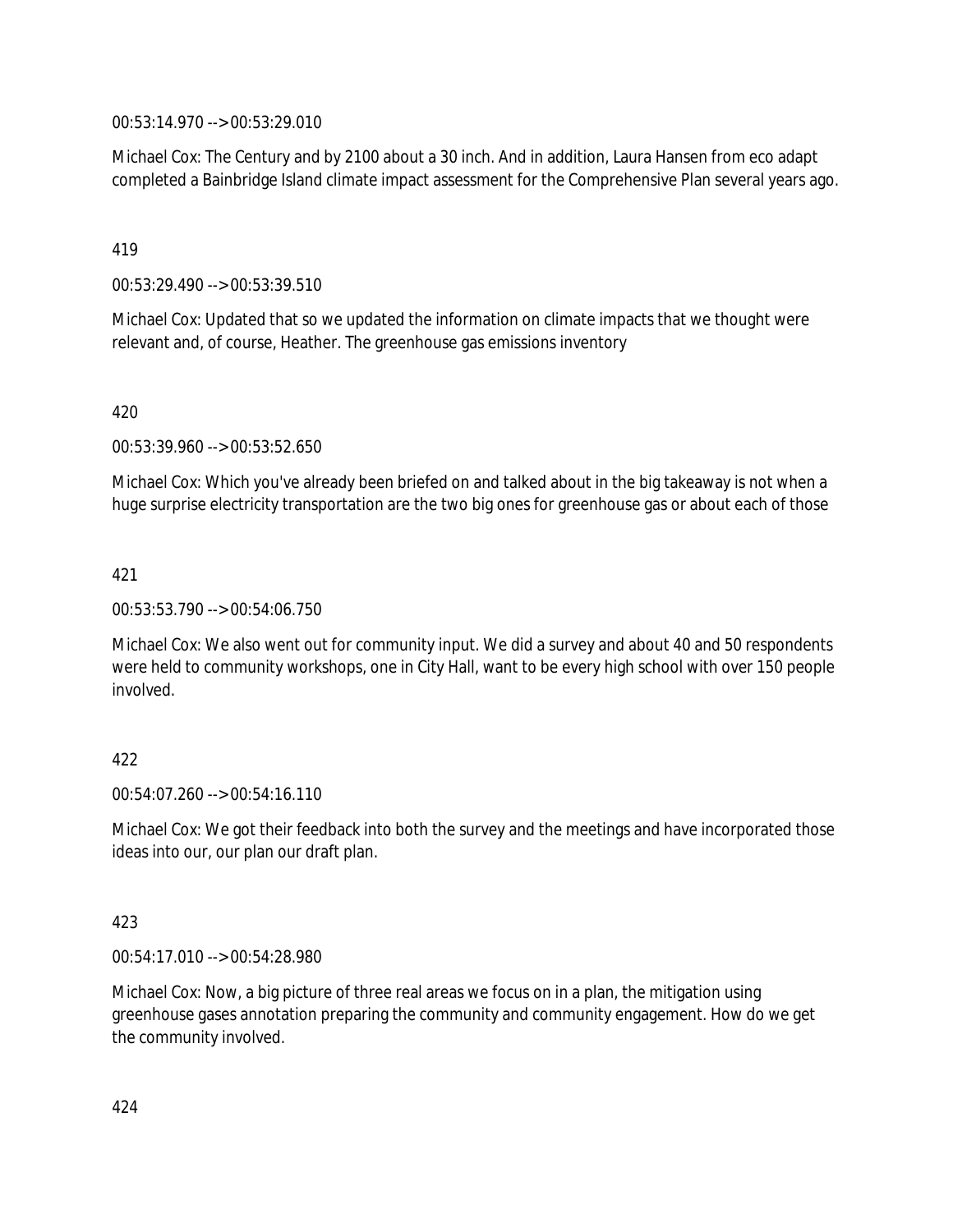00:53:14.970 --> 00:53:29.010

Michael Cox: The Century and by 2100 about a 30 inch. And in addition, Laura Hansen from eco adapt completed a Bainbridge Island climate impact assessment for the Comprehensive Plan several years ago.

419

00:53:29.490 --> 00:53:39.510

Michael Cox: Updated that so we updated the information on climate impacts that we thought were relevant and, of course, Heather. The greenhouse gas emissions inventory

420

00:53:39.960 --> 00:53:52.650

Michael Cox: Which you've already been briefed on and talked about in the big takeaway is not when a huge surprise electricity transportation are the two big ones for greenhouse gas or about each of those

421

00:53:53.790 --> 00:54:06.750

Michael Cox: We also went out for community input. We did a survey and about 40 and 50 respondents were held to community workshops, one in City Hall, want to be every high school with over 150 people involved.

422

00:54:07.260 --> 00:54:16.110

Michael Cox: We got their feedback into both the survey and the meetings and have incorporated those ideas into our, our plan our draft plan.

423

00:54:17.010 --> 00:54:28.980

Michael Cox: Now, a big picture of three real areas we focus on in a plan, the mitigation using greenhouse gases annotation preparing the community and community engagement. How do we get the community involved.

424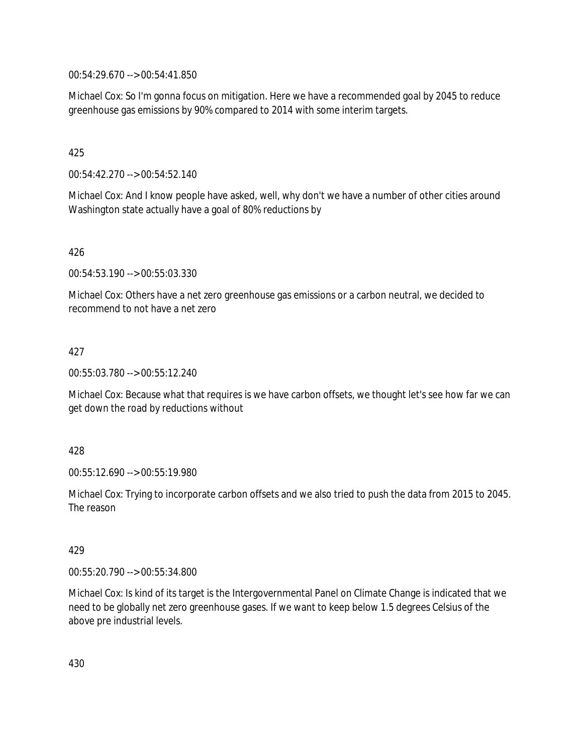00:54:29.670 --> 00:54:41.850

Michael Cox: So I'm gonna focus on mitigation. Here we have a recommended goal by 2045 to reduce greenhouse gas emissions by 90% compared to 2014 with some interim targets.

425

00:54:42.270 --> 00:54:52.140

Michael Cox: And I know people have asked, well, why don't we have a number of other cities around Washington state actually have a goal of 80% reductions by

426

00:54:53.190 --> 00:55:03.330

Michael Cox: Others have a net zero greenhouse gas emissions or a carbon neutral, we decided to recommend to not have a net zero

427

00:55:03.780 --> 00:55:12.240

Michael Cox: Because what that requires is we have carbon offsets, we thought let's see how far we can get down the road by reductions without

428

00:55:12.690 --> 00:55:19.980

Michael Cox: Trying to incorporate carbon offsets and we also tried to push the data from 2015 to 2045. The reason

429

00:55:20.790 --> 00:55:34.800

Michael Cox: Is kind of its target is the Intergovernmental Panel on Climate Change is indicated that we need to be globally net zero greenhouse gases. If we want to keep below 1.5 degrees Celsius of the above pre industrial levels.

430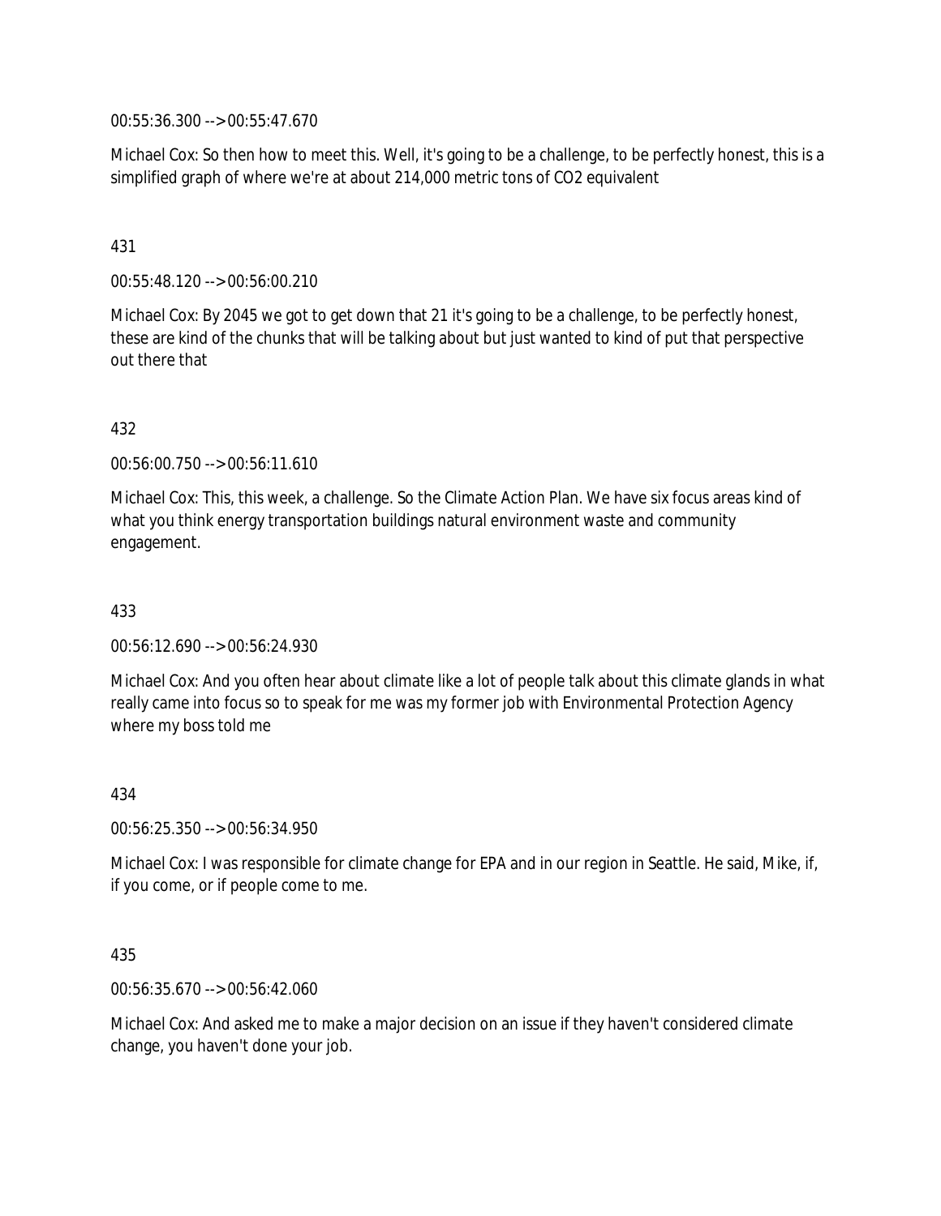00:55:36.300 --> 00:55:47.670

Michael Cox: So then how to meet this. Well, it's going to be a challenge, to be perfectly honest, this is a simplified graph of where we're at about 214,000 metric tons of CO2 equivalent

431

00:55:48.120 --> 00:56:00.210

Michael Cox: By 2045 we got to get down that 21 it's going to be a challenge, to be perfectly honest, these are kind of the chunks that will be talking about but just wanted to kind of put that perspective out there that

432

00:56:00.750 --> 00:56:11.610

Michael Cox: This, this week, a challenge. So the Climate Action Plan. We have six focus areas kind of what you think energy transportation buildings natural environment waste and community engagement.

433

00:56:12.690 --> 00:56:24.930

Michael Cox: And you often hear about climate like a lot of people talk about this climate glands in what really came into focus so to speak for me was my former job with Environmental Protection Agency where my boss told me

434

00:56:25.350 --> 00:56:34.950

Michael Cox: I was responsible for climate change for EPA and in our region in Seattle. He said, Mike, if, if you come, or if people come to me.

435

00:56:35.670 --> 00:56:42.060

Michael Cox: And asked me to make a major decision on an issue if they haven't considered climate change, you haven't done your job.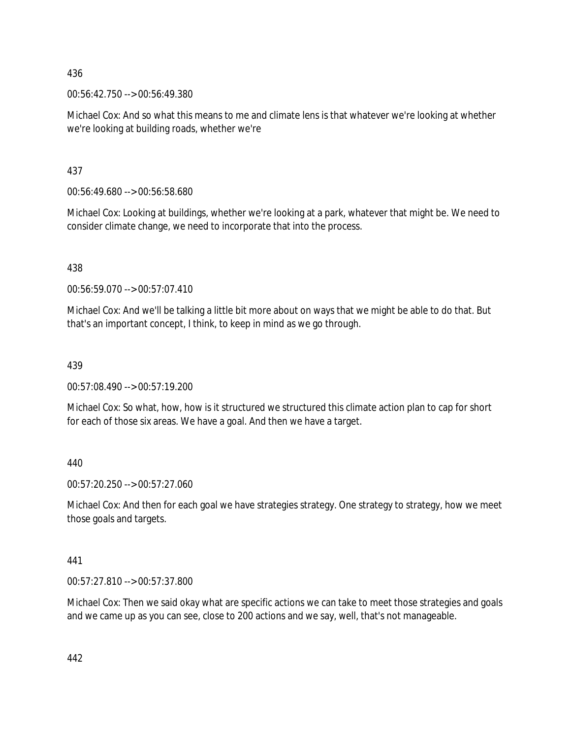436

00:56:42.750 --> 00:56:49.380

Michael Cox: And so what this means to me and climate lens is that whatever we're looking at whether we're looking at building roads, whether we're

437

00:56:49.680 --> 00:56:58.680

Michael Cox: Looking at buildings, whether we're looking at a park, whatever that might be. We need to consider climate change, we need to incorporate that into the process.

438

00:56:59.070 --> 00:57:07.410

Michael Cox: And we'll be talking a little bit more about on ways that we might be able to do that. But that's an important concept, I think, to keep in mind as we go through.

439

00:57:08.490 --> 00:57:19.200

Michael Cox: So what, how, how is it structured we structured this climate action plan to cap for short for each of those six areas. We have a goal. And then we have a target.

440

00:57:20.250 --> 00:57:27.060

Michael Cox: And then for each goal we have strategies strategy. One strategy to strategy, how we meet those goals and targets.

441

00:57:27.810 --> 00:57:37.800

Michael Cox: Then we said okay what are specific actions we can take to meet those strategies and goals and we came up as you can see, close to 200 actions and we say, well, that's not manageable.

442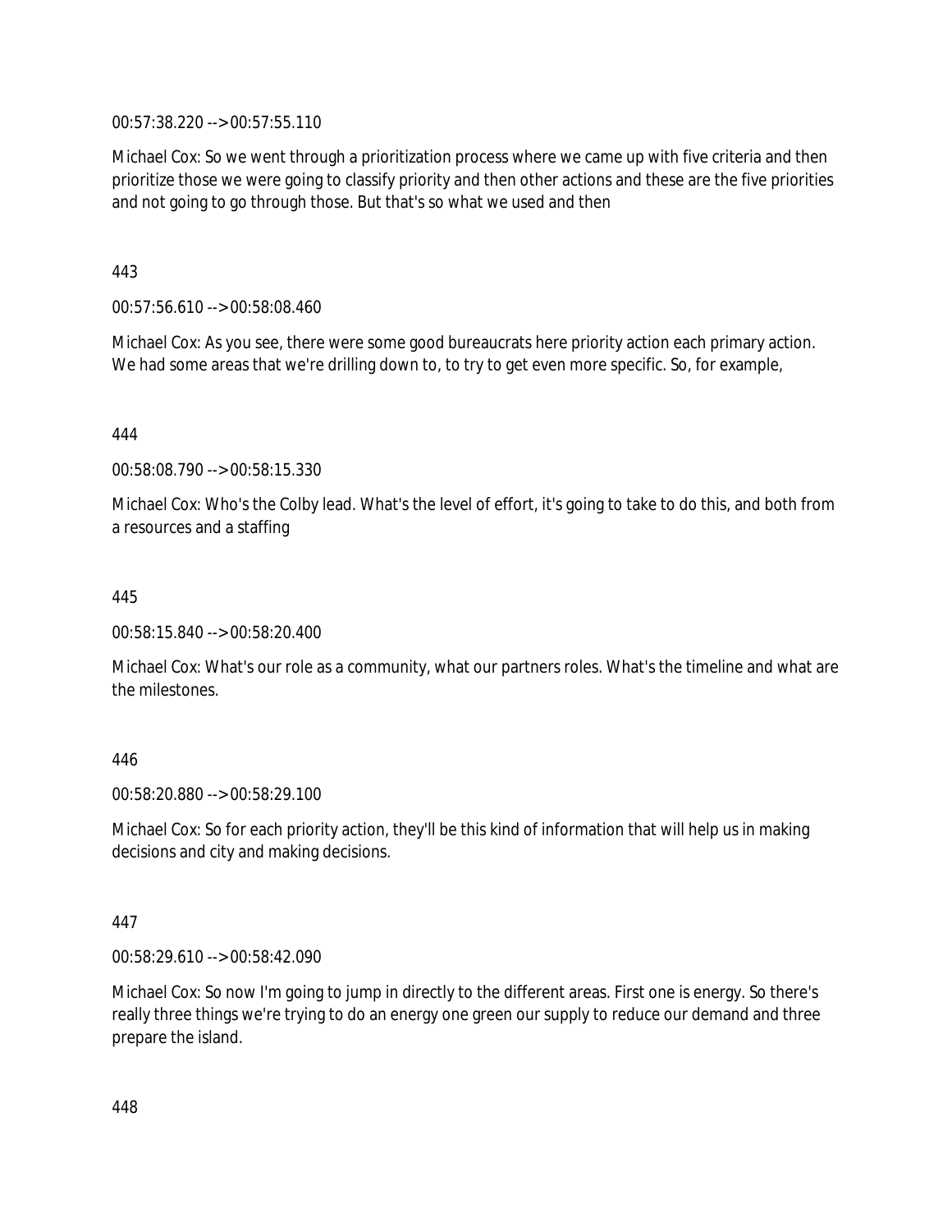00:57:38.220 --> 00:57:55.110

Michael Cox: So we went through a prioritization process where we came up with five criteria and then prioritize those we were going to classify priority and then other actions and these are the five priorities and not going to go through those. But that's so what we used and then

443

00:57:56.610 --> 00:58:08.460

Michael Cox: As you see, there were some good bureaucrats here priority action each primary action. We had some areas that we're drilling down to, to try to get even more specific. So, for example,

444

00:58:08.790 --> 00:58:15.330

Michael Cox: Who's the Colby lead. What's the level of effort, it's going to take to do this, and both from a resources and a staffing

445

00:58:15.840 --> 00:58:20.400

Michael Cox: What's our role as a community, what our partners roles. What's the timeline and what are the milestones.

446

00:58:20.880 --> 00:58:29.100

Michael Cox: So for each priority action, they'll be this kind of information that will help us in making decisions and city and making decisions.

447

00:58:29.610 --> 00:58:42.090

Michael Cox: So now I'm going to jump in directly to the different areas. First one is energy. So there's really three things we're trying to do an energy one green our supply to reduce our demand and three prepare the island.

448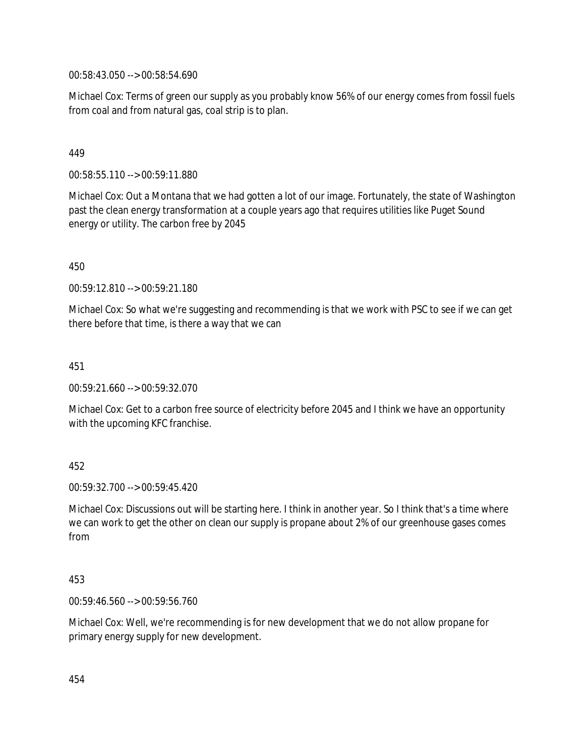00:58:43.050 --> 00:58:54.690

Michael Cox: Terms of green our supply as you probably know 56% of our energy comes from fossil fuels from coal and from natural gas, coal strip is to plan.

449

00:58:55.110 --> 00:59:11.880

Michael Cox: Out a Montana that we had gotten a lot of our image. Fortunately, the state of Washington past the clean energy transformation at a couple years ago that requires utilities like Puget Sound energy or utility. The carbon free by 2045

450

00:59:12.810 --> 00:59:21.180

Michael Cox: So what we're suggesting and recommending is that we work with PSC to see if we can get there before that time, is there a way that we can

451

00:59:21.660 --> 00:59:32.070

Michael Cox: Get to a carbon free source of electricity before 2045 and I think we have an opportunity with the upcoming KFC franchise.

452

00:59:32.700 --> 00:59:45.420

Michael Cox: Discussions out will be starting here. I think in another year. So I think that's a time where we can work to get the other on clean our supply is propane about 2% of our greenhouse gases comes from

453

00:59:46.560 --> 00:59:56.760

Michael Cox: Well, we're recommending is for new development that we do not allow propane for primary energy supply for new development.

454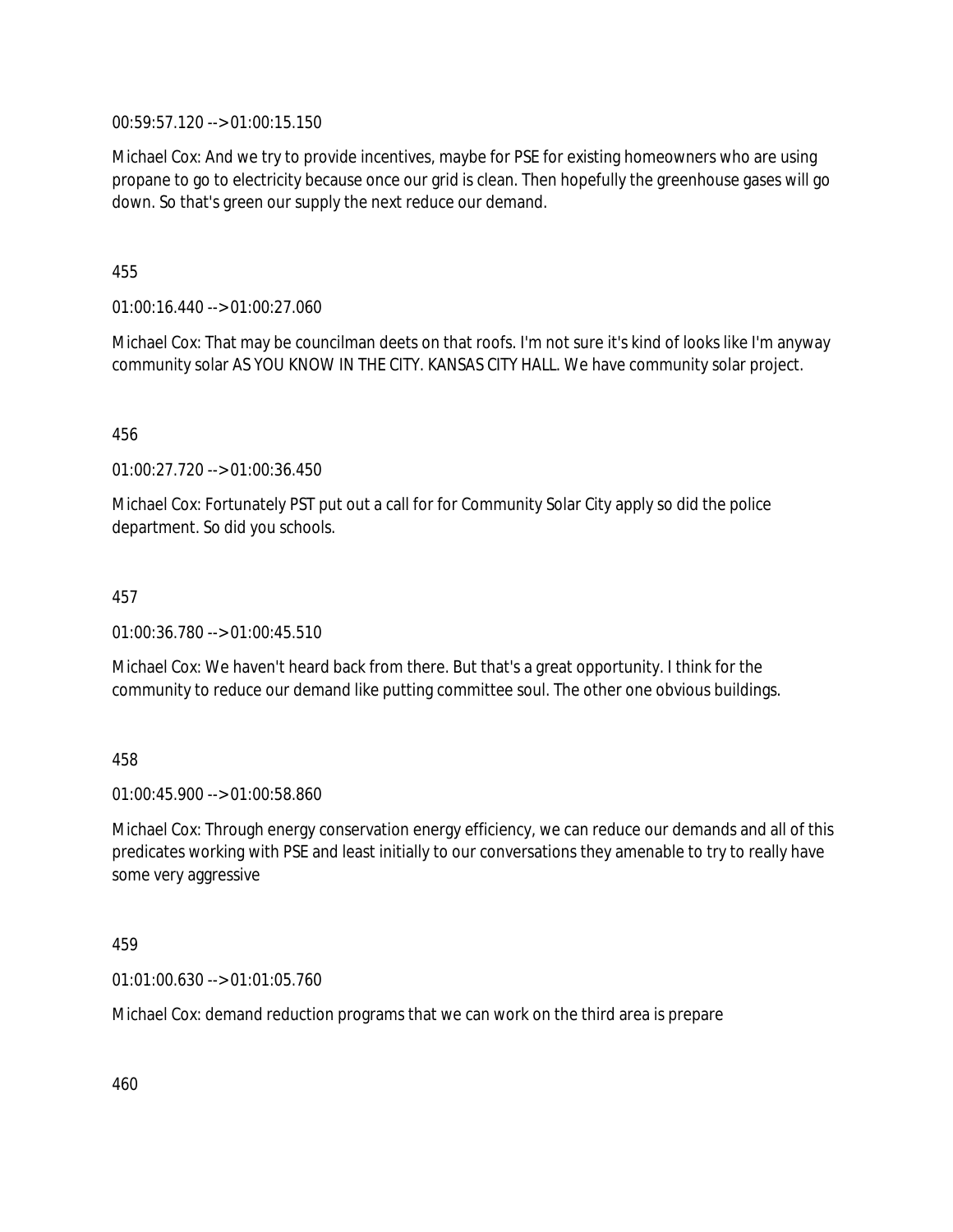00:59:57.120 --> 01:00:15.150

Michael Cox: And we try to provide incentives, maybe for PSE for existing homeowners who are using propane to go to electricity because once our grid is clean. Then hopefully the greenhouse gases will go down. So that's green our supply the next reduce our demand.

455

01:00:16.440 --> 01:00:27.060

Michael Cox: That may be councilman deets on that roofs. I'm not sure it's kind of looks like I'm anyway community solar AS YOU KNOW IN THE CITY. KANSAS CITY HALL. We have community solar project.

456

01:00:27.720 --> 01:00:36.450

Michael Cox: Fortunately PST put out a call for for Community Solar City apply so did the police department. So did you schools.

457

01:00:36.780 --> 01:00:45.510

Michael Cox: We haven't heard back from there. But that's a great opportunity. I think for the community to reduce our demand like putting committee soul. The other one obvious buildings.

458

01:00:45.900 --> 01:00:58.860

Michael Cox: Through energy conservation energy efficiency, we can reduce our demands and all of this predicates working with PSE and least initially to our conversations they amenable to try to really have some very aggressive

459

01:01:00.630 --> 01:01:05.760

Michael Cox: demand reduction programs that we can work on the third area is prepare

460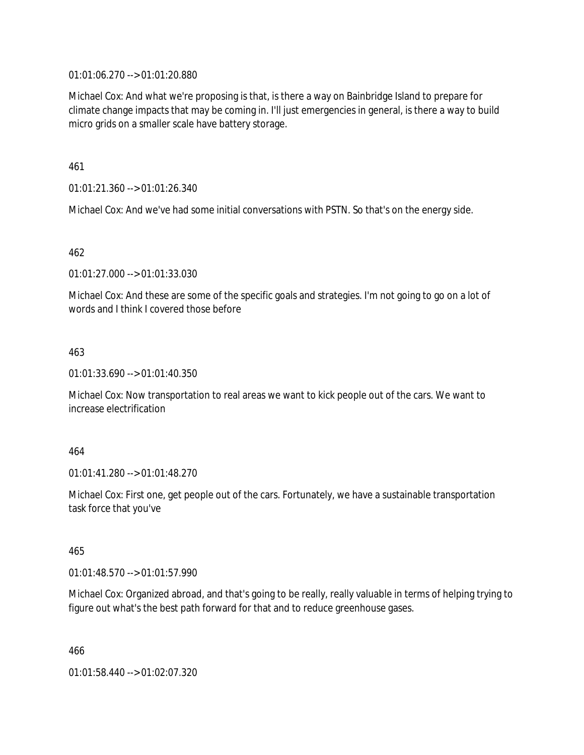01:01:06.270 --> 01:01:20.880

Michael Cox: And what we're proposing is that, is there a way on Bainbridge Island to prepare for climate change impacts that may be coming in. I'll just emergencies in general, is there a way to build micro grids on a smaller scale have battery storage.

461

01:01:21.360 --> 01:01:26.340

Michael Cox: And we've had some initial conversations with PSTN. So that's on the energy side.

462

01:01:27.000 --> 01:01:33.030

Michael Cox: And these are some of the specific goals and strategies. I'm not going to go on a lot of words and I think I covered those before

463

01:01:33.690 --> 01:01:40.350

Michael Cox: Now transportation to real areas we want to kick people out of the cars. We want to increase electrification

464

01:01:41.280 --> 01:01:48.270

Michael Cox: First one, get people out of the cars. Fortunately, we have a sustainable transportation task force that you've

465

01:01:48.570 --> 01:01:57.990

Michael Cox: Organized abroad, and that's going to be really, really valuable in terms of helping trying to figure out what's the best path forward for that and to reduce greenhouse gases.

466

01:01:58.440 --> 01:02:07.320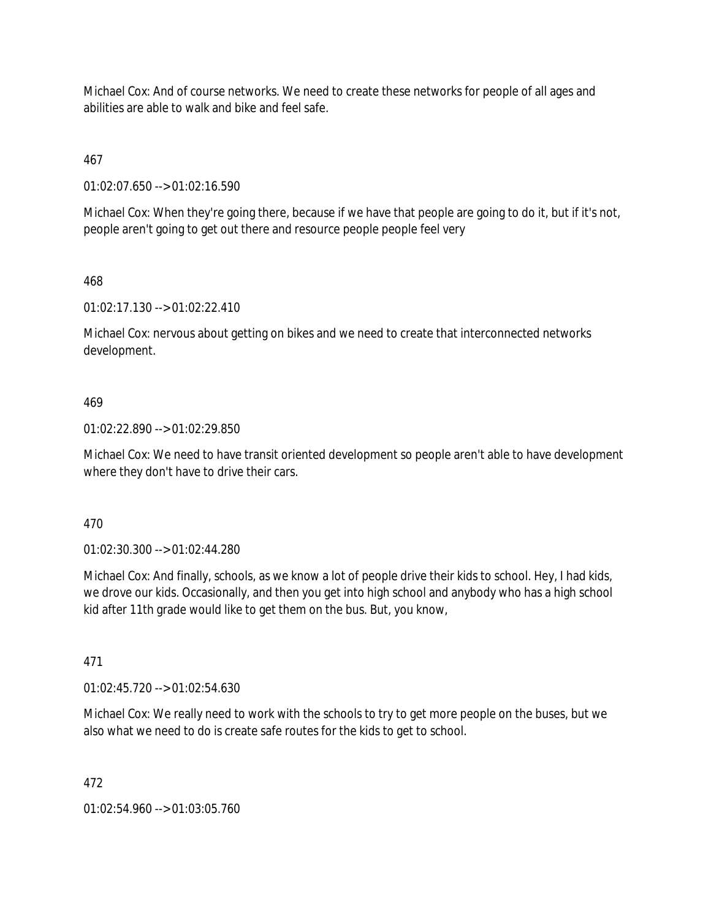Michael Cox: And of course networks. We need to create these networks for people of all ages and abilities are able to walk and bike and feel safe.

467

01:02:07.650 --> 01:02:16.590

Michael Cox: When they're going there, because if we have that people are going to do it, but if it's not, people aren't going to get out there and resource people people feel very

468

01:02:17.130 --> 01:02:22.410

Michael Cox: nervous about getting on bikes and we need to create that interconnected networks development.

469

01:02:22.890 --> 01:02:29.850

Michael Cox: We need to have transit oriented development so people aren't able to have development where they don't have to drive their cars.

470

01:02:30.300 --> 01:02:44.280

Michael Cox: And finally, schools, as we know a lot of people drive their kids to school. Hey, I had kids, we drove our kids. Occasionally, and then you get into high school and anybody who has a high school kid after 11th grade would like to get them on the bus. But, you know,

471

01:02:45.720 --> 01:02:54.630

Michael Cox: We really need to work with the schools to try to get more people on the buses, but we also what we need to do is create safe routes for the kids to get to school.

472

01:02:54.960 --> 01:03:05.760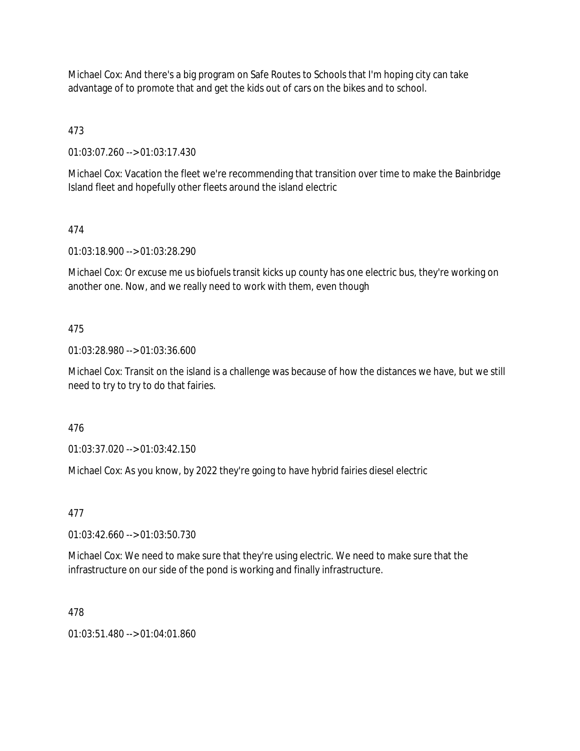Michael Cox: And there's a big program on Safe Routes to Schools that I'm hoping city can take advantage of to promote that and get the kids out of cars on the bikes and to school.

473

01:03:07.260 --> 01:03:17.430

Michael Cox: Vacation the fleet we're recommending that transition over time to make the Bainbridge Island fleet and hopefully other fleets around the island electric

474

01:03:18.900 --> 01:03:28.290

Michael Cox: Or excuse me us biofuels transit kicks up county has one electric bus, they're working on another one. Now, and we really need to work with them, even though

475

01:03:28.980 --> 01:03:36.600

Michael Cox: Transit on the island is a challenge was because of how the distances we have, but we still need to try to try to do that fairies.

476

01:03:37.020 --> 01:03:42.150

Michael Cox: As you know, by 2022 they're going to have hybrid fairies diesel electric

477

01:03:42.660 --> 01:03:50.730

Michael Cox: We need to make sure that they're using electric. We need to make sure that the infrastructure on our side of the pond is working and finally infrastructure.

478

01:03:51.480 --> 01:04:01.860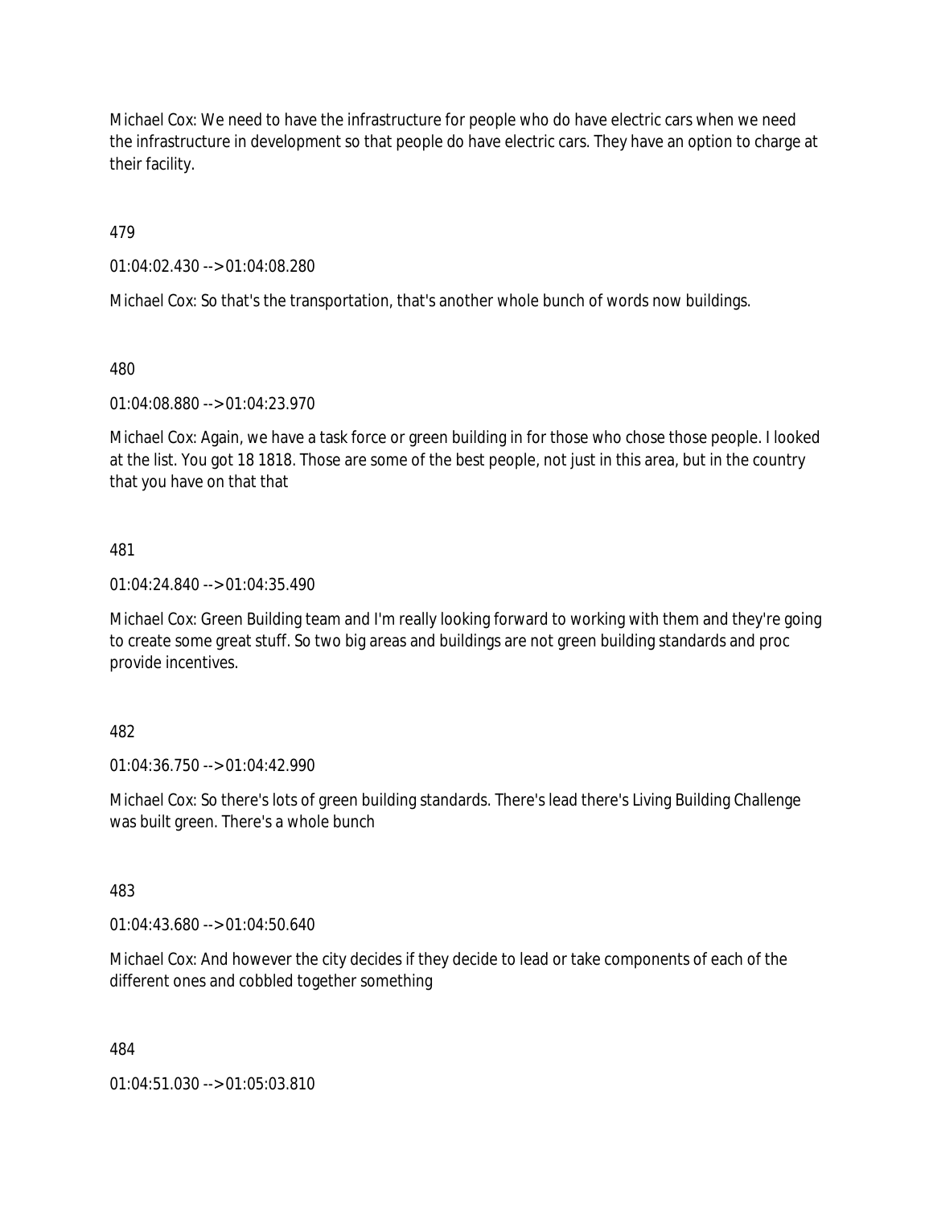Michael Cox: We need to have the infrastructure for people who do have electric cars when we need the infrastructure in development so that people do have electric cars. They have an option to charge at their facility.

479

01:04:02.430 --> 01:04:08.280

Michael Cox: So that's the transportation, that's another whole bunch of words now buildings.

480

01:04:08.880 --> 01:04:23.970

Michael Cox: Again, we have a task force or green building in for those who chose those people. I looked at the list. You got 18 1818. Those are some of the best people, not just in this area, but in the country that you have on that that

481

01:04:24.840 --> 01:04:35.490

Michael Cox: Green Building team and I'm really looking forward to working with them and they're going to create some great stuff. So two big areas and buildings are not green building standards and proc provide incentives.

482

01:04:36.750 --> 01:04:42.990

Michael Cox: So there's lots of green building standards. There's lead there's Living Building Challenge was built green. There's a whole bunch

483

01:04:43.680 --> 01:04:50.640

Michael Cox: And however the city decides if they decide to lead or take components of each of the different ones and cobbled together something

484

01:04:51.030 --> 01:05:03.810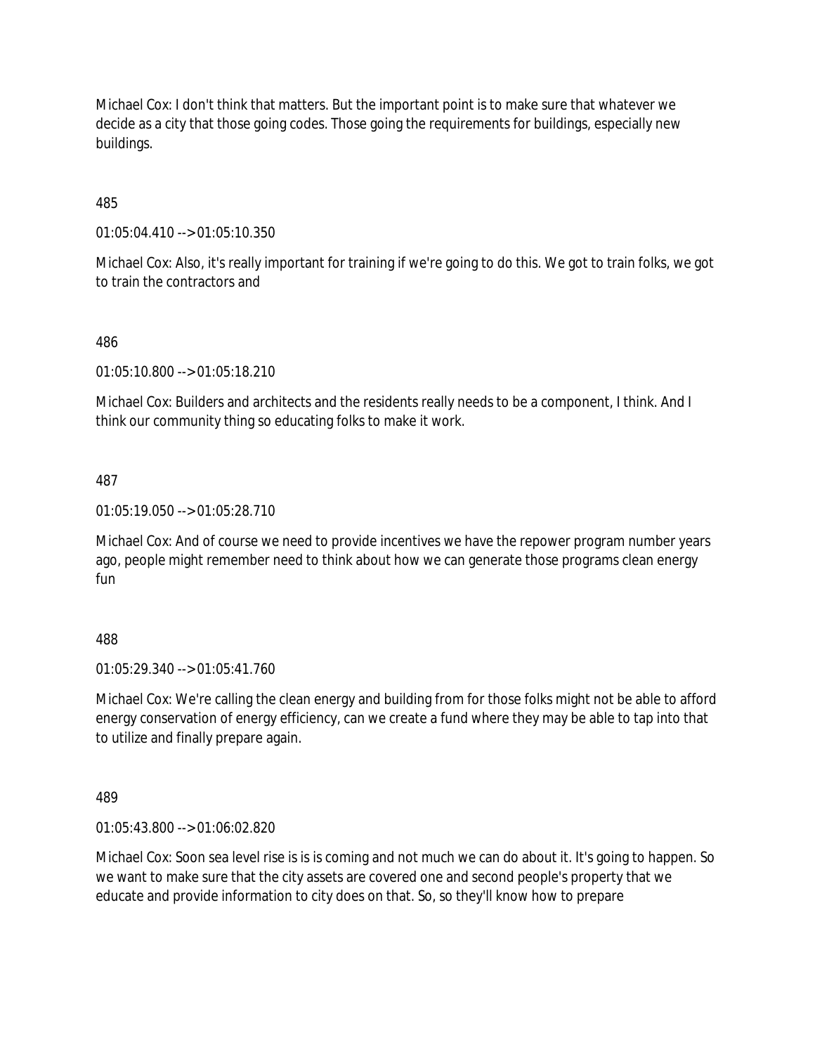Michael Cox: I don't think that matters. But the important point is to make sure that whatever we decide as a city that those going codes. Those going the requirements for buildings, especially new buildings.

485

01:05:04.410 --> 01:05:10.350

Michael Cox: Also, it's really important for training if we're going to do this. We got to train folks, we got to train the contractors and

486

01:05:10.800 --> 01:05:18.210

Michael Cox: Builders and architects and the residents really needs to be a component, I think. And I think our community thing so educating folks to make it work.

487

01:05:19.050 --> 01:05:28.710

Michael Cox: And of course we need to provide incentives we have the repower program number years ago, people might remember need to think about how we can generate those programs clean energy fun

488

01:05:29.340 --> 01:05:41.760

Michael Cox: We're calling the clean energy and building from for those folks might not be able to afford energy conservation of energy efficiency, can we create a fund where they may be able to tap into that to utilize and finally prepare again.

489

01:05:43.800 --> 01:06:02.820

Michael Cox: Soon sea level rise is is is coming and not much we can do about it. It's going to happen. So we want to make sure that the city assets are covered one and second people's property that we educate and provide information to city does on that. So, so they'll know how to prepare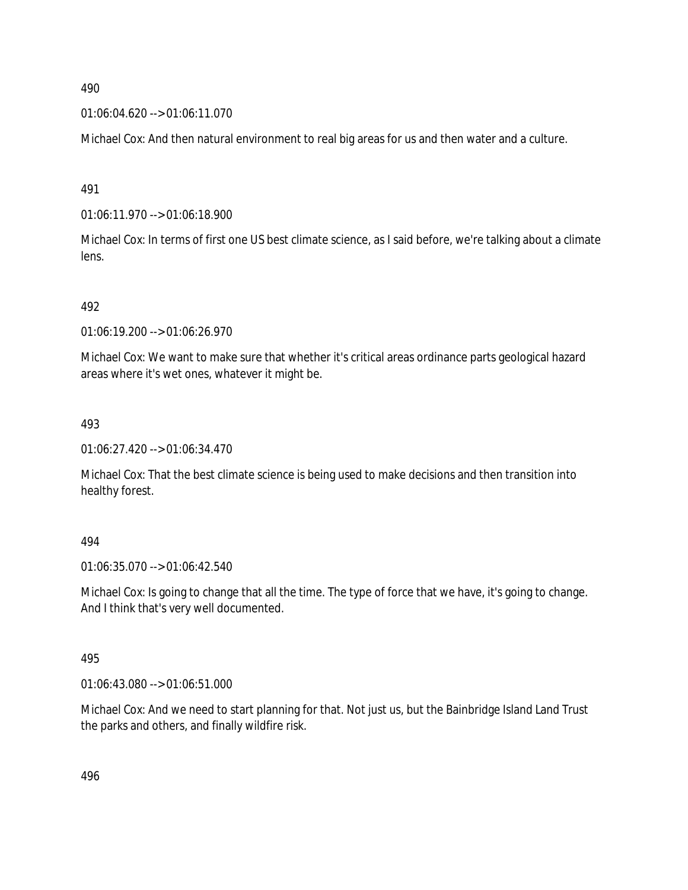490

01:06:04.620 --> 01:06:11.070

Michael Cox: And then natural environment to real big areas for us and then water and a culture.

491

01:06:11.970 --> 01:06:18.900

Michael Cox: In terms of first one US best climate science, as I said before, we're talking about a climate lens.

492

01:06:19.200 --> 01:06:26.970

Michael Cox: We want to make sure that whether it's critical areas ordinance parts geological hazard areas where it's wet ones, whatever it might be.

493

01:06:27.420 --> 01:06:34.470

Michael Cox: That the best climate science is being used to make decisions and then transition into healthy forest.

494

01:06:35.070 --> 01:06:42.540

Michael Cox: Is going to change that all the time. The type of force that we have, it's going to change. And I think that's very well documented.

495

01:06:43.080 --> 01:06:51.000

Michael Cox: And we need to start planning for that. Not just us, but the Bainbridge Island Land Trust the parks and others, and finally wildfire risk.

496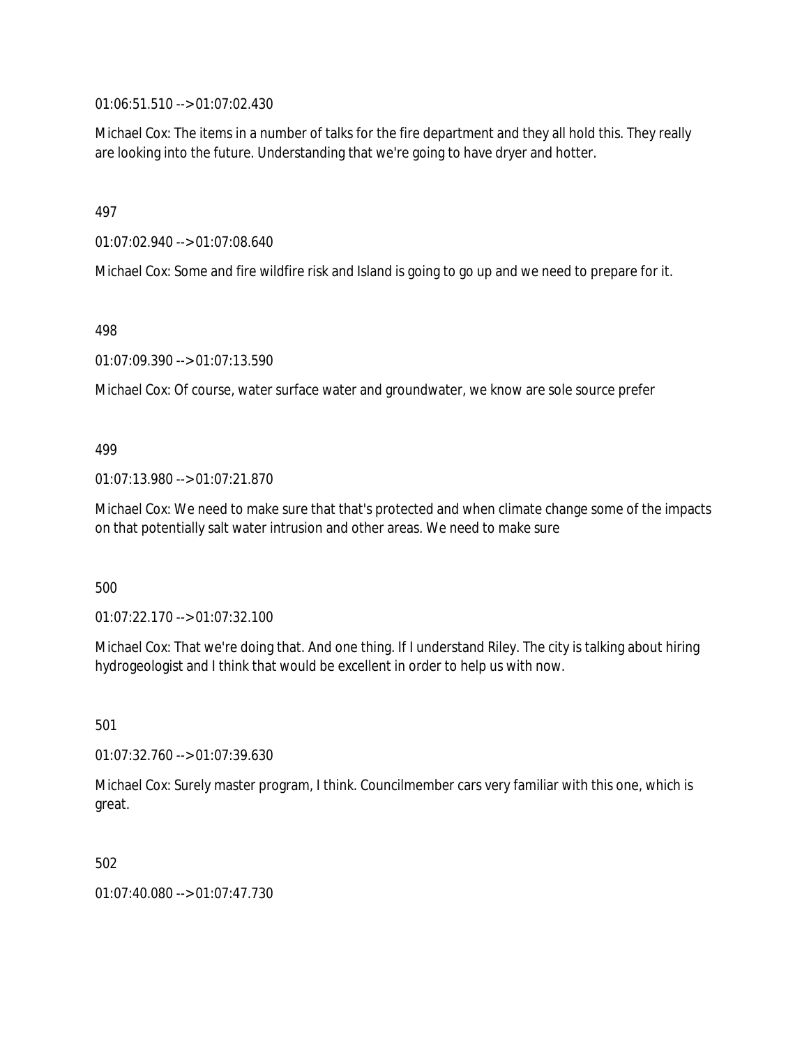01:06:51.510 --> 01:07:02.430

Michael Cox: The items in a number of talks for the fire department and they all hold this. They really are looking into the future. Understanding that we're going to have dryer and hotter.

497

01:07:02.940 --> 01:07:08.640

Michael Cox: Some and fire wildfire risk and Island is going to go up and we need to prepare for it.

498

01:07:09.390 --> 01:07:13.590

Michael Cox: Of course, water surface water and groundwater, we know are sole source prefer

499

01:07:13.980 --> 01:07:21.870

Michael Cox: We need to make sure that that's protected and when climate change some of the impacts on that potentially salt water intrusion and other areas. We need to make sure

500

01:07:22.170 --> 01:07:32.100

Michael Cox: That we're doing that. And one thing. If I understand Riley. The city is talking about hiring hydrogeologist and I think that would be excellent in order to help us with now.

501

01:07:32.760 --> 01:07:39.630

Michael Cox: Surely master program, I think. Councilmember cars very familiar with this one, which is great.

502

01:07:40.080 --> 01:07:47.730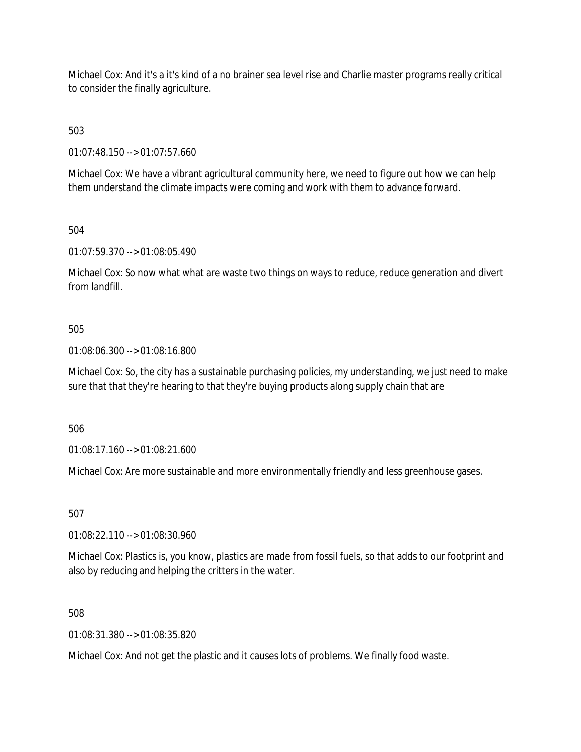Michael Cox: And it's a it's kind of a no brainer sea level rise and Charlie master programs really critical to consider the finally agriculture.

503

01:07:48.150 --> 01:07:57.660

Michael Cox: We have a vibrant agricultural community here, we need to figure out how we can help them understand the climate impacts were coming and work with them to advance forward.

504

01:07:59.370 --> 01:08:05.490

Michael Cox: So now what what are waste two things on ways to reduce, reduce generation and divert from landfill.

505

01:08:06.300 --> 01:08:16.800

Michael Cox: So, the city has a sustainable purchasing policies, my understanding, we just need to make sure that that they're hearing to that they're buying products along supply chain that are

506

01:08:17.160 --> 01:08:21.600

Michael Cox: Are more sustainable and more environmentally friendly and less greenhouse gases.

507

01:08:22.110 --> 01:08:30.960

Michael Cox: Plastics is, you know, plastics are made from fossil fuels, so that adds to our footprint and also by reducing and helping the critters in the water.

508

01:08:31.380 --> 01:08:35.820

Michael Cox: And not get the plastic and it causes lots of problems. We finally food waste.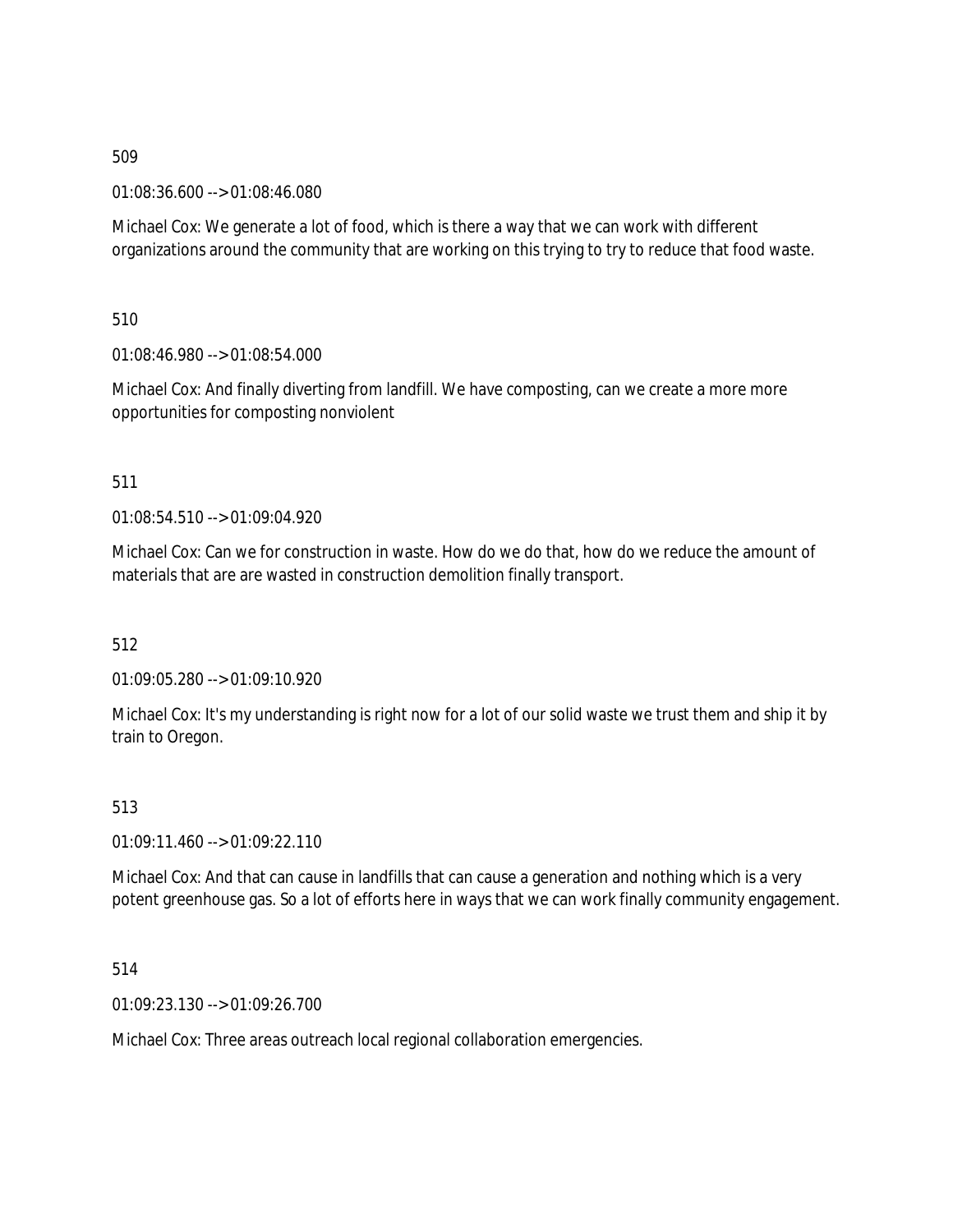509

01:08:36.600 --> 01:08:46.080

Michael Cox: We generate a lot of food, which is there a way that we can work with different organizations around the community that are working on this trying to try to reduce that food waste.

510

01:08:46.980 --> 01:08:54.000

Michael Cox: And finally diverting from landfill. We have composting, can we create a more more opportunities for composting nonviolent

511

01:08:54.510 --> 01:09:04.920

Michael Cox: Can we for construction in waste. How do we do that, how do we reduce the amount of materials that are are wasted in construction demolition finally transport.

512

01:09:05.280 --> 01:09:10.920

Michael Cox: It's my understanding is right now for a lot of our solid waste we trust them and ship it by train to Oregon.

513

01:09:11.460 --> 01:09:22.110

Michael Cox: And that can cause in landfills that can cause a generation and nothing which is a very potent greenhouse gas. So a lot of efforts here in ways that we can work finally community engagement.

514

01:09:23.130 --> 01:09:26.700

Michael Cox: Three areas outreach local regional collaboration emergencies.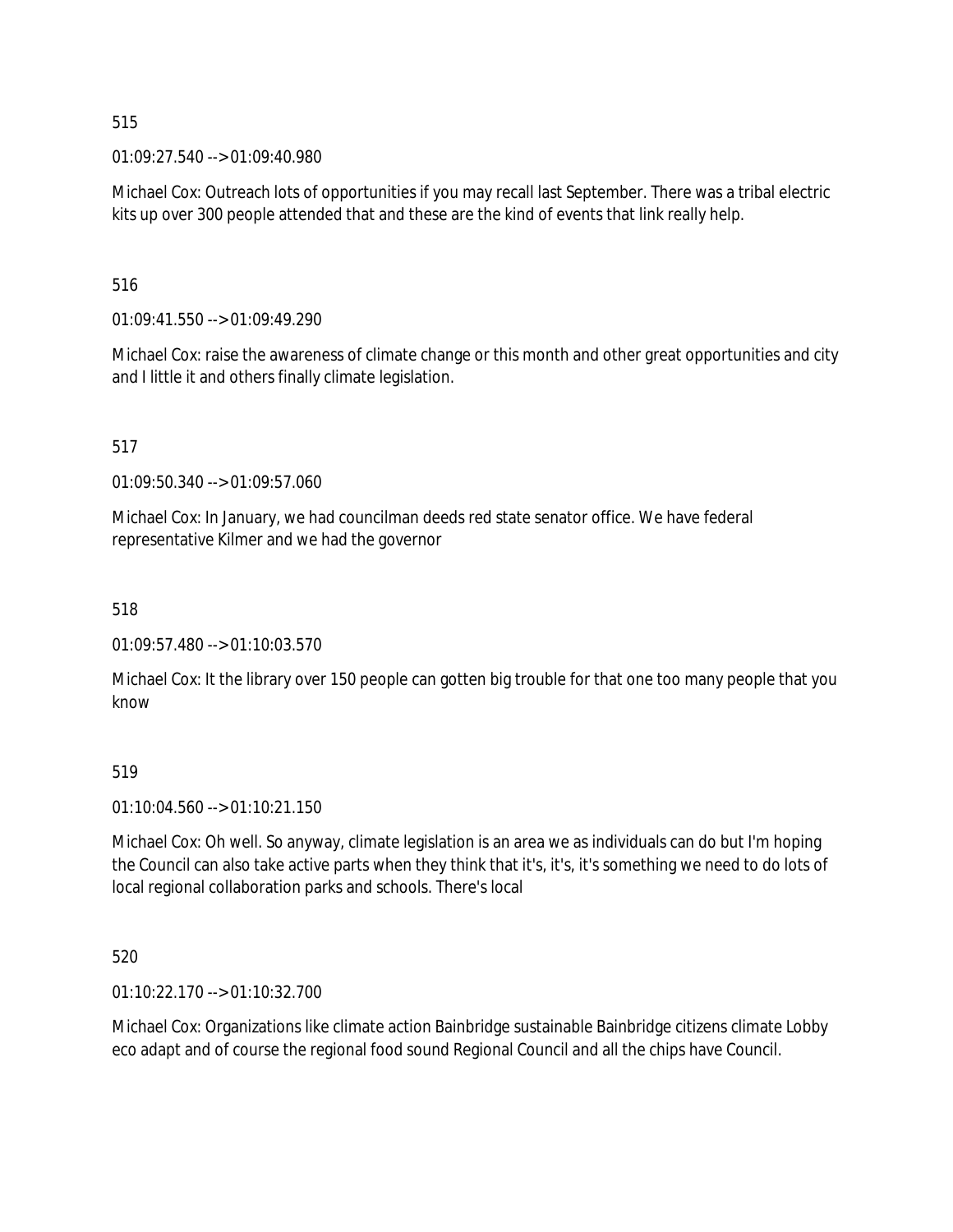515

01:09:27.540 --> 01:09:40.980

Michael Cox: Outreach lots of opportunities if you may recall last September. There was a tribal electric kits up over 300 people attended that and these are the kind of events that link really help.

516

01:09:41.550 --> 01:09:49.290

Michael Cox: raise the awareness of climate change or this month and other great opportunities and city and I little it and others finally climate legislation.

517

01:09:50.340 --> 01:09:57.060

Michael Cox: In January, we had councilman deeds red state senator office. We have federal representative Kilmer and we had the governor

518

01:09:57.480 --> 01:10:03.570

Michael Cox: It the library over 150 people can gotten big trouble for that one too many people that you know

519

01:10:04.560 --> 01:10:21.150

Michael Cox: Oh well. So anyway, climate legislation is an area we as individuals can do but I'm hoping the Council can also take active parts when they think that it's, it's, it's something we need to do lots of local regional collaboration parks and schools. There's local

520

01:10:22.170 --> 01:10:32.700

Michael Cox: Organizations like climate action Bainbridge sustainable Bainbridge citizens climate Lobby eco adapt and of course the regional food sound Regional Council and all the chips have Council.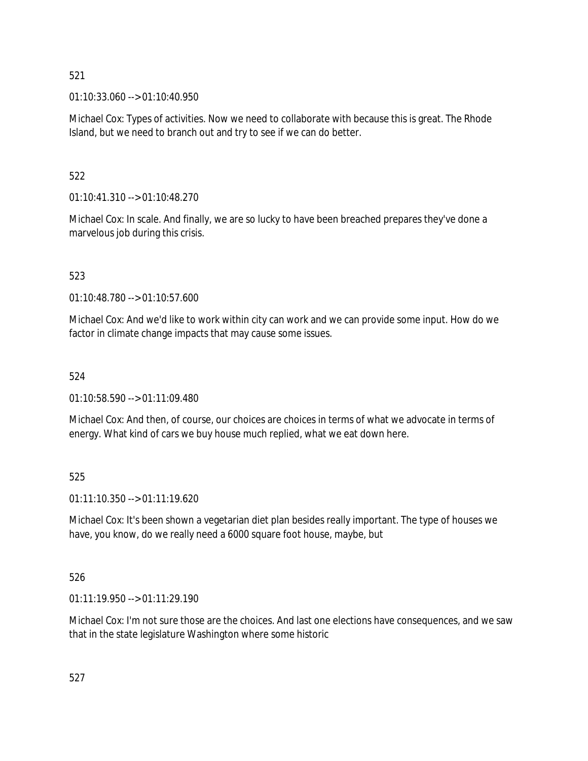521

01:10:33.060 --> 01:10:40.950

Michael Cox: Types of activities. Now we need to collaborate with because this is great. The Rhode Island, but we need to branch out and try to see if we can do better.

522

01:10:41.310 --> 01:10:48.270

Michael Cox: In scale. And finally, we are so lucky to have been breached prepares they've done a marvelous job during this crisis.

523

01:10:48.780 --> 01:10:57.600

Michael Cox: And we'd like to work within city can work and we can provide some input. How do we factor in climate change impacts that may cause some issues.

524

01:10:58.590 --> 01:11:09.480

Michael Cox: And then, of course, our choices are choices in terms of what we advocate in terms of energy. What kind of cars we buy house much replied, what we eat down here.

525

01:11:10.350 --> 01:11:19.620

Michael Cox: It's been shown a vegetarian diet plan besides really important. The type of houses we have, you know, do we really need a 6000 square foot house, maybe, but

526

01:11:19.950 --> 01:11:29.190

Michael Cox: I'm not sure those are the choices. And last one elections have consequences, and we saw that in the state legislature Washington where some historic

527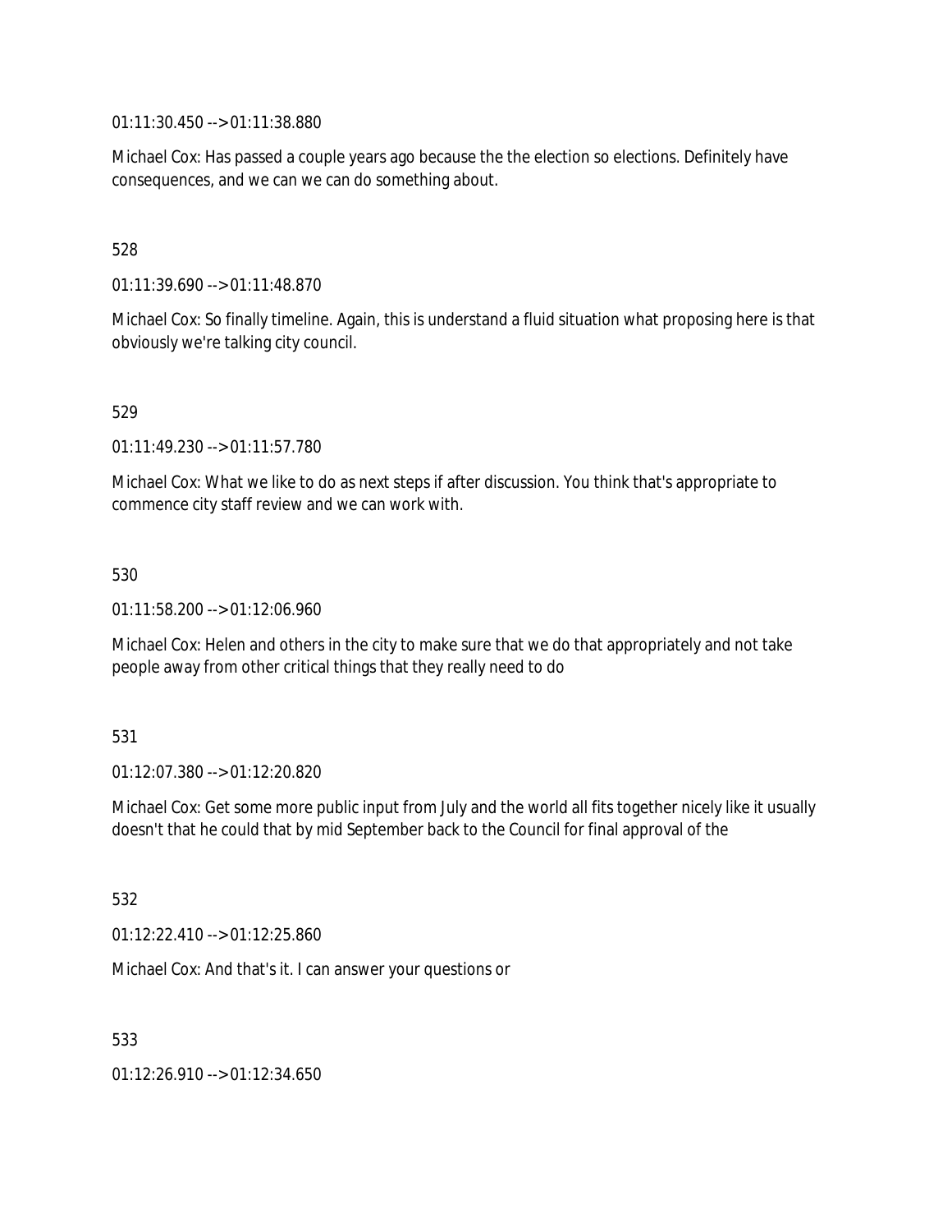01:11:30.450 --> 01:11:38.880

Michael Cox: Has passed a couple years ago because the the election so elections. Definitely have consequences, and we can we can do something about.

528

01:11:39.690 --> 01:11:48.870

Michael Cox: So finally timeline. Again, this is understand a fluid situation what proposing here is that obviously we're talking city council.

529

01:11:49.230 --> 01:11:57.780

Michael Cox: What we like to do as next steps if after discussion. You think that's appropriate to commence city staff review and we can work with.

530

01:11:58.200 --> 01:12:06.960

Michael Cox: Helen and others in the city to make sure that we do that appropriately and not take people away from other critical things that they really need to do

531

01:12:07.380 --> 01:12:20.820

Michael Cox: Get some more public input from July and the world all fits together nicely like it usually doesn't that he could that by mid September back to the Council for final approval of the

532

01:12:22.410 --> 01:12:25.860

Michael Cox: And that's it. I can answer your questions or

533

01:12:26.910 --> 01:12:34.650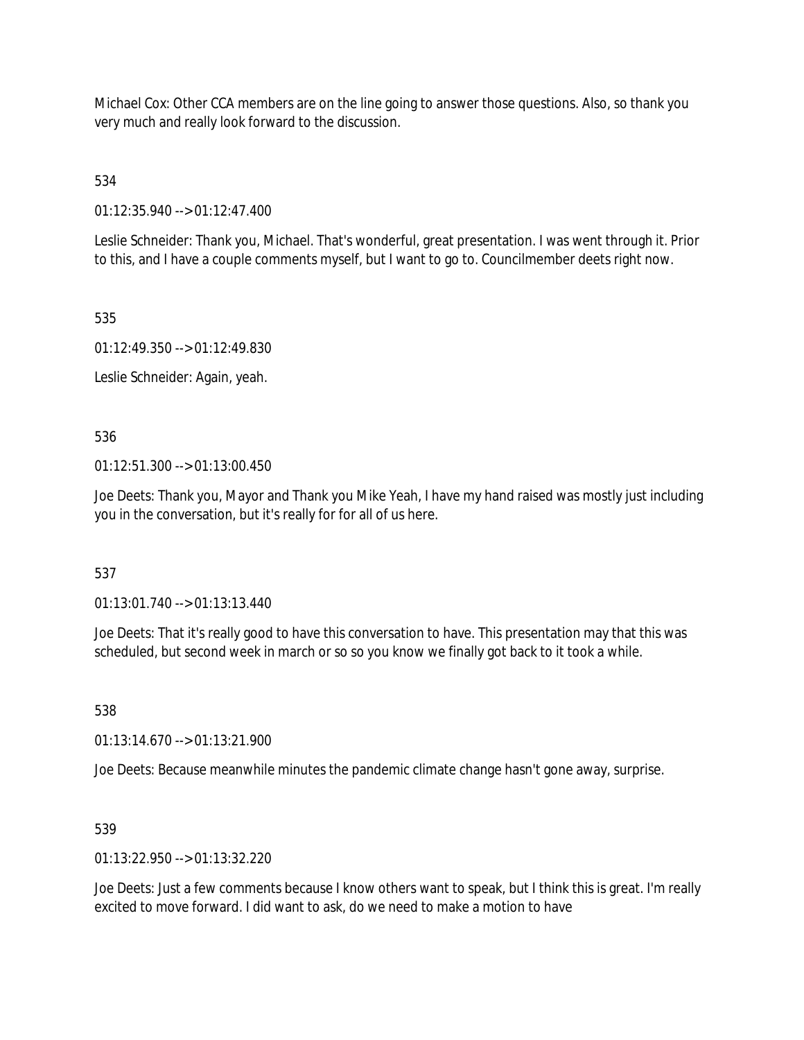Michael Cox: Other CCA members are on the line going to answer those questions. Also, so thank you very much and really look forward to the discussion.

534

01:12:35.940 --> 01:12:47.400

Leslie Schneider: Thank you, Michael. That's wonderful, great presentation. I was went through it. Prior to this, and I have a couple comments myself, but I want to go to. Councilmember deets right now.

535

01:12:49.350 --> 01:12:49.830

Leslie Schneider: Again, yeah.

536

01:12:51.300 --> 01:13:00.450

Joe Deets: Thank you, Mayor and Thank you Mike Yeah, I have my hand raised was mostly just including you in the conversation, but it's really for for all of us here.

537

01:13:01.740 --> 01:13:13.440

Joe Deets: That it's really good to have this conversation to have. This presentation may that this was scheduled, but second week in march or so so you know we finally got back to it took a while.

538

01:13:14.670 --> 01:13:21.900

Joe Deets: Because meanwhile minutes the pandemic climate change hasn't gone away, surprise.

539

01:13:22.950 --> 01:13:32.220

Joe Deets: Just a few comments because I know others want to speak, but I think this is great. I'm really excited to move forward. I did want to ask, do we need to make a motion to have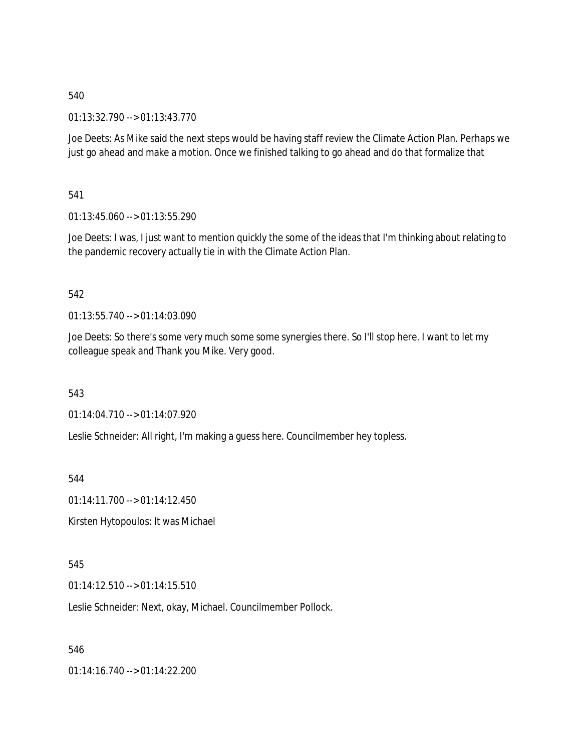540

01:13:32.790 --> 01:13:43.770

Joe Deets: As Mike said the next steps would be having staff review the Climate Action Plan. Perhaps we just go ahead and make a motion. Once we finished talking to go ahead and do that formalize that

541

01:13:45.060 --> 01:13:55.290

Joe Deets: I was, I just want to mention quickly the some of the ideas that I'm thinking about relating to the pandemic recovery actually tie in with the Climate Action Plan.

542

01:13:55.740 --> 01:14:03.090

Joe Deets: So there's some very much some some synergies there. So I'll stop here. I want to let my colleague speak and Thank you Mike. Very good.

543

01:14:04.710 --> 01:14:07.920

Leslie Schneider: All right, I'm making a guess here. Councilmember hey topless.

544

01:14:11.700 --> 01:14:12.450

Kirsten Hytopoulos: It was Michael

545

01:14:12.510 --> 01:14:15.510

Leslie Schneider: Next, okay, Michael. Councilmember Pollock.

546

01:14:16.740 --> 01:14:22.200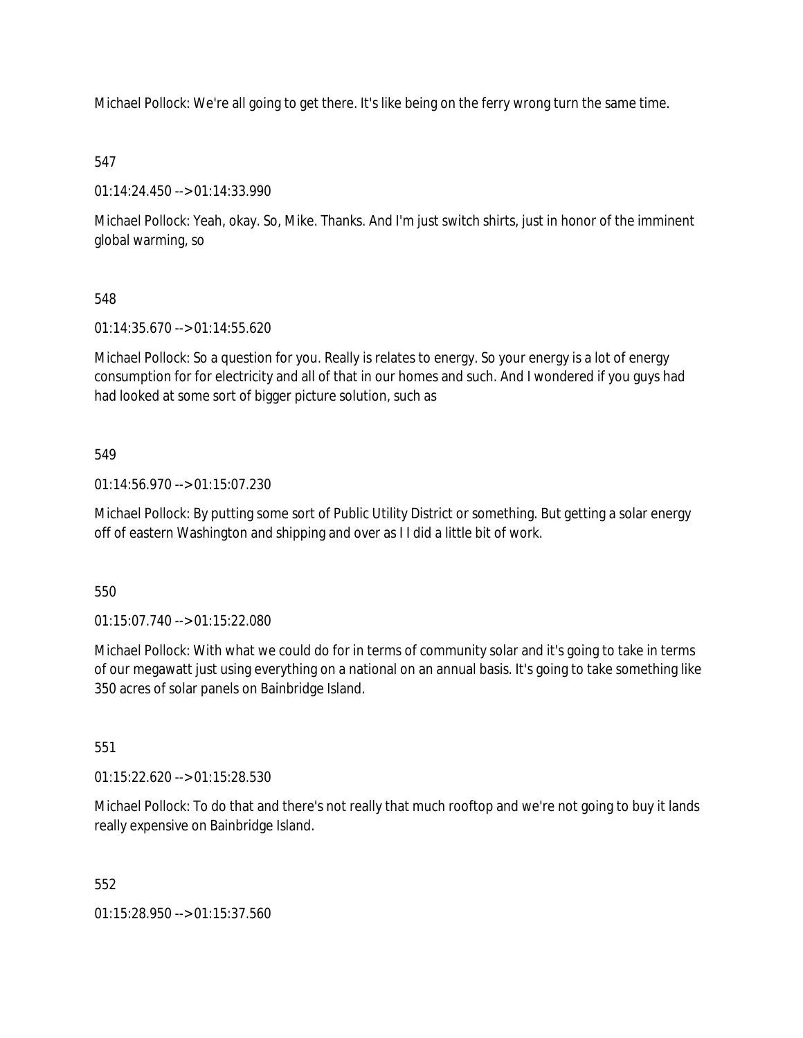Michael Pollock: We're all going to get there. It's like being on the ferry wrong turn the same time.

547

01:14:24.450 --> 01:14:33.990

Michael Pollock: Yeah, okay. So, Mike. Thanks. And I'm just switch shirts, just in honor of the imminent global warming, so

548

01:14:35.670 --> 01:14:55.620

Michael Pollock: So a question for you. Really is relates to energy. So your energy is a lot of energy consumption for for electricity and all of that in our homes and such. And I wondered if you guys had had looked at some sort of bigger picture solution, such as

549

01:14:56.970 --> 01:15:07.230

Michael Pollock: By putting some sort of Public Utility District or something. But getting a solar energy off of eastern Washington and shipping and over as I I did a little bit of work.

550

01:15:07.740 --> 01:15:22.080

Michael Pollock: With what we could do for in terms of community solar and it's going to take in terms of our megawatt just using everything on a national on an annual basis. It's going to take something like 350 acres of solar panels on Bainbridge Island.

551

01:15:22.620 --> 01:15:28.530

Michael Pollock: To do that and there's not really that much rooftop and we're not going to buy it lands really expensive on Bainbridge Island.

552

01:15:28.950 --> 01:15:37.560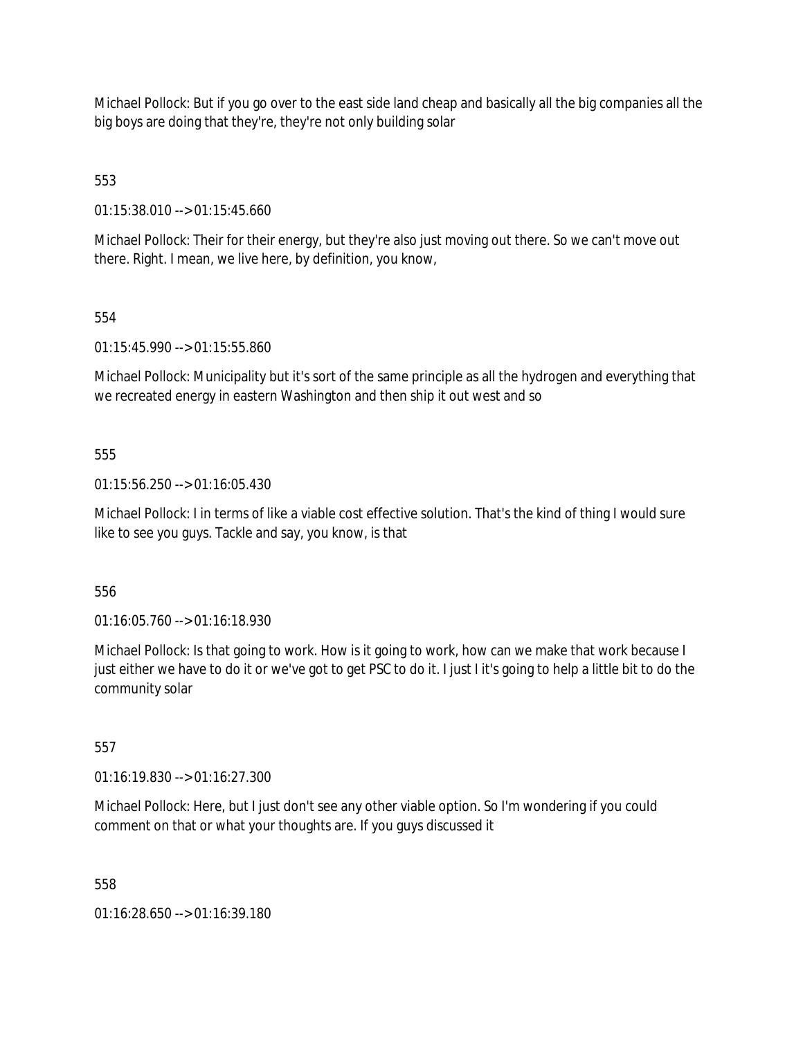Michael Pollock: But if you go over to the east side land cheap and basically all the big companies all the big boys are doing that they're, they're not only building solar

553

01:15:38.010 --> 01:15:45.660

Michael Pollock: Their for their energy, but they're also just moving out there. So we can't move out there. Right. I mean, we live here, by definition, you know,

554

01:15:45.990 --> 01:15:55.860

Michael Pollock: Municipality but it's sort of the same principle as all the hydrogen and everything that we recreated energy in eastern Washington and then ship it out west and so

555

01:15:56.250 --> 01:16:05.430

Michael Pollock: I in terms of like a viable cost effective solution. That's the kind of thing I would sure like to see you guys. Tackle and say, you know, is that

556

01:16:05.760 --> 01:16:18.930

Michael Pollock: Is that going to work. How is it going to work, how can we make that work because I just either we have to do it or we've got to get PSC to do it. I just I it's going to help a little bit to do the community solar

557

01:16:19.830 --> 01:16:27.300

Michael Pollock: Here, but I just don't see any other viable option. So I'm wondering if you could comment on that or what your thoughts are. If you guys discussed it

558

01:16:28.650 --> 01:16:39.180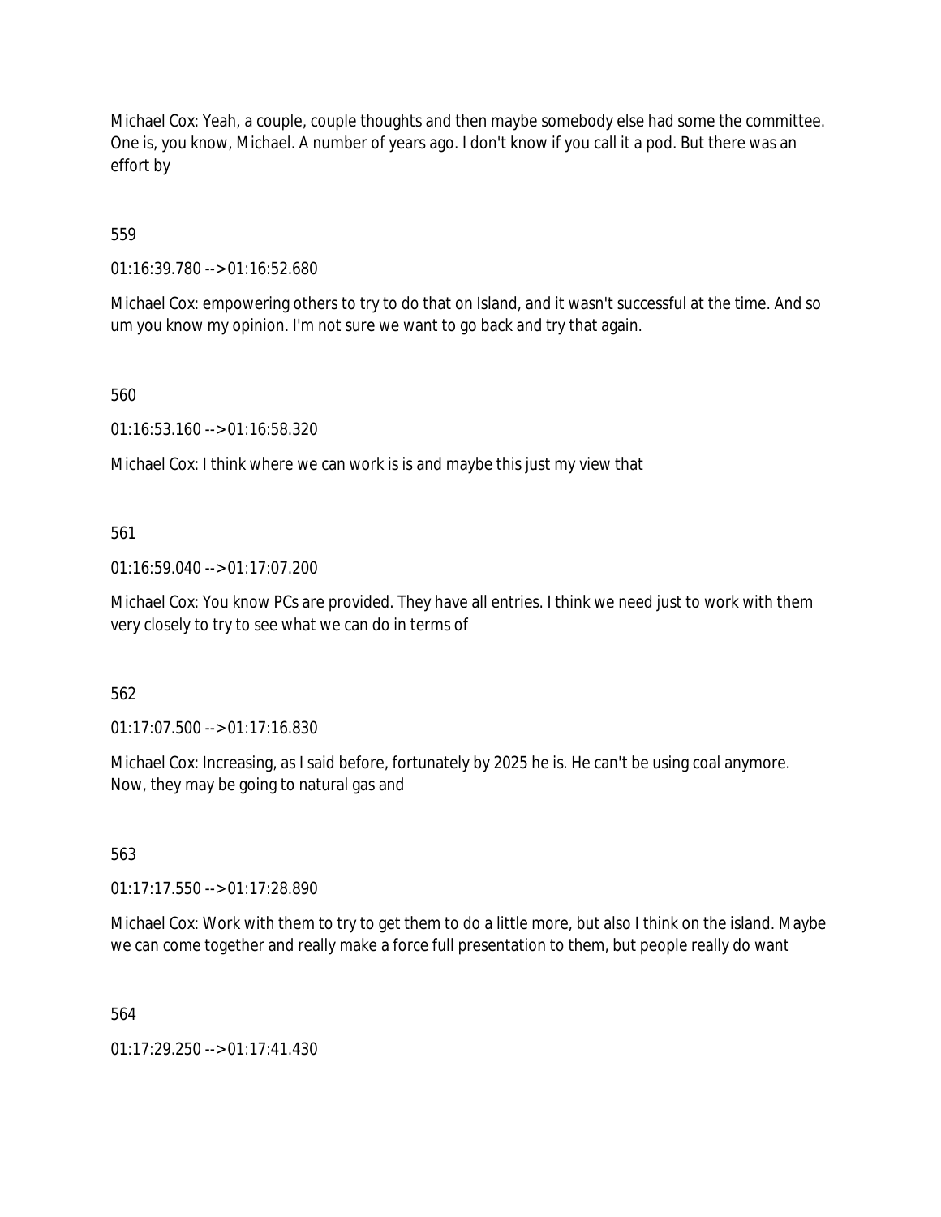Michael Cox: Yeah, a couple, couple thoughts and then maybe somebody else had some the committee. One is, you know, Michael. A number of years ago. I don't know if you call it a pod. But there was an effort by

559

01:16:39.780 --> 01:16:52.680

Michael Cox: empowering others to try to do that on Island, and it wasn't successful at the time. And so um you know my opinion. I'm not sure we want to go back and try that again.

560

01:16:53.160 --> 01:16:58.320

Michael Cox: I think where we can work is is and maybe this just my view that

561

01:16:59.040 --> 01:17:07.200

Michael Cox: You know PCs are provided. They have all entries. I think we need just to work with them very closely to try to see what we can do in terms of

562

01:17:07.500 --> 01:17:16.830

Michael Cox: Increasing, as I said before, fortunately by 2025 he is. He can't be using coal anymore. Now, they may be going to natural gas and

563

01:17:17.550 --> 01:17:28.890

Michael Cox: Work with them to try to get them to do a little more, but also I think on the island. Maybe we can come together and really make a force full presentation to them, but people really do want

564

01:17:29.250 --> 01:17:41.430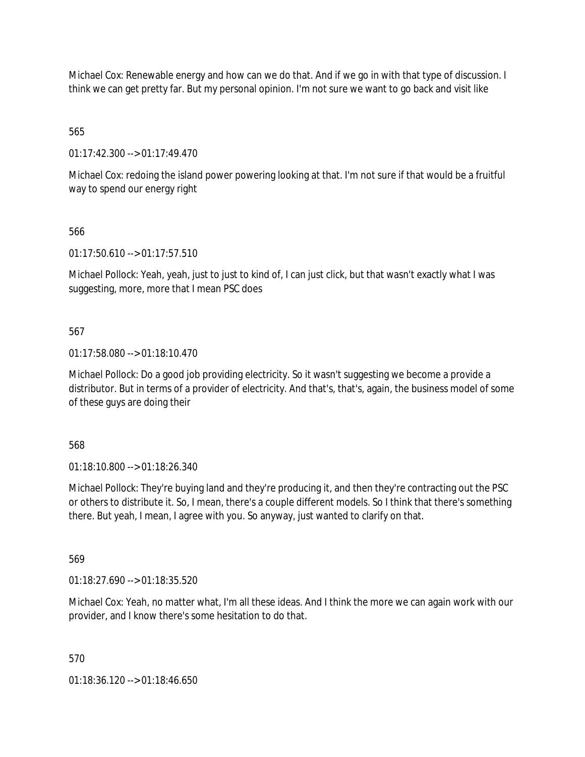Michael Cox: Renewable energy and how can we do that. And if we go in with that type of discussion. I think we can get pretty far. But my personal opinion. I'm not sure we want to go back and visit like

565

01:17:42.300 --> 01:17:49.470

Michael Cox: redoing the island power powering looking at that. I'm not sure if that would be a fruitful way to spend our energy right

566

01:17:50.610 --> 01:17:57.510

Michael Pollock: Yeah, yeah, just to just to kind of, I can just click, but that wasn't exactly what I was suggesting, more, more that I mean PSC does

567

01:17:58.080 --> 01:18:10.470

Michael Pollock: Do a good job providing electricity. So it wasn't suggesting we become a provide a distributor. But in terms of a provider of electricity. And that's, that's, again, the business model of some of these guys are doing their

568

01:18:10.800 --> 01:18:26.340

Michael Pollock: They're buying land and they're producing it, and then they're contracting out the PSC or others to distribute it. So, I mean, there's a couple different models. So I think that there's something there. But yeah, I mean, I agree with you. So anyway, just wanted to clarify on that.

569

01:18:27.690 --> 01:18:35.520

Michael Cox: Yeah, no matter what, I'm all these ideas. And I think the more we can again work with our provider, and I know there's some hesitation to do that.

570

01:18:36.120 --> 01:18:46.650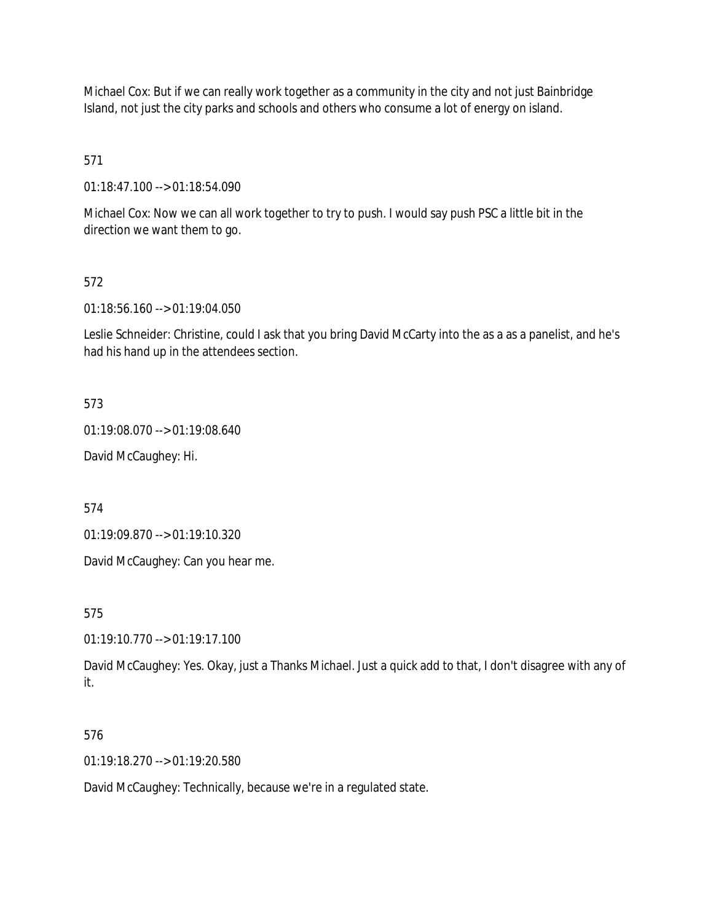Michael Cox: But if we can really work together as a community in the city and not just Bainbridge Island, not just the city parks and schools and others who consume a lot of energy on island.

571

01:18:47.100 --> 01:18:54.090

Michael Cox: Now we can all work together to try to push. I would say push PSC a little bit in the direction we want them to go.

572

01:18:56.160 --> 01:19:04.050

Leslie Schneider: Christine, could I ask that you bring David McCarty into the as a as a panelist, and he's had his hand up in the attendees section.

573

01:19:08.070 --> 01:19:08.640

David McCaughey: Hi.

574

01:19:09.870 --> 01:19:10.320

David McCaughey: Can you hear me.

575

01:19:10.770 --> 01:19:17.100

David McCaughey: Yes. Okay, just a Thanks Michael. Just a quick add to that, I don't disagree with any of it.

576

01:19:18.270 --> 01:19:20.580

David McCaughey: Technically, because we're in a regulated state.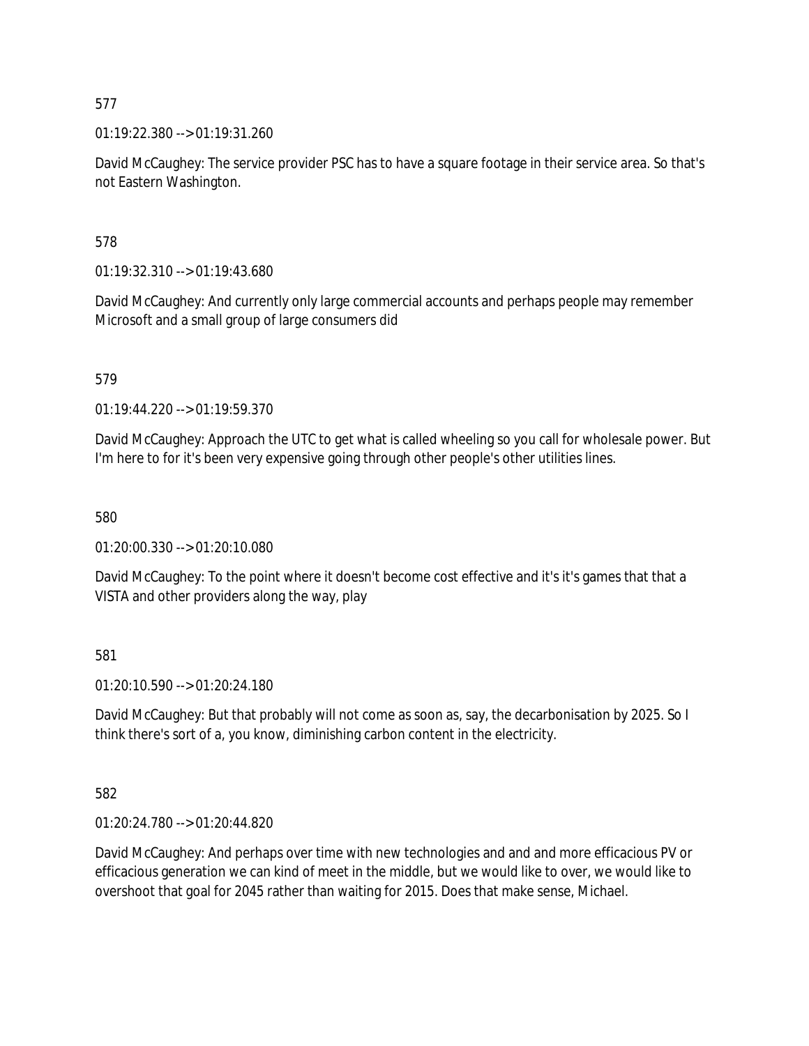577

01:19:22.380 --> 01:19:31.260

David McCaughey: The service provider PSC has to have a square footage in their service area. So that's not Eastern Washington.

578

01:19:32.310 --> 01:19:43.680

David McCaughey: And currently only large commercial accounts and perhaps people may remember Microsoft and a small group of large consumers did

579

01:19:44.220 --> 01:19:59.370

David McCaughey: Approach the UTC to get what is called wheeling so you call for wholesale power. But I'm here to for it's been very expensive going through other people's other utilities lines.

580

01:20:00.330 --> 01:20:10.080

David McCaughey: To the point where it doesn't become cost effective and it's it's games that that a VISTA and other providers along the way, play

581

01:20:10.590 --> 01:20:24.180

David McCaughey: But that probably will not come as soon as, say, the decarbonisation by 2025. So I think there's sort of a, you know, diminishing carbon content in the electricity.

582

01:20:24.780 --> 01:20:44.820

David McCaughey: And perhaps over time with new technologies and and and more efficacious PV or efficacious generation we can kind of meet in the middle, but we would like to over, we would like to overshoot that goal for 2045 rather than waiting for 2015. Does that make sense, Michael.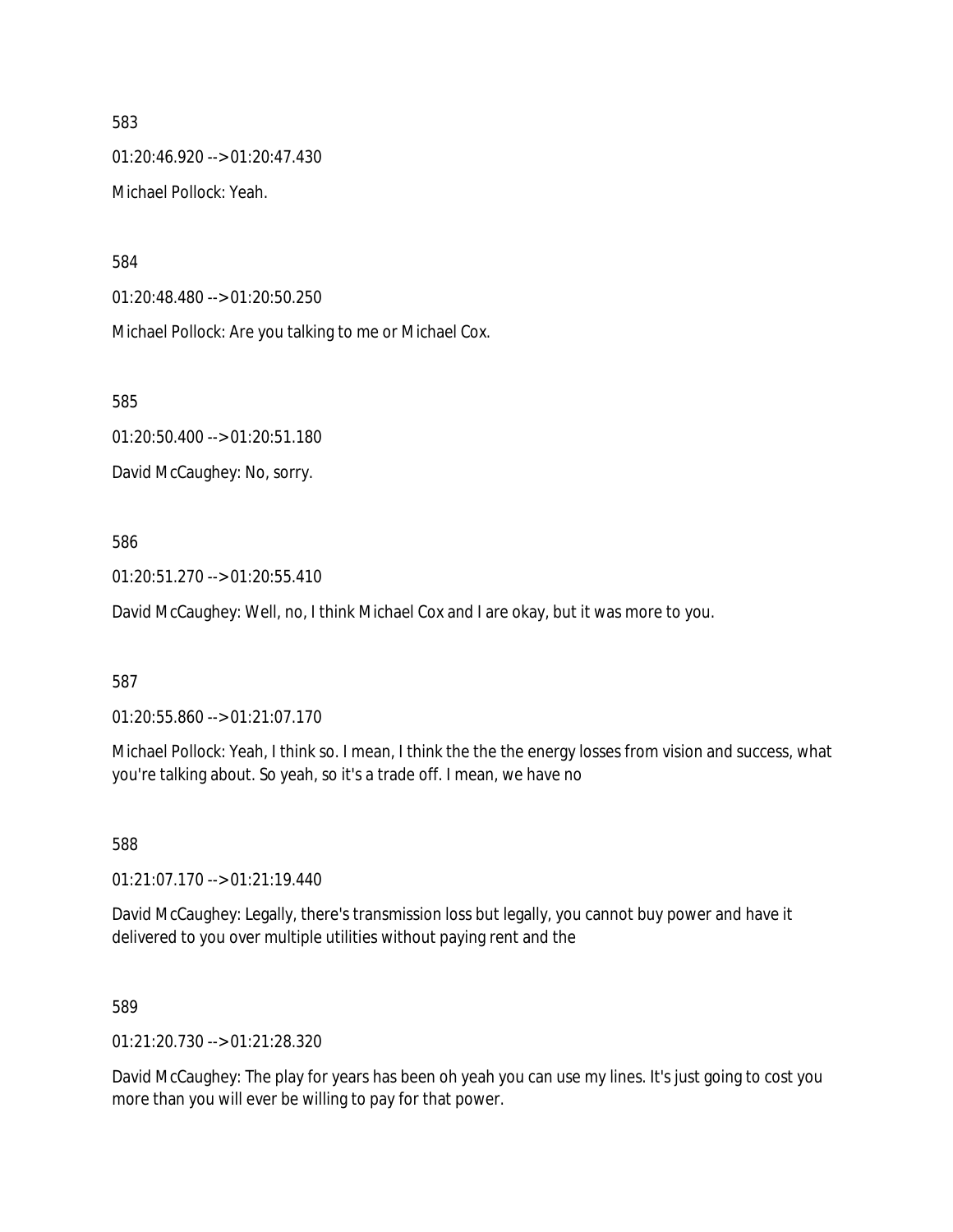583

01:20:46.920 --> 01:20:47.430

Michael Pollock: Yeah.

584

01:20:48.480 --> 01:20:50.250

Michael Pollock: Are you talking to me or Michael Cox.

585

01:20:50.400 --> 01:20:51.180

David McCaughey: No, sorry.

586

01:20:51.270 --> 01:20:55.410

David McCaughey: Well, no, I think Michael Cox and I are okay, but it was more to you.

587

01:20:55.860 --> 01:21:07.170

Michael Pollock: Yeah, I think so. I mean, I think the the the energy losses from vision and success, what you're talking about. So yeah, so it's a trade off. I mean, we have no

588

01:21:07.170 --> 01:21:19.440

David McCaughey: Legally, there's transmission loss but legally, you cannot buy power and have it delivered to you over multiple utilities without paying rent and the

589

01:21:20.730 --> 01:21:28.320

David McCaughey: The play for years has been oh yeah you can use my lines. It's just going to cost you more than you will ever be willing to pay for that power.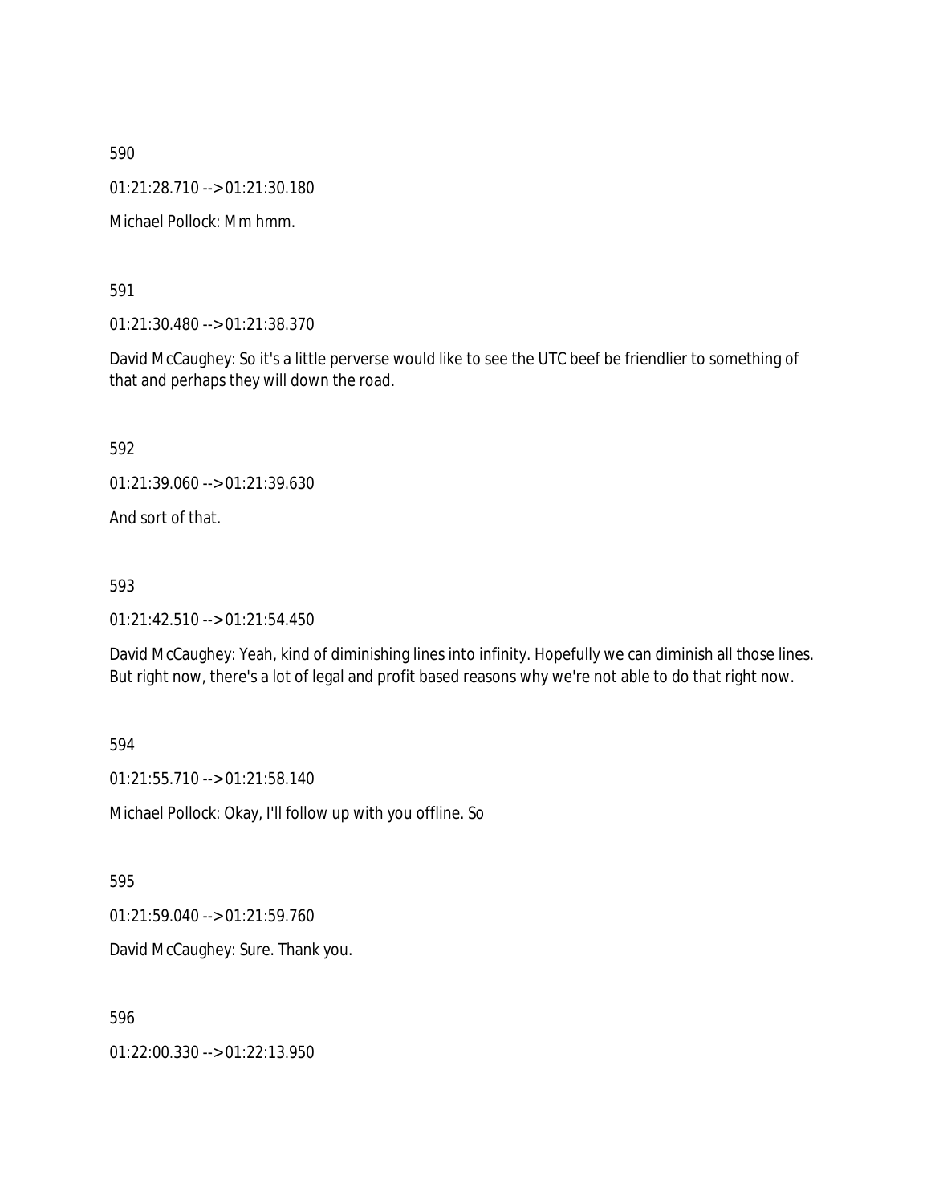590

01:21:28.710 --> 01:21:30.180

Michael Pollock: Mm hmm.

591

01:21:30.480 --> 01:21:38.370

David McCaughey: So it's a little perverse would like to see the UTC beef be friendlier to something of that and perhaps they will down the road.

592

01:21:39.060 --> 01:21:39.630

And sort of that.

593

01:21:42.510 --> 01:21:54.450

David McCaughey: Yeah, kind of diminishing lines into infinity. Hopefully we can diminish all those lines. But right now, there's a lot of legal and profit based reasons why we're not able to do that right now.

594

01:21:55.710 --> 01:21:58.140

Michael Pollock: Okay, I'll follow up with you offline. So

595

01:21:59.040 --> 01:21:59.760

David McCaughey: Sure. Thank you.

596

01:22:00.330 --> 01:22:13.950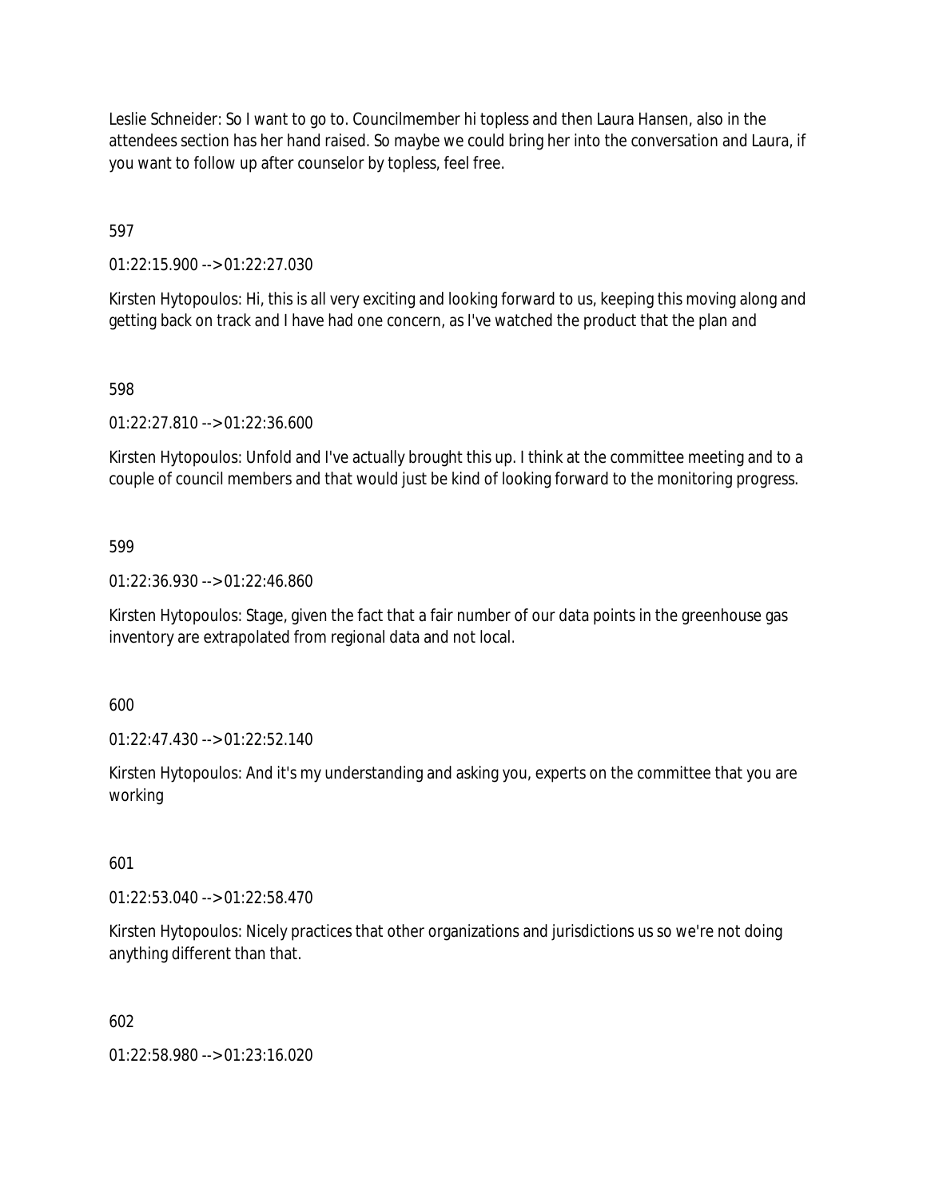Leslie Schneider: So I want to go to. Councilmember hi topless and then Laura Hansen, also in the attendees section has her hand raised. So maybe we could bring her into the conversation and Laura, if you want to follow up after counselor by topless, feel free.

597

01:22:15.900 --> 01:22:27.030

Kirsten Hytopoulos: Hi, this is all very exciting and looking forward to us, keeping this moving along and getting back on track and I have had one concern, as I've watched the product that the plan and

598

01:22:27.810 --> 01:22:36.600

Kirsten Hytopoulos: Unfold and I've actually brought this up. I think at the committee meeting and to a couple of council members and that would just be kind of looking forward to the monitoring progress.

599

01:22:36.930 --> 01:22:46.860

Kirsten Hytopoulos: Stage, given the fact that a fair number of our data points in the greenhouse gas inventory are extrapolated from regional data and not local.

600

01:22:47.430 --> 01:22:52.140

Kirsten Hytopoulos: And it's my understanding and asking you, experts on the committee that you are working

601

01:22:53.040 --> 01:22:58.470

Kirsten Hytopoulos: Nicely practices that other organizations and jurisdictions us so we're not doing anything different than that.

602

01:22:58.980 --> 01:23:16.020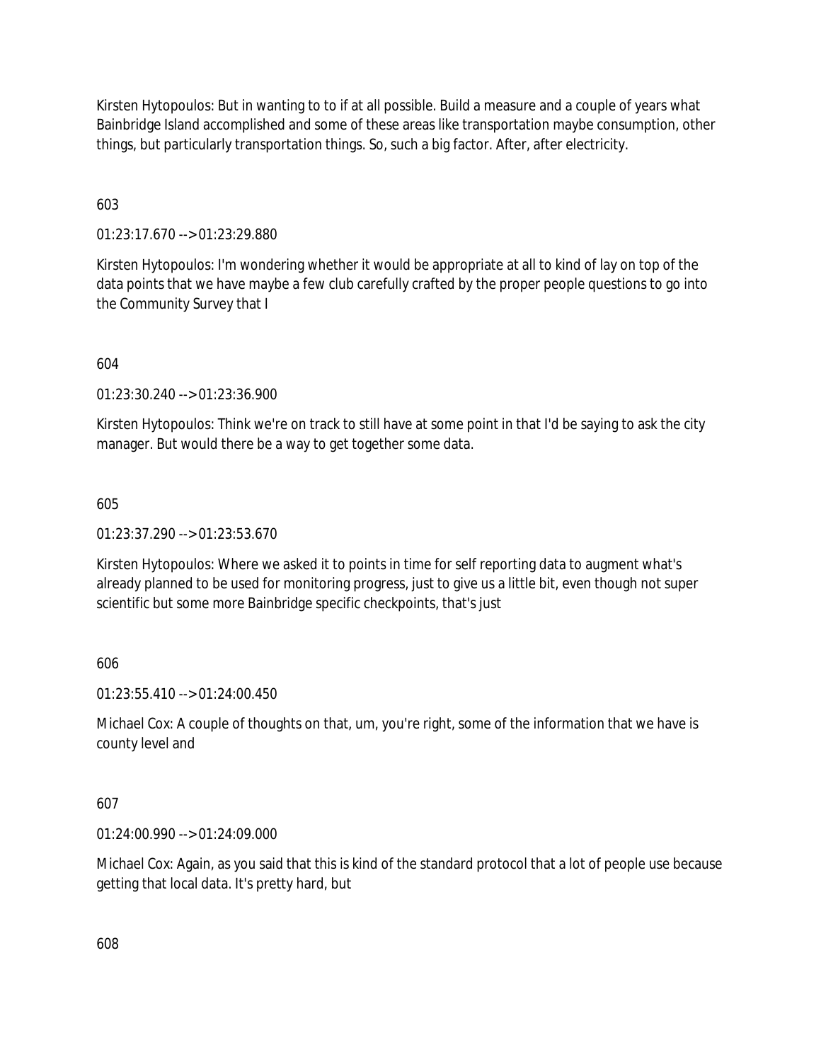Kirsten Hytopoulos: But in wanting to to if at all possible. Build a measure and a couple of years what Bainbridge Island accomplished and some of these areas like transportation maybe consumption, other things, but particularly transportation things. So, such a big factor. After, after electricity.

603

01:23:17.670 --> 01:23:29.880

Kirsten Hytopoulos: I'm wondering whether it would be appropriate at all to kind of lay on top of the data points that we have maybe a few club carefully crafted by the proper people questions to go into the Community Survey that I

604

01:23:30.240 --> 01:23:36.900

Kirsten Hytopoulos: Think we're on track to still have at some point in that I'd be saying to ask the city manager. But would there be a way to get together some data.

605

01:23:37.290 --> 01:23:53.670

Kirsten Hytopoulos: Where we asked it to points in time for self reporting data to augment what's already planned to be used for monitoring progress, just to give us a little bit, even though not super scientific but some more Bainbridge specific checkpoints, that's just

606

01:23:55.410 --> 01:24:00.450

Michael Cox: A couple of thoughts on that, um, you're right, some of the information that we have is county level and

607

01:24:00.990 --> 01:24:09.000

Michael Cox: Again, as you said that this is kind of the standard protocol that a lot of people use because getting that local data. It's pretty hard, but

608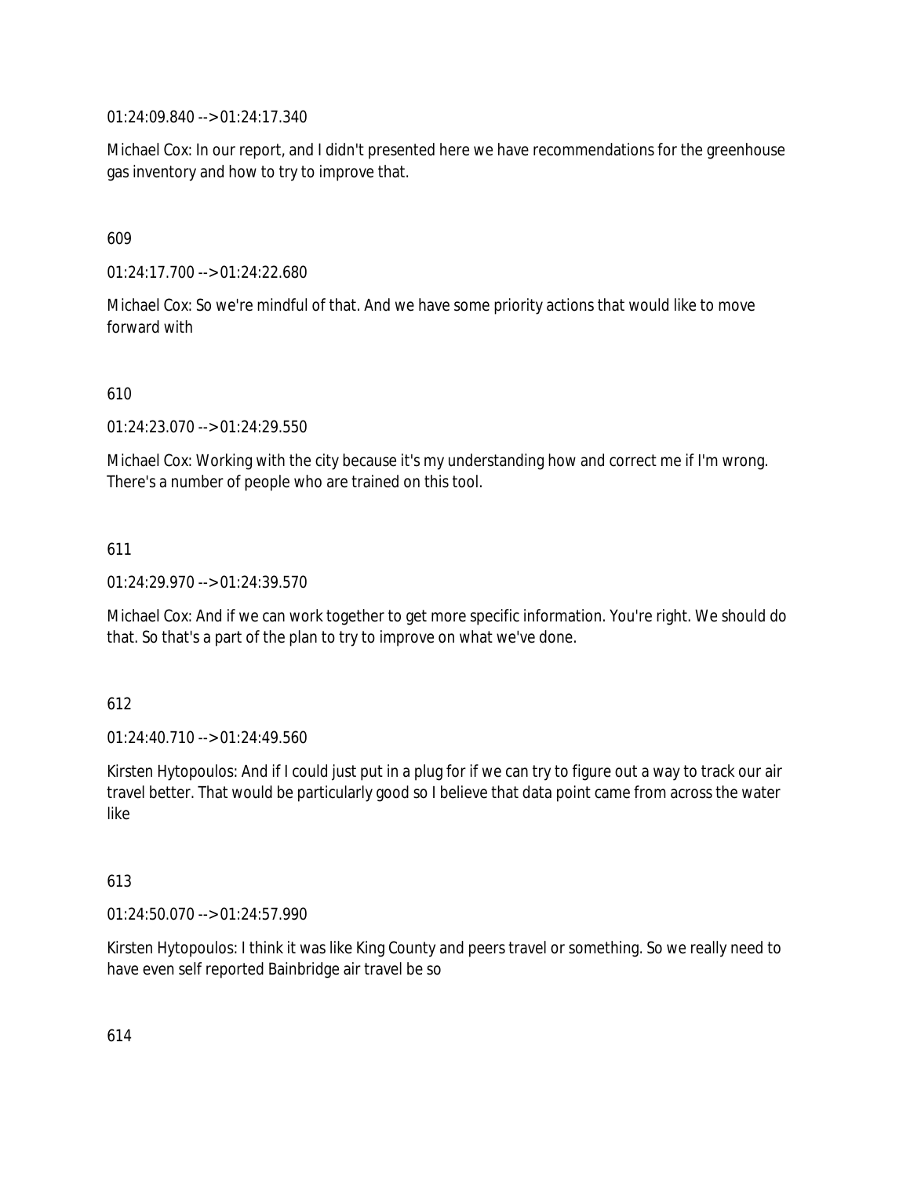01:24:09.840 --> 01:24:17.340

Michael Cox: In our report, and I didn't presented here we have recommendations for the greenhouse gas inventory and how to try to improve that.

609

01:24:17.700 --> 01:24:22.680

Michael Cox: So we're mindful of that. And we have some priority actions that would like to move forward with

610

01:24:23.070 --> 01:24:29.550

Michael Cox: Working with the city because it's my understanding how and correct me if I'm wrong. There's a number of people who are trained on this tool.

611

01:24:29.970 --> 01:24:39.570

Michael Cox: And if we can work together to get more specific information. You're right. We should do that. So that's a part of the plan to try to improve on what we've done.

612

01:24:40.710 --> 01:24:49.560

Kirsten Hytopoulos: And if I could just put in a plug for if we can try to figure out a way to track our air travel better. That would be particularly good so I believe that data point came from across the water like

613

01:24:50.070 --> 01:24:57.990

Kirsten Hytopoulos: I think it was like King County and peers travel or something. So we really need to have even self reported Bainbridge air travel be so

614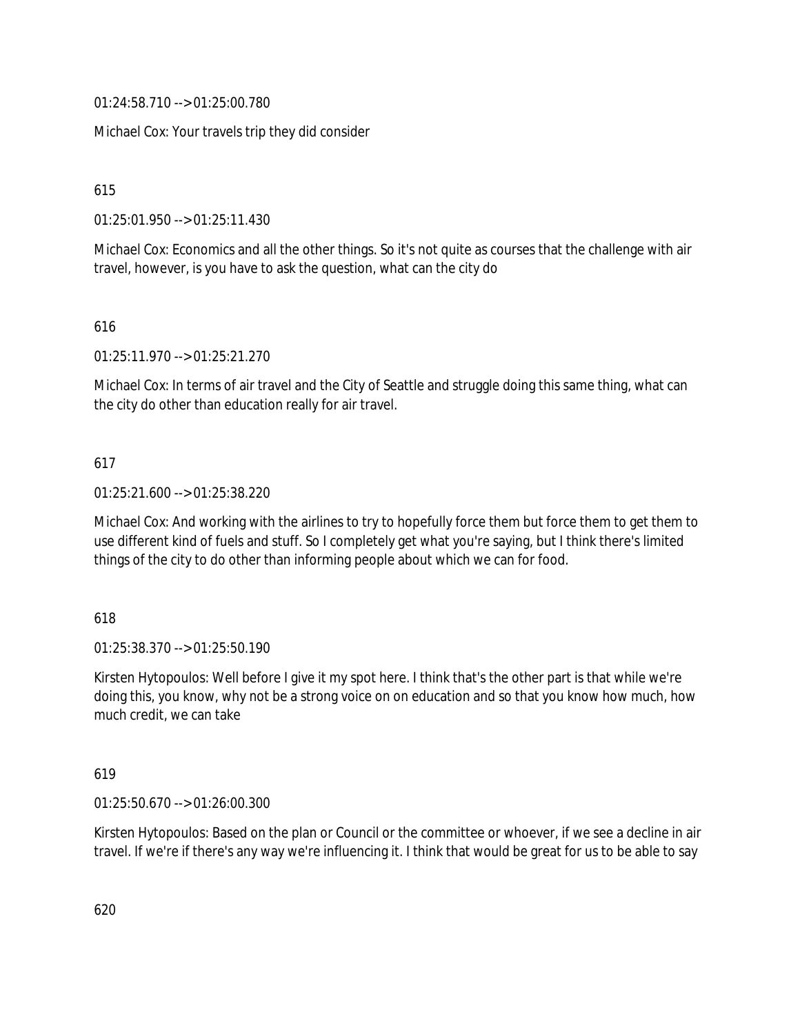01:24:58.710 --> 01:25:00.780

Michael Cox: Your travels trip they did consider

615

01:25:01.950 --> 01:25:11.430

Michael Cox: Economics and all the other things. So it's not quite as courses that the challenge with air travel, however, is you have to ask the question, what can the city do

616

01:25:11.970 --> 01:25:21.270

Michael Cox: In terms of air travel and the City of Seattle and struggle doing this same thing, what can the city do other than education really for air travel.

617

01:25:21.600 --> 01:25:38.220

Michael Cox: And working with the airlines to try to hopefully force them but force them to get them to use different kind of fuels and stuff. So I completely get what you're saying, but I think there's limited things of the city to do other than informing people about which we can for food.

618

01:25:38.370 --> 01:25:50.190

Kirsten Hytopoulos: Well before I give it my spot here. I think that's the other part is that while we're doing this, you know, why not be a strong voice on on education and so that you know how much, how much credit, we can take

619

01:25:50.670 --> 01:26:00.300

Kirsten Hytopoulos: Based on the plan or Council or the committee or whoever, if we see a decline in air travel. If we're if there's any way we're influencing it. I think that would be great for us to be able to say

620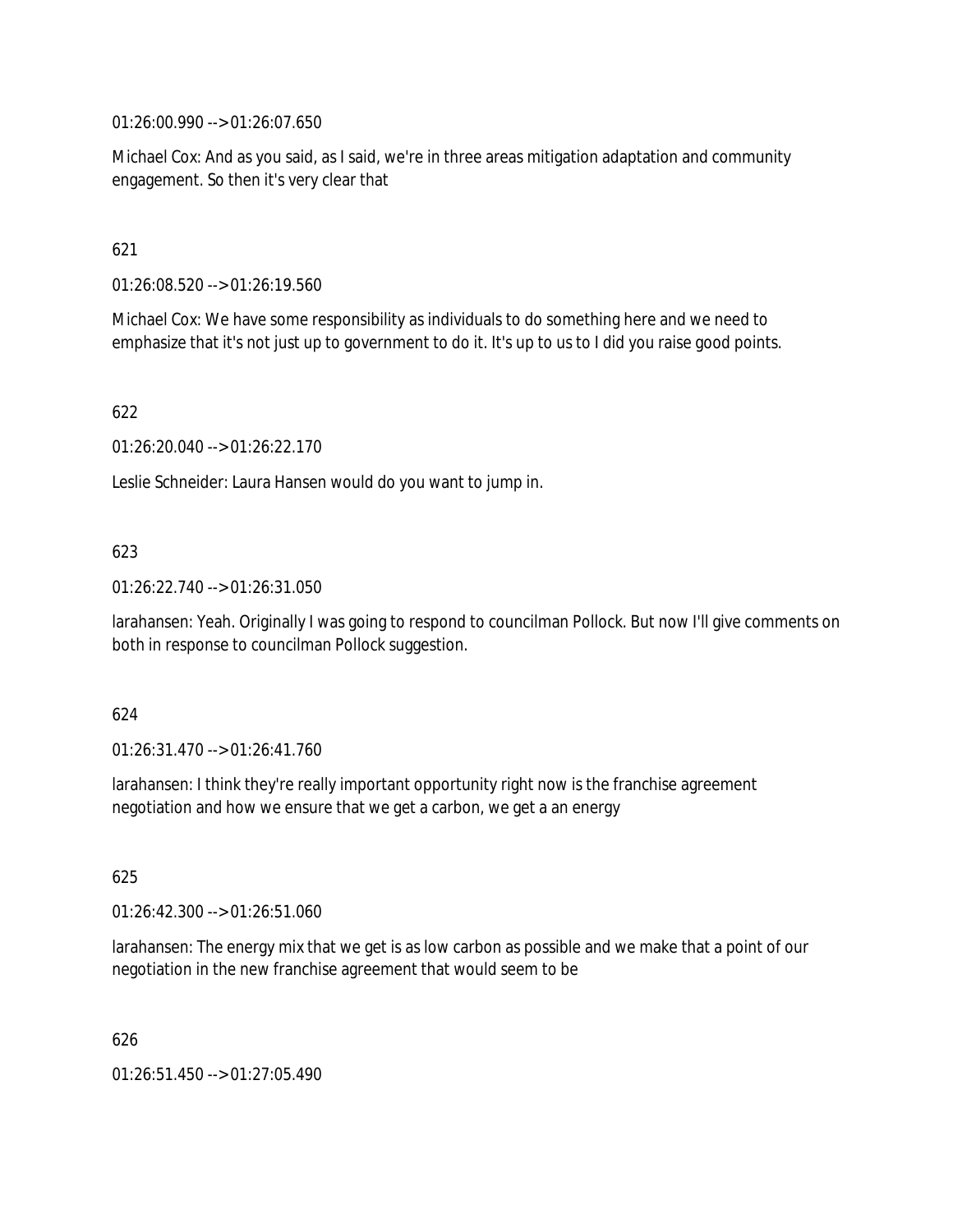01:26:00.990 --> 01:26:07.650

Michael Cox: And as you said, as I said, we're in three areas mitigation adaptation and community engagement. So then it's very clear that

621

01:26:08.520 --> 01:26:19.560

Michael Cox: We have some responsibility as individuals to do something here and we need to emphasize that it's not just up to government to do it. It's up to us to I did you raise good points.

622

01:26:20.040 --> 01:26:22.170

Leslie Schneider: Laura Hansen would do you want to jump in.

623

01:26:22.740 --> 01:26:31.050

larahansen: Yeah. Originally I was going to respond to councilman Pollock. But now I'll give comments on both in response to councilman Pollock suggestion.

624

01:26:31.470 --> 01:26:41.760

larahansen: I think they're really important opportunity right now is the franchise agreement negotiation and how we ensure that we get a carbon, we get a an energy

625

01:26:42.300 --> 01:26:51.060

larahansen: The energy mix that we get is as low carbon as possible and we make that a point of our negotiation in the new franchise agreement that would seem to be

626

01:26:51.450 --> 01:27:05.490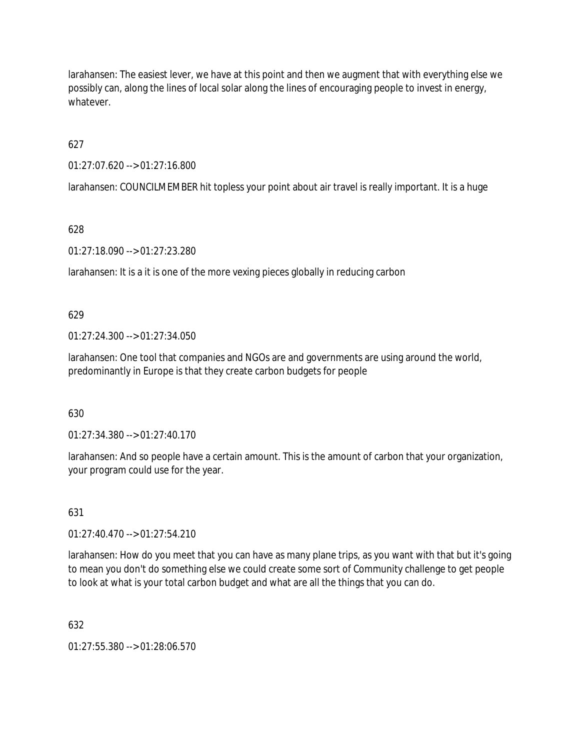larahansen: The easiest lever, we have at this point and then we augment that with everything else we possibly can, along the lines of local solar along the lines of encouraging people to invest in energy, whatever.

627

01:27:07.620 --> 01:27:16.800

larahansen: COUNCILMEMBER hit topless your point about air travel is really important. It is a huge

628

01:27:18.090 --> 01:27:23.280

larahansen: It is a it is one of the more vexing pieces globally in reducing carbon

629

01:27:24.300 --> 01:27:34.050

larahansen: One tool that companies and NGOs are and governments are using around the world, predominantly in Europe is that they create carbon budgets for people

630

01:27:34.380 --> 01:27:40.170

larahansen: And so people have a certain amount. This is the amount of carbon that your organization, your program could use for the year.

631

01:27:40.470 --> 01:27:54.210

larahansen: How do you meet that you can have as many plane trips, as you want with that but it's going to mean you don't do something else we could create some sort of Community challenge to get people to look at what is your total carbon budget and what are all the things that you can do.

632

01:27:55.380 --> 01:28:06.570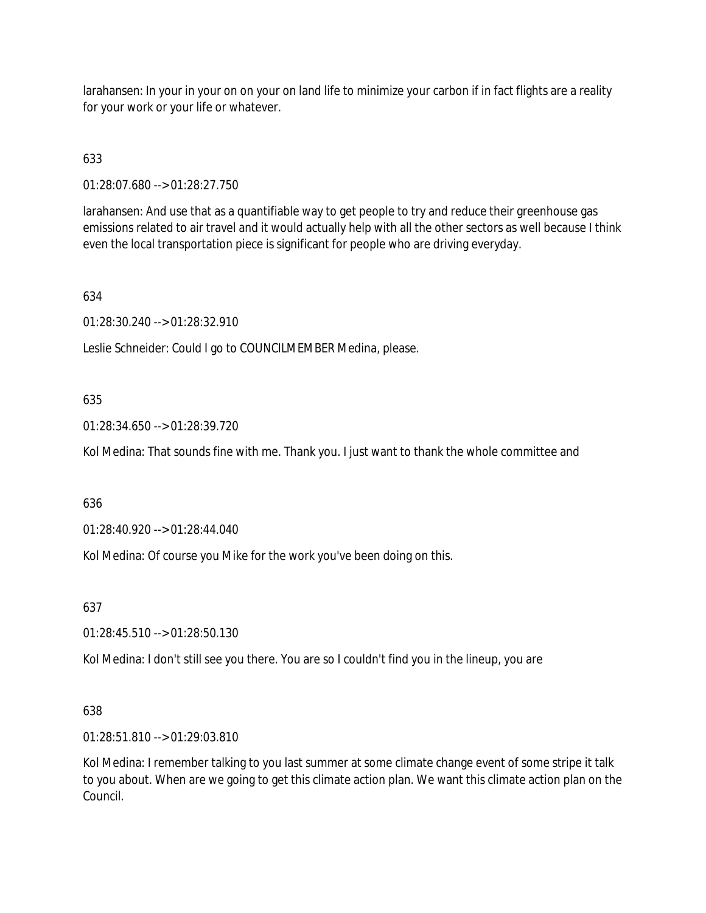larahansen: In your in your on on your on land life to minimize your carbon if in fact flights are a reality for your work or your life or whatever.

633

01:28:07.680 --> 01:28:27.750

larahansen: And use that as a quantifiable way to get people to try and reduce their greenhouse gas emissions related to air travel and it would actually help with all the other sectors as well because I think even the local transportation piece is significant for people who are driving everyday.

634

01:28:30.240 --> 01:28:32.910

Leslie Schneider: Could I go to COUNCILMEMBER Medina, please.

635

01:28:34.650 --> 01:28:39.720

Kol Medina: That sounds fine with me. Thank you. I just want to thank the whole committee and

636

01:28:40.920 --> 01:28:44.040

Kol Medina: Of course you Mike for the work you've been doing on this.

637

01:28:45.510 --> 01:28:50.130

Kol Medina: I don't still see you there. You are so I couldn't find you in the lineup, you are

638

01:28:51.810 --> 01:29:03.810

Kol Medina: I remember talking to you last summer at some climate change event of some stripe it talk to you about. When are we going to get this climate action plan. We want this climate action plan on the Council.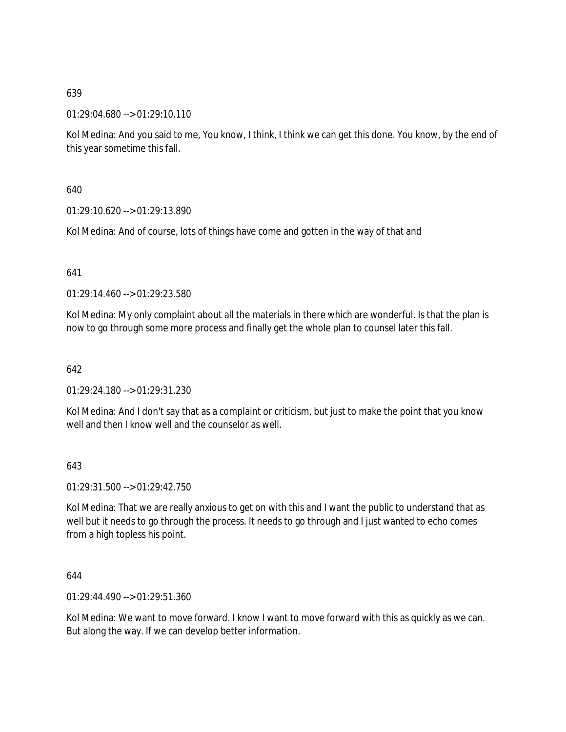639

01:29:04.680 --> 01:29:10.110

Kol Medina: And you said to me, You know, I think, I think we can get this done. You know, by the end of this year sometime this fall.

640

01:29:10.620 --> 01:29:13.890

Kol Medina: And of course, lots of things have come and gotten in the way of that and

641

01:29:14.460 --> 01:29:23.580

Kol Medina: My only complaint about all the materials in there which are wonderful. Is that the plan is now to go through some more process and finally get the whole plan to counsel later this fall.

642

01:29:24.180 --> 01:29:31.230

Kol Medina: And I don't say that as a complaint or criticism, but just to make the point that you know well and then I know well and the counselor as well.

643

01:29:31.500 --> 01:29:42.750

Kol Medina: That we are really anxious to get on with this and I want the public to understand that as well but it needs to go through the process. It needs to go through and I just wanted to echo comes from a high topless his point.

644

01:29:44.490 --> 01:29:51.360

Kol Medina: We want to move forward. I know I want to move forward with this as quickly as we can. But along the way. If we can develop better information.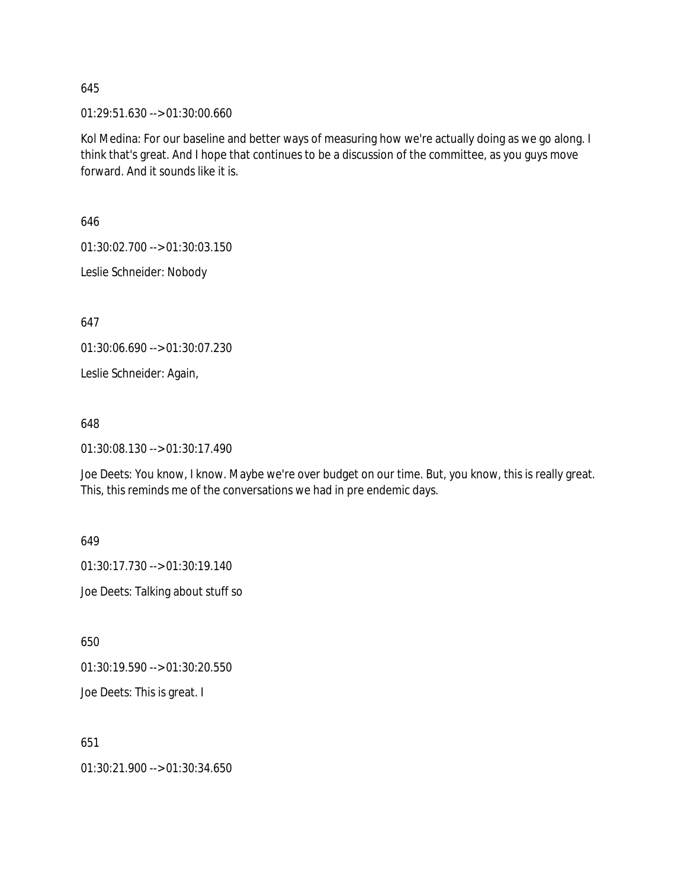645

01:29:51.630 --> 01:30:00.660

Kol Medina: For our baseline and better ways of measuring how we're actually doing as we go along. I think that's great. And I hope that continues to be a discussion of the committee, as you guys move forward. And it sounds like it is.

646

01:30:02.700 --> 01:30:03.150

Leslie Schneider: Nobody

647

01:30:06.690 --> 01:30:07.230

Leslie Schneider: Again,

648

01:30:08.130 --> 01:30:17.490

Joe Deets: You know, I know. Maybe we're over budget on our time. But, you know, this is really great. This, this reminds me of the conversations we had in pre endemic days.

649

01:30:17.730 --> 01:30:19.140

Joe Deets: Talking about stuff so

650

01:30:19.590 --> 01:30:20.550

Joe Deets: This is great. I

651

01:30:21.900 --> 01:30:34.650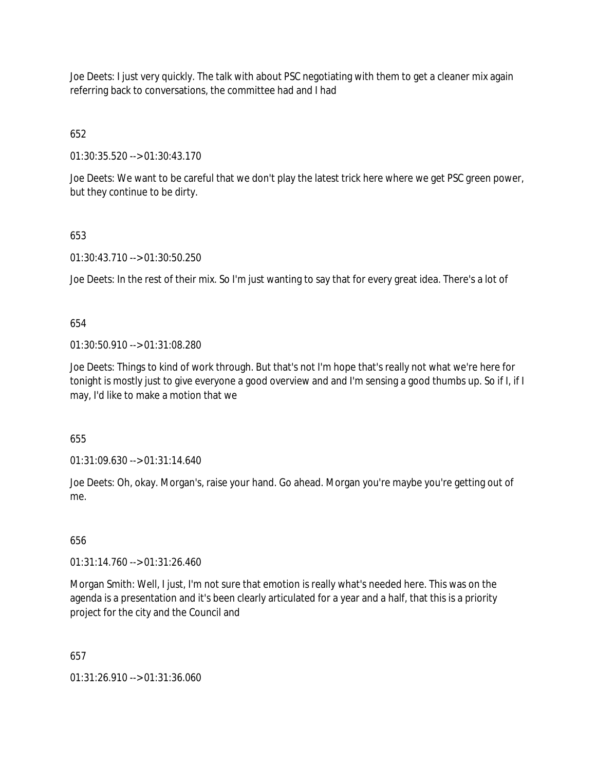Joe Deets: I just very quickly. The talk with about PSC negotiating with them to get a cleaner mix again referring back to conversations, the committee had and I had

652

01:30:35.520 --> 01:30:43.170

Joe Deets: We want to be careful that we don't play the latest trick here where we get PSC green power, but they continue to be dirty.

653

01:30:43.710 --> 01:30:50.250

Joe Deets: In the rest of their mix. So I'm just wanting to say that for every great idea. There's a lot of

654

01:30:50.910 --> 01:31:08.280

Joe Deets: Things to kind of work through. But that's not I'm hope that's really not what we're here for tonight is mostly just to give everyone a good overview and and I'm sensing a good thumbs up. So if I, if I may, I'd like to make a motion that we

655

01:31:09.630 --> 01:31:14.640

Joe Deets: Oh, okay. Morgan's, raise your hand. Go ahead. Morgan you're maybe you're getting out of me.

656

01:31:14.760 --> 01:31:26.460

Morgan Smith: Well, I just, I'm not sure that emotion is really what's needed here. This was on the agenda is a presentation and it's been clearly articulated for a year and a half, that this is a priority project for the city and the Council and

657

01:31:26.910 --> 01:31:36.060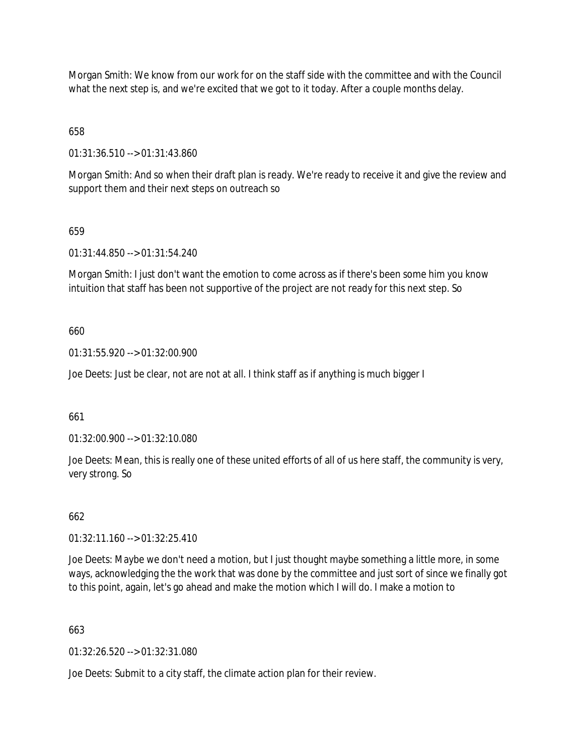Morgan Smith: We know from our work for on the staff side with the committee and with the Council what the next step is, and we're excited that we got to it today. After a couple months delay.

658

01:31:36.510 --> 01:31:43.860

Morgan Smith: And so when their draft plan is ready. We're ready to receive it and give the review and support them and their next steps on outreach so

659

01:31:44.850 --> 01:31:54.240

Morgan Smith: I just don't want the emotion to come across as if there's been some him you know intuition that staff has been not supportive of the project are not ready for this next step. So

660

01:31:55.920 --> 01:32:00.900

Joe Deets: Just be clear, not are not at all. I think staff as if anything is much bigger I

661

01:32:00.900 --> 01:32:10.080

Joe Deets: Mean, this is really one of these united efforts of all of us here staff, the community is very, very strong. So

662

01:32:11.160 --> 01:32:25.410

Joe Deets: Maybe we don't need a motion, but I just thought maybe something a little more, in some ways, acknowledging the the work that was done by the committee and just sort of since we finally got to this point, again, let's go ahead and make the motion which I will do. I make a motion to

663

01:32:26.520 --> 01:32:31.080

Joe Deets: Submit to a city staff, the climate action plan for their review.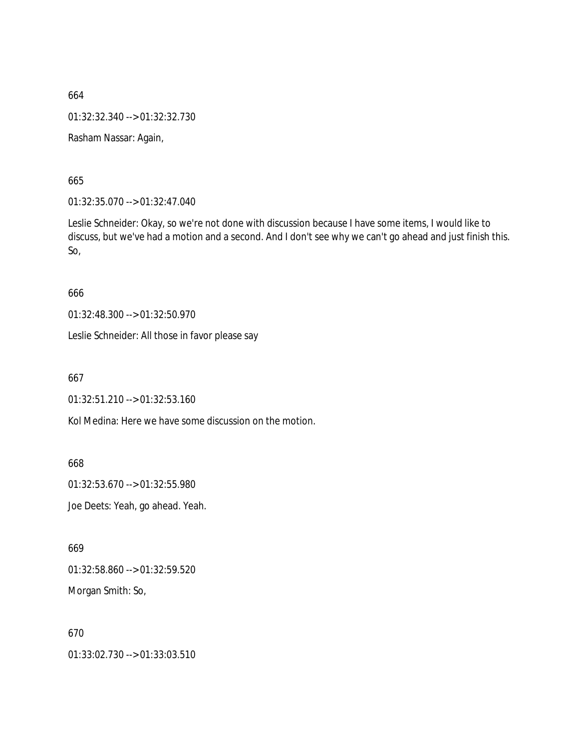664

01:32:32.340 --> 01:32:32.730

Rasham Nassar: Again,

665

01:32:35.070 --> 01:32:47.040

Leslie Schneider: Okay, so we're not done with discussion because I have some items, I would like to discuss, but we've had a motion and a second. And I don't see why we can't go ahead and just finish this. So,

666

01:32:48.300 --> 01:32:50.970

Leslie Schneider: All those in favor please say

667

01:32:51.210 --> 01:32:53.160

Kol Medina: Here we have some discussion on the motion.

668

01:32:53.670 --> 01:32:55.980

Joe Deets: Yeah, go ahead. Yeah.

669

01:32:58.860 --> 01:32:59.520

Morgan Smith: So,

670

01:33:02.730 --> 01:33:03.510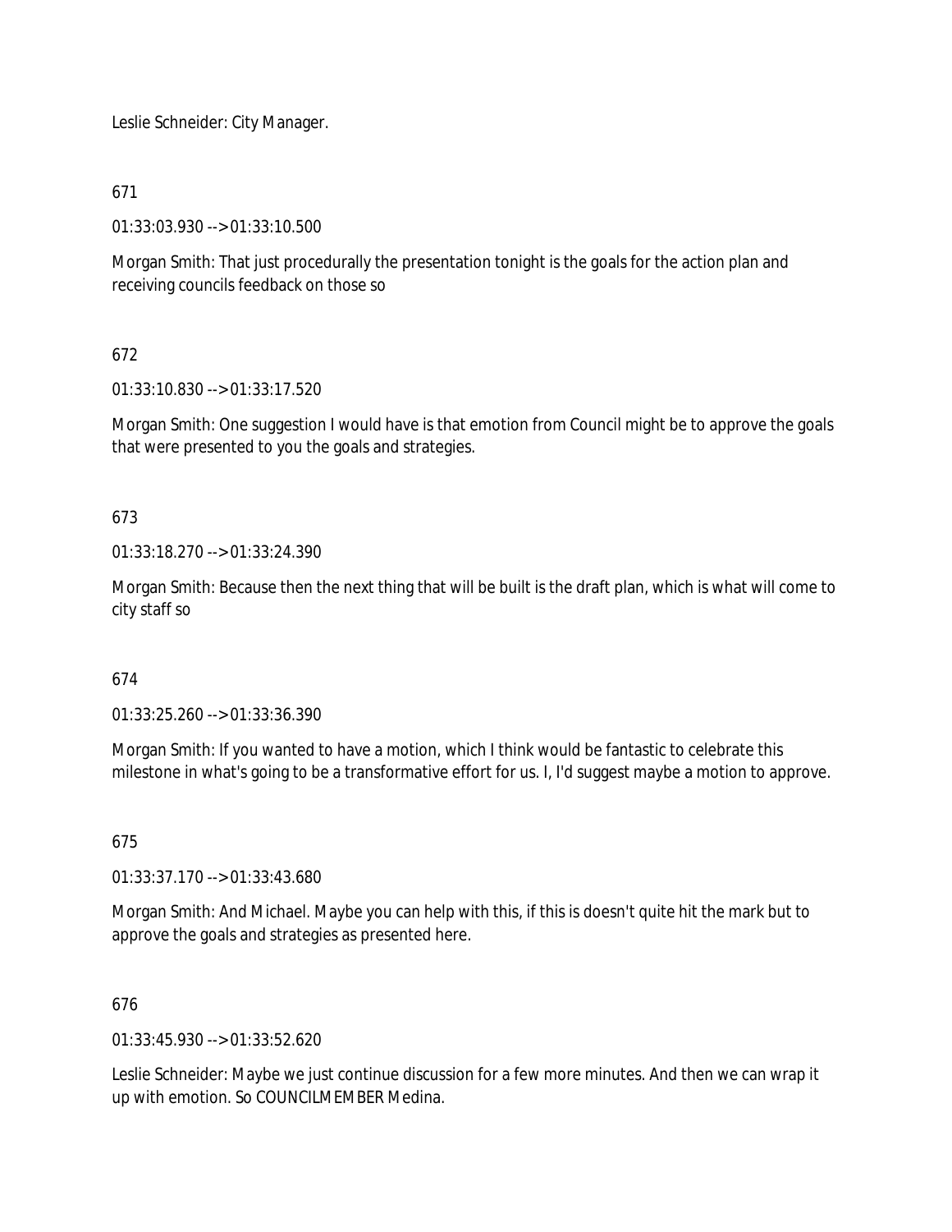Leslie Schneider: City Manager.

671

01:33:03.930 --> 01:33:10.500

Morgan Smith: That just procedurally the presentation tonight is the goals for the action plan and receiving councils feedback on those so

672

01:33:10.830 --> 01:33:17.520

Morgan Smith: One suggestion I would have is that emotion from Council might be to approve the goals that were presented to you the goals and strategies.

673

01:33:18.270 --> 01:33:24.390

Morgan Smith: Because then the next thing that will be built is the draft plan, which is what will come to city staff so

674

01:33:25.260 --> 01:33:36.390

Morgan Smith: If you wanted to have a motion, which I think would be fantastic to celebrate this milestone in what's going to be a transformative effort for us. I, I'd suggest maybe a motion to approve.

675

01:33:37.170 --> 01:33:43.680

Morgan Smith: And Michael. Maybe you can help with this, if this is doesn't quite hit the mark but to approve the goals and strategies as presented here.

676

01:33:45.930 --> 01:33:52.620

Leslie Schneider: Maybe we just continue discussion for a few more minutes. And then we can wrap it up with emotion. So COUNCILMEMBER Medina.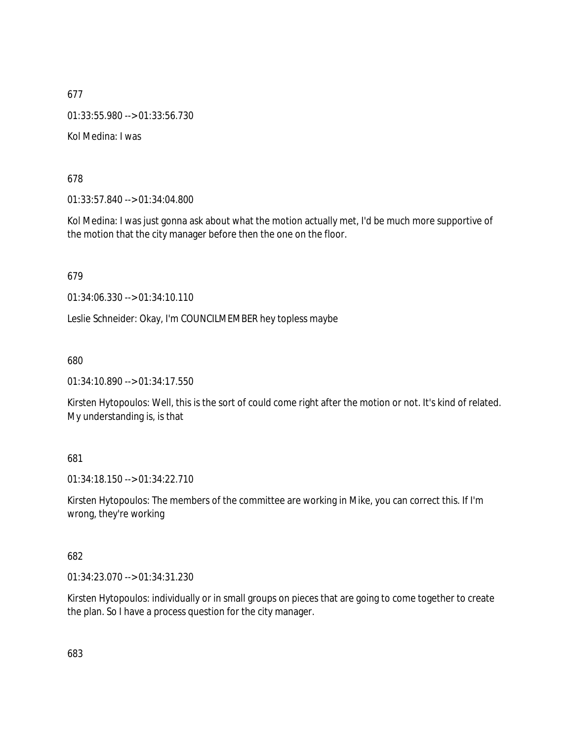677

01:33:55.980 --> 01:33:56.730

Kol Medina: I was

678

01:33:57.840 --> 01:34:04.800

Kol Medina: I was just gonna ask about what the motion actually met, I'd be much more supportive of the motion that the city manager before then the one on the floor.

679

01:34:06.330 --> 01:34:10.110

Leslie Schneider: Okay, I'm COUNCILMEMBER hey topless maybe

680

01:34:10.890 --> 01:34:17.550

Kirsten Hytopoulos: Well, this is the sort of could come right after the motion or not. It's kind of related. My understanding is, is that

681

01:34:18.150 --> 01:34:22.710

Kirsten Hytopoulos: The members of the committee are working in Mike, you can correct this. If I'm wrong, they're working

682

01:34:23.070 --> 01:34:31.230

Kirsten Hytopoulos: individually or in small groups on pieces that are going to come together to create the plan. So I have a process question for the city manager.

683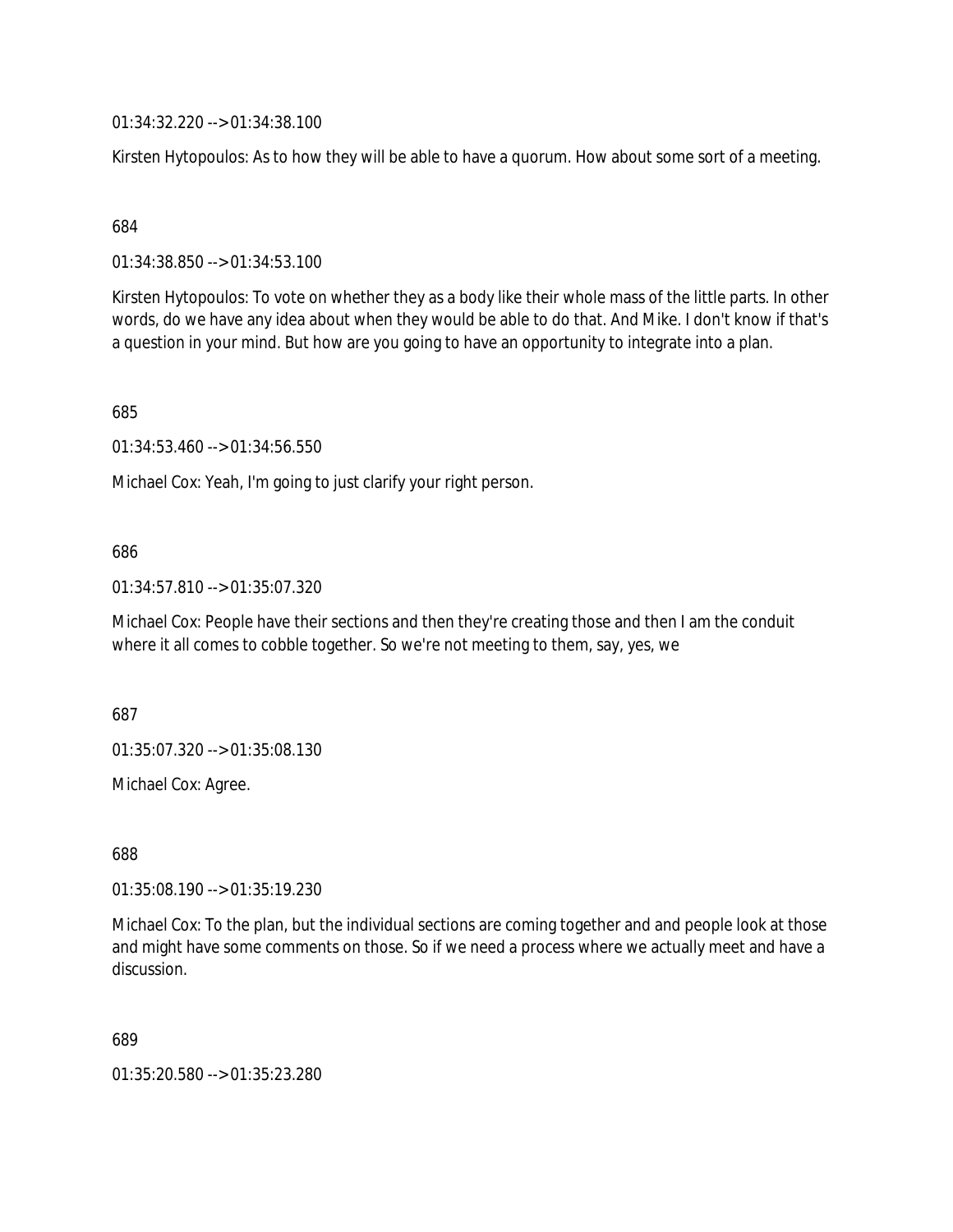01:34:32.220 --> 01:34:38.100

Kirsten Hytopoulos: As to how they will be able to have a quorum. How about some sort of a meeting.

684

01:34:38.850 --> 01:34:53.100

Kirsten Hytopoulos: To vote on whether they as a body like their whole mass of the little parts. In other words, do we have any idea about when they would be able to do that. And Mike. I don't know if that's a question in your mind. But how are you going to have an opportunity to integrate into a plan.

685

01:34:53.460 --> 01:34:56.550

Michael Cox: Yeah, I'm going to just clarify your right person.

686

01:34:57.810 --> 01:35:07.320

Michael Cox: People have their sections and then they're creating those and then I am the conduit where it all comes to cobble together. So we're not meeting to them, say, yes, we

687

01:35:07.320 --> 01:35:08.130

Michael Cox: Agree.

688

01:35:08.190 --> 01:35:19.230

Michael Cox: To the plan, but the individual sections are coming together and and people look at those and might have some comments on those. So if we need a process where we actually meet and have a discussion.

689

01:35:20.580 --> 01:35:23.280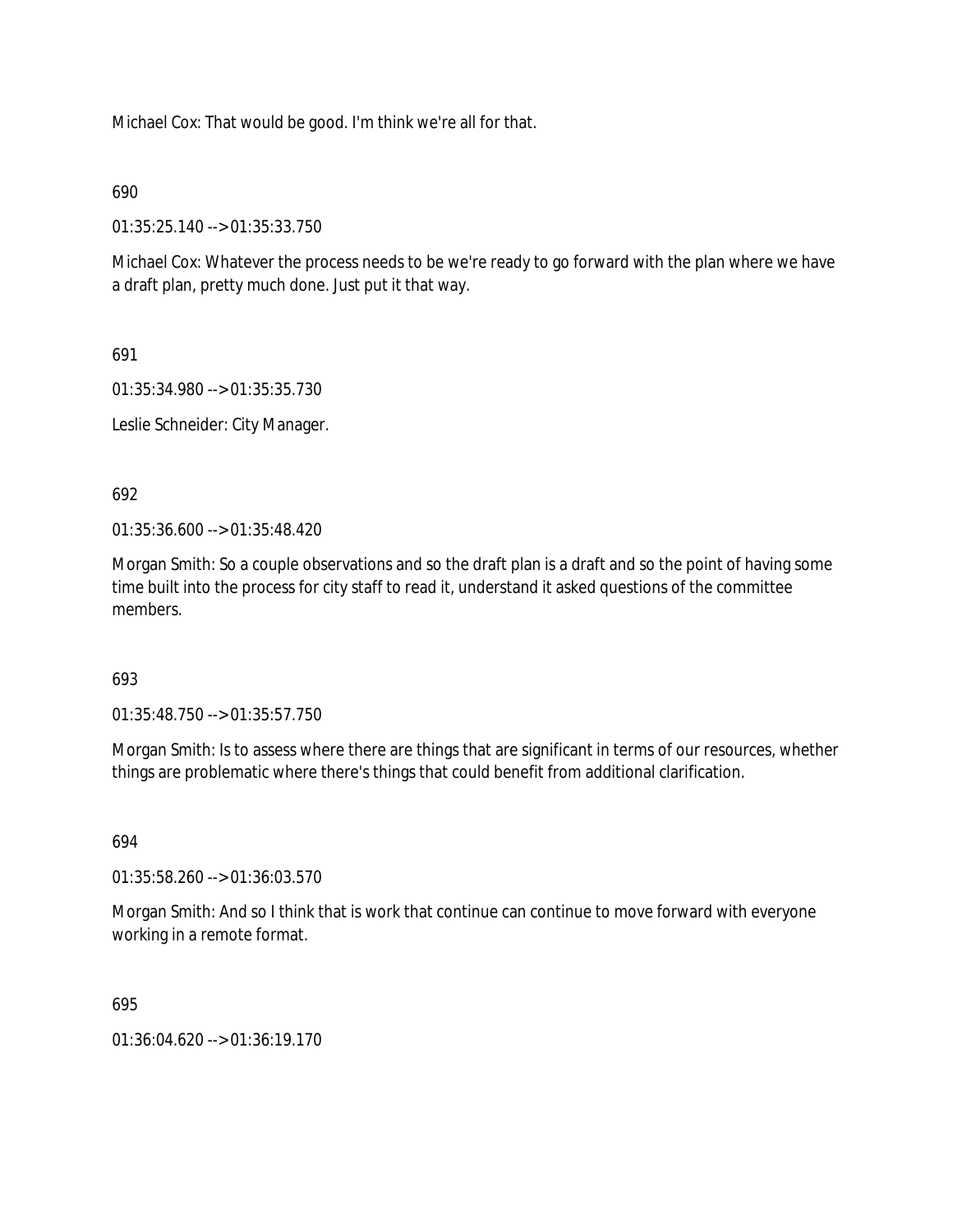Michael Cox: That would be good. I'm think we're all for that.

690

01:35:25.140 --> 01:35:33.750

Michael Cox: Whatever the process needs to be we're ready to go forward with the plan where we have a draft plan, pretty much done. Just put it that way.

691

01:35:34.980 --> 01:35:35.730

Leslie Schneider: City Manager.

692

01:35:36.600 --> 01:35:48.420

Morgan Smith: So a couple observations and so the draft plan is a draft and so the point of having some time built into the process for city staff to read it, understand it asked questions of the committee members.

693

01:35:48.750 --> 01:35:57.750

Morgan Smith: Is to assess where there are things that are significant in terms of our resources, whether things are problematic where there's things that could benefit from additional clarification.

694

01:35:58.260 --> 01:36:03.570

Morgan Smith: And so I think that is work that continue can continue to move forward with everyone working in a remote format.

695

01:36:04.620 --> 01:36:19.170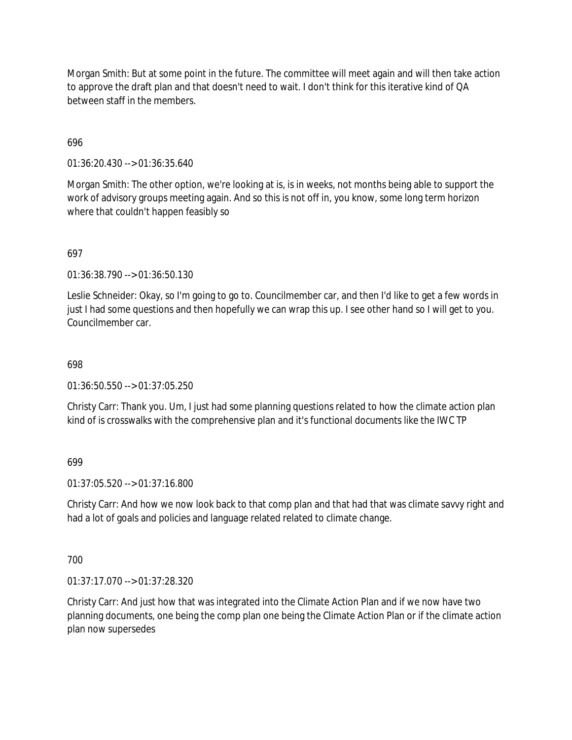Morgan Smith: But at some point in the future. The committee will meet again and will then take action to approve the draft plan and that doesn't need to wait. I don't think for this iterative kind of QA between staff in the members.

696

01:36:20.430 --> 01:36:35.640

Morgan Smith: The other option, we're looking at is, is in weeks, not months being able to support the work of advisory groups meeting again. And so this is not off in, you know, some long term horizon where that couldn't happen feasibly so

697

01:36:38.790 --> 01:36:50.130

Leslie Schneider: Okay, so I'm going to go to. Councilmember car, and then I'd like to get a few words in just I had some questions and then hopefully we can wrap this up. I see other hand so I will get to you. Councilmember car.

698

01:36:50.550 --> 01:37:05.250

Christy Carr: Thank you. Um, I just had some planning questions related to how the climate action plan kind of is crosswalks with the comprehensive plan and it's functional documents like the IWC TP

699

01:37:05.520 --> 01:37:16.800

Christy Carr: And how we now look back to that comp plan and that had that was climate savvy right and had a lot of goals and policies and language related related to climate change.

700

01:37:17.070 --> 01:37:28.320

Christy Carr: And just how that was integrated into the Climate Action Plan and if we now have two planning documents, one being the comp plan one being the Climate Action Plan or if the climate action plan now supersedes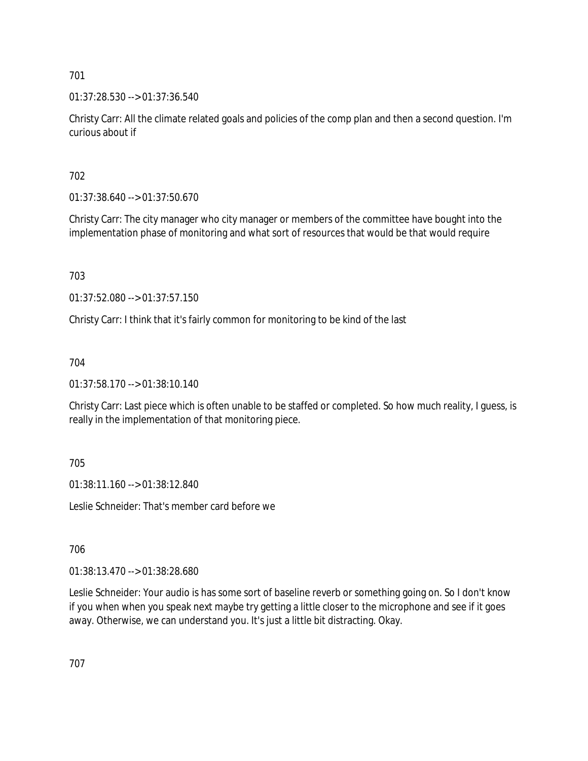701

01:37:28.530 --> 01:37:36.540

Christy Carr: All the climate related goals and policies of the comp plan and then a second question. I'm curious about if

702

01:37:38.640 --> 01:37:50.670

Christy Carr: The city manager who city manager or members of the committee have bought into the implementation phase of monitoring and what sort of resources that would be that would require

703

01:37:52.080 --> 01:37:57.150

Christy Carr: I think that it's fairly common for monitoring to be kind of the last

704

01:37:58.170 --> 01:38:10.140

Christy Carr: Last piece which is often unable to be staffed or completed. So how much reality, I guess, is really in the implementation of that monitoring piece.

705

01:38:11.160 --> 01:38:12.840

Leslie Schneider: That's member card before we

706

01:38:13.470 --> 01:38:28.680

Leslie Schneider: Your audio is has some sort of baseline reverb or something going on. So I don't know if you when when you speak next maybe try getting a little closer to the microphone and see if it goes away. Otherwise, we can understand you. It's just a little bit distracting. Okay.

707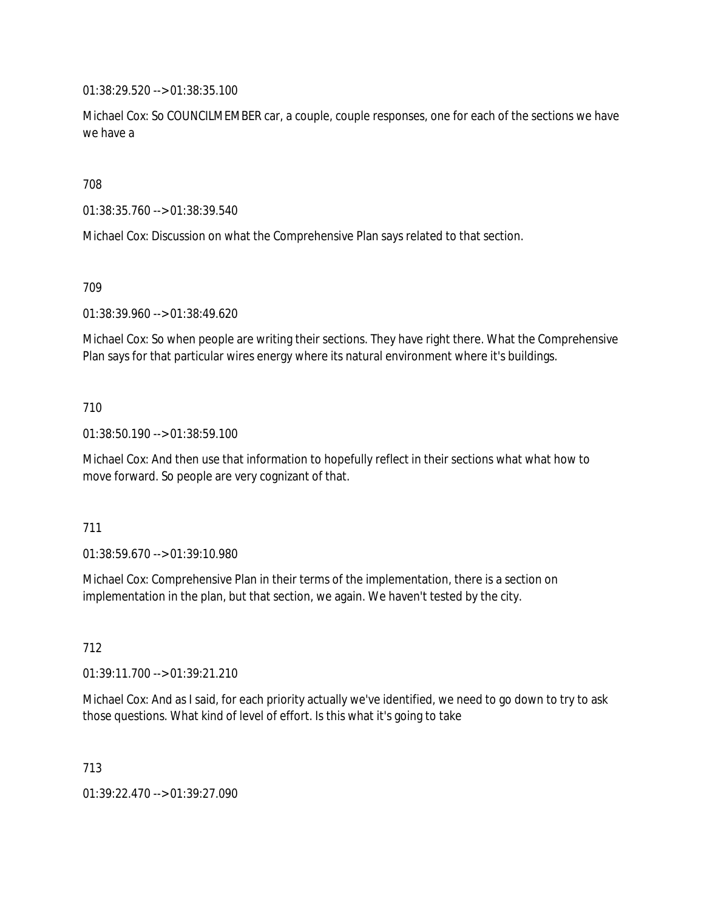01:38:29.520 --> 01:38:35.100

Michael Cox: So COUNCILMEMBER car, a couple, couple responses, one for each of the sections we have we have a

708

01:38:35.760 --> 01:38:39.540

Michael Cox: Discussion on what the Comprehensive Plan says related to that section.

709

01:38:39.960 --> 01:38:49.620

Michael Cox: So when people are writing their sections. They have right there. What the Comprehensive Plan says for that particular wires energy where its natural environment where it's buildings.

710

01:38:50.190 --> 01:38:59.100

Michael Cox: And then use that information to hopefully reflect in their sections what what how to move forward. So people are very cognizant of that.

711

01:38:59.670 --> 01:39:10.980

Michael Cox: Comprehensive Plan in their terms of the implementation, there is a section on implementation in the plan, but that section, we again. We haven't tested by the city.

712

01:39:11.700 --> 01:39:21.210

Michael Cox: And as I said, for each priority actually we've identified, we need to go down to try to ask those questions. What kind of level of effort. Is this what it's going to take

713

01:39:22.470 --> 01:39:27.090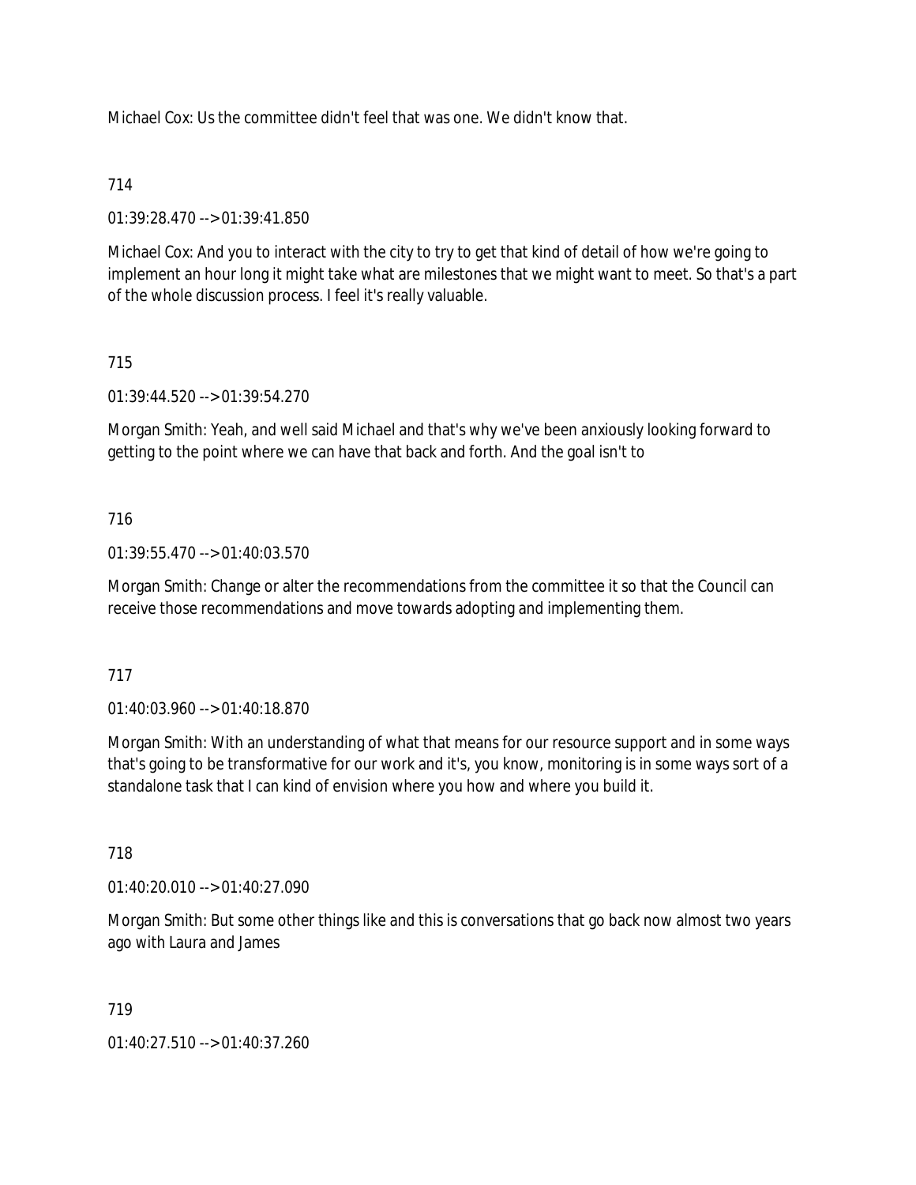Michael Cox: Us the committee didn't feel that was one. We didn't know that.

714

01:39:28.470 --> 01:39:41.850

Michael Cox: And you to interact with the city to try to get that kind of detail of how we're going to implement an hour long it might take what are milestones that we might want to meet. So that's a part of the whole discussion process. I feel it's really valuable.

715

01:39:44.520 --> 01:39:54.270

Morgan Smith: Yeah, and well said Michael and that's why we've been anxiously looking forward to getting to the point where we can have that back and forth. And the goal isn't to

716

01:39:55.470 --> 01:40:03.570

Morgan Smith: Change or alter the recommendations from the committee it so that the Council can receive those recommendations and move towards adopting and implementing them.

717

01:40:03.960 --> 01:40:18.870

Morgan Smith: With an understanding of what that means for our resource support and in some ways that's going to be transformative for our work and it's, you know, monitoring is in some ways sort of a standalone task that I can kind of envision where you how and where you build it.

718

01:40:20.010 --> 01:40:27.090

Morgan Smith: But some other things like and this is conversations that go back now almost two years ago with Laura and James

719

01:40:27.510 --> 01:40:37.260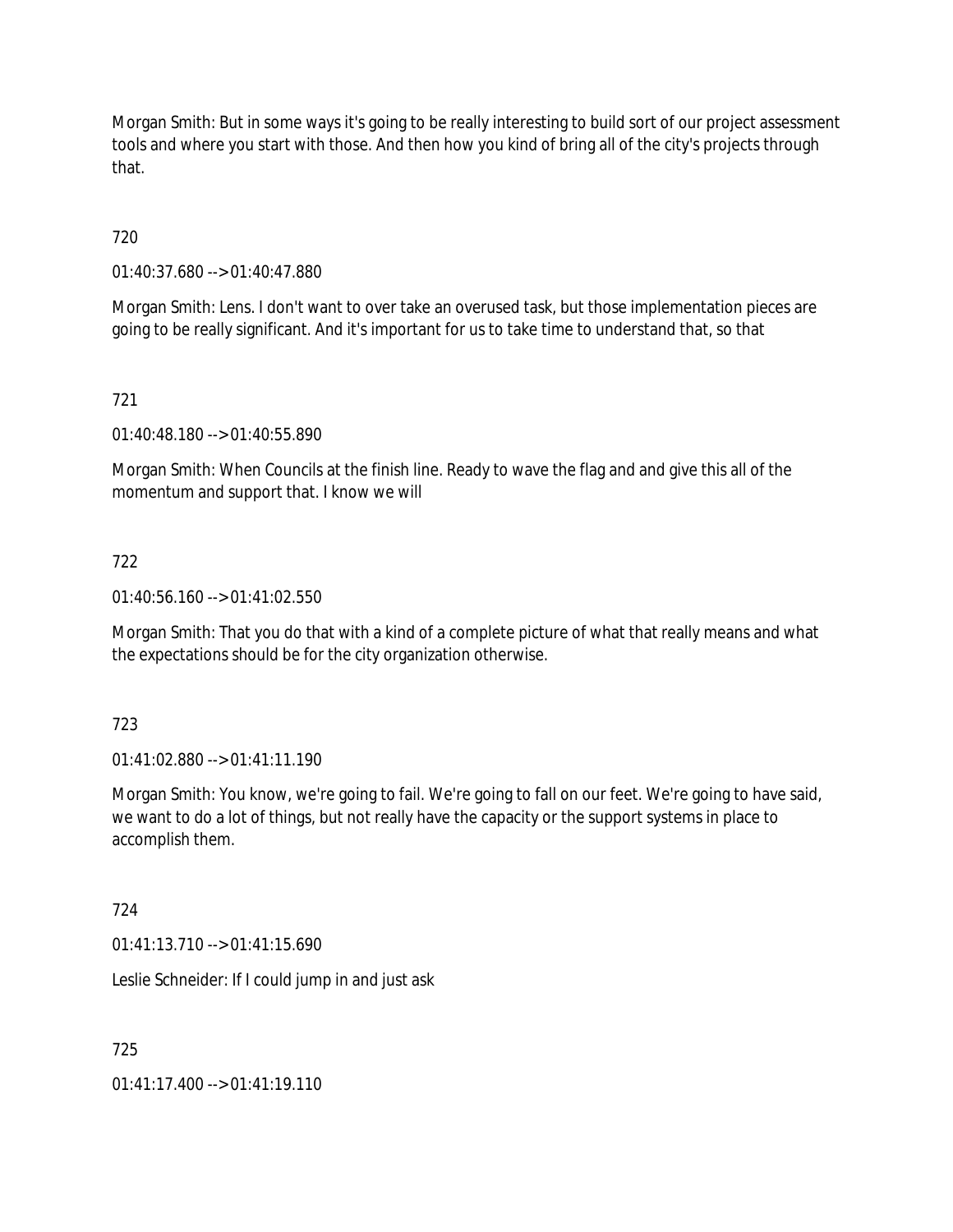Morgan Smith: But in some ways it's going to be really interesting to build sort of our project assessment tools and where you start with those. And then how you kind of bring all of the city's projects through that.

720

01:40:37.680 --> 01:40:47.880

Morgan Smith: Lens. I don't want to over take an overused task, but those implementation pieces are going to be really significant. And it's important for us to take time to understand that, so that

721

01:40:48.180 --> 01:40:55.890

Morgan Smith: When Councils at the finish line. Ready to wave the flag and and give this all of the momentum and support that. I know we will

722

01:40:56.160 --> 01:41:02.550

Morgan Smith: That you do that with a kind of a complete picture of what that really means and what the expectations should be for the city organization otherwise.

723

01:41:02.880 --> 01:41:11.190

Morgan Smith: You know, we're going to fail. We're going to fall on our feet. We're going to have said, we want to do a lot of things, but not really have the capacity or the support systems in place to accomplish them.

724

01:41:13.710 --> 01:41:15.690

Leslie Schneider: If I could jump in and just ask

725

01:41:17.400 --> 01:41:19.110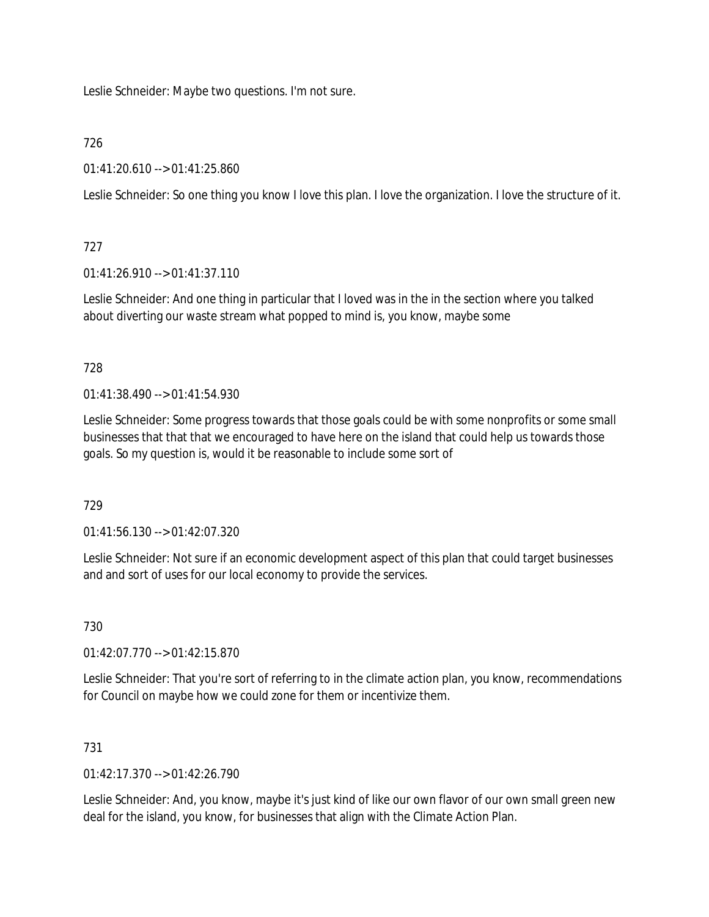Leslie Schneider: Maybe two questions. I'm not sure.

726

01:41:20.610 --> 01:41:25.860

Leslie Schneider: So one thing you know I love this plan. I love the organization. I love the structure of it.

727

01:41:26.910 --> 01:41:37.110

Leslie Schneider: And one thing in particular that I loved was in the in the section where you talked about diverting our waste stream what popped to mind is, you know, maybe some

728

01:41:38.490 --> 01:41:54.930

Leslie Schneider: Some progress towards that those goals could be with some nonprofits or some small businesses that that that we encouraged to have here on the island that could help us towards those goals. So my question is, would it be reasonable to include some sort of

729

01:41:56.130 --> 01:42:07.320

Leslie Schneider: Not sure if an economic development aspect of this plan that could target businesses and and sort of uses for our local economy to provide the services.

730

01:42:07.770 --> 01:42:15.870

Leslie Schneider: That you're sort of referring to in the climate action plan, you know, recommendations for Council on maybe how we could zone for them or incentivize them.

731

01:42:17.370 --> 01:42:26.790

Leslie Schneider: And, you know, maybe it's just kind of like our own flavor of our own small green new deal for the island, you know, for businesses that align with the Climate Action Plan.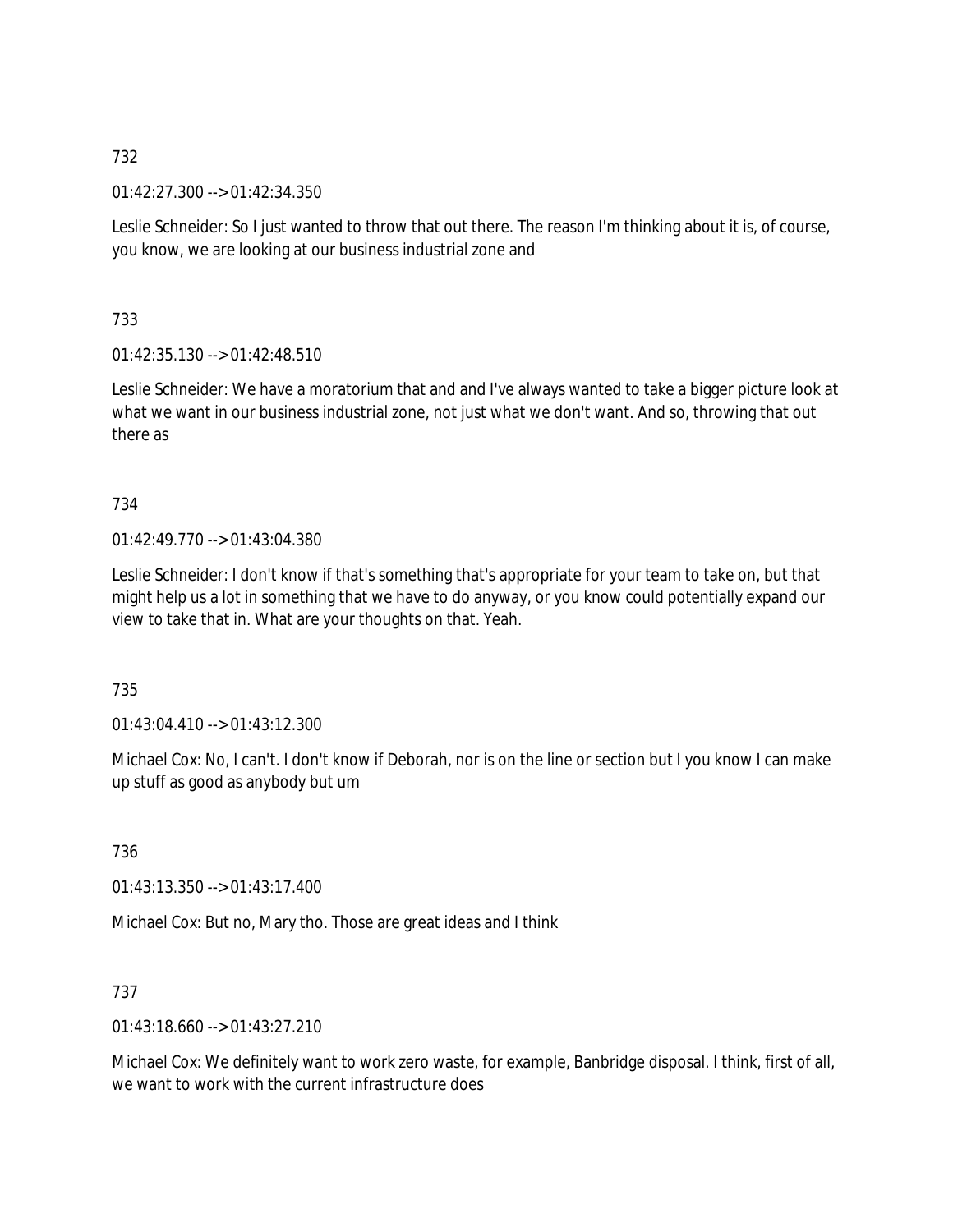732

01:42:27.300 --> 01:42:34.350

Leslie Schneider: So I just wanted to throw that out there. The reason I'm thinking about it is, of course, you know, we are looking at our business industrial zone and

733

01:42:35.130 --> 01:42:48.510

Leslie Schneider: We have a moratorium that and and I've always wanted to take a bigger picture look at what we want in our business industrial zone, not just what we don't want. And so, throwing that out there as

734

01:42:49.770 --> 01:43:04.380

Leslie Schneider: I don't know if that's something that's appropriate for your team to take on, but that might help us a lot in something that we have to do anyway, or you know could potentially expand our view to take that in. What are your thoughts on that. Yeah.

735

01:43:04.410 --> 01:43:12.300

Michael Cox: No, I can't. I don't know if Deborah, nor is on the line or section but I you know I can make up stuff as good as anybody but um

736

01:43:13.350 --> 01:43:17.400

Michael Cox: But no, Mary tho. Those are great ideas and I think

737

01:43:18.660 --> 01:43:27.210

Michael Cox: We definitely want to work zero waste, for example, Banbridge disposal. I think, first of all, we want to work with the current infrastructure does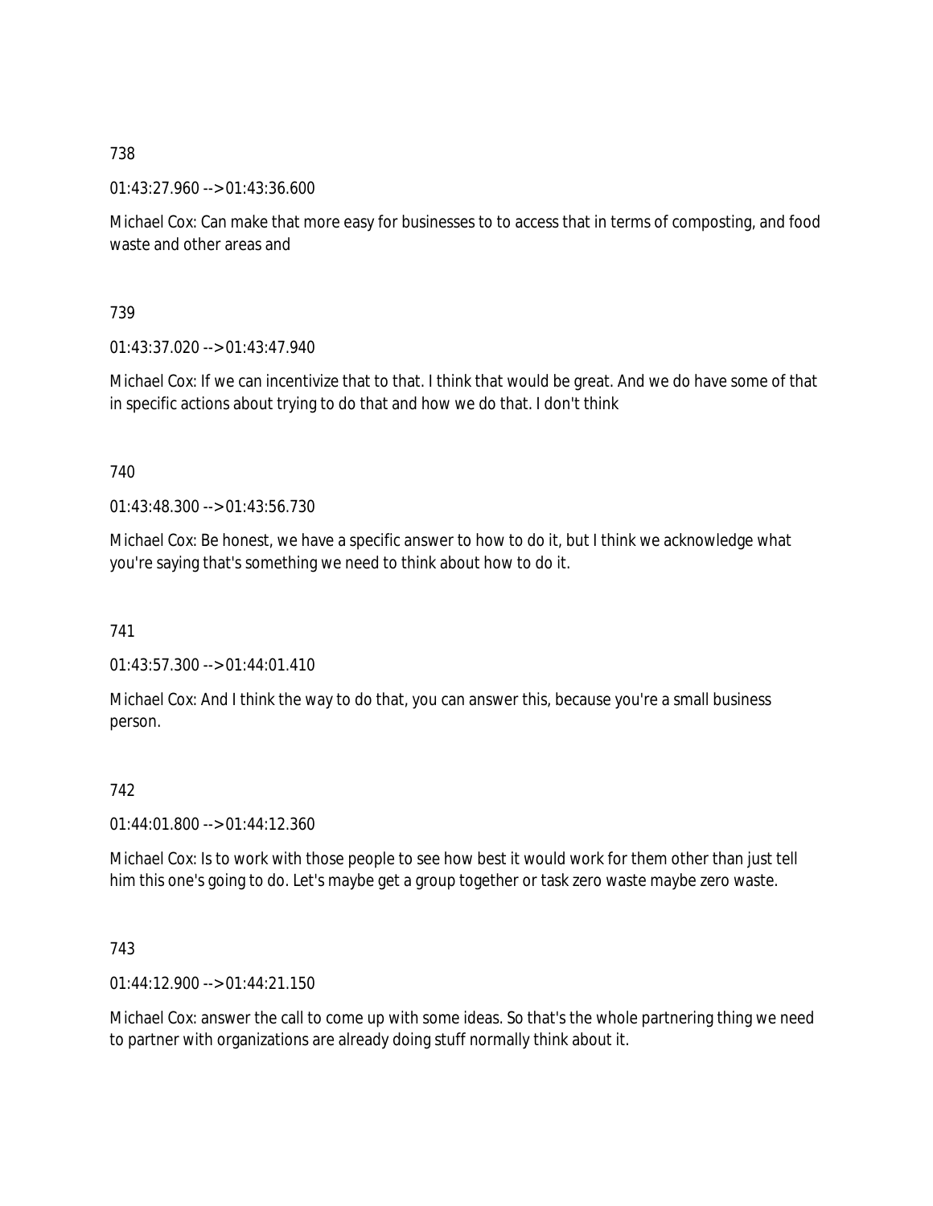738

01:43:27.960 --> 01:43:36.600

Michael Cox: Can make that more easy for businesses to to access that in terms of composting, and food waste and other areas and

739

01:43:37.020 --> 01:43:47.940

Michael Cox: If we can incentivize that to that. I think that would be great. And we do have some of that in specific actions about trying to do that and how we do that. I don't think

740

01:43:48.300 --> 01:43:56.730

Michael Cox: Be honest, we have a specific answer to how to do it, but I think we acknowledge what you're saying that's something we need to think about how to do it.

741

01:43:57.300 --> 01:44:01.410

Michael Cox: And I think the way to do that, you can answer this, because you're a small business person.

742

01:44:01.800 --> 01:44:12.360

Michael Cox: Is to work with those people to see how best it would work for them other than just tell him this one's going to do. Let's maybe get a group together or task zero waste maybe zero waste.

743

01:44:12.900 --> 01:44:21.150

Michael Cox: answer the call to come up with some ideas. So that's the whole partnering thing we need to partner with organizations are already doing stuff normally think about it.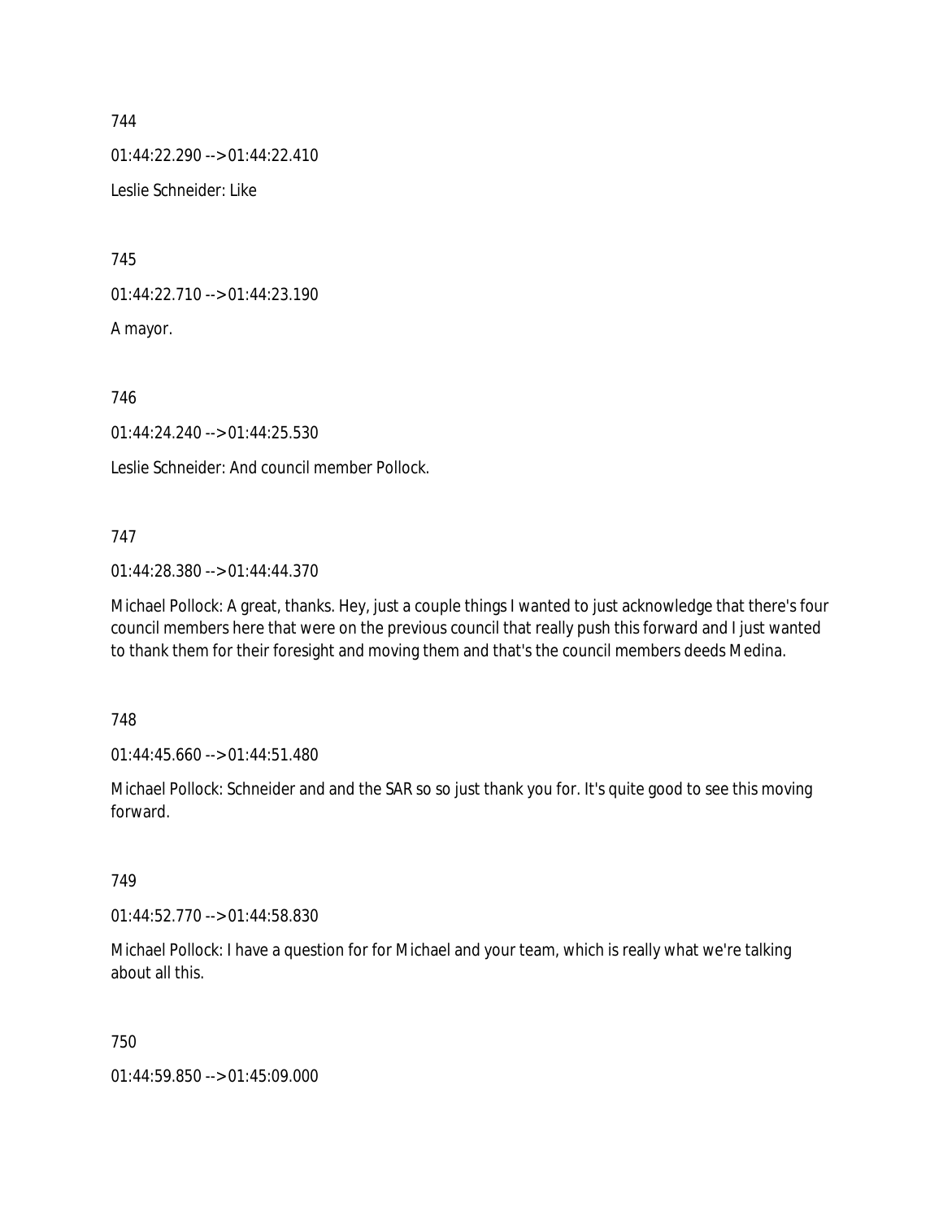744

01:44:22.290 --> 01:44:22.410

Leslie Schneider: Like

745

01:44:22.710 --> 01:44:23.190

A mayor.

746

01:44:24.240 --> 01:44:25.530

Leslie Schneider: And council member Pollock.

747

01:44:28.380 --> 01:44:44.370

Michael Pollock: A great, thanks. Hey, just a couple things I wanted to just acknowledge that there's four council members here that were on the previous council that really push this forward and I just wanted to thank them for their foresight and moving them and that's the council members deeds Medina.

748

01:44:45.660 --> 01:44:51.480

Michael Pollock: Schneider and and the SAR so so just thank you for. It's quite good to see this moving forward.

749

01:44:52.770 --> 01:44:58.830

Michael Pollock: I have a question for for Michael and your team, which is really what we're talking about all this.

750

01:44:59.850 --> 01:45:09.000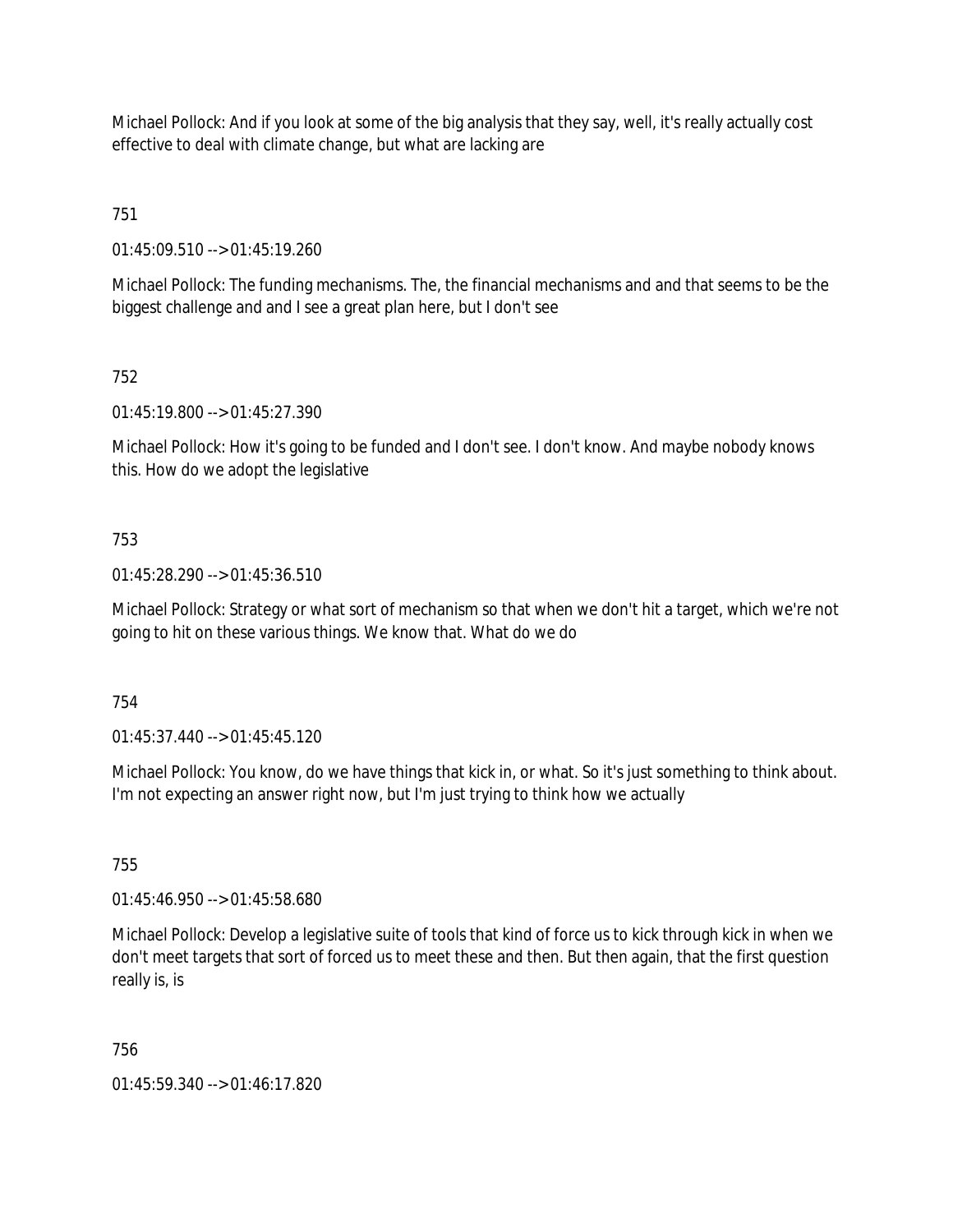Michael Pollock: And if you look at some of the big analysis that they say, well, it's really actually cost effective to deal with climate change, but what are lacking are

751

01:45:09.510 --> 01:45:19.260

Michael Pollock: The funding mechanisms. The, the financial mechanisms and and that seems to be the biggest challenge and and I see a great plan here, but I don't see

752

01:45:19.800 --> 01:45:27.390

Michael Pollock: How it's going to be funded and I don't see. I don't know. And maybe nobody knows this. How do we adopt the legislative

753

01:45:28.290 --> 01:45:36.510

Michael Pollock: Strategy or what sort of mechanism so that when we don't hit a target, which we're not going to hit on these various things. We know that. What do we do

754

01:45:37.440 --> 01:45:45.120

Michael Pollock: You know, do we have things that kick in, or what. So it's just something to think about. I'm not expecting an answer right now, but I'm just trying to think how we actually

755

01:45:46.950 --> 01:45:58.680

Michael Pollock: Develop a legislative suite of tools that kind of force us to kick through kick in when we don't meet targets that sort of forced us to meet these and then. But then again, that the first question really is, is

756

01:45:59.340 --> 01:46:17.820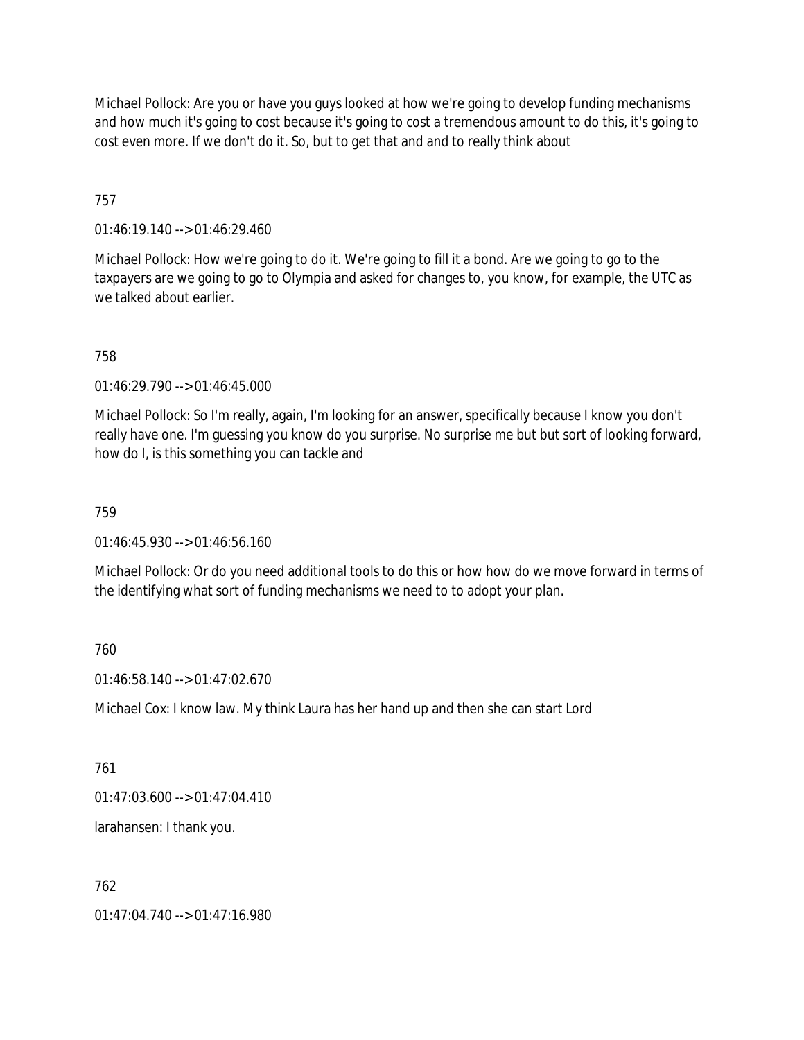Michael Pollock: Are you or have you guys looked at how we're going to develop funding mechanisms and how much it's going to cost because it's going to cost a tremendous amount to do this, it's going to cost even more. If we don't do it. So, but to get that and and to really think about

757

01:46:19.140 --> 01:46:29.460

Michael Pollock: How we're going to do it. We're going to fill it a bond. Are we going to go to the taxpayers are we going to go to Olympia and asked for changes to, you know, for example, the UTC as we talked about earlier.

758

01:46:29.790 --> 01:46:45.000

Michael Pollock: So I'm really, again, I'm looking for an answer, specifically because I know you don't really have one. I'm guessing you know do you surprise. No surprise me but but sort of looking forward, how do I, is this something you can tackle and

759

01:46:45.930 --> 01:46:56.160

Michael Pollock: Or do you need additional tools to do this or how how do we move forward in terms of the identifying what sort of funding mechanisms we need to to adopt your plan.

760

01:46:58.140 --> 01:47:02.670

Michael Cox: I know law. My think Laura has her hand up and then she can start Lord

761

01:47:03.600 --> 01:47:04.410

larahansen: I thank you.

762

01:47:04.740 --> 01:47:16.980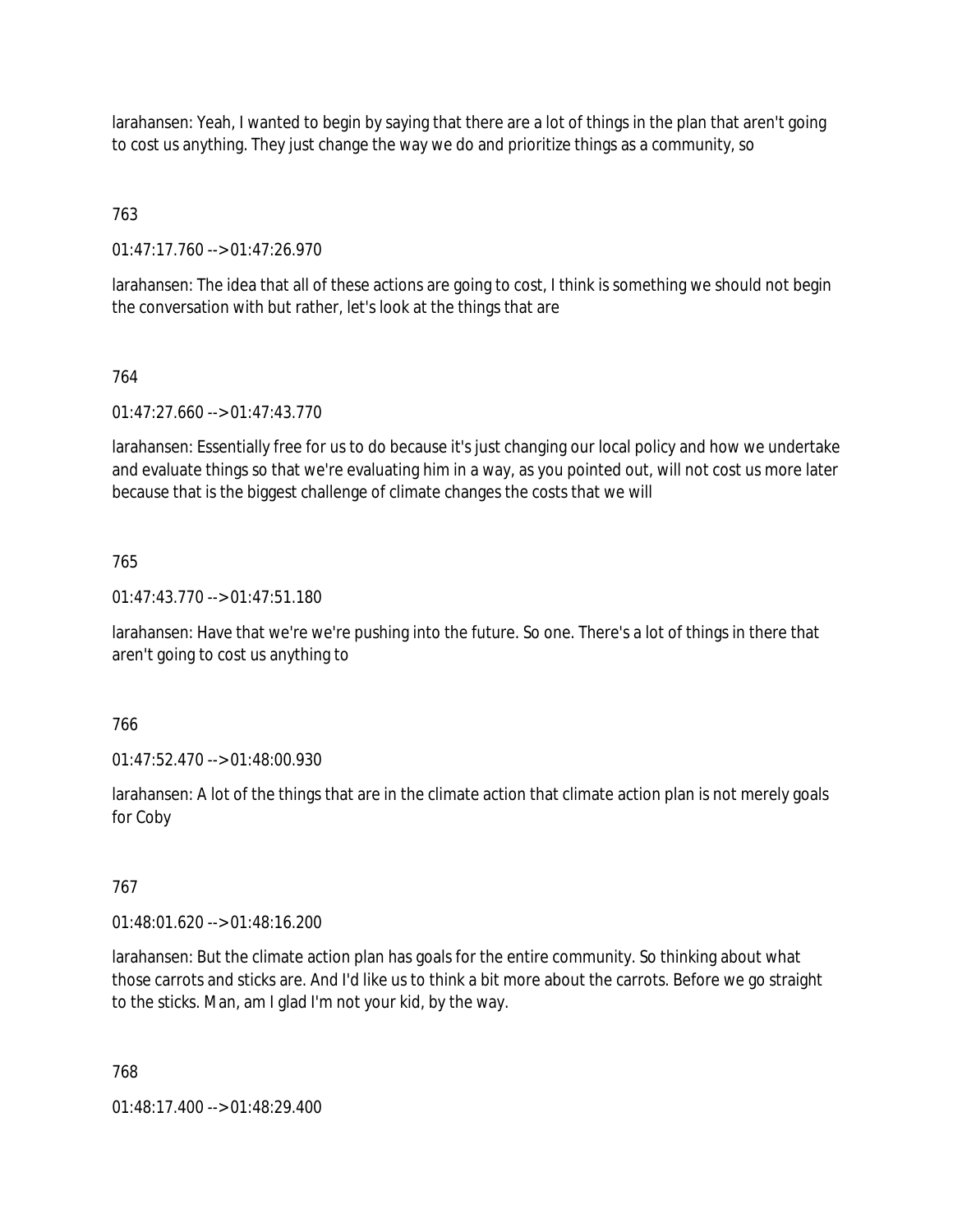larahansen: Yeah, I wanted to begin by saying that there are a lot of things in the plan that aren't going to cost us anything. They just change the way we do and prioritize things as a community, so

763

01:47:17.760 --> 01:47:26.970

larahansen: The idea that all of these actions are going to cost, I think is something we should not begin the conversation with but rather, let's look at the things that are

764

01:47:27.660 --> 01:47:43.770

larahansen: Essentially free for us to do because it's just changing our local policy and how we undertake and evaluate things so that we're evaluating him in a way, as you pointed out, will not cost us more later because that is the biggest challenge of climate changes the costs that we will

765

01:47:43.770 --> 01:47:51.180

larahansen: Have that we're we're pushing into the future. So one. There's a lot of things in there that aren't going to cost us anything to

766

01:47:52.470 --> 01:48:00.930

larahansen: A lot of the things that are in the climate action that climate action plan is not merely goals for Coby

767

01:48:01.620 --> 01:48:16.200

larahansen: But the climate action plan has goals for the entire community. So thinking about what those carrots and sticks are. And I'd like us to think a bit more about the carrots. Before we go straight to the sticks. Man, am I glad I'm not your kid, by the way.

768

01:48:17.400 --> 01:48:29.400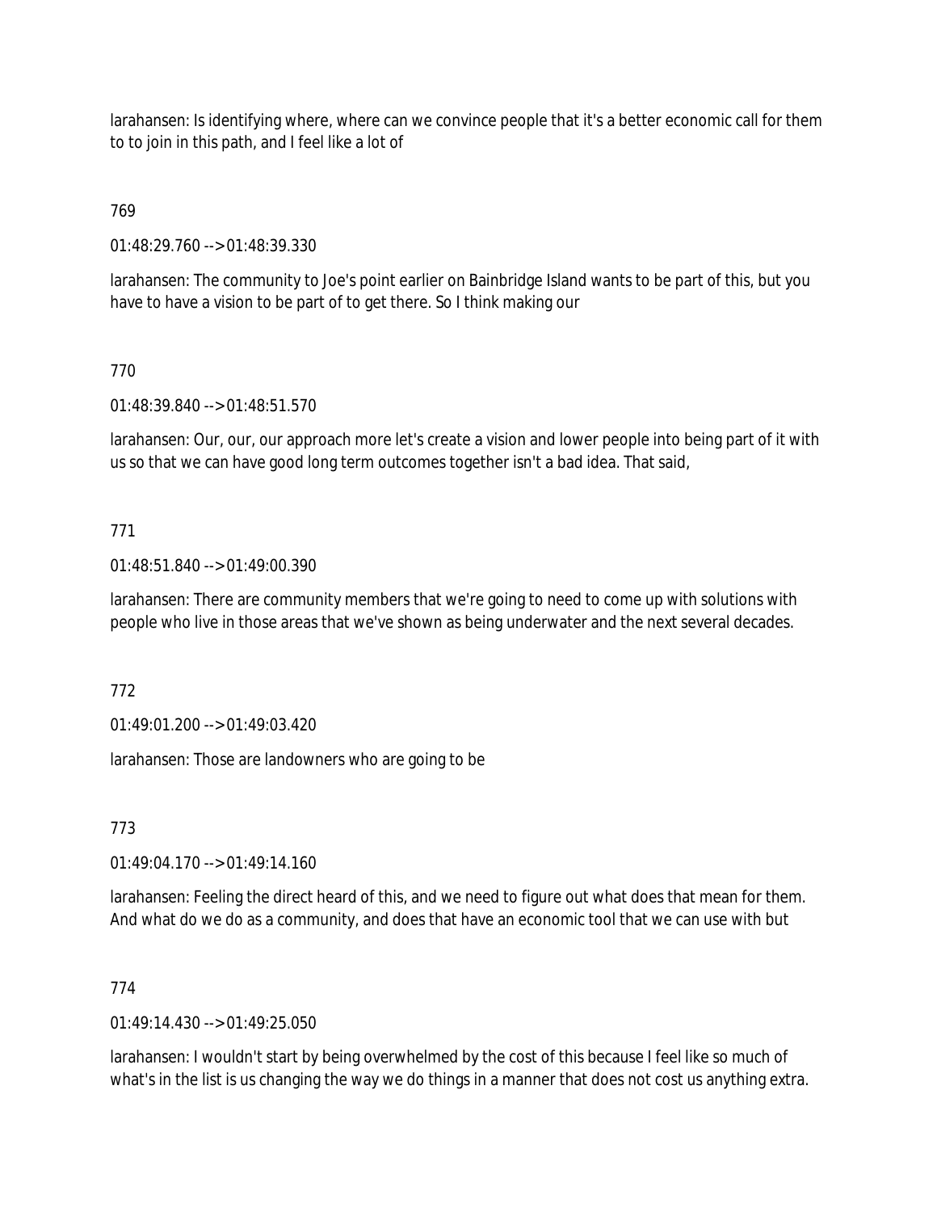larahansen: Is identifying where, where can we convince people that it's a better economic call for them to to join in this path, and I feel like a lot of

769

01:48:29.760 --> 01:48:39.330

larahansen: The community to Joe's point earlier on Bainbridge Island wants to be part of this, but you have to have a vision to be part of to get there. So I think making our

770

01:48:39.840 --> 01:48:51.570

larahansen: Our, our, our approach more let's create a vision and lower people into being part of it with us so that we can have good long term outcomes together isn't a bad idea. That said,

771

01:48:51.840 --> 01:49:00.390

larahansen: There are community members that we're going to need to come up with solutions with people who live in those areas that we've shown as being underwater and the next several decades.

772

01:49:01.200 --> 01:49:03.420

larahansen: Those are landowners who are going to be

773

01:49:04.170 --> 01:49:14.160

larahansen: Feeling the direct heard of this, and we need to figure out what does that mean for them. And what do we do as a community, and does that have an economic tool that we can use with but

774

01:49:14.430 --> 01:49:25.050

larahansen: I wouldn't start by being overwhelmed by the cost of this because I feel like so much of what's in the list is us changing the way we do things in a manner that does not cost us anything extra.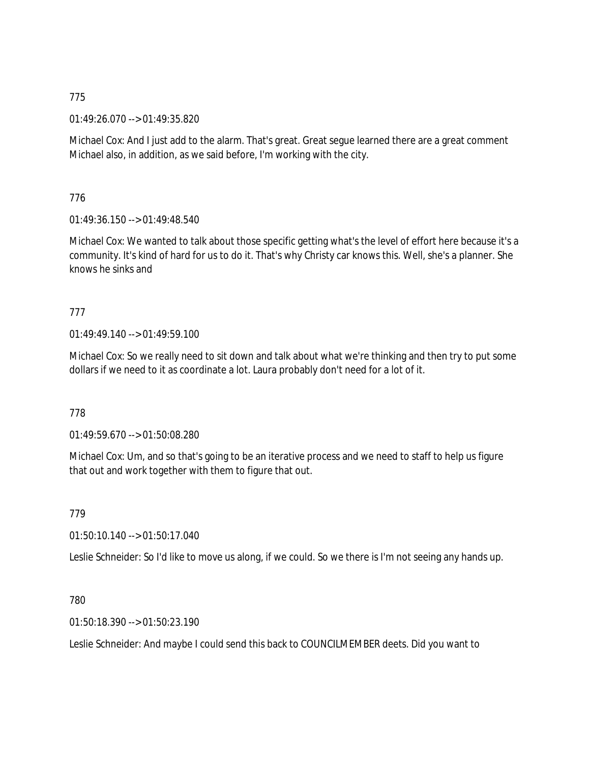775

01:49:26.070 --> 01:49:35.820

Michael Cox: And I just add to the alarm. That's great. Great segue learned there are a great comment Michael also, in addition, as we said before, I'm working with the city.

776

01:49:36.150 --> 01:49:48.540

Michael Cox: We wanted to talk about those specific getting what's the level of effort here because it's a community. It's kind of hard for us to do it. That's why Christy car knows this. Well, she's a planner. She knows he sinks and

777

01:49:49.140 --> 01:49:59.100

Michael Cox: So we really need to sit down and talk about what we're thinking and then try to put some dollars if we need to it as coordinate a lot. Laura probably don't need for a lot of it.

778

01:49:59.670 --> 01:50:08.280

Michael Cox: Um, and so that's going to be an iterative process and we need to staff to help us figure that out and work together with them to figure that out.

779

01:50:10.140 --> 01:50:17.040

Leslie Schneider: So I'd like to move us along, if we could. So we there is I'm not seeing any hands up.

780

01:50:18.390 --> 01:50:23.190

Leslie Schneider: And maybe I could send this back to COUNCILMEMBER deets. Did you want to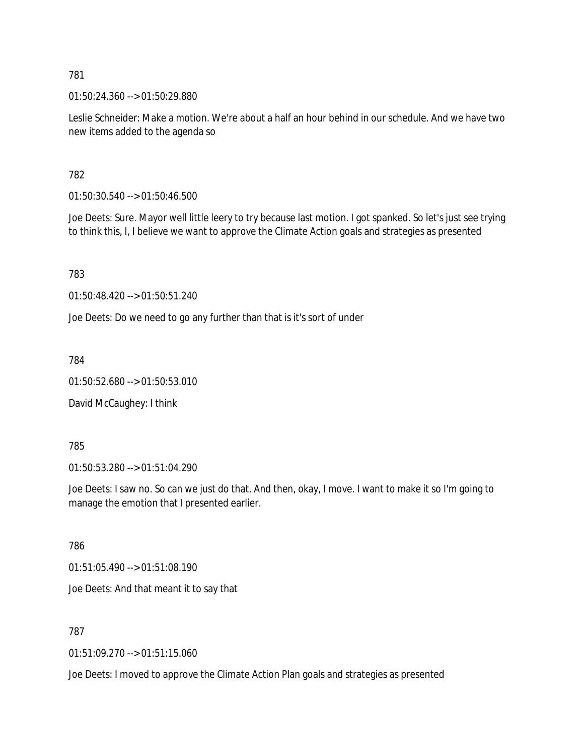781

01:50:24.360 --> 01:50:29.880

Leslie Schneider: Make a motion. We're about a half an hour behind in our schedule. And we have two new items added to the agenda so

782

01:50:30.540 --> 01:50:46.500

Joe Deets: Sure. Mayor well little leery to try because last motion. I got spanked. So let's just see trying to think this, I, I believe we want to approve the Climate Action goals and strategies as presented

783

01:50:48.420 --> 01:50:51.240

Joe Deets: Do we need to go any further than that is it's sort of under

784

01:50:52.680 --> 01:50:53.010

David McCaughey: I think

785

01:50:53.280 --> 01:51:04.290

Joe Deets: I saw no. So can we just do that. And then, okay, I move. I want to make it so I'm going to manage the emotion that I presented earlier.

786

01:51:05.490 --> 01:51:08.190

Joe Deets: And that meant it to say that

787

01:51:09.270 --> 01:51:15.060

Joe Deets: I moved to approve the Climate Action Plan goals and strategies as presented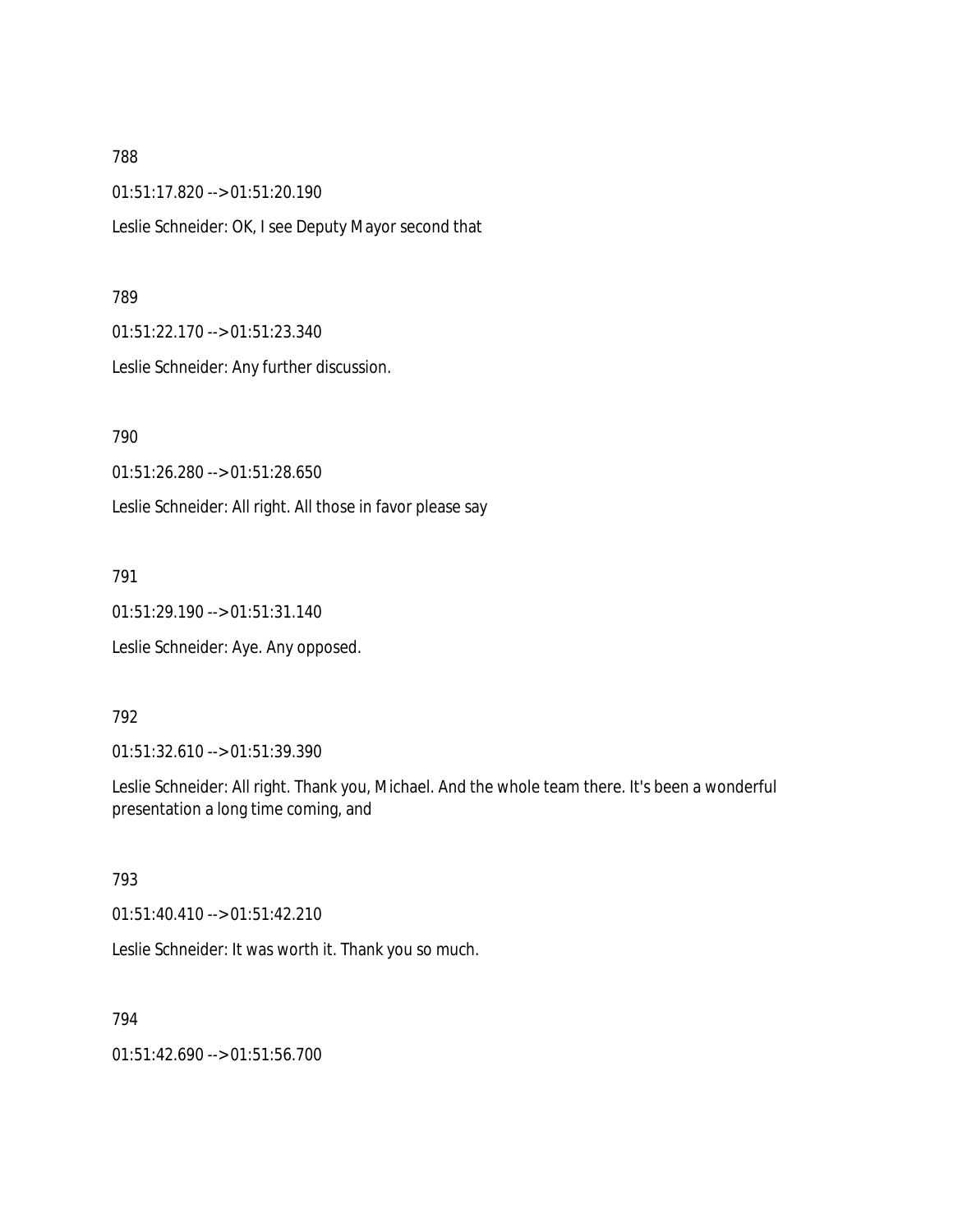788

01:51:17.820 --> 01:51:20.190

Leslie Schneider: OK, I see Deputy Mayor second that

789

01:51:22.170 --> 01:51:23.340

Leslie Schneider: Any further discussion.

790

01:51:26.280 --> 01:51:28.650

Leslie Schneider: All right. All those in favor please say

791

01:51:29.190 --> 01:51:31.140

Leslie Schneider: Aye. Any opposed.

792

01:51:32.610 --> 01:51:39.390

Leslie Schneider: All right. Thank you, Michael. And the whole team there. It's been a wonderful presentation a long time coming, and

793

01:51:40.410 --> 01:51:42.210

Leslie Schneider: It was worth it. Thank you so much.

794

01:51:42.690 --> 01:51:56.700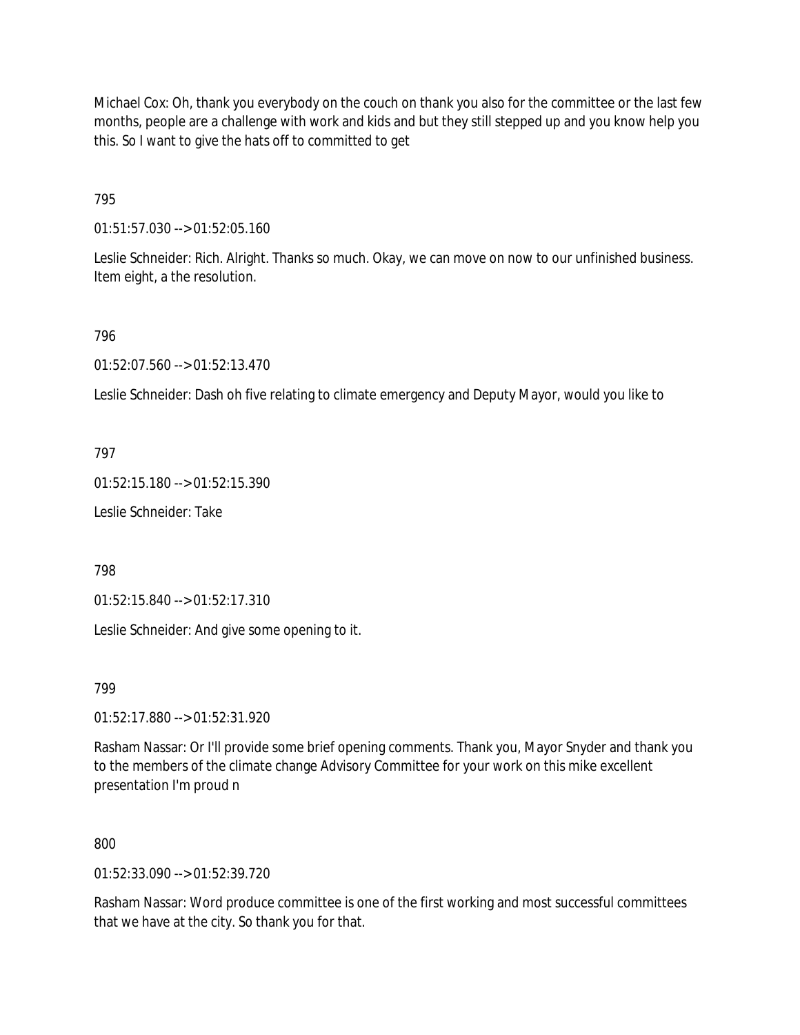Michael Cox: Oh, thank you everybody on the couch on thank you also for the committee or the last few months, people are a challenge with work and kids and but they still stepped up and you know help you this. So I want to give the hats off to committed to get

795

01:51:57.030 --> 01:52:05.160

Leslie Schneider: Rich. Alright. Thanks so much. Okay, we can move on now to our unfinished business. Item eight, a the resolution.

796

01:52:07.560 --> 01:52:13.470

Leslie Schneider: Dash oh five relating to climate emergency and Deputy Mayor, would you like to

797

01:52:15.180 --> 01:52:15.390

Leslie Schneider: Take

798

01:52:15.840 --> 01:52:17.310

Leslie Schneider: And give some opening to it.

799

01:52:17.880 --> 01:52:31.920

Rasham Nassar: Or I'll provide some brief opening comments. Thank you, Mayor Snyder and thank you to the members of the climate change Advisory Committee for your work on this mike excellent presentation I'm proud n

800

01:52:33.090 --> 01:52:39.720

Rasham Nassar: Word produce committee is one of the first working and most successful committees that we have at the city. So thank you for that.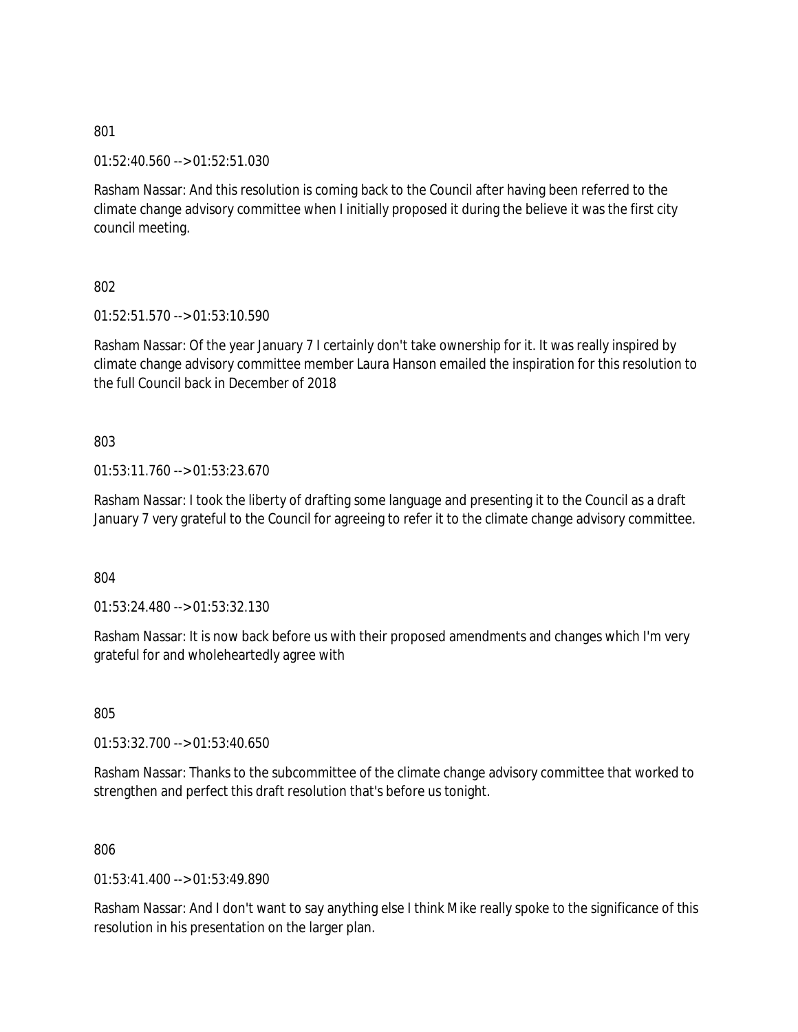801

01:52:40.560 --> 01:52:51.030

Rasham Nassar: And this resolution is coming back to the Council after having been referred to the climate change advisory committee when I initially proposed it during the believe it was the first city council meeting.

802

01:52:51.570 --> 01:53:10.590

Rasham Nassar: Of the year January 7 I certainly don't take ownership for it. It was really inspired by climate change advisory committee member Laura Hanson emailed the inspiration for this resolution to the full Council back in December of 2018

803

01:53:11.760 --> 01:53:23.670

Rasham Nassar: I took the liberty of drafting some language and presenting it to the Council as a draft January 7 very grateful to the Council for agreeing to refer it to the climate change advisory committee.

804

01:53:24.480 --> 01:53:32.130

Rasham Nassar: It is now back before us with their proposed amendments and changes which I'm very grateful for and wholeheartedly agree with

805

01:53:32.700 --> 01:53:40.650

Rasham Nassar: Thanks to the subcommittee of the climate change advisory committee that worked to strengthen and perfect this draft resolution that's before us tonight.

806

01:53:41.400 --> 01:53:49.890

Rasham Nassar: And I don't want to say anything else I think Mike really spoke to the significance of this resolution in his presentation on the larger plan.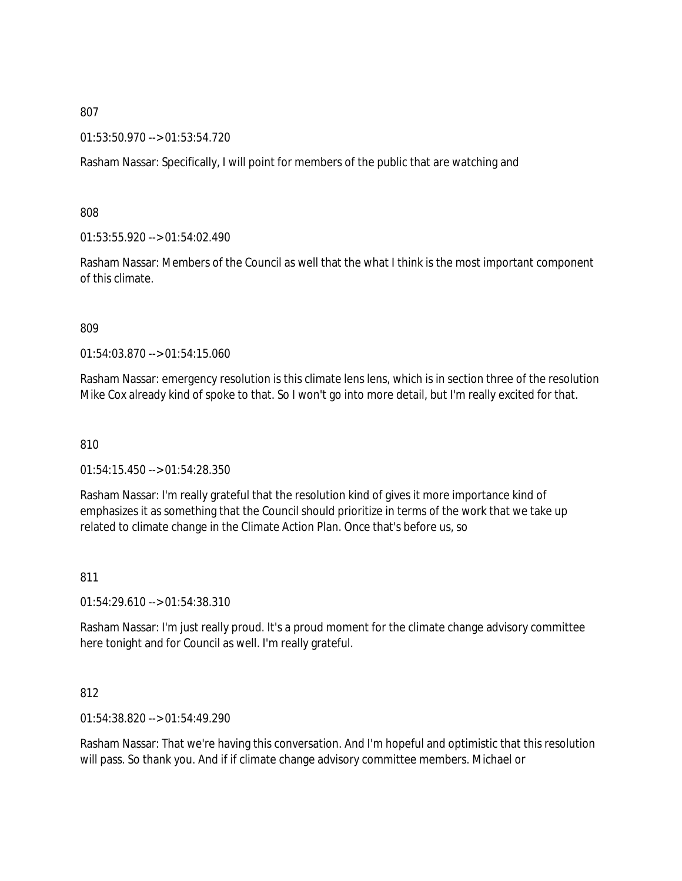807

01:53:50.970 --> 01:53:54.720

Rasham Nassar: Specifically, I will point for members of the public that are watching and

808

01:53:55.920 --> 01:54:02.490

Rasham Nassar: Members of the Council as well that the what I think is the most important component of this climate.

809

01:54:03.870 --> 01:54:15.060

Rasham Nassar: emergency resolution is this climate lens lens, which is in section three of the resolution Mike Cox already kind of spoke to that. So I won't go into more detail, but I'm really excited for that.

810

01:54:15.450 --> 01:54:28.350

Rasham Nassar: I'm really grateful that the resolution kind of gives it more importance kind of emphasizes it as something that the Council should prioritize in terms of the work that we take up related to climate change in the Climate Action Plan. Once that's before us, so

811

01:54:29.610 --> 01:54:38.310

Rasham Nassar: I'm just really proud. It's a proud moment for the climate change advisory committee here tonight and for Council as well. I'm really grateful.

812

01:54:38.820 --> 01:54:49.290

Rasham Nassar: That we're having this conversation. And I'm hopeful and optimistic that this resolution will pass. So thank you. And if if climate change advisory committee members. Michael or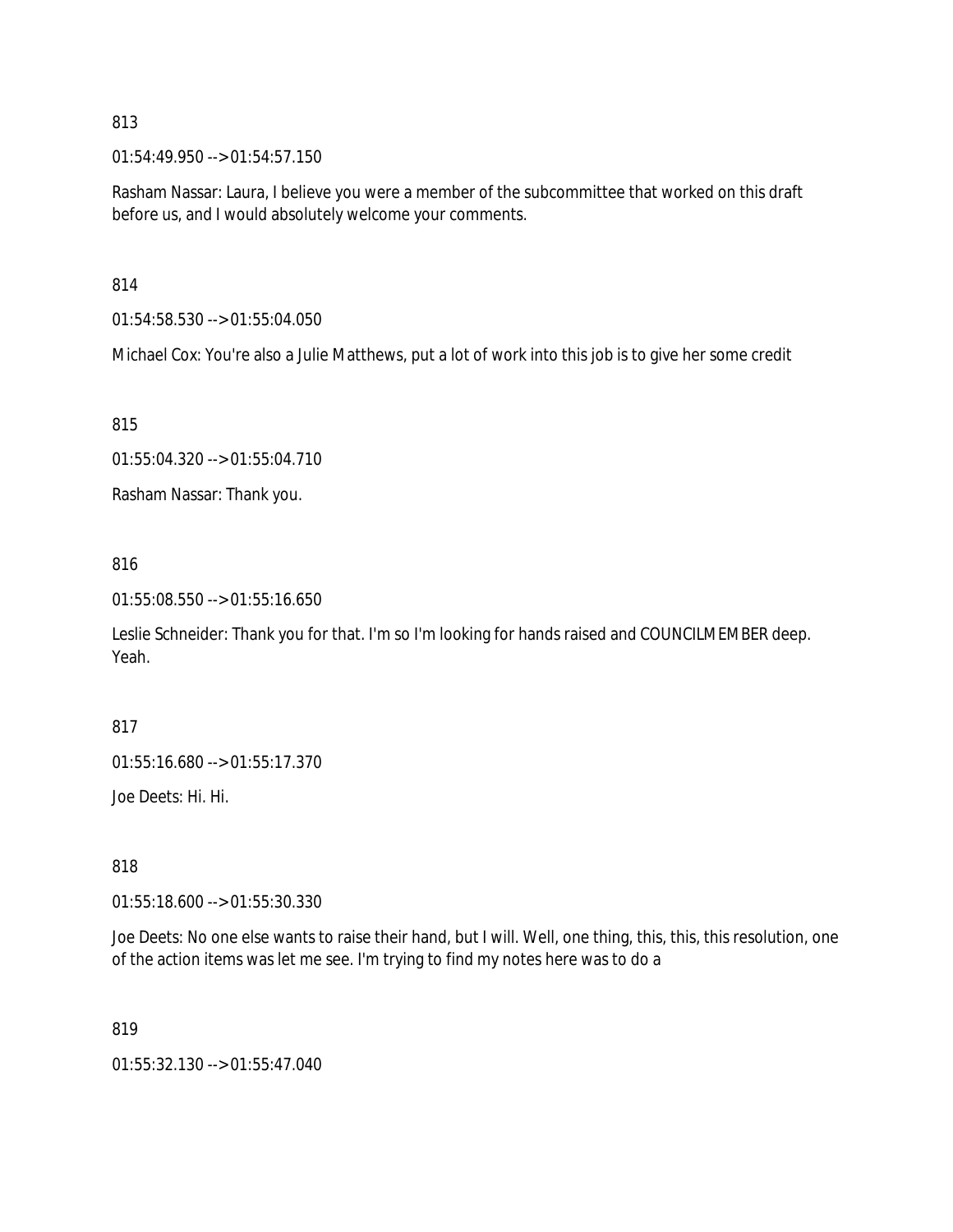813

01:54:49.950 --> 01:54:57.150

Rasham Nassar: Laura, I believe you were a member of the subcommittee that worked on this draft before us, and I would absolutely welcome your comments.

814

01:54:58.530 --> 01:55:04.050

Michael Cox: You're also a Julie Matthews, put a lot of work into this job is to give her some credit

815

01:55:04.320 --> 01:55:04.710

Rasham Nassar: Thank you.

816

01:55:08.550 --> 01:55:16.650

Leslie Schneider: Thank you for that. I'm so I'm looking for hands raised and COUNCILMEMBER deep. Yeah.

817

01:55:16.680 --> 01:55:17.370

Joe Deets: Hi. Hi.

818

01:55:18.600 --> 01:55:30.330

Joe Deets: No one else wants to raise their hand, but I will. Well, one thing, this, this, this resolution, one of the action items was let me see. I'm trying to find my notes here was to do a

819

01:55:32.130 --> 01:55:47.040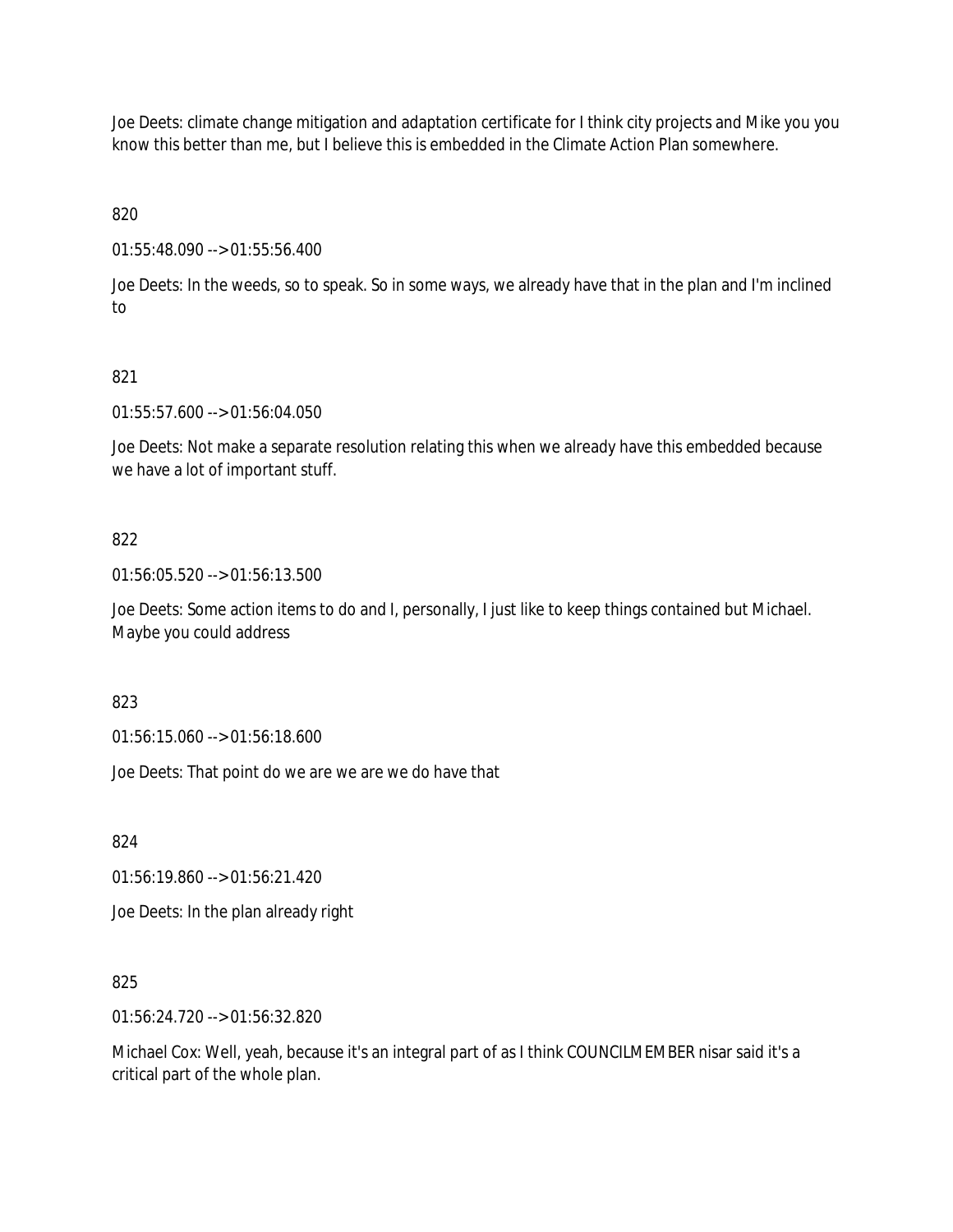Joe Deets: climate change mitigation and adaptation certificate for I think city projects and Mike you you know this better than me, but I believe this is embedded in the Climate Action Plan somewhere.

820

01:55:48.090 --> 01:55:56.400

Joe Deets: In the weeds, so to speak. So in some ways, we already have that in the plan and I'm inclined to

821

01:55:57.600 --> 01:56:04.050

Joe Deets: Not make a separate resolution relating this when we already have this embedded because we have a lot of important stuff.

822

01:56:05.520 --> 01:56:13.500

Joe Deets: Some action items to do and I, personally, I just like to keep things contained but Michael. Maybe you could address

823

01:56:15.060 --> 01:56:18.600

Joe Deets: That point do we are we are we do have that

824

01:56:19.860 --> 01:56:21.420

Joe Deets: In the plan already right

825

01:56:24.720 --> 01:56:32.820

Michael Cox: Well, yeah, because it's an integral part of as I think COUNCILMEMBER nisar said it's a critical part of the whole plan.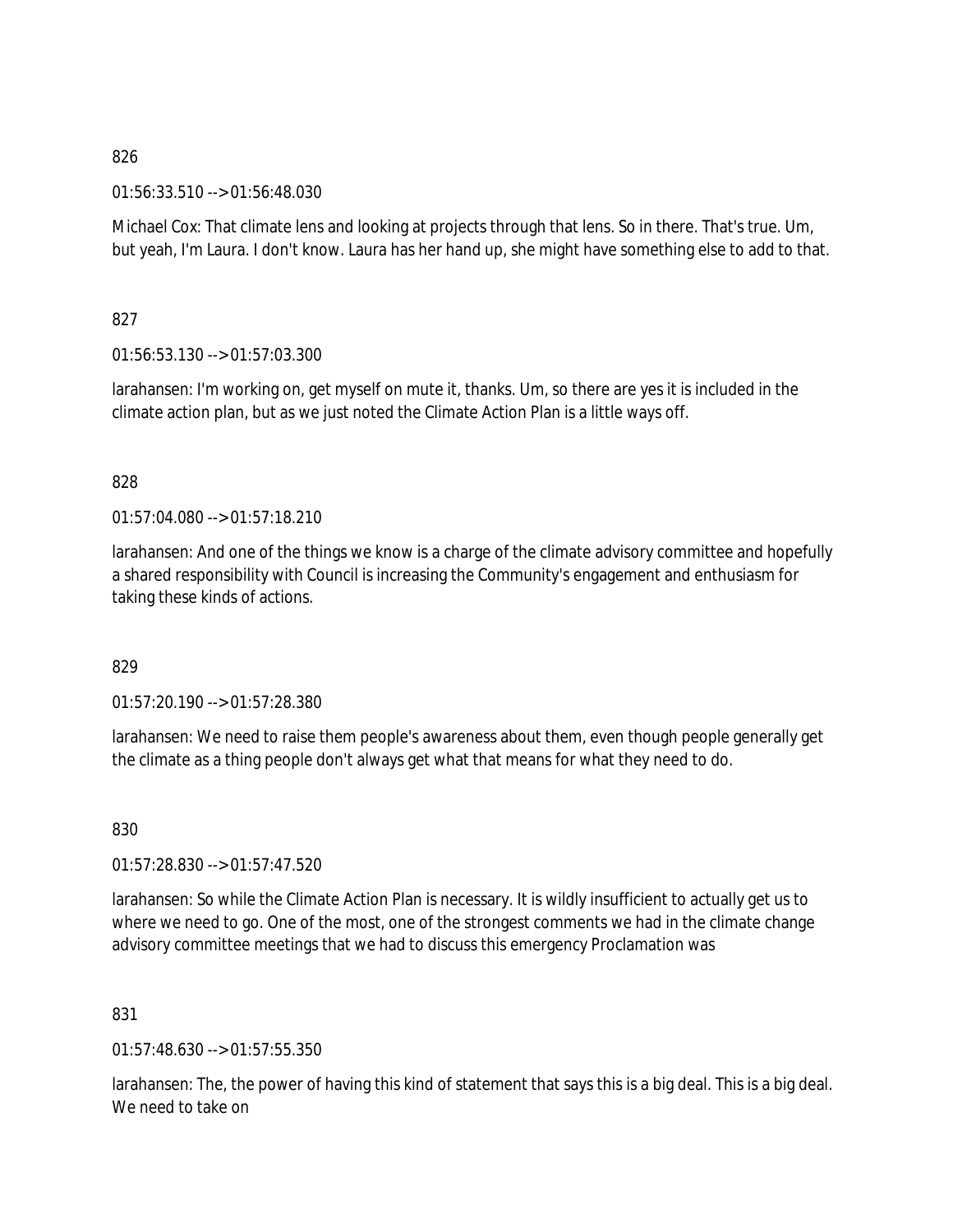826

01:56:33.510 --> 01:56:48.030

Michael Cox: That climate lens and looking at projects through that lens. So in there. That's true. Um, but yeah, I'm Laura. I don't know. Laura has her hand up, she might have something else to add to that.

827

01:56:53.130 --> 01:57:03.300

larahansen: I'm working on, get myself on mute it, thanks. Um, so there are yes it is included in the climate action plan, but as we just noted the Climate Action Plan is a little ways off.

828

01:57:04.080 --> 01:57:18.210

larahansen: And one of the things we know is a charge of the climate advisory committee and hopefully a shared responsibility with Council is increasing the Community's engagement and enthusiasm for taking these kinds of actions.

829

01:57:20.190 --> 01:57:28.380

larahansen: We need to raise them people's awareness about them, even though people generally get the climate as a thing people don't always get what that means for what they need to do.

830

01:57:28.830 --> 01:57:47.520

larahansen: So while the Climate Action Plan is necessary. It is wildly insufficient to actually get us to where we need to go. One of the most, one of the strongest comments we had in the climate change advisory committee meetings that we had to discuss this emergency Proclamation was

831

01:57:48.630 --> 01:57:55.350

larahansen: The, the power of having this kind of statement that says this is a big deal. This is a big deal. We need to take on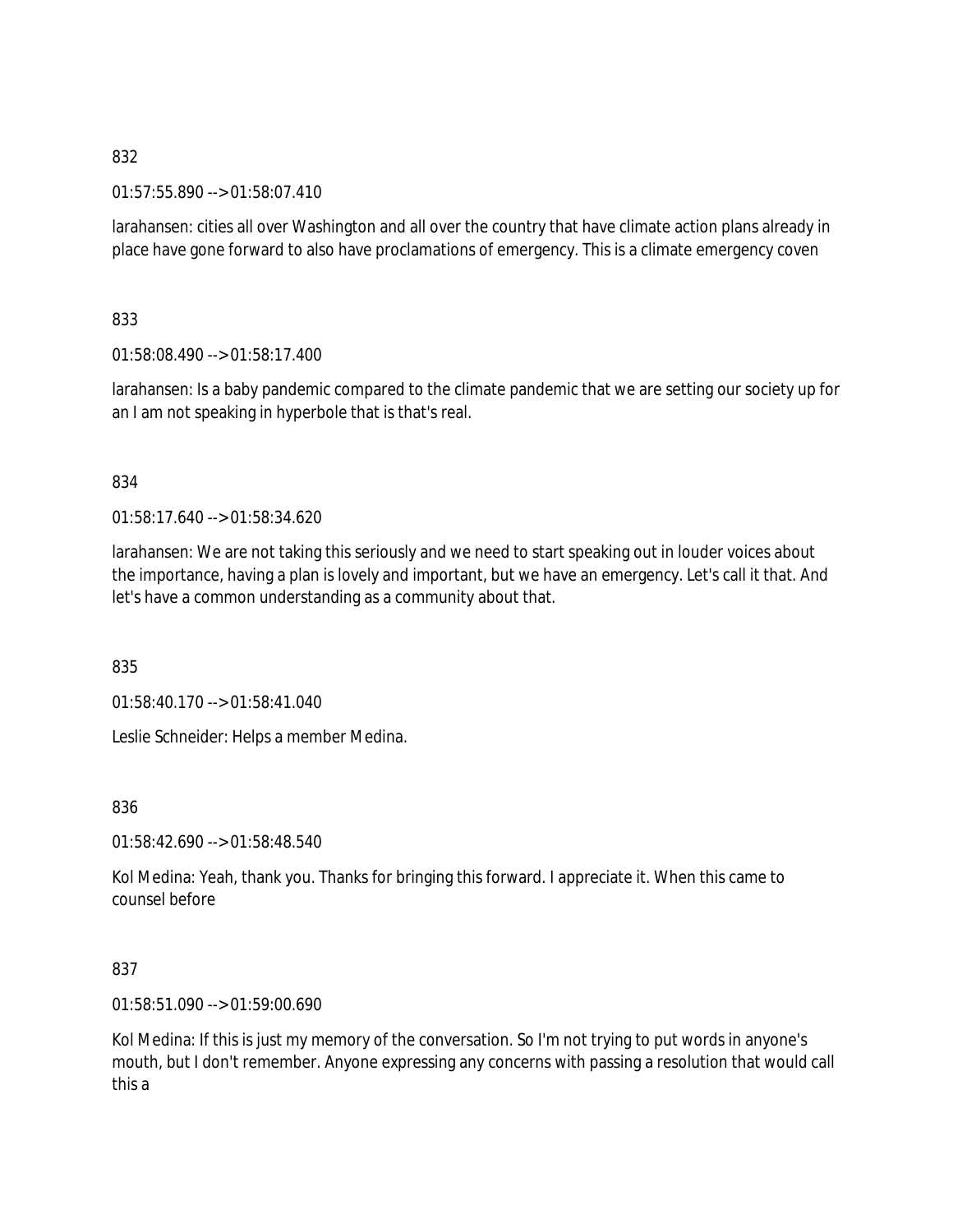832

01:57:55.890 --> 01:58:07.410

larahansen: cities all over Washington and all over the country that have climate action plans already in place have gone forward to also have proclamations of emergency. This is a climate emergency coven

833

01:58:08.490 --> 01:58:17.400

larahansen: Is a baby pandemic compared to the climate pandemic that we are setting our society up for an I am not speaking in hyperbole that is that's real.

834

01:58:17.640 --> 01:58:34.620

larahansen: We are not taking this seriously and we need to start speaking out in louder voices about the importance, having a plan is lovely and important, but we have an emergency. Let's call it that. And let's have a common understanding as a community about that.

835

01:58:40.170 --> 01:58:41.040

Leslie Schneider: Helps a member Medina.

836

01:58:42.690 --> 01:58:48.540

Kol Medina: Yeah, thank you. Thanks for bringing this forward. I appreciate it. When this came to counsel before

837

01:58:51.090 --> 01:59:00.690

Kol Medina: If this is just my memory of the conversation. So I'm not trying to put words in anyone's mouth, but I don't remember. Anyone expressing any concerns with passing a resolution that would call this a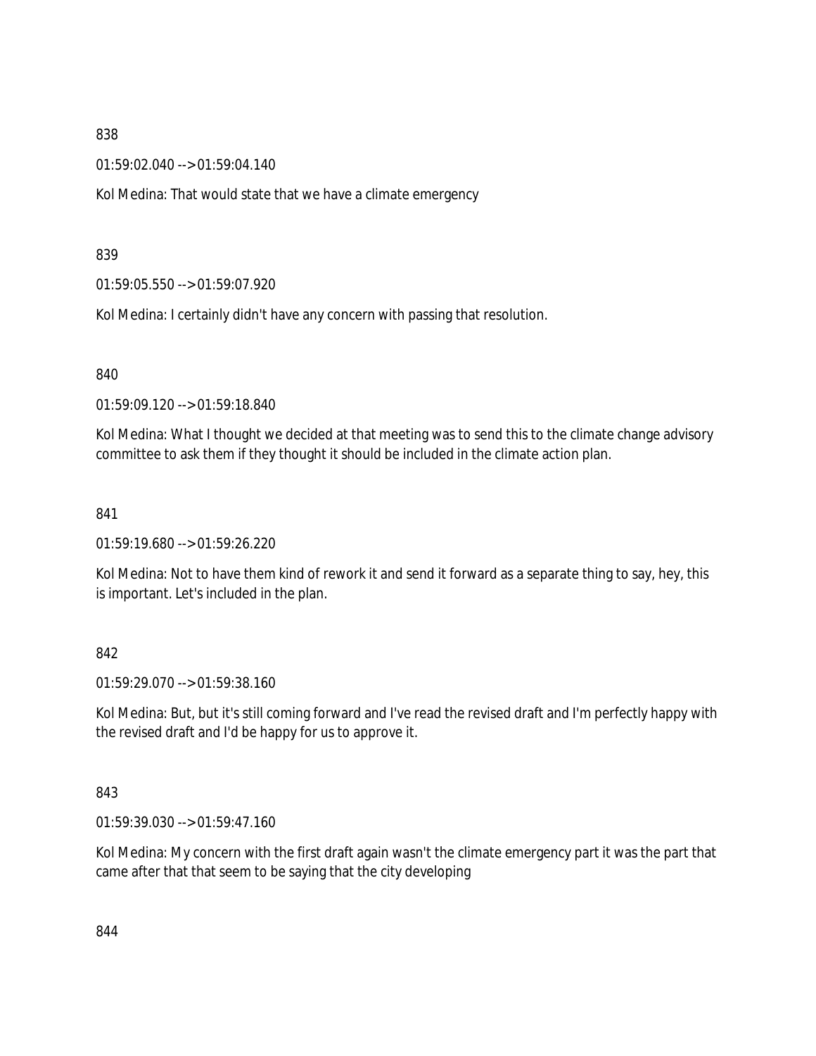838

01:59:02.040 --> 01:59:04.140

Kol Medina: That would state that we have a climate emergency

839

01:59:05.550 --> 01:59:07.920

Kol Medina: I certainly didn't have any concern with passing that resolution.

840

01:59:09.120 --> 01:59:18.840

Kol Medina: What I thought we decided at that meeting was to send this to the climate change advisory committee to ask them if they thought it should be included in the climate action plan.

841

01:59:19.680 --> 01:59:26.220

Kol Medina: Not to have them kind of rework it and send it forward as a separate thing to say, hey, this is important. Let's included in the plan.

842

01:59:29.070 --> 01:59:38.160

Kol Medina: But, but it's still coming forward and I've read the revised draft and I'm perfectly happy with the revised draft and I'd be happy for us to approve it.

843

01:59:39.030 --> 01:59:47.160

Kol Medina: My concern with the first draft again wasn't the climate emergency part it was the part that came after that that seem to be saying that the city developing

844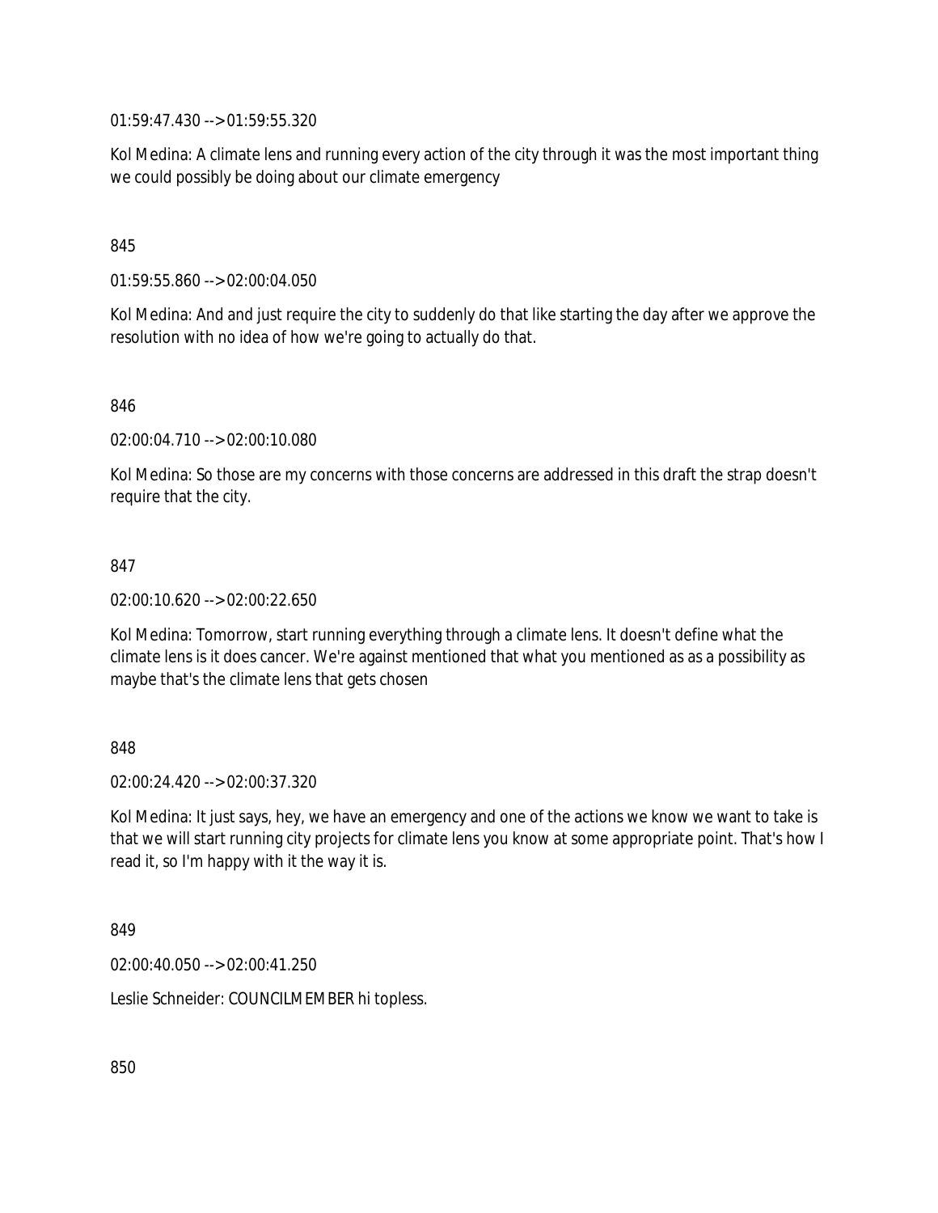01:59:47.430 --> 01:59:55.320

Kol Medina: A climate lens and running every action of the city through it was the most important thing we could possibly be doing about our climate emergency

845

01:59:55.860 --> 02:00:04.050

Kol Medina: And and just require the city to suddenly do that like starting the day after we approve the resolution with no idea of how we're going to actually do that.

846

02:00:04.710 --> 02:00:10.080

Kol Medina: So those are my concerns with those concerns are addressed in this draft the strap doesn't require that the city.

847

02:00:10.620 --> 02:00:22.650

Kol Medina: Tomorrow, start running everything through a climate lens. It doesn't define what the climate lens is it does cancer. We're against mentioned that what you mentioned as as a possibility as maybe that's the climate lens that gets chosen

848

02:00:24.420 --> 02:00:37.320

Kol Medina: It just says, hey, we have an emergency and one of the actions we know we want to take is that we will start running city projects for climate lens you know at some appropriate point. That's how I read it, so I'm happy with it the way it is.

849

02:00:40.050 --> 02:00:41.250

Leslie Schneider: COUNCILMEMBER hi topless.

850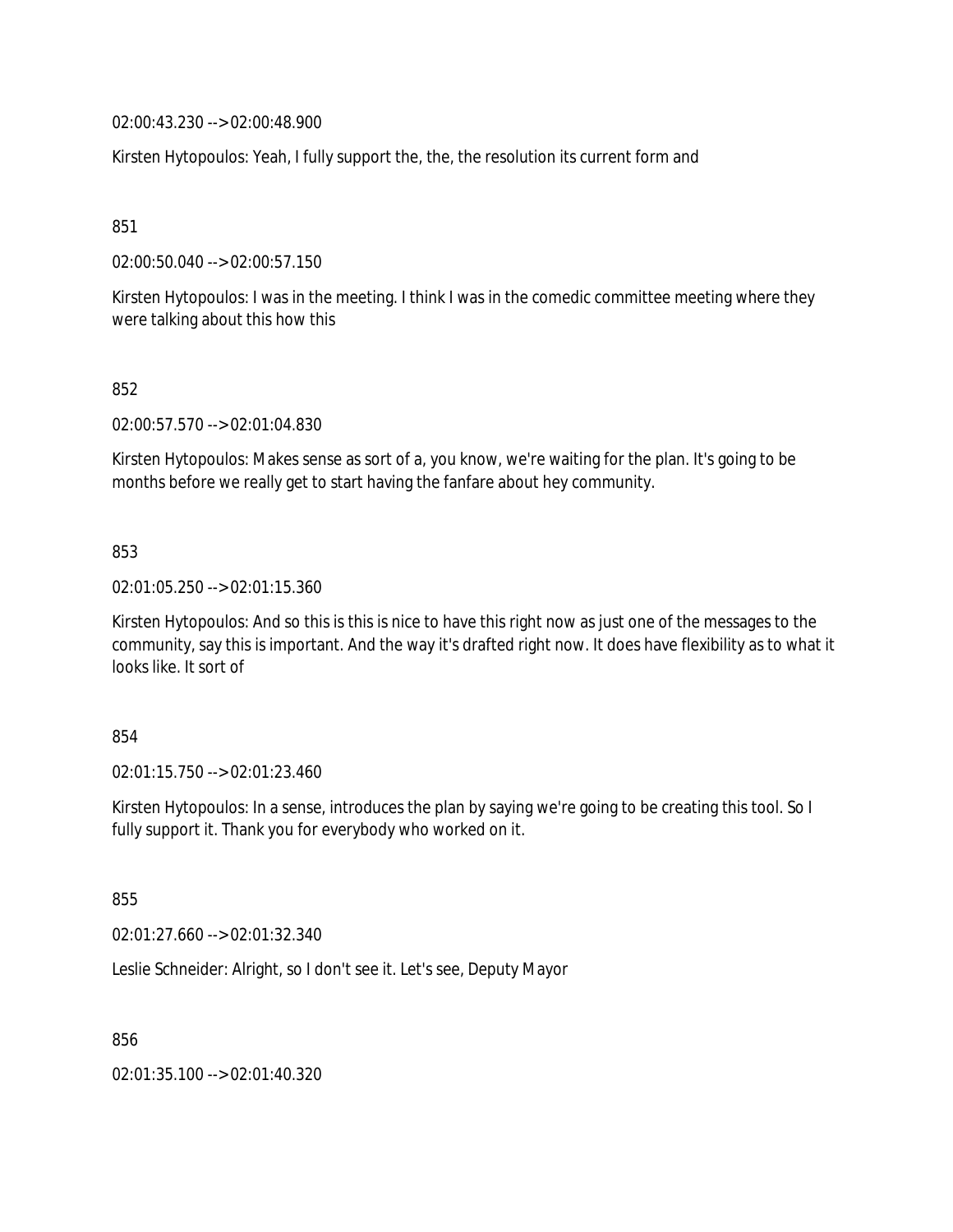02:00:43.230 --> 02:00:48.900

Kirsten Hytopoulos: Yeah, I fully support the, the, the resolution its current form and

851

02:00:50.040 --> 02:00:57.150

Kirsten Hytopoulos: I was in the meeting. I think I was in the comedic committee meeting where they were talking about this how this

852

02:00:57.570 --> 02:01:04.830

Kirsten Hytopoulos: Makes sense as sort of a, you know, we're waiting for the plan. It's going to be months before we really get to start having the fanfare about hey community.

853

02:01:05.250 --> 02:01:15.360

Kirsten Hytopoulos: And so this is this is nice to have this right now as just one of the messages to the community, say this is important. And the way it's drafted right now. It does have flexibility as to what it looks like. It sort of

854

02:01:15.750 --> 02:01:23.460

Kirsten Hytopoulos: In a sense, introduces the plan by saying we're going to be creating this tool. So I fully support it. Thank you for everybody who worked on it.

855

02:01:27.660 --> 02:01:32.340

Leslie Schneider: Alright, so I don't see it. Let's see, Deputy Mayor

856

02:01:35.100 --> 02:01:40.320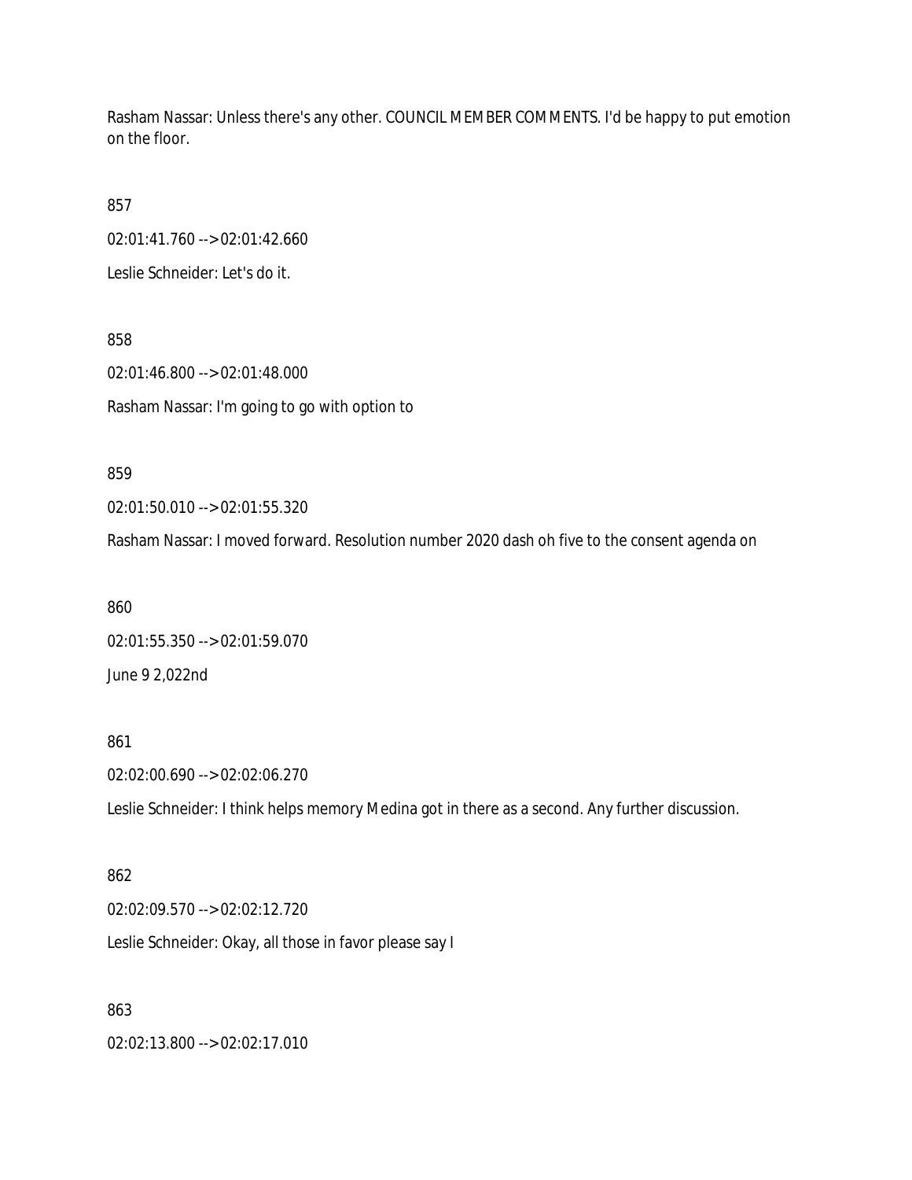Rasham Nassar: Unless there's any other. COUNCIL MEMBER COMMENTS. I'd be happy to put emotion on the floor.

857

02:01:41.760 --> 02:01:42.660

Leslie Schneider: Let's do it.

858

02:01:46.800 --> 02:01:48.000

Rasham Nassar: I'm going to go with option to

859

02:01:50.010 --> 02:01:55.320

Rasham Nassar: I moved forward. Resolution number 2020 dash oh five to the consent agenda on

860

02:01:55.350 --> 02:01:59.070

June 9 2,022nd

861

02:02:00.690 --> 02:02:06.270

Leslie Schneider: I think helps memory Medina got in there as a second. Any further discussion.

862

02:02:09.570 --> 02:02:12.720

Leslie Schneider: Okay, all those in favor please say I

863

02:02:13.800 --> 02:02:17.010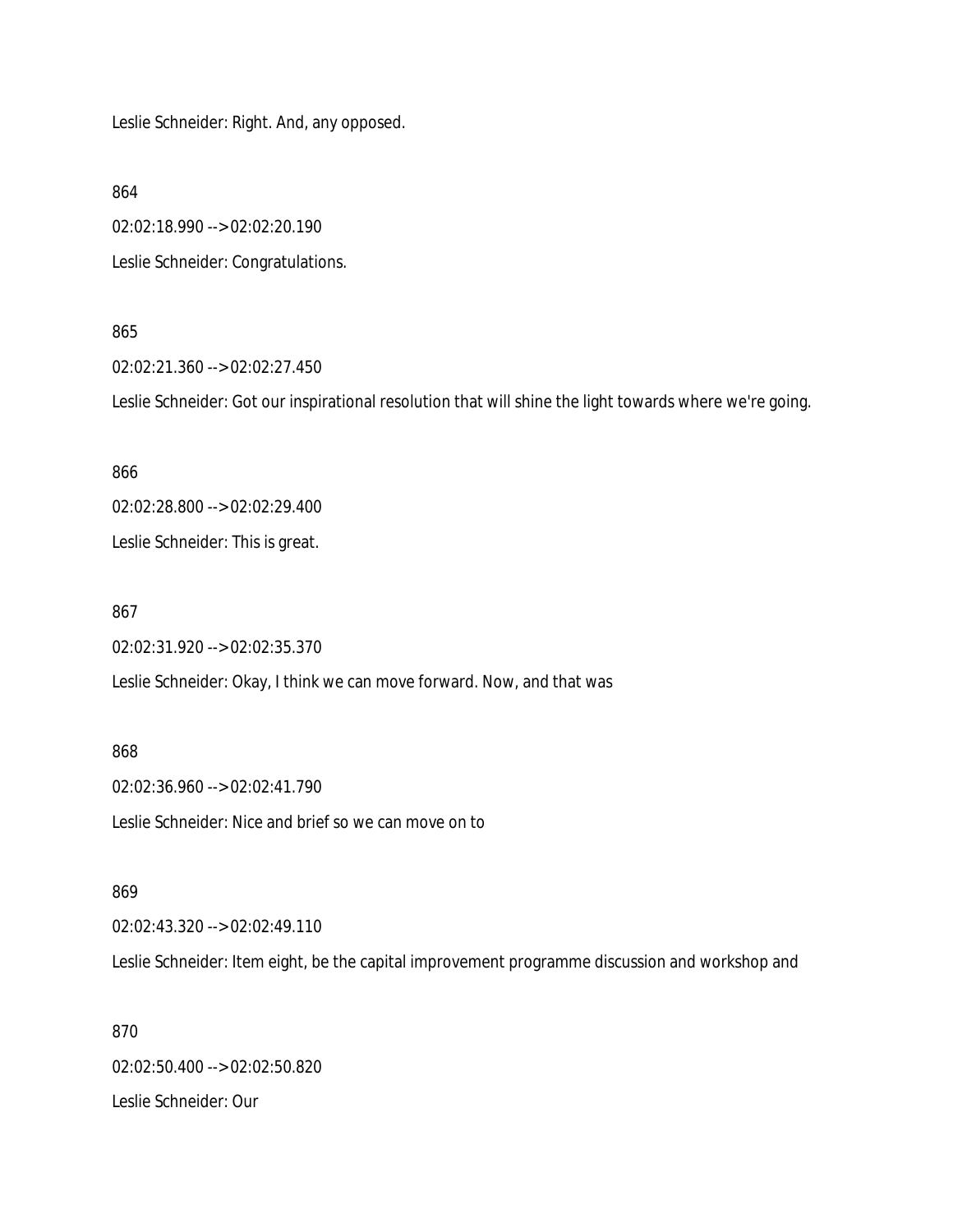Leslie Schneider: Right. And, any opposed.

864

02:02:18.990 --> 02:02:20.190

Leslie Schneider: Congratulations.

865

02:02:21.360 --> 02:02:27.450

Leslie Schneider: Got our inspirational resolution that will shine the light towards where we're going.

866

02:02:28.800 --> 02:02:29.400

Leslie Schneider: This is great.

867

02:02:31.920 --> 02:02:35.370

Leslie Schneider: Okay, I think we can move forward. Now, and that was

868

02:02:36.960 --> 02:02:41.790

Leslie Schneider: Nice and brief so we can move on to

869

02:02:43.320 --> 02:02:49.110

Leslie Schneider: Item eight, be the capital improvement programme discussion and workshop and

870

02:02:50.400 --> 02:02:50.820

Leslie Schneider: Our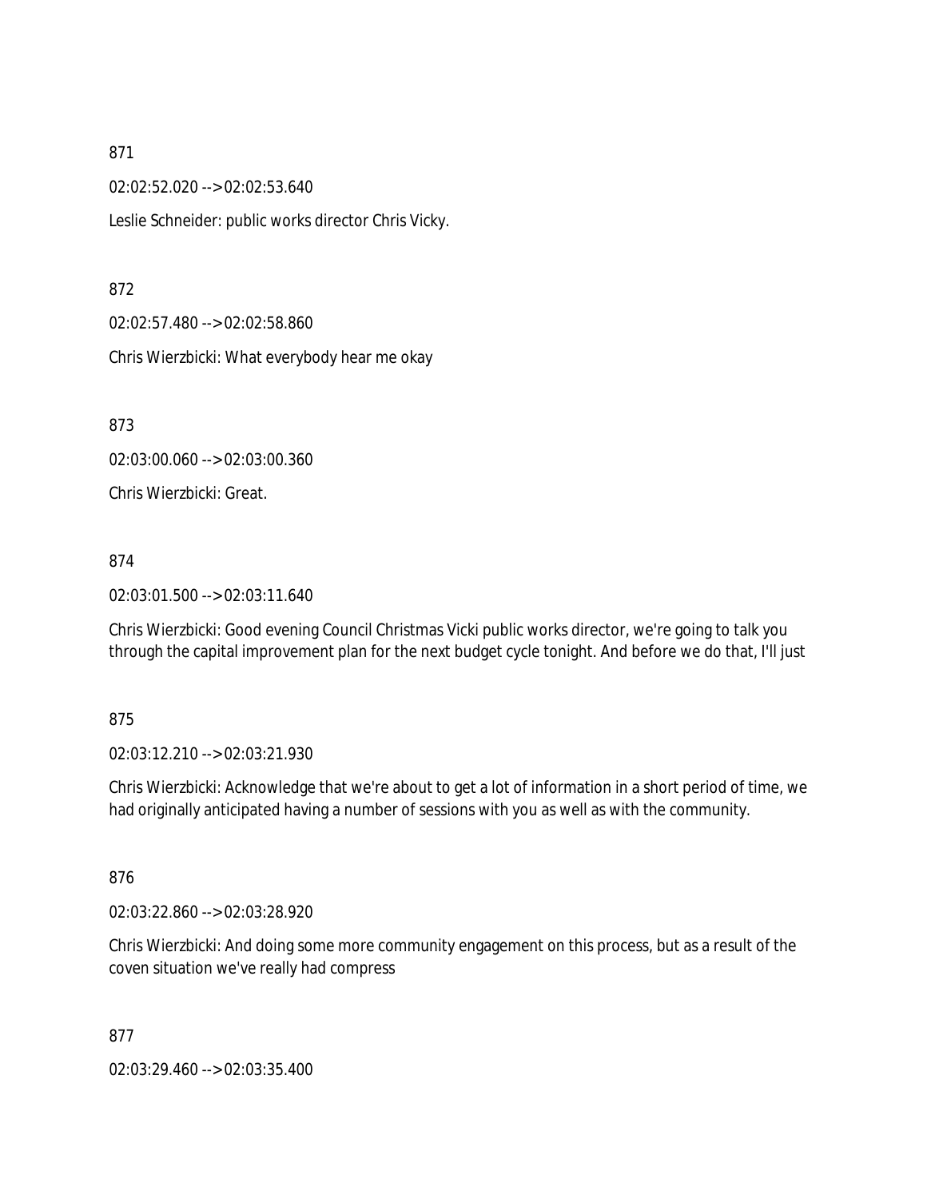871

02:02:52.020 --> 02:02:53.640

Leslie Schneider: public works director Chris Vicky.

872

02:02:57.480 --> 02:02:58.860

Chris Wierzbicki: What everybody hear me okay

873

02:03:00.060 --> 02:03:00.360

Chris Wierzbicki: Great.

874

02:03:01.500 --> 02:03:11.640

Chris Wierzbicki: Good evening Council Christmas Vicki public works director, we're going to talk you through the capital improvement plan for the next budget cycle tonight. And before we do that, I'll just

875

02:03:12.210 --> 02:03:21.930

Chris Wierzbicki: Acknowledge that we're about to get a lot of information in a short period of time, we had originally anticipated having a number of sessions with you as well as with the community.

876

02:03:22.860 --> 02:03:28.920

Chris Wierzbicki: And doing some more community engagement on this process, but as a result of the coven situation we've really had compress

877

02:03:29.460 --> 02:03:35.400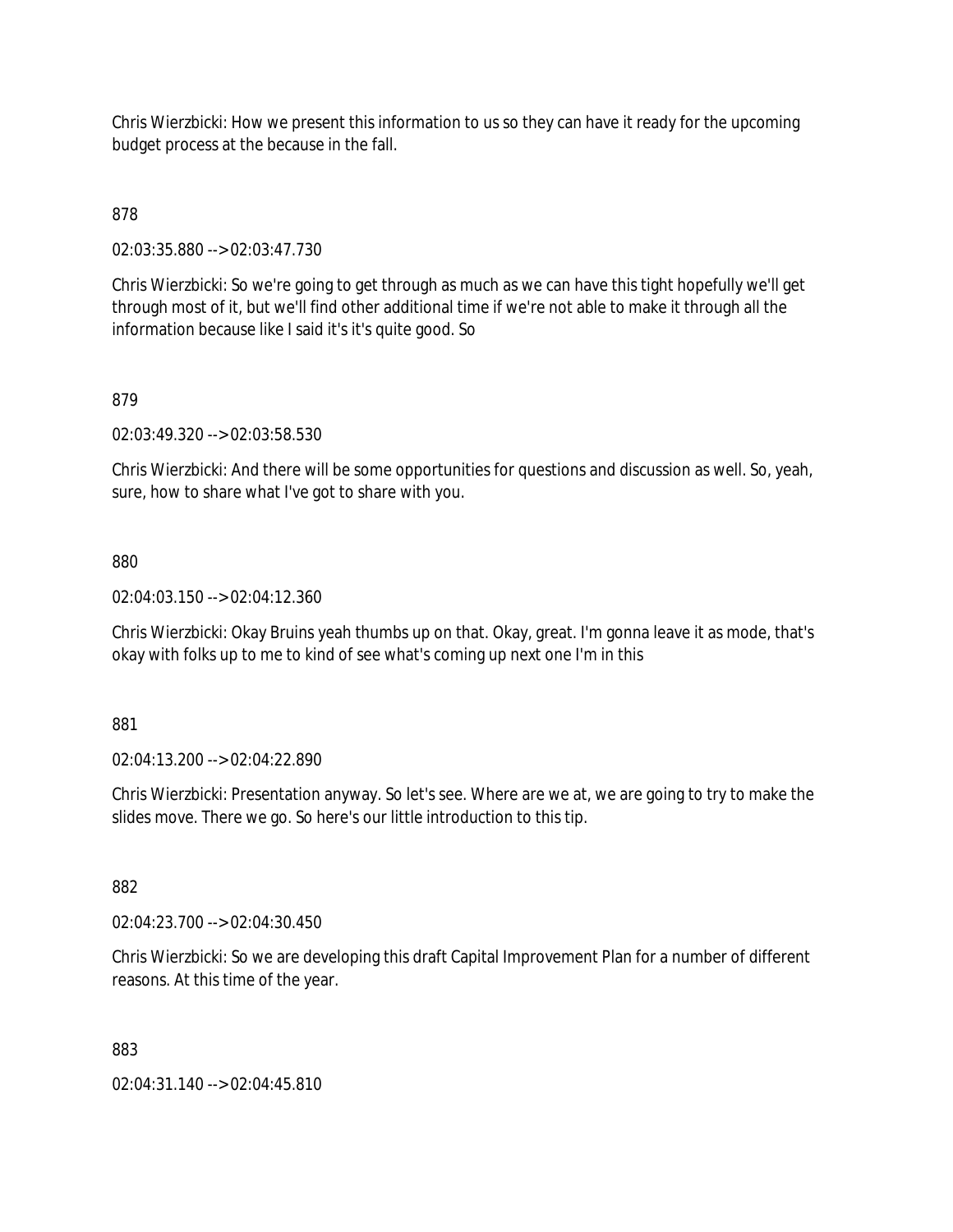Chris Wierzbicki: How we present this information to us so they can have it ready for the upcoming budget process at the because in the fall.

878

02:03:35.880 --> 02:03:47.730

Chris Wierzbicki: So we're going to get through as much as we can have this tight hopefully we'll get through most of it, but we'll find other additional time if we're not able to make it through all the information because like I said it's it's quite good. So

879

02:03:49.320 --> 02:03:58.530

Chris Wierzbicki: And there will be some opportunities for questions and discussion as well. So, yeah, sure, how to share what I've got to share with you.

880

02:04:03.150 --> 02:04:12.360

Chris Wierzbicki: Okay Bruins yeah thumbs up on that. Okay, great. I'm gonna leave it as mode, that's okay with folks up to me to kind of see what's coming up next one I'm in this

881

02:04:13.200 --> 02:04:22.890

Chris Wierzbicki: Presentation anyway. So let's see. Where are we at, we are going to try to make the slides move. There we go. So here's our little introduction to this tip.

882

02:04:23.700 --> 02:04:30.450

Chris Wierzbicki: So we are developing this draft Capital Improvement Plan for a number of different reasons. At this time of the year.

883

02:04:31.140 --> 02:04:45.810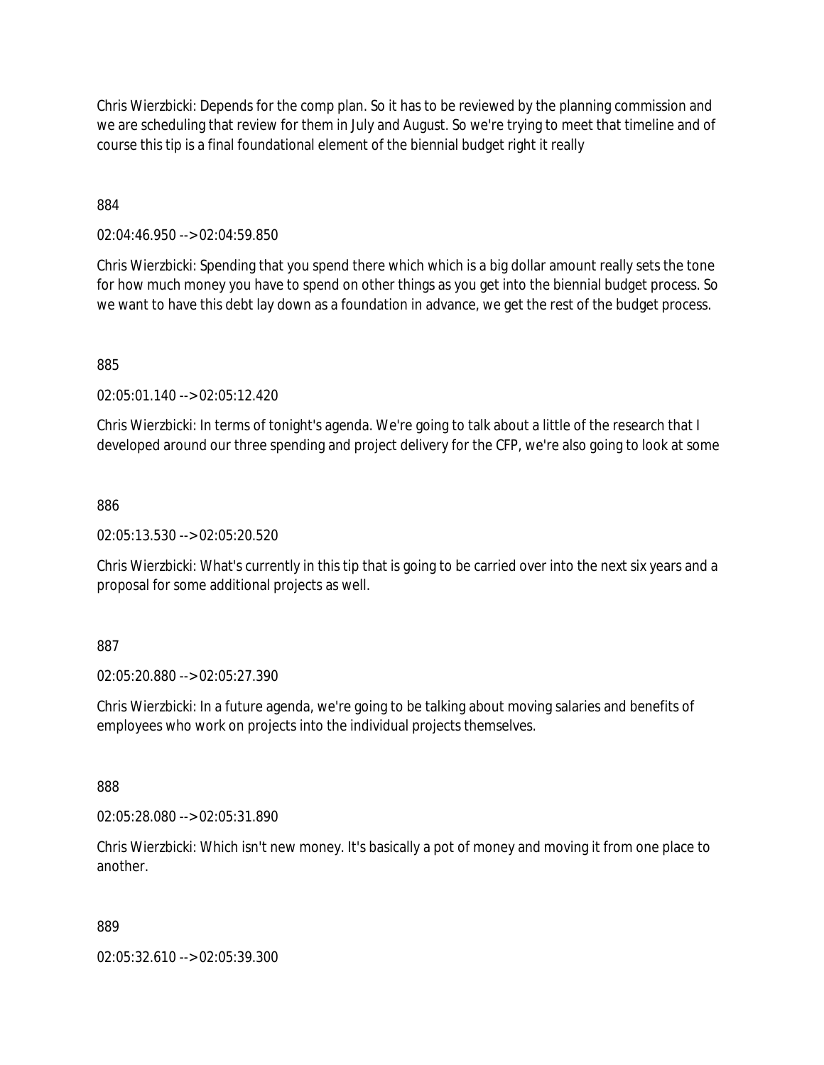Chris Wierzbicki: Depends for the comp plan. So it has to be reviewed by the planning commission and we are scheduling that review for them in July and August. So we're trying to meet that timeline and of course this tip is a final foundational element of the biennial budget right it really

884

02:04:46.950 --> 02:04:59.850

Chris Wierzbicki: Spending that you spend there which which is a big dollar amount really sets the tone for how much money you have to spend on other things as you get into the biennial budget process. So we want to have this debt lay down as a foundation in advance, we get the rest of the budget process.

885

02:05:01.140 --> 02:05:12.420

Chris Wierzbicki: In terms of tonight's agenda. We're going to talk about a little of the research that I developed around our three spending and project delivery for the CFP, we're also going to look at some

886

02:05:13.530 --> 02:05:20.520

Chris Wierzbicki: What's currently in this tip that is going to be carried over into the next six years and a proposal for some additional projects as well.

887

02:05:20.880 --> 02:05:27.390

Chris Wierzbicki: In a future agenda, we're going to be talking about moving salaries and benefits of employees who work on projects into the individual projects themselves.

888

02:05:28.080 --> 02:05:31.890

Chris Wierzbicki: Which isn't new money. It's basically a pot of money and moving it from one place to another.

889

02:05:32.610 --> 02:05:39.300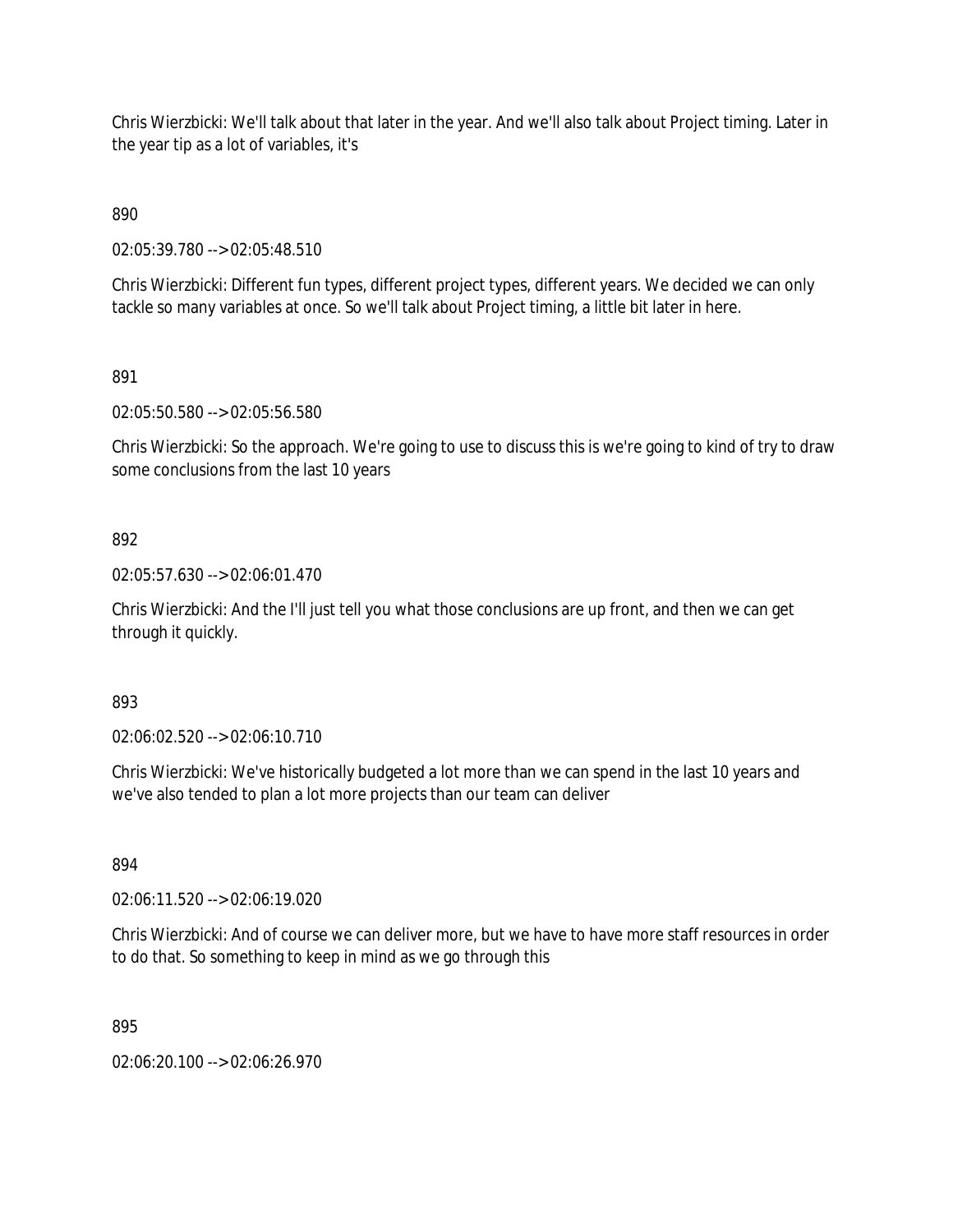Chris Wierzbicki: We'll talk about that later in the year. And we'll also talk about Project timing. Later in the year tip as a lot of variables, it's

890

02:05:39.780 --> 02:05:48.510

Chris Wierzbicki: Different fun types, different project types, different years. We decided we can only tackle so many variables at once. So we'll talk about Project timing, a little bit later in here.

891

02:05:50.580 --> 02:05:56.580

Chris Wierzbicki: So the approach. We're going to use to discuss this is we're going to kind of try to draw some conclusions from the last 10 years

892

02:05:57.630 --> 02:06:01.470

Chris Wierzbicki: And the I'll just tell you what those conclusions are up front, and then we can get through it quickly.

893

02:06:02.520 --> 02:06:10.710

Chris Wierzbicki: We've historically budgeted a lot more than we can spend in the last 10 years and we've also tended to plan a lot more projects than our team can deliver

894

02:06:11.520 --> 02:06:19.020

Chris Wierzbicki: And of course we can deliver more, but we have to have more staff resources in order to do that. So something to keep in mind as we go through this

895

02:06:20.100 --> 02:06:26.970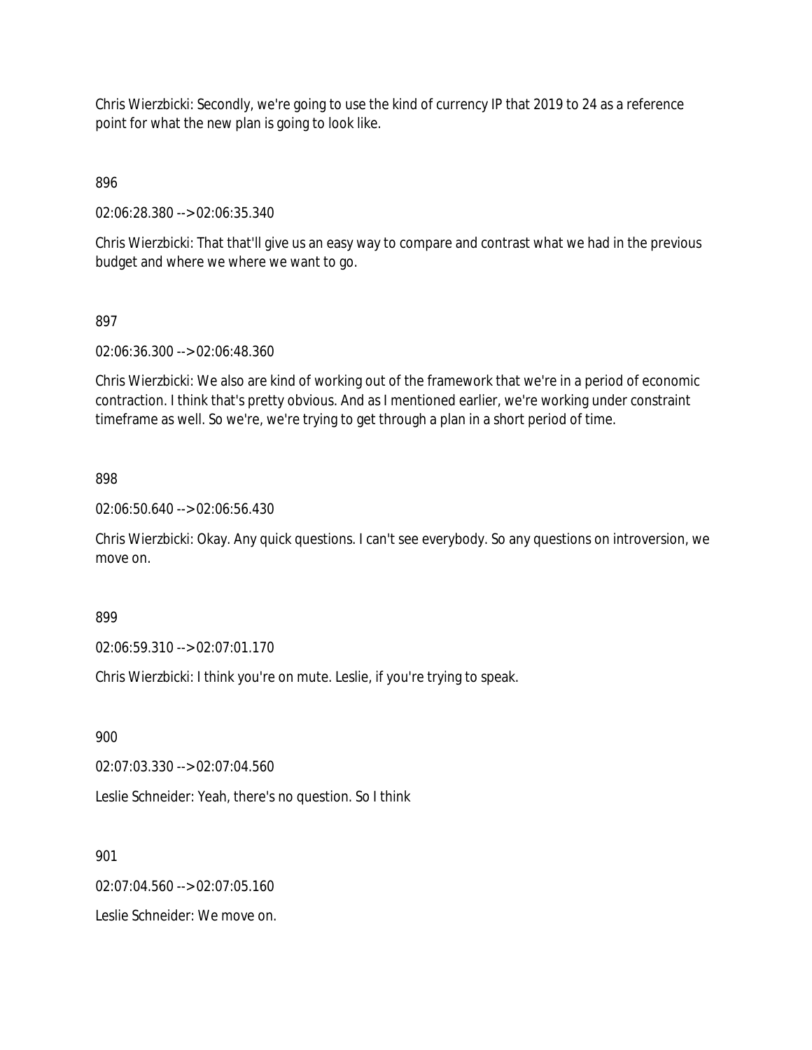Chris Wierzbicki: Secondly, we're going to use the kind of currency IP that 2019 to 24 as a reference point for what the new plan is going to look like.

896

02:06:28.380 --> 02:06:35.340

Chris Wierzbicki: That that'll give us an easy way to compare and contrast what we had in the previous budget and where we where we want to go.

897

02:06:36.300 --> 02:06:48.360

Chris Wierzbicki: We also are kind of working out of the framework that we're in a period of economic contraction. I think that's pretty obvious. And as I mentioned earlier, we're working under constraint timeframe as well. So we're, we're trying to get through a plan in a short period of time.

898

02:06:50.640 --> 02:06:56.430

Chris Wierzbicki: Okay. Any quick questions. I can't see everybody. So any questions on introversion, we move on.

899

02:06:59.310 --> 02:07:01.170

Chris Wierzbicki: I think you're on mute. Leslie, if you're trying to speak.

900

02:07:03.330 --> 02:07:04.560

Leslie Schneider: Yeah, there's no question. So I think

901

02:07:04.560 --> 02:07:05.160

Leslie Schneider: We move on.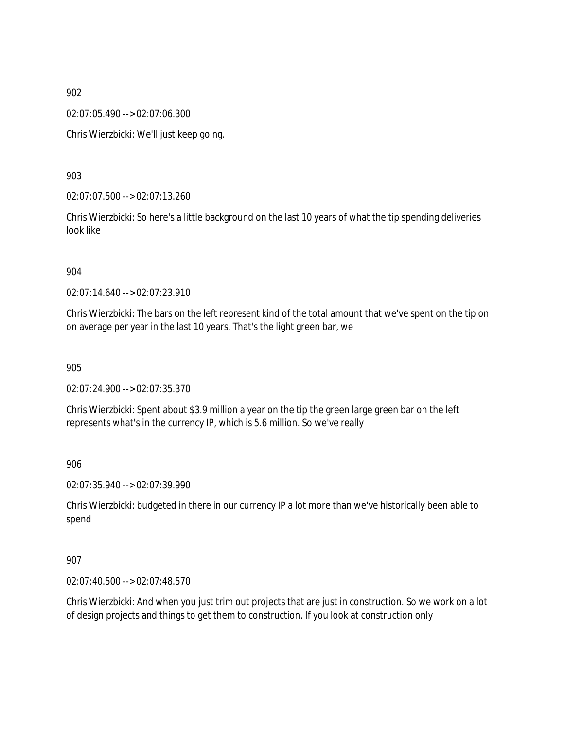902

02:07:05.490 --> 02:07:06.300

Chris Wierzbicki: We'll just keep going.

903

02:07:07.500 --> 02:07:13.260

Chris Wierzbicki: So here's a little background on the last 10 years of what the tip spending deliveries look like

904

02:07:14.640 --> 02:07:23.910

Chris Wierzbicki: The bars on the left represent kind of the total amount that we've spent on the tip on on average per year in the last 10 years. That's the light green bar, we

905

02:07:24.900 --> 02:07:35.370

Chris Wierzbicki: Spent about $3.9 million a year on the tip the green large green bar on the left represents what's in the currency IP, which is 5.6 million. So we've really

906

02:07:35.940 --> 02:07:39.990

Chris Wierzbicki: budgeted in there in our currency IP a lot more than we've historically been able to spend

907

02:07:40.500 --> 02:07:48.570

Chris Wierzbicki: And when you just trim out projects that are just in construction. So we work on a lot of design projects and things to get them to construction. If you look at construction only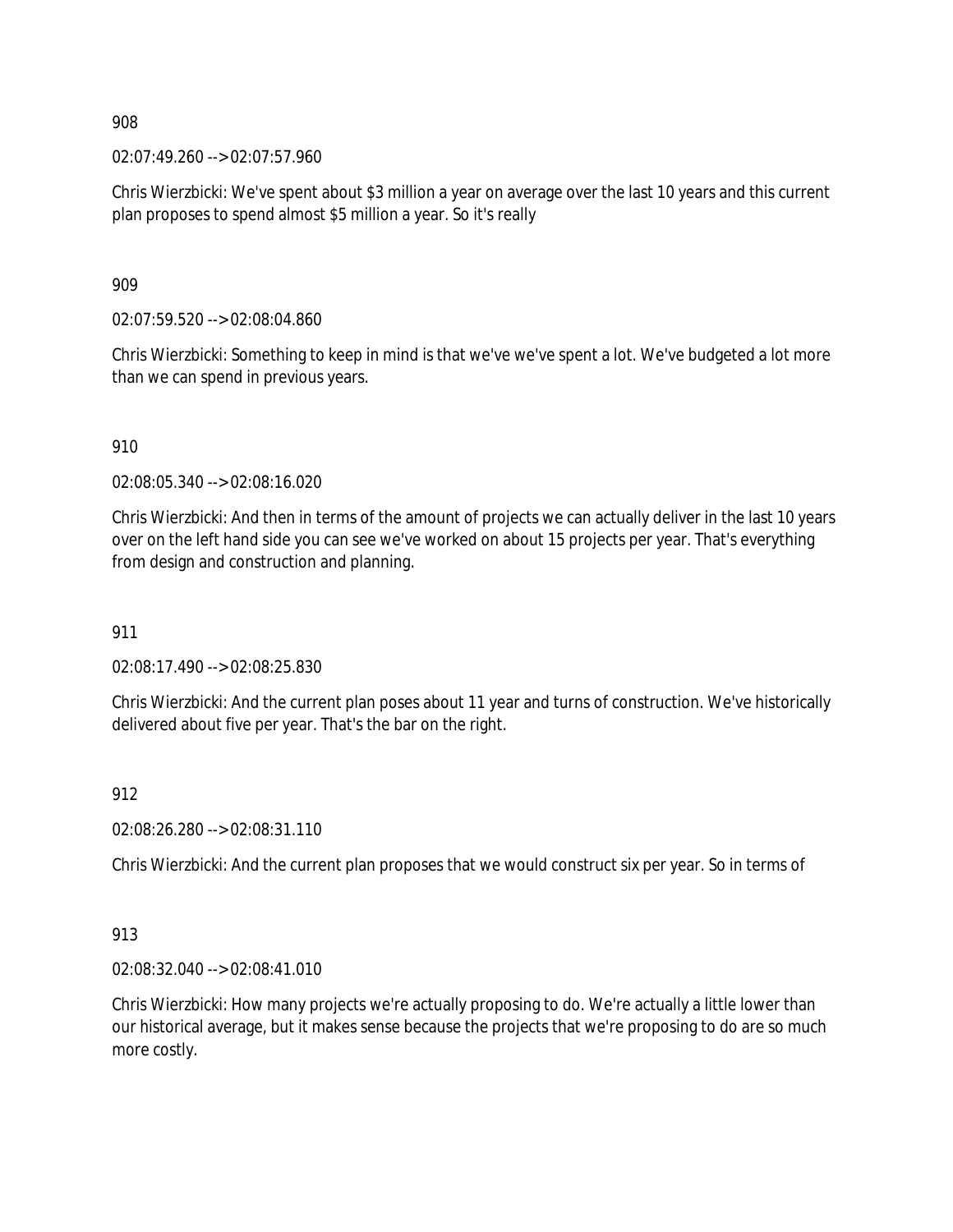908

02:07:49.260 --> 02:07:57.960

Chris Wierzbicki: We've spent about $3 million a year on average over the last 10 years and this current plan proposes to spend almost $5 million a year. So it's really

909

02:07:59.520 --> 02:08:04.860

Chris Wierzbicki: Something to keep in mind is that we've we've spent a lot. We've budgeted a lot more than we can spend in previous years.

910

02:08:05.340 --> 02:08:16.020

Chris Wierzbicki: And then in terms of the amount of projects we can actually deliver in the last 10 years over on the left hand side you can see we've worked on about 15 projects per year. That's everything from design and construction and planning.

911

02:08:17.490 --> 02:08:25.830

Chris Wierzbicki: And the current plan poses about 11 year and turns of construction. We've historically delivered about five per year. That's the bar on the right.

912

02:08:26.280 --> 02:08:31.110

Chris Wierzbicki: And the current plan proposes that we would construct six per year. So in terms of

913

02:08:32.040 --> 02:08:41.010

Chris Wierzbicki: How many projects we're actually proposing to do. We're actually a little lower than our historical average, but it makes sense because the projects that we're proposing to do are so much more costly.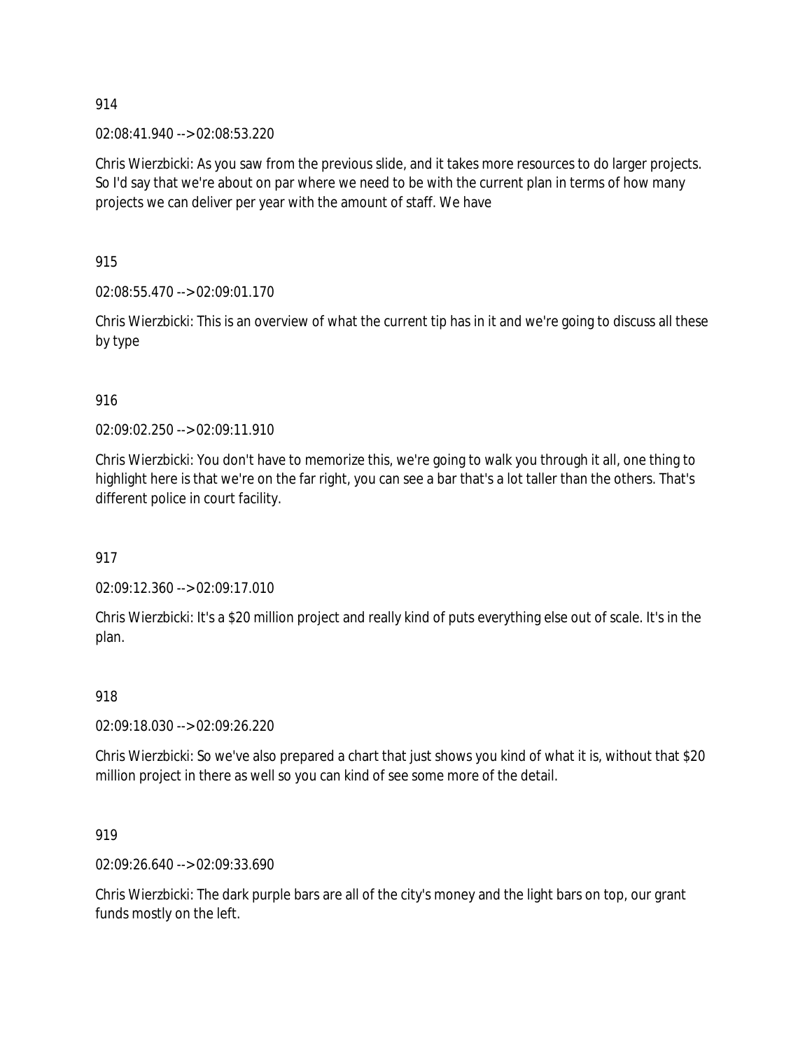914

02:08:41.940 --> 02:08:53.220

Chris Wierzbicki: As you saw from the previous slide, and it takes more resources to do larger projects. So I'd say that we're about on par where we need to be with the current plan in terms of how many projects we can deliver per year with the amount of staff. We have

915

02:08:55.470 --> 02:09:01.170

Chris Wierzbicki: This is an overview of what the current tip has in it and we're going to discuss all these by type

916

02:09:02.250 --> 02:09:11.910

Chris Wierzbicki: You don't have to memorize this, we're going to walk you through it all, one thing to highlight here is that we're on the far right, you can see a bar that's a lot taller than the others. That's different police in court facility.

917

02:09:12.360 --> 02:09:17.010

Chris Wierzbicki: It's a $20 million project and really kind of puts everything else out of scale. It's in the plan.

918

02:09:18.030 --> 02:09:26.220

Chris Wierzbicki: So we've also prepared a chart that just shows you kind of what it is, without that $20 million project in there as well so you can kind of see some more of the detail.

919

02:09:26.640 --> 02:09:33.690

Chris Wierzbicki: The dark purple bars are all of the city's money and the light bars on top, our grant funds mostly on the left.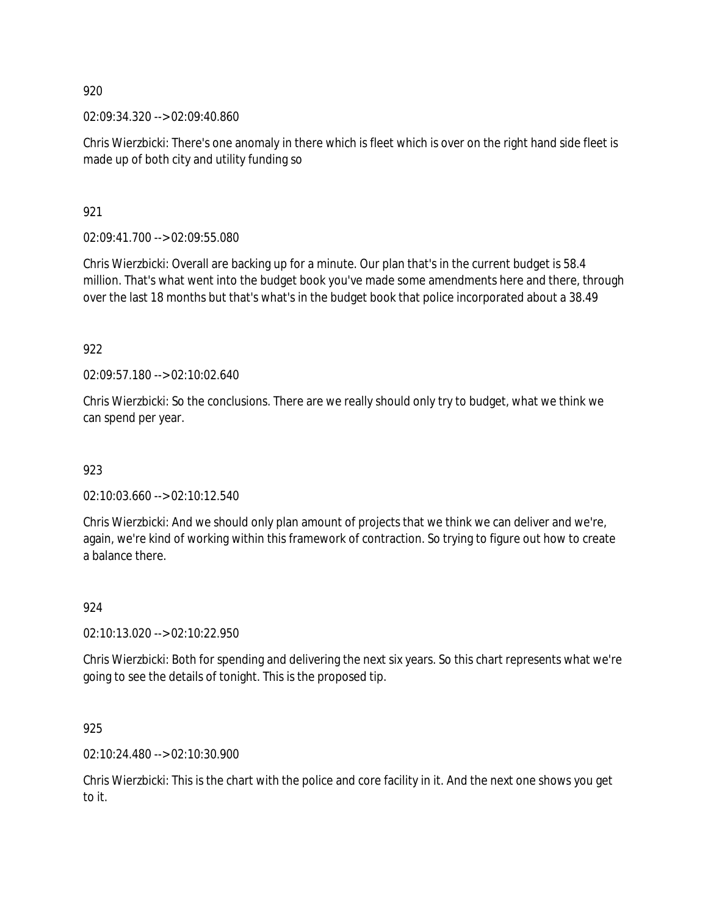920

02:09:34.320 --> 02:09:40.860

Chris Wierzbicki: There's one anomaly in there which is fleet which is over on the right hand side fleet is made up of both city and utility funding so

921

02:09:41.700 --> 02:09:55.080

Chris Wierzbicki: Overall are backing up for a minute. Our plan that's in the current budget is 58.4 million. That's what went into the budget book you've made some amendments here and there, through over the last 18 months but that's what's in the budget book that police incorporated about a 38.49

922

02:09:57.180 --> 02:10:02.640

Chris Wierzbicki: So the conclusions. There are we really should only try to budget, what we think we can spend per year.

923

02:10:03.660 --> 02:10:12.540

Chris Wierzbicki: And we should only plan amount of projects that we think we can deliver and we're, again, we're kind of working within this framework of contraction. So trying to figure out how to create a balance there.

924

02:10:13.020 --> 02:10:22.950

Chris Wierzbicki: Both for spending and delivering the next six years. So this chart represents what we're going to see the details of tonight. This is the proposed tip.

925

02:10:24.480 --> 02:10:30.900

Chris Wierzbicki: This is the chart with the police and core facility in it. And the next one shows you get to it.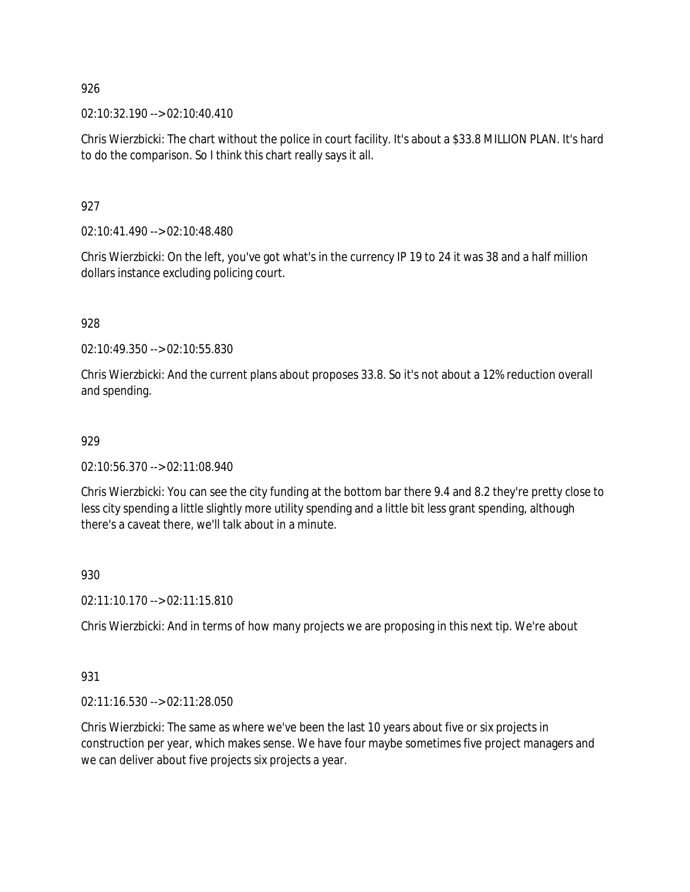926

02:10:32.190 --> 02:10:40.410

Chris Wierzbicki: The chart without the police in court facility. It's about a $33.8 MILLION PLAN. It's hard to do the comparison. So I think this chart really says it all.

927

02:10:41.490 --> 02:10:48.480

Chris Wierzbicki: On the left, you've got what's in the currency IP 19 to 24 it was 38 and a half million dollars instance excluding policing court.

928

02:10:49.350 --> 02:10:55.830

Chris Wierzbicki: And the current plans about proposes 33.8. So it's not about a 12% reduction overall and spending.

929

02:10:56.370 --> 02:11:08.940

Chris Wierzbicki: You can see the city funding at the bottom bar there 9.4 and 8.2 they're pretty close to less city spending a little slightly more utility spending and a little bit less grant spending, although there's a caveat there, we'll talk about in a minute.

930

02:11:10.170 --> 02:11:15.810

Chris Wierzbicki: And in terms of how many projects we are proposing in this next tip. We're about

931

02:11:16.530 --> 02:11:28.050

Chris Wierzbicki: The same as where we've been the last 10 years about five or six projects in construction per year, which makes sense. We have four maybe sometimes five project managers and we can deliver about five projects six projects a year.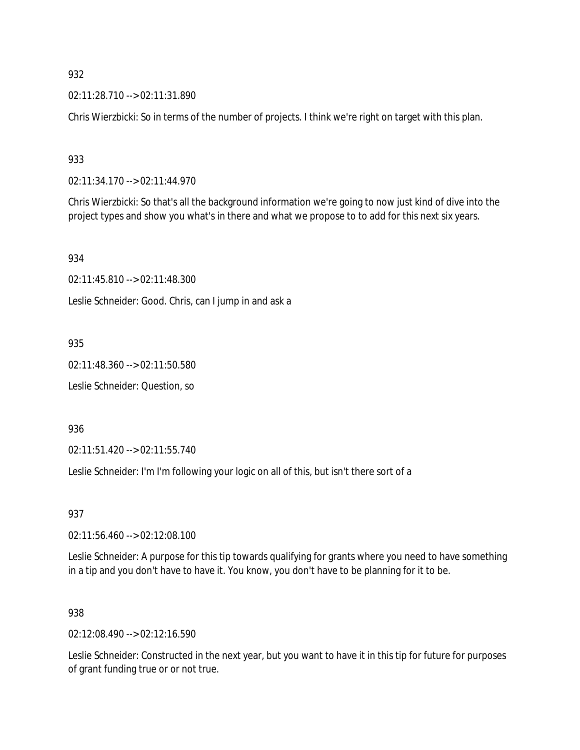932

02:11:28.710 --> 02:11:31.890

Chris Wierzbicki: So in terms of the number of projects. I think we're right on target with this plan.

933

02:11:34.170 --> 02:11:44.970

Chris Wierzbicki: So that's all the background information we're going to now just kind of dive into the project types and show you what's in there and what we propose to to add for this next six years.

934

02:11:45.810 --> 02:11:48.300

Leslie Schneider: Good. Chris, can I jump in and ask a

935

02:11:48.360 --> 02:11:50.580

Leslie Schneider: Question, so

936

02:11:51.420 --> 02:11:55.740

Leslie Schneider: I'm I'm following your logic on all of this, but isn't there sort of a

937

02:11:56.460 --> 02:12:08.100

Leslie Schneider: A purpose for this tip towards qualifying for grants where you need to have something in a tip and you don't have to have it. You know, you don't have to be planning for it to be.

938

02:12:08.490 --> 02:12:16.590

Leslie Schneider: Constructed in the next year, but you want to have it in this tip for future for purposes of grant funding true or or not true.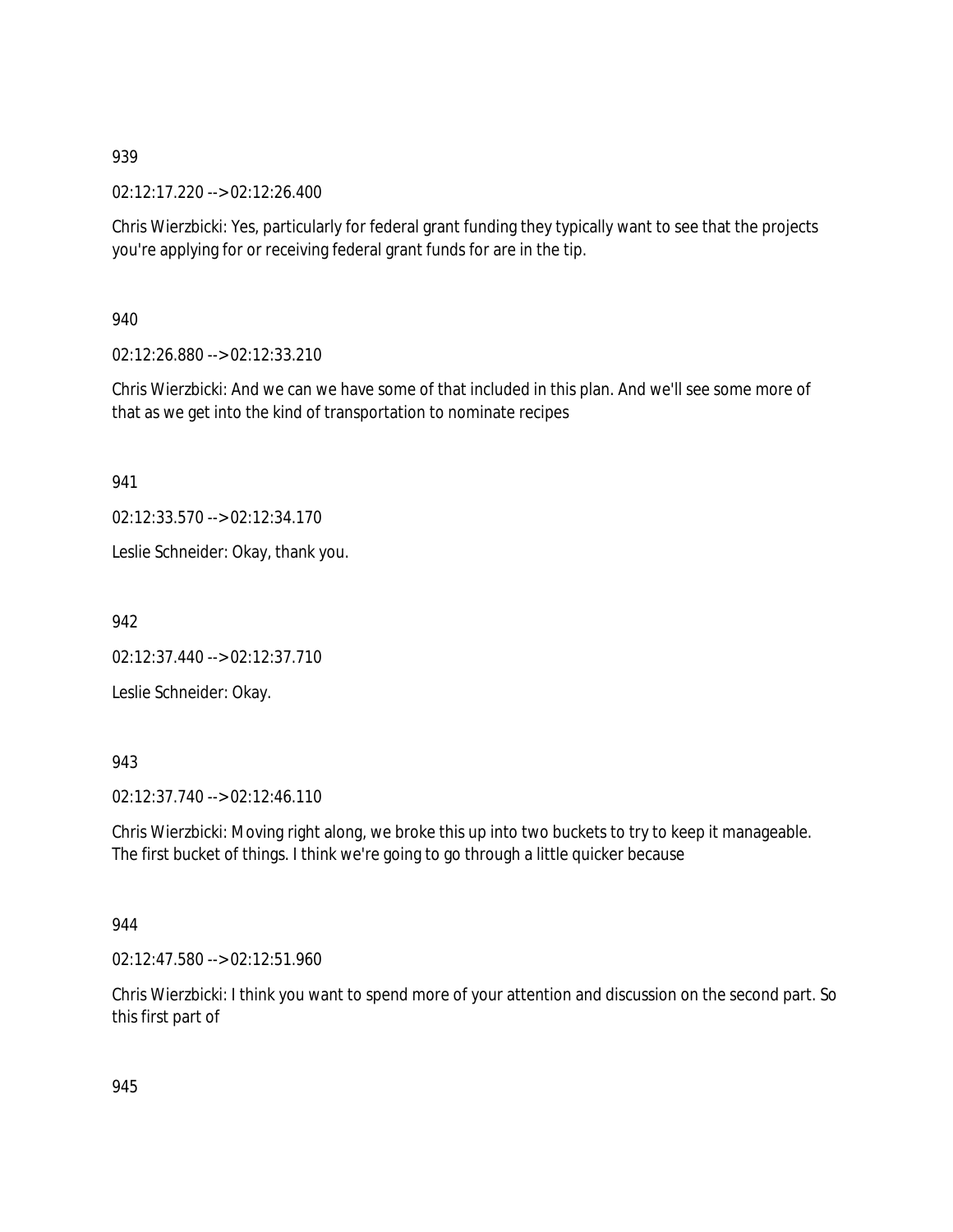939

02:12:17.220 --> 02:12:26.400

Chris Wierzbicki: Yes, particularly for federal grant funding they typically want to see that the projects you're applying for or receiving federal grant funds for are in the tip.

940

02:12:26.880 --> 02:12:33.210

Chris Wierzbicki: And we can we have some of that included in this plan. And we'll see some more of that as we get into the kind of transportation to nominate recipes

941

02:12:33.570 --> 02:12:34.170

Leslie Schneider: Okay, thank you.

942

02:12:37.440 --> 02:12:37.710

Leslie Schneider: Okay.

943

02:12:37.740 --> 02:12:46.110

Chris Wierzbicki: Moving right along, we broke this up into two buckets to try to keep it manageable. The first bucket of things. I think we're going to go through a little quicker because

944

02:12:47.580 --> 02:12:51.960

Chris Wierzbicki: I think you want to spend more of your attention and discussion on the second part. So this first part of

945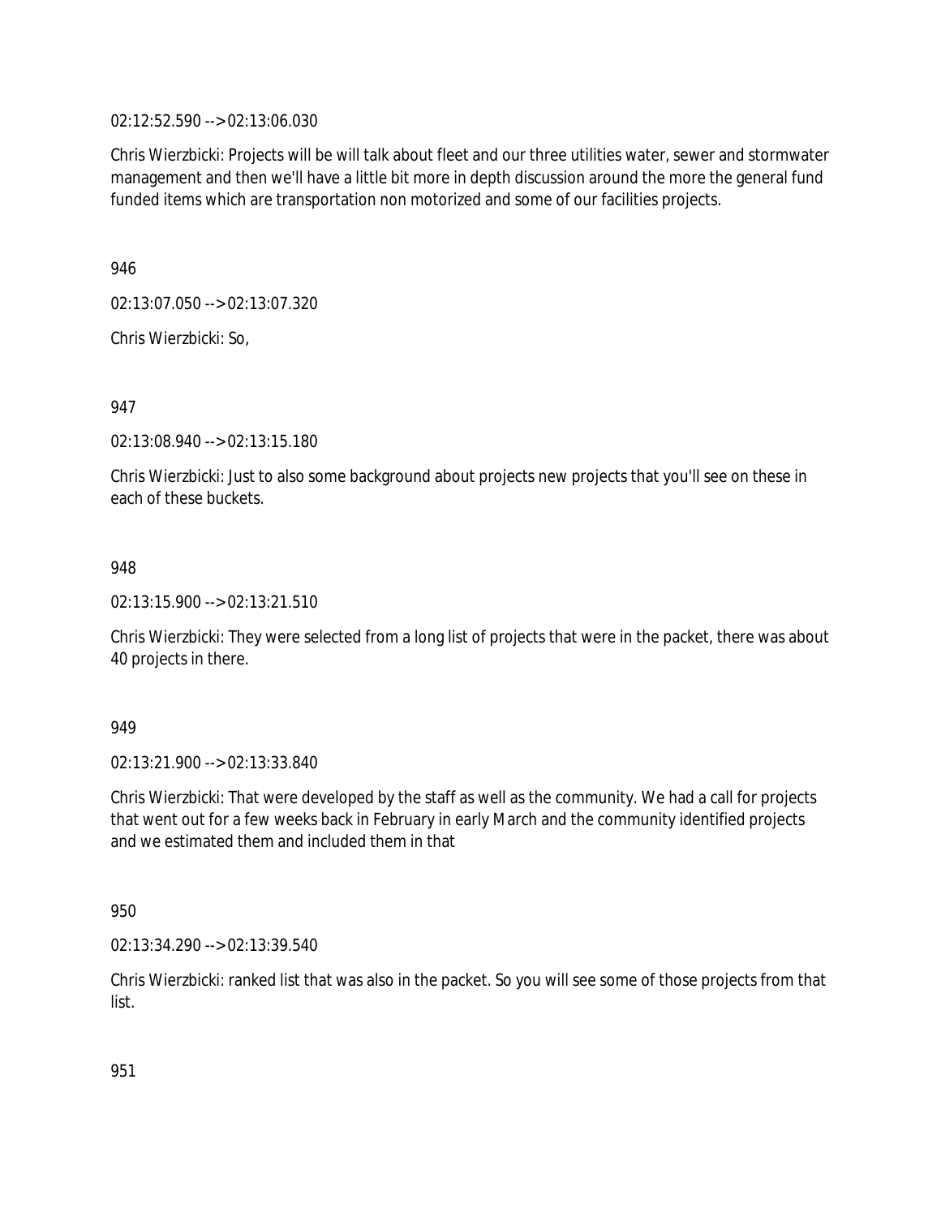02:12:52.590 --> 02:13:06.030

Chris Wierzbicki: Projects will be will talk about fleet and our three utilities water, sewer and stormwater management and then we'll have a little bit more in depth discussion around the more the general fund funded items which are transportation non motorized and some of our facilities projects.

946

02:13:07.050 --> 02:13:07.320

Chris Wierzbicki: So,

947

02:13:08.940 --> 02:13:15.180

Chris Wierzbicki: Just to also some background about projects new projects that you'll see on these in each of these buckets.

948

02:13:15.900 --> 02:13:21.510

Chris Wierzbicki: They were selected from a long list of projects that were in the packet, there was about 40 projects in there.

949

02:13:21.900 --> 02:13:33.840

Chris Wierzbicki: That were developed by the staff as well as the community. We had a call for projects that went out for a few weeks back in February in early March and the community identified projects and we estimated them and included them in that

950

02:13:34.290 --> 02:13:39.540

Chris Wierzbicki: ranked list that was also in the packet. So you will see some of those projects from that list.

951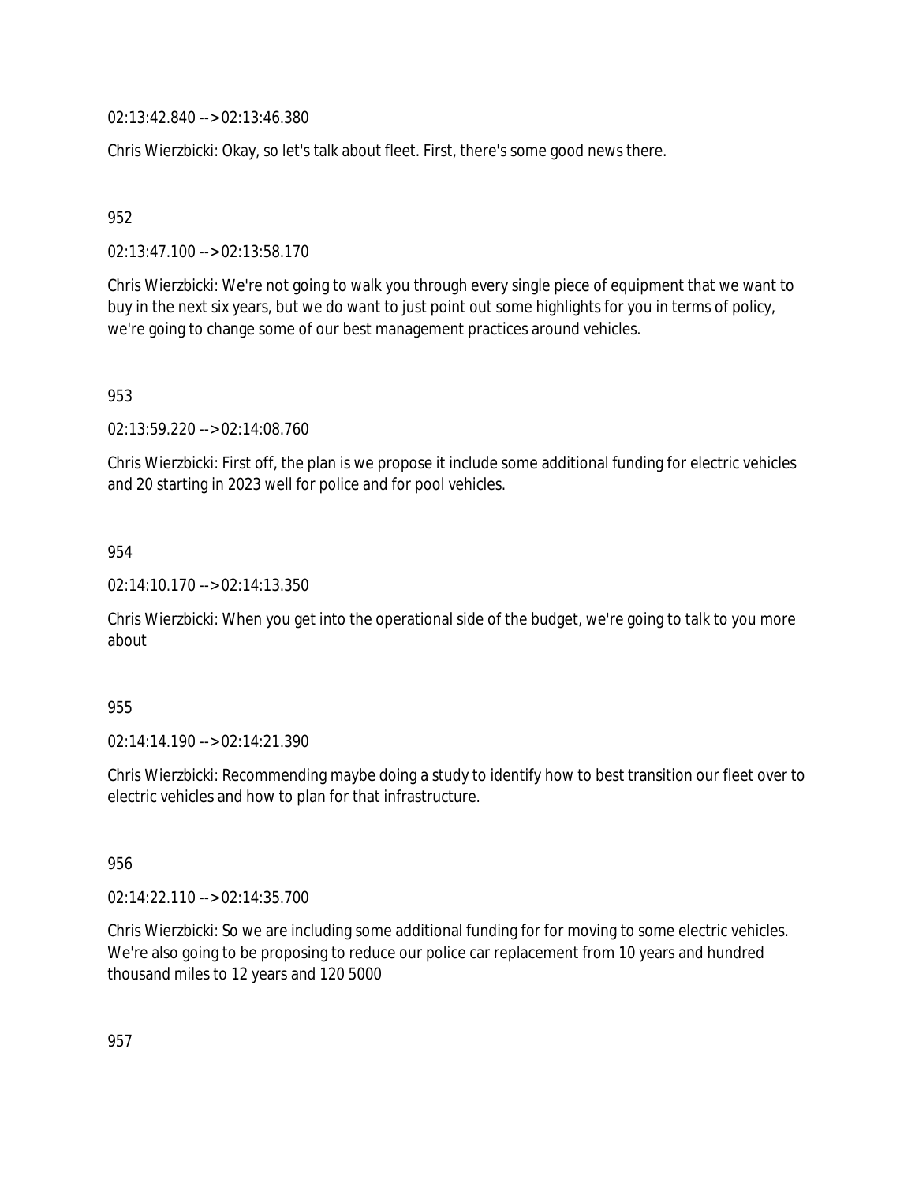02:13:42.840 --> 02:13:46.380

Chris Wierzbicki: Okay, so let's talk about fleet. First, there's some good news there.

952

02:13:47.100 --> 02:13:58.170

Chris Wierzbicki: We're not going to walk you through every single piece of equipment that we want to buy in the next six years, but we do want to just point out some highlights for you in terms of policy, we're going to change some of our best management practices around vehicles.

953

02:13:59.220 --> 02:14:08.760

Chris Wierzbicki: First off, the plan is we propose it include some additional funding for electric vehicles and 20 starting in 2023 well for police and for pool vehicles.

954

02:14:10.170 --> 02:14:13.350

Chris Wierzbicki: When you get into the operational side of the budget, we're going to talk to you more about

955

02:14:14.190 --> 02:14:21.390

Chris Wierzbicki: Recommending maybe doing a study to identify how to best transition our fleet over to electric vehicles and how to plan for that infrastructure.

956

02:14:22.110 --> 02:14:35.700

Chris Wierzbicki: So we are including some additional funding for for moving to some electric vehicles. We're also going to be proposing to reduce our police car replacement from 10 years and hundred thousand miles to 12 years and 120 5000

957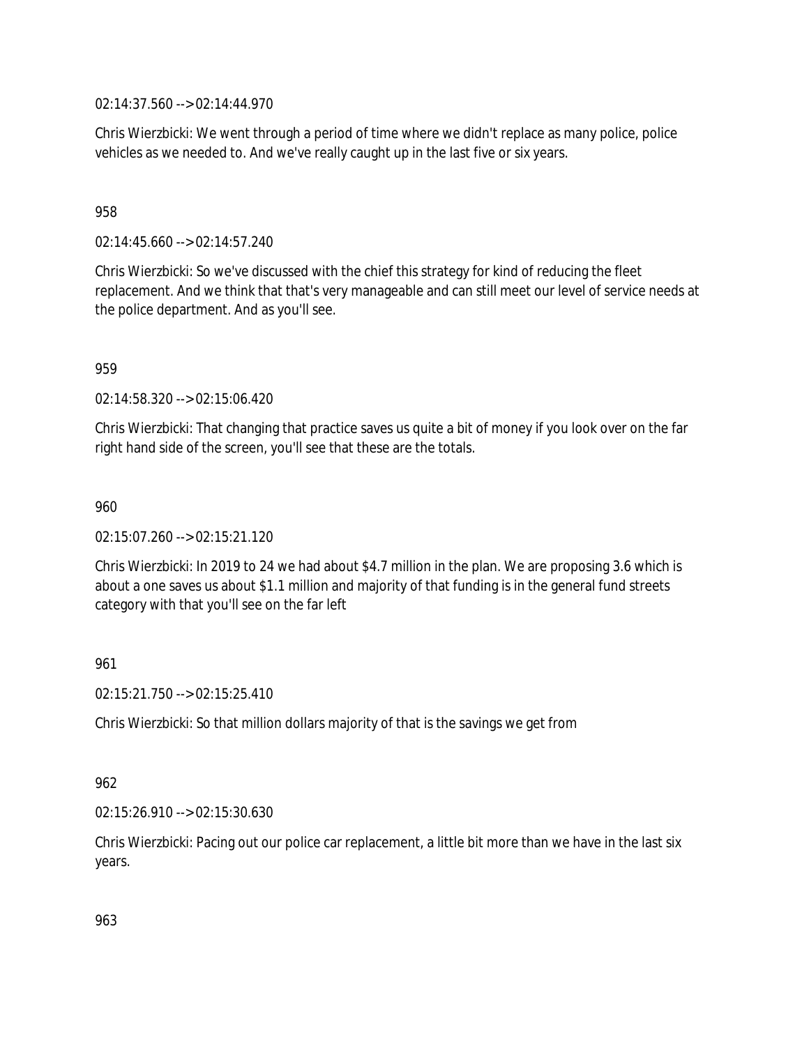02:14:37.560 --> 02:14:44.970

Chris Wierzbicki: We went through a period of time where we didn't replace as many police, police vehicles as we needed to. And we've really caught up in the last five or six years.

958

02:14:45.660 --> 02:14:57.240

Chris Wierzbicki: So we've discussed with the chief this strategy for kind of reducing the fleet replacement. And we think that that's very manageable and can still meet our level of service needs at the police department. And as you'll see.

959

02:14:58.320 --> 02:15:06.420

Chris Wierzbicki: That changing that practice saves us quite a bit of money if you look over on the far right hand side of the screen, you'll see that these are the totals.

960

02:15:07.260 --> 02:15:21.120

Chris Wierzbicki: In 2019 to 24 we had about $4.7 million in the plan. We are proposing 3.6 which is about a one saves us about $1.1 million and majority of that funding is in the general fund streets category with that you'll see on the far left

961

02:15:21.750 --> 02:15:25.410

Chris Wierzbicki: So that million dollars majority of that is the savings we get from

962

02:15:26.910 --> 02:15:30.630

Chris Wierzbicki: Pacing out our police car replacement, a little bit more than we have in the last six years.

963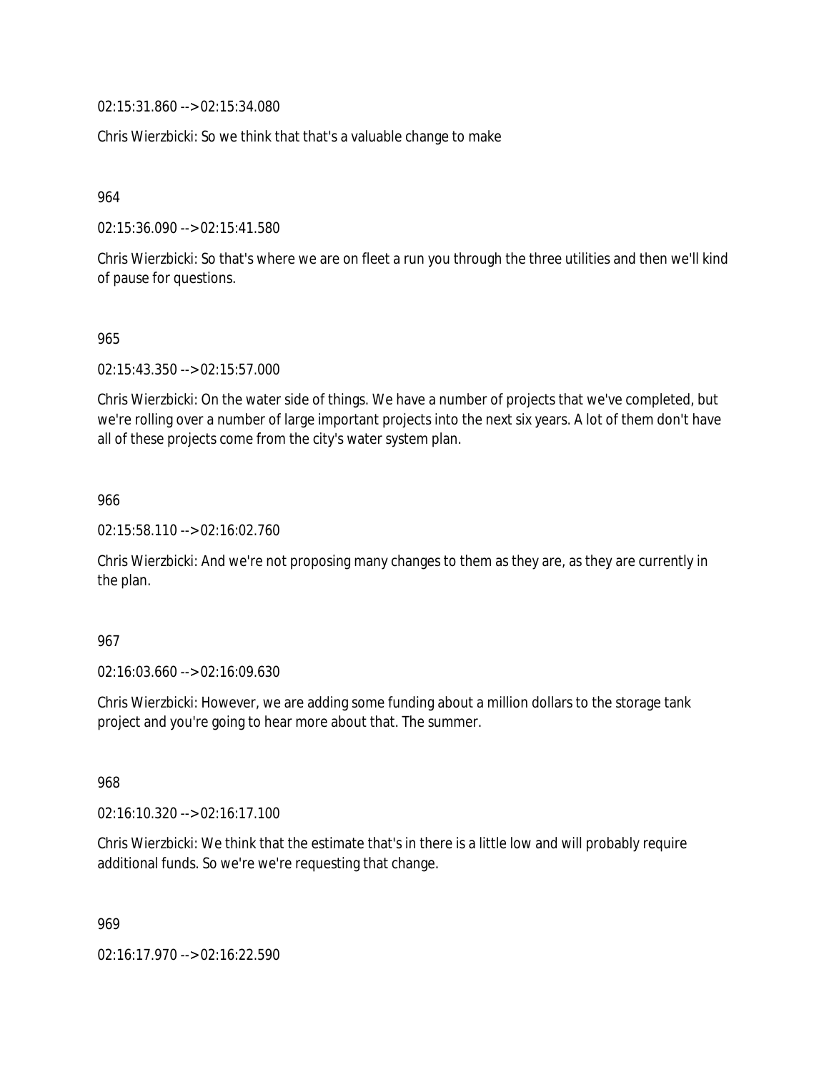02:15:31.860 --> 02:15:34.080

Chris Wierzbicki: So we think that that's a valuable change to make

964

02:15:36.090 --> 02:15:41.580

Chris Wierzbicki: So that's where we are on fleet a run you through the three utilities and then we'll kind of pause for questions.

965

02:15:43.350 --> 02:15:57.000

Chris Wierzbicki: On the water side of things. We have a number of projects that we've completed, but we're rolling over a number of large important projects into the next six years. A lot of them don't have all of these projects come from the city's water system plan.

966

02:15:58.110 --> 02:16:02.760

Chris Wierzbicki: And we're not proposing many changes to them as they are, as they are currently in the plan.

967

02:16:03.660 --> 02:16:09.630

Chris Wierzbicki: However, we are adding some funding about a million dollars to the storage tank project and you're going to hear more about that. The summer.

968

02:16:10.320 --> 02:16:17.100

Chris Wierzbicki: We think that the estimate that's in there is a little low and will probably require additional funds. So we're we're requesting that change.

969

02:16:17.970 --> 02:16:22.590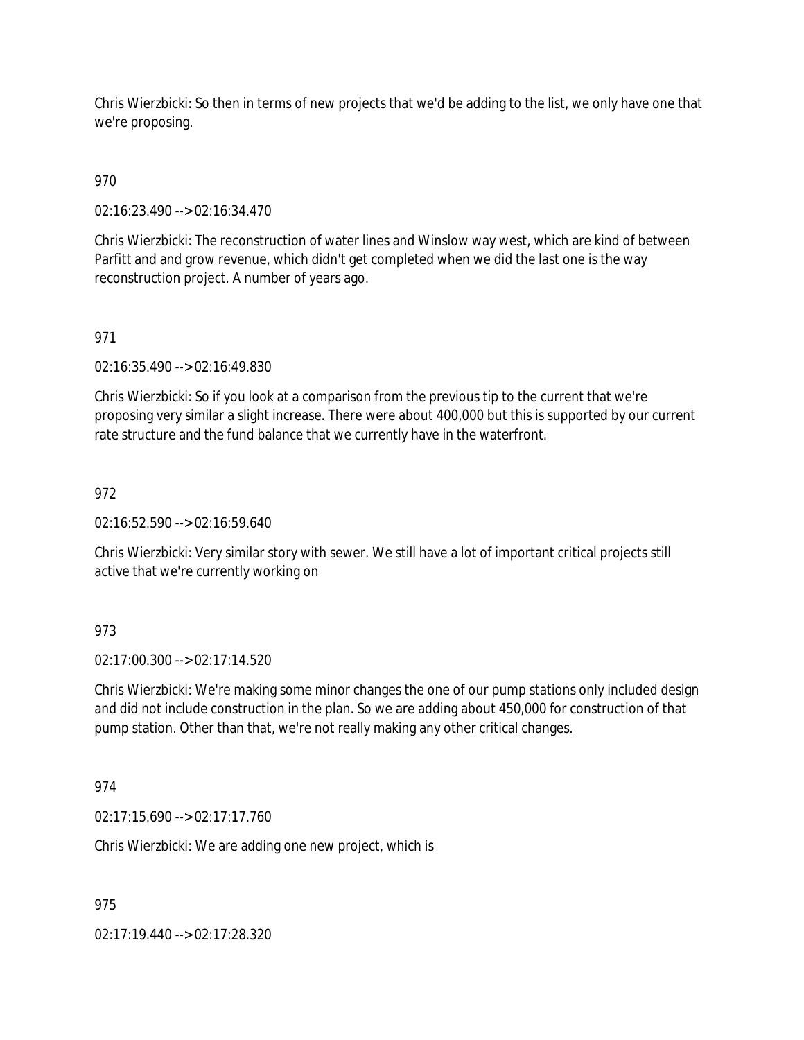Chris Wierzbicki: So then in terms of new projects that we'd be adding to the list, we only have one that we're proposing.

970

02:16:23.490 --> 02:16:34.470

Chris Wierzbicki: The reconstruction of water lines and Winslow way west, which are kind of between Parfitt and and grow revenue, which didn't get completed when we did the last one is the way reconstruction project. A number of years ago.

971

02:16:35.490 --> 02:16:49.830

Chris Wierzbicki: So if you look at a comparison from the previous tip to the current that we're proposing very similar a slight increase. There were about 400,000 but this is supported by our current rate structure and the fund balance that we currently have in the waterfront.

972

02:16:52.590 --> 02:16:59.640

Chris Wierzbicki: Very similar story with sewer. We still have a lot of important critical projects still active that we're currently working on

973

02:17:00.300 --> 02:17:14.520

Chris Wierzbicki: We're making some minor changes the one of our pump stations only included design and did not include construction in the plan. So we are adding about 450,000 for construction of that pump station. Other than that, we're not really making any other critical changes.

974

02:17:15.690 --> 02:17:17.760

Chris Wierzbicki: We are adding one new project, which is

975

02:17:19.440 --> 02:17:28.320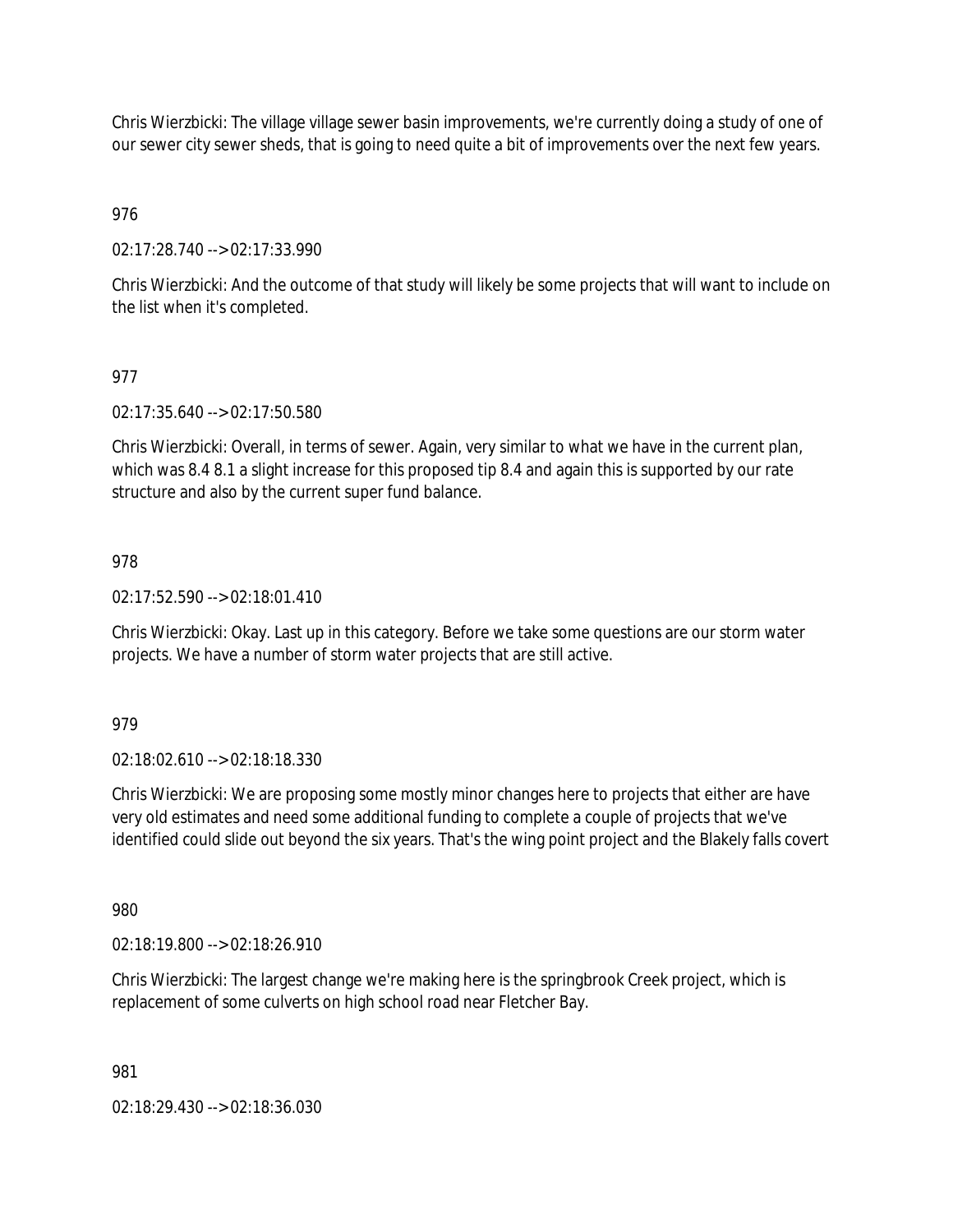Chris Wierzbicki: The village village sewer basin improvements, we're currently doing a study of one of our sewer city sewer sheds, that is going to need quite a bit of improvements over the next few years.

976

02:17:28.740 --> 02:17:33.990

Chris Wierzbicki: And the outcome of that study will likely be some projects that will want to include on the list when it's completed.

977

02:17:35.640 --> 02:17:50.580

Chris Wierzbicki: Overall, in terms of sewer. Again, very similar to what we have in the current plan, which was 8.4 8.1 a slight increase for this proposed tip 8.4 and again this is supported by our rate structure and also by the current super fund balance.

978

02:17:52.590 --> 02:18:01.410

Chris Wierzbicki: Okay. Last up in this category. Before we take some questions are our storm water projects. We have a number of storm water projects that are still active.

979

02:18:02.610 --> 02:18:18.330

Chris Wierzbicki: We are proposing some mostly minor changes here to projects that either are have very old estimates and need some additional funding to complete a couple of projects that we've identified could slide out beyond the six years. That's the wing point project and the Blakely falls covert

980

02:18:19.800 --> 02:18:26.910

Chris Wierzbicki: The largest change we're making here is the springbrook Creek project, which is replacement of some culverts on high school road near Fletcher Bay.

981

02:18:29.430 --> 02:18:36.030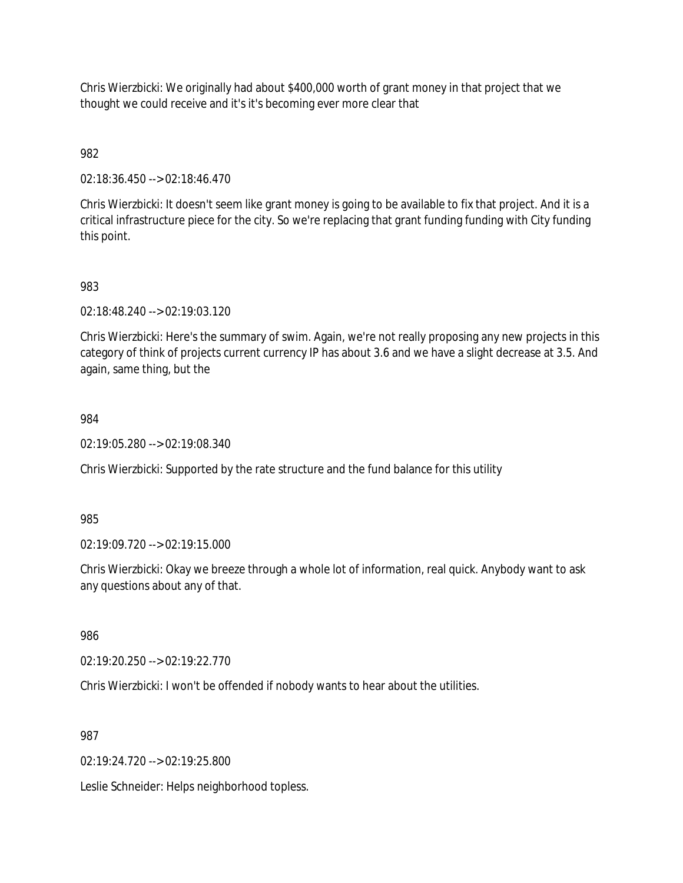Chris Wierzbicki: We originally had about $400,000 worth of grant money in that project that we thought we could receive and it's it's becoming ever more clear that

982

02:18:36.450 --> 02:18:46.470

Chris Wierzbicki: It doesn't seem like grant money is going to be available to fix that project. And it is a critical infrastructure piece for the city. So we're replacing that grant funding funding with City funding this point.

983

02:18:48.240 --> 02:19:03.120

Chris Wierzbicki: Here's the summary of swim. Again, we're not really proposing any new projects in this category of think of projects current currency IP has about 3.6 and we have a slight decrease at 3.5. And again, same thing, but the

984

02:19:05.280 --> 02:19:08.340

Chris Wierzbicki: Supported by the rate structure and the fund balance for this utility

985

02:19:09.720 --> 02:19:15.000

Chris Wierzbicki: Okay we breeze through a whole lot of information, real quick. Anybody want to ask any questions about any of that.

986

02:19:20.250 --> 02:19:22.770

Chris Wierzbicki: I won't be offended if nobody wants to hear about the utilities.

987

02:19:24.720 --> 02:19:25.800

Leslie Schneider: Helps neighborhood topless.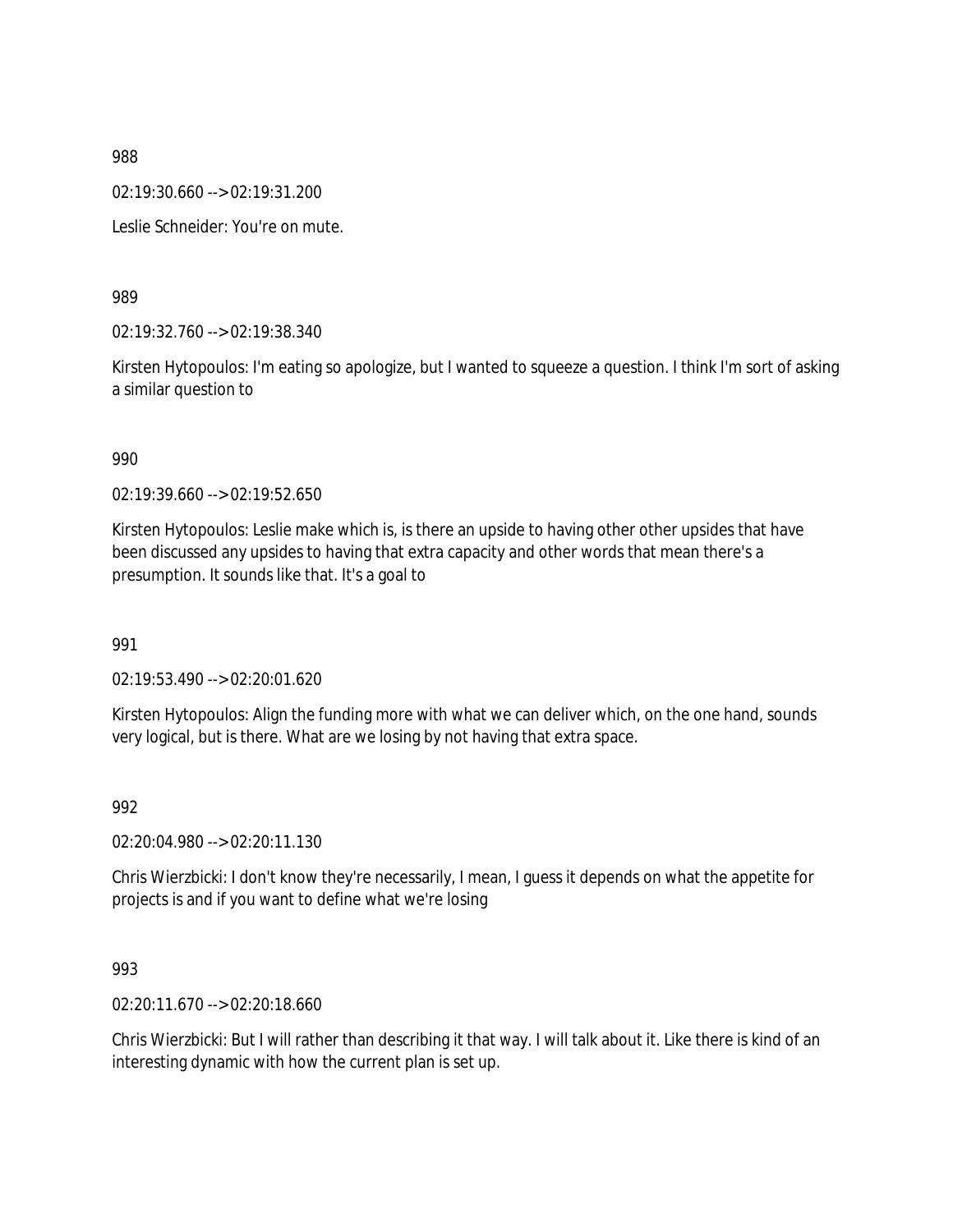988

02:19:30.660 --> 02:19:31.200

Leslie Schneider: You're on mute.

989

02:19:32.760 --> 02:19:38.340

Kirsten Hytopoulos: I'm eating so apologize, but I wanted to squeeze a question. I think I'm sort of asking a similar question to

990

02:19:39.660 --> 02:19:52.650

Kirsten Hytopoulos: Leslie make which is, is there an upside to having other other upsides that have been discussed any upsides to having that extra capacity and other words that mean there's a presumption. It sounds like that. It's a goal to

991

02:19:53.490 --> 02:20:01.620

Kirsten Hytopoulos: Align the funding more with what we can deliver which, on the one hand, sounds very logical, but is there. What are we losing by not having that extra space.

992

02:20:04.980 --> 02:20:11.130

Chris Wierzbicki: I don't know they're necessarily, I mean, I guess it depends on what the appetite for projects is and if you want to define what we're losing

993

02:20:11.670 --> 02:20:18.660

Chris Wierzbicki: But I will rather than describing it that way. I will talk about it. Like there is kind of an interesting dynamic with how the current plan is set up.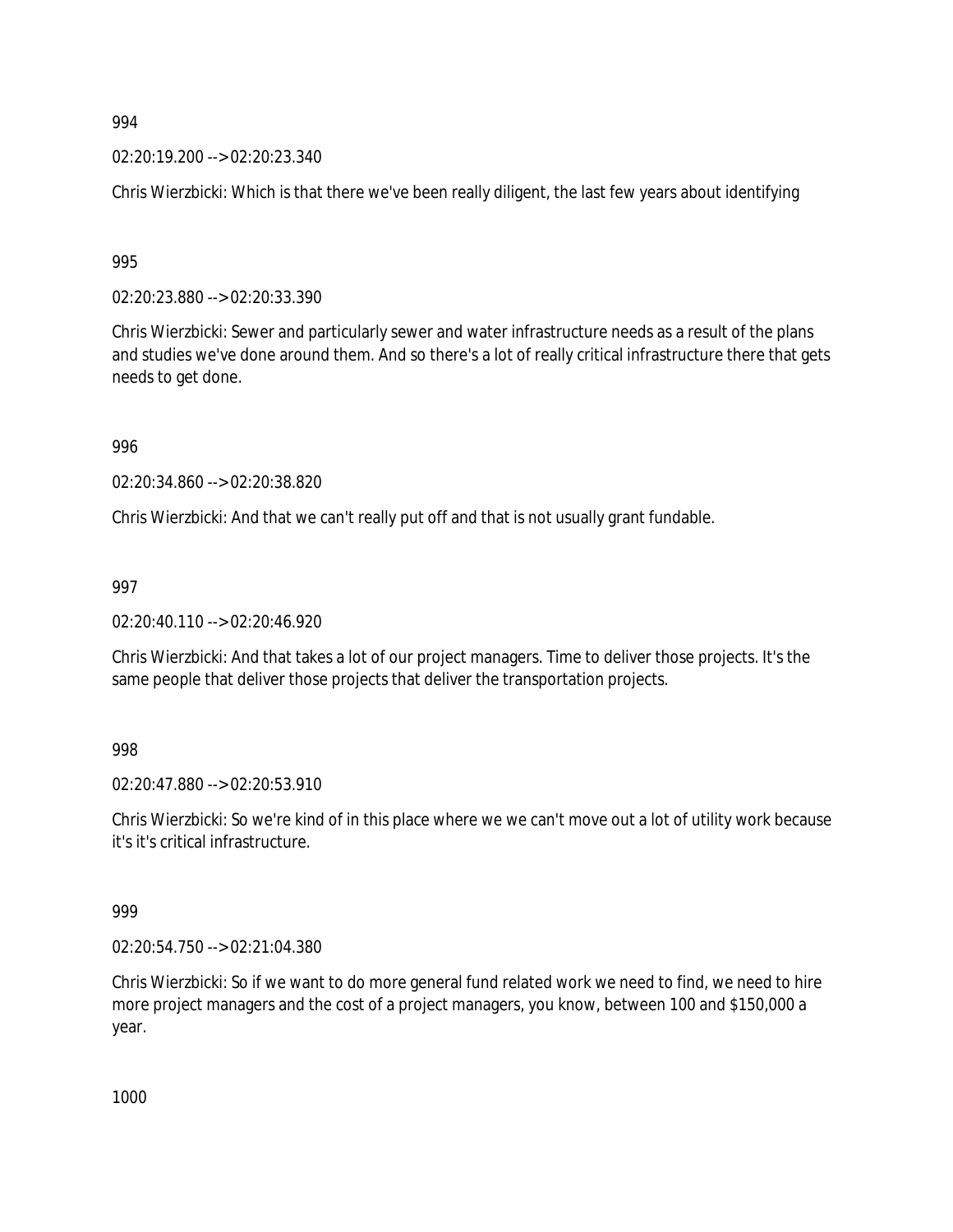994

02:20:19.200 --> 02:20:23.340

Chris Wierzbicki: Which is that there we've been really diligent, the last few years about identifying

995

02:20:23.880 --> 02:20:33.390

Chris Wierzbicki: Sewer and particularly sewer and water infrastructure needs as a result of the plans and studies we've done around them. And so there's a lot of really critical infrastructure there that gets needs to get done.

996

02:20:34.860 --> 02:20:38.820

Chris Wierzbicki: And that we can't really put off and that is not usually grant fundable.

997

02:20:40.110 --> 02:20:46.920

Chris Wierzbicki: And that takes a lot of our project managers. Time to deliver those projects. It's the same people that deliver those projects that deliver the transportation projects.

998

02:20:47.880 --> 02:20:53.910

Chris Wierzbicki: So we're kind of in this place where we we can't move out a lot of utility work because it's it's critical infrastructure.

999

02:20:54.750 --> 02:21:04.380

Chris Wierzbicki: So if we want to do more general fund related work we need to find, we need to hire more project managers and the cost of a project managers, you know, between 100 and $150,000 a year.

1000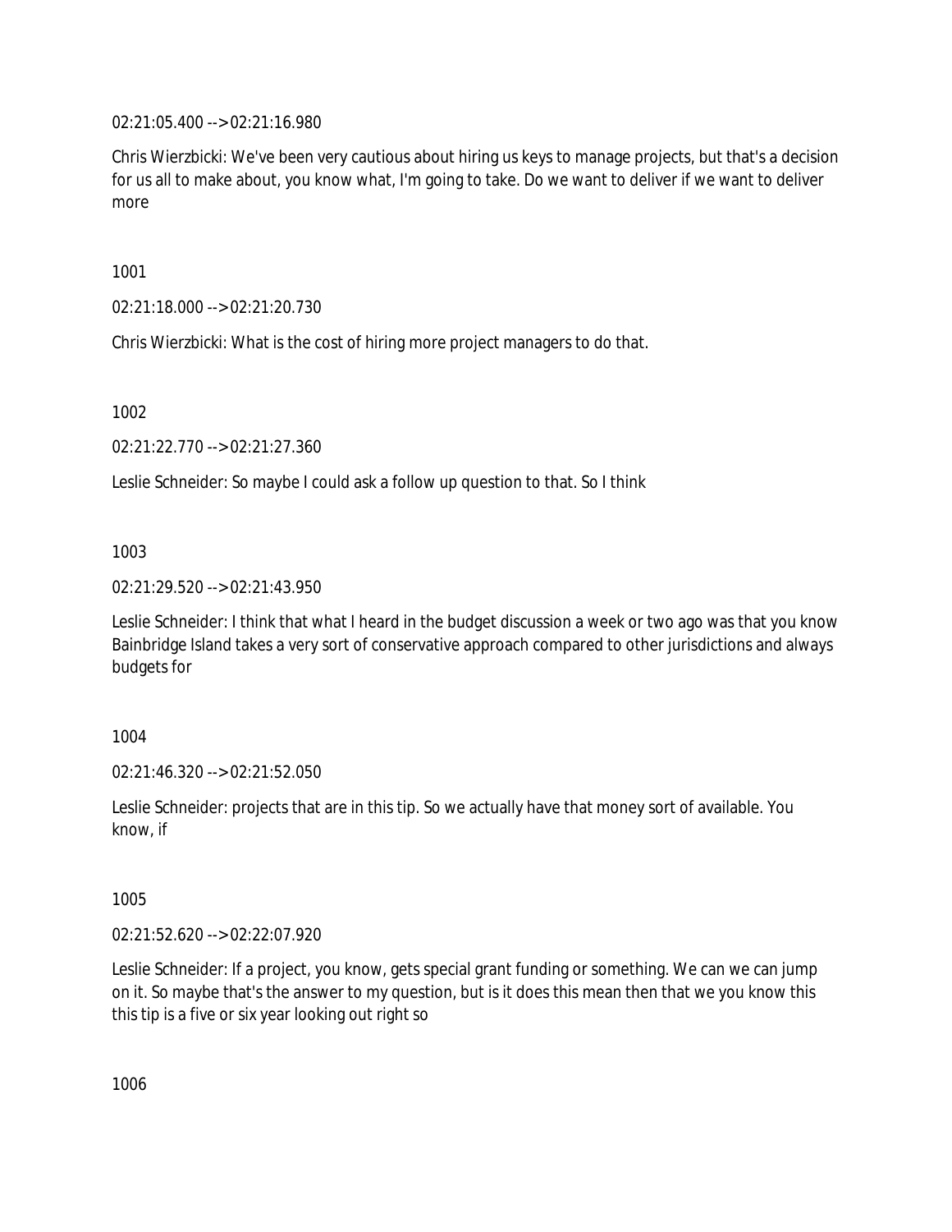02:21:05.400 --> 02:21:16.980

Chris Wierzbicki: We've been very cautious about hiring us keys to manage projects, but that's a decision for us all to make about, you know what, I'm going to take. Do we want to deliver if we want to deliver more

1001

02:21:18.000 --> 02:21:20.730

Chris Wierzbicki: What is the cost of hiring more project managers to do that.

1002

02:21:22.770 --> 02:21:27.360

Leslie Schneider: So maybe I could ask a follow up question to that. So I think

1003

02:21:29.520 --> 02:21:43.950

Leslie Schneider: I think that what I heard in the budget discussion a week or two ago was that you know Bainbridge Island takes a very sort of conservative approach compared to other jurisdictions and always budgets for

1004

02:21:46.320 --> 02:21:52.050

Leslie Schneider: projects that are in this tip. So we actually have that money sort of available. You know, if

1005

02:21:52.620 --> 02:22:07.920

Leslie Schneider: If a project, you know, gets special grant funding or something. We can we can jump on it. So maybe that's the answer to my question, but is it does this mean then that we you know this this tip is a five or six year looking out right so

1006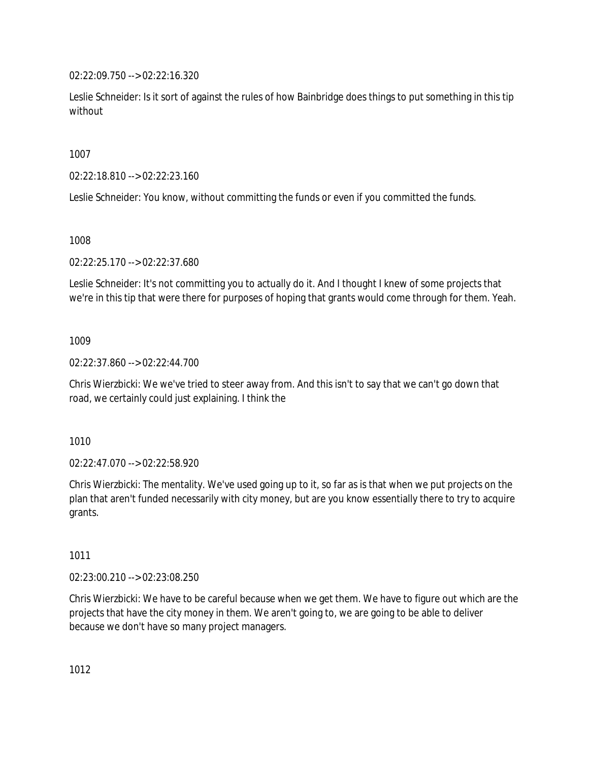02:22:09.750 --> 02:22:16.320

Leslie Schneider: Is it sort of against the rules of how Bainbridge does things to put something in this tip without

1007

02:22:18.810 --> 02:22:23.160

Leslie Schneider: You know, without committing the funds or even if you committed the funds.

1008

02:22:25.170 --> 02:22:37.680

Leslie Schneider: It's not committing you to actually do it. And I thought I knew of some projects that we're in this tip that were there for purposes of hoping that grants would come through for them. Yeah.

1009

02:22:37.860 --> 02:22:44.700

Chris Wierzbicki: We we've tried to steer away from. And this isn't to say that we can't go down that road, we certainly could just explaining. I think the

1010

02:22:47.070 --> 02:22:58.920

Chris Wierzbicki: The mentality. We've used going up to it, so far as is that when we put projects on the plan that aren't funded necessarily with city money, but are you know essentially there to try to acquire grants.

1011

02:23:00.210 --> 02:23:08.250

Chris Wierzbicki: We have to be careful because when we get them. We have to figure out which are the projects that have the city money in them. We aren't going to, we are going to be able to deliver because we don't have so many project managers.

1012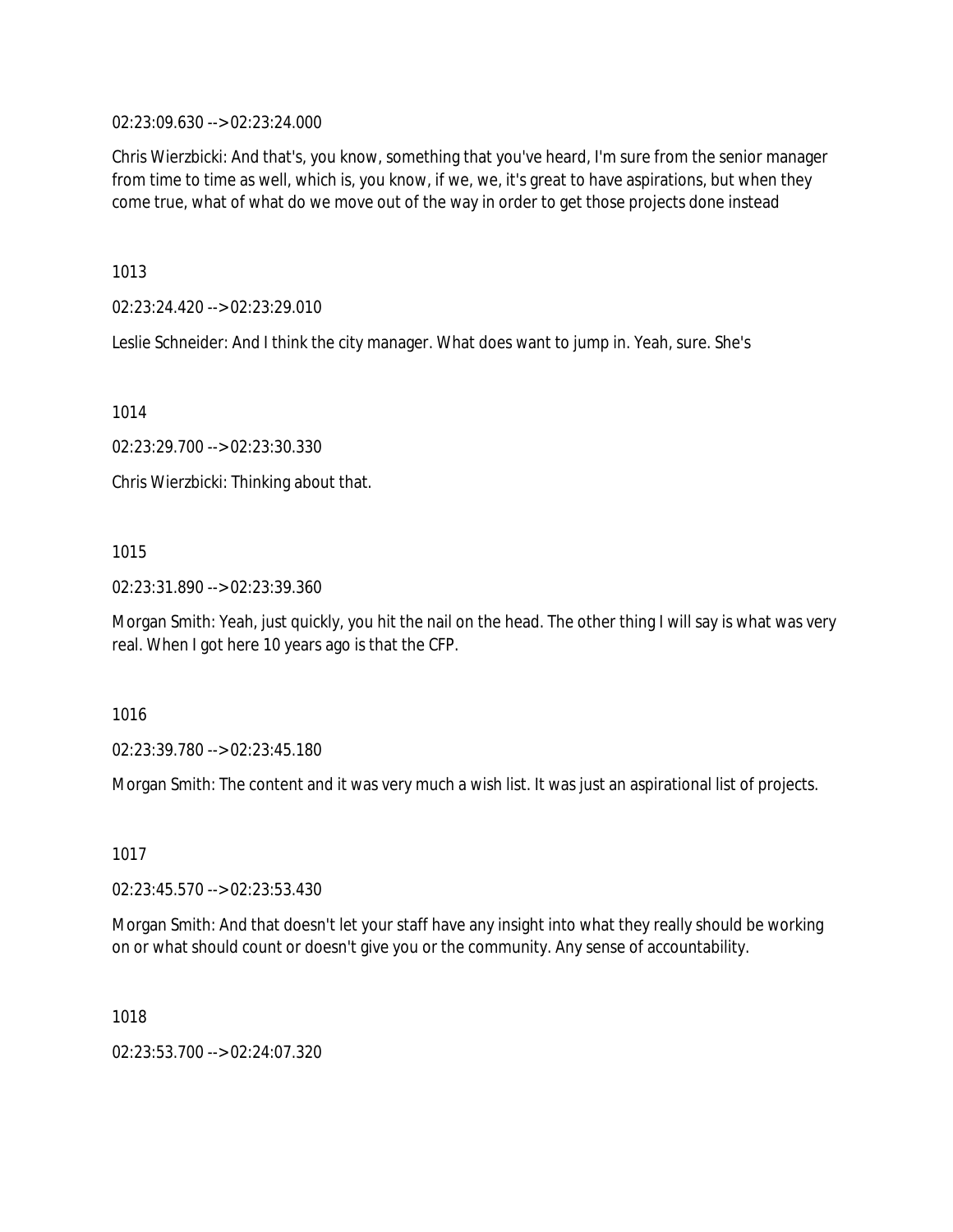02:23:09.630 --> 02:23:24.000

Chris Wierzbicki: And that's, you know, something that you've heard, I'm sure from the senior manager from time to time as well, which is, you know, if we, we, it's great to have aspirations, but when they come true, what of what do we move out of the way in order to get those projects done instead

1013

02:23:24.420 --> 02:23:29.010

Leslie Schneider: And I think the city manager. What does want to jump in. Yeah, sure. She's

1014

02:23:29.700 --> 02:23:30.330

Chris Wierzbicki: Thinking about that.

1015

02:23:31.890 --> 02:23:39.360

Morgan Smith: Yeah, just quickly, you hit the nail on the head. The other thing I will say is what was very real. When I got here 10 years ago is that the CFP.

1016

02:23:39.780 --> 02:23:45.180

Morgan Smith: The content and it was very much a wish list. It was just an aspirational list of projects.

1017

02:23:45.570 --> 02:23:53.430

Morgan Smith: And that doesn't let your staff have any insight into what they really should be working on or what should count or doesn't give you or the community. Any sense of accountability.

1018

02:23:53.700 --> 02:24:07.320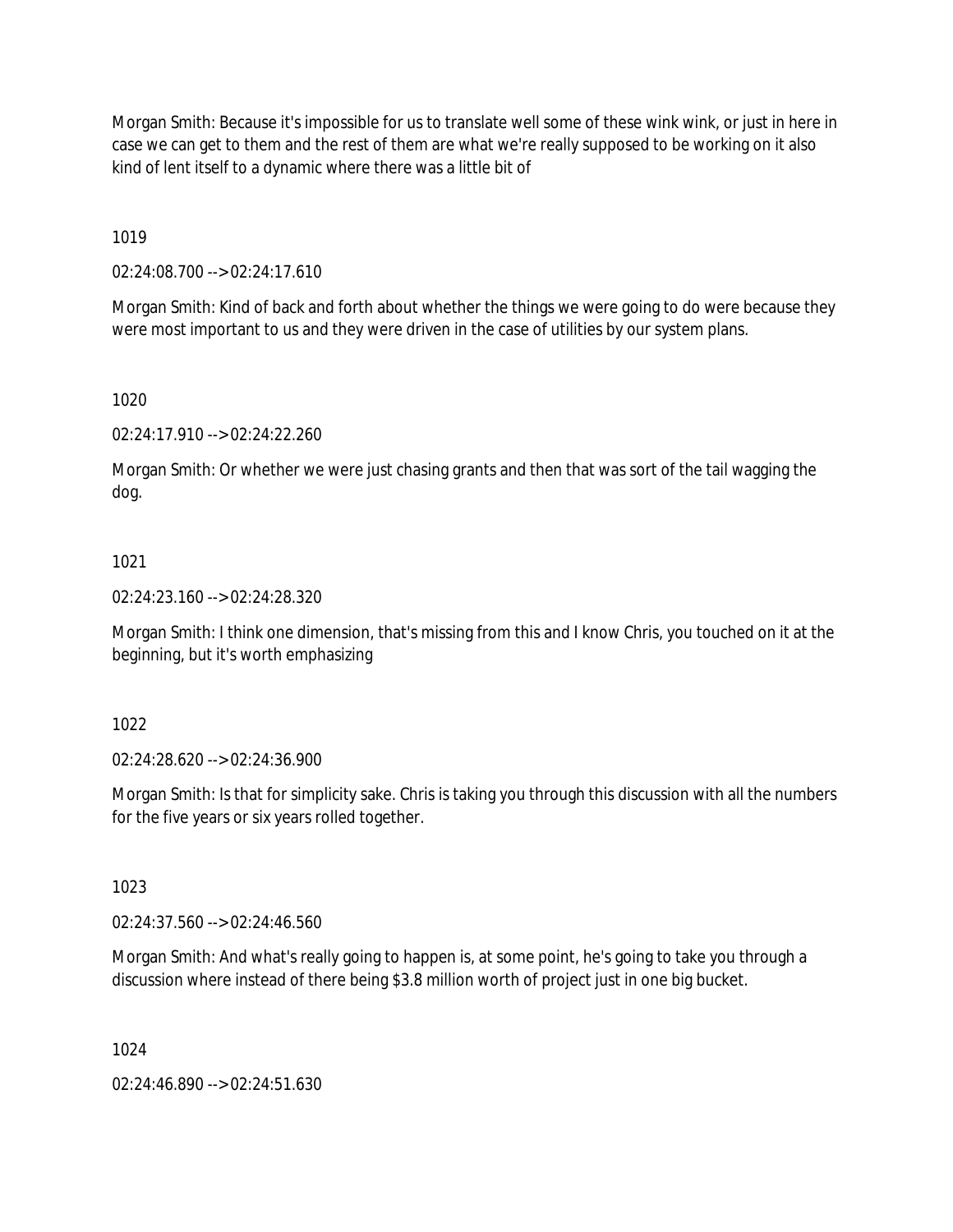Morgan Smith: Because it's impossible for us to translate well some of these wink wink, or just in here in case we can get to them and the rest of them are what we're really supposed to be working on it also kind of lent itself to a dynamic where there was a little bit of

1019

02:24:08.700 --> 02:24:17.610

Morgan Smith: Kind of back and forth about whether the things we were going to do were because they were most important to us and they were driven in the case of utilities by our system plans.

1020

02:24:17.910 --> 02:24:22.260

Morgan Smith: Or whether we were just chasing grants and then that was sort of the tail wagging the dog.

1021

02:24:23.160 --> 02:24:28.320

Morgan Smith: I think one dimension, that's missing from this and I know Chris, you touched on it at the beginning, but it's worth emphasizing

1022

02:24:28.620 --> 02:24:36.900

Morgan Smith: Is that for simplicity sake. Chris is taking you through this discussion with all the numbers for the five years or six years rolled together.

1023

02:24:37.560 --> 02:24:46.560

Morgan Smith: And what's really going to happen is, at some point, he's going to take you through a discussion where instead of there being $3.8 million worth of project just in one big bucket.

1024

02:24:46.890 --> 02:24:51.630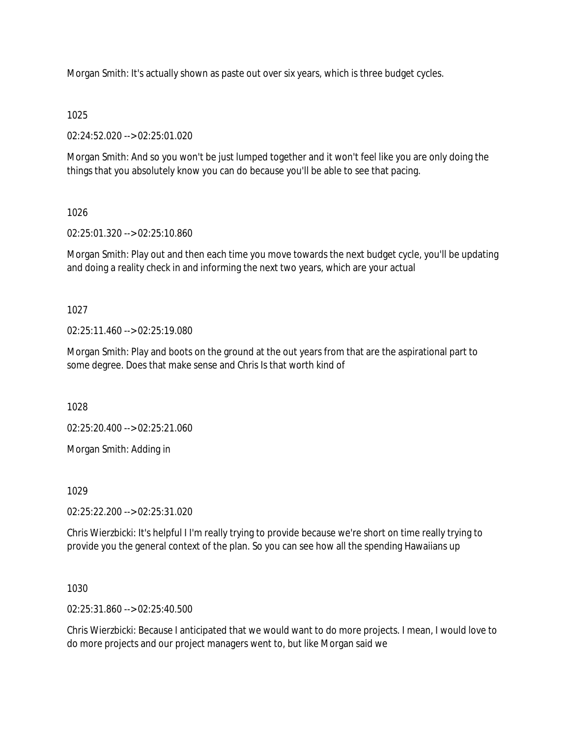Morgan Smith: It's actually shown as paste out over six years, which is three budget cycles.

1025

02:24:52.020 --> 02:25:01.020

Morgan Smith: And so you won't be just lumped together and it won't feel like you are only doing the things that you absolutely know you can do because you'll be able to see that pacing.

1026

02:25:01.320 --> 02:25:10.860

Morgan Smith: Play out and then each time you move towards the next budget cycle, you'll be updating and doing a reality check in and informing the next two years, which are your actual

1027

02:25:11.460 --> 02:25:19.080

Morgan Smith: Play and boots on the ground at the out years from that are the aspirational part to some degree. Does that make sense and Chris Is that worth kind of

1028

02:25:20.400 --> 02:25:21.060

Morgan Smith: Adding in

1029

02:25:22.200 --> 02:25:31.020

Chris Wierzbicki: It's helpful I I'm really trying to provide because we're short on time really trying to provide you the general context of the plan. So you can see how all the spending Hawaiians up

1030

02:25:31.860 --> 02:25:40.500

Chris Wierzbicki: Because I anticipated that we would want to do more projects. I mean, I would love to do more projects and our project managers went to, but like Morgan said we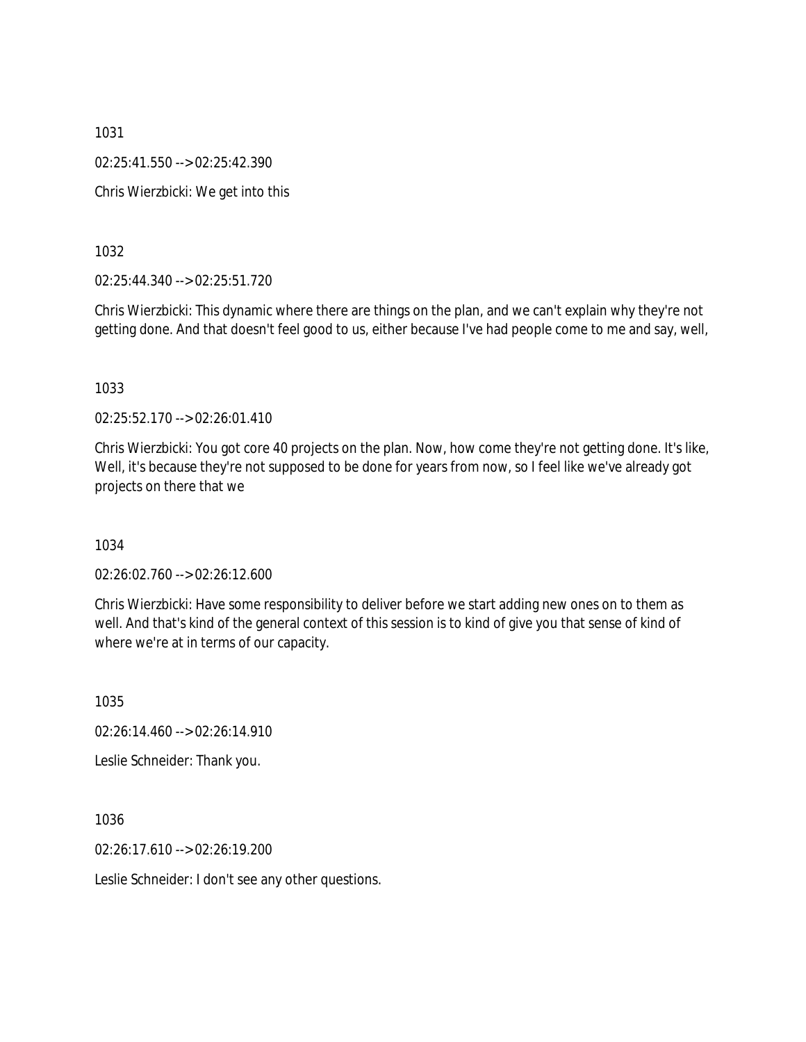1031

02:25:41.550 --> 02:25:42.390

Chris Wierzbicki: We get into this

1032

02:25:44.340 --> 02:25:51.720

Chris Wierzbicki: This dynamic where there are things on the plan, and we can't explain why they're not getting done. And that doesn't feel good to us, either because I've had people come to me and say, well,

1033

02:25:52.170 --> 02:26:01.410

Chris Wierzbicki: You got core 40 projects on the plan. Now, how come they're not getting done. It's like, Well, it's because they're not supposed to be done for years from now, so I feel like we've already got projects on there that we

1034

02:26:02.760 --> 02:26:12.600

Chris Wierzbicki: Have some responsibility to deliver before we start adding new ones on to them as well. And that's kind of the general context of this session is to kind of give you that sense of kind of where we're at in terms of our capacity.

1035

02:26:14.460 --> 02:26:14.910

Leslie Schneider: Thank you.

1036

02:26:17.610 --> 02:26:19.200

Leslie Schneider: I don't see any other questions.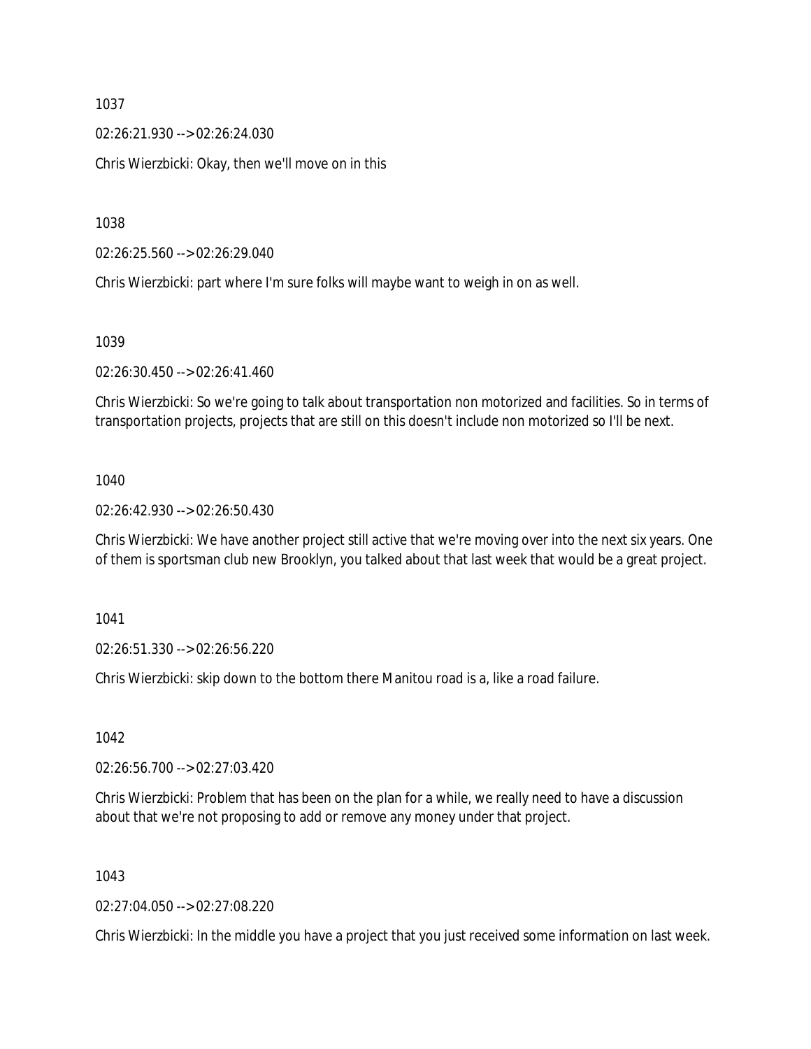1037

02:26:21.930 --> 02:26:24.030

Chris Wierzbicki: Okay, then we'll move on in this

1038

02:26:25.560 --> 02:26:29.040

Chris Wierzbicki: part where I'm sure folks will maybe want to weigh in on as well.

1039

02:26:30.450 --> 02:26:41.460

Chris Wierzbicki: So we're going to talk about transportation non motorized and facilities. So in terms of transportation projects, projects that are still on this doesn't include non motorized so I'll be next.

1040

02:26:42.930 --> 02:26:50.430

Chris Wierzbicki: We have another project still active that we're moving over into the next six years. One of them is sportsman club new Brooklyn, you talked about that last week that would be a great project.

1041

02:26:51.330 --> 02:26:56.220

Chris Wierzbicki: skip down to the bottom there Manitou road is a, like a road failure.

1042

02:26:56.700 --> 02:27:03.420

Chris Wierzbicki: Problem that has been on the plan for a while, we really need to have a discussion about that we're not proposing to add or remove any money under that project.

1043

02:27:04.050 --> 02:27:08.220

Chris Wierzbicki: In the middle you have a project that you just received some information on last week.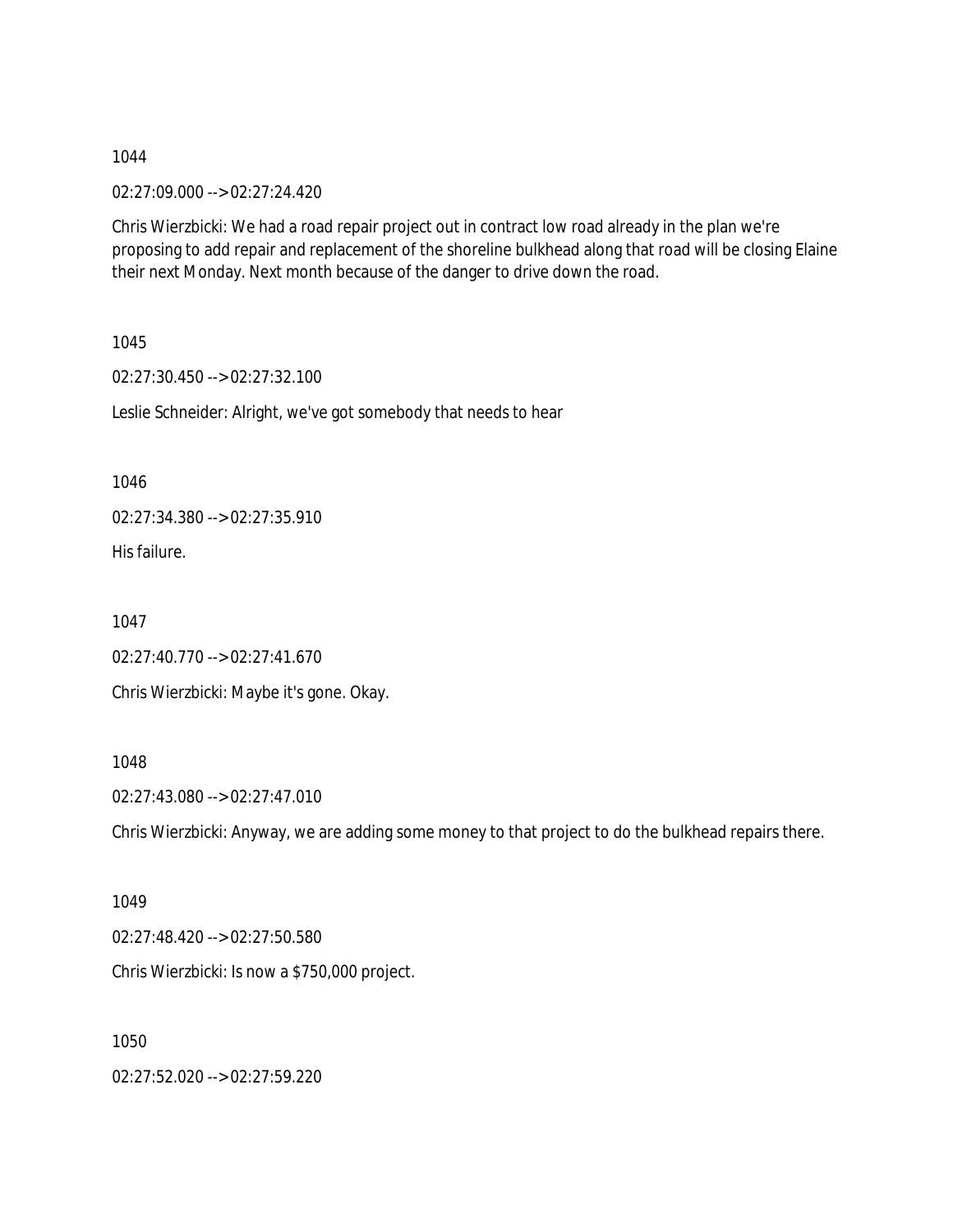1044

02:27:09.000 --> 02:27:24.420

Chris Wierzbicki: We had a road repair project out in contract low road already in the plan we're proposing to add repair and replacement of the shoreline bulkhead along that road will be closing Elaine their next Monday. Next month because of the danger to drive down the road.

1045

02:27:30.450 --> 02:27:32.100

Leslie Schneider: Alright, we've got somebody that needs to hear

1046

02:27:34.380 --> 02:27:35.910

His failure.

1047

02:27:40.770 --> 02:27:41.670

Chris Wierzbicki: Maybe it's gone. Okay.

1048

02:27:43.080 --> 02:27:47.010

Chris Wierzbicki: Anyway, we are adding some money to that project to do the bulkhead repairs there.

1049

02:27:48.420 --> 02:27:50.580

Chris Wierzbicki: Is now a $750,000 project.

1050

02:27:52.020 --> 02:27:59.220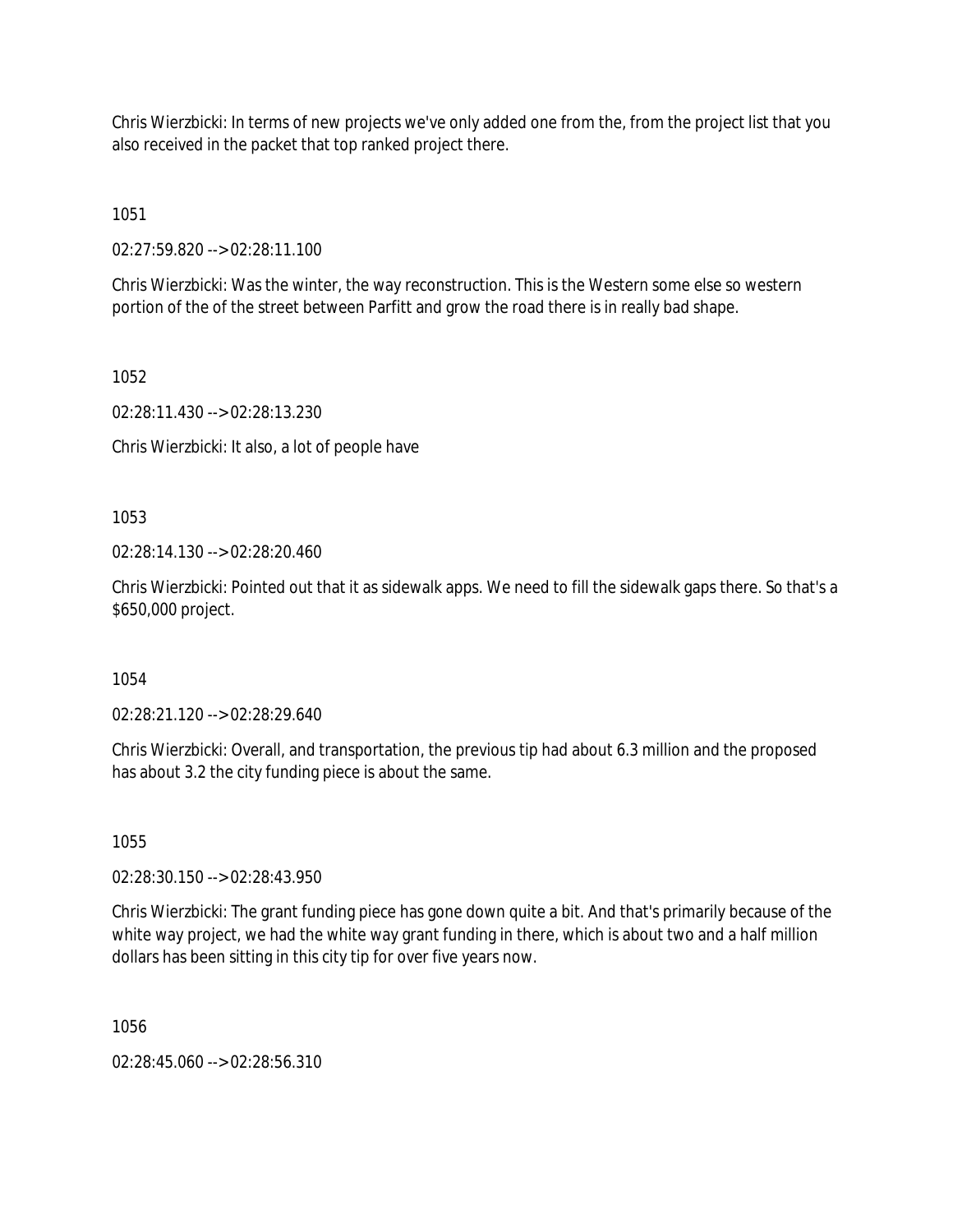Chris Wierzbicki: In terms of new projects we've only added one from the, from the project list that you also received in the packet that top ranked project there.

1051

02:27:59.820 --> 02:28:11.100

Chris Wierzbicki: Was the winter, the way reconstruction. This is the Western some else so western portion of the of the street between Parfitt and grow the road there is in really bad shape.

1052

02:28:11.430 --> 02:28:13.230

Chris Wierzbicki: It also, a lot of people have

1053

02:28:14.130 --> 02:28:20.460

Chris Wierzbicki: Pointed out that it as sidewalk apps. We need to fill the sidewalk gaps there. So that's a $650,000 project.

1054

02:28:21.120 --> 02:28:29.640

Chris Wierzbicki: Overall, and transportation, the previous tip had about 6.3 million and the proposed has about 3.2 the city funding piece is about the same.

1055

02:28:30.150 --> 02:28:43.950

Chris Wierzbicki: The grant funding piece has gone down quite a bit. And that's primarily because of the white way project, we had the white way grant funding in there, which is about two and a half million dollars has been sitting in this city tip for over five years now.

1056

02:28:45.060 --> 02:28:56.310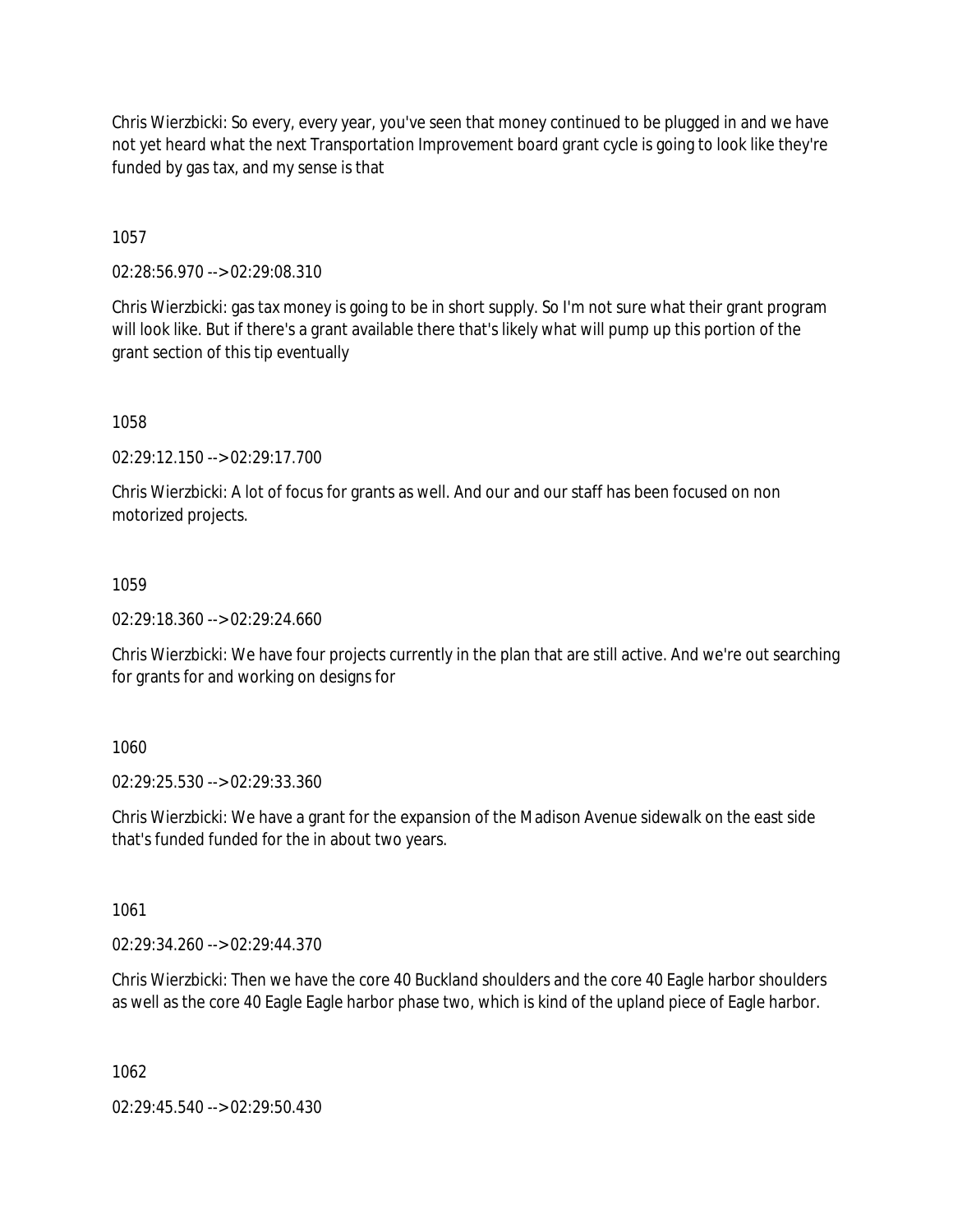Chris Wierzbicki: So every, every year, you've seen that money continued to be plugged in and we have not yet heard what the next Transportation Improvement board grant cycle is going to look like they're funded by gas tax, and my sense is that

1057

02:28:56.970 --> 02:29:08.310

Chris Wierzbicki: gas tax money is going to be in short supply. So I'm not sure what their grant program will look like. But if there's a grant available there that's likely what will pump up this portion of the grant section of this tip eventually

1058

02:29:12.150 --> 02:29:17.700

Chris Wierzbicki: A lot of focus for grants as well. And our and our staff has been focused on non motorized projects.

1059

02:29:18.360 --> 02:29:24.660

Chris Wierzbicki: We have four projects currently in the plan that are still active. And we're out searching for grants for and working on designs for

1060

02:29:25.530 --> 02:29:33.360

Chris Wierzbicki: We have a grant for the expansion of the Madison Avenue sidewalk on the east side that's funded funded for the in about two years.

1061

02:29:34.260 --> 02:29:44.370

Chris Wierzbicki: Then we have the core 40 Buckland shoulders and the core 40 Eagle harbor shoulders as well as the core 40 Eagle Eagle harbor phase two, which is kind of the upland piece of Eagle harbor.

1062

02:29:45.540 --> 02:29:50.430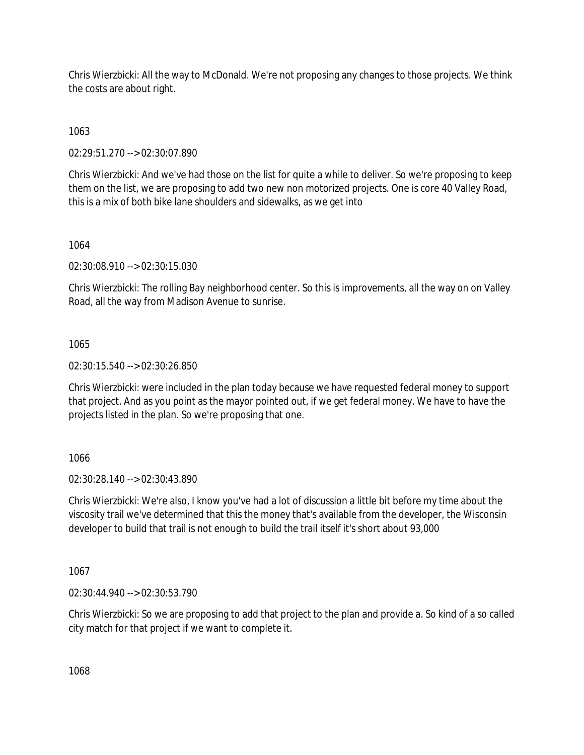Chris Wierzbicki: All the way to McDonald. We're not proposing any changes to those projects. We think the costs are about right.

1063

02:29:51.270 --> 02:30:07.890

Chris Wierzbicki: And we've had those on the list for quite a while to deliver. So we're proposing to keep them on the list, we are proposing to add two new non motorized projects. One is core 40 Valley Road, this is a mix of both bike lane shoulders and sidewalks, as we get into

1064

02:30:08.910 --> 02:30:15.030

Chris Wierzbicki: The rolling Bay neighborhood center. So this is improvements, all the way on on Valley Road, all the way from Madison Avenue to sunrise.

1065

02:30:15.540 --> 02:30:26.850

Chris Wierzbicki: were included in the plan today because we have requested federal money to support that project. And as you point as the mayor pointed out, if we get federal money. We have to have the projects listed in the plan. So we're proposing that one.

1066

02:30:28.140 --> 02:30:43.890

Chris Wierzbicki: We're also, I know you've had a lot of discussion a little bit before my time about the viscosity trail we've determined that this the money that's available from the developer, the Wisconsin developer to build that trail is not enough to build the trail itself it's short about 93,000

1067

02:30:44.940 --> 02:30:53.790

Chris Wierzbicki: So we are proposing to add that project to the plan and provide a. So kind of a so called city match for that project if we want to complete it.

1068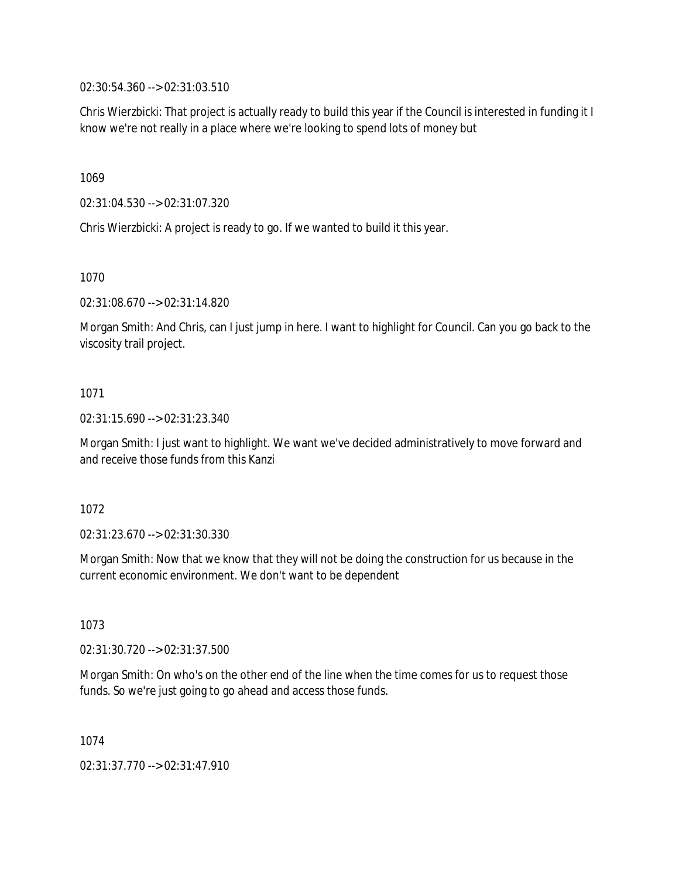02:30:54.360 --> 02:31:03.510

Chris Wierzbicki: That project is actually ready to build this year if the Council is interested in funding it I know we're not really in a place where we're looking to spend lots of money but

1069

02:31:04.530 --> 02:31:07.320

Chris Wierzbicki: A project is ready to go. If we wanted to build it this year.

1070

02:31:08.670 --> 02:31:14.820

Morgan Smith: And Chris, can I just jump in here. I want to highlight for Council. Can you go back to the viscosity trail project.

1071

02:31:15.690 --> 02:31:23.340

Morgan Smith: I just want to highlight. We want we've decided administratively to move forward and and receive those funds from this Kanzi

1072

02:31:23.670 --> 02:31:30.330

Morgan Smith: Now that we know that they will not be doing the construction for us because in the current economic environment. We don't want to be dependent

1073

02:31:30.720 --> 02:31:37.500

Morgan Smith: On who's on the other end of the line when the time comes for us to request those funds. So we're just going to go ahead and access those funds.

1074

02:31:37.770 --> 02:31:47.910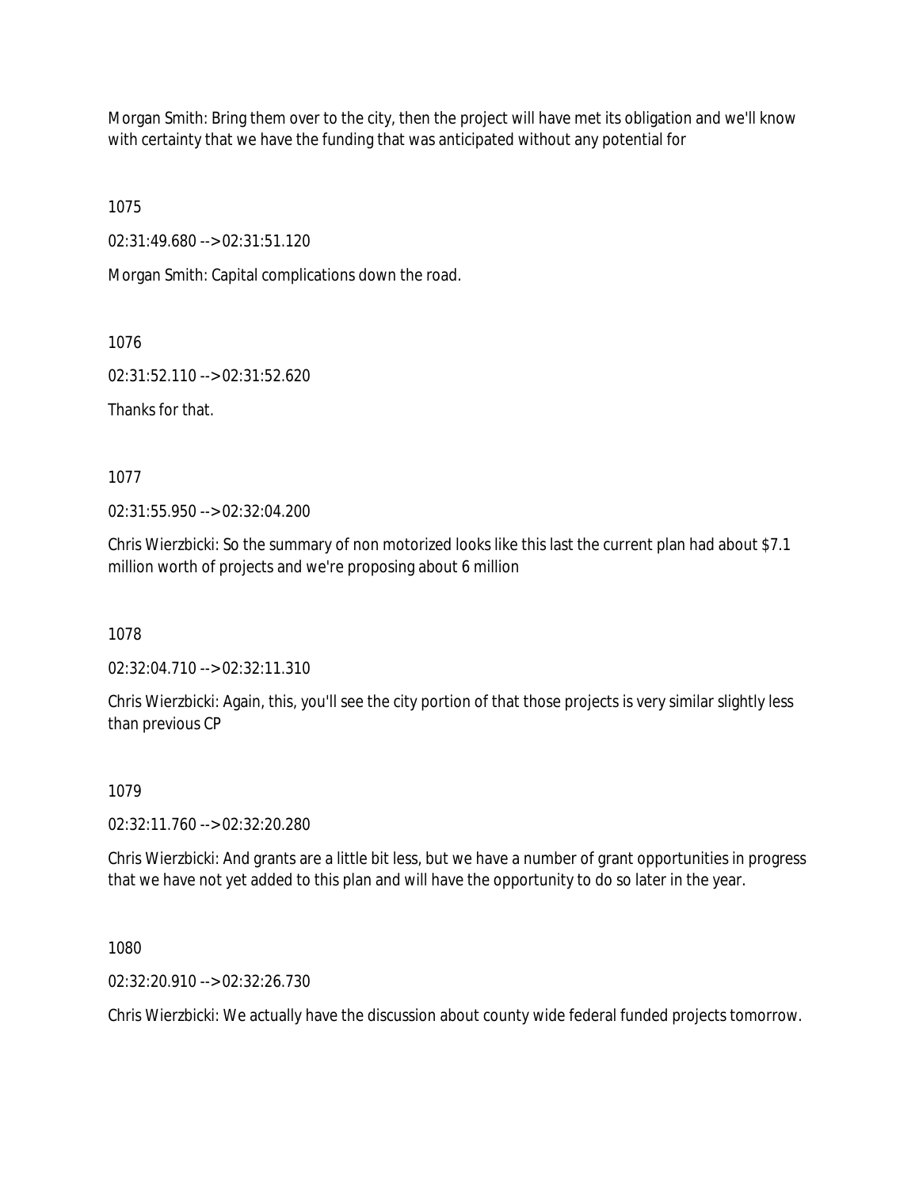Morgan Smith: Bring them over to the city, then the project will have met its obligation and we'll know with certainty that we have the funding that was anticipated without any potential for

1075

02:31:49.680 --> 02:31:51.120

Morgan Smith: Capital complications down the road.

1076

02:31:52.110 --> 02:31:52.620

Thanks for that.

1077

02:31:55.950 --> 02:32:04.200

Chris Wierzbicki: So the summary of non motorized looks like this last the current plan had about $7.1 million worth of projects and we're proposing about 6 million

1078

02:32:04.710 --> 02:32:11.310

Chris Wierzbicki: Again, this, you'll see the city portion of that those projects is very similar slightly less than previous CP

1079

02:32:11.760 --> 02:32:20.280

Chris Wierzbicki: And grants are a little bit less, but we have a number of grant opportunities in progress that we have not yet added to this plan and will have the opportunity to do so later in the year.

1080

02:32:20.910 --> 02:32:26.730

Chris Wierzbicki: We actually have the discussion about county wide federal funded projects tomorrow.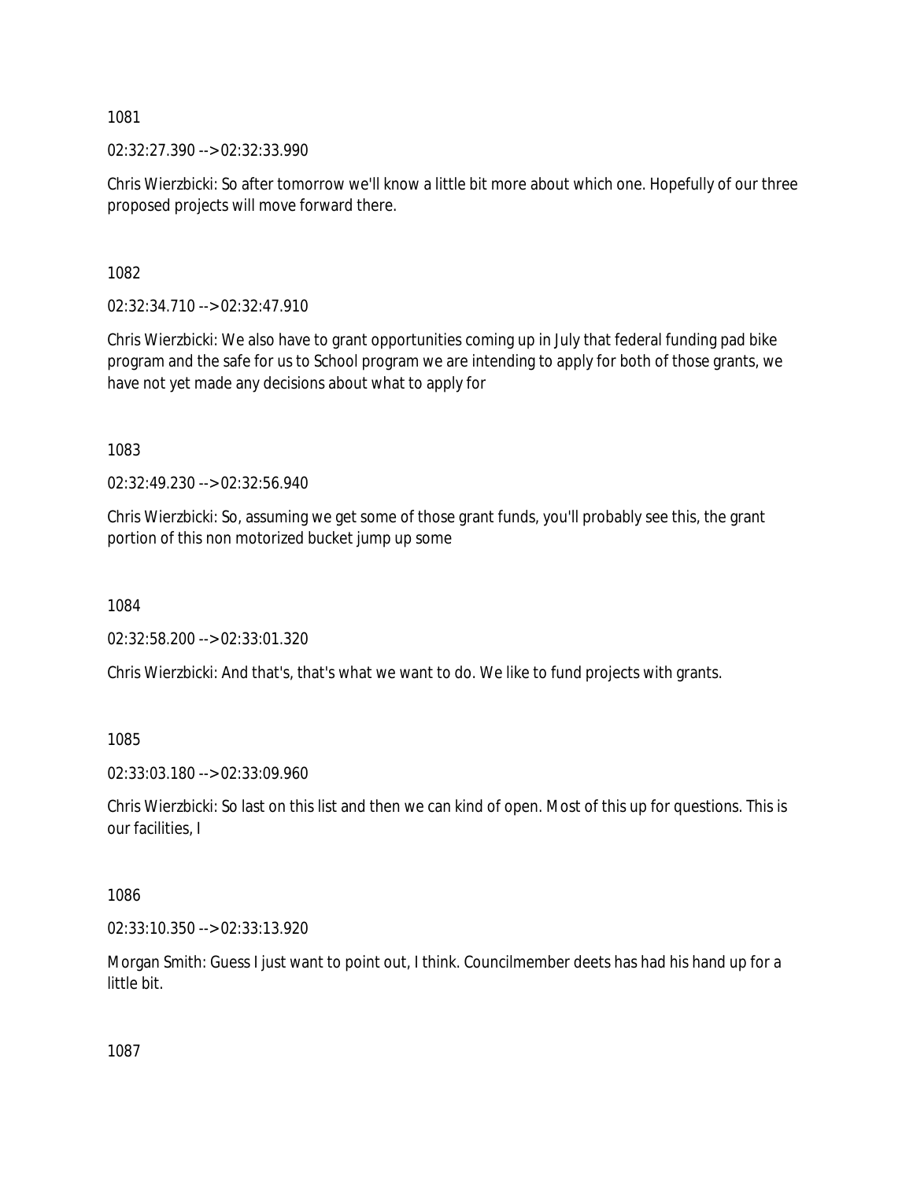1081

02:32:27.390 --> 02:32:33.990

Chris Wierzbicki: So after tomorrow we'll know a little bit more about which one. Hopefully of our three proposed projects will move forward there.

1082

02:32:34.710 --> 02:32:47.910

Chris Wierzbicki: We also have to grant opportunities coming up in July that federal funding pad bike program and the safe for us to School program we are intending to apply for both of those grants, we have not yet made any decisions about what to apply for

1083

02:32:49.230 --> 02:32:56.940

Chris Wierzbicki: So, assuming we get some of those grant funds, you'll probably see this, the grant portion of this non motorized bucket jump up some

1084

02:32:58.200 --> 02:33:01.320

Chris Wierzbicki: And that's, that's what we want to do. We like to fund projects with grants.

1085

02:33:03.180 --> 02:33:09.960

Chris Wierzbicki: So last on this list and then we can kind of open. Most of this up for questions. This is our facilities, I

1086

02:33:10.350 --> 02:33:13.920

Morgan Smith: Guess I just want to point out, I think. Councilmember deets has had his hand up for a little bit.

1087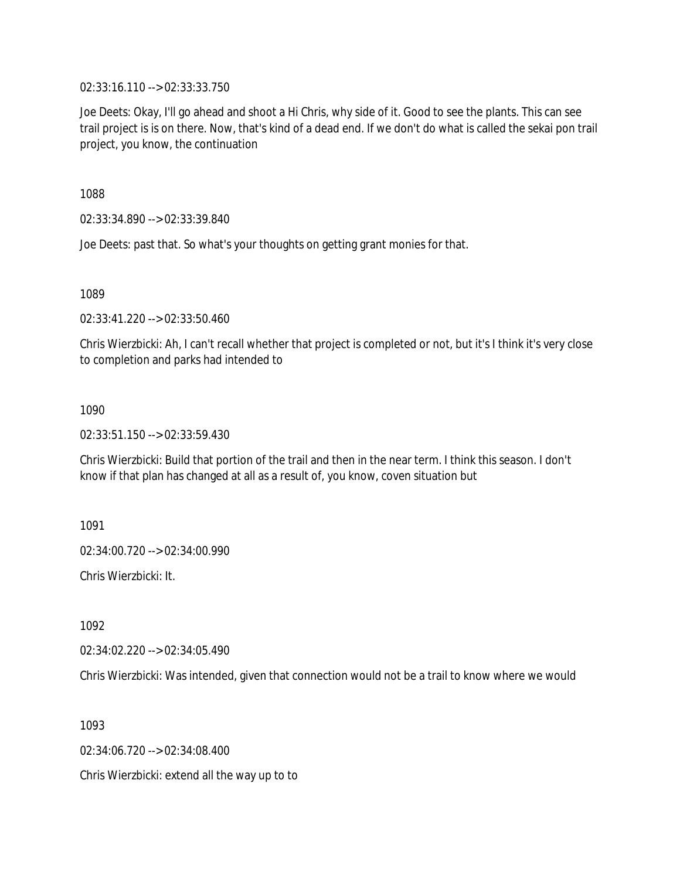02:33:16.110 --> 02:33:33.750

Joe Deets: Okay, I'll go ahead and shoot a Hi Chris, why side of it. Good to see the plants. This can see trail project is is on there. Now, that's kind of a dead end. If we don't do what is called the sekai pon trail project, you know, the continuation

1088

02:33:34.890 --> 02:33:39.840

Joe Deets: past that. So what's your thoughts on getting grant monies for that.

1089

02:33:41.220 --> 02:33:50.460

Chris Wierzbicki: Ah, I can't recall whether that project is completed or not, but it's I think it's very close to completion and parks had intended to

1090

02:33:51.150 --> 02:33:59.430

Chris Wierzbicki: Build that portion of the trail and then in the near term. I think this season. I don't know if that plan has changed at all as a result of, you know, coven situation but

1091

02:34:00.720 --> 02:34:00.990

Chris Wierzbicki: It.

1092

02:34:02.220 --> 02:34:05.490

Chris Wierzbicki: Was intended, given that connection would not be a trail to know where we would

1093

02:34:06.720 --> 02:34:08.400

Chris Wierzbicki: extend all the way up to to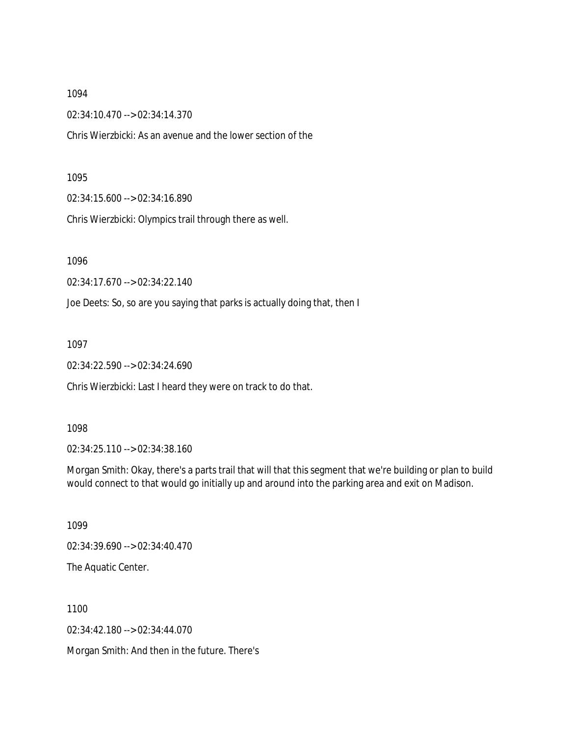1094

02:34:10.470 --> 02:34:14.370

Chris Wierzbicki: As an avenue and the lower section of the

1095

02:34:15.600 --> 02:34:16.890

Chris Wierzbicki: Olympics trail through there as well.

1096

02:34:17.670 --> 02:34:22.140

Joe Deets: So, so are you saying that parks is actually doing that, then I

1097

02:34:22.590 --> 02:34:24.690

Chris Wierzbicki: Last I heard they were on track to do that.

1098

02:34:25.110 --> 02:34:38.160

Morgan Smith: Okay, there's a parts trail that will that this segment that we're building or plan to build would connect to that would go initially up and around into the parking area and exit on Madison.

1099

02:34:39.690 --> 02:34:40.470

The Aquatic Center.

1100

02:34:42.180 --> 02:34:44.070

Morgan Smith: And then in the future. There's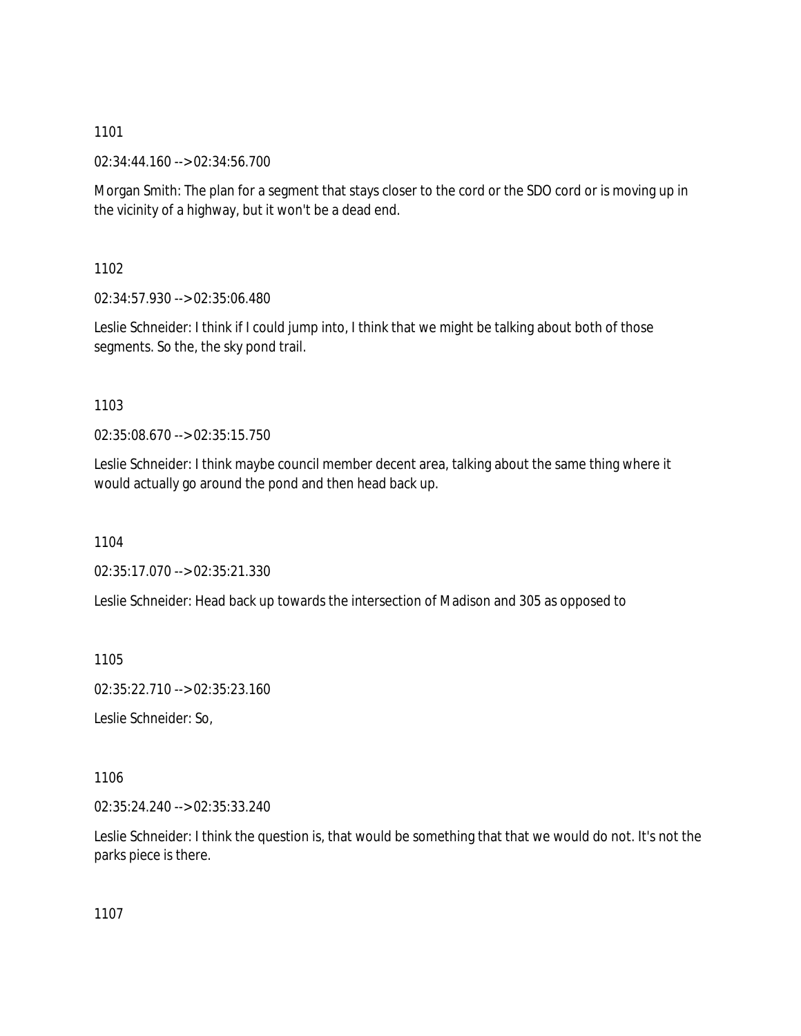1101

02:34:44.160 --> 02:34:56.700

Morgan Smith: The plan for a segment that stays closer to the cord or the SDO cord or is moving up in the vicinity of a highway, but it won't be a dead end.

1102

02:34:57.930 --> 02:35:06.480

Leslie Schneider: I think if I could jump into, I think that we might be talking about both of those segments. So the, the sky pond trail.

1103

02:35:08.670 --> 02:35:15.750

Leslie Schneider: I think maybe council member decent area, talking about the same thing where it would actually go around the pond and then head back up.

1104

02:35:17.070 --> 02:35:21.330

Leslie Schneider: Head back up towards the intersection of Madison and 305 as opposed to

1105

02:35:22.710 --> 02:35:23.160

Leslie Schneider: So,

1106

02:35:24.240 --> 02:35:33.240

Leslie Schneider: I think the question is, that would be something that that we would do not. It's not the parks piece is there.

1107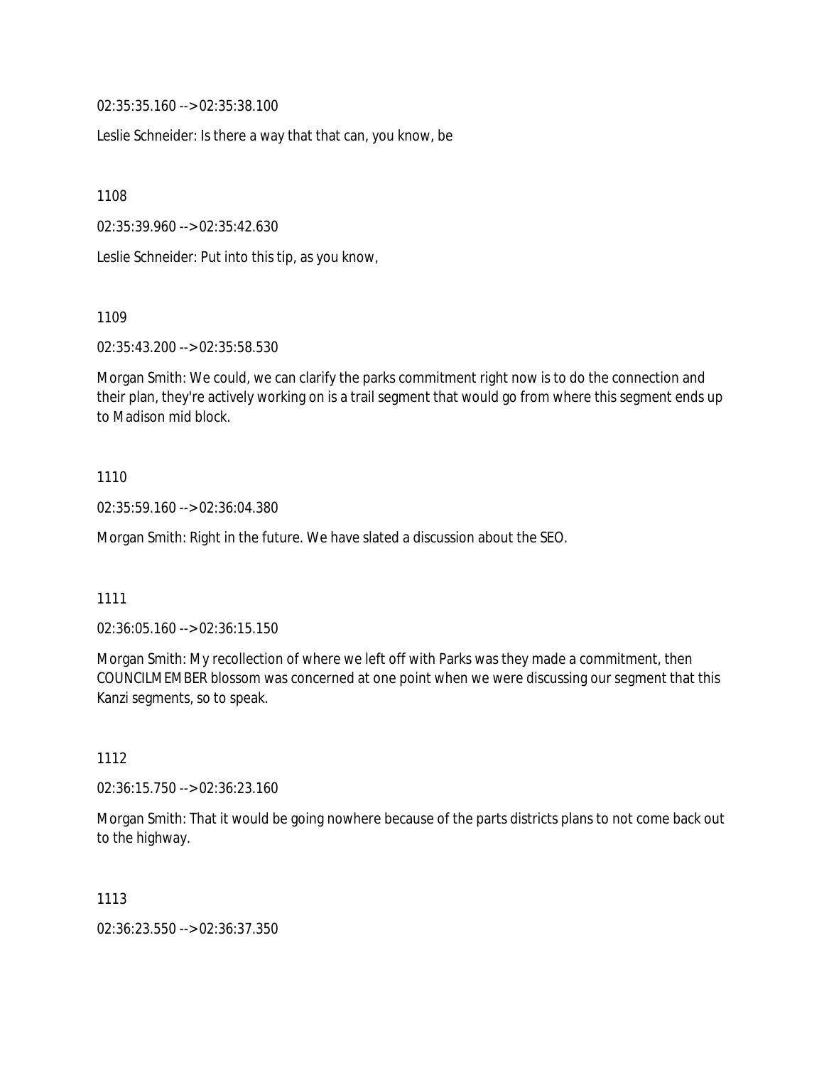02:35:35.160 --> 02:35:38.100

Leslie Schneider: Is there a way that that can, you know, be

1108

02:35:39.960 --> 02:35:42.630

Leslie Schneider: Put into this tip, as you know,

1109

02:35:43.200 --> 02:35:58.530

Morgan Smith: We could, we can clarify the parks commitment right now is to do the connection and their plan, they're actively working on is a trail segment that would go from where this segment ends up to Madison mid block.

1110

02:35:59.160 --> 02:36:04.380

Morgan Smith: Right in the future. We have slated a discussion about the SEO.

1111

02:36:05.160 --> 02:36:15.150

Morgan Smith: My recollection of where we left off with Parks was they made a commitment, then COUNCILMEMBER blossom was concerned at one point when we were discussing our segment that this Kanzi segments, so to speak.

1112

02:36:15.750 --> 02:36:23.160

Morgan Smith: That it would be going nowhere because of the parts districts plans to not come back out to the highway.

1113

02:36:23.550 --> 02:36:37.350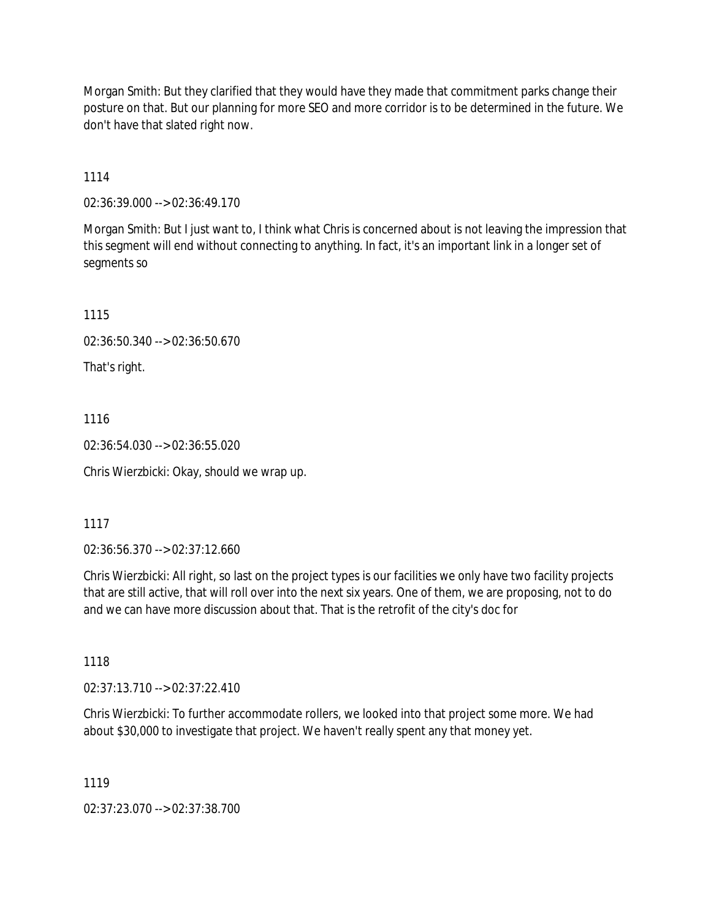Morgan Smith: But they clarified that they would have they made that commitment parks change their posture on that. But our planning for more SEO and more corridor is to be determined in the future. We don't have that slated right now.

1114

02:36:39.000 --> 02:36:49.170

Morgan Smith: But I just want to, I think what Chris is concerned about is not leaving the impression that this segment will end without connecting to anything. In fact, it's an important link in a longer set of segments so

1115

02:36:50.340 --> 02:36:50.670

That's right.

1116

02:36:54.030 --> 02:36:55.020

Chris Wierzbicki: Okay, should we wrap up.

1117

02:36:56.370 --> 02:37:12.660

Chris Wierzbicki: All right, so last on the project types is our facilities we only have two facility projects that are still active, that will roll over into the next six years. One of them, we are proposing, not to do and we can have more discussion about that. That is the retrofit of the city's doc for

1118

02:37:13.710 --> 02:37:22.410

Chris Wierzbicki: To further accommodate rollers, we looked into that project some more. We had about $30,000 to investigate that project. We haven't really spent any that money yet.

1119

02:37:23.070 --> 02:37:38.700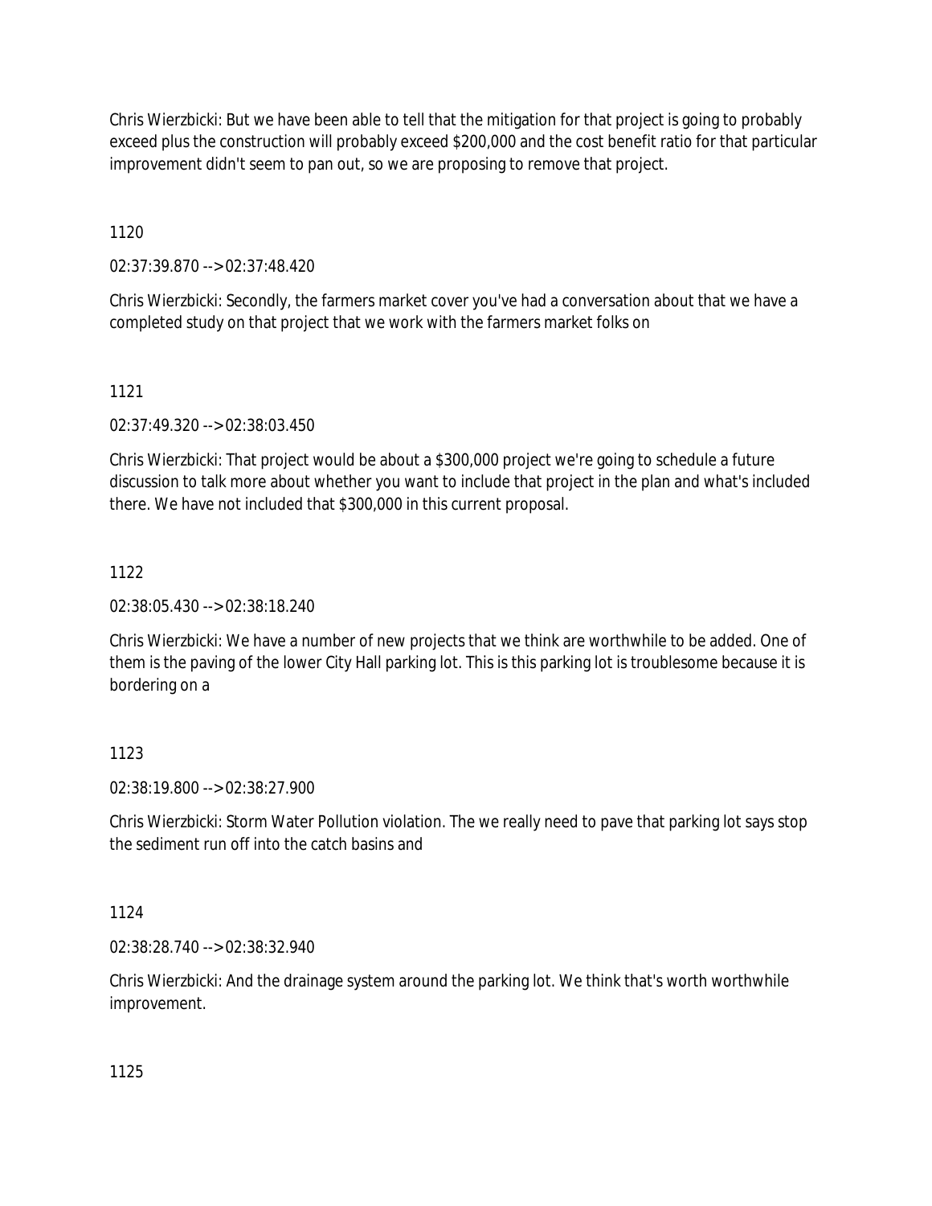Chris Wierzbicki: But we have been able to tell that the mitigation for that project is going to probably exceed plus the construction will probably exceed $200,000 and the cost benefit ratio for that particular improvement didn't seem to pan out, so we are proposing to remove that project.

1120

02:37:39.870 --> 02:37:48.420

Chris Wierzbicki: Secondly, the farmers market cover you've had a conversation about that we have a completed study on that project that we work with the farmers market folks on

1121

02:37:49.320 --> 02:38:03.450

Chris Wierzbicki: That project would be about a $300,000 project we're going to schedule a future discussion to talk more about whether you want to include that project in the plan and what's included there. We have not included that $300,000 in this current proposal.

1122

02:38:05.430 --> 02:38:18.240

Chris Wierzbicki: We have a number of new projects that we think are worthwhile to be added. One of them is the paving of the lower City Hall parking lot. This is this parking lot is troublesome because it is bordering on a

1123

02:38:19.800 --> 02:38:27.900

Chris Wierzbicki: Storm Water Pollution violation. The we really need to pave that parking lot says stop the sediment run off into the catch basins and

1124

02:38:28.740 --> 02:38:32.940

Chris Wierzbicki: And the drainage system around the parking lot. We think that's worth worthwhile improvement.

1125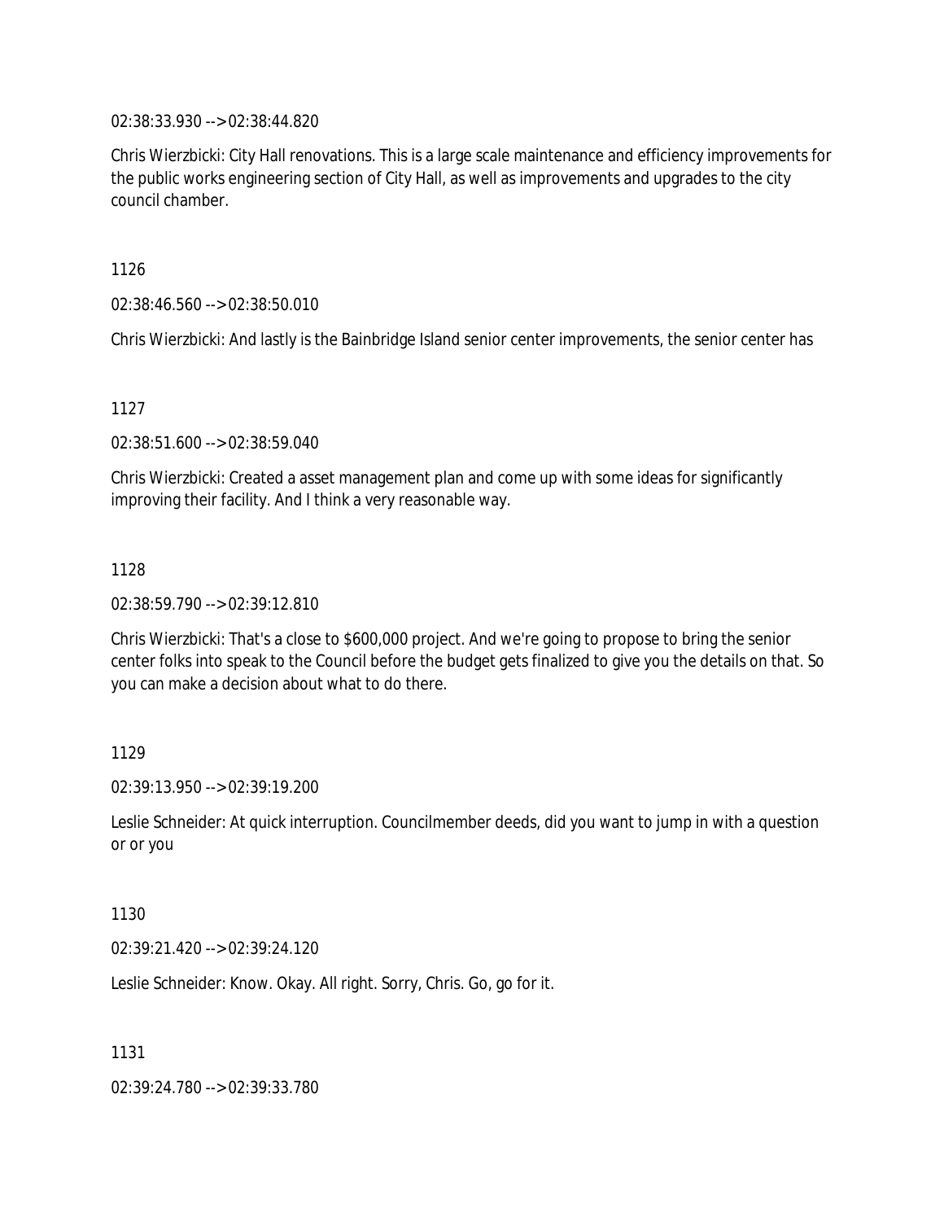02:38:33.930 --> 02:38:44.820

Chris Wierzbicki: City Hall renovations. This is a large scale maintenance and efficiency improvements for the public works engineering section of City Hall, as well as improvements and upgrades to the city council chamber.

1126

02:38:46.560 --> 02:38:50.010

Chris Wierzbicki: And lastly is the Bainbridge Island senior center improvements, the senior center has

1127

02:38:51.600 --> 02:38:59.040

Chris Wierzbicki: Created a asset management plan and come up with some ideas for significantly improving their facility. And I think a very reasonable way.

1128

02:38:59.790 --> 02:39:12.810

Chris Wierzbicki: That's a close to $600,000 project. And we're going to propose to bring the senior center folks into speak to the Council before the budget gets finalized to give you the details on that. So you can make a decision about what to do there.

1129

02:39:13.950 --> 02:39:19.200

Leslie Schneider: At quick interruption. Councilmember deeds, did you want to jump in with a question or or you

1130

02:39:21.420 --> 02:39:24.120

Leslie Schneider: Know. Okay. All right. Sorry, Chris. Go, go for it.

1131

02:39:24.780 --> 02:39:33.780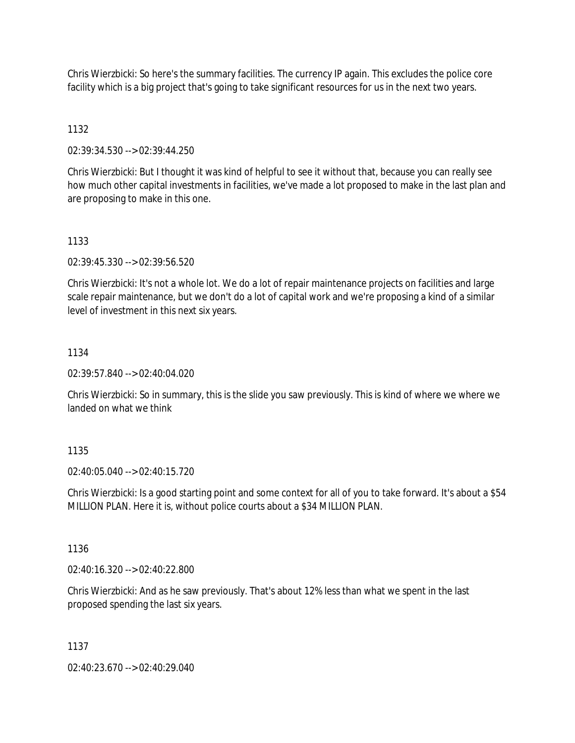Chris Wierzbicki: So here's the summary facilities. The currency IP again. This excludes the police core facility which is a big project that's going to take significant resources for us in the next two years.

1132

02:39:34.530 --> 02:39:44.250

Chris Wierzbicki: But I thought it was kind of helpful to see it without that, because you can really see how much other capital investments in facilities, we've made a lot proposed to make in the last plan and are proposing to make in this one.

1133

02:39:45.330 --> 02:39:56.520

Chris Wierzbicki: It's not a whole lot. We do a lot of repair maintenance projects on facilities and large scale repair maintenance, but we don't do a lot of capital work and we're proposing a kind of a similar level of investment in this next six years.

1134

02:39:57.840 --> 02:40:04.020

Chris Wierzbicki: So in summary, this is the slide you saw previously. This is kind of where we where we landed on what we think

1135

02:40:05.040 --> 02:40:15.720

Chris Wierzbicki: Is a good starting point and some context for all of you to take forward. It's about a $54 MILLION PLAN. Here it is, without police courts about a $34 MILLION PLAN.

1136

02:40:16.320 --> 02:40:22.800

Chris Wierzbicki: And as he saw previously. That's about 12% less than what we spent in the last proposed spending the last six years.

1137

02:40:23.670 --> 02:40:29.040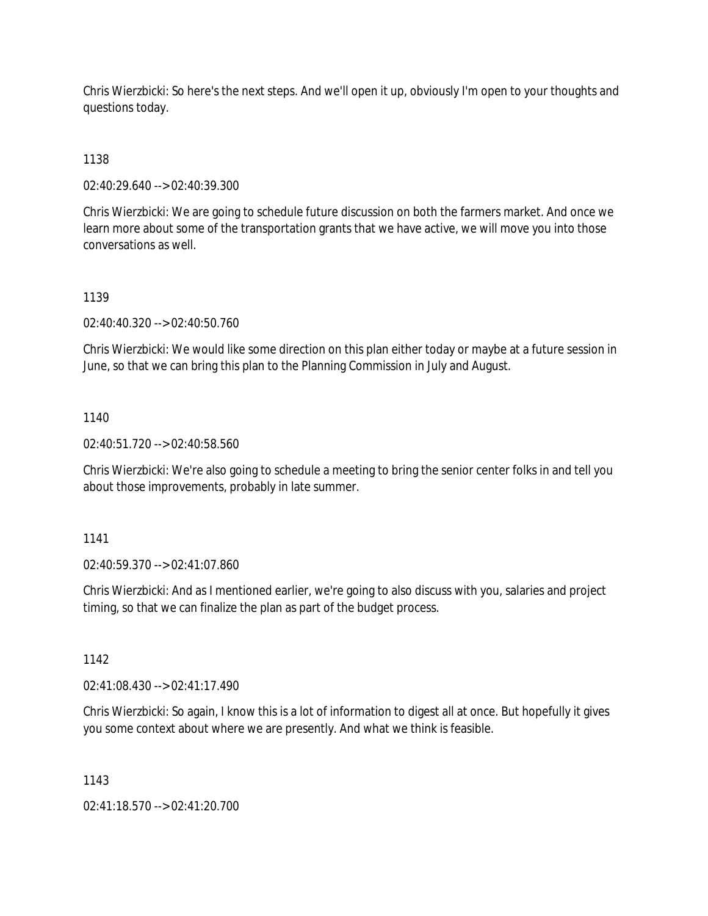Chris Wierzbicki: So here's the next steps. And we'll open it up, obviously I'm open to your thoughts and questions today.

1138

02:40:29.640 --> 02:40:39.300

Chris Wierzbicki: We are going to schedule future discussion on both the farmers market. And once we learn more about some of the transportation grants that we have active, we will move you into those conversations as well.

1139

02:40:40.320 --> 02:40:50.760

Chris Wierzbicki: We would like some direction on this plan either today or maybe at a future session in June, so that we can bring this plan to the Planning Commission in July and August.

1140

02:40:51.720 --> 02:40:58.560

Chris Wierzbicki: We're also going to schedule a meeting to bring the senior center folks in and tell you about those improvements, probably in late summer.

1141

02:40:59.370 --> 02:41:07.860

Chris Wierzbicki: And as I mentioned earlier, we're going to also discuss with you, salaries and project timing, so that we can finalize the plan as part of the budget process.

1142

02:41:08.430 --> 02:41:17.490

Chris Wierzbicki: So again, I know this is a lot of information to digest all at once. But hopefully it gives you some context about where we are presently. And what we think is feasible.

1143

02:41:18.570 --> 02:41:20.700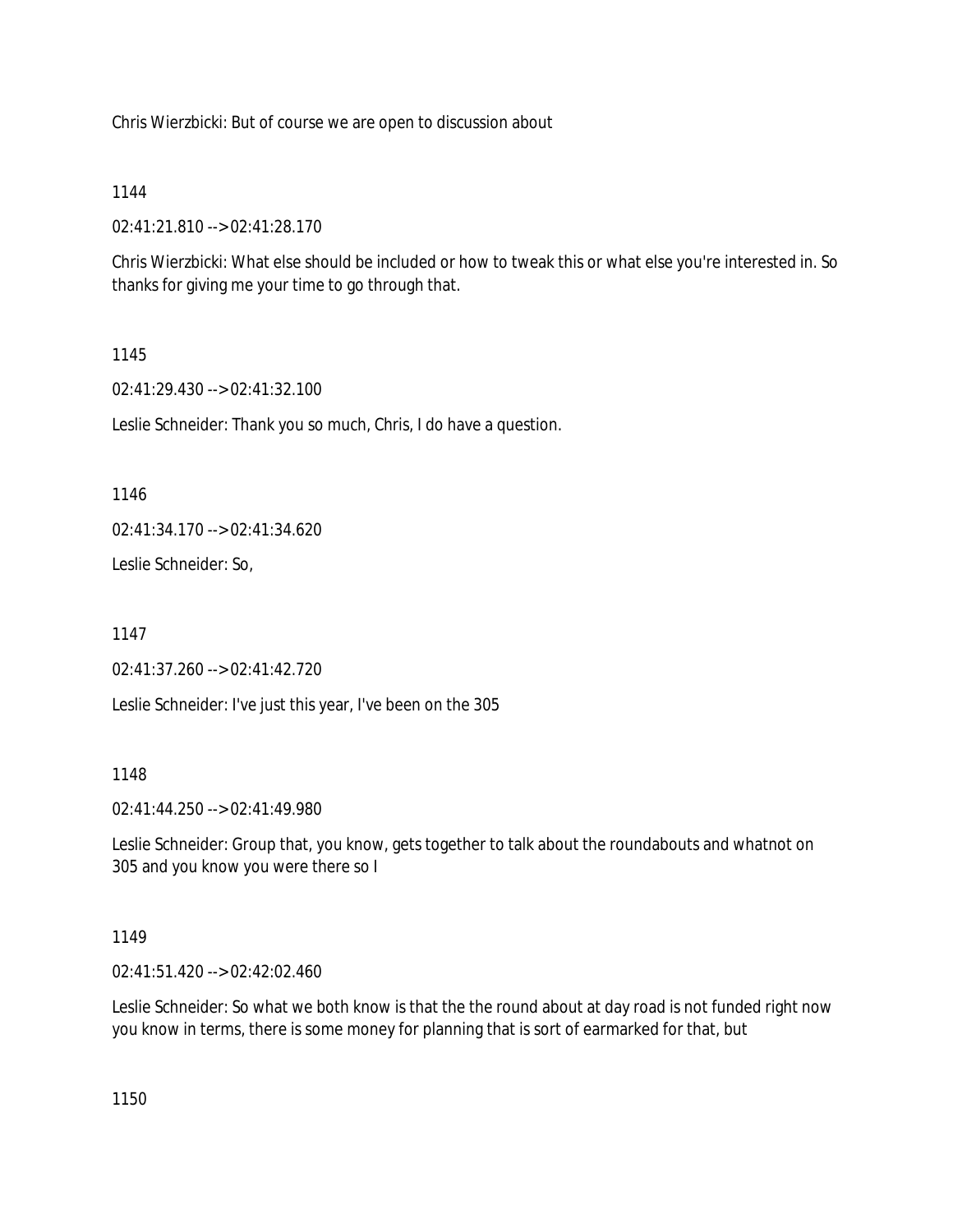Chris Wierzbicki: But of course we are open to discussion about

1144

02:41:21.810 --> 02:41:28.170

Chris Wierzbicki: What else should be included or how to tweak this or what else you're interested in. So thanks for giving me your time to go through that.

1145

02:41:29.430 --> 02:41:32.100

Leslie Schneider: Thank you so much, Chris, I do have a question.

1146

02:41:34.170 --> 02:41:34.620

Leslie Schneider: So,

1147

02:41:37.260 --> 02:41:42.720

Leslie Schneider: I've just this year, I've been on the 305

1148

02:41:44.250 --> 02:41:49.980

Leslie Schneider: Group that, you know, gets together to talk about the roundabouts and whatnot on 305 and you know you were there so I

1149

02:41:51.420 --> 02:42:02.460

Leslie Schneider: So what we both know is that the the round about at day road is not funded right now you know in terms, there is some money for planning that is sort of earmarked for that, but

1150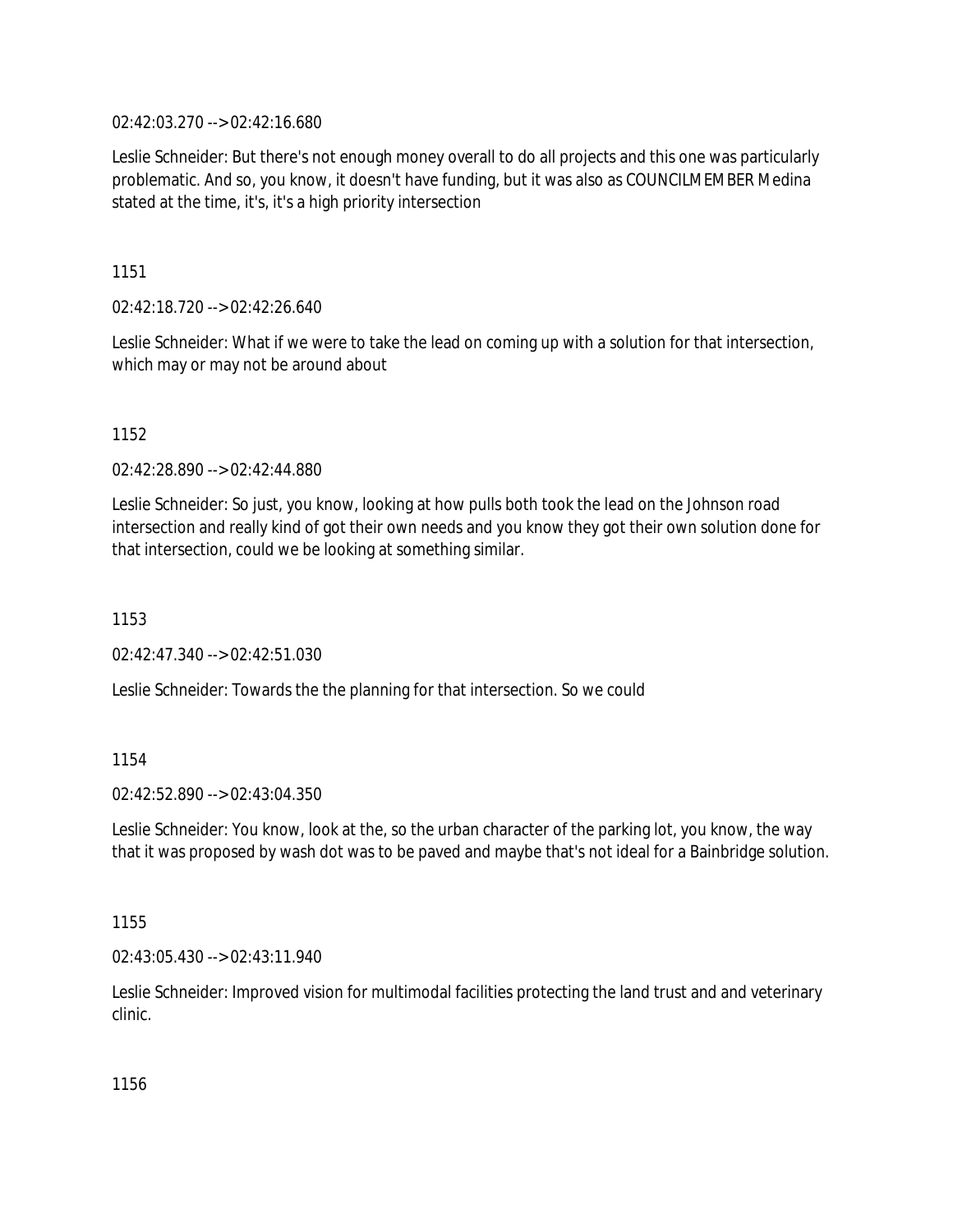02:42:03.270 --> 02:42:16.680

Leslie Schneider: But there's not enough money overall to do all projects and this one was particularly problematic. And so, you know, it doesn't have funding, but it was also as COUNCILMEMBER Medina stated at the time, it's, it's a high priority intersection

1151

02:42:18.720 --> 02:42:26.640

Leslie Schneider: What if we were to take the lead on coming up with a solution for that intersection, which may or may not be around about

1152

02:42:28.890 --> 02:42:44.880

Leslie Schneider: So just, you know, looking at how pulls both took the lead on the Johnson road intersection and really kind of got their own needs and you know they got their own solution done for that intersection, could we be looking at something similar.

1153

02:42:47.340 --> 02:42:51.030

Leslie Schneider: Towards the the planning for that intersection. So we could

1154

02:42:52.890 --> 02:43:04.350

Leslie Schneider: You know, look at the, so the urban character of the parking lot, you know, the way that it was proposed by wash dot was to be paved and maybe that's not ideal for a Bainbridge solution.

1155

02:43:05.430 --> 02:43:11.940

Leslie Schneider: Improved vision for multimodal facilities protecting the land trust and and veterinary clinic.

1156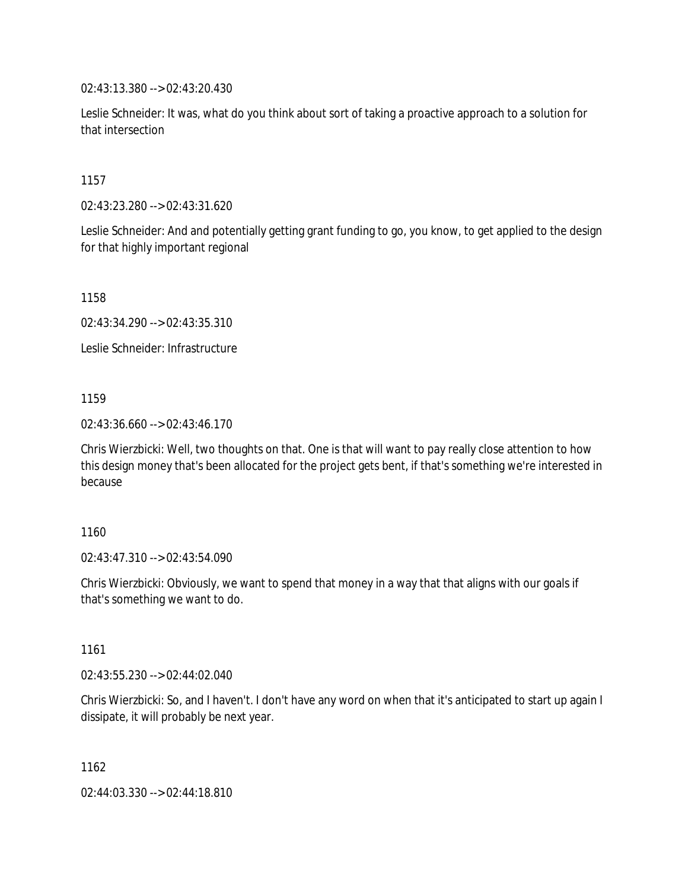02:43:13.380 --> 02:43:20.430

Leslie Schneider: It was, what do you think about sort of taking a proactive approach to a solution for that intersection

1157

02:43:23.280 --> 02:43:31.620

Leslie Schneider: And and potentially getting grant funding to go, you know, to get applied to the design for that highly important regional

1158

02:43:34.290 --> 02:43:35.310

Leslie Schneider: Infrastructure

1159

02:43:36.660 --> 02:43:46.170

Chris Wierzbicki: Well, two thoughts on that. One is that will want to pay really close attention to how this design money that's been allocated for the project gets bent, if that's something we're interested in because

1160

02:43:47.310 --> 02:43:54.090

Chris Wierzbicki: Obviously, we want to spend that money in a way that that aligns with our goals if that's something we want to do.

1161

02:43:55.230 --> 02:44:02.040

Chris Wierzbicki: So, and I haven't. I don't have any word on when that it's anticipated to start up again I dissipate, it will probably be next year.

1162

02:44:03.330 --> 02:44:18.810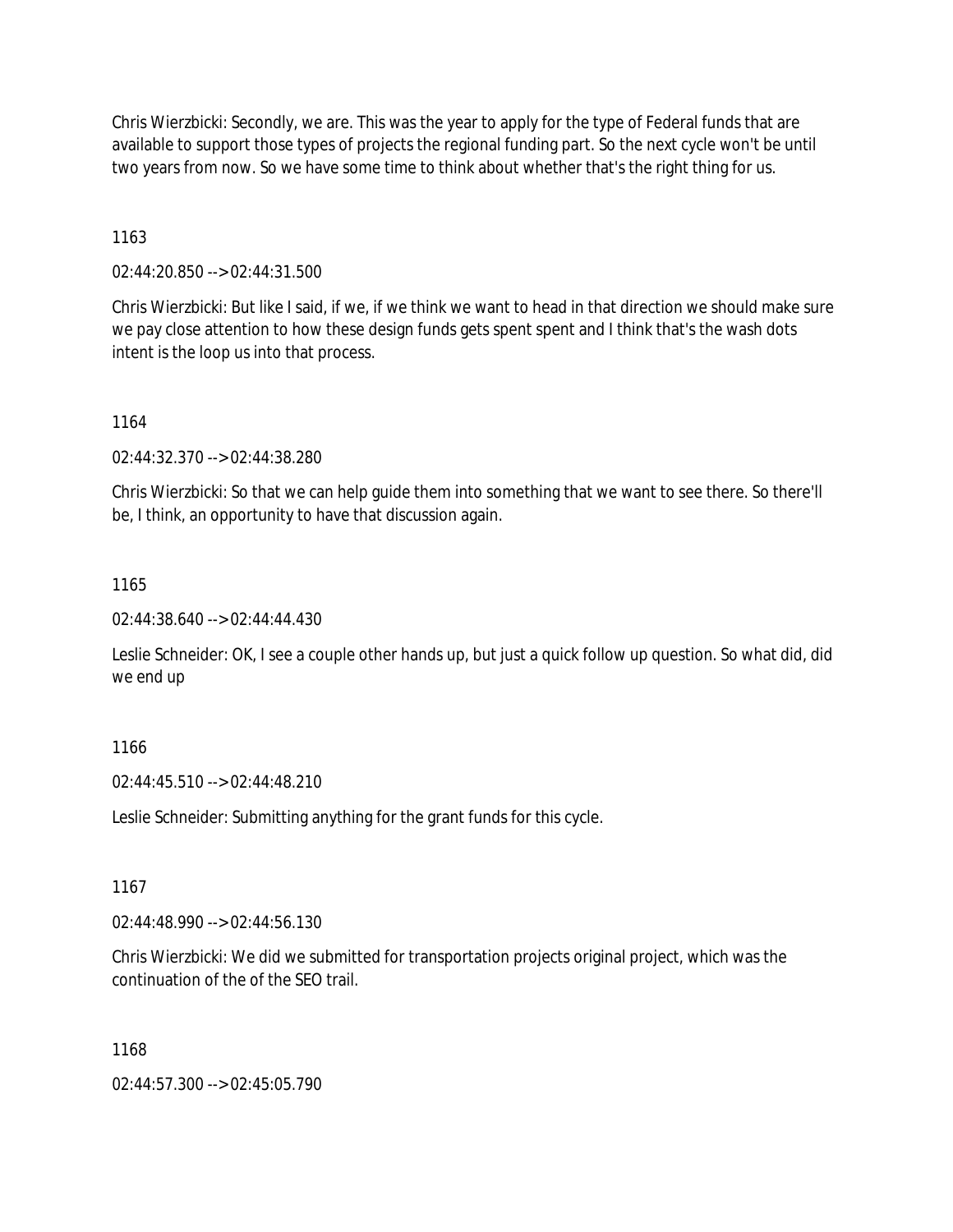Chris Wierzbicki: Secondly, we are. This was the year to apply for the type of Federal funds that are available to support those types of projects the regional funding part. So the next cycle won't be until two years from now. So we have some time to think about whether that's the right thing for us.

1163

02:44:20.850 --> 02:44:31.500

Chris Wierzbicki: But like I said, if we, if we think we want to head in that direction we should make sure we pay close attention to how these design funds gets spent spent and I think that's the wash dots intent is the loop us into that process.

1164

02:44:32.370 --> 02:44:38.280

Chris Wierzbicki: So that we can help guide them into something that we want to see there. So there'll be, I think, an opportunity to have that discussion again.

1165

02:44:38.640 --> 02:44:44.430

Leslie Schneider: OK, I see a couple other hands up, but just a quick follow up question. So what did, did we end up

1166

02:44:45.510 --> 02:44:48.210

Leslie Schneider: Submitting anything for the grant funds for this cycle.

1167

02:44:48.990 --> 02:44:56.130

Chris Wierzbicki: We did we submitted for transportation projects original project, which was the continuation of the of the SEO trail.

1168

02:44:57.300 --> 02:45:05.790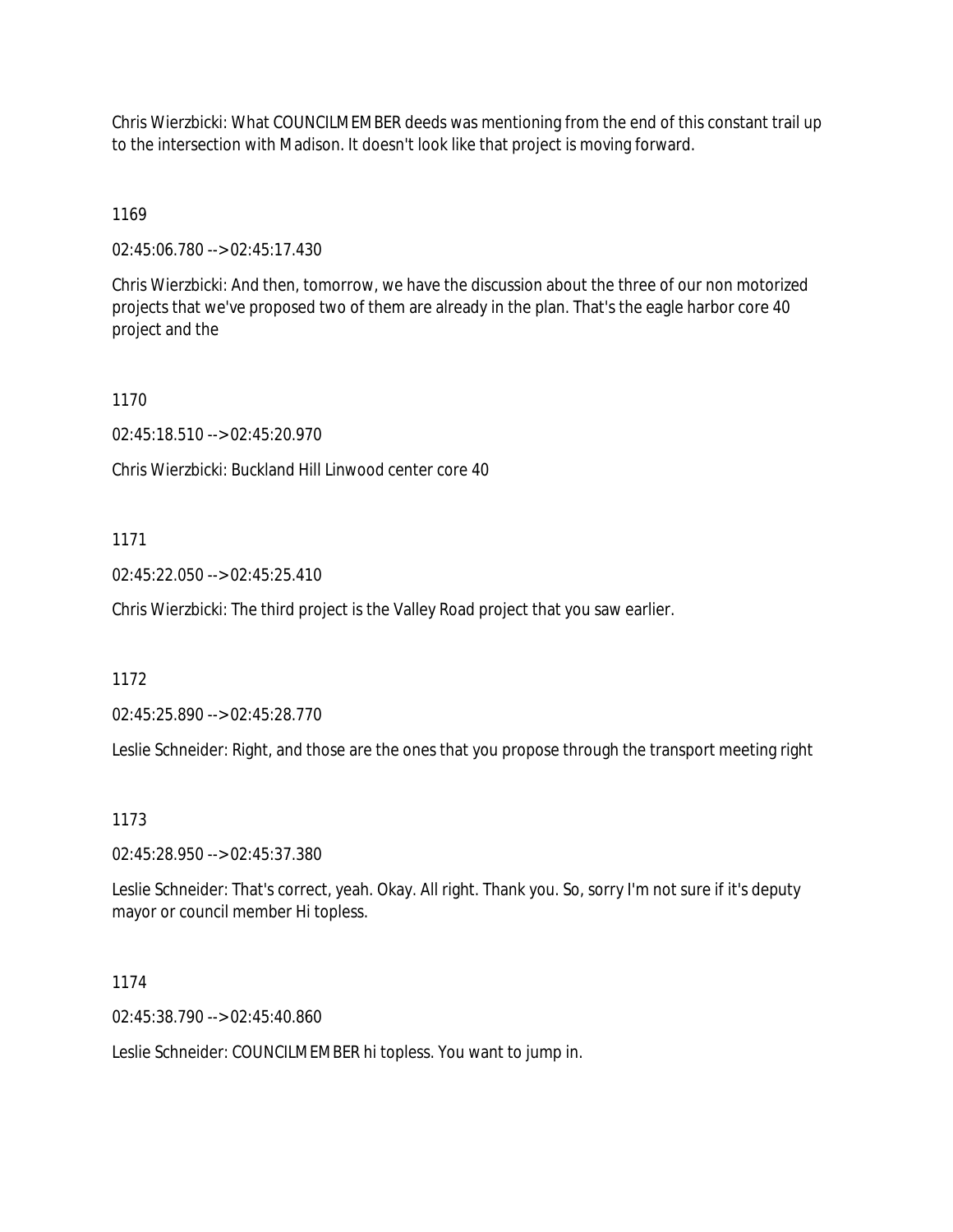Chris Wierzbicki: What COUNCILMEMBER deeds was mentioning from the end of this constant trail up to the intersection with Madison. It doesn't look like that project is moving forward.

1169

02:45:06.780 --> 02:45:17.430

Chris Wierzbicki: And then, tomorrow, we have the discussion about the three of our non motorized projects that we've proposed two of them are already in the plan. That's the eagle harbor core 40 project and the

1170

02:45:18.510 --> 02:45:20.970

Chris Wierzbicki: Buckland Hill Linwood center core 40

1171

02:45:22.050 --> 02:45:25.410

Chris Wierzbicki: The third project is the Valley Road project that you saw earlier.

1172

02:45:25.890 --> 02:45:28.770

Leslie Schneider: Right, and those are the ones that you propose through the transport meeting right

1173

02:45:28.950 --> 02:45:37.380

Leslie Schneider: That's correct, yeah. Okay. All right. Thank you. So, sorry I'm not sure if it's deputy mayor or council member Hi topless.

1174

02:45:38.790 --> 02:45:40.860

Leslie Schneider: COUNCILMEMBER hi topless. You want to jump in.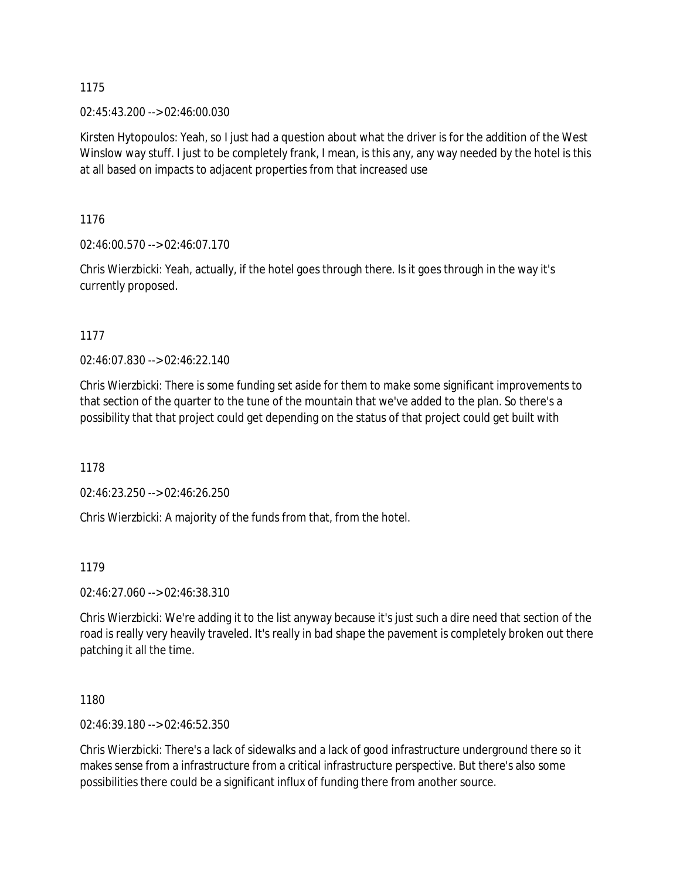1175

02:45:43.200 --> 02:46:00.030

Kirsten Hytopoulos: Yeah, so I just had a question about what the driver is for the addition of the West Winslow way stuff. I just to be completely frank, I mean, is this any, any way needed by the hotel is this at all based on impacts to adjacent properties from that increased use

1176

02:46:00.570 --> 02:46:07.170

Chris Wierzbicki: Yeah, actually, if the hotel goes through there. Is it goes through in the way it's currently proposed.

1177

02:46:07.830 --> 02:46:22.140

Chris Wierzbicki: There is some funding set aside for them to make some significant improvements to that section of the quarter to the tune of the mountain that we've added to the plan. So there's a possibility that that project could get depending on the status of that project could get built with

1178

02:46:23.250 --> 02:46:26.250

Chris Wierzbicki: A majority of the funds from that, from the hotel.

1179

02:46:27.060 --> 02:46:38.310

Chris Wierzbicki: We're adding it to the list anyway because it's just such a dire need that section of the road is really very heavily traveled. It's really in bad shape the pavement is completely broken out there patching it all the time.

1180

02:46:39.180 --> 02:46:52.350

Chris Wierzbicki: There's a lack of sidewalks and a lack of good infrastructure underground there so it makes sense from a infrastructure from a critical infrastructure perspective. But there's also some possibilities there could be a significant influx of funding there from another source.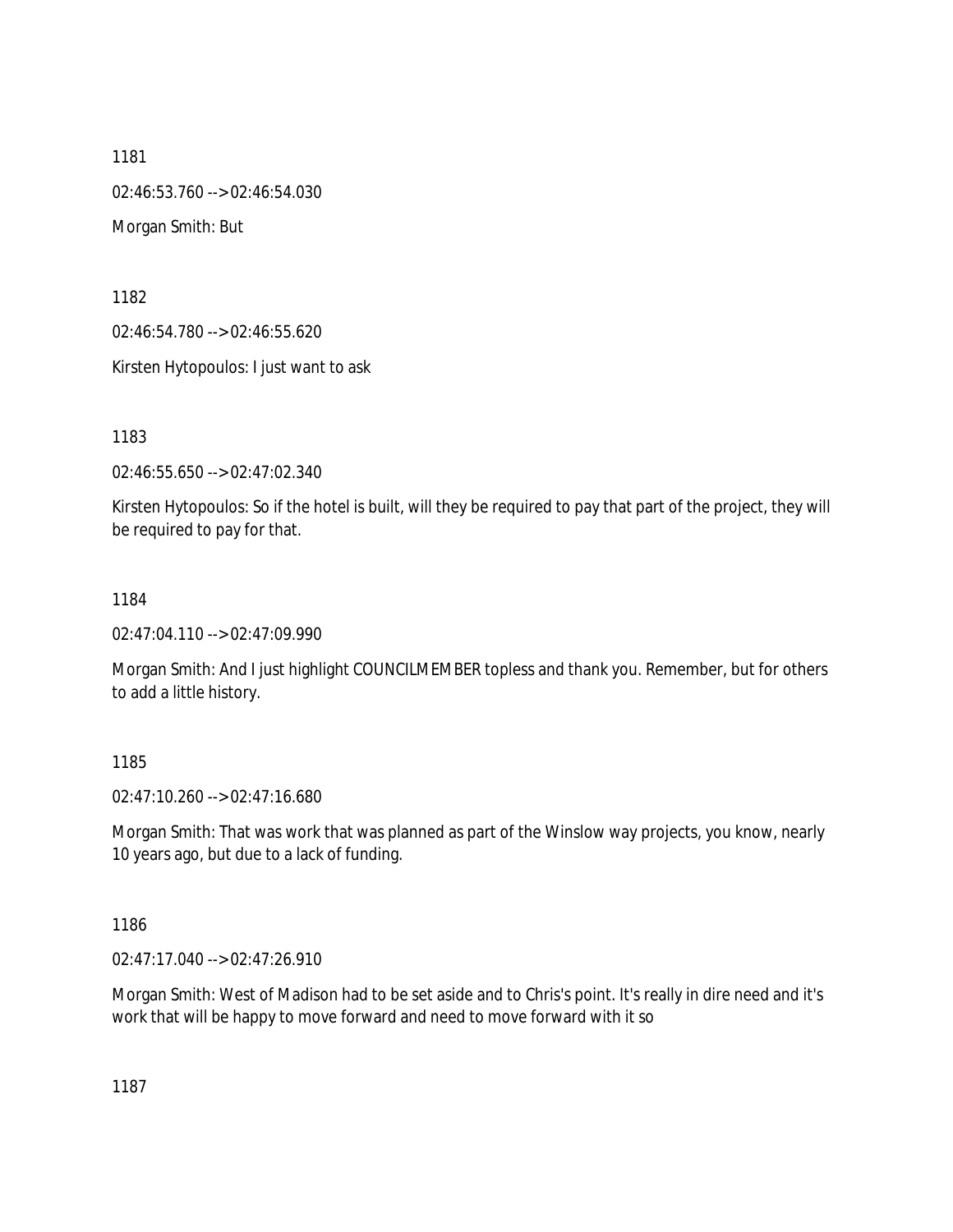1181

02:46:53.760 --> 02:46:54.030

Morgan Smith: But

1182

02:46:54.780 --> 02:46:55.620

Kirsten Hytopoulos: I just want to ask

1183

02:46:55.650 --> 02:47:02.340

Kirsten Hytopoulos: So if the hotel is built, will they be required to pay that part of the project, they will be required to pay for that.

1184

02:47:04.110 --> 02:47:09.990

Morgan Smith: And I just highlight COUNCILMEMBER topless and thank you. Remember, but for others to add a little history.

1185

02:47:10.260 --> 02:47:16.680

Morgan Smith: That was work that was planned as part of the Winslow way projects, you know, nearly 10 years ago, but due to a lack of funding.

1186

02:47:17.040 --> 02:47:26.910

Morgan Smith: West of Madison had to be set aside and to Chris's point. It's really in dire need and it's work that will be happy to move forward and need to move forward with it so

1187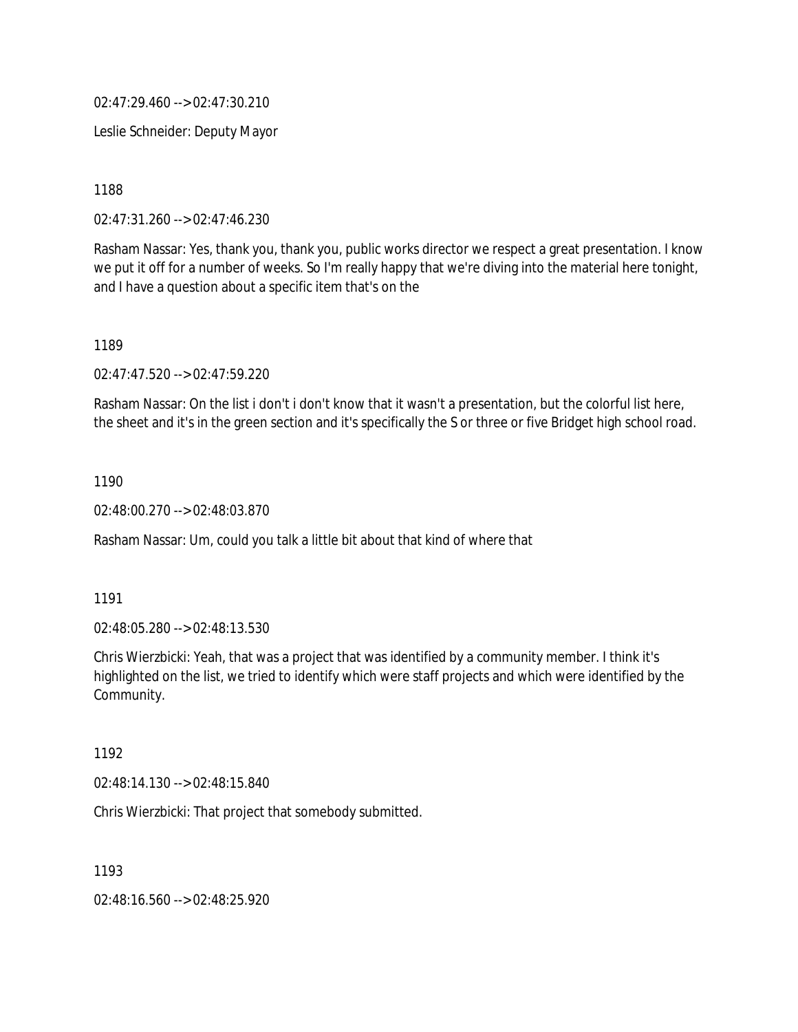02:47:29.460 --> 02:47:30.210

Leslie Schneider: Deputy Mayor

1188

02:47:31.260 --> 02:47:46.230

Rasham Nassar: Yes, thank you, thank you, public works director we respect a great presentation. I know we put it off for a number of weeks. So I'm really happy that we're diving into the material here tonight, and I have a question about a specific item that's on the

1189

02:47:47.520 --> 02:47:59.220

Rasham Nassar: On the list i don't i don't know that it wasn't a presentation, but the colorful list here, the sheet and it's in the green section and it's specifically the S or three or five Bridget high school road.

1190

02:48:00.270 --> 02:48:03.870

Rasham Nassar: Um, could you talk a little bit about that kind of where that

1191

02:48:05.280 --> 02:48:13.530

Chris Wierzbicki: Yeah, that was a project that was identified by a community member. I think it's highlighted on the list, we tried to identify which were staff projects and which were identified by the Community.

1192

02:48:14.130 --> 02:48:15.840

Chris Wierzbicki: That project that somebody submitted.

1193

02:48:16.560 --> 02:48:25.920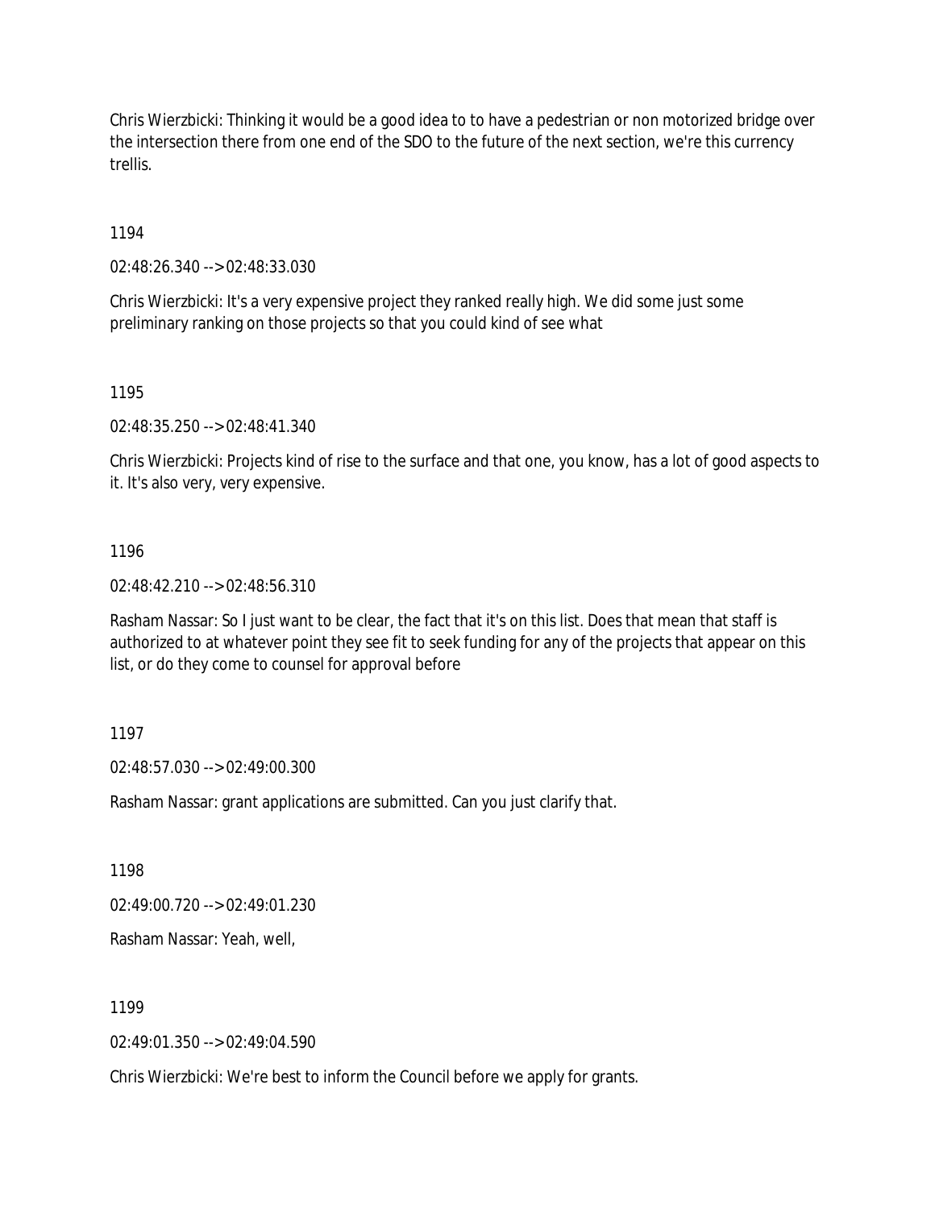Chris Wierzbicki: Thinking it would be a good idea to to have a pedestrian or non motorized bridge over the intersection there from one end of the SDO to the future of the next section, we're this currency trellis.

1194

02:48:26.340 --> 02:48:33.030

Chris Wierzbicki: It's a very expensive project they ranked really high. We did some just some preliminary ranking on those projects so that you could kind of see what

1195

02:48:35.250 --> 02:48:41.340

Chris Wierzbicki: Projects kind of rise to the surface and that one, you know, has a lot of good aspects to it. It's also very, very expensive.

1196

02:48:42.210 --> 02:48:56.310

Rasham Nassar: So I just want to be clear, the fact that it's on this list. Does that mean that staff is authorized to at whatever point they see fit to seek funding for any of the projects that appear on this list, or do they come to counsel for approval before

1197

02:48:57.030 --> 02:49:00.300

Rasham Nassar: grant applications are submitted. Can you just clarify that.

1198

02:49:00.720 --> 02:49:01.230

Rasham Nassar: Yeah, well,

1199

02:49:01.350 --> 02:49:04.590

Chris Wierzbicki: We're best to inform the Council before we apply for grants.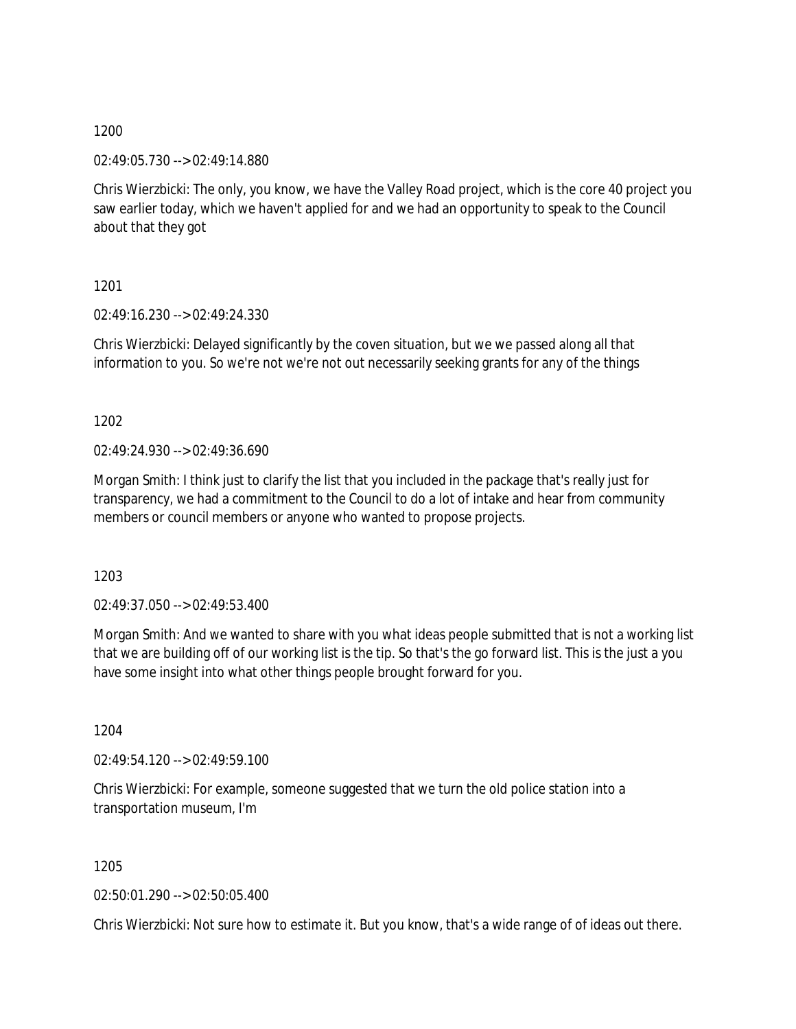1200

02:49:05.730 --> 02:49:14.880

Chris Wierzbicki: The only, you know, we have the Valley Road project, which is the core 40 project you saw earlier today, which we haven't applied for and we had an opportunity to speak to the Council about that they got

1201

02:49:16.230 --> 02:49:24.330

Chris Wierzbicki: Delayed significantly by the coven situation, but we we passed along all that information to you. So we're not we're not out necessarily seeking grants for any of the things

1202

02:49:24.930 --> 02:49:36.690

Morgan Smith: I think just to clarify the list that you included in the package that's really just for transparency, we had a commitment to the Council to do a lot of intake and hear from community members or council members or anyone who wanted to propose projects.

1203

02:49:37.050 --> 02:49:53.400

Morgan Smith: And we wanted to share with you what ideas people submitted that is not a working list that we are building off of our working list is the tip. So that's the go forward list. This is the just a you have some insight into what other things people brought forward for you.

1204

02:49:54.120 --> 02:49:59.100

Chris Wierzbicki: For example, someone suggested that we turn the old police station into a transportation museum, I'm

1205

02:50:01.290 --> 02:50:05.400

Chris Wierzbicki: Not sure how to estimate it. But you know, that's a wide range of of ideas out there.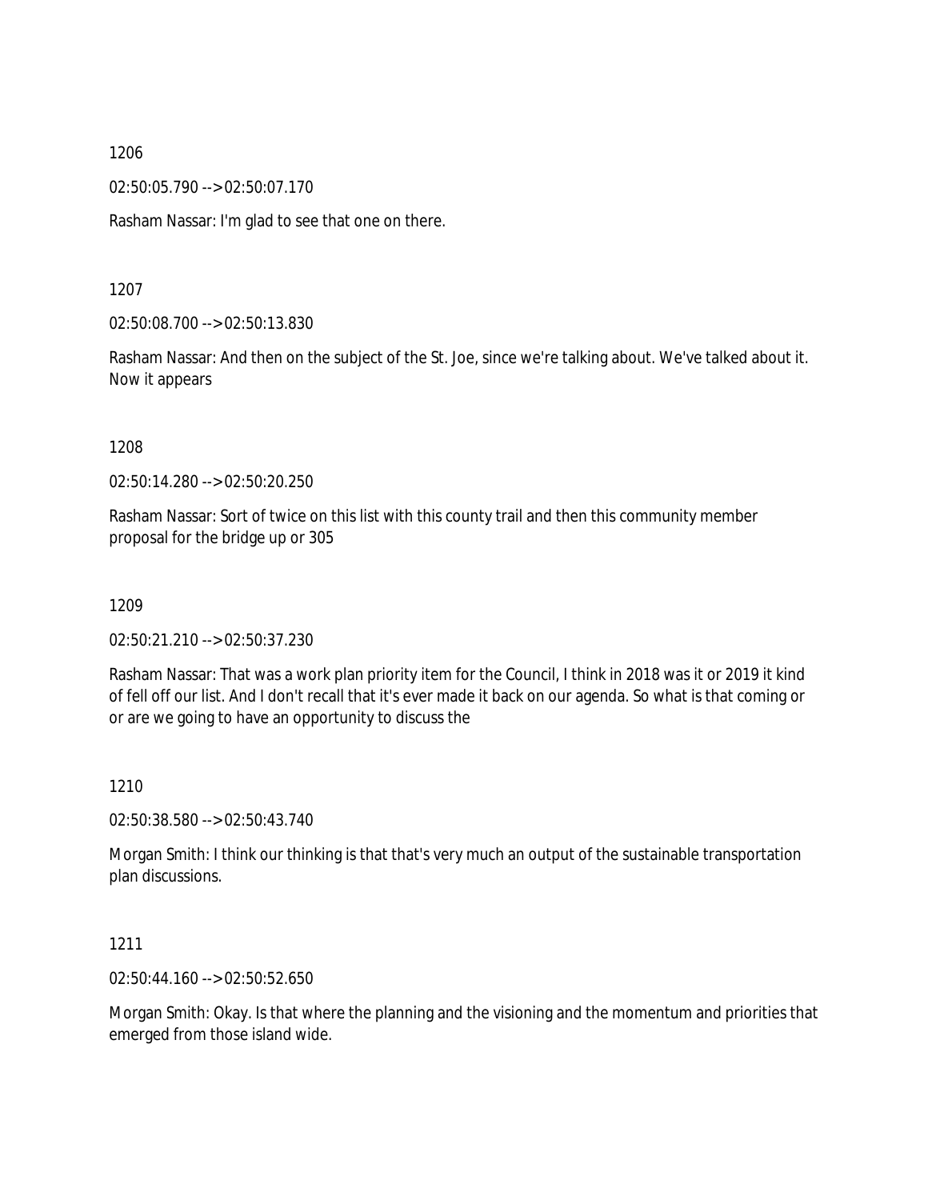1206

02:50:05.790 --> 02:50:07.170

Rasham Nassar: I'm glad to see that one on there.

1207

02:50:08.700 --> 02:50:13.830

Rasham Nassar: And then on the subject of the St. Joe, since we're talking about. We've talked about it. Now it appears

1208

02:50:14.280 --> 02:50:20.250

Rasham Nassar: Sort of twice on this list with this county trail and then this community member proposal for the bridge up or 305

1209

02:50:21.210 --> 02:50:37.230

Rasham Nassar: That was a work plan priority item for the Council, I think in 2018 was it or 2019 it kind of fell off our list. And I don't recall that it's ever made it back on our agenda. So what is that coming or or are we going to have an opportunity to discuss the

1210

02:50:38.580 --> 02:50:43.740

Morgan Smith: I think our thinking is that that's very much an output of the sustainable transportation plan discussions.

1211

02:50:44.160 --> 02:50:52.650

Morgan Smith: Okay. Is that where the planning and the visioning and the momentum and priorities that emerged from those island wide.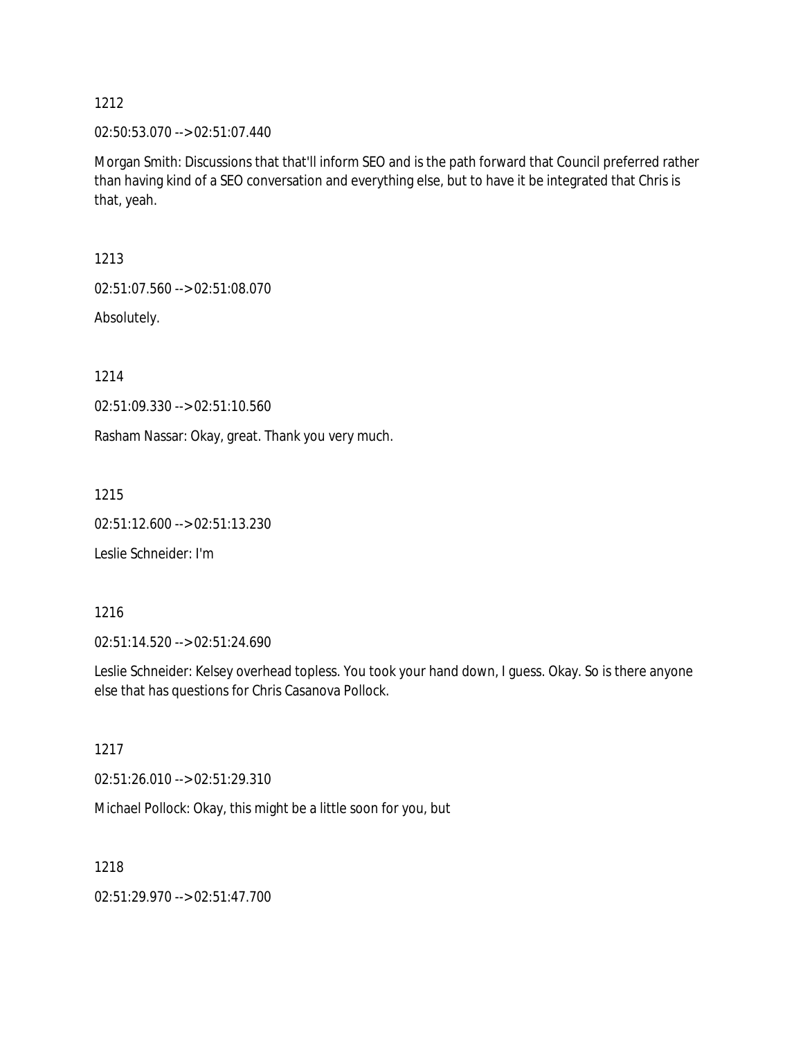1212

02:50:53.070 --> 02:51:07.440

Morgan Smith: Discussions that that'll inform SEO and is the path forward that Council preferred rather than having kind of a SEO conversation and everything else, but to have it be integrated that Chris is that, yeah.

1213

02:51:07.560 --> 02:51:08.070

Absolutely.

1214

02:51:09.330 --> 02:51:10.560

Rasham Nassar: Okay, great. Thank you very much.

1215

02:51:12.600 --> 02:51:13.230

Leslie Schneider: I'm

1216

02:51:14.520 --> 02:51:24.690

Leslie Schneider: Kelsey overhead topless. You took your hand down, I guess. Okay. So is there anyone else that has questions for Chris Casanova Pollock.

1217

02:51:26.010 --> 02:51:29.310

Michael Pollock: Okay, this might be a little soon for you, but

1218

02:51:29.970 --> 02:51:47.700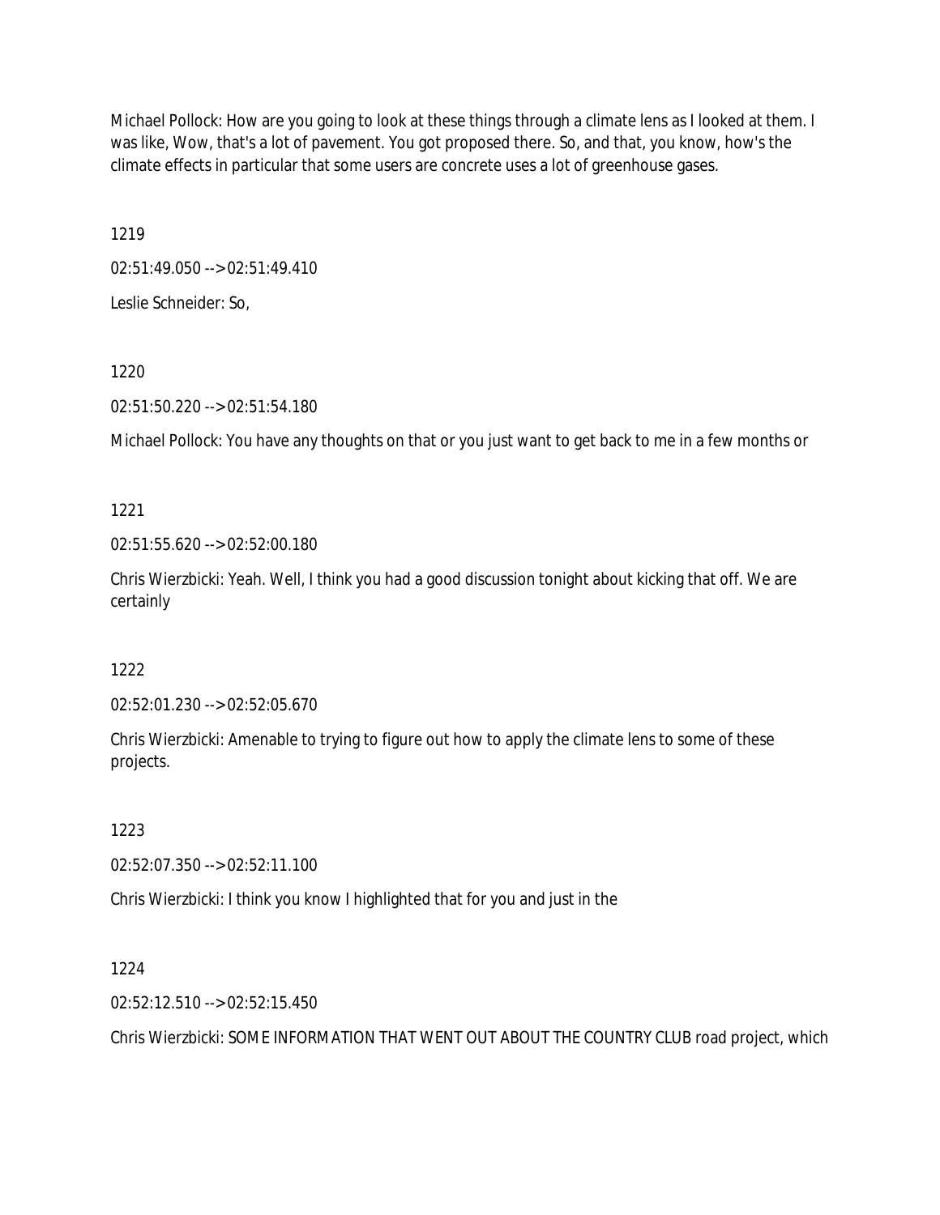Michael Pollock: How are you going to look at these things through a climate lens as I looked at them. I was like, Wow, that's a lot of pavement. You got proposed there. So, and that, you know, how's the climate effects in particular that some users are concrete uses a lot of greenhouse gases.

1219

02:51:49.050 --> 02:51:49.410

Leslie Schneider: So,

1220

02:51:50.220 --> 02:51:54.180

Michael Pollock: You have any thoughts on that or you just want to get back to me in a few months or

1221

02:51:55.620 --> 02:52:00.180

Chris Wierzbicki: Yeah. Well, I think you had a good discussion tonight about kicking that off. We are certainly

1222

02:52:01.230 --> 02:52:05.670

Chris Wierzbicki: Amenable to trying to figure out how to apply the climate lens to some of these projects.

1223

02:52:07.350 --> 02:52:11.100

Chris Wierzbicki: I think you know I highlighted that for you and just in the

1224

02:52:12.510 --> 02:52:15.450

Chris Wierzbicki: SOME INFORMATION THAT WENT OUT ABOUT THE COUNTRY CLUB road project, which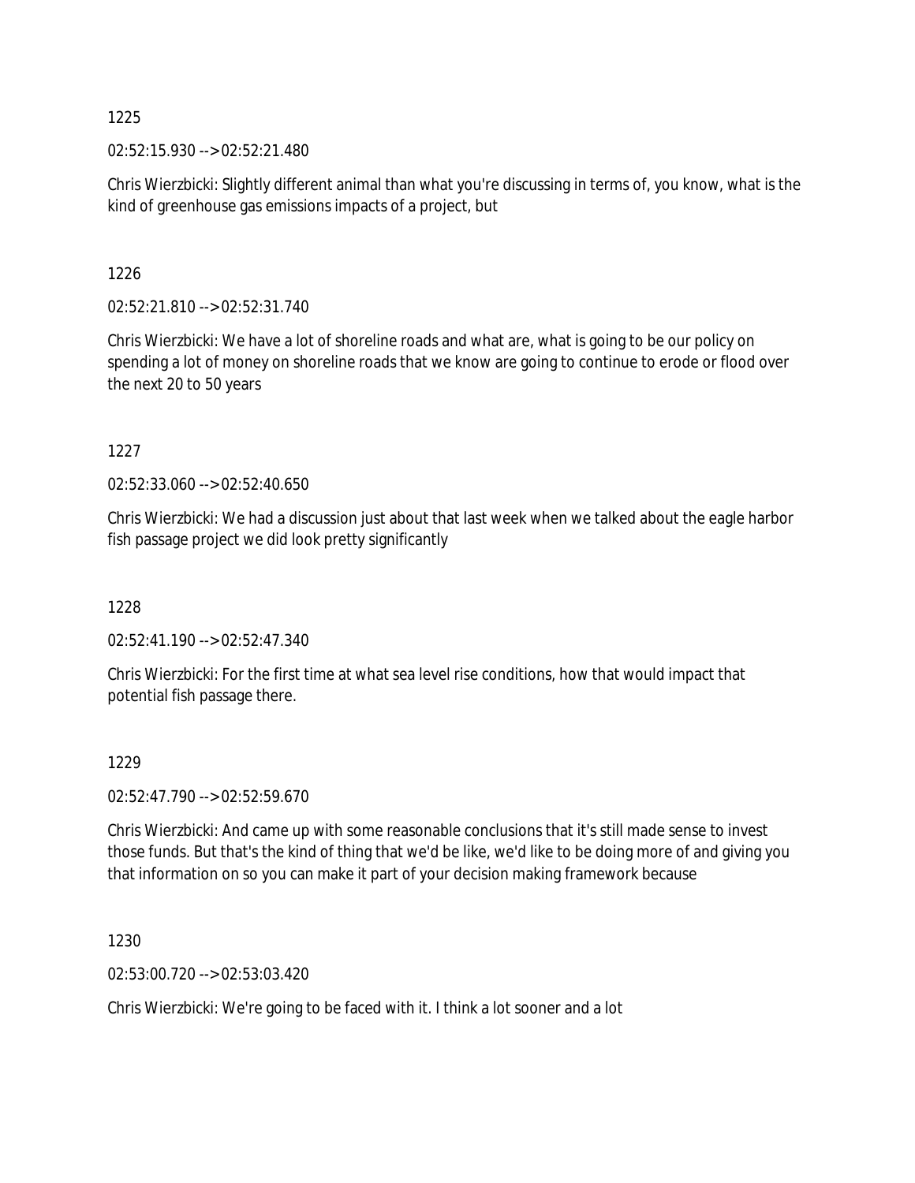1225

02:52:15.930 --> 02:52:21.480

Chris Wierzbicki: Slightly different animal than what you're discussing in terms of, you know, what is the kind of greenhouse gas emissions impacts of a project, but

1226

02:52:21.810 --> 02:52:31.740

Chris Wierzbicki: We have a lot of shoreline roads and what are, what is going to be our policy on spending a lot of money on shoreline roads that we know are going to continue to erode or flood over the next 20 to 50 years

1227

02:52:33.060 --> 02:52:40.650

Chris Wierzbicki: We had a discussion just about that last week when we talked about the eagle harbor fish passage project we did look pretty significantly

1228

02:52:41.190 --> 02:52:47.340

Chris Wierzbicki: For the first time at what sea level rise conditions, how that would impact that potential fish passage there.

1229

02:52:47.790 --> 02:52:59.670

Chris Wierzbicki: And came up with some reasonable conclusions that it's still made sense to invest those funds. But that's the kind of thing that we'd be like, we'd like to be doing more of and giving you that information on so you can make it part of your decision making framework because

1230

02:53:00.720 --> 02:53:03.420

Chris Wierzbicki: We're going to be faced with it. I think a lot sooner and a lot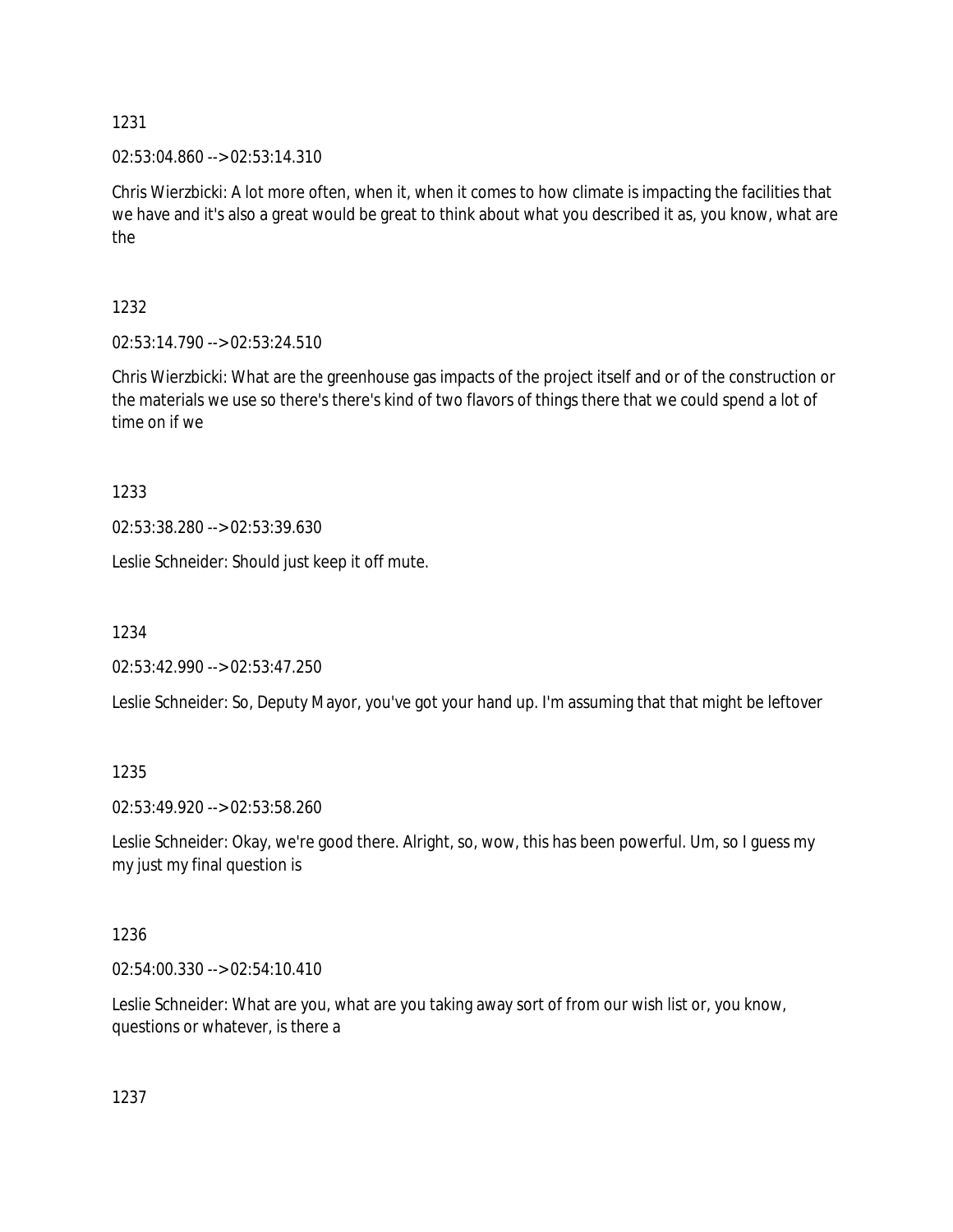1231

02:53:04.860 --> 02:53:14.310

Chris Wierzbicki: A lot more often, when it, when it comes to how climate is impacting the facilities that we have and it's also a great would be great to think about what you described it as, you know, what are the

1232

02:53:14.790 --> 02:53:24.510

Chris Wierzbicki: What are the greenhouse gas impacts of the project itself and or of the construction or the materials we use so there's there's kind of two flavors of things there that we could spend a lot of time on if we

1233

02:53:38.280 --> 02:53:39.630

Leslie Schneider: Should just keep it off mute.

1234

02:53:42.990 --> 02:53:47.250

Leslie Schneider: So, Deputy Mayor, you've got your hand up. I'm assuming that that might be leftover

1235

02:53:49.920 --> 02:53:58.260

Leslie Schneider: Okay, we're good there. Alright, so, wow, this has been powerful. Um, so I guess my my just my final question is

1236

02:54:00.330 --> 02:54:10.410

Leslie Schneider: What are you, what are you taking away sort of from our wish list or, you know, questions or whatever, is there a

1237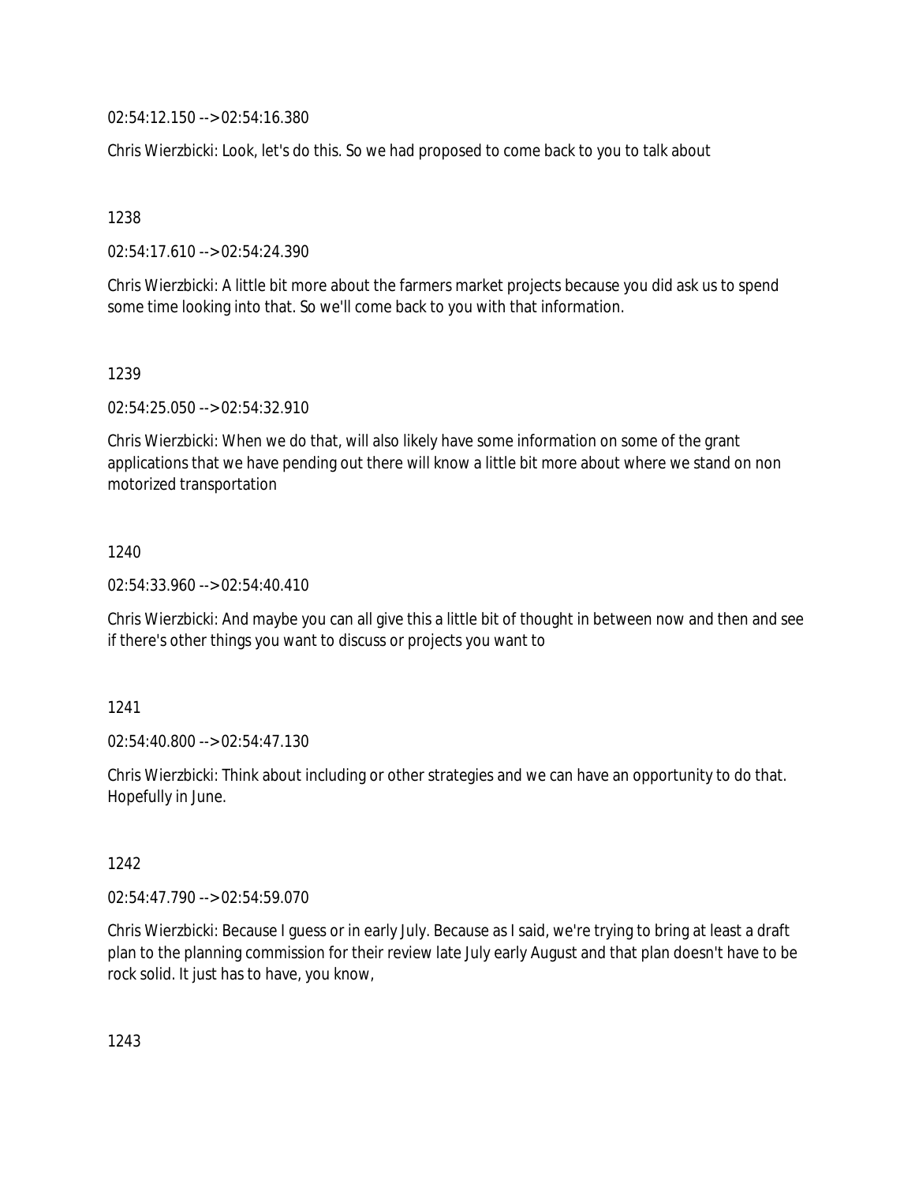02:54:12.150 --> 02:54:16.380

Chris Wierzbicki: Look, let's do this. So we had proposed to come back to you to talk about

1238

02:54:17.610 --> 02:54:24.390

Chris Wierzbicki: A little bit more about the farmers market projects because you did ask us to spend some time looking into that. So we'll come back to you with that information.

1239

02:54:25.050 --> 02:54:32.910

Chris Wierzbicki: When we do that, will also likely have some information on some of the grant applications that we have pending out there will know a little bit more about where we stand on non motorized transportation

1240

02:54:33.960 --> 02:54:40.410

Chris Wierzbicki: And maybe you can all give this a little bit of thought in between now and then and see if there's other things you want to discuss or projects you want to

1241

02:54:40.800 --> 02:54:47.130

Chris Wierzbicki: Think about including or other strategies and we can have an opportunity to do that. Hopefully in June.

1242

02:54:47.790 --> 02:54:59.070

Chris Wierzbicki: Because I guess or in early July. Because as I said, we're trying to bring at least a draft plan to the planning commission for their review late July early August and that plan doesn't have to be rock solid. It just has to have, you know,

1243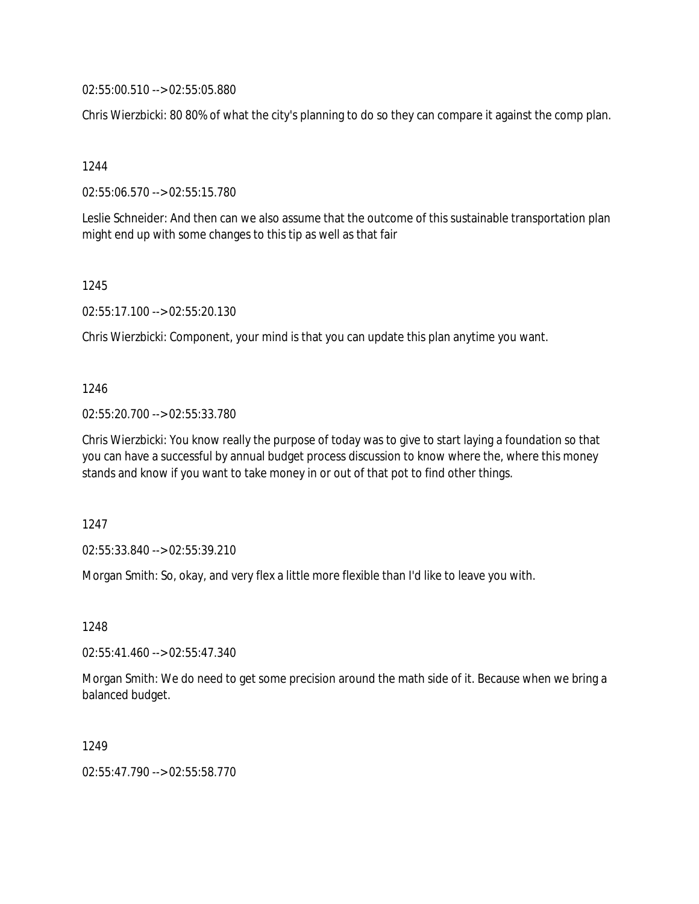02:55:00.510 --> 02:55:05.880

Chris Wierzbicki: 80 80% of what the city's planning to do so they can compare it against the comp plan.

1244

02:55:06.570 --> 02:55:15.780

Leslie Schneider: And then can we also assume that the outcome of this sustainable transportation plan might end up with some changes to this tip as well as that fair

1245

02:55:17.100 --> 02:55:20.130

Chris Wierzbicki: Component, your mind is that you can update this plan anytime you want.

1246

02:55:20.700 --> 02:55:33.780

Chris Wierzbicki: You know really the purpose of today was to give to start laying a foundation so that you can have a successful by annual budget process discussion to know where the, where this money stands and know if you want to take money in or out of that pot to find other things.

1247

02:55:33.840 --> 02:55:39.210

Morgan Smith: So, okay, and very flex a little more flexible than I'd like to leave you with.

1248

02:55:41.460 --> 02:55:47.340

Morgan Smith: We do need to get some precision around the math side of it. Because when we bring a balanced budget.

1249

02:55:47.790 --> 02:55:58.770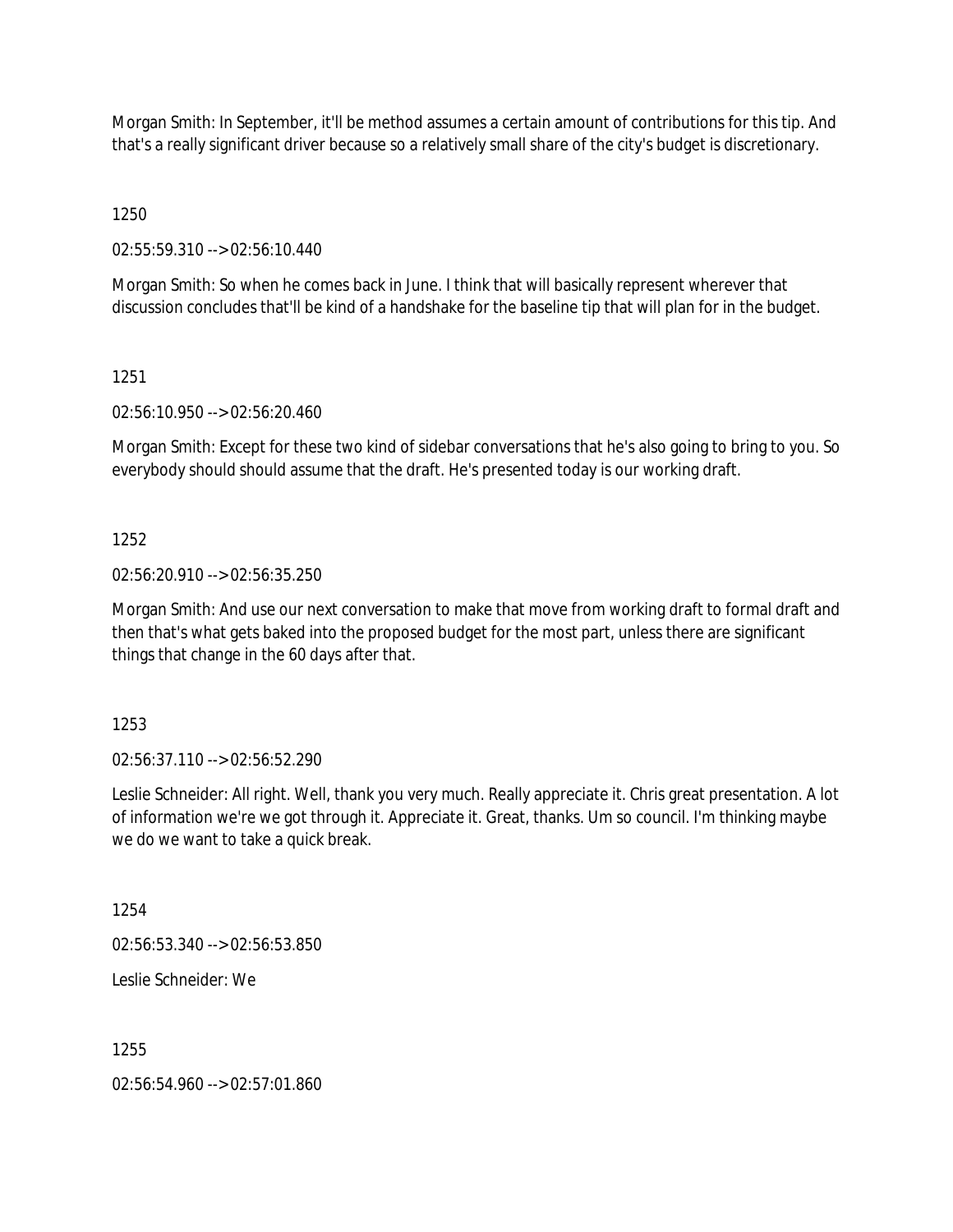Morgan Smith: In September, it'll be method assumes a certain amount of contributions for this tip. And that's a really significant driver because so a relatively small share of the city's budget is discretionary.

1250

02:55:59.310 --> 02:56:10.440

Morgan Smith: So when he comes back in June. I think that will basically represent wherever that discussion concludes that'll be kind of a handshake for the baseline tip that will plan for in the budget.

1251

02:56:10.950 --> 02:56:20.460

Morgan Smith: Except for these two kind of sidebar conversations that he's also going to bring to you. So everybody should should assume that the draft. He's presented today is our working draft.

1252

02:56:20.910 --> 02:56:35.250

Morgan Smith: And use our next conversation to make that move from working draft to formal draft and then that's what gets baked into the proposed budget for the most part, unless there are significant things that change in the 60 days after that.

1253

02:56:37.110 --> 02:56:52.290

Leslie Schneider: All right. Well, thank you very much. Really appreciate it. Chris great presentation. A lot of information we're we got through it. Appreciate it. Great, thanks. Um so council. I'm thinking maybe we do we want to take a quick break.

1254

02:56:53.340 --> 02:56:53.850

Leslie Schneider: We

1255

02:56:54.960 --> 02:57:01.860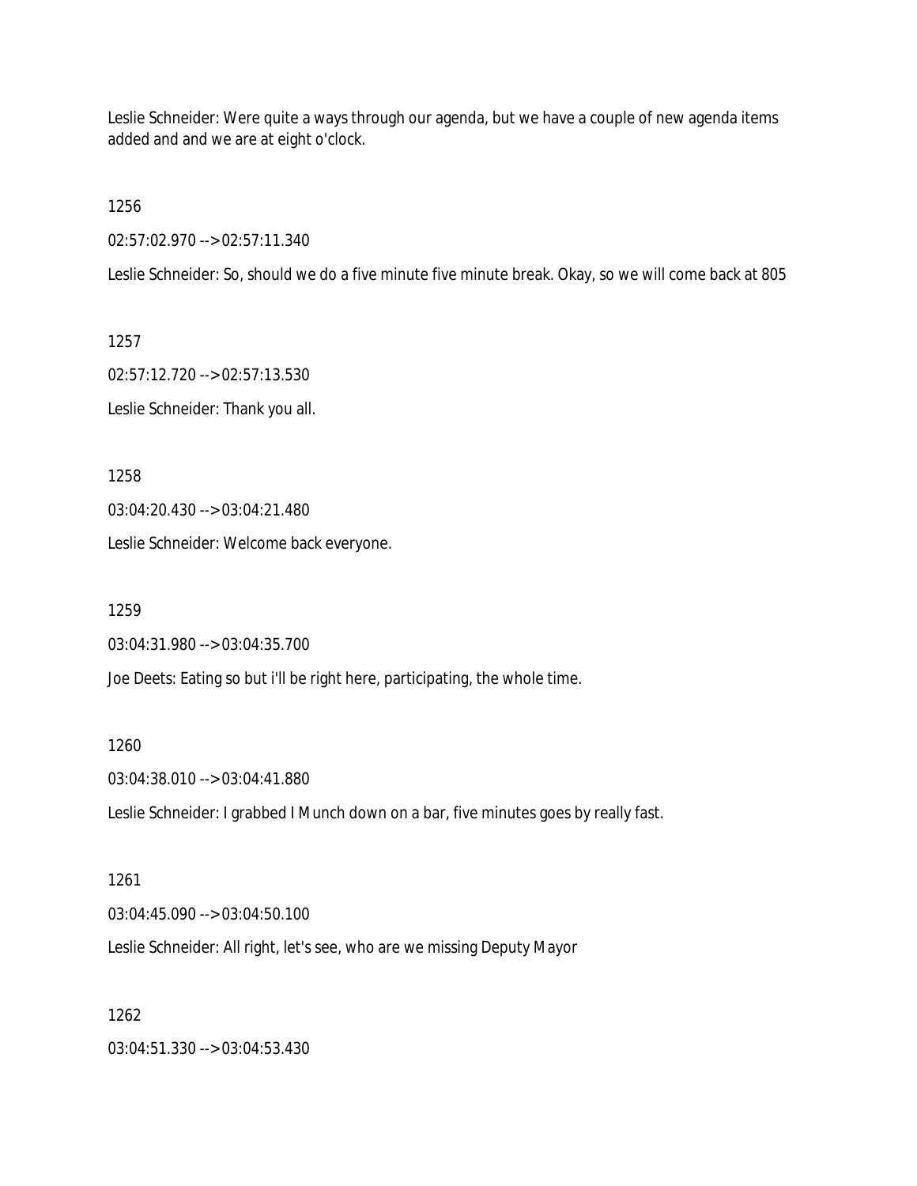Leslie Schneider: Were quite a ways through our agenda, but we have a couple of new agenda items added and and we are at eight o'clock.

1256

02:57:02.970 --> 02:57:11.340

Leslie Schneider: So, should we do a five minute five minute break. Okay, so we will come back at 805

1257

02:57:12.720 --> 02:57:13.530

Leslie Schneider: Thank you all.

1258

03:04:20.430 --> 03:04:21.480

Leslie Schneider: Welcome back everyone.

1259

03:04:31.980 --> 03:04:35.700

Joe Deets: Eating so but i'll be right here, participating, the whole time.

1260

03:04:38.010 --> 03:04:41.880

Leslie Schneider: I grabbed I Munch down on a bar, five minutes goes by really fast.

1261

03:04:45.090 --> 03:04:50.100

Leslie Schneider: All right, let's see, who are we missing Deputy Mayor

1262

03:04:51.330 --> 03:04:53.430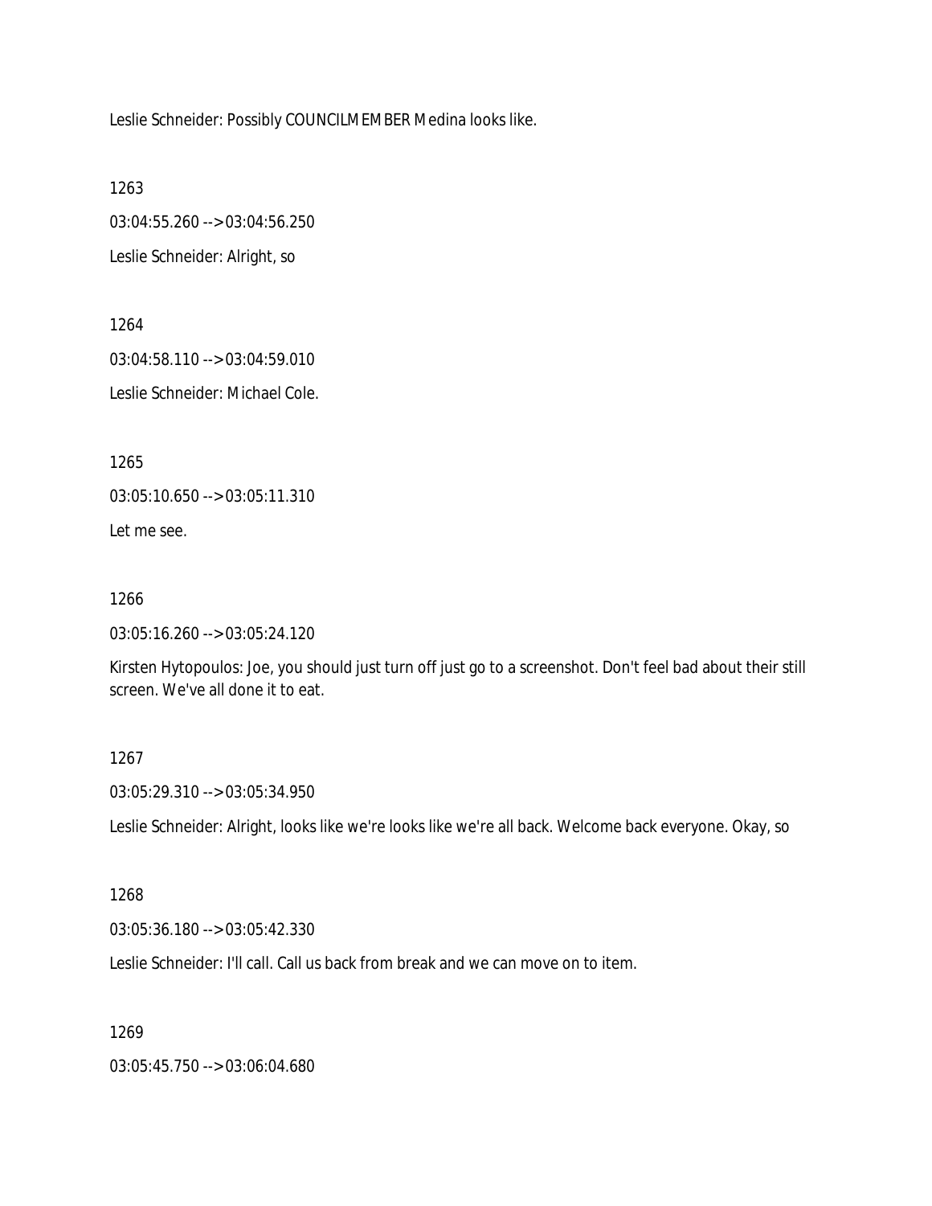Leslie Schneider: Possibly COUNCILMEMBER Medina looks like.

1263

03:04:55.260 --> 03:04:56.250

Leslie Schneider: Alright, so

1264

03:04:58.110 --> 03:04:59.010

Leslie Schneider: Michael Cole.

1265

03:05:10.650 --> 03:05:11.310

Let me see.

1266

03:05:16.260 --> 03:05:24.120

Kirsten Hytopoulos: Joe, you should just turn off just go to a screenshot. Don't feel bad about their still screen. We've all done it to eat.

1267

03:05:29.310 --> 03:05:34.950

Leslie Schneider: Alright, looks like we're looks like we're all back. Welcome back everyone. Okay, so

1268

03:05:36.180 --> 03:05:42.330

Leslie Schneider: I'll call. Call us back from break and we can move on to item.

1269

03:05:45.750 --> 03:06:04.680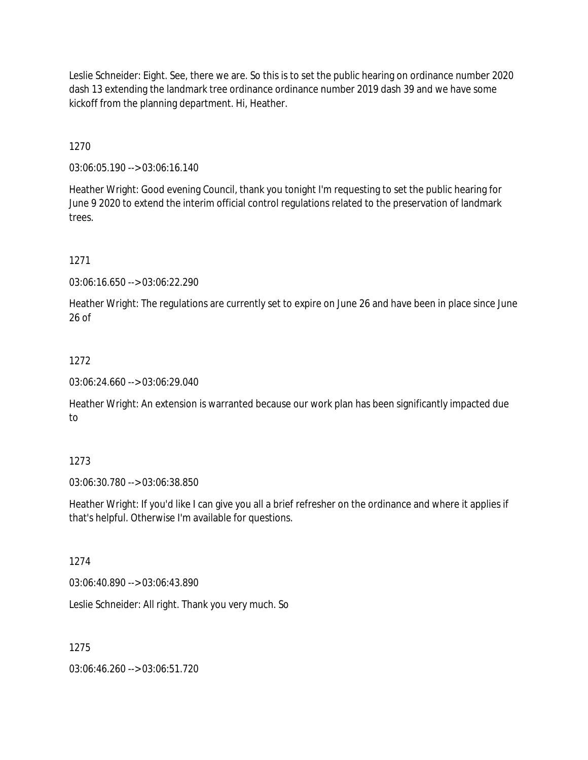Leslie Schneider: Eight. See, there we are. So this is to set the public hearing on ordinance number 2020 dash 13 extending the landmark tree ordinance ordinance number 2019 dash 39 and we have some kickoff from the planning department. Hi, Heather.

1270

03:06:05.190 --> 03:06:16.140

Heather Wright: Good evening Council, thank you tonight I'm requesting to set the public hearing for June 9 2020 to extend the interim official control regulations related to the preservation of landmark trees.

1271

03:06:16.650 --> 03:06:22.290

Heather Wright: The regulations are currently set to expire on June 26 and have been in place since June 26 of

1272

03:06:24.660 --> 03:06:29.040

Heather Wright: An extension is warranted because our work plan has been significantly impacted due to

1273

03:06:30.780 --> 03:06:38.850

Heather Wright: If you'd like I can give you all a brief refresher on the ordinance and where it applies if that's helpful. Otherwise I'm available for questions.

1274

03:06:40.890 --> 03:06:43.890

Leslie Schneider: All right. Thank you very much. So

1275

03:06:46.260 --> 03:06:51.720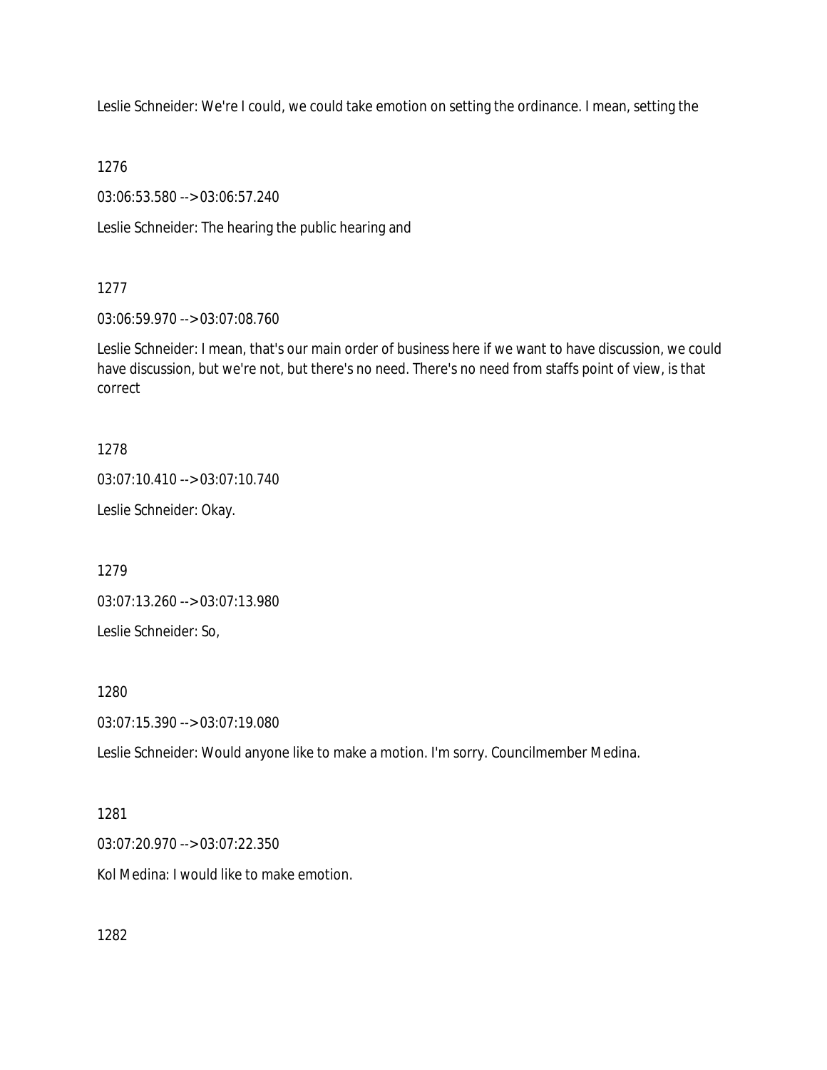Leslie Schneider: We're I could, we could take emotion on setting the ordinance. I mean, setting the

1276

03:06:53.580 --> 03:06:57.240

Leslie Schneider: The hearing the public hearing and

1277

03:06:59.970 --> 03:07:08.760

Leslie Schneider: I mean, that's our main order of business here if we want to have discussion, we could have discussion, but we're not, but there's no need. There's no need from staffs point of view, is that correct

1278

03:07:10.410 --> 03:07:10.740

Leslie Schneider: Okay.

1279

03:07:13.260 --> 03:07:13.980

Leslie Schneider: So,

1280

03:07:15.390 --> 03:07:19.080

Leslie Schneider: Would anyone like to make a motion. I'm sorry. Councilmember Medina.

1281

03:07:20.970 --> 03:07:22.350

Kol Medina: I would like to make emotion.

1282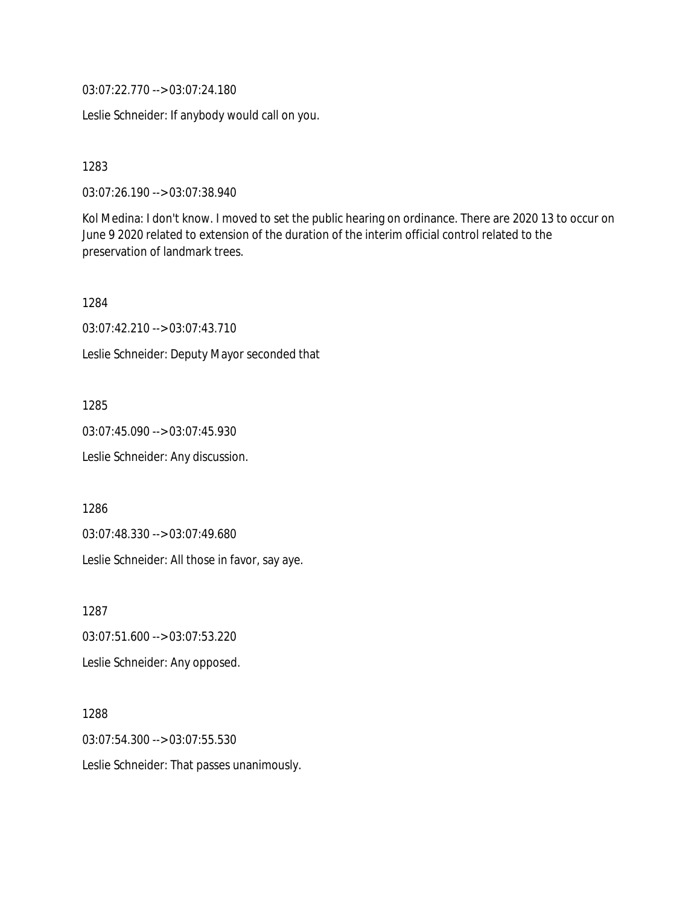03:07:22.770 --> 03:07:24.180

Leslie Schneider: If anybody would call on you.

1283

03:07:26.190 --> 03:07:38.940

Kol Medina: I don't know. I moved to set the public hearing on ordinance. There are 2020 13 to occur on June 9 2020 related to extension of the duration of the interim official control related to the preservation of landmark trees.

1284

03:07:42.210 --> 03:07:43.710

Leslie Schneider: Deputy Mayor seconded that

1285

03:07:45.090 --> 03:07:45.930

Leslie Schneider: Any discussion.

1286

03:07:48.330 --> 03:07:49.680

Leslie Schneider: All those in favor, say aye.

1287

03:07:51.600 --> 03:07:53.220

Leslie Schneider: Any opposed.

1288

03:07:54.300 --> 03:07:55.530

Leslie Schneider: That passes unanimously.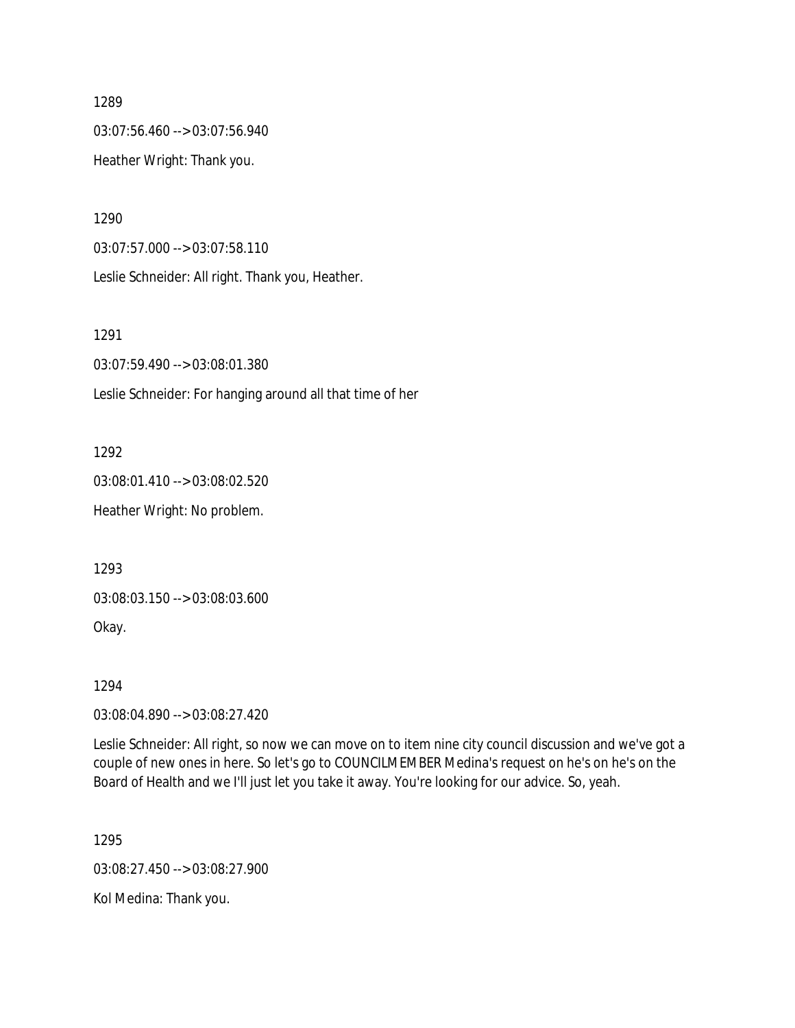1289

03:07:56.460 --> 03:07:56.940

Heather Wright: Thank you.

1290

03:07:57.000 --> 03:07:58.110

Leslie Schneider: All right. Thank you, Heather.

1291

03:07:59.490 --> 03:08:01.380

Leslie Schneider: For hanging around all that time of her

1292

03:08:01.410 --> 03:08:02.520

Heather Wright: No problem.

1293

03:08:03.150 --> 03:08:03.600

Okay.

1294

03:08:04.890 --> 03:08:27.420

Leslie Schneider: All right, so now we can move on to item nine city council discussion and we've got a couple of new ones in here. So let's go to COUNCILMEMBER Medina's request on he's on he's on the Board of Health and we I'll just let you take it away. You're looking for our advice. So, yeah.

1295

03:08:27.450 --> 03:08:27.900

Kol Medina: Thank you.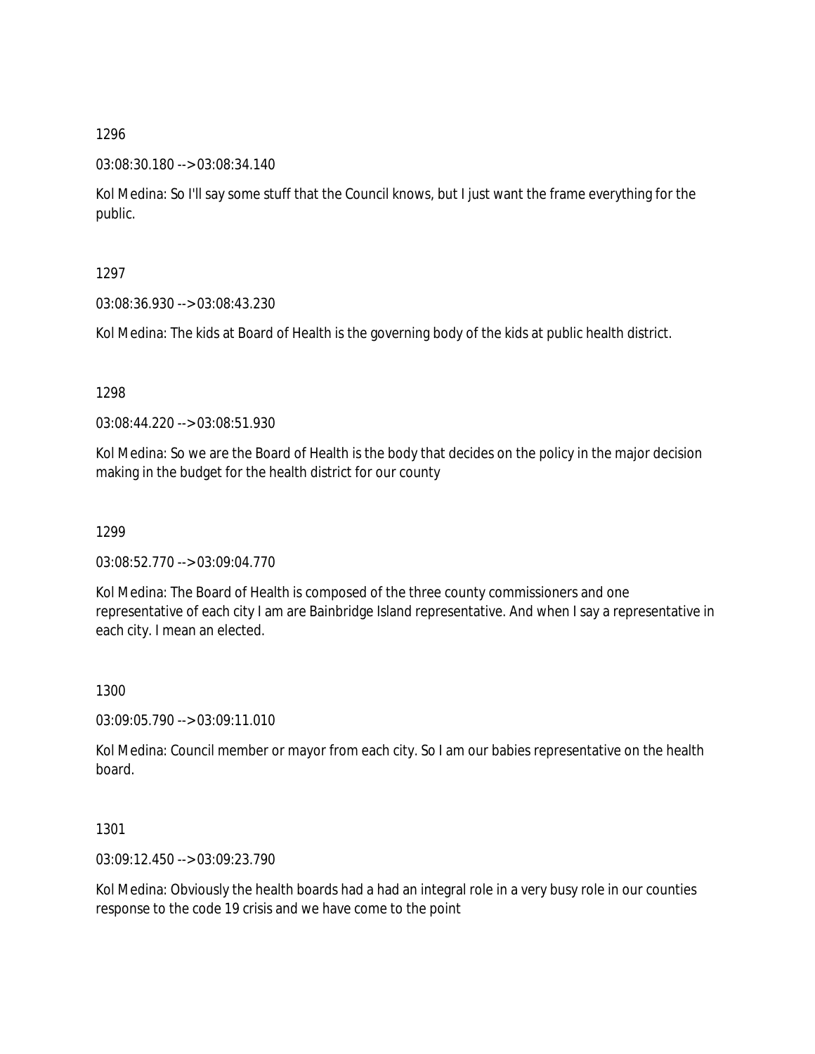1296

03:08:30.180 --> 03:08:34.140

Kol Medina: So I'll say some stuff that the Council knows, but I just want the frame everything for the public.

1297

03:08:36.930 --> 03:08:43.230

Kol Medina: The kids at Board of Health is the governing body of the kids at public health district.

1298

03:08:44.220 --> 03:08:51.930

Kol Medina: So we are the Board of Health is the body that decides on the policy in the major decision making in the budget for the health district for our county

1299

03:08:52.770 --> 03:09:04.770

Kol Medina: The Board of Health is composed of the three county commissioners and one representative of each city I am are Bainbridge Island representative. And when I say a representative in each city. I mean an elected.

1300

03:09:05.790 --> 03:09:11.010

Kol Medina: Council member or mayor from each city. So I am our babies representative on the health board.

1301

03:09:12.450 --> 03:09:23.790

Kol Medina: Obviously the health boards had a had an integral role in a very busy role in our counties response to the code 19 crisis and we have come to the point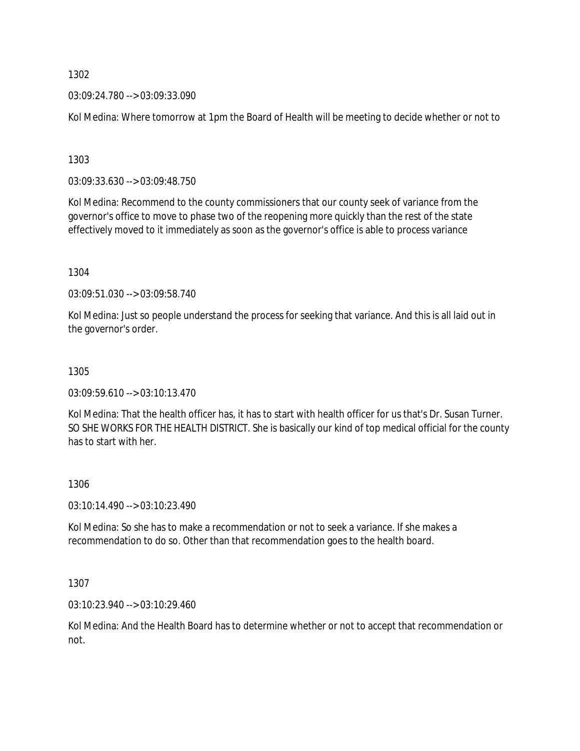1302

03:09:24.780 --> 03:09:33.090

Kol Medina: Where tomorrow at 1pm the Board of Health will be meeting to decide whether or not to

1303

03:09:33.630 --> 03:09:48.750

Kol Medina: Recommend to the county commissioners that our county seek of variance from the governor's office to move to phase two of the reopening more quickly than the rest of the state effectively moved to it immediately as soon as the governor's office is able to process variance

1304

03:09:51.030 --> 03:09:58.740

Kol Medina: Just so people understand the process for seeking that variance. And this is all laid out in the governor's order.

1305

03:09:59.610 --> 03:10:13.470

Kol Medina: That the health officer has, it has to start with health officer for us that's Dr. Susan Turner. SO SHE WORKS FOR THE HEALTH DISTRICT. She is basically our kind of top medical official for the county has to start with her.

1306

03:10:14.490 --> 03:10:23.490

Kol Medina: So she has to make a recommendation or not to seek a variance. If she makes a recommendation to do so. Other than that recommendation goes to the health board.

1307

03:10:23.940 --> 03:10:29.460

Kol Medina: And the Health Board has to determine whether or not to accept that recommendation or not.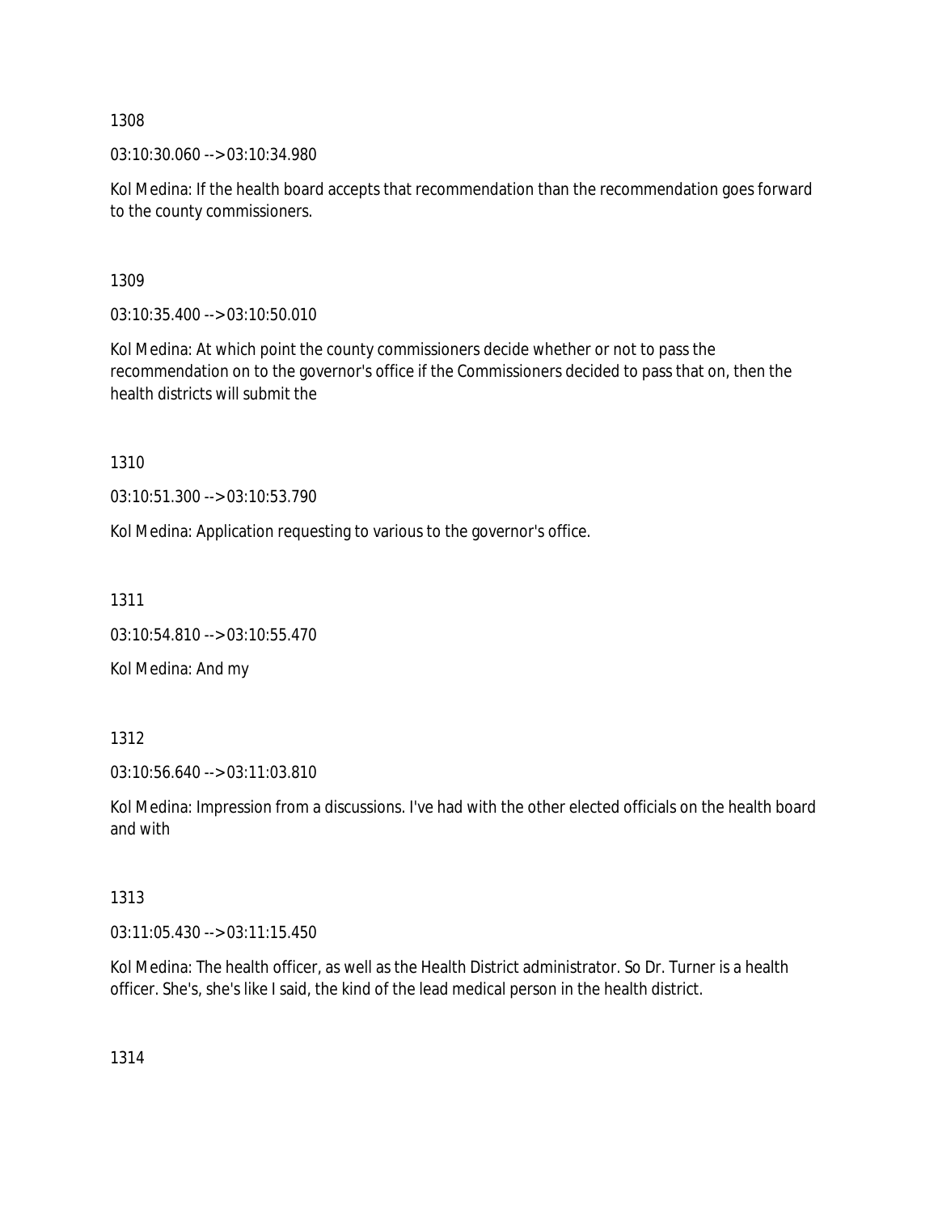1308

03:10:30.060 --> 03:10:34.980

Kol Medina: If the health board accepts that recommendation than the recommendation goes forward to the county commissioners.

1309

03:10:35.400 --> 03:10:50.010

Kol Medina: At which point the county commissioners decide whether or not to pass the recommendation on to the governor's office if the Commissioners decided to pass that on, then the health districts will submit the

1310

03:10:51.300 --> 03:10:53.790

Kol Medina: Application requesting to various to the governor's office.

1311

03:10:54.810 --> 03:10:55.470

Kol Medina: And my

1312

03:10:56.640 --> 03:11:03.810

Kol Medina: Impression from a discussions. I've had with the other elected officials on the health board and with

1313

03:11:05.430 --> 03:11:15.450

Kol Medina: The health officer, as well as the Health District administrator. So Dr. Turner is a health officer. She's, she's like I said, the kind of the lead medical person in the health district.

1314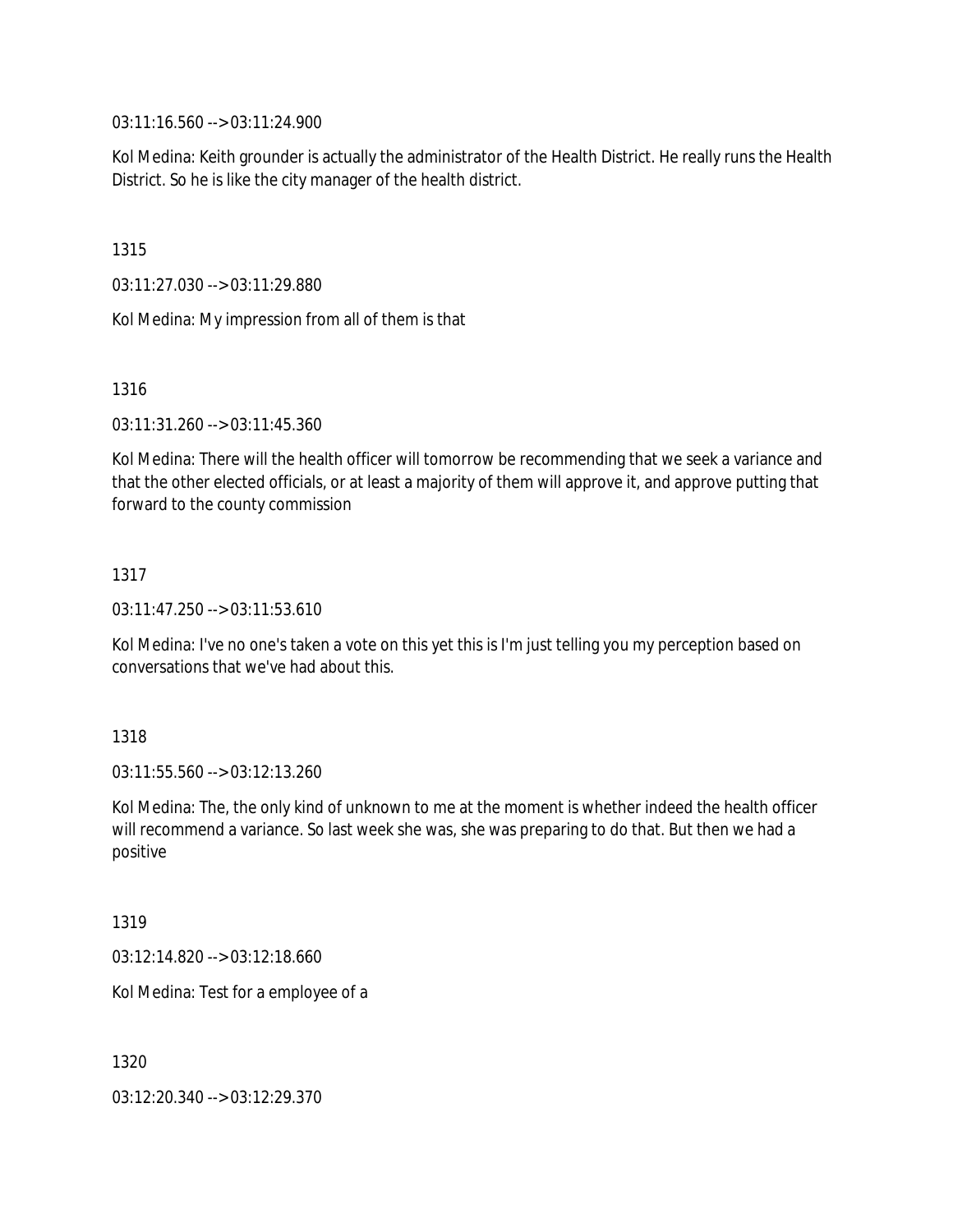03:11:16.560 --> 03:11:24.900

Kol Medina: Keith grounder is actually the administrator of the Health District. He really runs the Health District. So he is like the city manager of the health district.

1315

03:11:27.030 --> 03:11:29.880

Kol Medina: My impression from all of them is that

1316

03:11:31.260 --> 03:11:45.360

Kol Medina: There will the health officer will tomorrow be recommending that we seek a variance and that the other elected officials, or at least a majority of them will approve it, and approve putting that forward to the county commission

1317

03:11:47.250 --> 03:11:53.610

Kol Medina: I've no one's taken a vote on this yet this is I'm just telling you my perception based on conversations that we've had about this.

1318

03:11:55.560 --> 03:12:13.260

Kol Medina: The, the only kind of unknown to me at the moment is whether indeed the health officer will recommend a variance. So last week she was, she was preparing to do that. But then we had a positive

1319

03:12:14.820 --> 03:12:18.660

Kol Medina: Test for a employee of a

1320

03:12:20.340 --> 03:12:29.370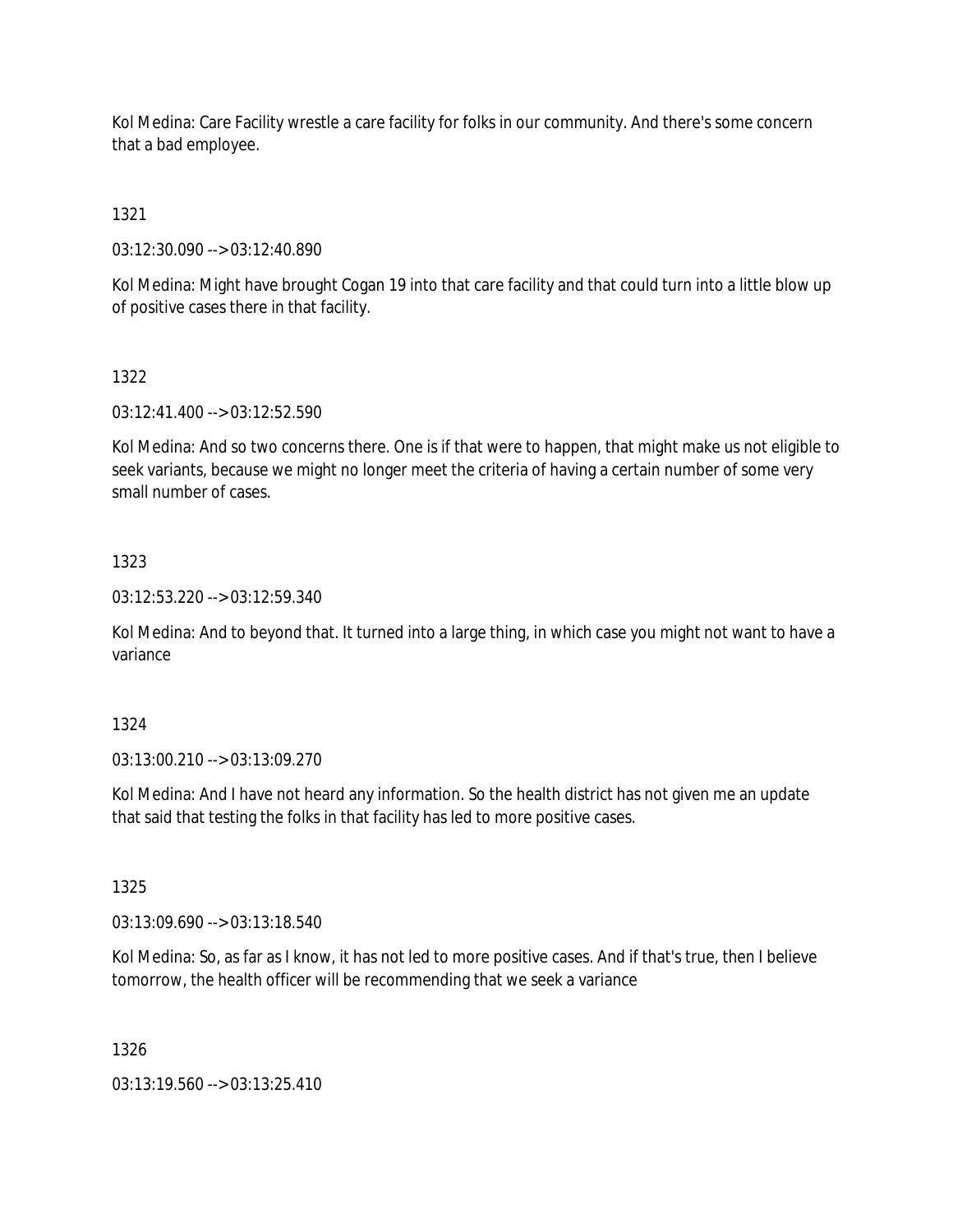Kol Medina: Care Facility wrestle a care facility for folks in our community. And there's some concern that a bad employee.

1321

03:12:30.090 --> 03:12:40.890

Kol Medina: Might have brought Cogan 19 into that care facility and that could turn into a little blow up of positive cases there in that facility.

1322

03:12:41.400 --> 03:12:52.590

Kol Medina: And so two concerns there. One is if that were to happen, that might make us not eligible to seek variants, because we might no longer meet the criteria of having a certain number of some very small number of cases.

1323

03:12:53.220 --> 03:12:59.340

Kol Medina: And to beyond that. It turned into a large thing, in which case you might not want to have a variance

1324

03:13:00.210 --> 03:13:09.270

Kol Medina: And I have not heard any information. So the health district has not given me an update that said that testing the folks in that facility has led to more positive cases.

1325

03:13:09.690 --> 03:13:18.540

Kol Medina: So, as far as I know, it has not led to more positive cases. And if that's true, then I believe tomorrow, the health officer will be recommending that we seek a variance

1326

03:13:19.560 --> 03:13:25.410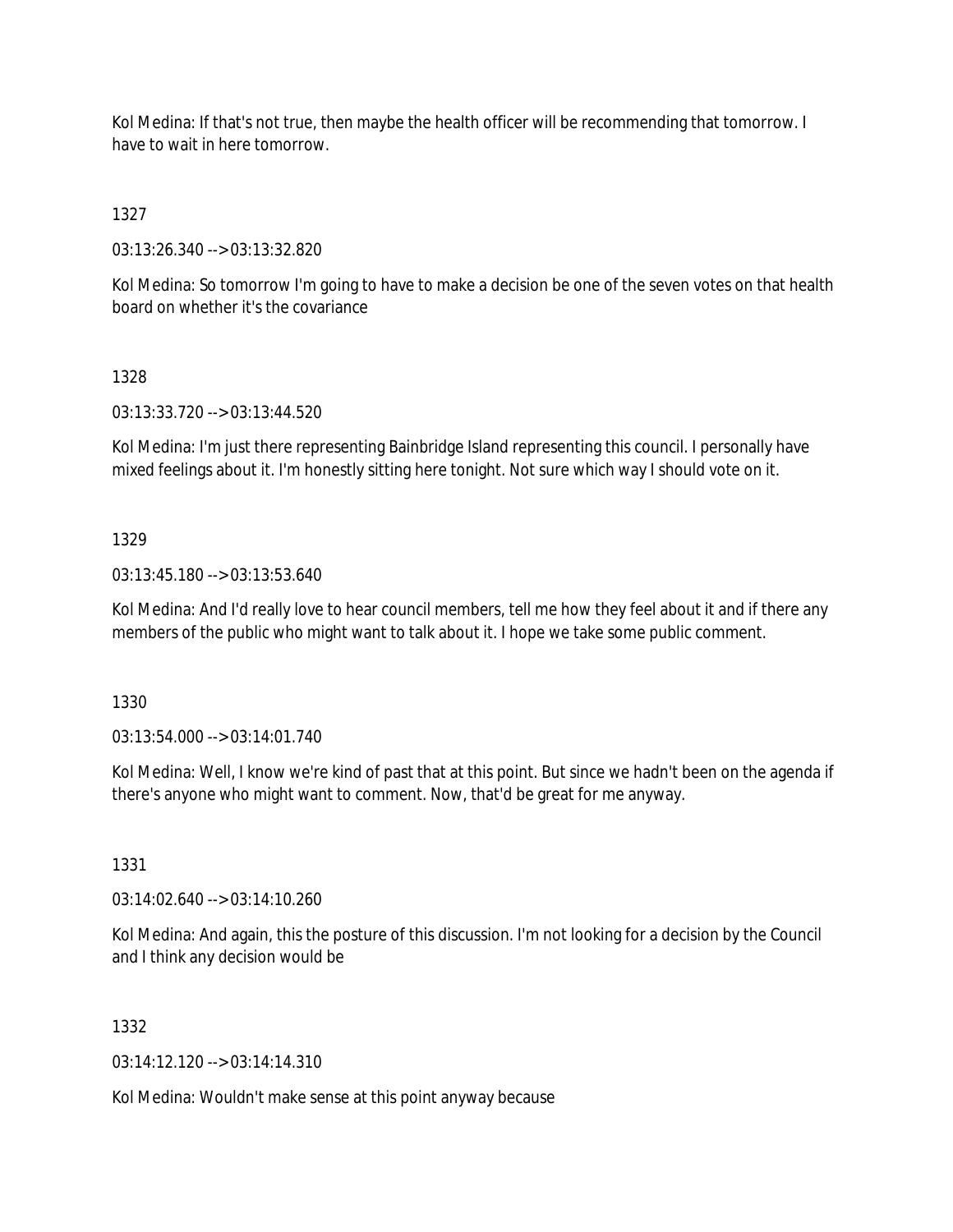Kol Medina: If that's not true, then maybe the health officer will be recommending that tomorrow. I have to wait in here tomorrow.

1327

03:13:26.340 --> 03:13:32.820

Kol Medina: So tomorrow I'm going to have to make a decision be one of the seven votes on that health board on whether it's the covariance

1328

03:13:33.720 --> 03:13:44.520

Kol Medina: I'm just there representing Bainbridge Island representing this council. I personally have mixed feelings about it. I'm honestly sitting here tonight. Not sure which way I should vote on it.

1329

03:13:45.180 --> 03:13:53.640

Kol Medina: And I'd really love to hear council members, tell me how they feel about it and if there any members of the public who might want to talk about it. I hope we take some public comment.

1330

03:13:54.000 --> 03:14:01.740

Kol Medina: Well, I know we're kind of past that at this point. But since we hadn't been on the agenda if there's anyone who might want to comment. Now, that'd be great for me anyway.

1331

03:14:02.640 --> 03:14:10.260

Kol Medina: And again, this the posture of this discussion. I'm not looking for a decision by the Council and I think any decision would be

1332

03:14:12.120 --> 03:14:14.310

Kol Medina: Wouldn't make sense at this point anyway because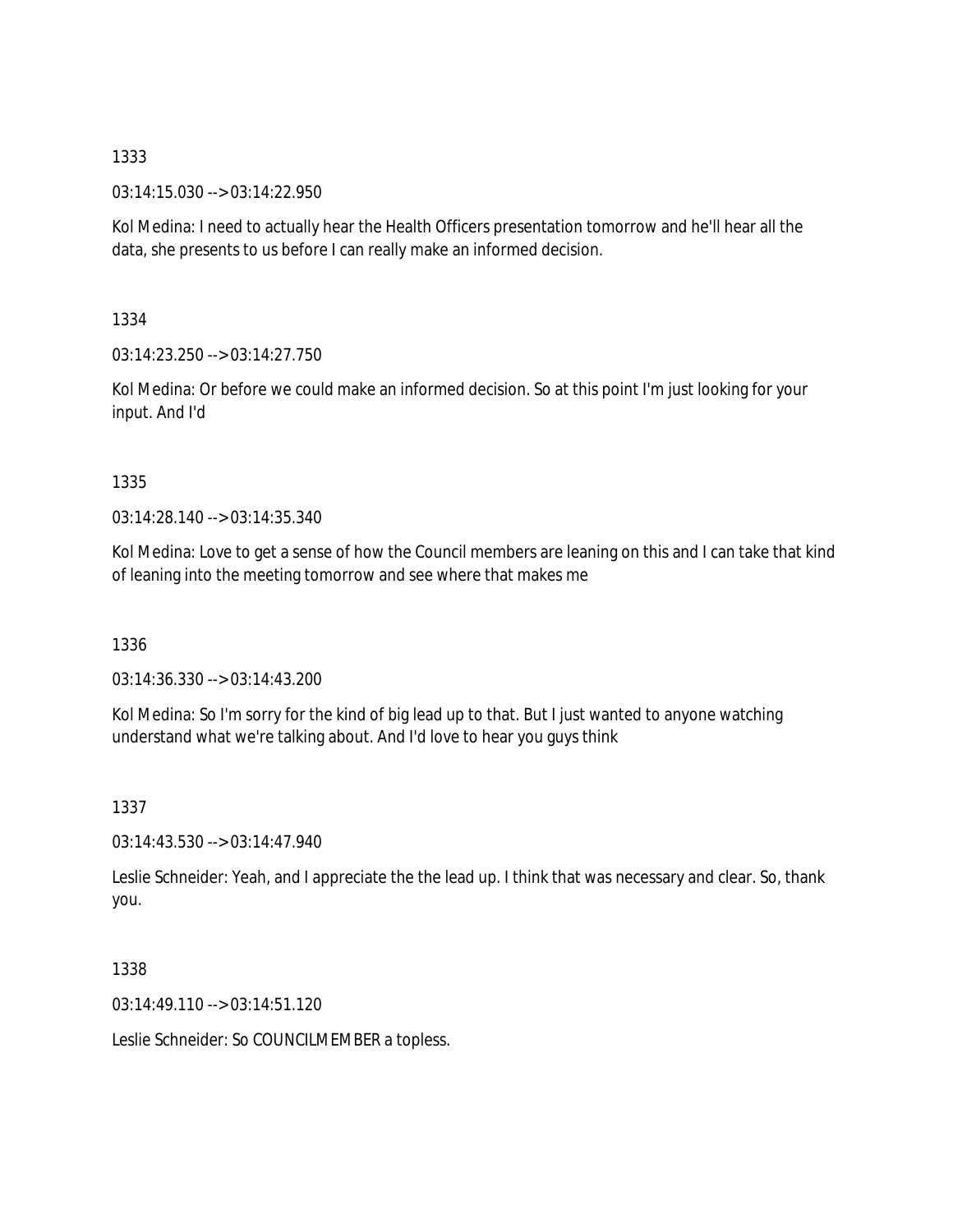1333

03:14:15.030 --> 03:14:22.950

Kol Medina: I need to actually hear the Health Officers presentation tomorrow and he'll hear all the data, she presents to us before I can really make an informed decision.

1334

03:14:23.250 --> 03:14:27.750

Kol Medina: Or before we could make an informed decision. So at this point I'm just looking for your input. And I'd

1335

03:14:28.140 --> 03:14:35.340

Kol Medina: Love to get a sense of how the Council members are leaning on this and I can take that kind of leaning into the meeting tomorrow and see where that makes me

1336

03:14:36.330 --> 03:14:43.200

Kol Medina: So I'm sorry for the kind of big lead up to that. But I just wanted to anyone watching understand what we're talking about. And I'd love to hear you guys think

1337

03:14:43.530 --> 03:14:47.940

Leslie Schneider: Yeah, and I appreciate the the lead up. I think that was necessary and clear. So, thank you.

1338

03:14:49.110 --> 03:14:51.120

Leslie Schneider: So COUNCILMEMBER a topless.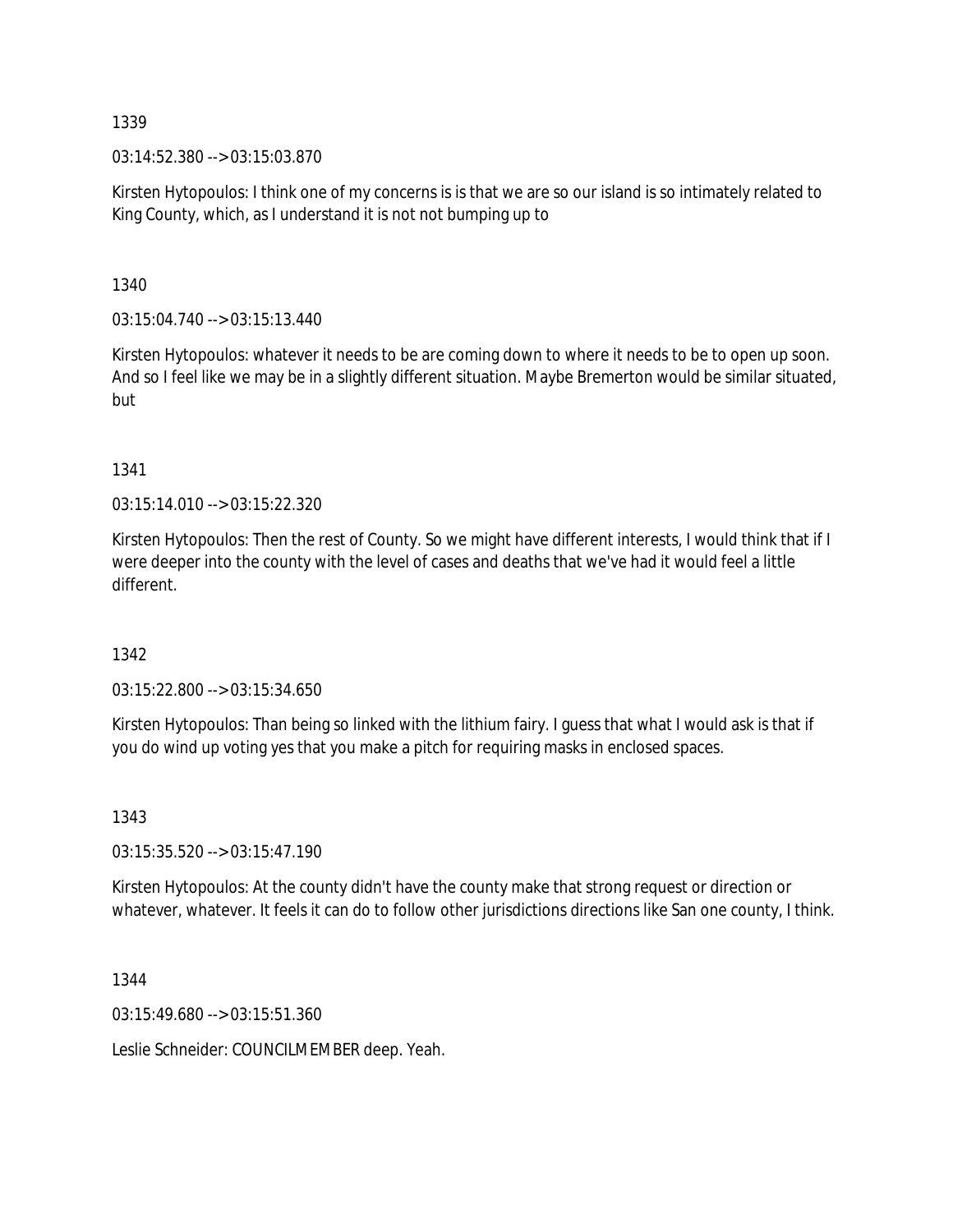1339

03:14:52.380 --> 03:15:03.870

Kirsten Hytopoulos: I think one of my concerns is is that we are so our island is so intimately related to King County, which, as I understand it is not not bumping up to

1340

03:15:04.740 --> 03:15:13.440

Kirsten Hytopoulos: whatever it needs to be are coming down to where it needs to be to open up soon. And so I feel like we may be in a slightly different situation. Maybe Bremerton would be similar situated, but

1341

03:15:14.010 --> 03:15:22.320

Kirsten Hytopoulos: Then the rest of County. So we might have different interests, I would think that if I were deeper into the county with the level of cases and deaths that we've had it would feel a little different.

1342

03:15:22.800 --> 03:15:34.650

Kirsten Hytopoulos: Than being so linked with the lithium fairy. I guess that what I would ask is that if you do wind up voting yes that you make a pitch for requiring masks in enclosed spaces.

1343

03:15:35.520 --> 03:15:47.190

Kirsten Hytopoulos: At the county didn't have the county make that strong request or direction or whatever, whatever. It feels it can do to follow other jurisdictions directions like San one county, I think.

1344

03:15:49.680 --> 03:15:51.360

Leslie Schneider: COUNCILMEMBER deep. Yeah.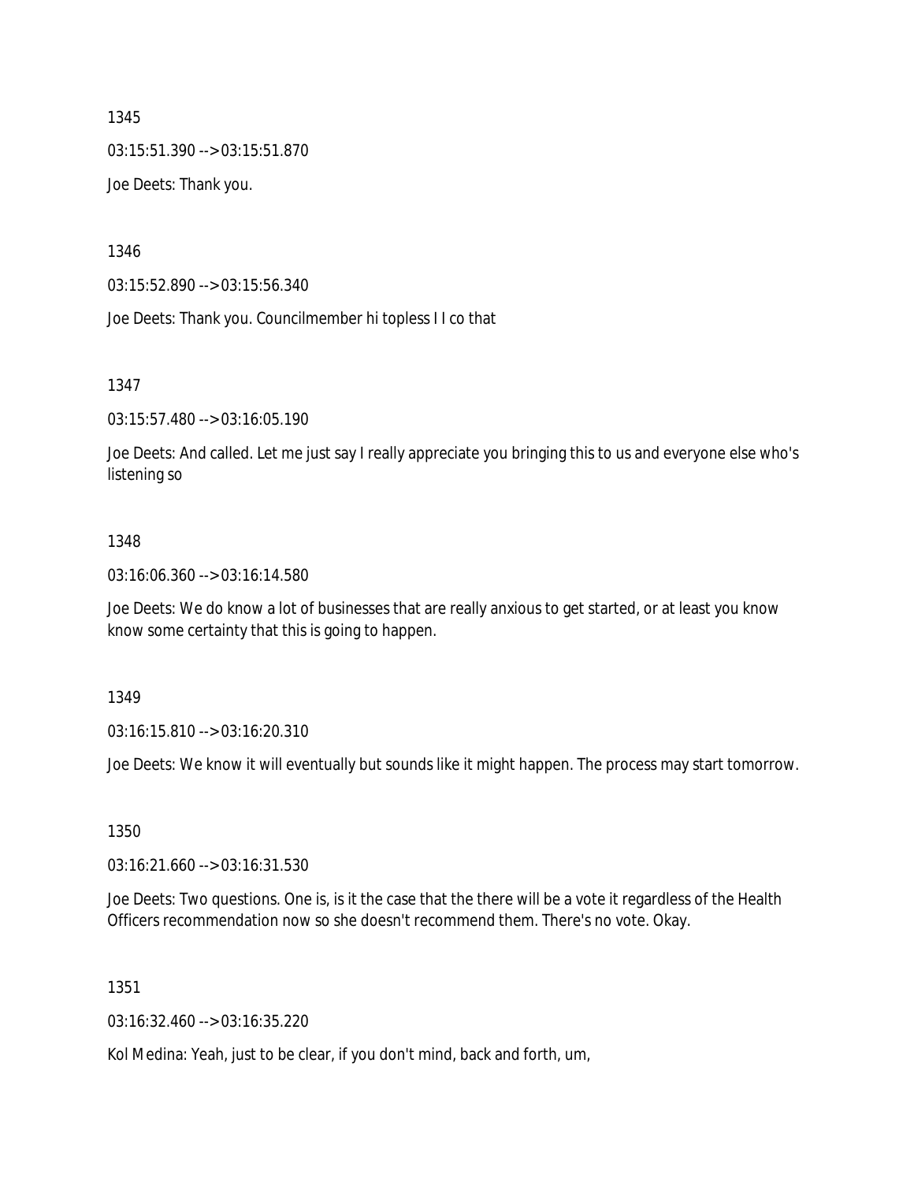1345

03:15:51.390 --> 03:15:51.870

Joe Deets: Thank you.

1346

03:15:52.890 --> 03:15:56.340

Joe Deets: Thank you. Councilmember hi topless I I co that

1347

03:15:57.480 --> 03:16:05.190

Joe Deets: And called. Let me just say I really appreciate you bringing this to us and everyone else who's listening so

1348

03:16:06.360 --> 03:16:14.580

Joe Deets: We do know a lot of businesses that are really anxious to get started, or at least you know know some certainty that this is going to happen.

1349

03:16:15.810 --> 03:16:20.310

Joe Deets: We know it will eventually but sounds like it might happen. The process may start tomorrow.

1350

03:16:21.660 --> 03:16:31.530

Joe Deets: Two questions. One is, is it the case that the there will be a vote it regardless of the Health Officers recommendation now so she doesn't recommend them. There's no vote. Okay.

1351

03:16:32.460 --> 03:16:35.220

Kol Medina: Yeah, just to be clear, if you don't mind, back and forth, um,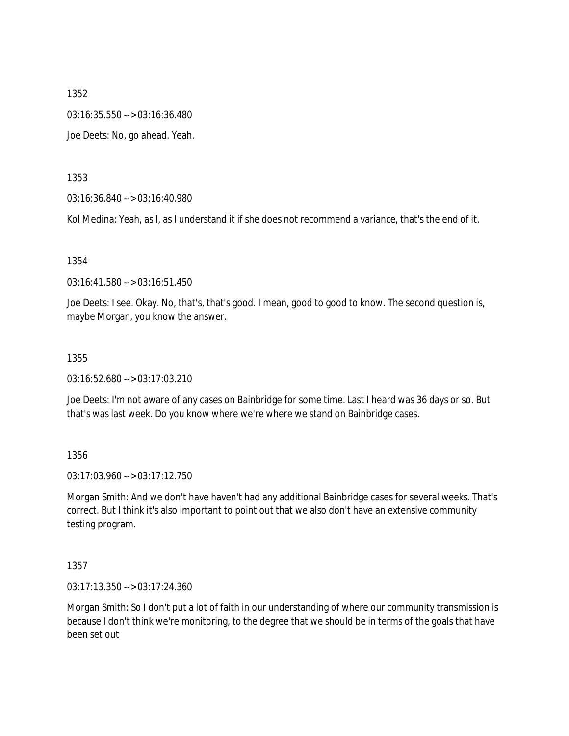1352

03:16:35.550 --> 03:16:36.480

Joe Deets: No, go ahead. Yeah.

1353

03:16:36.840 --> 03:16:40.980

Kol Medina: Yeah, as I, as I understand it if she does not recommend a variance, that's the end of it.

1354

03:16:41.580 --> 03:16:51.450

Joe Deets: I see. Okay. No, that's, that's good. I mean, good to good to know. The second question is, maybe Morgan, you know the answer.

1355

03:16:52.680 --> 03:17:03.210

Joe Deets: I'm not aware of any cases on Bainbridge for some time. Last I heard was 36 days or so. But that's was last week. Do you know where we're where we stand on Bainbridge cases.

1356

03:17:03.960 --> 03:17:12.750

Morgan Smith: And we don't have haven't had any additional Bainbridge cases for several weeks. That's correct. But I think it's also important to point out that we also don't have an extensive community testing program.

1357

03:17:13.350 --> 03:17:24.360

Morgan Smith: So I don't put a lot of faith in our understanding of where our community transmission is because I don't think we're monitoring, to the degree that we should be in terms of the goals that have been set out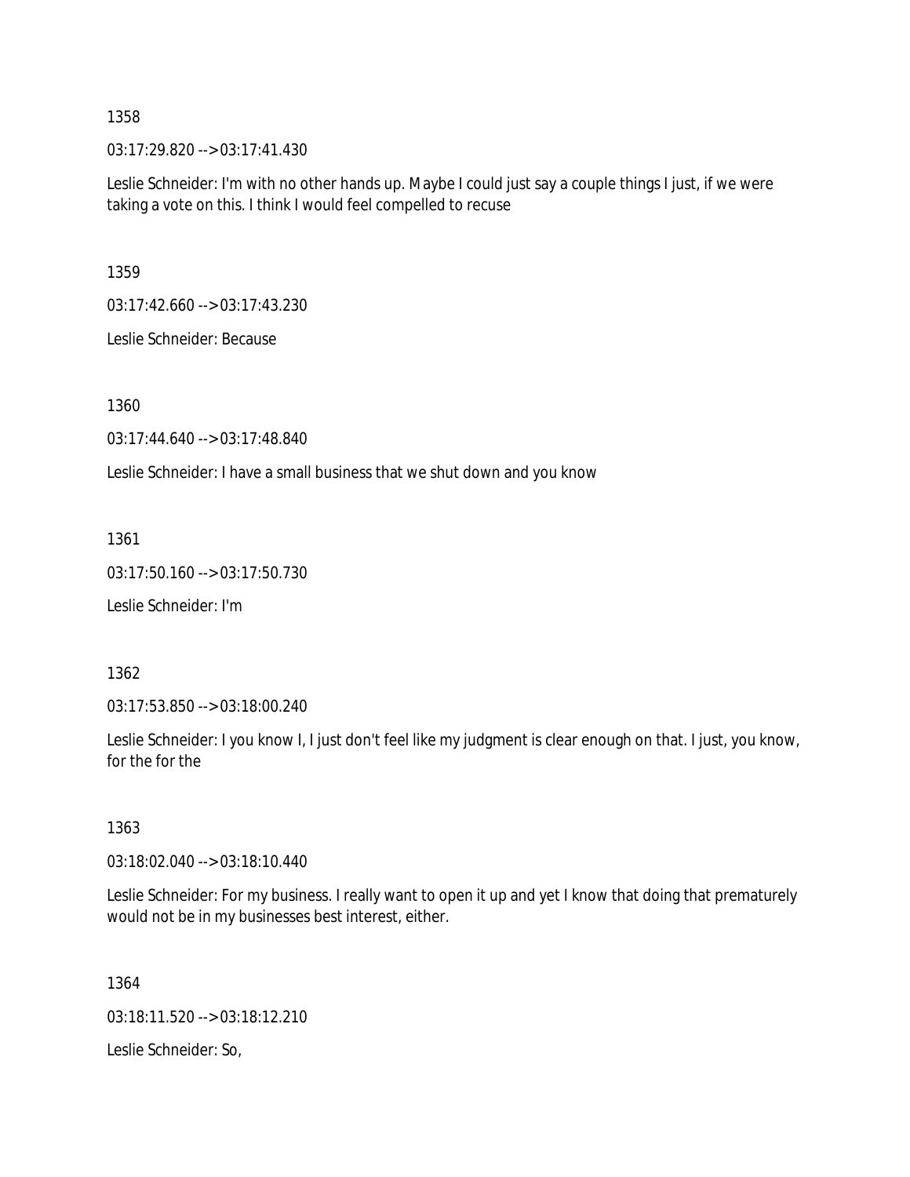1358

03:17:29.820 --> 03:17:41.430

Leslie Schneider: I'm with no other hands up. Maybe I could just say a couple things I just, if we were taking a vote on this. I think I would feel compelled to recuse

1359

03:17:42.660 --> 03:17:43.230

Leslie Schneider: Because

1360

03:17:44.640 --> 03:17:48.840

Leslie Schneider: I have a small business that we shut down and you know

1361

03:17:50.160 --> 03:17:50.730

Leslie Schneider: I'm

1362

03:17:53.850 --> 03:18:00.240

Leslie Schneider: I you know I, I just don't feel like my judgment is clear enough on that. I just, you know, for the for the

1363

03:18:02.040 --> 03:18:10.440

Leslie Schneider: For my business. I really want to open it up and yet I know that doing that prematurely would not be in my businesses best interest, either.

1364

03:18:11.520 --> 03:18:12.210

Leslie Schneider: So,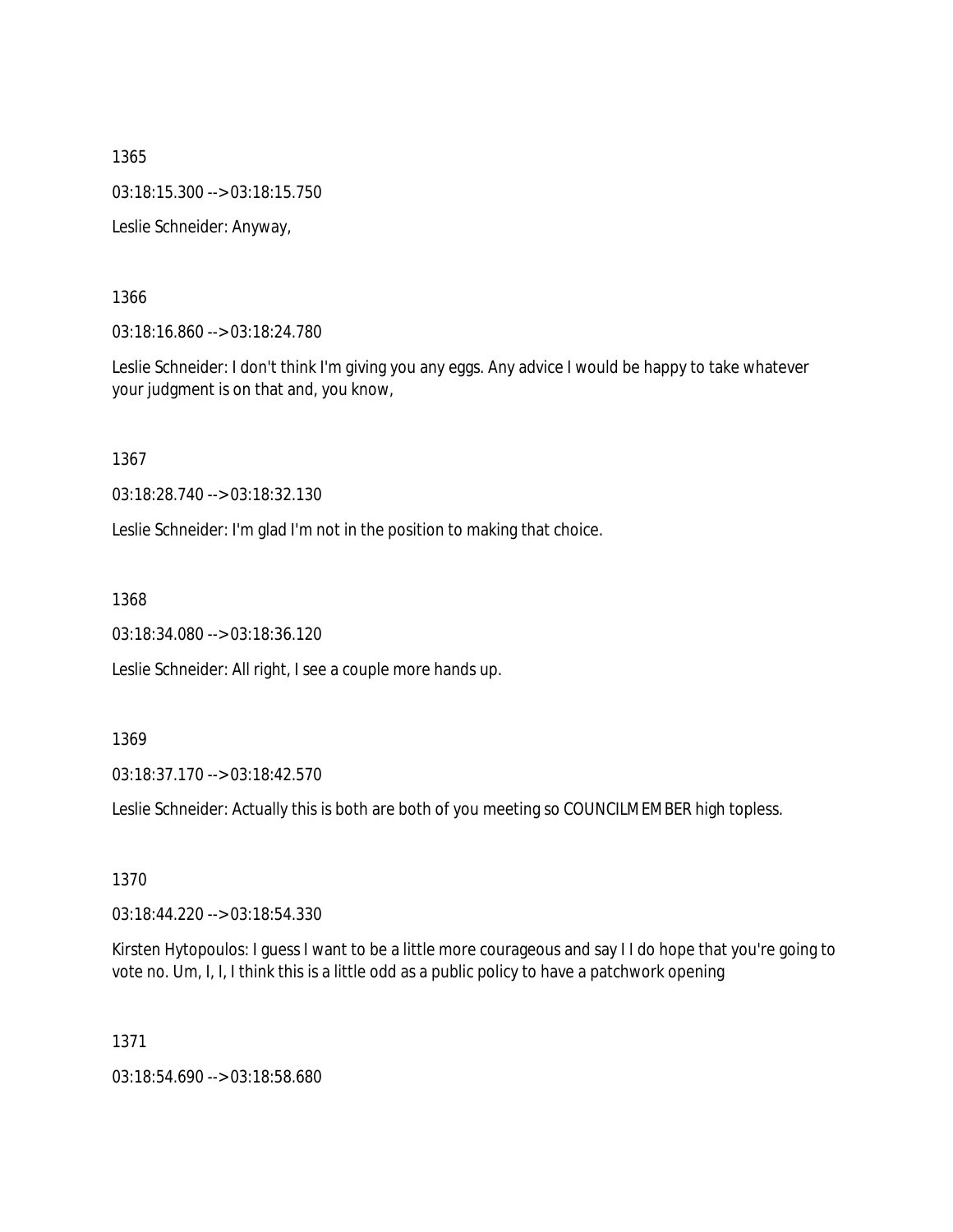1365

03:18:15.300 --> 03:18:15.750

Leslie Schneider: Anyway,

1366

03:18:16.860 --> 03:18:24.780

Leslie Schneider: I don't think I'm giving you any eggs. Any advice I would be happy to take whatever your judgment is on that and, you know,

1367

03:18:28.740 --> 03:18:32.130

Leslie Schneider: I'm glad I'm not in the position to making that choice.

1368

03:18:34.080 --> 03:18:36.120

Leslie Schneider: All right, I see a couple more hands up.

1369

03:18:37.170 --> 03:18:42.570

Leslie Schneider: Actually this is both are both of you meeting so COUNCILMEMBER high topless.

1370

03:18:44.220 --> 03:18:54.330

Kirsten Hytopoulos: I guess I want to be a little more courageous and say I I do hope that you're going to vote no. Um, I, I, I think this is a little odd as a public policy to have a patchwork opening

1371

03:18:54.690 --> 03:18:58.680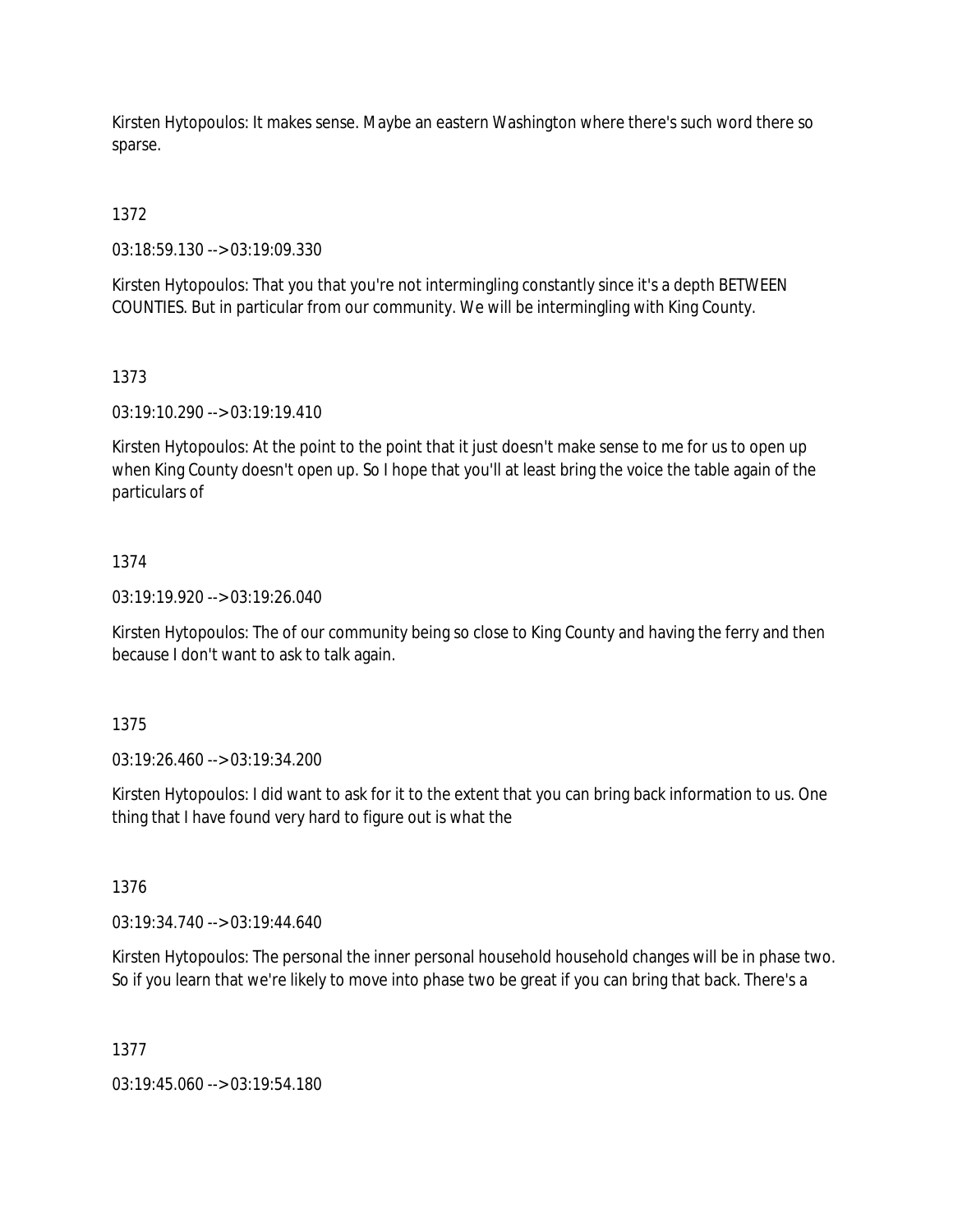Kirsten Hytopoulos: It makes sense. Maybe an eastern Washington where there's such word there so sparse.

1372

03:18:59.130 --> 03:19:09.330

Kirsten Hytopoulos: That you that you're not intermingling constantly since it's a depth BETWEEN COUNTIES. But in particular from our community. We will be intermingling with King County.

1373

03:19:10.290 --> 03:19:19.410

Kirsten Hytopoulos: At the point to the point that it just doesn't make sense to me for us to open up when King County doesn't open up. So I hope that you'll at least bring the voice the table again of the particulars of

1374

03:19:19.920 --> 03:19:26.040

Kirsten Hytopoulos: The of our community being so close to King County and having the ferry and then because I don't want to ask to talk again.

1375

03:19:26.460 --> 03:19:34.200

Kirsten Hytopoulos: I did want to ask for it to the extent that you can bring back information to us. One thing that I have found very hard to figure out is what the

1376

03:19:34.740 --> 03:19:44.640

Kirsten Hytopoulos: The personal the inner personal household household changes will be in phase two. So if you learn that we're likely to move into phase two be great if you can bring that back. There's a

1377

03:19:45.060 --> 03:19:54.180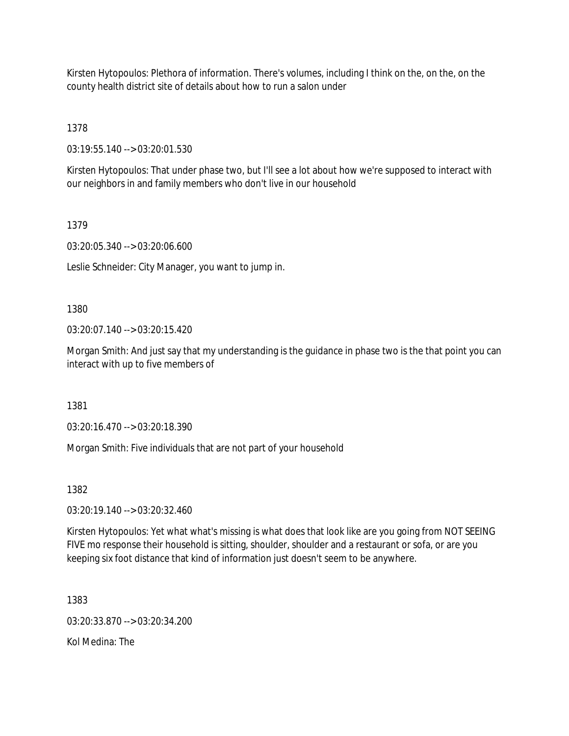Kirsten Hytopoulos: Plethora of information. There's volumes, including I think on the, on the, on the county health district site of details about how to run a salon under

1378

03:19:55.140 --> 03:20:01.530

Kirsten Hytopoulos: That under phase two, but I'll see a lot about how we're supposed to interact with our neighbors in and family members who don't live in our household

1379

03:20:05.340 --> 03:20:06.600

Leslie Schneider: City Manager, you want to jump in.

1380

03:20:07.140 --> 03:20:15.420

Morgan Smith: And just say that my understanding is the guidance in phase two is the that point you can interact with up to five members of

1381

03:20:16.470 --> 03:20:18.390

Morgan Smith: Five individuals that are not part of your household

1382

03:20:19.140 --> 03:20:32.460

Kirsten Hytopoulos: Yet what what's missing is what does that look like are you going from NOT SEEING FIVE mo response their household is sitting, shoulder, shoulder and a restaurant or sofa, or are you keeping six foot distance that kind of information just doesn't seem to be anywhere.

1383

03:20:33.870 --> 03:20:34.200

Kol Medina: The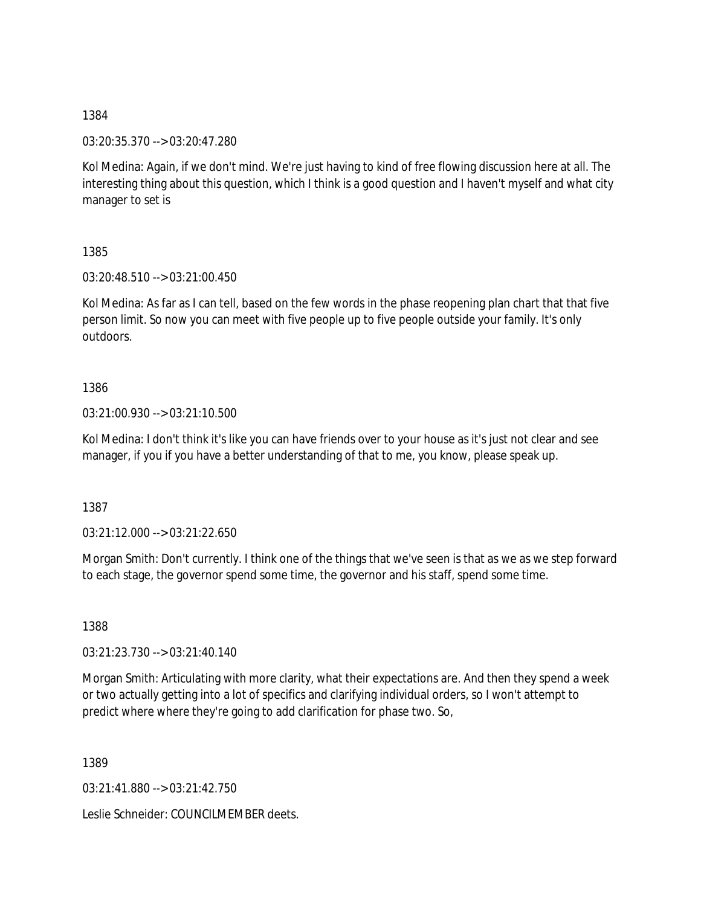1384

03:20:35.370 --> 03:20:47.280

Kol Medina: Again, if we don't mind. We're just having to kind of free flowing discussion here at all. The interesting thing about this question, which I think is a good question and I haven't myself and what city manager to set is

1385

03:20:48.510 --> 03:21:00.450

Kol Medina: As far as I can tell, based on the few words in the phase reopening plan chart that that five person limit. So now you can meet with five people up to five people outside your family. It's only outdoors.

1386

03:21:00.930 --> 03:21:10.500

Kol Medina: I don't think it's like you can have friends over to your house as it's just not clear and see manager, if you if you have a better understanding of that to me, you know, please speak up.

1387

03:21:12.000 --> 03:21:22.650

Morgan Smith: Don't currently. I think one of the things that we've seen is that as we as we step forward to each stage, the governor spend some time, the governor and his staff, spend some time.

1388

03:21:23.730 --> 03:21:40.140

Morgan Smith: Articulating with more clarity, what their expectations are. And then they spend a week or two actually getting into a lot of specifics and clarifying individual orders, so I won't attempt to predict where where they're going to add clarification for phase two. So,

1389

03:21:41.880 --> 03:21:42.750

Leslie Schneider: COUNCILMEMBER deets.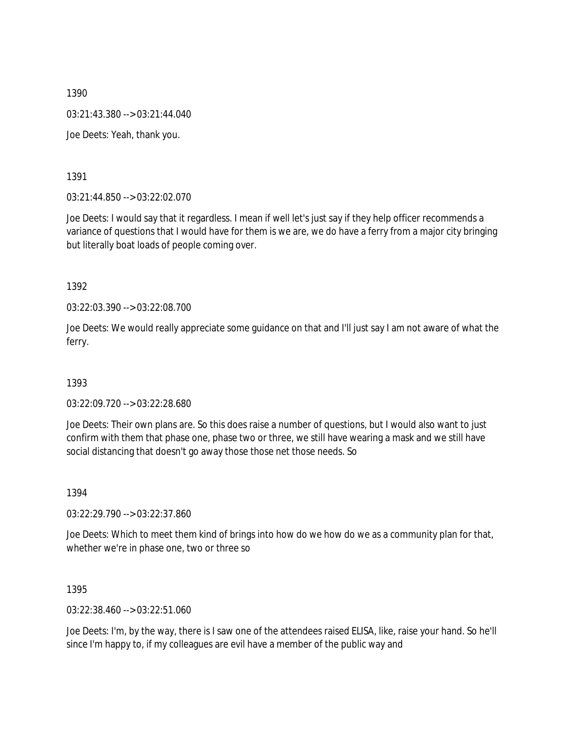1390

03:21:43.380 --> 03:21:44.040

Joe Deets: Yeah, thank you.

1391

03:21:44.850 --> 03:22:02.070

Joe Deets: I would say that it regardless. I mean if well let's just say if they help officer recommends a variance of questions that I would have for them is we are, we do have a ferry from a major city bringing but literally boat loads of people coming over.

1392

03:22:03.390 --> 03:22:08.700

Joe Deets: We would really appreciate some guidance on that and I'll just say I am not aware of what the ferry.

1393

03:22:09.720 --> 03:22:28.680

Joe Deets: Their own plans are. So this does raise a number of questions, but I would also want to just confirm with them that phase one, phase two or three, we still have wearing a mask and we still have social distancing that doesn't go away those those net those needs. So

1394

03:22:29.790 --> 03:22:37.860

Joe Deets: Which to meet them kind of brings into how do we how do we as a community plan for that, whether we're in phase one, two or three so

1395

03:22:38.460 --> 03:22:51.060

Joe Deets: I'm, by the way, there is I saw one of the attendees raised ELISA, like, raise your hand. So he'll since I'm happy to, if my colleagues are evil have a member of the public way and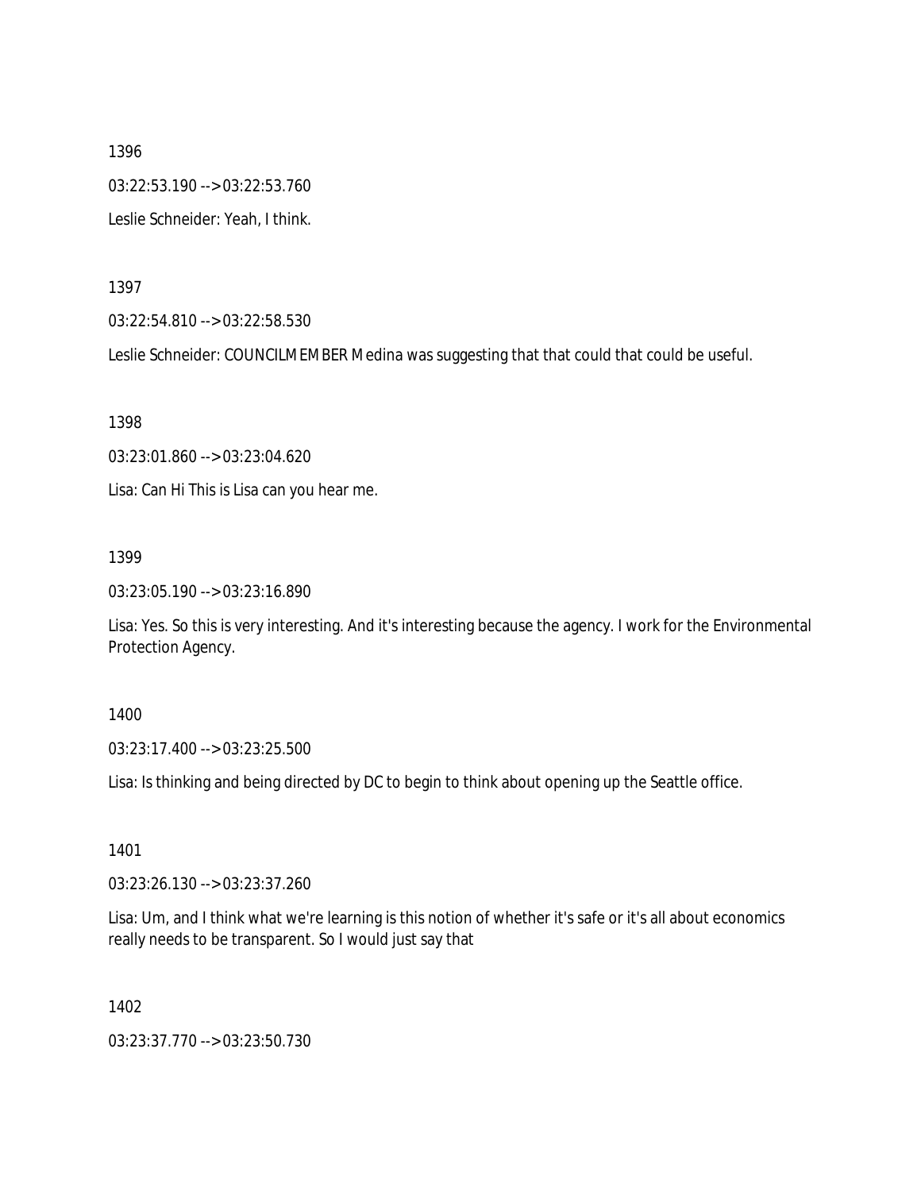1396

03:22:53.190 --> 03:22:53.760

Leslie Schneider: Yeah, I think.

1397

03:22:54.810 --> 03:22:58.530

Leslie Schneider: COUNCILMEMBER Medina was suggesting that that could that could be useful.

1398

03:23:01.860 --> 03:23:04.620

Lisa: Can Hi This is Lisa can you hear me.

1399

03:23:05.190 --> 03:23:16.890

Lisa: Yes. So this is very interesting. And it's interesting because the agency. I work for the Environmental Protection Agency.

1400

03:23:17.400 --> 03:23:25.500

Lisa: Is thinking and being directed by DC to begin to think about opening up the Seattle office.

1401

03:23:26.130 --> 03:23:37.260

Lisa: Um, and I think what we're learning is this notion of whether it's safe or it's all about economics really needs to be transparent. So I would just say that

1402

03:23:37.770 --> 03:23:50.730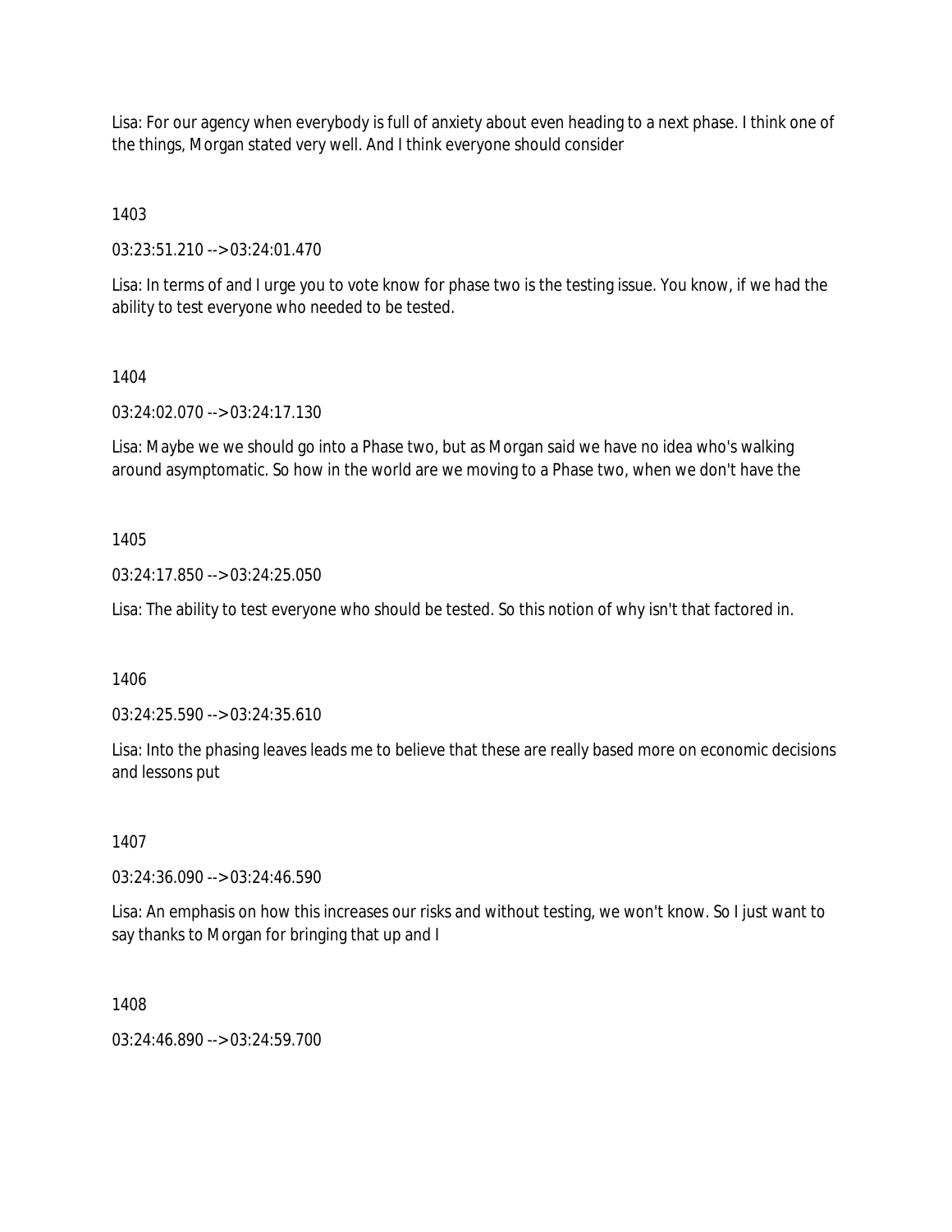Lisa: For our agency when everybody is full of anxiety about even heading to a next phase. I think one of the things, Morgan stated very well. And I think everyone should consider

1403

03:23:51.210 --> 03:24:01.470

Lisa: In terms of and I urge you to vote know for phase two is the testing issue. You know, if we had the ability to test everyone who needed to be tested.

1404

03:24:02.070 --> 03:24:17.130

Lisa: Maybe we we should go into a Phase two, but as Morgan said we have no idea who's walking around asymptomatic. So how in the world are we moving to a Phase two, when we don't have the

1405

03:24:17.850 --> 03:24:25.050

Lisa: The ability to test everyone who should be tested. So this notion of why isn't that factored in.

1406

03:24:25.590 --> 03:24:35.610

Lisa: Into the phasing leaves leads me to believe that these are really based more on economic decisions and lessons put

1407

03:24:36.090 --> 03:24:46.590

Lisa: An emphasis on how this increases our risks and without testing, we won't know. So I just want to say thanks to Morgan for bringing that up and I

1408

03:24:46.890 --> 03:24:59.700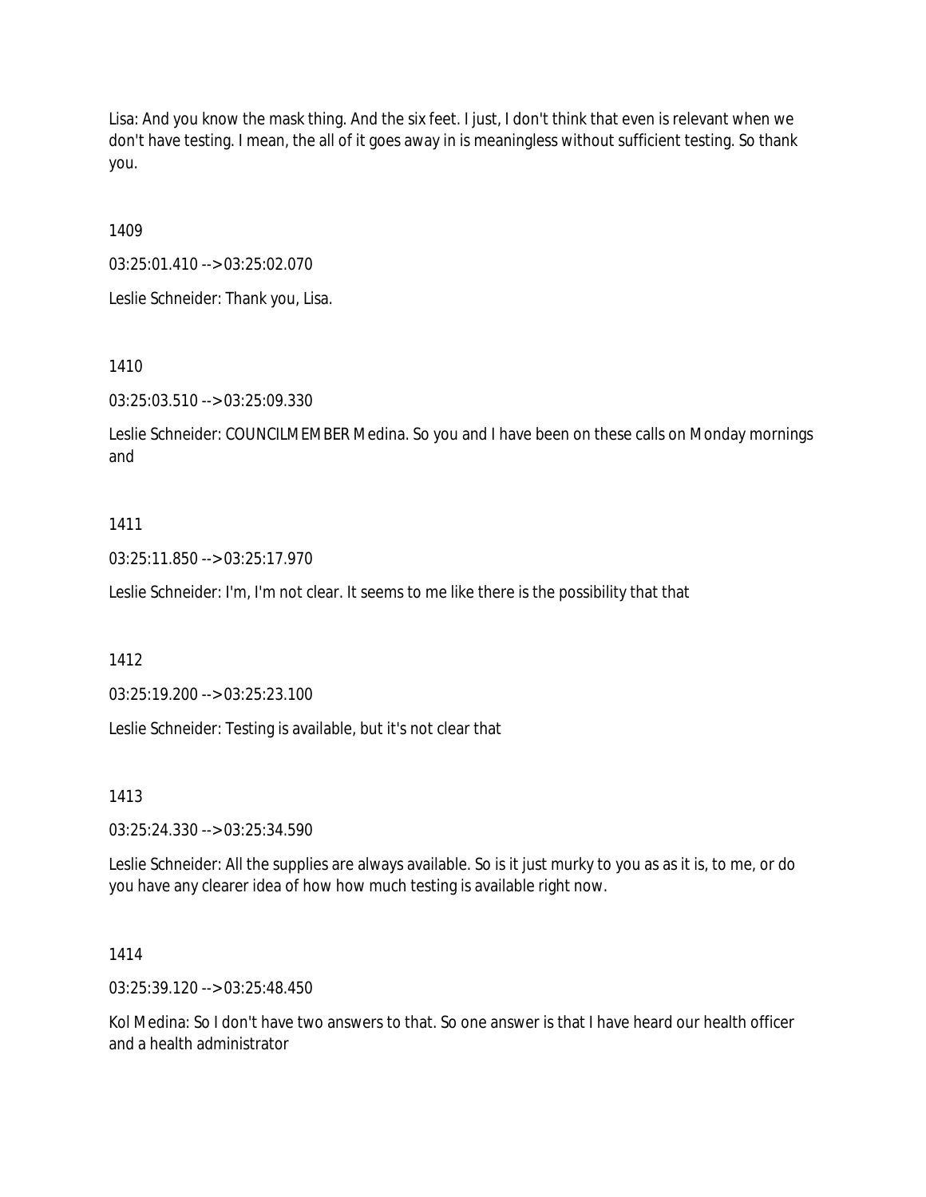Lisa: And you know the mask thing. And the six feet. I just, I don't think that even is relevant when we don't have testing. I mean, the all of it goes away in is meaningless without sufficient testing. So thank you.

1409

03:25:01.410 --> 03:25:02.070

Leslie Schneider: Thank you, Lisa.

1410

03:25:03.510 --> 03:25:09.330

Leslie Schneider: COUNCILMEMBER Medina. So you and I have been on these calls on Monday mornings and

1411

03:25:11.850 --> 03:25:17.970

Leslie Schneider: I'm, I'm not clear. It seems to me like there is the possibility that that

1412

03:25:19.200 --> 03:25:23.100

Leslie Schneider: Testing is available, but it's not clear that

1413

03:25:24.330 --> 03:25:34.590

Leslie Schneider: All the supplies are always available. So is it just murky to you as as it is, to me, or do you have any clearer idea of how how much testing is available right now.

1414

03:25:39.120 --> 03:25:48.450

Kol Medina: So I don't have two answers to that. So one answer is that I have heard our health officer and a health administrator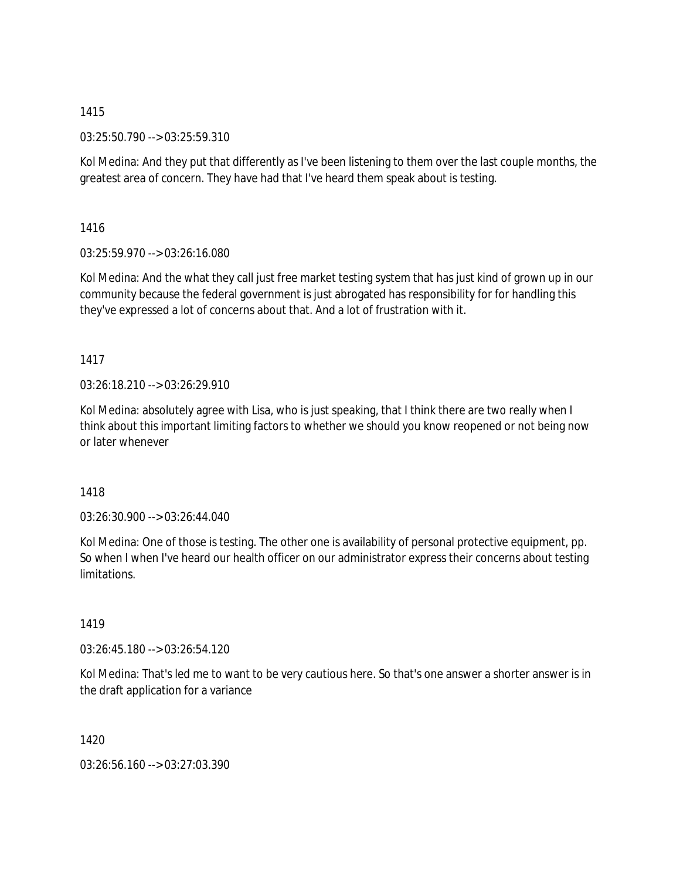1415

03:25:50.790 --> 03:25:59.310

Kol Medina: And they put that differently as I've been listening to them over the last couple months, the greatest area of concern. They have had that I've heard them speak about is testing.

1416

03:25:59.970 --> 03:26:16.080

Kol Medina: And the what they call just free market testing system that has just kind of grown up in our community because the federal government is just abrogated has responsibility for for handling this they've expressed a lot of concerns about that. And a lot of frustration with it.

1417

03:26:18.210 --> 03:26:29.910

Kol Medina: absolutely agree with Lisa, who is just speaking, that I think there are two really when I think about this important limiting factors to whether we should you know reopened or not being now or later whenever

1418

03:26:30.900 --> 03:26:44.040

Kol Medina: One of those is testing. The other one is availability of personal protective equipment, pp. So when I when I've heard our health officer on our administrator express their concerns about testing limitations.

1419

03:26:45.180 --> 03:26:54.120

Kol Medina: That's led me to want to be very cautious here. So that's one answer a shorter answer is in the draft application for a variance

1420

03:26:56.160 --> 03:27:03.390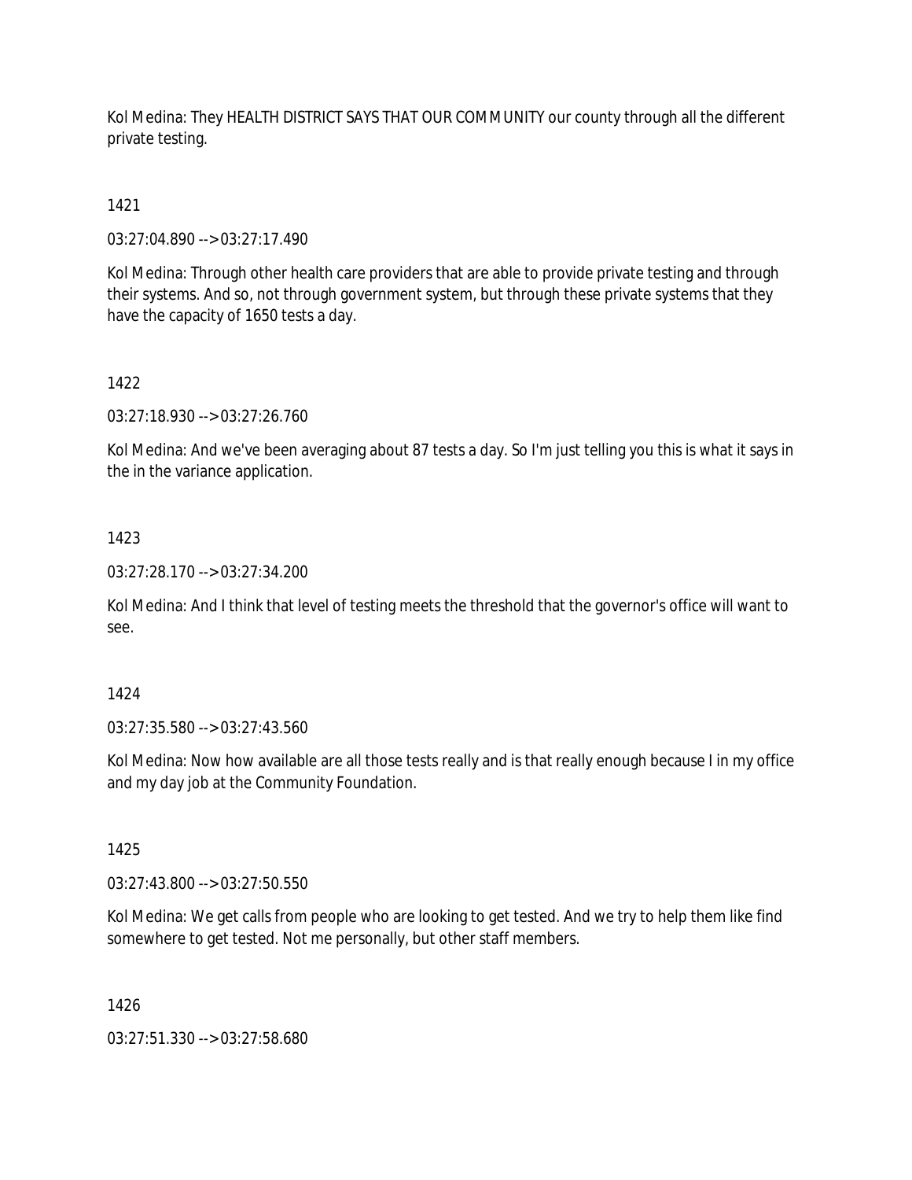Kol Medina: They HEALTH DISTRICT SAYS THAT OUR COMMUNITY our county through all the different private testing.

1421

03:27:04.890 --> 03:27:17.490

Kol Medina: Through other health care providers that are able to provide private testing and through their systems. And so, not through government system, but through these private systems that they have the capacity of 1650 tests a day.

1422

03:27:18.930 --> 03:27:26.760

Kol Medina: And we've been averaging about 87 tests a day. So I'm just telling you this is what it says in the in the variance application.

1423

03:27:28.170 --> 03:27:34.200

Kol Medina: And I think that level of testing meets the threshold that the governor's office will want to see.

1424

03:27:35.580 --> 03:27:43.560

Kol Medina: Now how available are all those tests really and is that really enough because I in my office and my day job at the Community Foundation.

1425

03:27:43.800 --> 03:27:50.550

Kol Medina: We get calls from people who are looking to get tested. And we try to help them like find somewhere to get tested. Not me personally, but other staff members.

1426

03:27:51.330 --> 03:27:58.680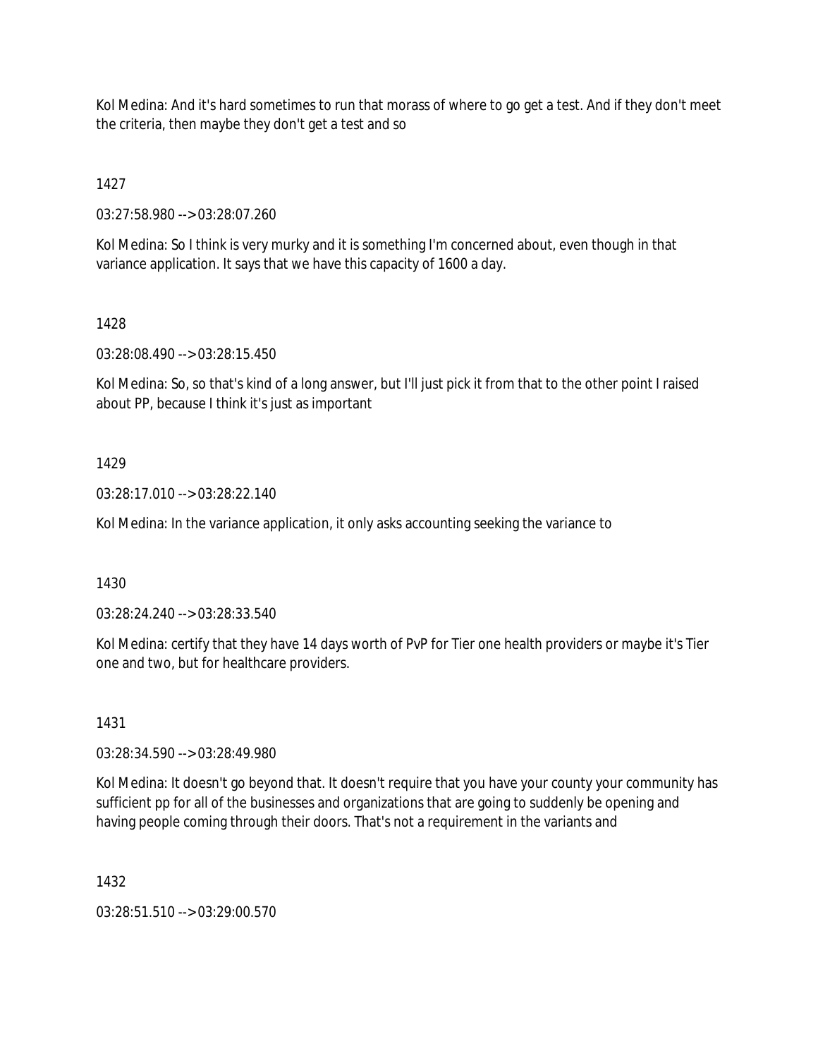Kol Medina: And it's hard sometimes to run that morass of where to go get a test. And if they don't meet the criteria, then maybe they don't get a test and so

1427

03:27:58.980 --> 03:28:07.260

Kol Medina: So I think is very murky and it is something I'm concerned about, even though in that variance application. It says that we have this capacity of 1600 a day.

1428

03:28:08.490 --> 03:28:15.450

Kol Medina: So, so that's kind of a long answer, but I'll just pick it from that to the other point I raised about PP, because I think it's just as important

1429

03:28:17.010 --> 03:28:22.140

Kol Medina: In the variance application, it only asks accounting seeking the variance to

1430

03:28:24.240 --> 03:28:33.540

Kol Medina: certify that they have 14 days worth of PvP for Tier one health providers or maybe it's Tier one and two, but for healthcare providers.

1431

03:28:34.590 --> 03:28:49.980

Kol Medina: It doesn't go beyond that. It doesn't require that you have your county your community has sufficient pp for all of the businesses and organizations that are going to suddenly be opening and having people coming through their doors. That's not a requirement in the variants and

1432

03:28:51.510 --> 03:29:00.570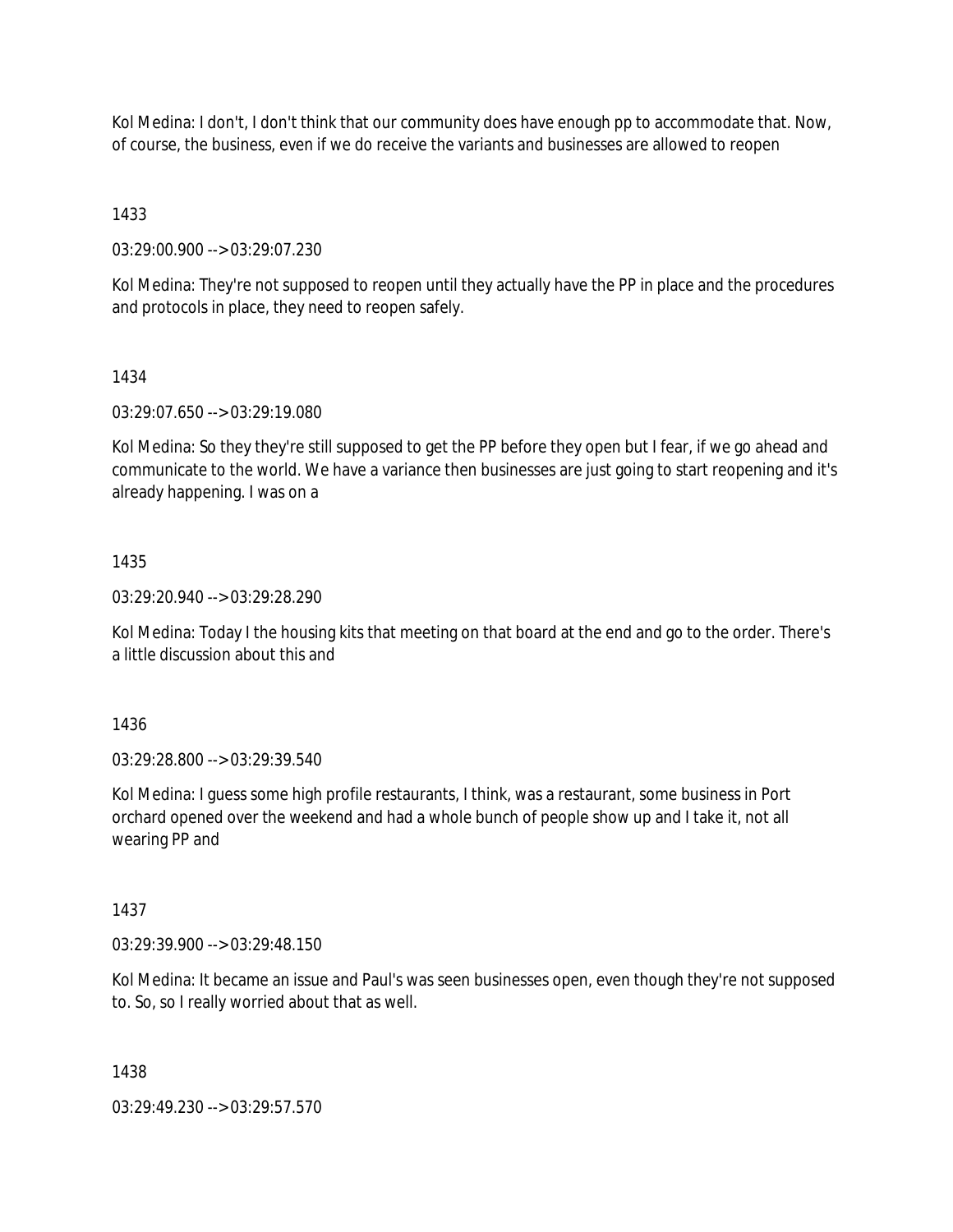Kol Medina: I don't, I don't think that our community does have enough pp to accommodate that. Now, of course, the business, even if we do receive the variants and businesses are allowed to reopen

1433

03:29:00.900 --> 03:29:07.230

Kol Medina: They're not supposed to reopen until they actually have the PP in place and the procedures and protocols in place, they need to reopen safely.

1434

03:29:07.650 --> 03:29:19.080

Kol Medina: So they they're still supposed to get the PP before they open but I fear, if we go ahead and communicate to the world. We have a variance then businesses are just going to start reopening and it's already happening. I was on a

1435

03:29:20.940 --> 03:29:28.290

Kol Medina: Today I the housing kits that meeting on that board at the end and go to the order. There's a little discussion about this and

1436

03:29:28.800 --> 03:29:39.540

Kol Medina: I guess some high profile restaurants, I think, was a restaurant, some business in Port orchard opened over the weekend and had a whole bunch of people show up and I take it, not all wearing PP and

1437

03:29:39.900 --> 03:29:48.150

Kol Medina: It became an issue and Paul's was seen businesses open, even though they're not supposed to. So, so I really worried about that as well.

1438

03:29:49.230 --> 03:29:57.570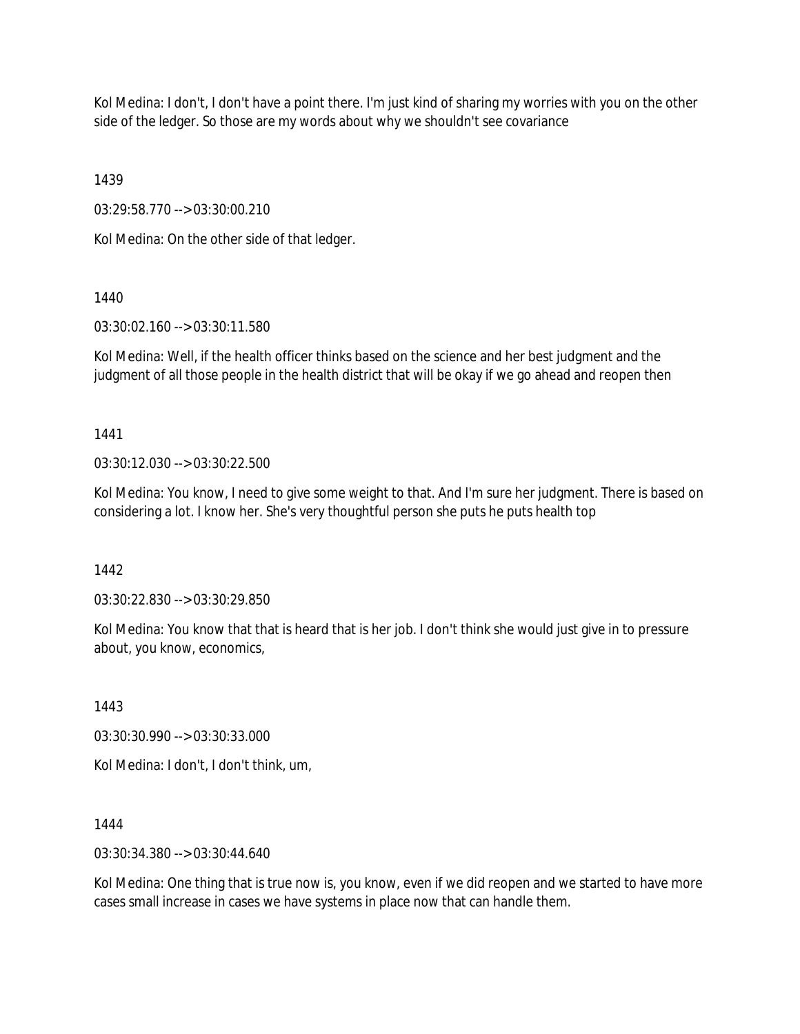Kol Medina: I don't, I don't have a point there. I'm just kind of sharing my worries with you on the other side of the ledger. So those are my words about why we shouldn't see covariance

1439

03:29:58.770 --> 03:30:00.210

Kol Medina: On the other side of that ledger.

1440

03:30:02.160 --> 03:30:11.580

Kol Medina: Well, if the health officer thinks based on the science and her best judgment and the judgment of all those people in the health district that will be okay if we go ahead and reopen then

1441

03:30:12.030 --> 03:30:22.500

Kol Medina: You know, I need to give some weight to that. And I'm sure her judgment. There is based on considering a lot. I know her. She's very thoughtful person she puts he puts health top

1442

03:30:22.830 --> 03:30:29.850

Kol Medina: You know that that is heard that is her job. I don't think she would just give in to pressure about, you know, economics,

1443

03:30:30.990 --> 03:30:33.000

Kol Medina: I don't, I don't think, um,

1444

03:30:34.380 --> 03:30:44.640

Kol Medina: One thing that is true now is, you know, even if we did reopen and we started to have more cases small increase in cases we have systems in place now that can handle them.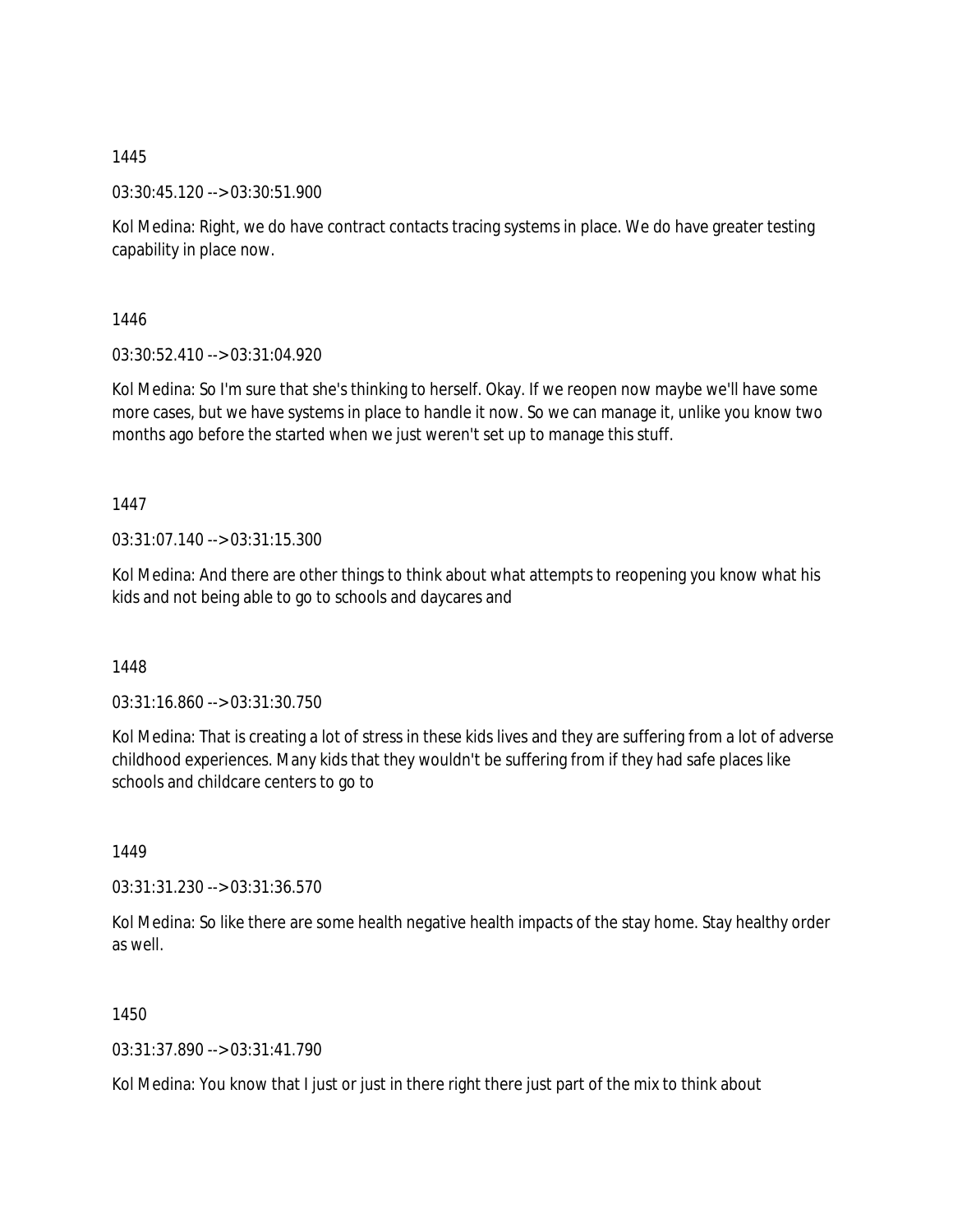1445

03:30:45.120 --> 03:30:51.900

Kol Medina: Right, we do have contract contacts tracing systems in place. We do have greater testing capability in place now.

1446

03:30:52.410 --> 03:31:04.920

Kol Medina: So I'm sure that she's thinking to herself. Okay. If we reopen now maybe we'll have some more cases, but we have systems in place to handle it now. So we can manage it, unlike you know two months ago before the started when we just weren't set up to manage this stuff.

1447

03:31:07.140 --> 03:31:15.300

Kol Medina: And there are other things to think about what attempts to reopening you know what his kids and not being able to go to schools and daycares and

1448

03:31:16.860 --> 03:31:30.750

Kol Medina: That is creating a lot of stress in these kids lives and they are suffering from a lot of adverse childhood experiences. Many kids that they wouldn't be suffering from if they had safe places like schools and childcare centers to go to

1449

03:31:31.230 --> 03:31:36.570

Kol Medina: So like there are some health negative health impacts of the stay home. Stay healthy order as well.

1450

03:31:37.890 --> 03:31:41.790

Kol Medina: You know that I just or just in there right there just part of the mix to think about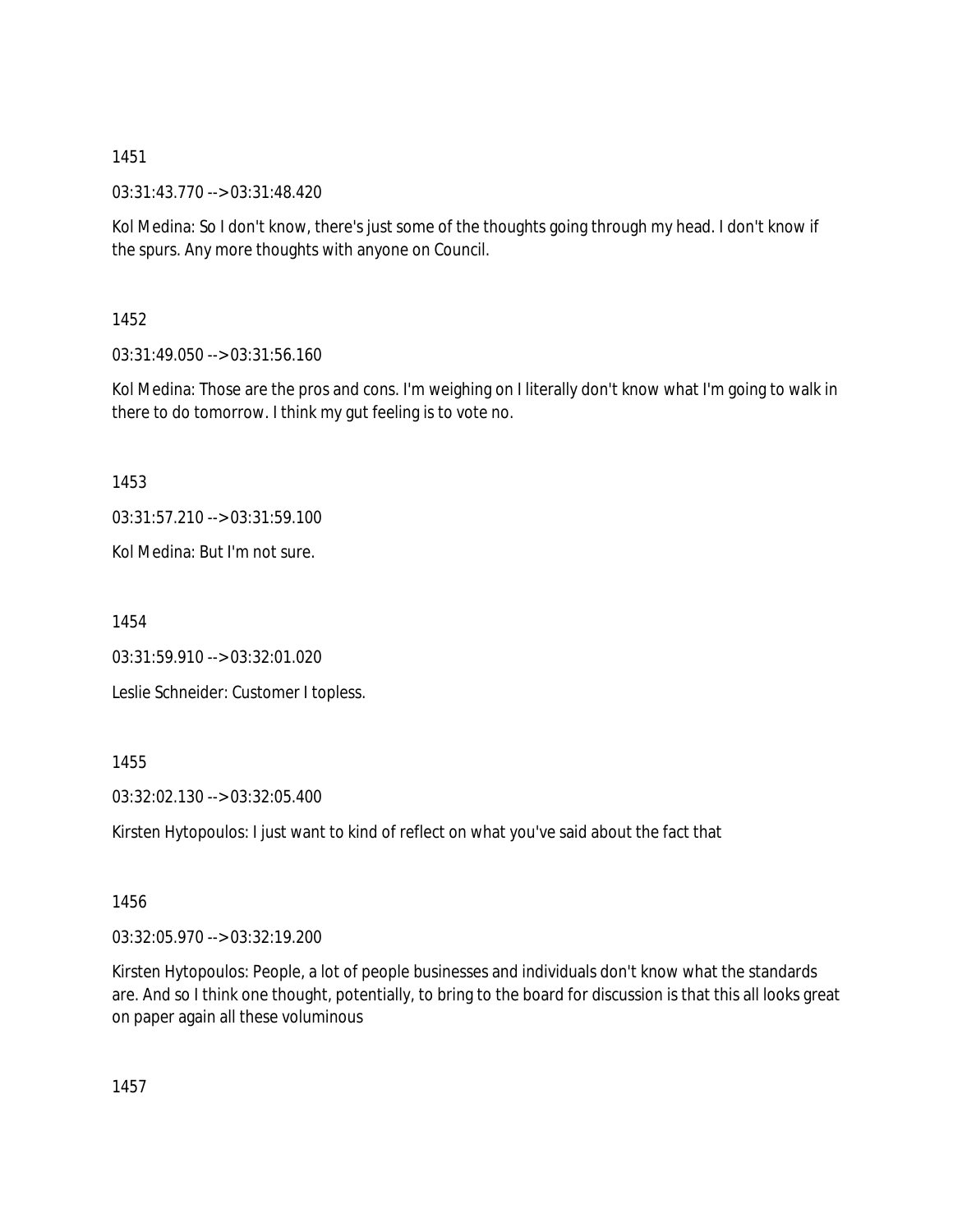1451

03:31:43.770 --> 03:31:48.420

Kol Medina: So I don't know, there's just some of the thoughts going through my head. I don't know if the spurs. Any more thoughts with anyone on Council.

1452

03:31:49.050 --> 03:31:56.160

Kol Medina: Those are the pros and cons. I'm weighing on I literally don't know what I'm going to walk in there to do tomorrow. I think my gut feeling is to vote no.

1453

03:31:57.210 --> 03:31:59.100

Kol Medina: But I'm not sure.

1454

03:31:59.910 --> 03:32:01.020

Leslie Schneider: Customer I topless.

1455

03:32:02.130 --> 03:32:05.400

Kirsten Hytopoulos: I just want to kind of reflect on what you've said about the fact that

1456

03:32:05.970 --> 03:32:19.200

Kirsten Hytopoulos: People, a lot of people businesses and individuals don't know what the standards are. And so I think one thought, potentially, to bring to the board for discussion is that this all looks great on paper again all these voluminous

1457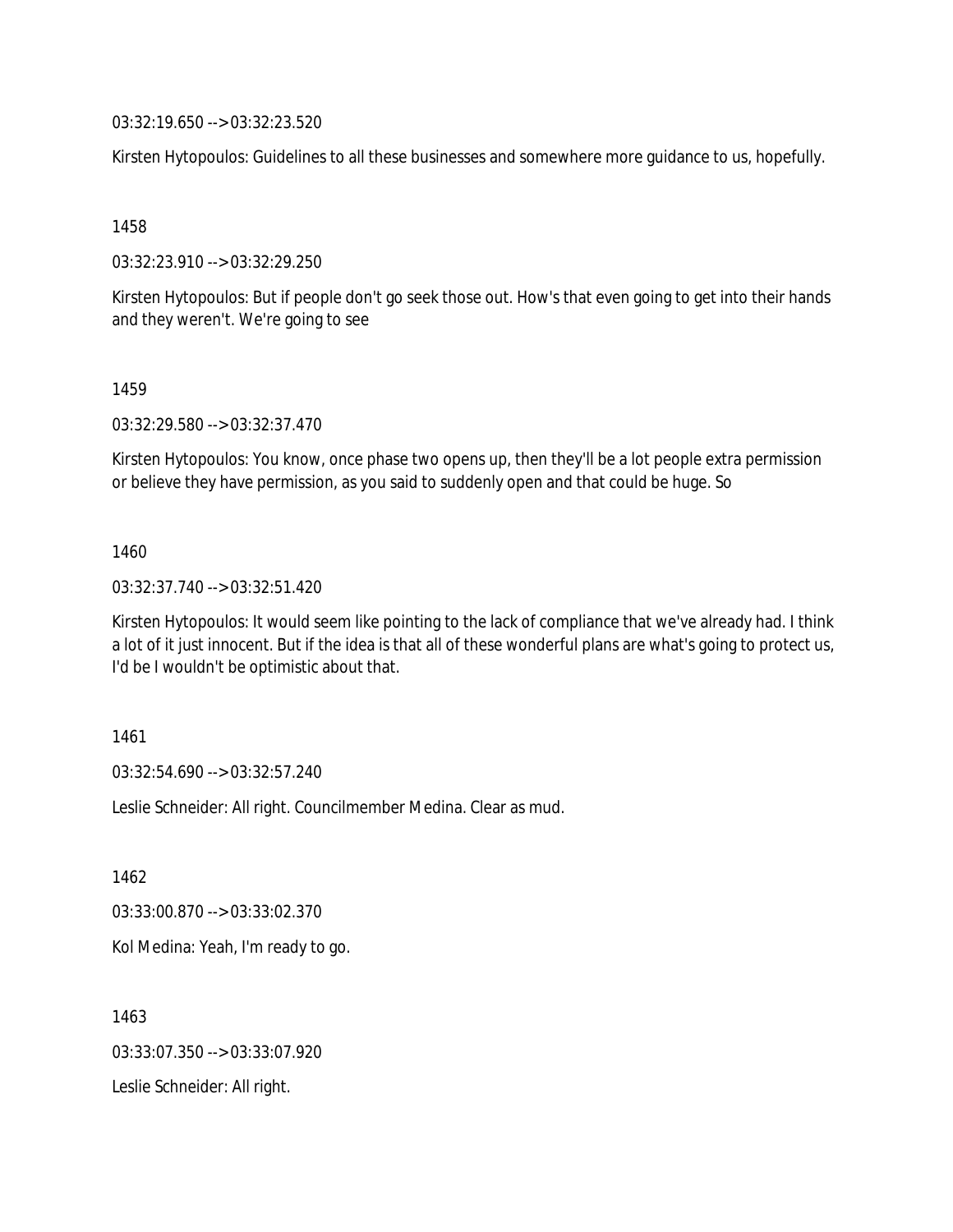03:32:19.650 --> 03:32:23.520

Kirsten Hytopoulos: Guidelines to all these businesses and somewhere more guidance to us, hopefully.

1458

03:32:23.910 --> 03:32:29.250

Kirsten Hytopoulos: But if people don't go seek those out. How's that even going to get into their hands and they weren't. We're going to see

1459

03:32:29.580 --> 03:32:37.470

Kirsten Hytopoulos: You know, once phase two opens up, then they'll be a lot people extra permission or believe they have permission, as you said to suddenly open and that could be huge. So

1460

03:32:37.740 --> 03:32:51.420

Kirsten Hytopoulos: It would seem like pointing to the lack of compliance that we've already had. I think a lot of it just innocent. But if the idea is that all of these wonderful plans are what's going to protect us, I'd be I wouldn't be optimistic about that.

1461

03:32:54.690 --> 03:32:57.240

Leslie Schneider: All right. Councilmember Medina. Clear as mud.

1462

03:33:00.870 --> 03:33:02.370

Kol Medina: Yeah, I'm ready to go.

1463

03:33:07.350 --> 03:33:07.920

Leslie Schneider: All right.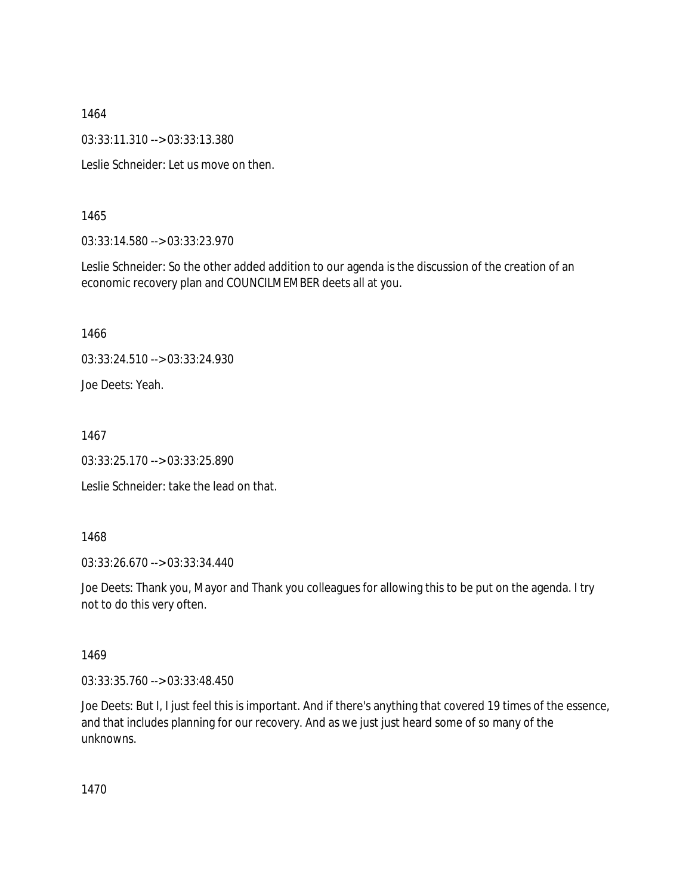1464

03:33:11.310 --> 03:33:13.380

Leslie Schneider: Let us move on then.

1465

03:33:14.580 --> 03:33:23.970

Leslie Schneider: So the other added addition to our agenda is the discussion of the creation of an economic recovery plan and COUNCILMEMBER deets all at you.

1466

03:33:24.510 --> 03:33:24.930

Joe Deets: Yeah.

1467

03:33:25.170 --> 03:33:25.890

Leslie Schneider: take the lead on that.

1468

03:33:26.670 --> 03:33:34.440

Joe Deets: Thank you, Mayor and Thank you colleagues for allowing this to be put on the agenda. I try not to do this very often.

1469

03:33:35.760 --> 03:33:48.450

Joe Deets: But I, I just feel this is important. And if there's anything that covered 19 times of the essence, and that includes planning for our recovery. And as we just just heard some of so many of the unknowns.

1470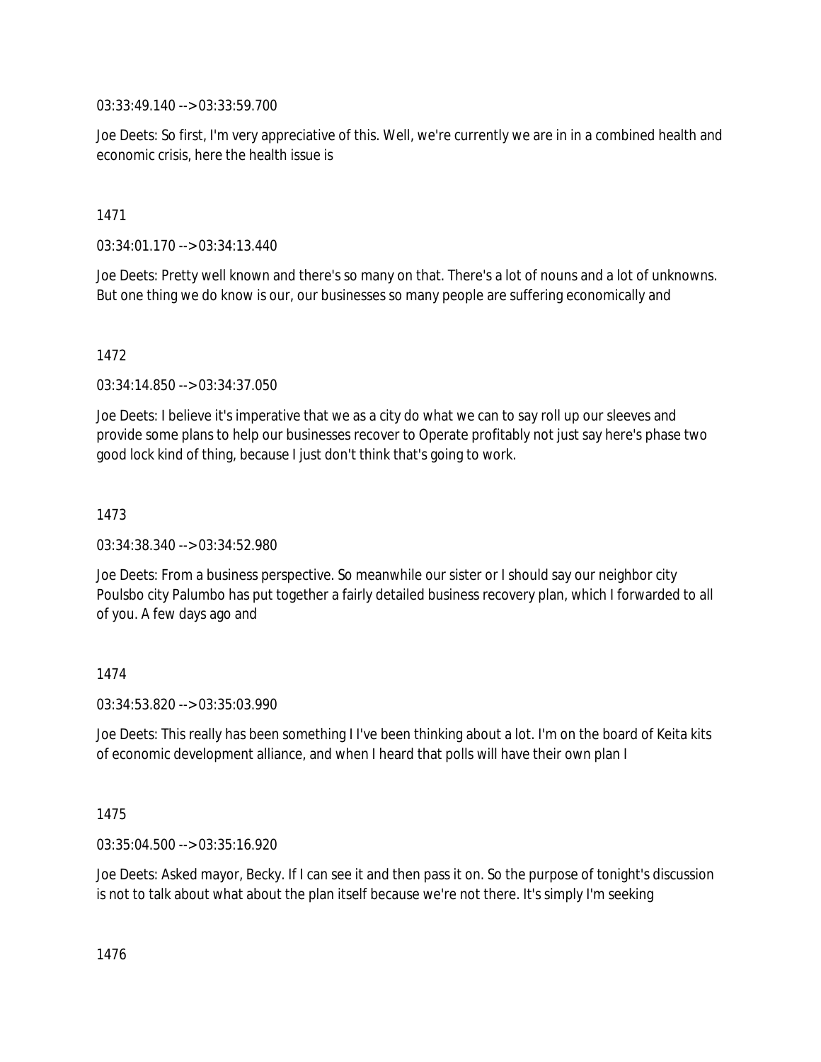03:33:49.140 --> 03:33:59.700

Joe Deets: So first, I'm very appreciative of this. Well, we're currently we are in in a combined health and economic crisis, here the health issue is

1471

03:34:01.170 --> 03:34:13.440

Joe Deets: Pretty well known and there's so many on that. There's a lot of nouns and a lot of unknowns. But one thing we do know is our, our businesses so many people are suffering economically and

1472

03:34:14.850 --> 03:34:37.050

Joe Deets: I believe it's imperative that we as a city do what we can to say roll up our sleeves and provide some plans to help our businesses recover to Operate profitably not just say here's phase two good lock kind of thing, because I just don't think that's going to work.

1473

03:34:38.340 --> 03:34:52.980

Joe Deets: From a business perspective. So meanwhile our sister or I should say our neighbor city Poulsbo city Palumbo has put together a fairly detailed business recovery plan, which I forwarded to all of you. A few days ago and

1474

03:34:53.820 --> 03:35:03.990

Joe Deets: This really has been something I I've been thinking about a lot. I'm on the board of Keita kits of economic development alliance, and when I heard that polls will have their own plan I

1475

03:35:04.500 --> 03:35:16.920

Joe Deets: Asked mayor, Becky. If I can see it and then pass it on. So the purpose of tonight's discussion is not to talk about what about the plan itself because we're not there. It's simply I'm seeking

1476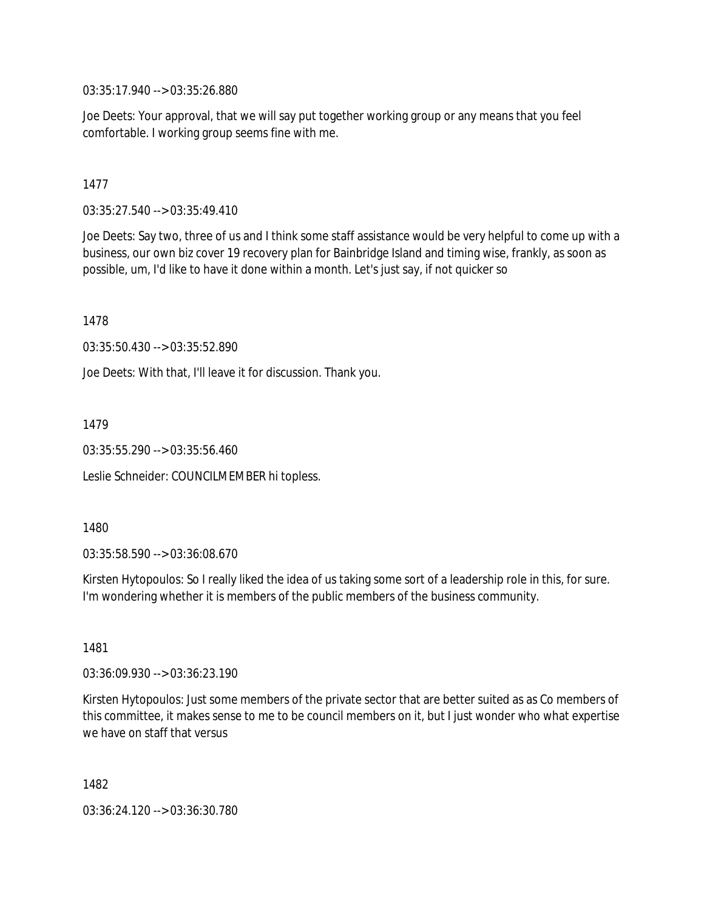03:35:17.940 --> 03:35:26.880

Joe Deets: Your approval, that we will say put together working group or any means that you feel comfortable. I working group seems fine with me.

1477

03:35:27.540 --> 03:35:49.410

Joe Deets: Say two, three of us and I think some staff assistance would be very helpful to come up with a business, our own biz cover 19 recovery plan for Bainbridge Island and timing wise, frankly, as soon as possible, um, I'd like to have it done within a month. Let's just say, if not quicker so

1478

03:35:50.430 --> 03:35:52.890

Joe Deets: With that, I'll leave it for discussion. Thank you.

1479

03:35:55.290 --> 03:35:56.460

Leslie Schneider: COUNCILMEMBER hi topless.

1480

03:35:58.590 --> 03:36:08.670

Kirsten Hytopoulos: So I really liked the idea of us taking some sort of a leadership role in this, for sure. I'm wondering whether it is members of the public members of the business community.

1481

03:36:09.930 --> 03:36:23.190

Kirsten Hytopoulos: Just some members of the private sector that are better suited as as Co members of this committee, it makes sense to me to be council members on it, but I just wonder who what expertise we have on staff that versus

1482

03:36:24.120 --> 03:36:30.780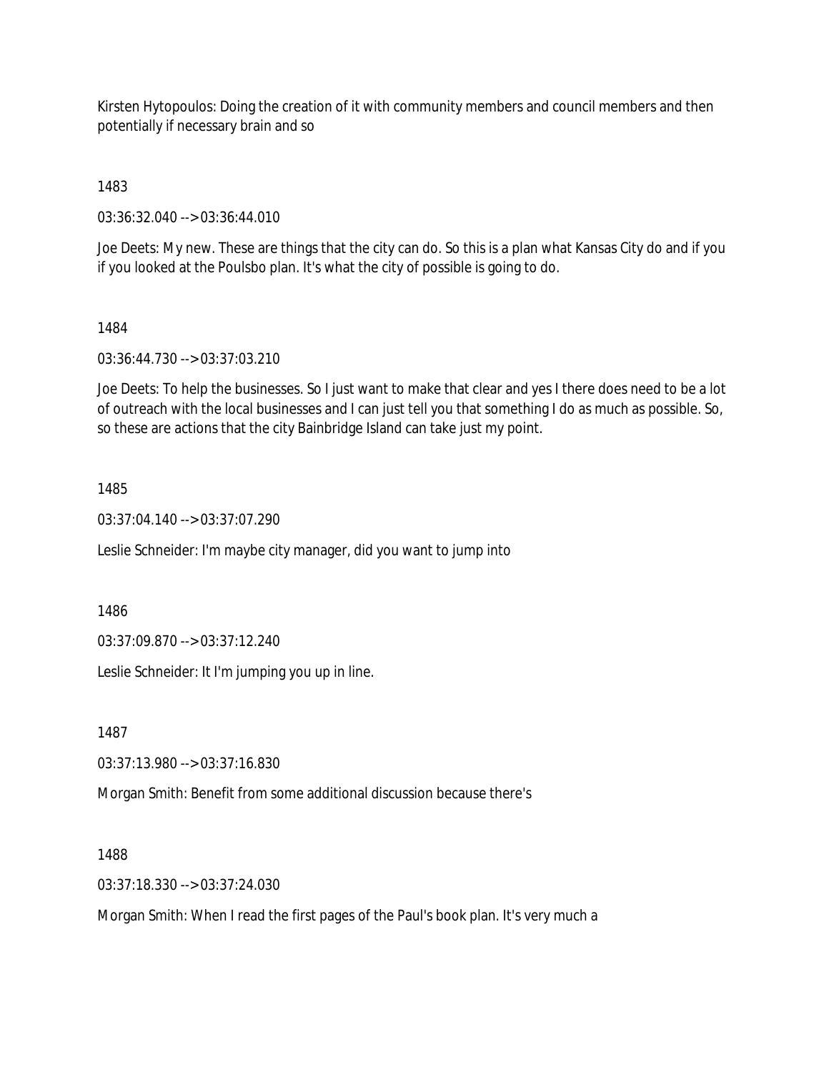Kirsten Hytopoulos: Doing the creation of it with community members and council members and then potentially if necessary brain and so

1483

03:36:32.040 --> 03:36:44.010

Joe Deets: My new. These are things that the city can do. So this is a plan what Kansas City do and if you if you looked at the Poulsbo plan. It's what the city of possible is going to do.

1484

03:36:44.730 --> 03:37:03.210

Joe Deets: To help the businesses. So I just want to make that clear and yes I there does need to be a lot of outreach with the local businesses and I can just tell you that something I do as much as possible. So, so these are actions that the city Bainbridge Island can take just my point.

1485

03:37:04.140 --> 03:37:07.290

Leslie Schneider: I'm maybe city manager, did you want to jump into

1486

03:37:09.870 --> 03:37:12.240

Leslie Schneider: It I'm jumping you up in line.

1487

03:37:13.980 --> 03:37:16.830

Morgan Smith: Benefit from some additional discussion because there's

1488

03:37:18.330 --> 03:37:24.030

Morgan Smith: When I read the first pages of the Paul's book plan. It's very much a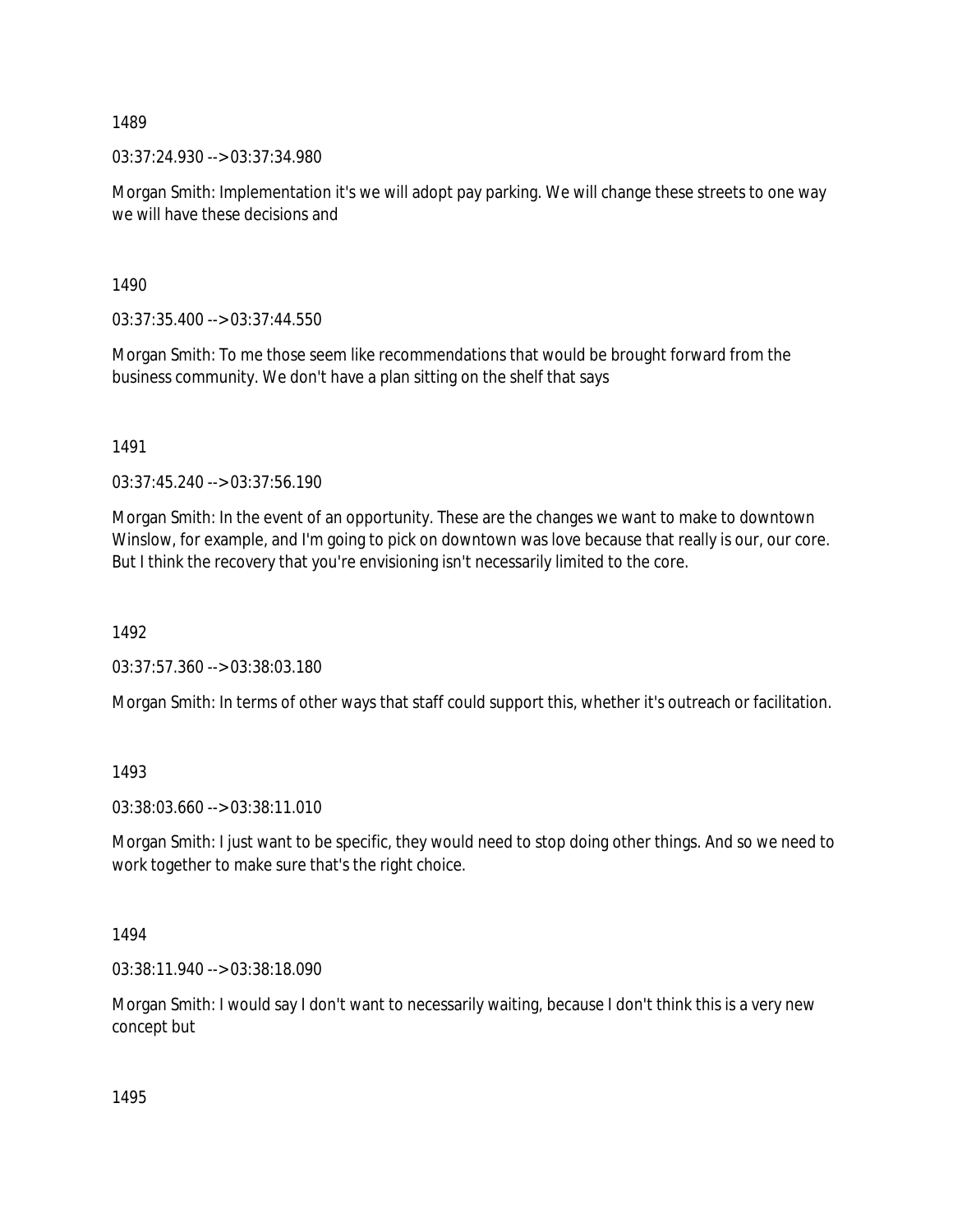1489

03:37:24.930 --> 03:37:34.980

Morgan Smith: Implementation it's we will adopt pay parking. We will change these streets to one way we will have these decisions and

1490

03:37:35.400 --> 03:37:44.550

Morgan Smith: To me those seem like recommendations that would be brought forward from the business community. We don't have a plan sitting on the shelf that says

1491

03:37:45.240 --> 03:37:56.190

Morgan Smith: In the event of an opportunity. These are the changes we want to make to downtown Winslow, for example, and I'm going to pick on downtown was love because that really is our, our core. But I think the recovery that you're envisioning isn't necessarily limited to the core.

1492

03:37:57.360 --> 03:38:03.180

Morgan Smith: In terms of other ways that staff could support this, whether it's outreach or facilitation.

1493

03:38:03.660 --> 03:38:11.010

Morgan Smith: I just want to be specific, they would need to stop doing other things. And so we need to work together to make sure that's the right choice.

1494

03:38:11.940 --> 03:38:18.090

Morgan Smith: I would say I don't want to necessarily waiting, because I don't think this is a very new concept but

1495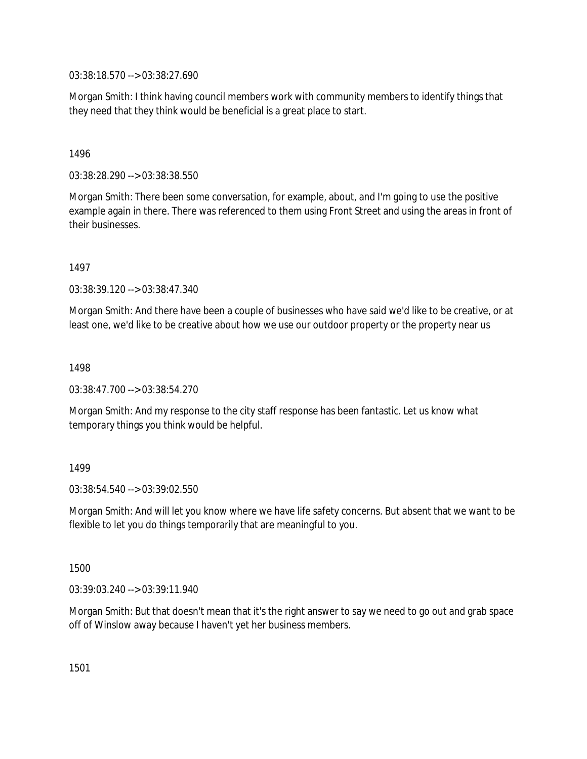03:38:18.570 --> 03:38:27.690

Morgan Smith: I think having council members work with community members to identify things that they need that they think would be beneficial is a great place to start.

1496

03:38:28.290 --> 03:38:38.550

Morgan Smith: There been some conversation, for example, about, and I'm going to use the positive example again in there. There was referenced to them using Front Street and using the areas in front of their businesses.

1497

03:38:39.120 --> 03:38:47.340

Morgan Smith: And there have been a couple of businesses who have said we'd like to be creative, or at least one, we'd like to be creative about how we use our outdoor property or the property near us

1498

03:38:47.700 --> 03:38:54.270

Morgan Smith: And my response to the city staff response has been fantastic. Let us know what temporary things you think would be helpful.

1499

03:38:54.540 --> 03:39:02.550

Morgan Smith: And will let you know where we have life safety concerns. But absent that we want to be flexible to let you do things temporarily that are meaningful to you.

1500

03:39:03.240 --> 03:39:11.940

Morgan Smith: But that doesn't mean that it's the right answer to say we need to go out and grab space off of Winslow away because I haven't yet her business members.

1501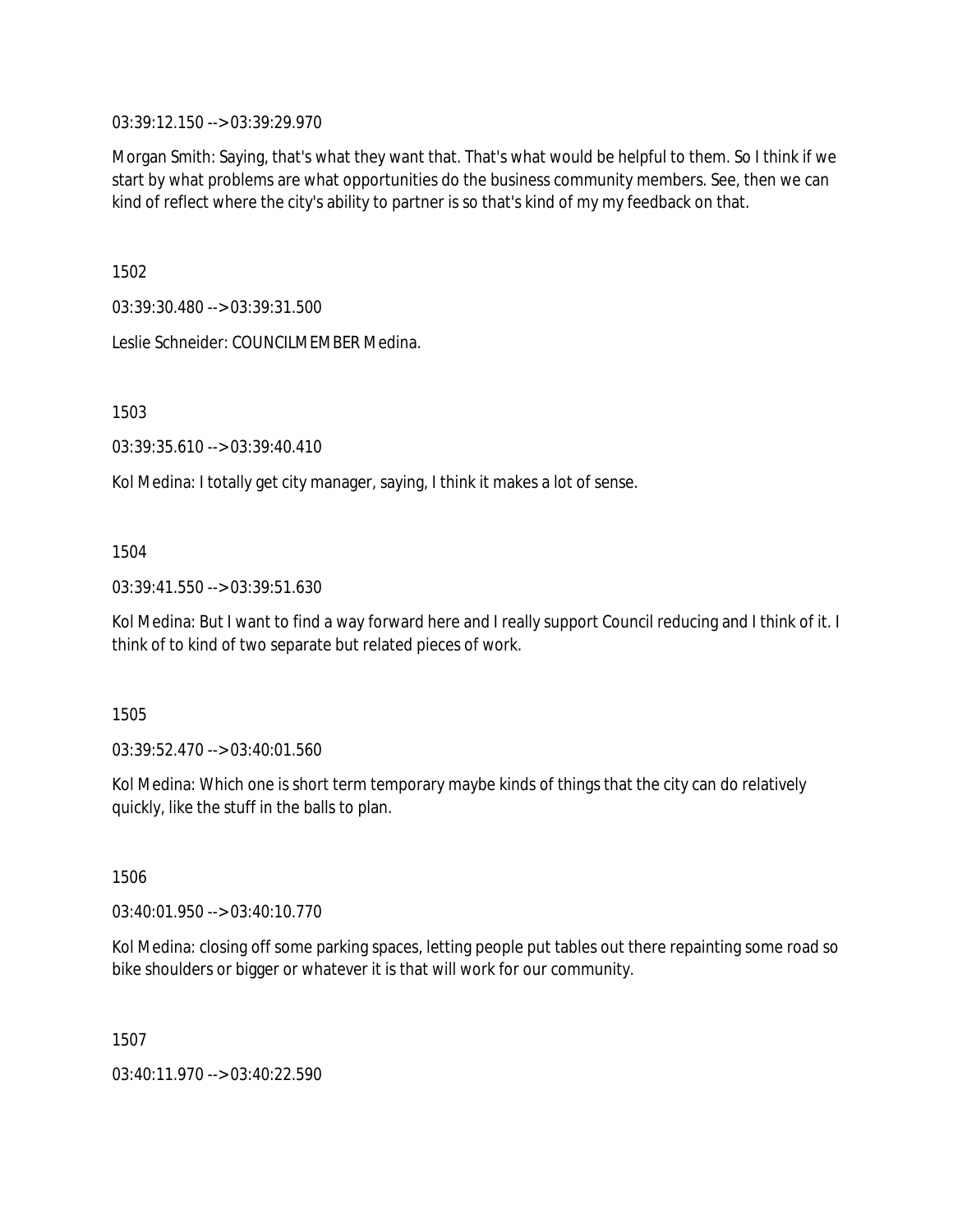03:39:12.150 --> 03:39:29.970

Morgan Smith: Saying, that's what they want that. That's what would be helpful to them. So I think if we start by what problems are what opportunities do the business community members. See, then we can kind of reflect where the city's ability to partner is so that's kind of my my feedback on that.

1502

03:39:30.480 --> 03:39:31.500

Leslie Schneider: COUNCILMEMBER Medina.

1503

03:39:35.610 --> 03:39:40.410

Kol Medina: I totally get city manager, saying, I think it makes a lot of sense.

1504

03:39:41.550 --> 03:39:51.630

Kol Medina: But I want to find a way forward here and I really support Council reducing and I think of it. I think of to kind of two separate but related pieces of work.

1505

03:39:52.470 --> 03:40:01.560

Kol Medina: Which one is short term temporary maybe kinds of things that the city can do relatively quickly, like the stuff in the balls to plan.

1506

03:40:01.950 --> 03:40:10.770

Kol Medina: closing off some parking spaces, letting people put tables out there repainting some road so bike shoulders or bigger or whatever it is that will work for our community.

1507

03:40:11.970 --> 03:40:22.590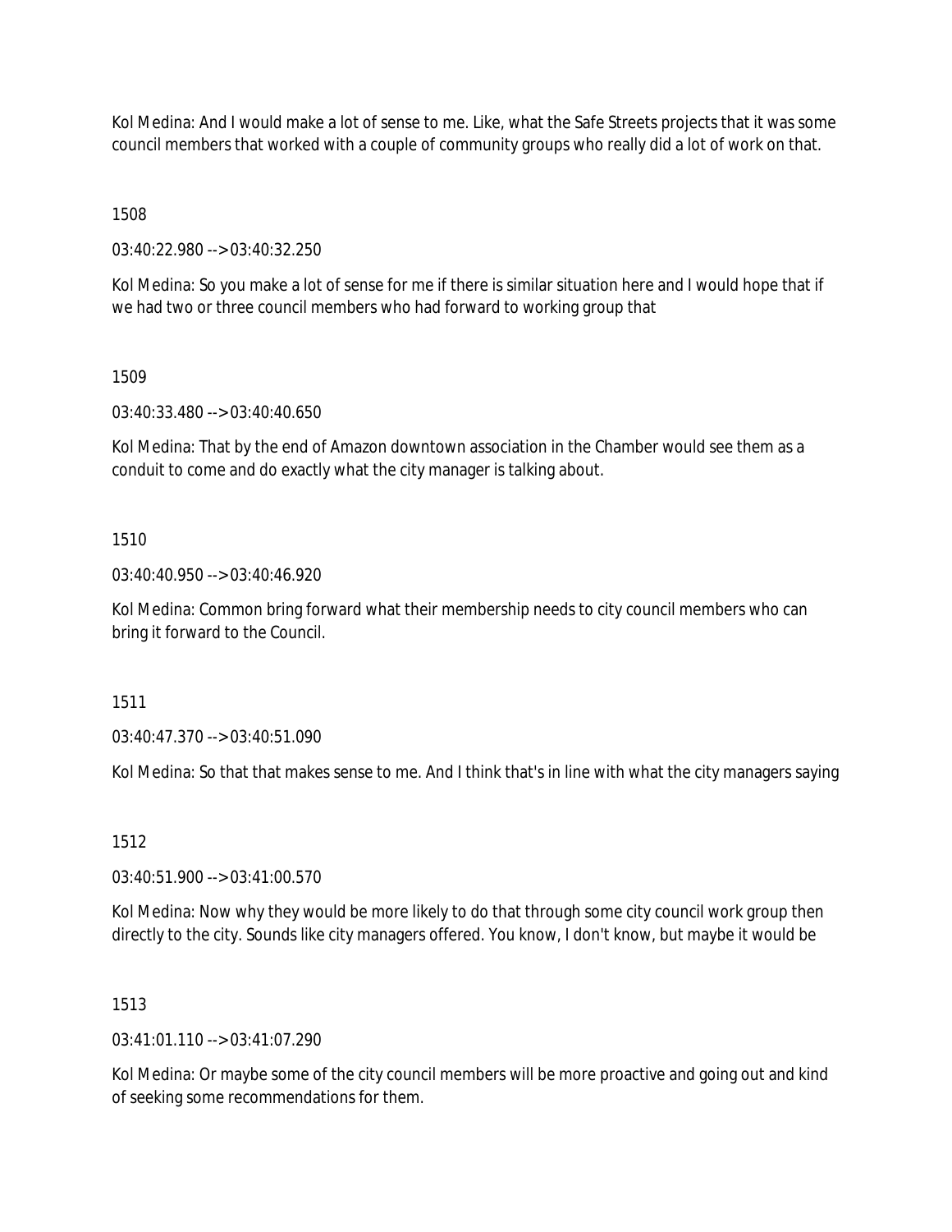Kol Medina: And I would make a lot of sense to me. Like, what the Safe Streets projects that it was some council members that worked with a couple of community groups who really did a lot of work on that.

1508

03:40:22.980 --> 03:40:32.250

Kol Medina: So you make a lot of sense for me if there is similar situation here and I would hope that if we had two or three council members who had forward to working group that

1509

03:40:33.480 --> 03:40:40.650

Kol Medina: That by the end of Amazon downtown association in the Chamber would see them as a conduit to come and do exactly what the city manager is talking about.

1510

03:40:40.950 --> 03:40:46.920

Kol Medina: Common bring forward what their membership needs to city council members who can bring it forward to the Council.

1511

03:40:47.370 --> 03:40:51.090

Kol Medina: So that that makes sense to me. And I think that's in line with what the city managers saying

1512

03:40:51.900 --> 03:41:00.570

Kol Medina: Now why they would be more likely to do that through some city council work group then directly to the city. Sounds like city managers offered. You know, I don't know, but maybe it would be

1513

03:41:01.110 --> 03:41:07.290

Kol Medina: Or maybe some of the city council members will be more proactive and going out and kind of seeking some recommendations for them.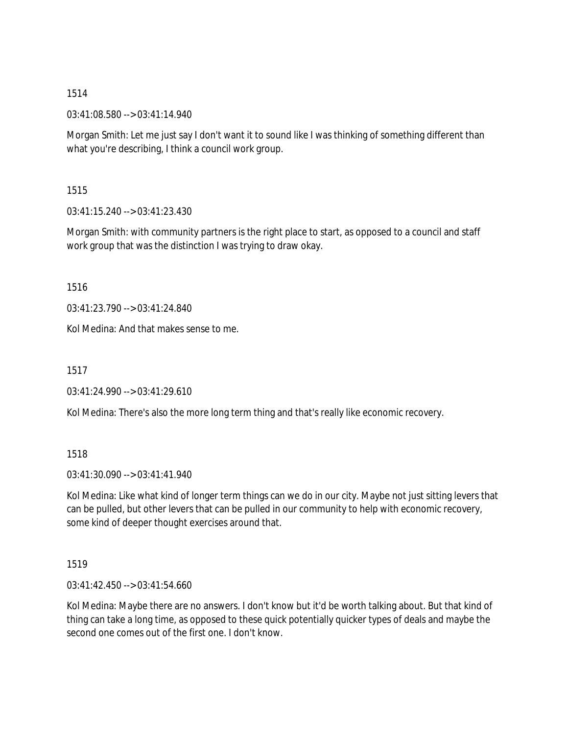1514

03:41:08.580 --> 03:41:14.940

Morgan Smith: Let me just say I don't want it to sound like I was thinking of something different than what you're describing, I think a council work group.

1515

03:41:15.240 --> 03:41:23.430

Morgan Smith: with community partners is the right place to start, as opposed to a council and staff work group that was the distinction I was trying to draw okay.

1516

03:41:23.790 --> 03:41:24.840

Kol Medina: And that makes sense to me.

1517

03:41:24.990 --> 03:41:29.610

Kol Medina: There's also the more long term thing and that's really like economic recovery.

1518

03:41:30.090 --> 03:41:41.940

Kol Medina: Like what kind of longer term things can we do in our city. Maybe not just sitting levers that can be pulled, but other levers that can be pulled in our community to help with economic recovery, some kind of deeper thought exercises around that.

1519

03:41:42.450 --> 03:41:54.660

Kol Medina: Maybe there are no answers. I don't know but it'd be worth talking about. But that kind of thing can take a long time, as opposed to these quick potentially quicker types of deals and maybe the second one comes out of the first one. I don't know.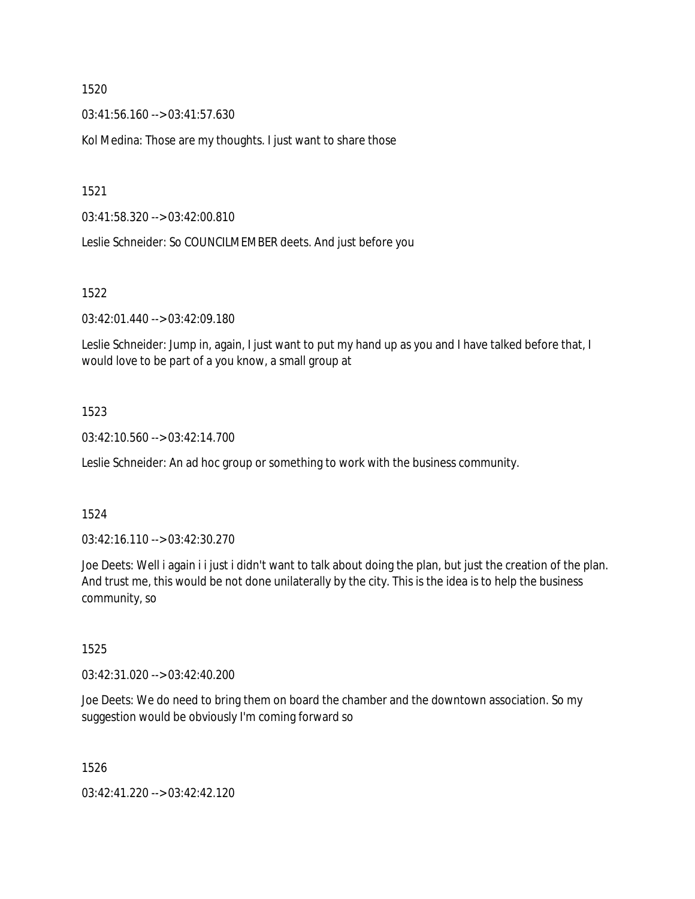1520

03:41:56.160 --> 03:41:57.630

Kol Medina: Those are my thoughts. I just want to share those

1521

03:41:58.320 --> 03:42:00.810

Leslie Schneider: So COUNCILMEMBER deets. And just before you

1522

03:42:01.440 --> 03:42:09.180

Leslie Schneider: Jump in, again, I just want to put my hand up as you and I have talked before that, I would love to be part of a you know, a small group at

1523

03:42:10.560 --> 03:42:14.700

Leslie Schneider: An ad hoc group or something to work with the business community.

1524

03:42:16.110 --> 03:42:30.270

Joe Deets: Well i again i i just i didn't want to talk about doing the plan, but just the creation of the plan. And trust me, this would be not done unilaterally by the city. This is the idea is to help the business community, so

1525

03:42:31.020 --> 03:42:40.200

Joe Deets: We do need to bring them on board the chamber and the downtown association. So my suggestion would be obviously I'm coming forward so

1526

03:42:41.220 --> 03:42:42.120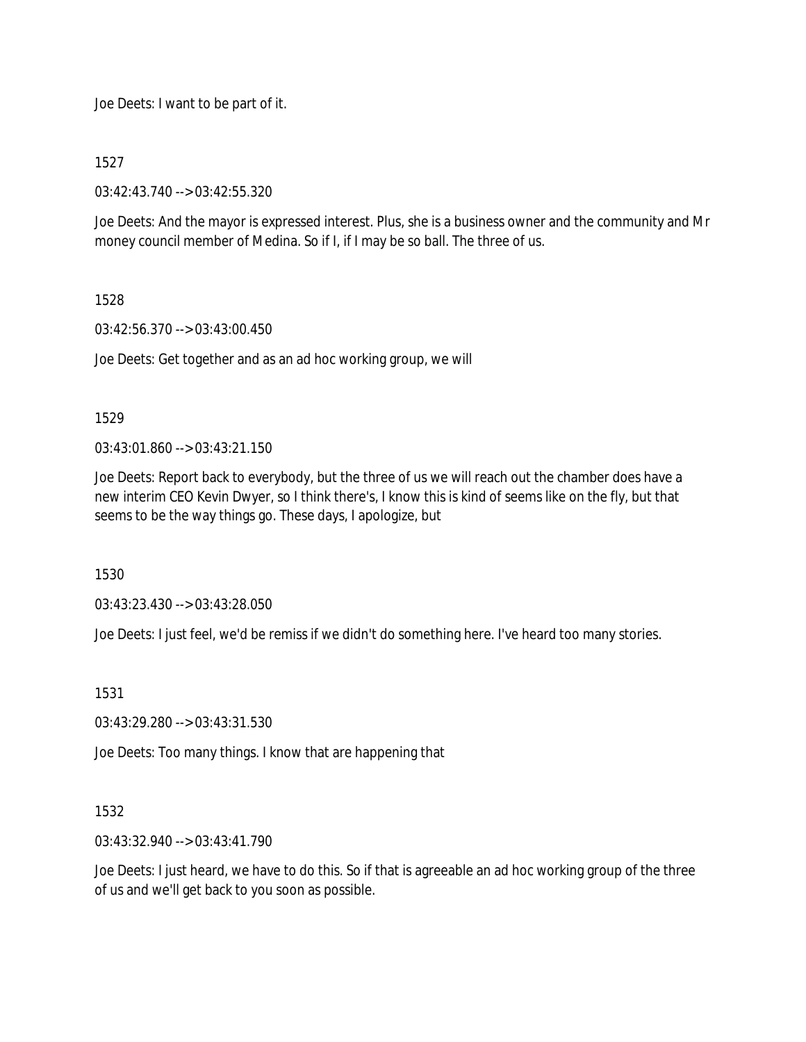Joe Deets: I want to be part of it.

1527

03:42:43.740 --> 03:42:55.320

Joe Deets: And the mayor is expressed interest. Plus, she is a business owner and the community and Mr money council member of Medina. So if I, if I may be so ball. The three of us.

1528

03:42:56.370 --> 03:43:00.450

Joe Deets: Get together and as an ad hoc working group, we will

1529

03:43:01.860 --> 03:43:21.150

Joe Deets: Report back to everybody, but the three of us we will reach out the chamber does have a new interim CEO Kevin Dwyer, so I think there's, I know this is kind of seems like on the fly, but that seems to be the way things go. These days, I apologize, but

1530

03:43:23.430 --> 03:43:28.050

Joe Deets: I just feel, we'd be remiss if we didn't do something here. I've heard too many stories.

1531

03:43:29.280 --> 03:43:31.530

Joe Deets: Too many things. I know that are happening that

1532

03:43:32.940 --> 03:43:41.790

Joe Deets: I just heard, we have to do this. So if that is agreeable an ad hoc working group of the three of us and we'll get back to you soon as possible.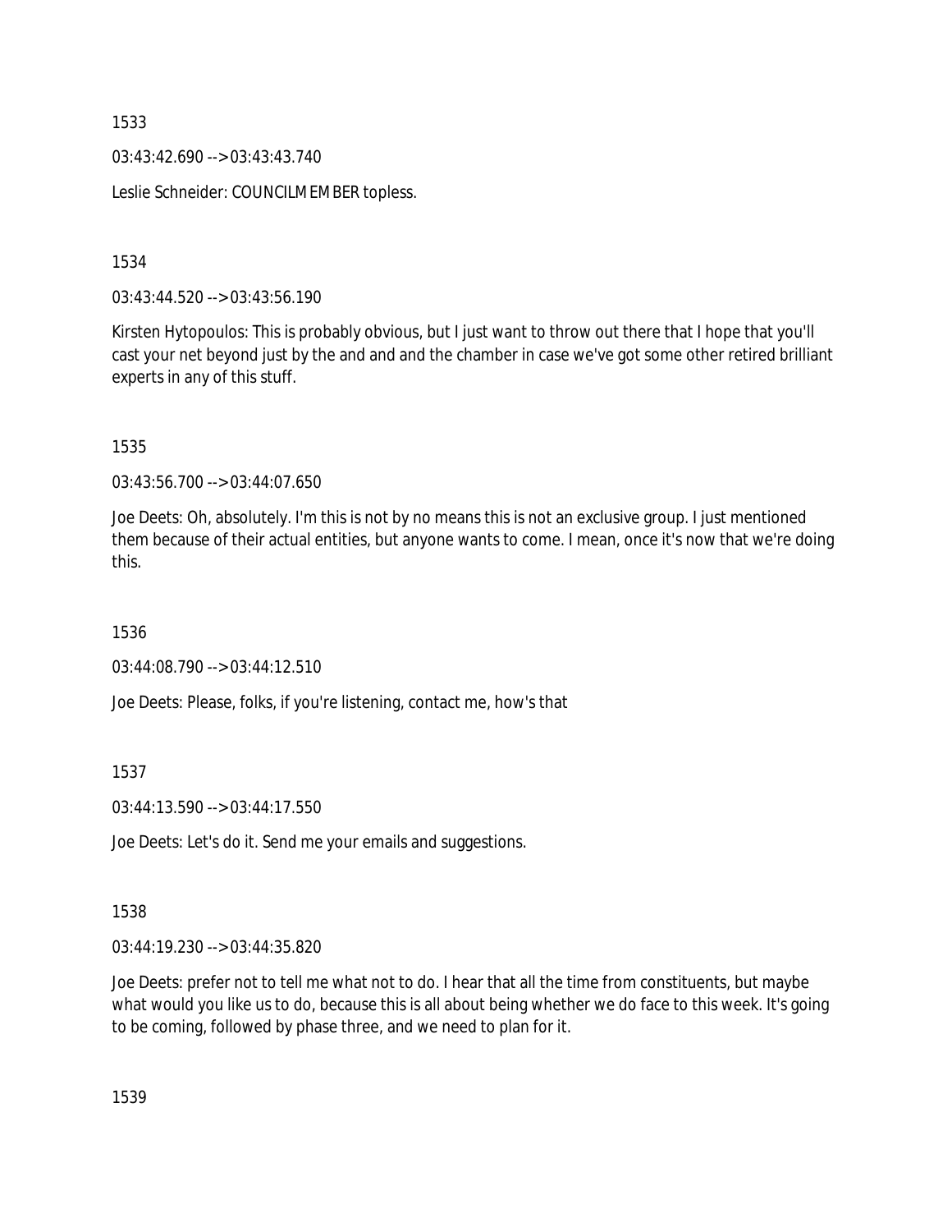1533

03:43:42.690 --> 03:43:43.740

Leslie Schneider: COUNCILMEMBER topless.

1534

03:43:44.520 --> 03:43:56.190

Kirsten Hytopoulos: This is probably obvious, but I just want to throw out there that I hope that you'll cast your net beyond just by the and and and the chamber in case we've got some other retired brilliant experts in any of this stuff.

1535

03:43:56.700 --> 03:44:07.650

Joe Deets: Oh, absolutely. I'm this is not by no means this is not an exclusive group. I just mentioned them because of their actual entities, but anyone wants to come. I mean, once it's now that we're doing this.

1536

03:44:08.790 --> 03:44:12.510

Joe Deets: Please, folks, if you're listening, contact me, how's that

1537

03:44:13.590 --> 03:44:17.550

Joe Deets: Let's do it. Send me your emails and suggestions.

1538

03:44:19.230 --> 03:44:35.820

Joe Deets: prefer not to tell me what not to do. I hear that all the time from constituents, but maybe what would you like us to do, because this is all about being whether we do face to this week. It's going to be coming, followed by phase three, and we need to plan for it.

1539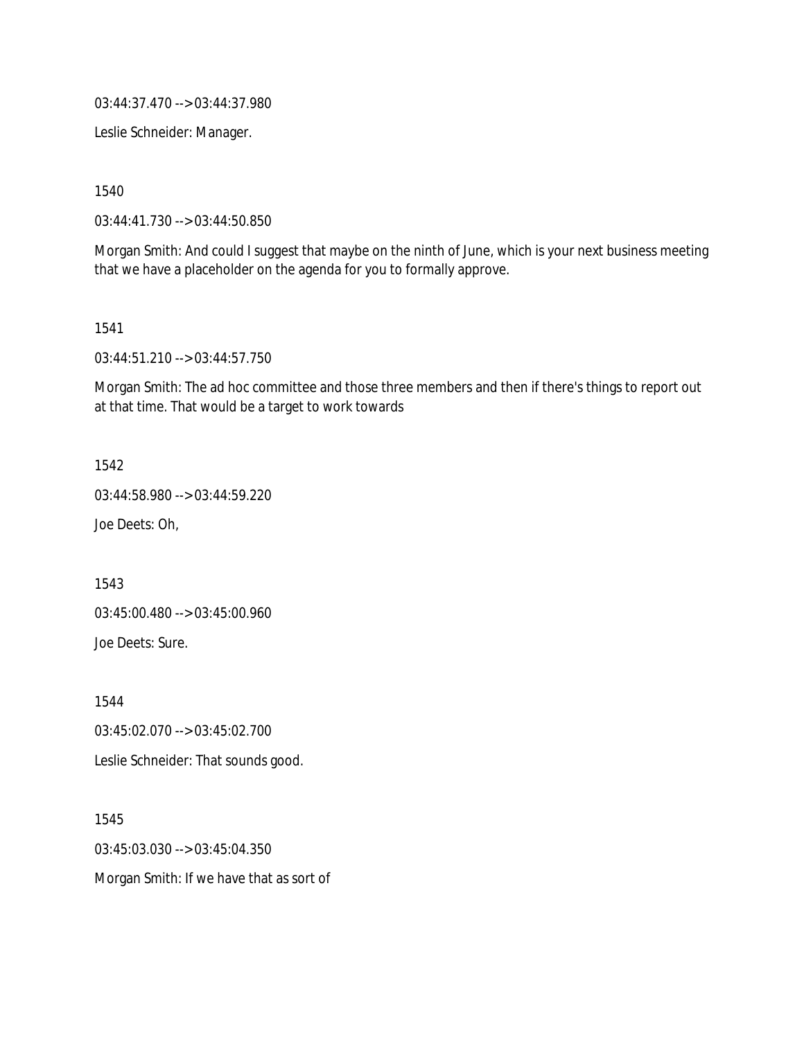03:44:37.470 --> 03:44:37.980

Leslie Schneider: Manager.

1540

03:44:41.730 --> 03:44:50.850

Morgan Smith: And could I suggest that maybe on the ninth of June, which is your next business meeting that we have a placeholder on the agenda for you to formally approve.

1541

03:44:51.210 --> 03:44:57.750

Morgan Smith: The ad hoc committee and those three members and then if there's things to report out at that time. That would be a target to work towards

1542

03:44:58.980 --> 03:44:59.220

Joe Deets: Oh,

1543

03:45:00.480 --> 03:45:00.960

Joe Deets: Sure.

1544

03:45:02.070 --> 03:45:02.700

Leslie Schneider: That sounds good.

1545

03:45:03.030 --> 03:45:04.350

Morgan Smith: If we have that as sort of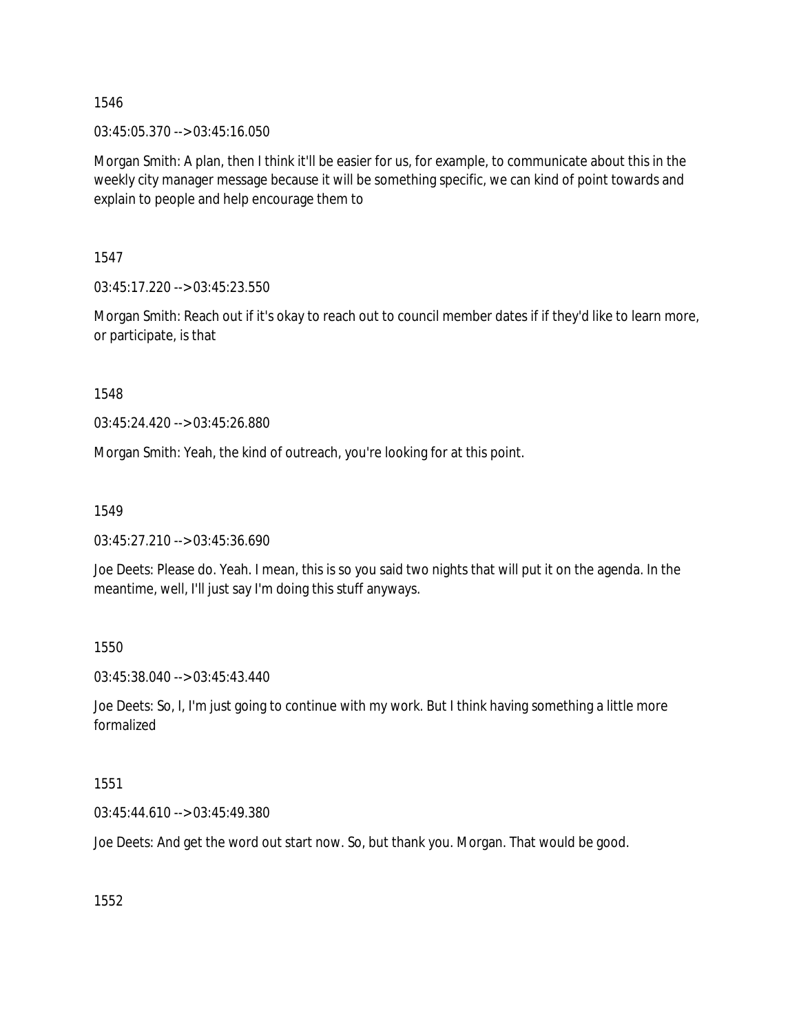1546

03:45:05.370 --> 03:45:16.050

Morgan Smith: A plan, then I think it'll be easier for us, for example, to communicate about this in the weekly city manager message because it will be something specific, we can kind of point towards and explain to people and help encourage them to

1547

03:45:17.220 --> 03:45:23.550

Morgan Smith: Reach out if it's okay to reach out to council member dates if if they'd like to learn more, or participate, is that

1548

03:45:24.420 --> 03:45:26.880

Morgan Smith: Yeah, the kind of outreach, you're looking for at this point.

1549

03:45:27.210 --> 03:45:36.690

Joe Deets: Please do. Yeah. I mean, this is so you said two nights that will put it on the agenda. In the meantime, well, I'll just say I'm doing this stuff anyways.

1550

03:45:38.040 --> 03:45:43.440

Joe Deets: So, I, I'm just going to continue with my work. But I think having something a little more formalized

1551

03:45:44.610 --> 03:45:49.380

Joe Deets: And get the word out start now. So, but thank you. Morgan. That would be good.

1552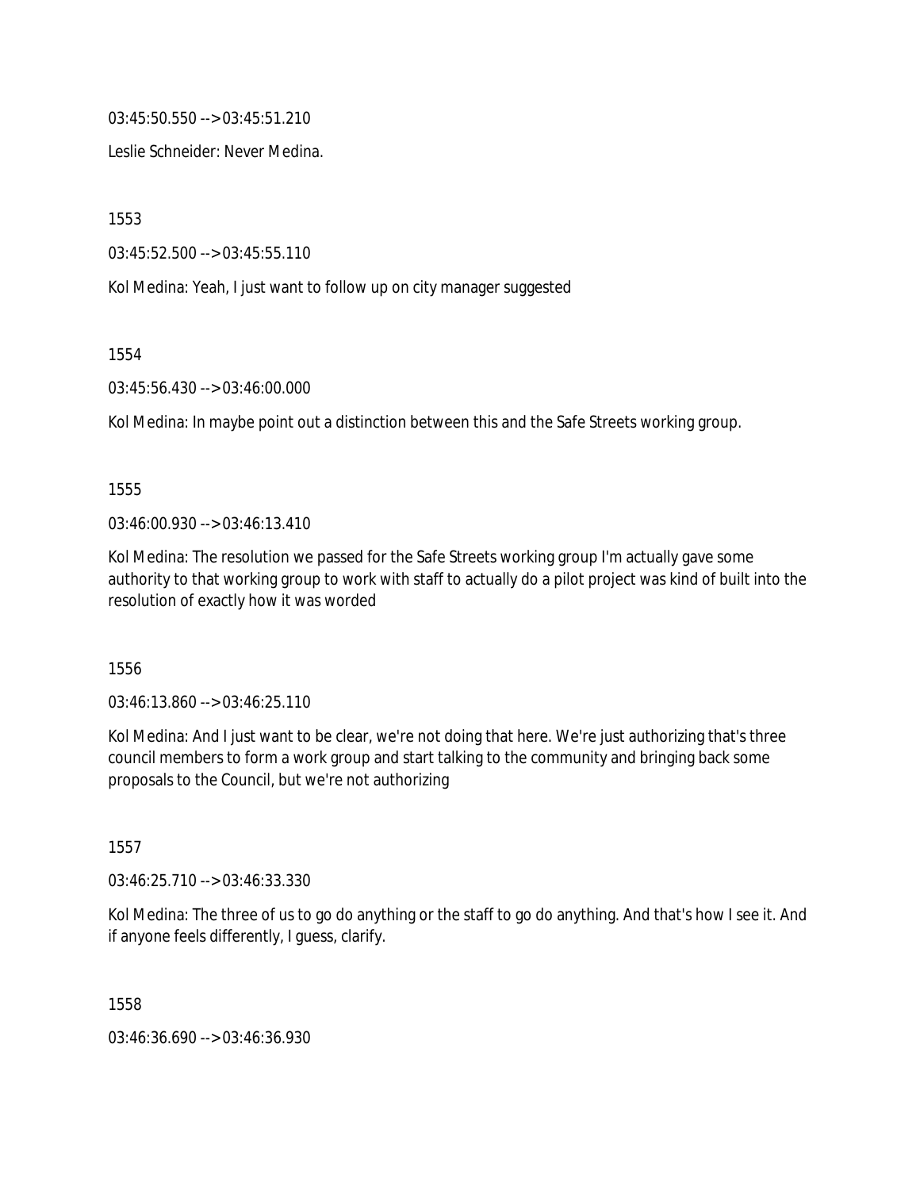03:45:50.550 --> 03:45:51.210

Leslie Schneider: Never Medina.

1553

03:45:52.500 --> 03:45:55.110

Kol Medina: Yeah, I just want to follow up on city manager suggested

1554

03:45:56.430 --> 03:46:00.000

Kol Medina: In maybe point out a distinction between this and the Safe Streets working group.

1555

03:46:00.930 --> 03:46:13.410

Kol Medina: The resolution we passed for the Safe Streets working group I'm actually gave some authority to that working group to work with staff to actually do a pilot project was kind of built into the resolution of exactly how it was worded

1556

03:46:13.860 --> 03:46:25.110

Kol Medina: And I just want to be clear, we're not doing that here. We're just authorizing that's three council members to form a work group and start talking to the community and bringing back some proposals to the Council, but we're not authorizing

1557

03:46:25.710 --> 03:46:33.330

Kol Medina: The three of us to go do anything or the staff to go do anything. And that's how I see it. And if anyone feels differently, I guess, clarify.

1558

03:46:36.690 --> 03:46:36.930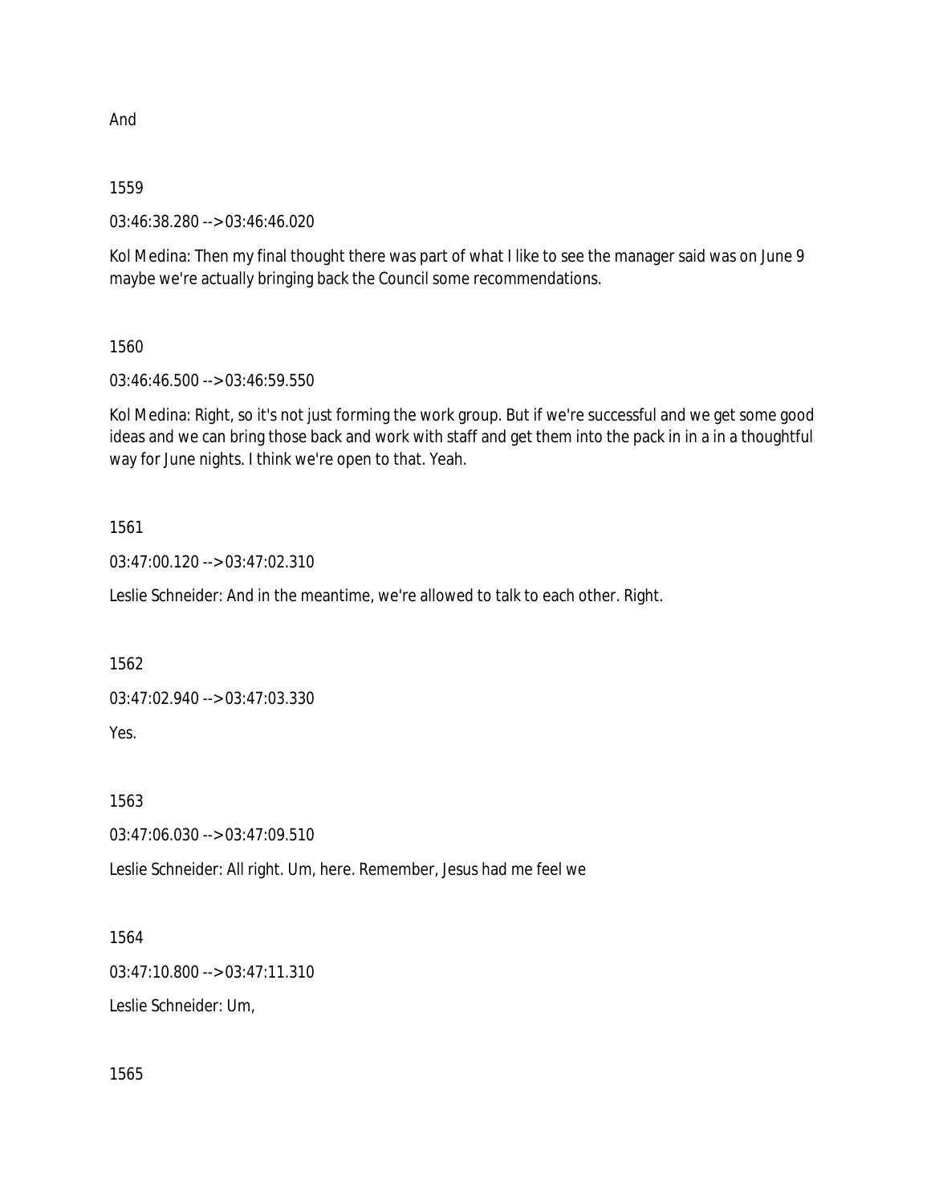And

1559

03:46:38.280 --> 03:46:46.020

Kol Medina: Then my final thought there was part of what I like to see the manager said was on June 9 maybe we're actually bringing back the Council some recommendations.

1560

03:46:46.500 --> 03:46:59.550

Kol Medina: Right, so it's not just forming the work group. But if we're successful and we get some good ideas and we can bring those back and work with staff and get them into the pack in in a in a thoughtful way for June nights. I think we're open to that. Yeah.

1561

03:47:00.120 --> 03:47:02.310

Leslie Schneider: And in the meantime, we're allowed to talk to each other. Right.

1562

03:47:02.940 --> 03:47:03.330

Yes.

1563

03:47:06.030 --> 03:47:09.510

Leslie Schneider: All right. Um, here. Remember, Jesus had me feel we

1564

03:47:10.800 --> 03:47:11.310

Leslie Schneider: Um,

1565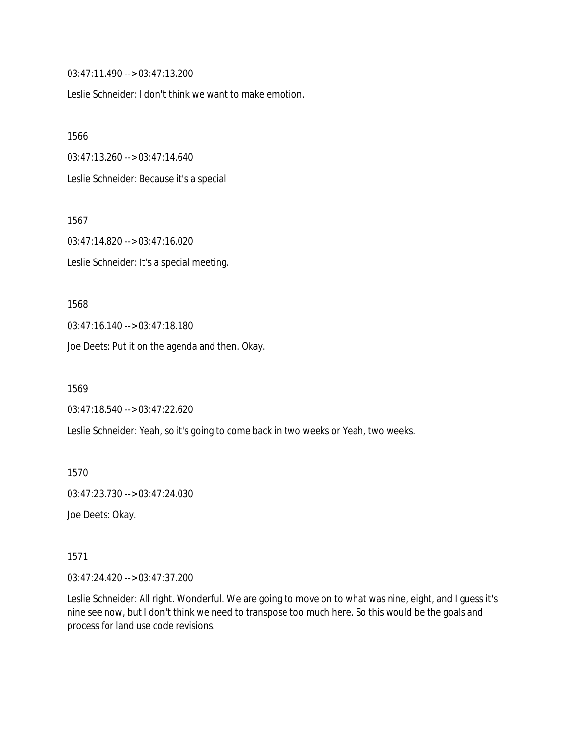03:47:11.490 --> 03:47:13.200

Leslie Schneider: I don't think we want to make emotion.

1566

03:47:13.260 --> 03:47:14.640

Leslie Schneider: Because it's a special

1567

03:47:14.820 --> 03:47:16.020

Leslie Schneider: It's a special meeting.

1568

03:47:16.140 --> 03:47:18.180

Joe Deets: Put it on the agenda and then. Okay.

1569

03:47:18.540 --> 03:47:22.620

Leslie Schneider: Yeah, so it's going to come back in two weeks or Yeah, two weeks.

1570

03:47:23.730 --> 03:47:24.030

Joe Deets: Okay.

1571

03:47:24.420 --> 03:47:37.200

Leslie Schneider: All right. Wonderful. We are going to move on to what was nine, eight, and I guess it's nine see now, but I don't think we need to transpose too much here. So this would be the goals and process for land use code revisions.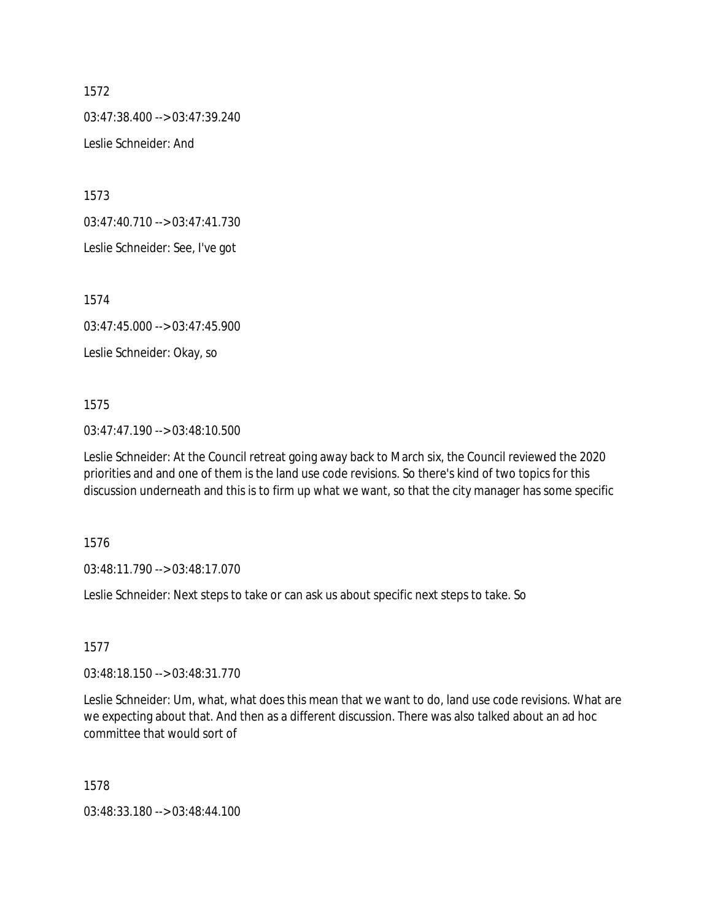1572

03:47:38.400 --> 03:47:39.240

Leslie Schneider: And

1573

03:47:40.710 --> 03:47:41.730

Leslie Schneider: See, I've got

1574

03:47:45.000 --> 03:47:45.900

Leslie Schneider: Okay, so

1575

03:47:47.190 --> 03:48:10.500

Leslie Schneider: At the Council retreat going away back to March six, the Council reviewed the 2020 priorities and and one of them is the land use code revisions. So there's kind of two topics for this discussion underneath and this is to firm up what we want, so that the city manager has some specific

1576

03:48:11.790 --> 03:48:17.070

Leslie Schneider: Next steps to take or can ask us about specific next steps to take. So

1577

03:48:18.150 --> 03:48:31.770

Leslie Schneider: Um, what, what does this mean that we want to do, land use code revisions. What are we expecting about that. And then as a different discussion. There was also talked about an ad hoc committee that would sort of

1578

03:48:33.180 --> 03:48:44.100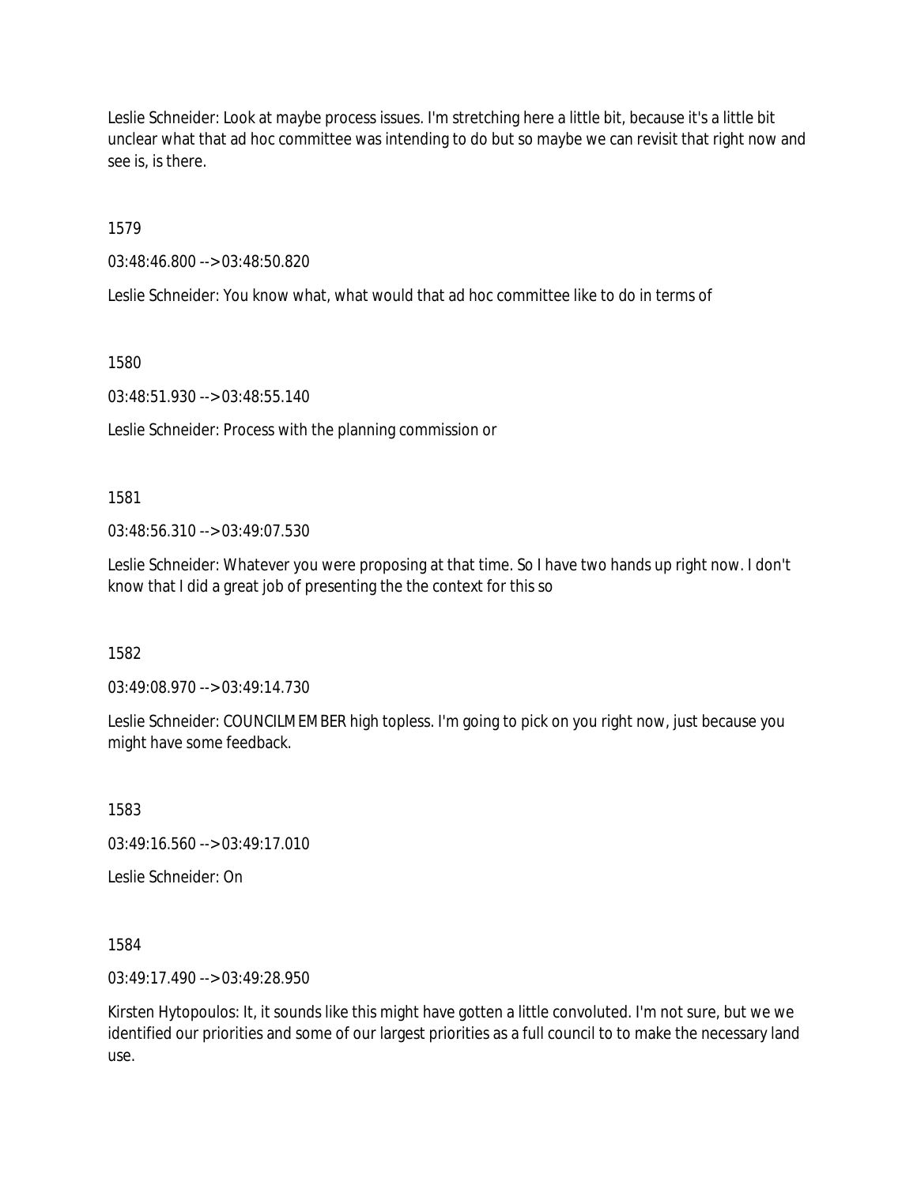Leslie Schneider: Look at maybe process issues. I'm stretching here a little bit, because it's a little bit unclear what that ad hoc committee was intending to do but so maybe we can revisit that right now and see is, is there.

1579

03:48:46.800 --> 03:48:50.820

Leslie Schneider: You know what, what would that ad hoc committee like to do in terms of

1580

03:48:51.930 --> 03:48:55.140

Leslie Schneider: Process with the planning commission or

1581

03:48:56.310 --> 03:49:07.530

Leslie Schneider: Whatever you were proposing at that time. So I have two hands up right now. I don't know that I did a great job of presenting the the context for this so

1582

03:49:08.970 --> 03:49:14.730

Leslie Schneider: COUNCILMEMBER high topless. I'm going to pick on you right now, just because you might have some feedback.

1583

03:49:16.560 --> 03:49:17.010

Leslie Schneider: On

1584

03:49:17.490 --> 03:49:28.950

Kirsten Hytopoulos: It, it sounds like this might have gotten a little convoluted. I'm not sure, but we we identified our priorities and some of our largest priorities as a full council to to make the necessary land use.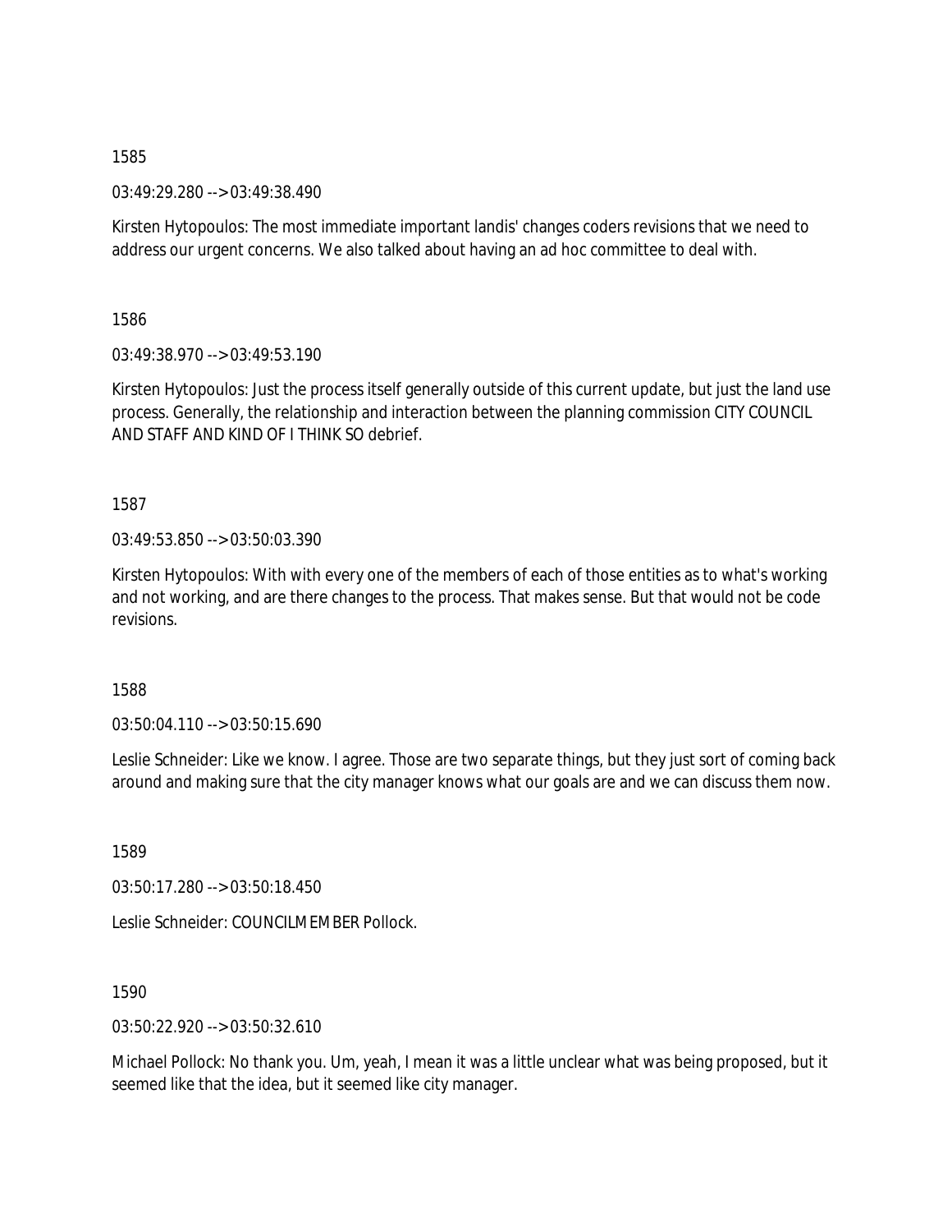1585

03:49:29.280 --> 03:49:38.490

Kirsten Hytopoulos: The most immediate important landis' changes coders revisions that we need to address our urgent concerns. We also talked about having an ad hoc committee to deal with.

1586

03:49:38.970 --> 03:49:53.190

Kirsten Hytopoulos: Just the process itself generally outside of this current update, but just the land use process. Generally, the relationship and interaction between the planning commission CITY COUNCIL AND STAFF AND KIND OF I THINK SO debrief.

1587

03:49:53.850 --> 03:50:03.390

Kirsten Hytopoulos: With with every one of the members of each of those entities as to what's working and not working, and are there changes to the process. That makes sense. But that would not be code revisions.

1588

03:50:04.110 --> 03:50:15.690

Leslie Schneider: Like we know. I agree. Those are two separate things, but they just sort of coming back around and making sure that the city manager knows what our goals are and we can discuss them now.

1589

03:50:17.280 --> 03:50:18.450

Leslie Schneider: COUNCILMEMBER Pollock.

1590

03:50:22.920 --> 03:50:32.610

Michael Pollock: No thank you. Um, yeah, I mean it was a little unclear what was being proposed, but it seemed like that the idea, but it seemed like city manager.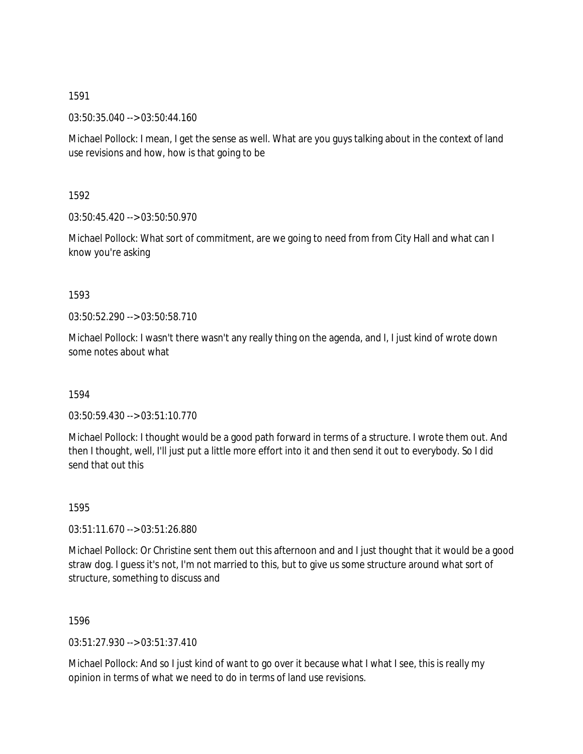1591

03:50:35.040 --> 03:50:44.160

Michael Pollock: I mean, I get the sense as well. What are you guys talking about in the context of land use revisions and how, how is that going to be

1592

03:50:45.420 --> 03:50:50.970

Michael Pollock: What sort of commitment, are we going to need from from City Hall and what can I know you're asking

1593

03:50:52.290 --> 03:50:58.710

Michael Pollock: I wasn't there wasn't any really thing on the agenda, and I, I just kind of wrote down some notes about what

1594

03:50:59.430 --> 03:51:10.770

Michael Pollock: I thought would be a good path forward in terms of a structure. I wrote them out. And then I thought, well, I'll just put a little more effort into it and then send it out to everybody. So I did send that out this

1595

03:51:11.670 --> 03:51:26.880

Michael Pollock: Or Christine sent them out this afternoon and and I just thought that it would be a good straw dog. I guess it's not, I'm not married to this, but to give us some structure around what sort of structure, something to discuss and

1596

03:51:27.930 --> 03:51:37.410

Michael Pollock: And so I just kind of want to go over it because what I what I see, this is really my opinion in terms of what we need to do in terms of land use revisions.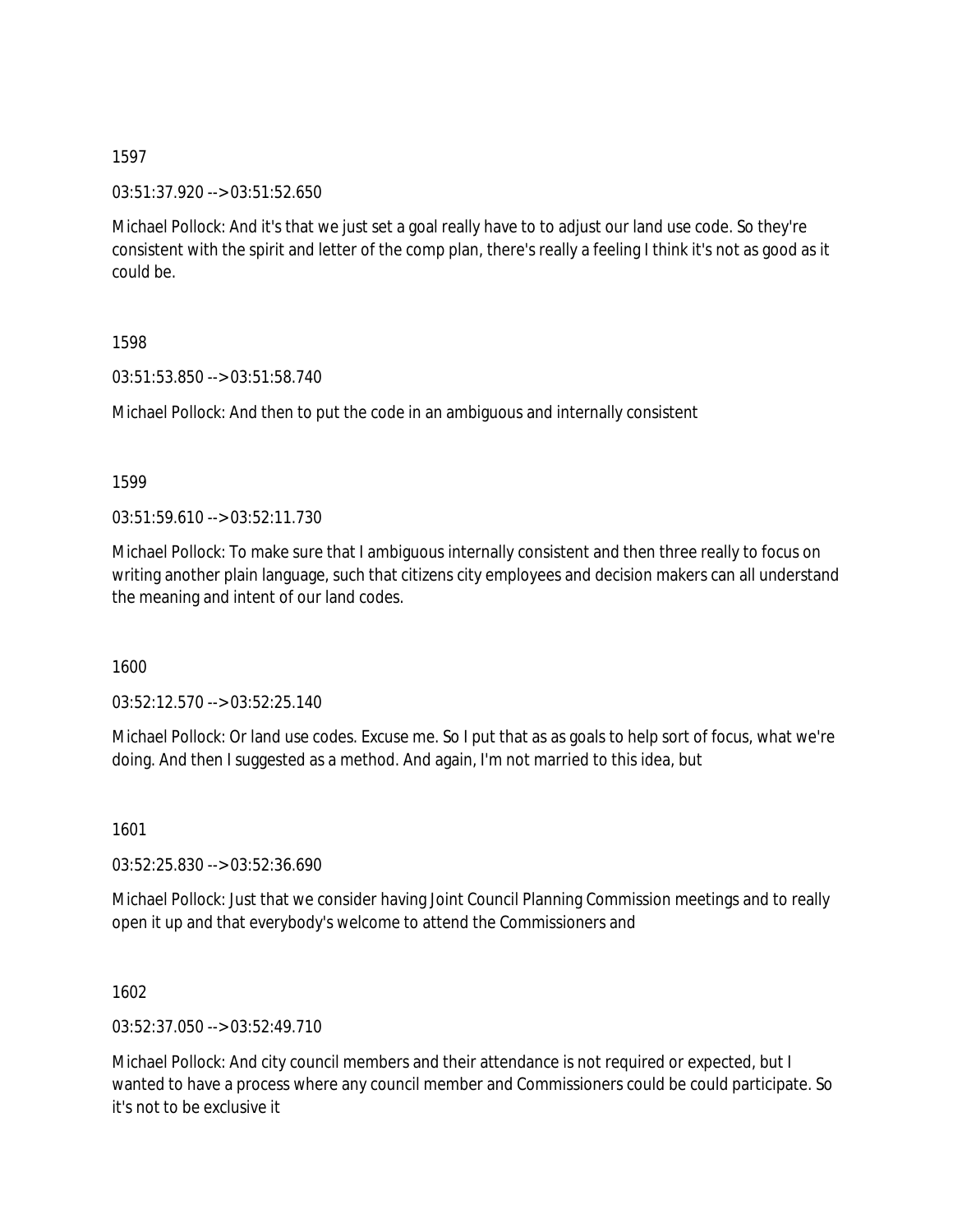1597

03:51:37.920 --> 03:51:52.650

Michael Pollock: And it's that we just set a goal really have to to adjust our land use code. So they're consistent with the spirit and letter of the comp plan, there's really a feeling I think it's not as good as it could be.

1598

03:51:53.850 --> 03:51:58.740

Michael Pollock: And then to put the code in an ambiguous and internally consistent

1599

03:51:59.610 --> 03:52:11.730

Michael Pollock: To make sure that I ambiguous internally consistent and then three really to focus on writing another plain language, such that citizens city employees and decision makers can all understand the meaning and intent of our land codes.

1600

03:52:12.570 --> 03:52:25.140

Michael Pollock: Or land use codes. Excuse me. So I put that as as goals to help sort of focus, what we're doing. And then I suggested as a method. And again, I'm not married to this idea, but

1601

03:52:25.830 --> 03:52:36.690

Michael Pollock: Just that we consider having Joint Council Planning Commission meetings and to really open it up and that everybody's welcome to attend the Commissioners and

1602

03:52:37.050 --> 03:52:49.710

Michael Pollock: And city council members and their attendance is not required or expected, but I wanted to have a process where any council member and Commissioners could be could participate. So it's not to be exclusive it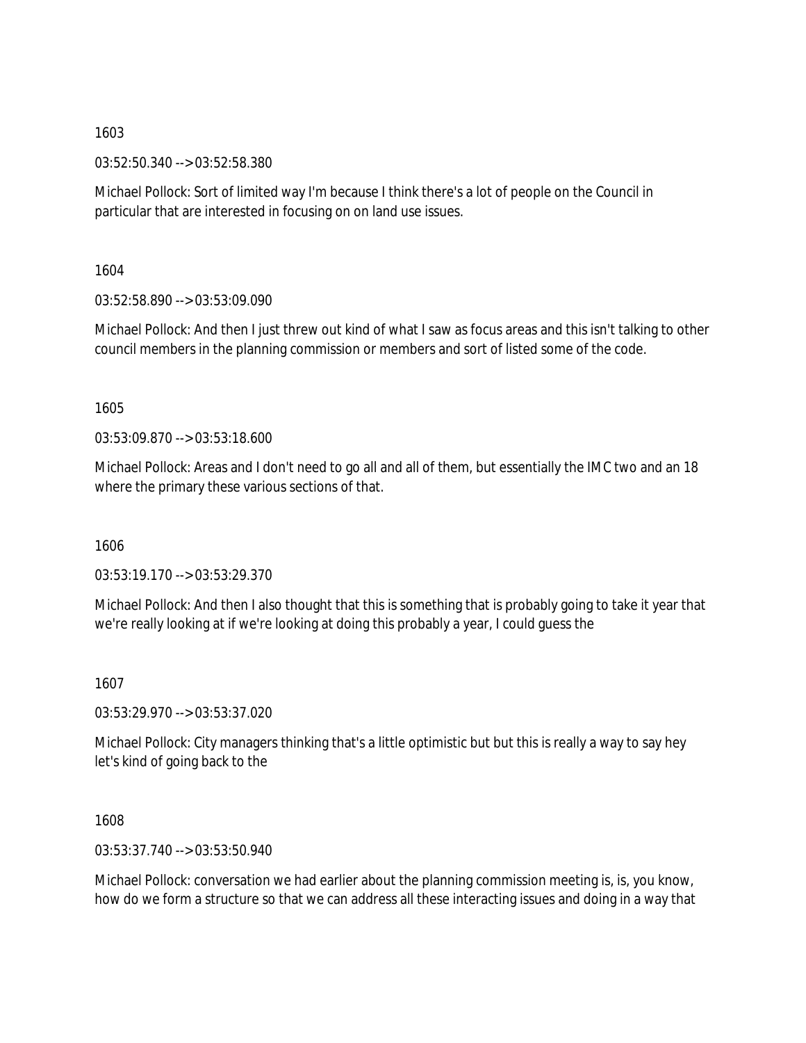1603

03:52:50.340 --> 03:52:58.380

Michael Pollock: Sort of limited way I'm because I think there's a lot of people on the Council in particular that are interested in focusing on on land use issues.

1604

03:52:58.890 --> 03:53:09.090

Michael Pollock: And then I just threw out kind of what I saw as focus areas and this isn't talking to other council members in the planning commission or members and sort of listed some of the code.

1605

03:53:09.870 --> 03:53:18.600

Michael Pollock: Areas and I don't need to go all and all of them, but essentially the IMC two and an 18 where the primary these various sections of that.

1606

03:53:19.170 --> 03:53:29.370

Michael Pollock: And then I also thought that this is something that is probably going to take it year that we're really looking at if we're looking at doing this probably a year, I could guess the

1607

03:53:29.970 --> 03:53:37.020

Michael Pollock: City managers thinking that's a little optimistic but but this is really a way to say hey let's kind of going back to the

1608

03:53:37.740 --> 03:53:50.940

Michael Pollock: conversation we had earlier about the planning commission meeting is, is, you know, how do we form a structure so that we can address all these interacting issues and doing in a way that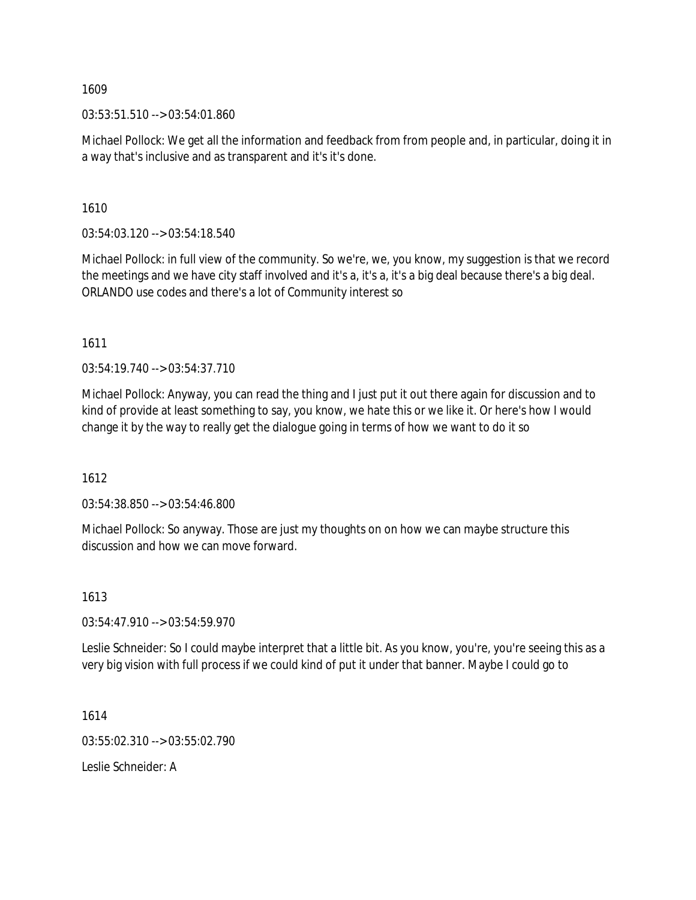1609

03:53:51.510 --> 03:54:01.860

Michael Pollock: We get all the information and feedback from from people and, in particular, doing it in a way that's inclusive and as transparent and it's it's done.

1610

03:54:03.120 --> 03:54:18.540

Michael Pollock: in full view of the community. So we're, we, you know, my suggestion is that we record the meetings and we have city staff involved and it's a, it's a, it's a big deal because there's a big deal. ORLANDO use codes and there's a lot of Community interest so

1611

03:54:19.740 --> 03:54:37.710

Michael Pollock: Anyway, you can read the thing and I just put it out there again for discussion and to kind of provide at least something to say, you know, we hate this or we like it. Or here's how I would change it by the way to really get the dialogue going in terms of how we want to do it so

1612

03:54:38.850 --> 03:54:46.800

Michael Pollock: So anyway. Those are just my thoughts on on how we can maybe structure this discussion and how we can move forward.

1613

03:54:47.910 --> 03:54:59.970

Leslie Schneider: So I could maybe interpret that a little bit. As you know, you're, you're seeing this as a very big vision with full process if we could kind of put it under that banner. Maybe I could go to

1614

03:55:02.310 --> 03:55:02.790

Leslie Schneider: A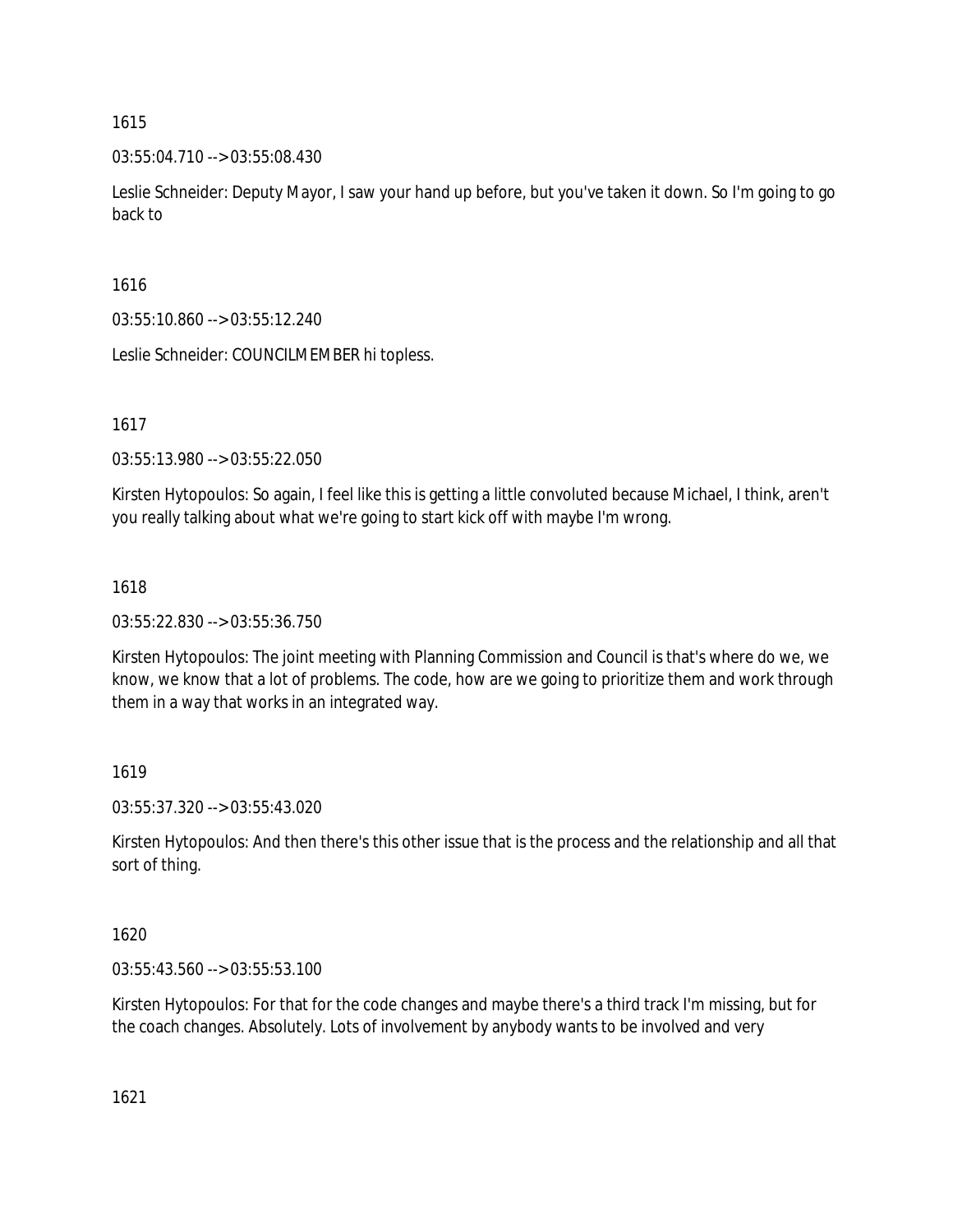1615

03:55:04.710 --> 03:55:08.430

Leslie Schneider: Deputy Mayor, I saw your hand up before, but you've taken it down. So I'm going to go back to

1616

03:55:10.860 --> 03:55:12.240

Leslie Schneider: COUNCILMEMBER hi topless.

1617

03:55:13.980 --> 03:55:22.050

Kirsten Hytopoulos: So again, I feel like this is getting a little convoluted because Michael, I think, aren't you really talking about what we're going to start kick off with maybe I'm wrong.

1618

03:55:22.830 --> 03:55:36.750

Kirsten Hytopoulos: The joint meeting with Planning Commission and Council is that's where do we, we know, we know that a lot of problems. The code, how are we going to prioritize them and work through them in a way that works in an integrated way.

1619

03:55:37.320 --> 03:55:43.020

Kirsten Hytopoulos: And then there's this other issue that is the process and the relationship and all that sort of thing.

1620

03:55:43.560 --> 03:55:53.100

Kirsten Hytopoulos: For that for the code changes and maybe there's a third track I'm missing, but for the coach changes. Absolutely. Lots of involvement by anybody wants to be involved and very

1621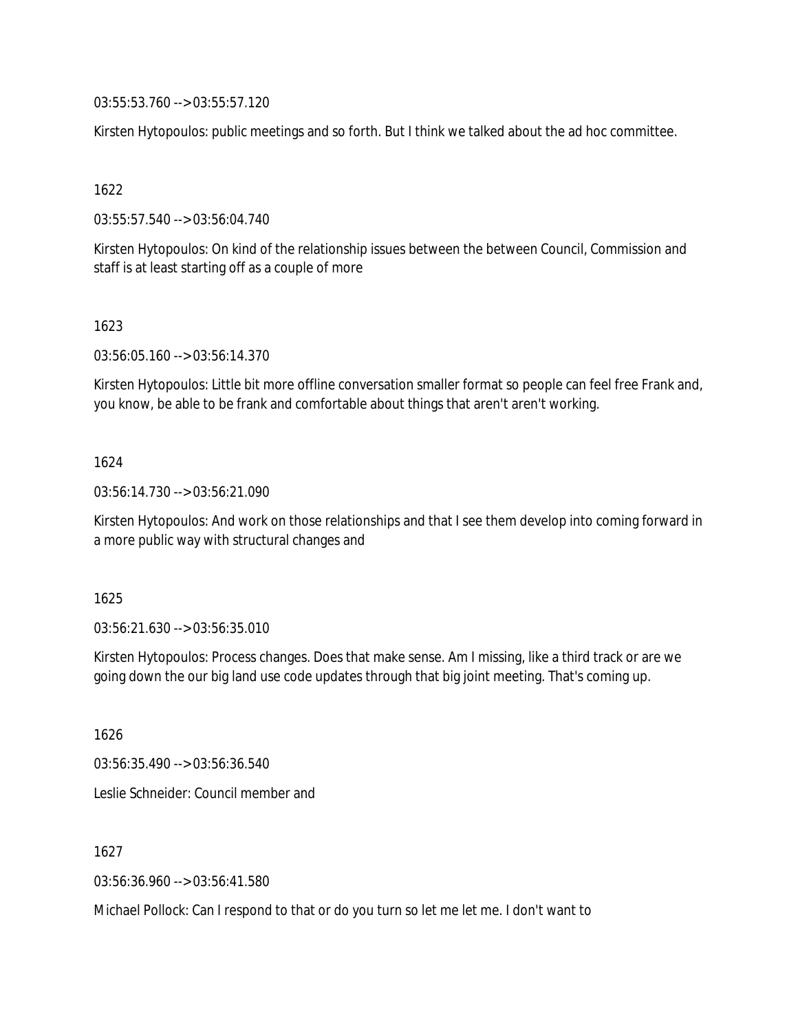03:55:53.760 --> 03:55:57.120

Kirsten Hytopoulos: public meetings and so forth. But I think we talked about the ad hoc committee.

1622

03:55:57.540 --> 03:56:04.740

Kirsten Hytopoulos: On kind of the relationship issues between the between Council, Commission and staff is at least starting off as a couple of more

1623

03:56:05.160 --> 03:56:14.370

Kirsten Hytopoulos: Little bit more offline conversation smaller format so people can feel free Frank and, you know, be able to be frank and comfortable about things that aren't aren't working.

1624

03:56:14.730 --> 03:56:21.090

Kirsten Hytopoulos: And work on those relationships and that I see them develop into coming forward in a more public way with structural changes and

1625

03:56:21.630 --> 03:56:35.010

Kirsten Hytopoulos: Process changes. Does that make sense. Am I missing, like a third track or are we going down the our big land use code updates through that big joint meeting. That's coming up.

1626

03:56:35.490 --> 03:56:36.540

Leslie Schneider: Council member and

1627

03:56:36.960 --> 03:56:41.580

Michael Pollock: Can I respond to that or do you turn so let me let me. I don't want to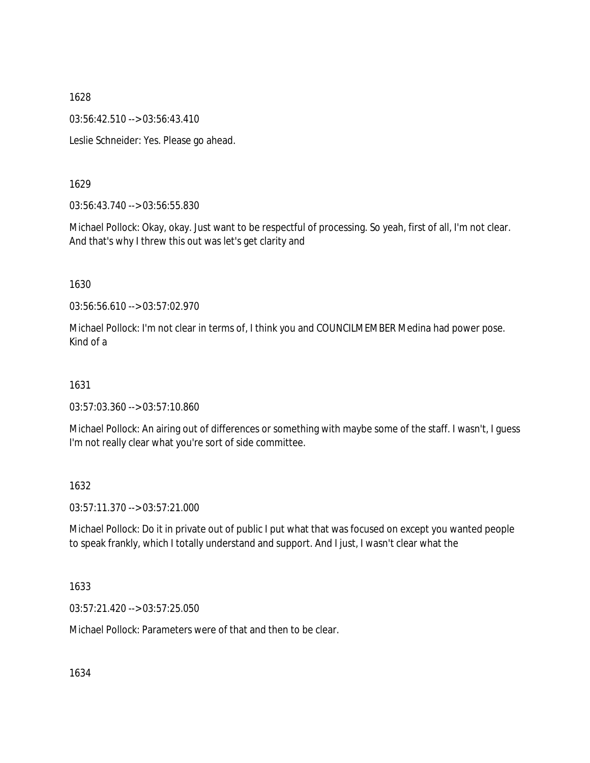1628

03:56:42.510 --> 03:56:43.410

Leslie Schneider: Yes. Please go ahead.

1629

03:56:43.740 --> 03:56:55.830

Michael Pollock: Okay, okay. Just want to be respectful of processing. So yeah, first of all, I'm not clear. And that's why I threw this out was let's get clarity and

1630

03:56:56.610 --> 03:57:02.970

Michael Pollock: I'm not clear in terms of, I think you and COUNCILMEMBER Medina had power pose. Kind of a

1631

03:57:03.360 --> 03:57:10.860

Michael Pollock: An airing out of differences or something with maybe some of the staff. I wasn't, I guess I'm not really clear what you're sort of side committee.

1632

03:57:11.370 --> 03:57:21.000

Michael Pollock: Do it in private out of public I put what that was focused on except you wanted people to speak frankly, which I totally understand and support. And I just, I wasn't clear what the

1633

03:57:21.420 --> 03:57:25.050

Michael Pollock: Parameters were of that and then to be clear.

1634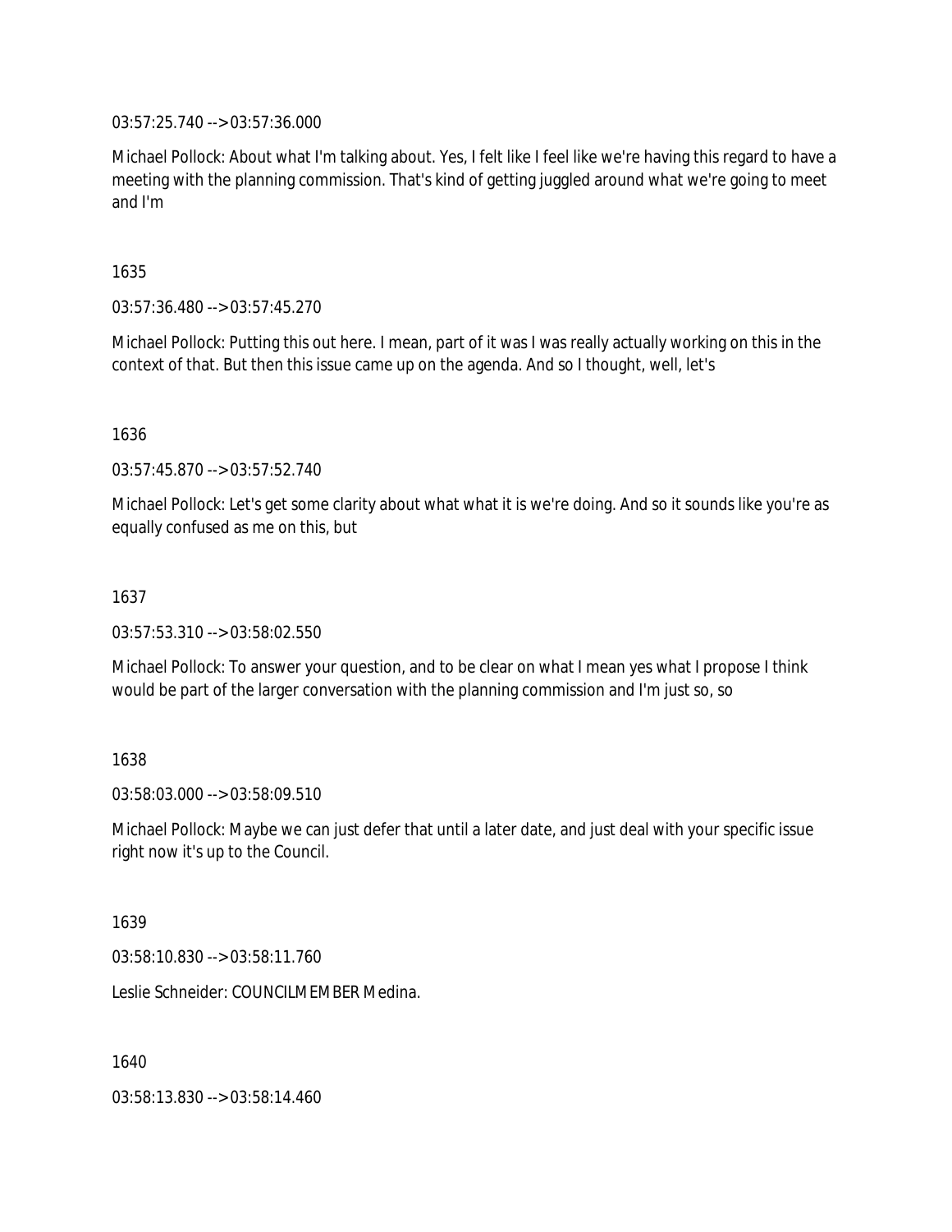03:57:25.740 --> 03:57:36.000

Michael Pollock: About what I'm talking about. Yes, I felt like I feel like we're having this regard to have a meeting with the planning commission. That's kind of getting juggled around what we're going to meet and I'm

1635

03:57:36.480 --> 03:57:45.270

Michael Pollock: Putting this out here. I mean, part of it was I was really actually working on this in the context of that. But then this issue came up on the agenda. And so I thought, well, let's

1636

03:57:45.870 --> 03:57:52.740

Michael Pollock: Let's get some clarity about what what it is we're doing. And so it sounds like you're as equally confused as me on this, but

1637

03:57:53.310 --> 03:58:02.550

Michael Pollock: To answer your question, and to be clear on what I mean yes what I propose I think would be part of the larger conversation with the planning commission and I'm just so, so

1638

03:58:03.000 --> 03:58:09.510

Michael Pollock: Maybe we can just defer that until a later date, and just deal with your specific issue right now it's up to the Council.

1639

03:58:10.830 --> 03:58:11.760

Leslie Schneider: COUNCILMEMBER Medina.

1640

03:58:13.830 --> 03:58:14.460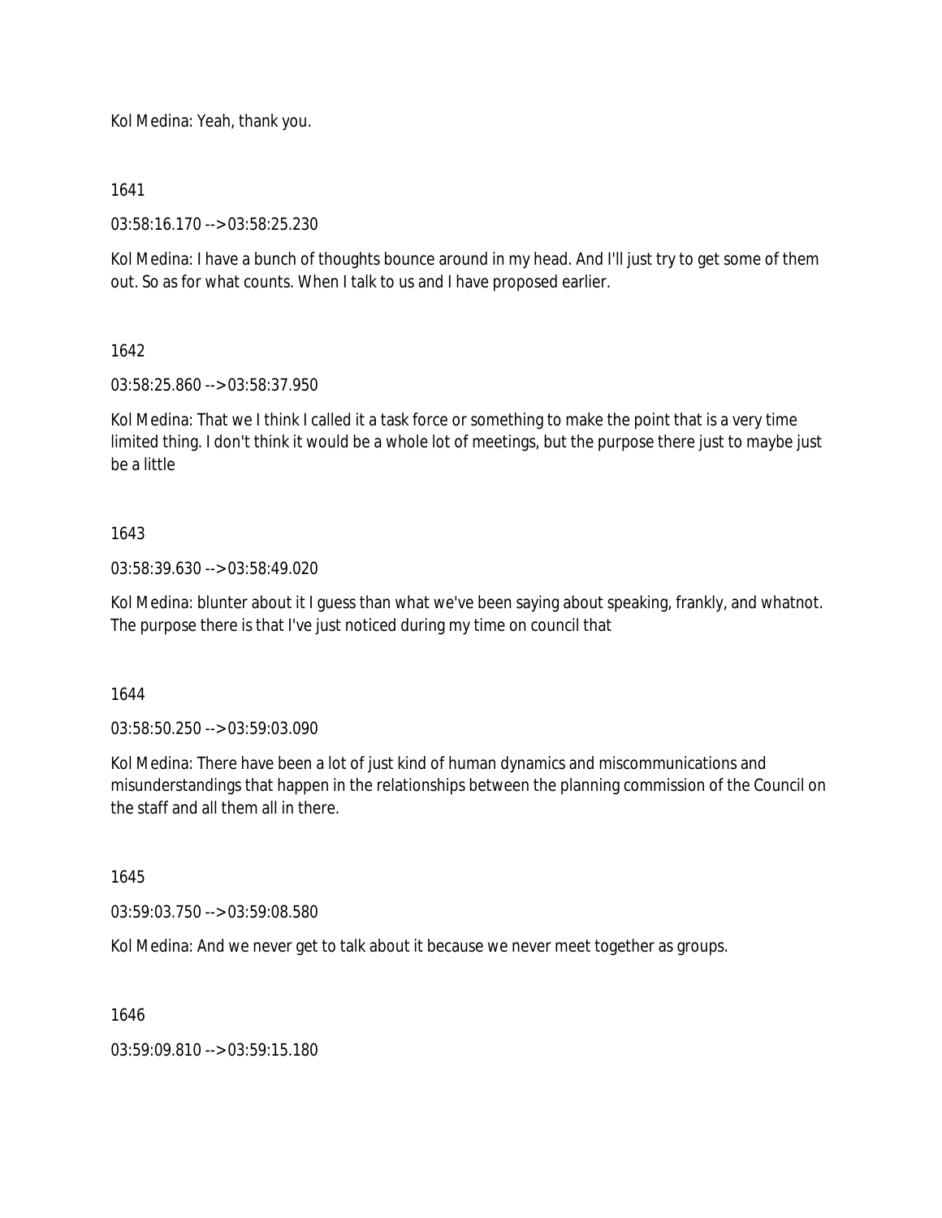Kol Medina: Yeah, thank you.

1641

03:58:16.170 --> 03:58:25.230

Kol Medina: I have a bunch of thoughts bounce around in my head. And I'll just try to get some of them out. So as for what counts. When I talk to us and I have proposed earlier.

1642

03:58:25.860 --> 03:58:37.950

Kol Medina: That we I think I called it a task force or something to make the point that is a very time limited thing. I don't think it would be a whole lot of meetings, but the purpose there just to maybe just be a little

1643

03:58:39.630 --> 03:58:49.020

Kol Medina: blunter about it I guess than what we've been saying about speaking, frankly, and whatnot. The purpose there is that I've just noticed during my time on council that

1644

03:58:50.250 --> 03:59:03.090

Kol Medina: There have been a lot of just kind of human dynamics and miscommunications and misunderstandings that happen in the relationships between the planning commission of the Council on the staff and all them all in there.

1645

03:59:03.750 --> 03:59:08.580

Kol Medina: And we never get to talk about it because we never meet together as groups.

1646

03:59:09.810 --> 03:59:15.180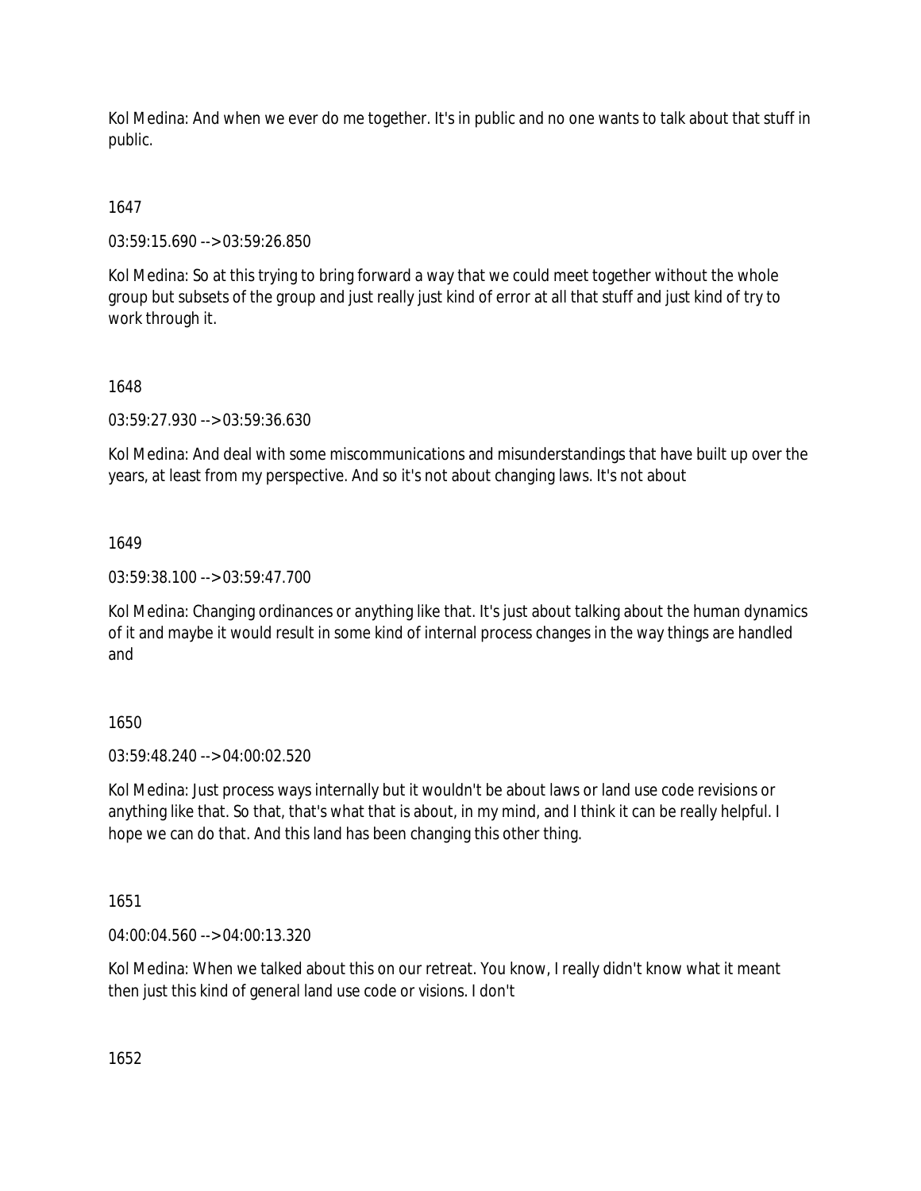Kol Medina: And when we ever do me together. It's in public and no one wants to talk about that stuff in public.

1647

03:59:15.690 --> 03:59:26.850

Kol Medina: So at this trying to bring forward a way that we could meet together without the whole group but subsets of the group and just really just kind of error at all that stuff and just kind of try to work through it.

1648

03:59:27.930 --> 03:59:36.630

Kol Medina: And deal with some miscommunications and misunderstandings that have built up over the years, at least from my perspective. And so it's not about changing laws. It's not about

1649

03:59:38.100 --> 03:59:47.700

Kol Medina: Changing ordinances or anything like that. It's just about talking about the human dynamics of it and maybe it would result in some kind of internal process changes in the way things are handled and

1650

03:59:48.240 --> 04:00:02.520

Kol Medina: Just process ways internally but it wouldn't be about laws or land use code revisions or anything like that. So that, that's what that is about, in my mind, and I think it can be really helpful. I hope we can do that. And this land has been changing this other thing.

1651

04:00:04.560 --> 04:00:13.320

Kol Medina: When we talked about this on our retreat. You know, I really didn't know what it meant then just this kind of general land use code or visions. I don't

1652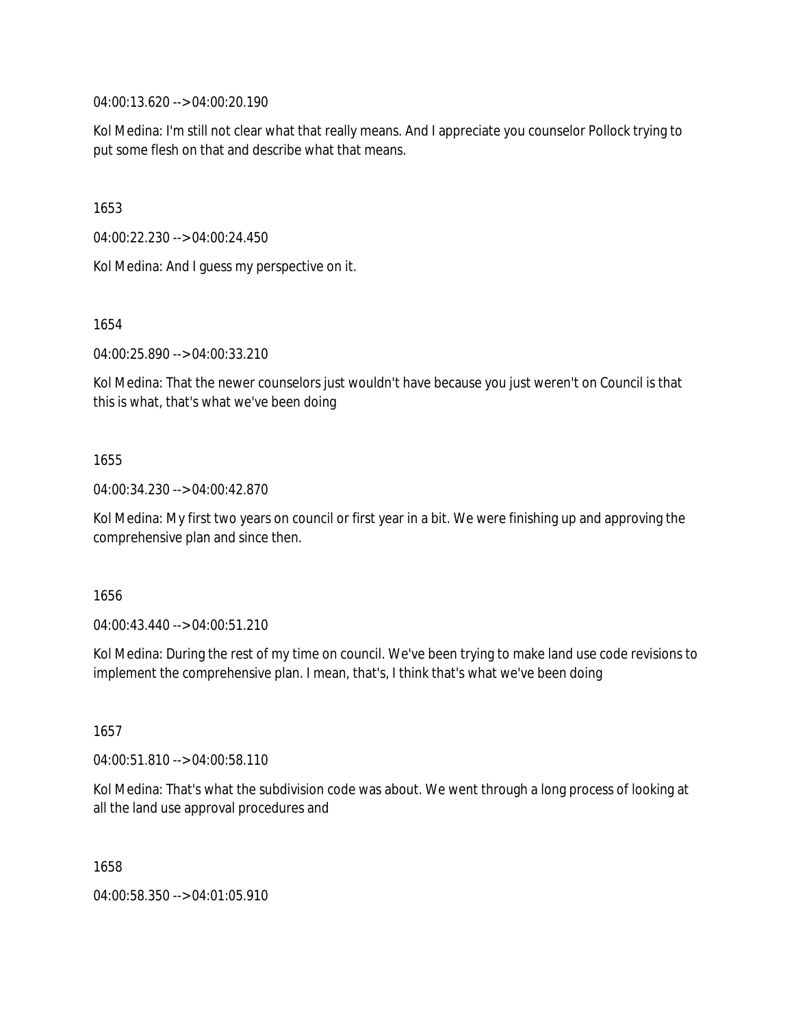04:00:13.620 --> 04:00:20.190

Kol Medina: I'm still not clear what that really means. And I appreciate you counselor Pollock trying to put some flesh on that and describe what that means.

1653

04:00:22.230 --> 04:00:24.450

Kol Medina: And I guess my perspective on it.

1654

04:00:25.890 --> 04:00:33.210

Kol Medina: That the newer counselors just wouldn't have because you just weren't on Council is that this is what, that's what we've been doing

1655

04:00:34.230 --> 04:00:42.870

Kol Medina: My first two years on council or first year in a bit. We were finishing up and approving the comprehensive plan and since then.

1656

04:00:43.440 --> 04:00:51.210

Kol Medina: During the rest of my time on council. We've been trying to make land use code revisions to implement the comprehensive plan. I mean, that's, I think that's what we've been doing

1657

04:00:51.810 --> 04:00:58.110

Kol Medina: That's what the subdivision code was about. We went through a long process of looking at all the land use approval procedures and

1658

04:00:58.350 --> 04:01:05.910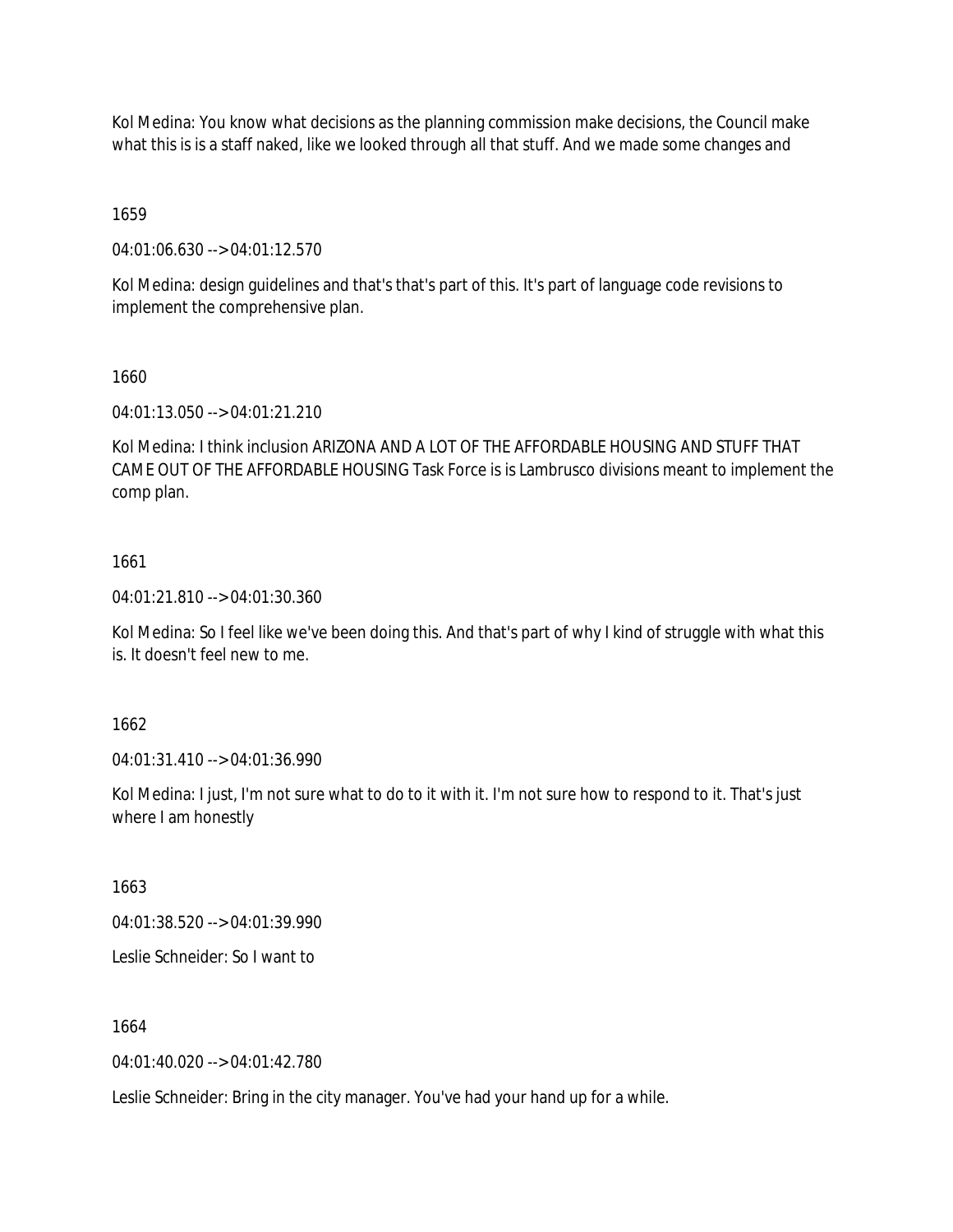Kol Medina: You know what decisions as the planning commission make decisions, the Council make what this is is a staff naked, like we looked through all that stuff. And we made some changes and

1659

04:01:06.630 --> 04:01:12.570

Kol Medina: design guidelines and that's that's part of this. It's part of language code revisions to implement the comprehensive plan.

1660

04:01:13.050 --> 04:01:21.210

Kol Medina: I think inclusion ARIZONA AND A LOT OF THE AFFORDABLE HOUSING AND STUFF THAT CAME OUT OF THE AFFORDABLE HOUSING Task Force is is Lambrusco divisions meant to implement the comp plan.

1661

04:01:21.810 --> 04:01:30.360

Kol Medina: So I feel like we've been doing this. And that's part of why I kind of struggle with what this is. It doesn't feel new to me.

1662

04:01:31.410 --> 04:01:36.990

Kol Medina: I just, I'm not sure what to do to it with it. I'm not sure how to respond to it. That's just where I am honestly

1663

04:01:38.520 --> 04:01:39.990

Leslie Schneider: So I want to

1664

04:01:40.020 --> 04:01:42.780

Leslie Schneider: Bring in the city manager. You've had your hand up for a while.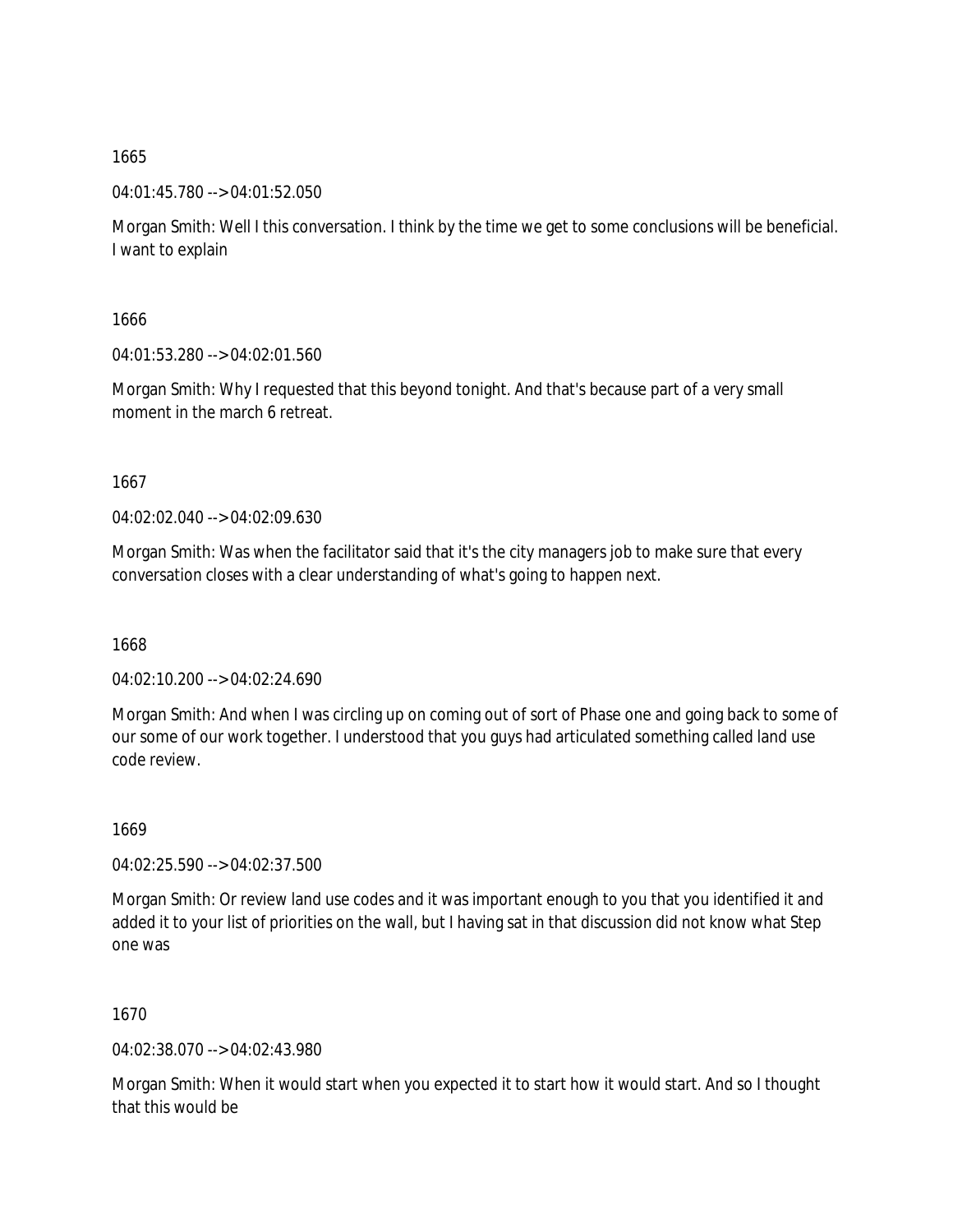1665

04:01:45.780 --> 04:01:52.050

Morgan Smith: Well I this conversation. I think by the time we get to some conclusions will be beneficial. I want to explain

1666

04:01:53.280 --> 04:02:01.560

Morgan Smith: Why I requested that this beyond tonight. And that's because part of a very small moment in the march 6 retreat.

1667

04:02:02.040 --> 04:02:09.630

Morgan Smith: Was when the facilitator said that it's the city managers job to make sure that every conversation closes with a clear understanding of what's going to happen next.

1668

04:02:10.200 --> 04:02:24.690

Morgan Smith: And when I was circling up on coming out of sort of Phase one and going back to some of our some of our work together. I understood that you guys had articulated something called land use code review.

1669

04:02:25.590 --> 04:02:37.500

Morgan Smith: Or review land use codes and it was important enough to you that you identified it and added it to your list of priorities on the wall, but I having sat in that discussion did not know what Step one was

1670

04:02:38.070 --> 04:02:43.980

Morgan Smith: When it would start when you expected it to start how it would start. And so I thought that this would be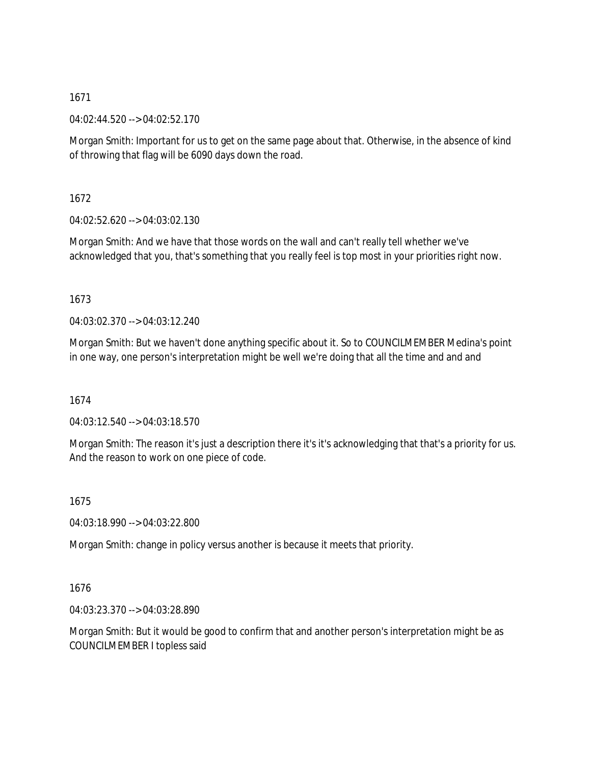1671

04:02:44.520 --> 04:02:52.170

Morgan Smith: Important for us to get on the same page about that. Otherwise, in the absence of kind of throwing that flag will be 6090 days down the road.

1672

04:02:52.620 --> 04:03:02.130

Morgan Smith: And we have that those words on the wall and can't really tell whether we've acknowledged that you, that's something that you really feel is top most in your priorities right now.

1673

04:03:02.370 --> 04:03:12.240

Morgan Smith: But we haven't done anything specific about it. So to COUNCILMEMBER Medina's point in one way, one person's interpretation might be well we're doing that all the time and and and

1674

04:03:12.540 --> 04:03:18.570

Morgan Smith: The reason it's just a description there it's it's acknowledging that that's a priority for us. And the reason to work on one piece of code.

1675

04:03:18.990 --> 04:03:22.800

Morgan Smith: change in policy versus another is because it meets that priority.

1676

04:03:23.370 --> 04:03:28.890

Morgan Smith: But it would be good to confirm that and another person's interpretation might be as COUNCILMEMBER I topless said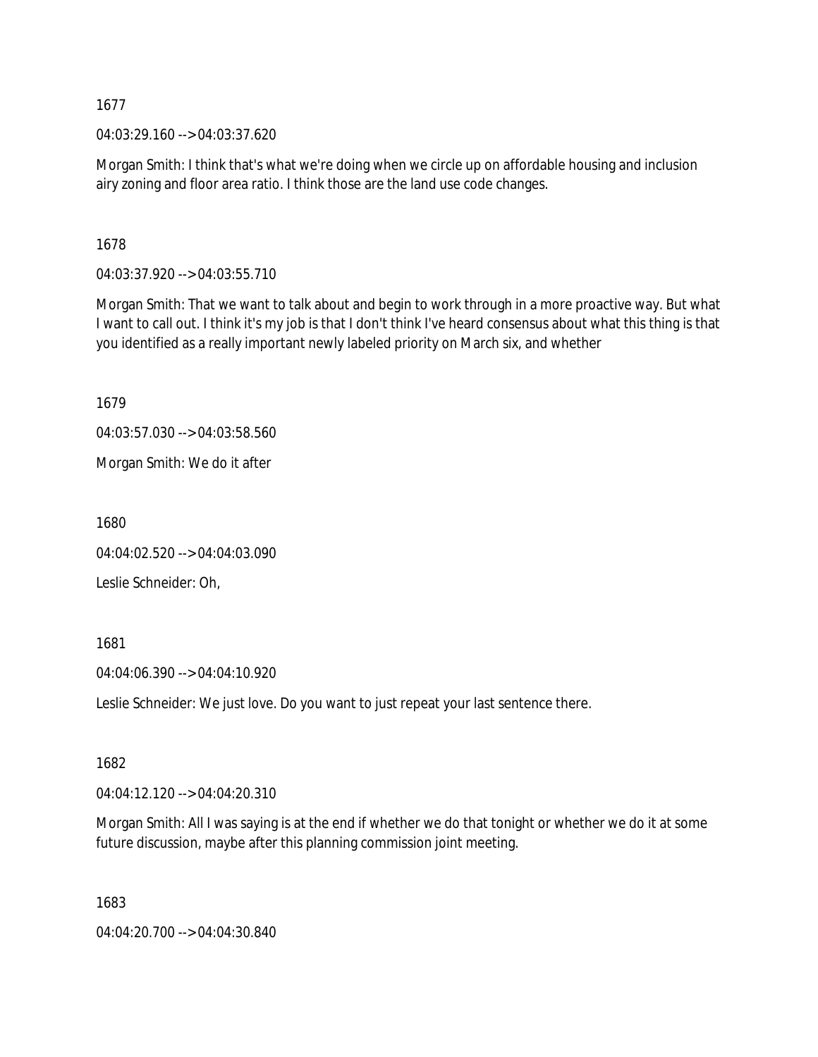1677

04:03:29.160 --> 04:03:37.620

Morgan Smith: I think that's what we're doing when we circle up on affordable housing and inclusion airy zoning and floor area ratio. I think those are the land use code changes.

1678

04:03:37.920 --> 04:03:55.710

Morgan Smith: That we want to talk about and begin to work through in a more proactive way. But what I want to call out. I think it's my job is that I don't think I've heard consensus about what this thing is that you identified as a really important newly labeled priority on March six, and whether

1679

04:03:57.030 --> 04:03:58.560

Morgan Smith: We do it after

1680

04:04:02.520 --> 04:04:03.090

Leslie Schneider: Oh,

1681

04:04:06.390 --> 04:04:10.920

Leslie Schneider: We just love. Do you want to just repeat your last sentence there.

1682

04:04:12.120 --> 04:04:20.310

Morgan Smith: All I was saying is at the end if whether we do that tonight or whether we do it at some future discussion, maybe after this planning commission joint meeting.

1683

04:04:20.700 --> 04:04:30.840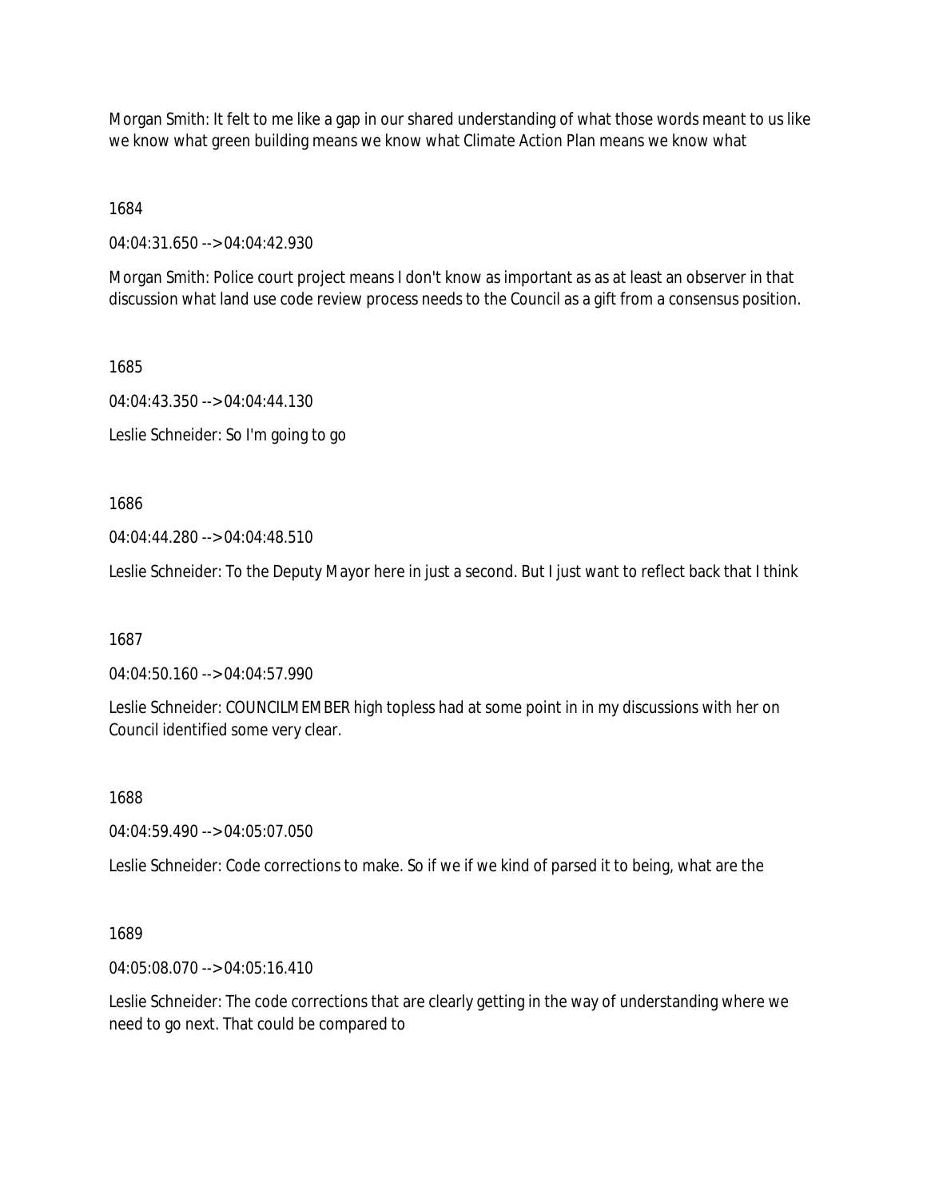Morgan Smith: It felt to me like a gap in our shared understanding of what those words meant to us like we know what green building means we know what Climate Action Plan means we know what

1684

04:04:31.650 --> 04:04:42.930

Morgan Smith: Police court project means I don't know as important as as at least an observer in that discussion what land use code review process needs to the Council as a gift from a consensus position.

1685

04:04:43.350 --> 04:04:44.130

Leslie Schneider: So I'm going to go

1686

04:04:44.280 --> 04:04:48.510

Leslie Schneider: To the Deputy Mayor here in just a second. But I just want to reflect back that I think

1687

04:04:50.160 --> 04:04:57.990

Leslie Schneider: COUNCILMEMBER high topless had at some point in in my discussions with her on Council identified some very clear.

1688

04:04:59.490 --> 04:05:07.050

Leslie Schneider: Code corrections to make. So if we if we kind of parsed it to being, what are the

1689

04:05:08.070 --> 04:05:16.410

Leslie Schneider: The code corrections that are clearly getting in the way of understanding where we need to go next. That could be compared to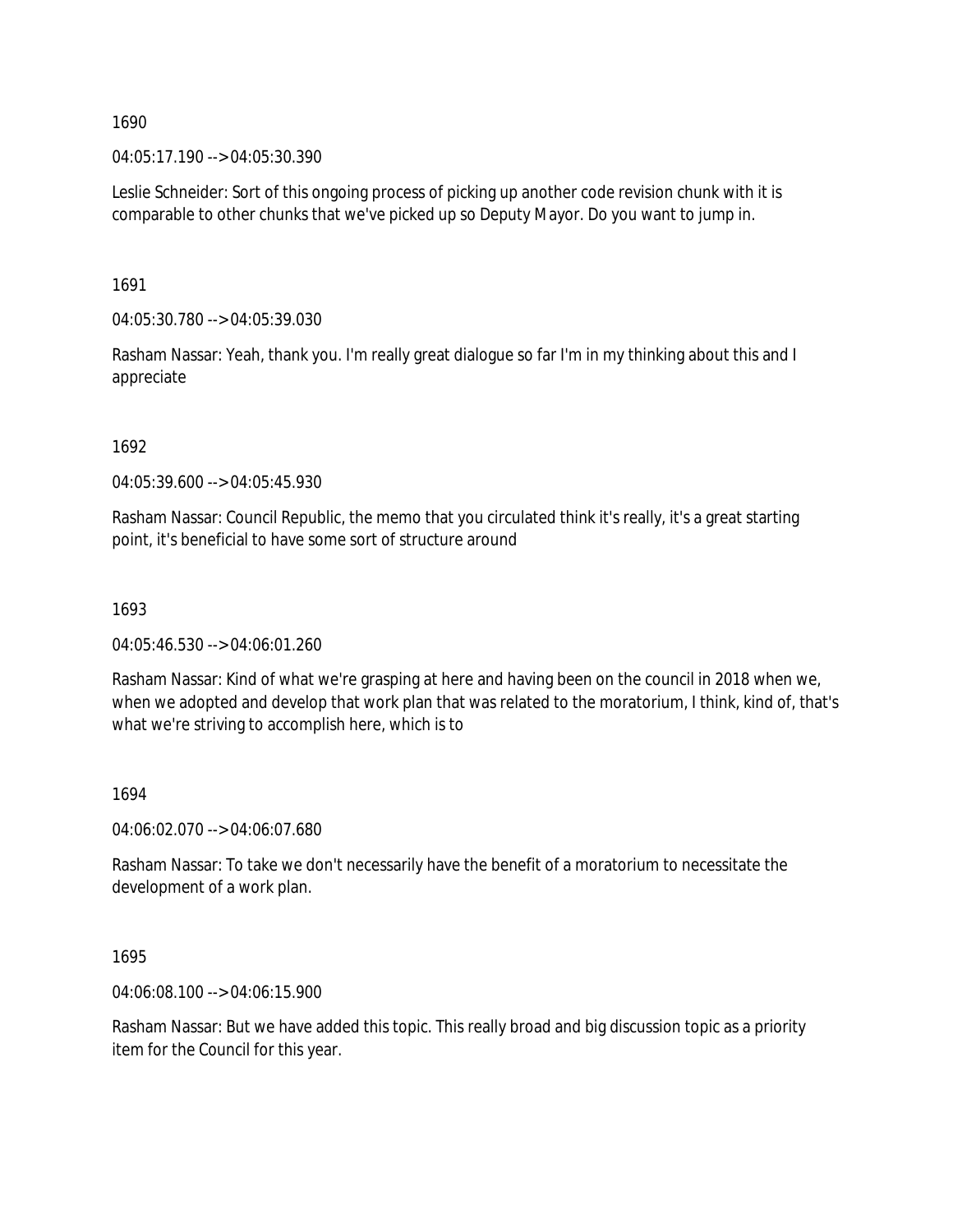1690

04:05:17.190 --> 04:05:30.390

Leslie Schneider: Sort of this ongoing process of picking up another code revision chunk with it is comparable to other chunks that we've picked up so Deputy Mayor. Do you want to jump in.

1691

04:05:30.780 --> 04:05:39.030

Rasham Nassar: Yeah, thank you. I'm really great dialogue so far I'm in my thinking about this and I appreciate

1692

04:05:39.600 --> 04:05:45.930

Rasham Nassar: Council Republic, the memo that you circulated think it's really, it's a great starting point, it's beneficial to have some sort of structure around

1693

04:05:46.530 --> 04:06:01.260

Rasham Nassar: Kind of what we're grasping at here and having been on the council in 2018 when we, when we adopted and develop that work plan that was related to the moratorium, I think, kind of, that's what we're striving to accomplish here, which is to

1694

04:06:02.070 --> 04:06:07.680

Rasham Nassar: To take we don't necessarily have the benefit of a moratorium to necessitate the development of a work plan.

1695

04:06:08.100 --> 04:06:15.900

Rasham Nassar: But we have added this topic. This really broad and big discussion topic as a priority item for the Council for this year.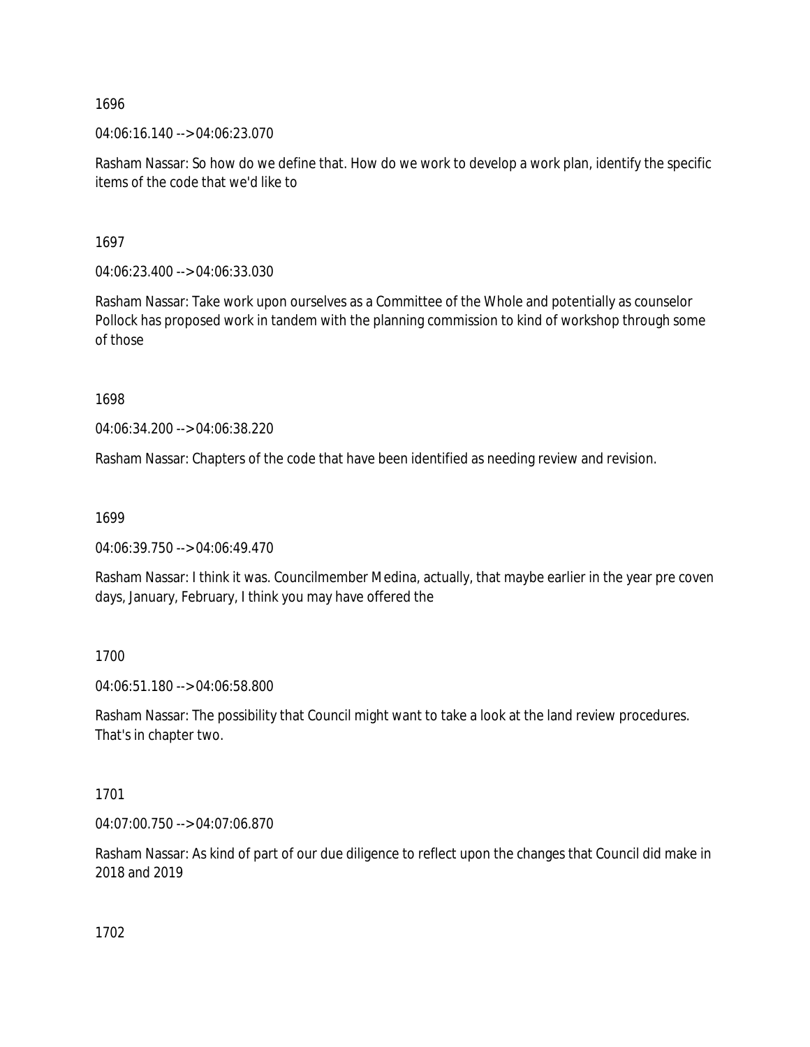1696

04:06:16.140 --> 04:06:23.070

Rasham Nassar: So how do we define that. How do we work to develop a work plan, identify the specific items of the code that we'd like to

1697

04:06:23.400 --> 04:06:33.030

Rasham Nassar: Take work upon ourselves as a Committee of the Whole and potentially as counselor Pollock has proposed work in tandem with the planning commission to kind of workshop through some of those

1698

04:06:34.200 --> 04:06:38.220

Rasham Nassar: Chapters of the code that have been identified as needing review and revision.

1699

04:06:39.750 --> 04:06:49.470

Rasham Nassar: I think it was. Councilmember Medina, actually, that maybe earlier in the year pre coven days, January, February, I think you may have offered the

1700

04:06:51.180 --> 04:06:58.800

Rasham Nassar: The possibility that Council might want to take a look at the land review procedures. That's in chapter two.

1701

04:07:00.750 --> 04:07:06.870

Rasham Nassar: As kind of part of our due diligence to reflect upon the changes that Council did make in 2018 and 2019

1702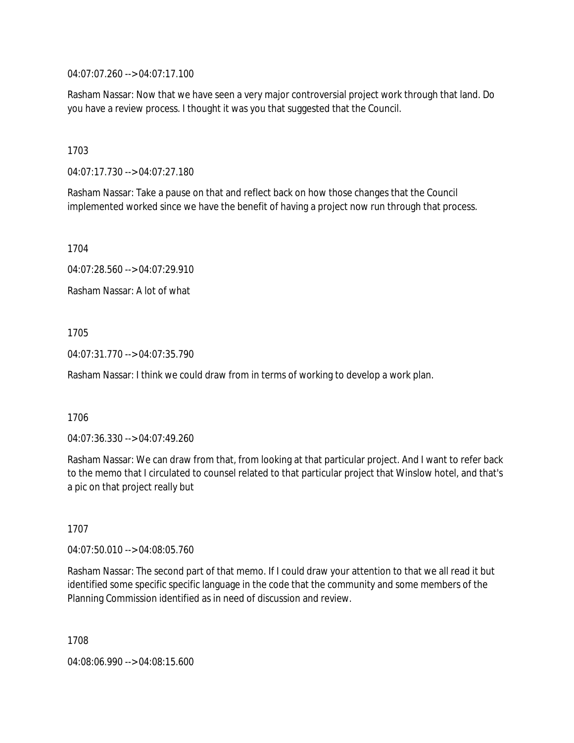04:07:07.260 --> 04:07:17.100

Rasham Nassar: Now that we have seen a very major controversial project work through that land. Do you have a review process. I thought it was you that suggested that the Council.

1703

04:07:17.730 --> 04:07:27.180

Rasham Nassar: Take a pause on that and reflect back on how those changes that the Council implemented worked since we have the benefit of having a project now run through that process.

1704

04:07:28.560 --> 04:07:29.910

Rasham Nassar: A lot of what

1705

04:07:31.770 --> 04:07:35.790

Rasham Nassar: I think we could draw from in terms of working to develop a work plan.

1706

04:07:36.330 --> 04:07:49.260

Rasham Nassar: We can draw from that, from looking at that particular project. And I want to refer back to the memo that I circulated to counsel related to that particular project that Winslow hotel, and that's a pic on that project really but

1707

04:07:50.010 --> 04:08:05.760

Rasham Nassar: The second part of that memo. If I could draw your attention to that we all read it but identified some specific specific language in the code that the community and some members of the Planning Commission identified as in need of discussion and review.

1708

04:08:06.990 --> 04:08:15.600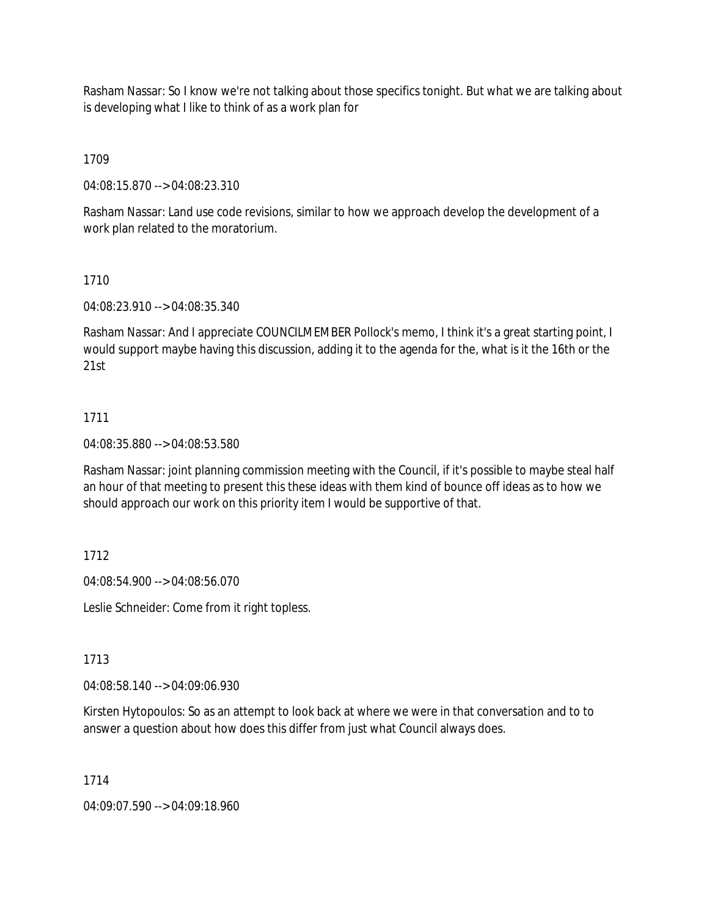Rasham Nassar: So I know we're not talking about those specifics tonight. But what we are talking about is developing what I like to think of as a work plan for

1709

04:08:15.870 --> 04:08:23.310

Rasham Nassar: Land use code revisions, similar to how we approach develop the development of a work plan related to the moratorium.

1710

04:08:23.910 --> 04:08:35.340

Rasham Nassar: And I appreciate COUNCILMEMBER Pollock's memo, I think it's a great starting point, I would support maybe having this discussion, adding it to the agenda for the, what is it the 16th or the 21st

1711

04:08:35.880 --> 04:08:53.580

Rasham Nassar: joint planning commission meeting with the Council, if it's possible to maybe steal half an hour of that meeting to present this these ideas with them kind of bounce off ideas as to how we should approach our work on this priority item I would be supportive of that.

1712

04:08:54.900 --> 04:08:56.070

Leslie Schneider: Come from it right topless.

1713

04:08:58.140 --> 04:09:06.930

Kirsten Hytopoulos: So as an attempt to look back at where we were in that conversation and to to answer a question about how does this differ from just what Council always does.

1714

04:09:07.590 --> 04:09:18.960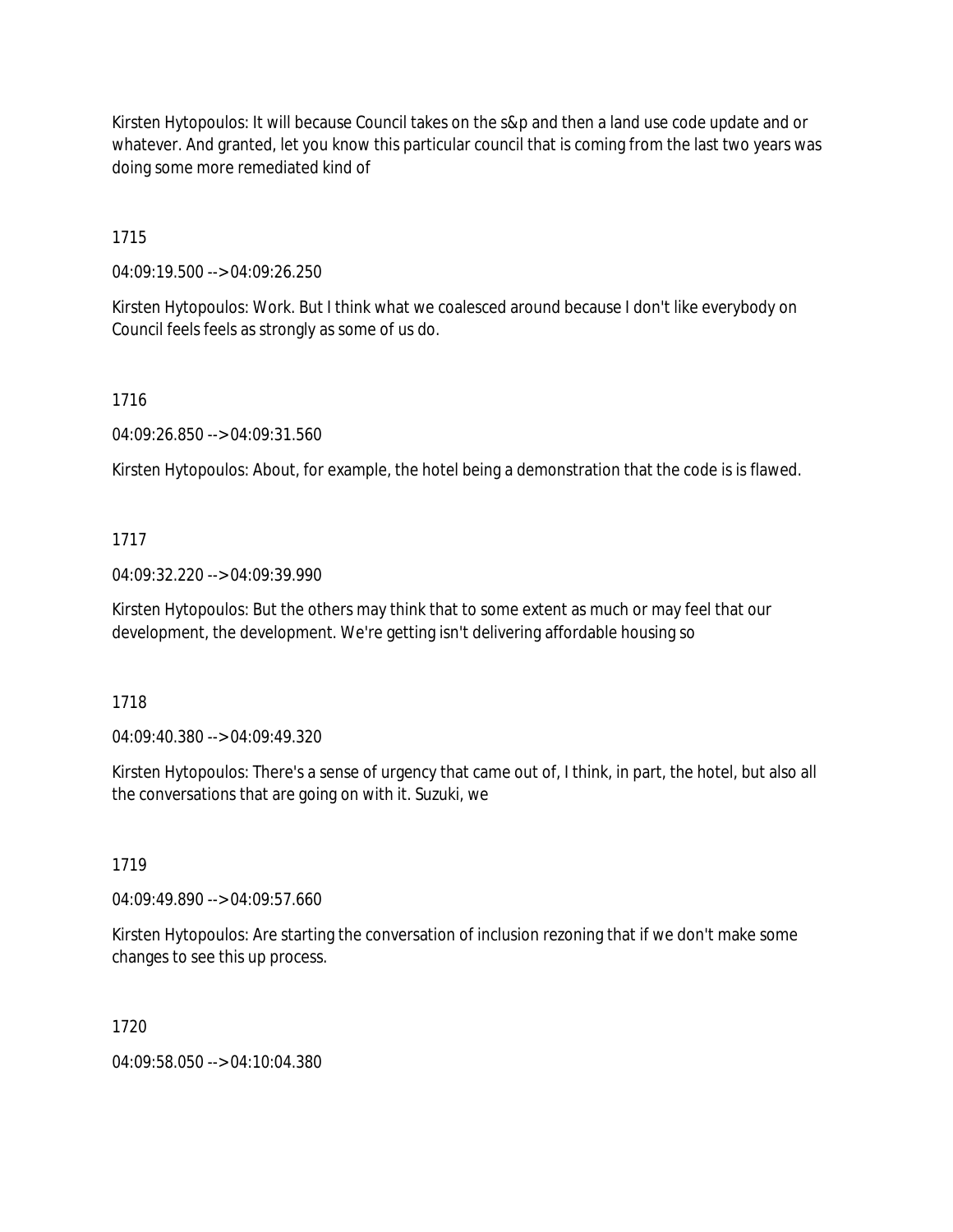Kirsten Hytopoulos: It will because Council takes on the s&p and then a land use code update and or whatever. And granted, let you know this particular council that is coming from the last two years was doing some more remediated kind of

1715

04:09:19.500 --> 04:09:26.250

Kirsten Hytopoulos: Work. But I think what we coalesced around because I don't like everybody on Council feels feels as strongly as some of us do.

1716

04:09:26.850 --> 04:09:31.560

Kirsten Hytopoulos: About, for example, the hotel being a demonstration that the code is is flawed.

1717

04:09:32.220 --> 04:09:39.990

Kirsten Hytopoulos: But the others may think that to some extent as much or may feel that our development, the development. We're getting isn't delivering affordable housing so

1718

04:09:40.380 --> 04:09:49.320

Kirsten Hytopoulos: There's a sense of urgency that came out of, I think, in part, the hotel, but also all the conversations that are going on with it. Suzuki, we

1719

04:09:49.890 --> 04:09:57.660

Kirsten Hytopoulos: Are starting the conversation of inclusion rezoning that if we don't make some changes to see this up process.

1720

04:09:58.050 --> 04:10:04.380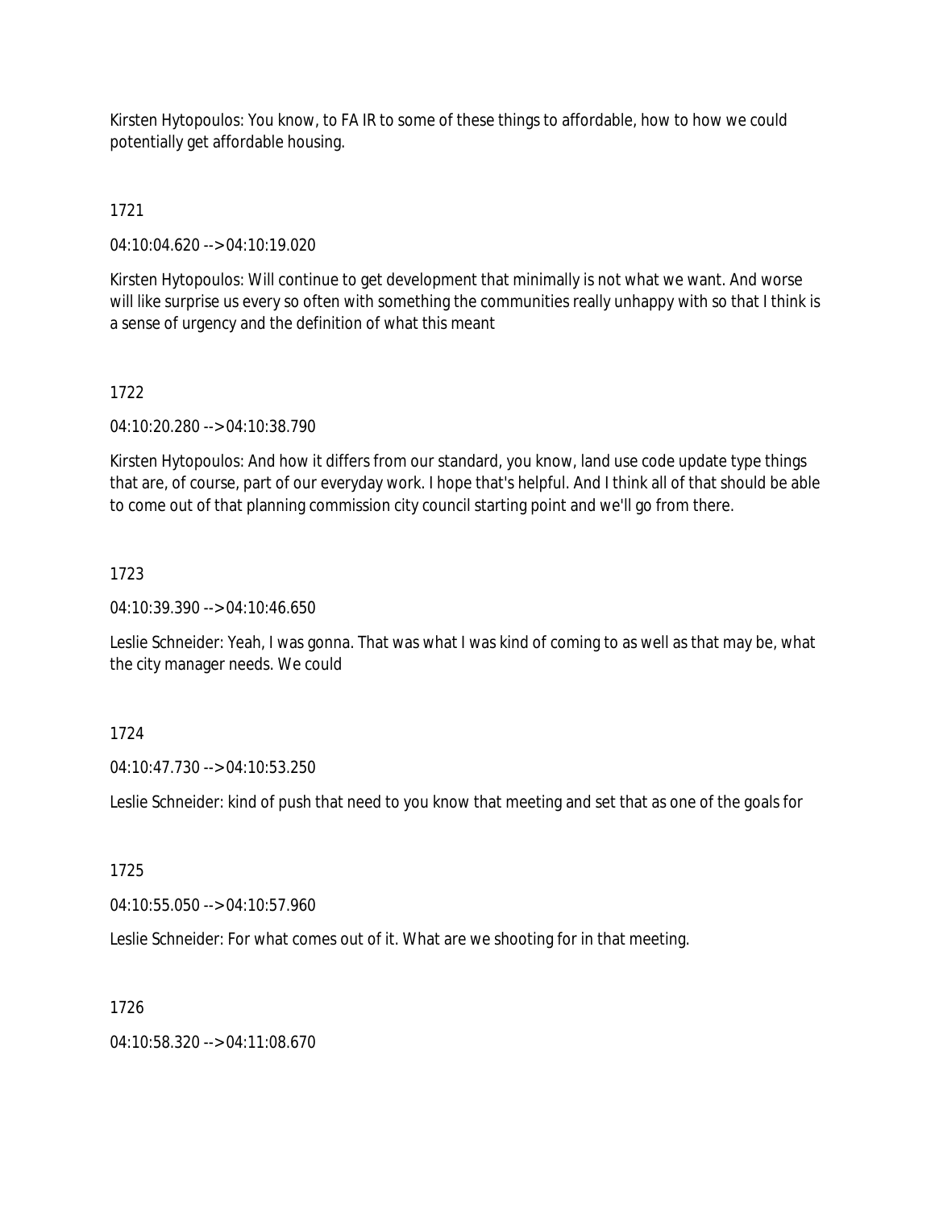Kirsten Hytopoulos: You know, to FA IR to some of these things to affordable, how to how we could potentially get affordable housing.

1721

04:10:04.620 --> 04:10:19.020

Kirsten Hytopoulos: Will continue to get development that minimally is not what we want. And worse will like surprise us every so often with something the communities really unhappy with so that I think is a sense of urgency and the definition of what this meant

1722

04:10:20.280 --> 04:10:38.790

Kirsten Hytopoulos: And how it differs from our standard, you know, land use code update type things that are, of course, part of our everyday work. I hope that's helpful. And I think all of that should be able to come out of that planning commission city council starting point and we'll go from there.

1723

04:10:39.390 --> 04:10:46.650

Leslie Schneider: Yeah, I was gonna. That was what I was kind of coming to as well as that may be, what the city manager needs. We could

1724

04:10:47.730 --> 04:10:53.250

Leslie Schneider: kind of push that need to you know that meeting and set that as one of the goals for

1725

04:10:55.050 --> 04:10:57.960

Leslie Schneider: For what comes out of it. What are we shooting for in that meeting.

1726

04:10:58.320 --> 04:11:08.670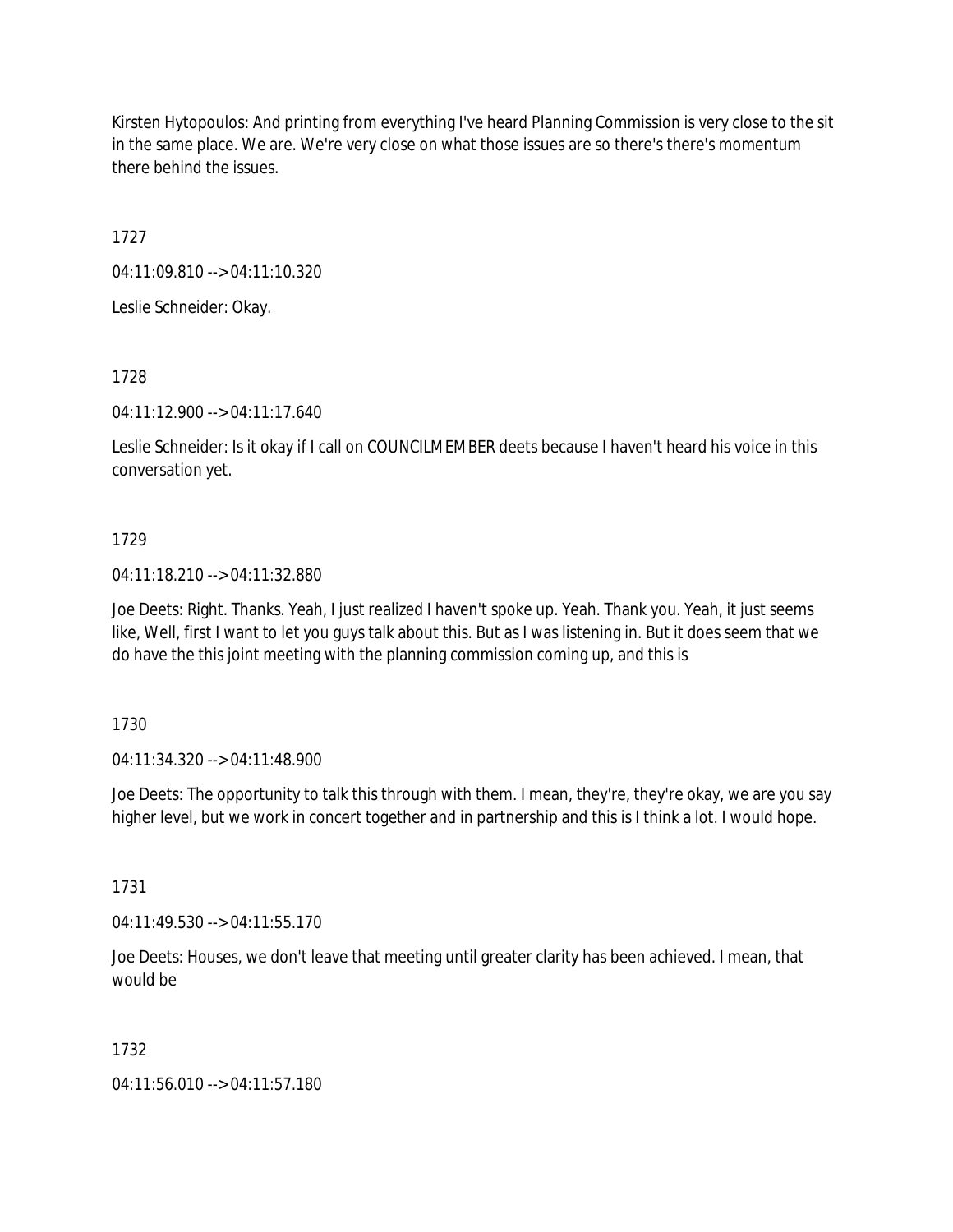Kirsten Hytopoulos: And printing from everything I've heard Planning Commission is very close to the sit in the same place. We are. We're very close on what those issues are so there's there's momentum there behind the issues.

1727

04:11:09.810 --> 04:11:10.320

Leslie Schneider: Okay.

1728

04:11:12.900 --> 04:11:17.640

Leslie Schneider: Is it okay if I call on COUNCILMEMBER deets because I haven't heard his voice in this conversation yet.

1729

04:11:18.210 --> 04:11:32.880

Joe Deets: Right. Thanks. Yeah, I just realized I haven't spoke up. Yeah. Thank you. Yeah, it just seems like, Well, first I want to let you guys talk about this. But as I was listening in. But it does seem that we do have the this joint meeting with the planning commission coming up, and this is

1730

04:11:34.320 --> 04:11:48.900

Joe Deets: The opportunity to talk this through with them. I mean, they're, they're okay, we are you say higher level, but we work in concert together and in partnership and this is I think a lot. I would hope.

1731

04:11:49.530 --> 04:11:55.170

Joe Deets: Houses, we don't leave that meeting until greater clarity has been achieved. I mean, that would be

1732

04:11:56.010 --> 04:11:57.180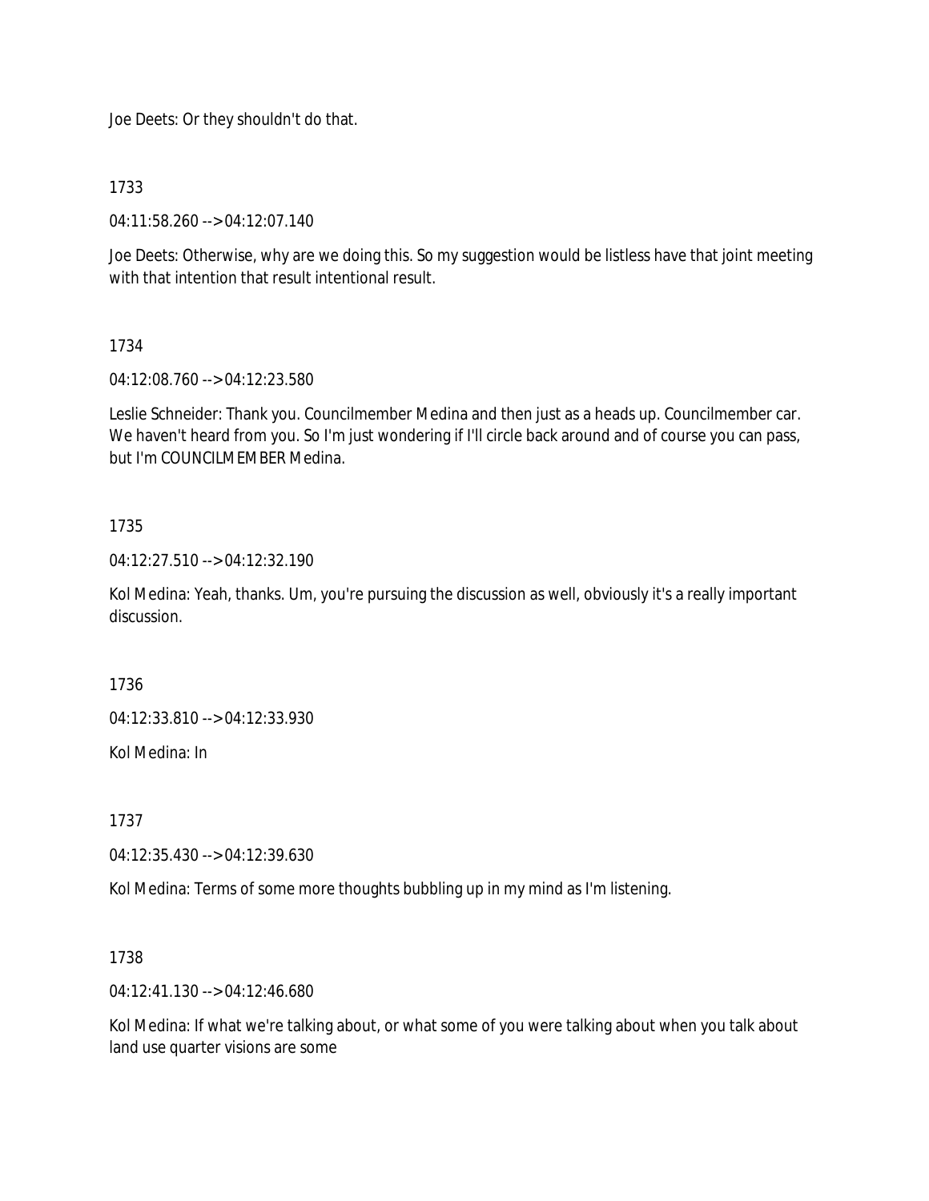Joe Deets: Or they shouldn't do that.

1733

04:11:58.260 --> 04:12:07.140

Joe Deets: Otherwise, why are we doing this. So my suggestion would be listless have that joint meeting with that intention that result intentional result.

1734

04:12:08.760 --> 04:12:23.580

Leslie Schneider: Thank you. Councilmember Medina and then just as a heads up. Councilmember car. We haven't heard from you. So I'm just wondering if I'll circle back around and of course you can pass, but I'm COUNCILMEMBER Medina.

1735

04:12:27.510 --> 04:12:32.190

Kol Medina: Yeah, thanks. Um, you're pursuing the discussion as well, obviously it's a really important discussion.

1736

04:12:33.810 --> 04:12:33.930

Kol Medina: In

1737

04:12:35.430 --> 04:12:39.630

Kol Medina: Terms of some more thoughts bubbling up in my mind as I'm listening.

1738

04:12:41.130 --> 04:12:46.680

Kol Medina: If what we're talking about, or what some of you were talking about when you talk about land use quarter visions are some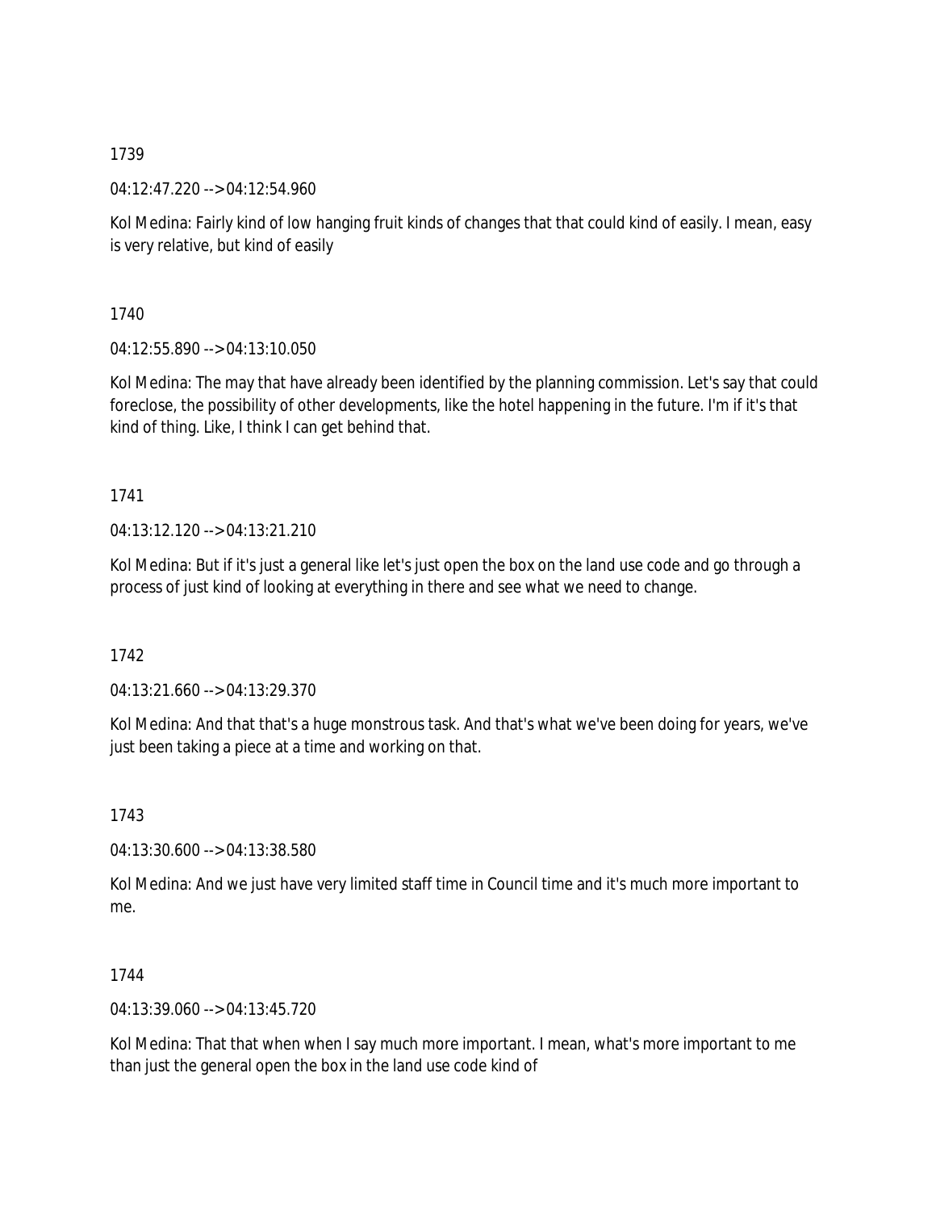1739

04:12:47.220 --> 04:12:54.960

Kol Medina: Fairly kind of low hanging fruit kinds of changes that that could kind of easily. I mean, easy is very relative, but kind of easily

1740

04:12:55.890 --> 04:13:10.050

Kol Medina: The may that have already been identified by the planning commission. Let's say that could foreclose, the possibility of other developments, like the hotel happening in the future. I'm if it's that kind of thing. Like, I think I can get behind that.

1741

04:13:12.120 --> 04:13:21.210

Kol Medina: But if it's just a general like let's just open the box on the land use code and go through a process of just kind of looking at everything in there and see what we need to change.

1742

04:13:21.660 --> 04:13:29.370

Kol Medina: And that that's a huge monstrous task. And that's what we've been doing for years, we've just been taking a piece at a time and working on that.

1743

04:13:30.600 --> 04:13:38.580

Kol Medina: And we just have very limited staff time in Council time and it's much more important to me.

1744

04:13:39.060 --> 04:13:45.720

Kol Medina: That that when when I say much more important. I mean, what's more important to me than just the general open the box in the land use code kind of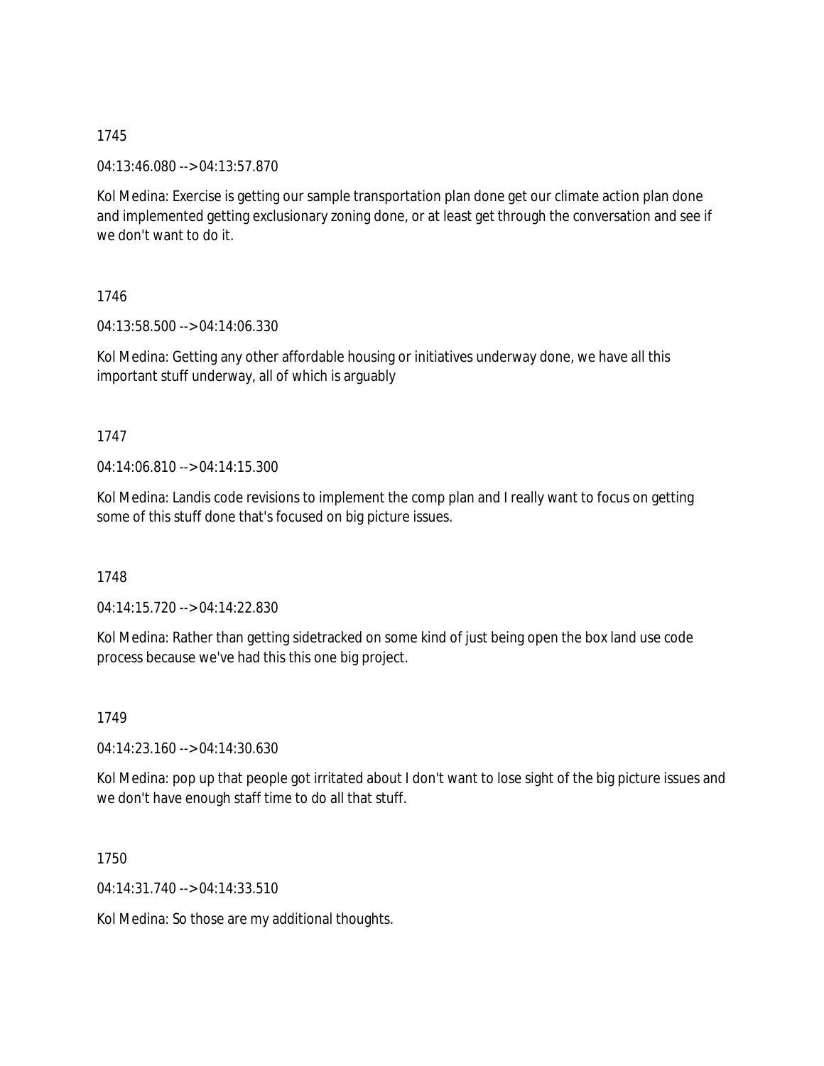1745

04:13:46.080 --> 04:13:57.870

Kol Medina: Exercise is getting our sample transportation plan done get our climate action plan done and implemented getting exclusionary zoning done, or at least get through the conversation and see if we don't want to do it.

1746

04:13:58.500 --> 04:14:06.330

Kol Medina: Getting any other affordable housing or initiatives underway done, we have all this important stuff underway, all of which is arguably

1747

04:14:06.810 --> 04:14:15.300

Kol Medina: Landis code revisions to implement the comp plan and I really want to focus on getting some of this stuff done that's focused on big picture issues.

1748

04:14:15.720 --> 04:14:22.830

Kol Medina: Rather than getting sidetracked on some kind of just being open the box land use code process because we've had this this one big project.

1749

04:14:23.160 --> 04:14:30.630

Kol Medina: pop up that people got irritated about I don't want to lose sight of the big picture issues and we don't have enough staff time to do all that stuff.

1750

04:14:31.740 --> 04:14:33.510

Kol Medina: So those are my additional thoughts.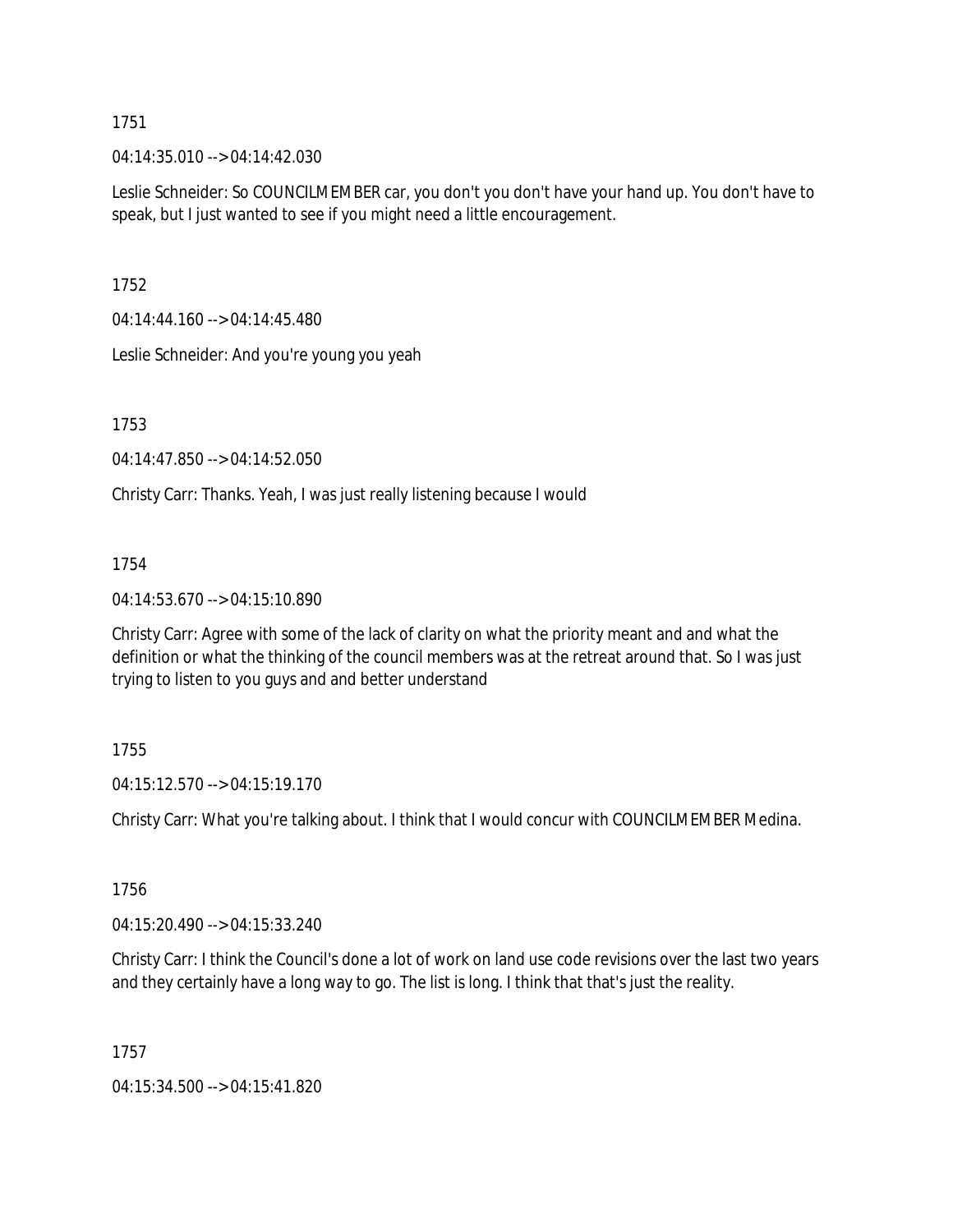1751

04:14:35.010 --> 04:14:42.030

Leslie Schneider: So COUNCILMEMBER car, you don't you don't have your hand up. You don't have to speak, but I just wanted to see if you might need a little encouragement.

1752

04:14:44.160 --> 04:14:45.480

Leslie Schneider: And you're young you yeah

1753

04:14:47.850 --> 04:14:52.050

Christy Carr: Thanks. Yeah, I was just really listening because I would

1754

04:14:53.670 --> 04:15:10.890

Christy Carr: Agree with some of the lack of clarity on what the priority meant and and what the definition or what the thinking of the council members was at the retreat around that. So I was just trying to listen to you guys and and better understand

1755

04:15:12.570 --> 04:15:19.170

Christy Carr: What you're talking about. I think that I would concur with COUNCILMEMBER Medina.

1756

04:15:20.490 --> 04:15:33.240

Christy Carr: I think the Council's done a lot of work on land use code revisions over the last two years and they certainly have a long way to go. The list is long. I think that that's just the reality.

1757

04:15:34.500 --> 04:15:41.820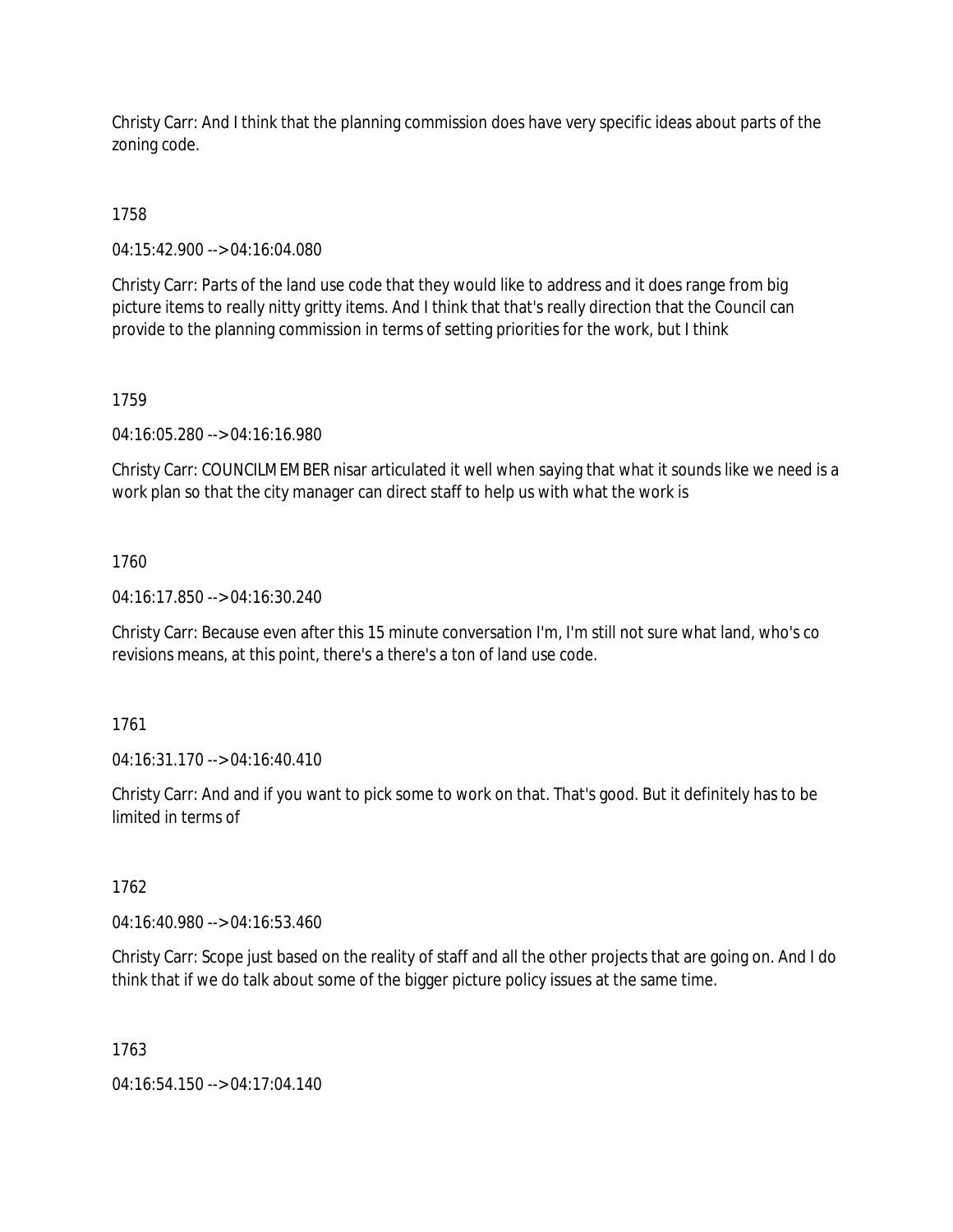Christy Carr: And I think that the planning commission does have very specific ideas about parts of the zoning code.

1758

04:15:42.900 --> 04:16:04.080

Christy Carr: Parts of the land use code that they would like to address and it does range from big picture items to really nitty gritty items. And I think that that's really direction that the Council can provide to the planning commission in terms of setting priorities for the work, but I think

1759

04:16:05.280 --> 04:16:16.980

Christy Carr: COUNCILMEMBER nisar articulated it well when saying that what it sounds like we need is a work plan so that the city manager can direct staff to help us with what the work is

1760

04:16:17.850 --> 04:16:30.240

Christy Carr: Because even after this 15 minute conversation I'm, I'm still not sure what land, who's co revisions means, at this point, there's a there's a ton of land use code.

1761

04:16:31.170 --> 04:16:40.410

Christy Carr: And and if you want to pick some to work on that. That's good. But it definitely has to be limited in terms of

1762

04:16:40.980 --> 04:16:53.460

Christy Carr: Scope just based on the reality of staff and all the other projects that are going on. And I do think that if we do talk about some of the bigger picture policy issues at the same time.

1763

04:16:54.150 --> 04:17:04.140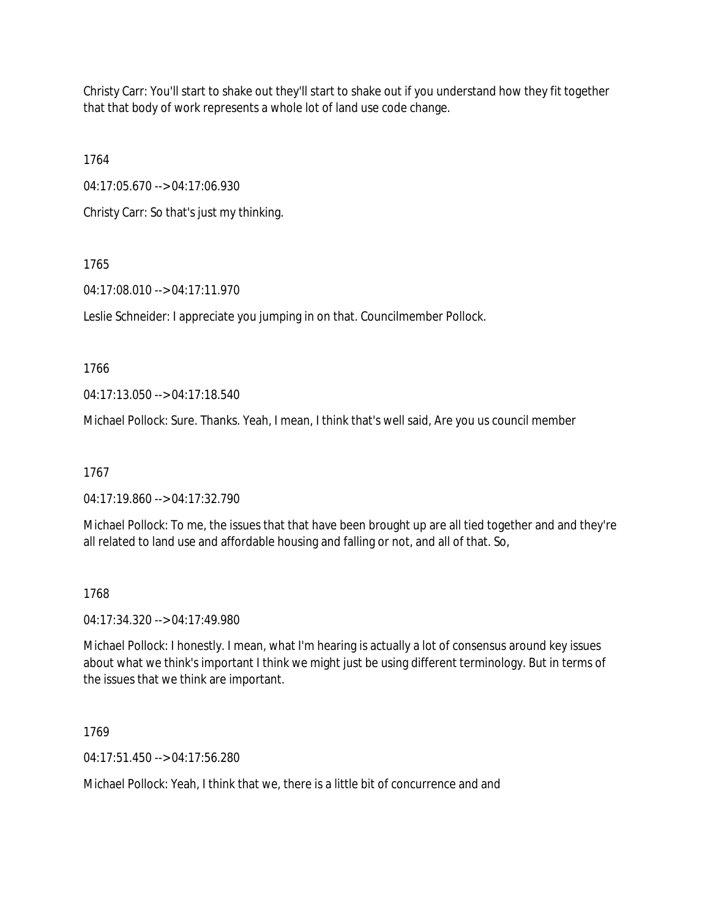Christy Carr: You'll start to shake out they'll start to shake out if you understand how they fit together that that body of work represents a whole lot of land use code change.

1764

04:17:05.670 --> 04:17:06.930

Christy Carr: So that's just my thinking.

1765

04:17:08.010 --> 04:17:11.970

Leslie Schneider: I appreciate you jumping in on that. Councilmember Pollock.

1766

04:17:13.050 --> 04:17:18.540

Michael Pollock: Sure. Thanks. Yeah, I mean, I think that's well said, Are you us council member

1767

04:17:19.860 --> 04:17:32.790

Michael Pollock: To me, the issues that that have been brought up are all tied together and and they're all related to land use and affordable housing and falling or not, and all of that. So,

1768

04:17:34.320 --> 04:17:49.980

Michael Pollock: I honestly. I mean, what I'm hearing is actually a lot of consensus around key issues about what we think's important I think we might just be using different terminology. But in terms of the issues that we think are important.

1769

04:17:51.450 --> 04:17:56.280

Michael Pollock: Yeah, I think that we, there is a little bit of concurrence and and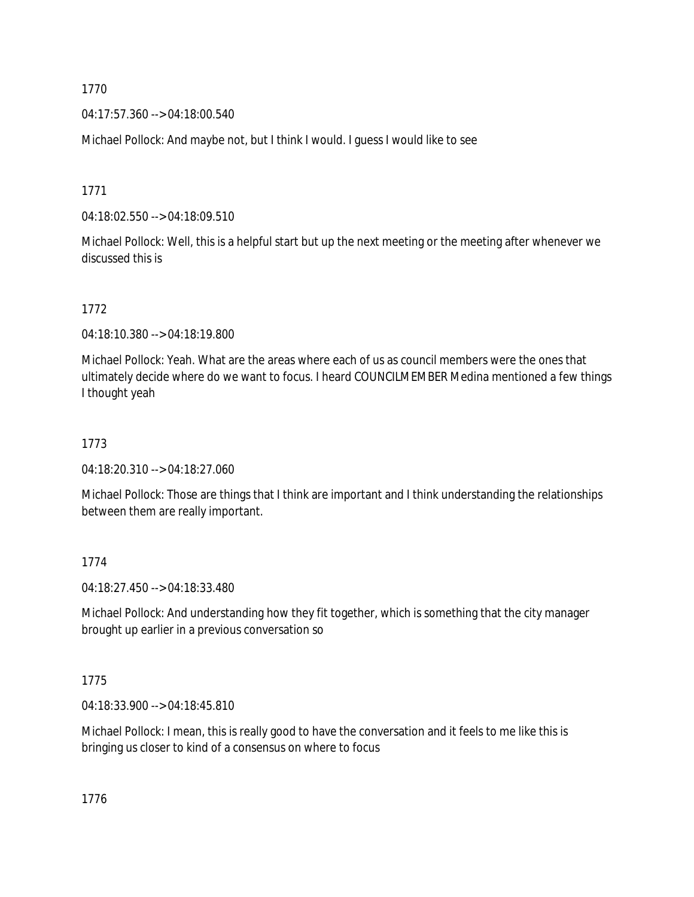1770

04:17:57.360 --> 04:18:00.540

Michael Pollock: And maybe not, but I think I would. I guess I would like to see

1771

04:18:02.550 --> 04:18:09.510

Michael Pollock: Well, this is a helpful start but up the next meeting or the meeting after whenever we discussed this is

1772

04:18:10.380 --> 04:18:19.800

Michael Pollock: Yeah. What are the areas where each of us as council members were the ones that ultimately decide where do we want to focus. I heard COUNCILMEMBER Medina mentioned a few things I thought yeah

1773

04:18:20.310 --> 04:18:27.060

Michael Pollock: Those are things that I think are important and I think understanding the relationships between them are really important.

1774

04:18:27.450 --> 04:18:33.480

Michael Pollock: And understanding how they fit together, which is something that the city manager brought up earlier in a previous conversation so

1775

04:18:33.900 --> 04:18:45.810

Michael Pollock: I mean, this is really good to have the conversation and it feels to me like this is bringing us closer to kind of a consensus on where to focus

1776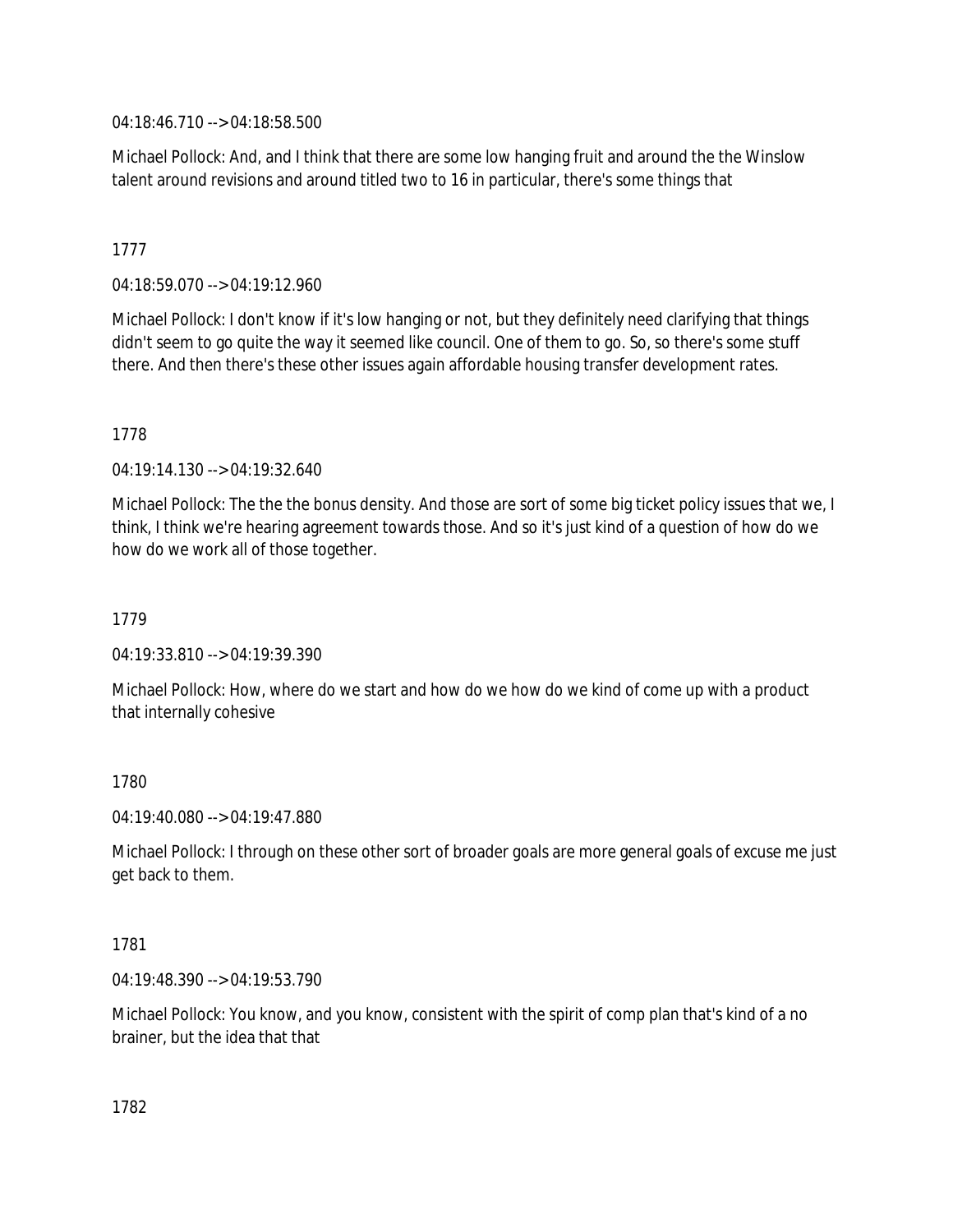04:18:46.710 --> 04:18:58.500

Michael Pollock: And, and I think that there are some low hanging fruit and around the the Winslow talent around revisions and around titled two to 16 in particular, there's some things that

1777

04:18:59.070 --> 04:19:12.960

Michael Pollock: I don't know if it's low hanging or not, but they definitely need clarifying that things didn't seem to go quite the way it seemed like council. One of them to go. So, so there's some stuff there. And then there's these other issues again affordable housing transfer development rates.

1778

04:19:14.130 --> 04:19:32.640

Michael Pollock: The the the bonus density. And those are sort of some big ticket policy issues that we, I think, I think we're hearing agreement towards those. And so it's just kind of a question of how do we how do we work all of those together.

1779

04:19:33.810 --> 04:19:39.390

Michael Pollock: How, where do we start and how do we how do we kind of come up with a product that internally cohesive

1780

04:19:40.080 --> 04:19:47.880

Michael Pollock: I through on these other sort of broader goals are more general goals of excuse me just get back to them.

1781

04:19:48.390 --> 04:19:53.790

Michael Pollock: You know, and you know, consistent with the spirit of comp plan that's kind of a no brainer, but the idea that that

1782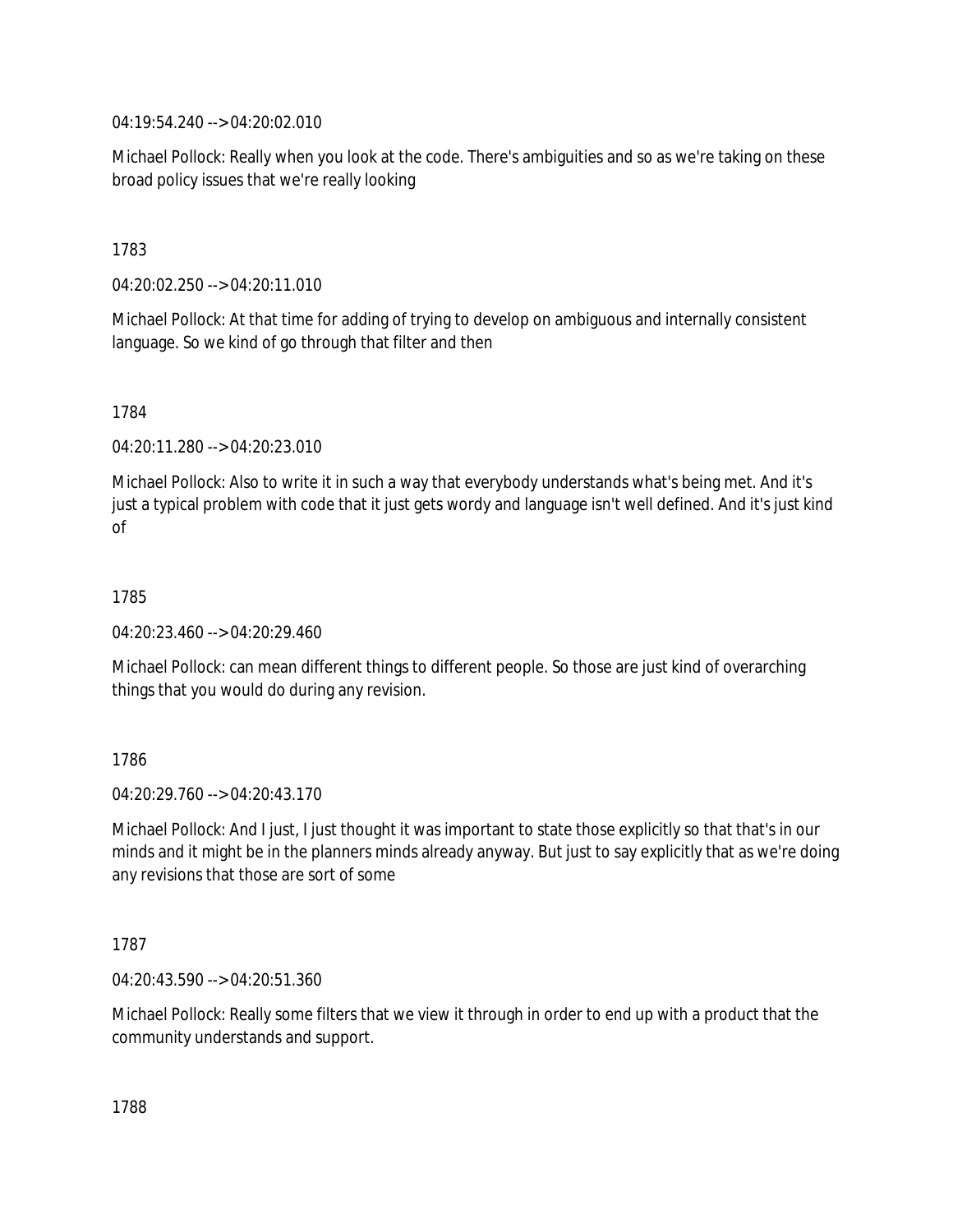04:19:54.240 --> 04:20:02.010

Michael Pollock: Really when you look at the code. There's ambiguities and so as we're taking on these broad policy issues that we're really looking

1783

04:20:02.250 --> 04:20:11.010

Michael Pollock: At that time for adding of trying to develop on ambiguous and internally consistent language. So we kind of go through that filter and then

1784

04:20:11.280 --> 04:20:23.010

Michael Pollock: Also to write it in such a way that everybody understands what's being met. And it's just a typical problem with code that it just gets wordy and language isn't well defined. And it's just kind of

1785

04:20:23.460 --> 04:20:29.460

Michael Pollock: can mean different things to different people. So those are just kind of overarching things that you would do during any revision.

1786

04:20:29.760 --> 04:20:43.170

Michael Pollock: And I just, I just thought it was important to state those explicitly so that that's in our minds and it might be in the planners minds already anyway. But just to say explicitly that as we're doing any revisions that those are sort of some

1787

04:20:43.590 --> 04:20:51.360

Michael Pollock: Really some filters that we view it through in order to end up with a product that the community understands and support.

1788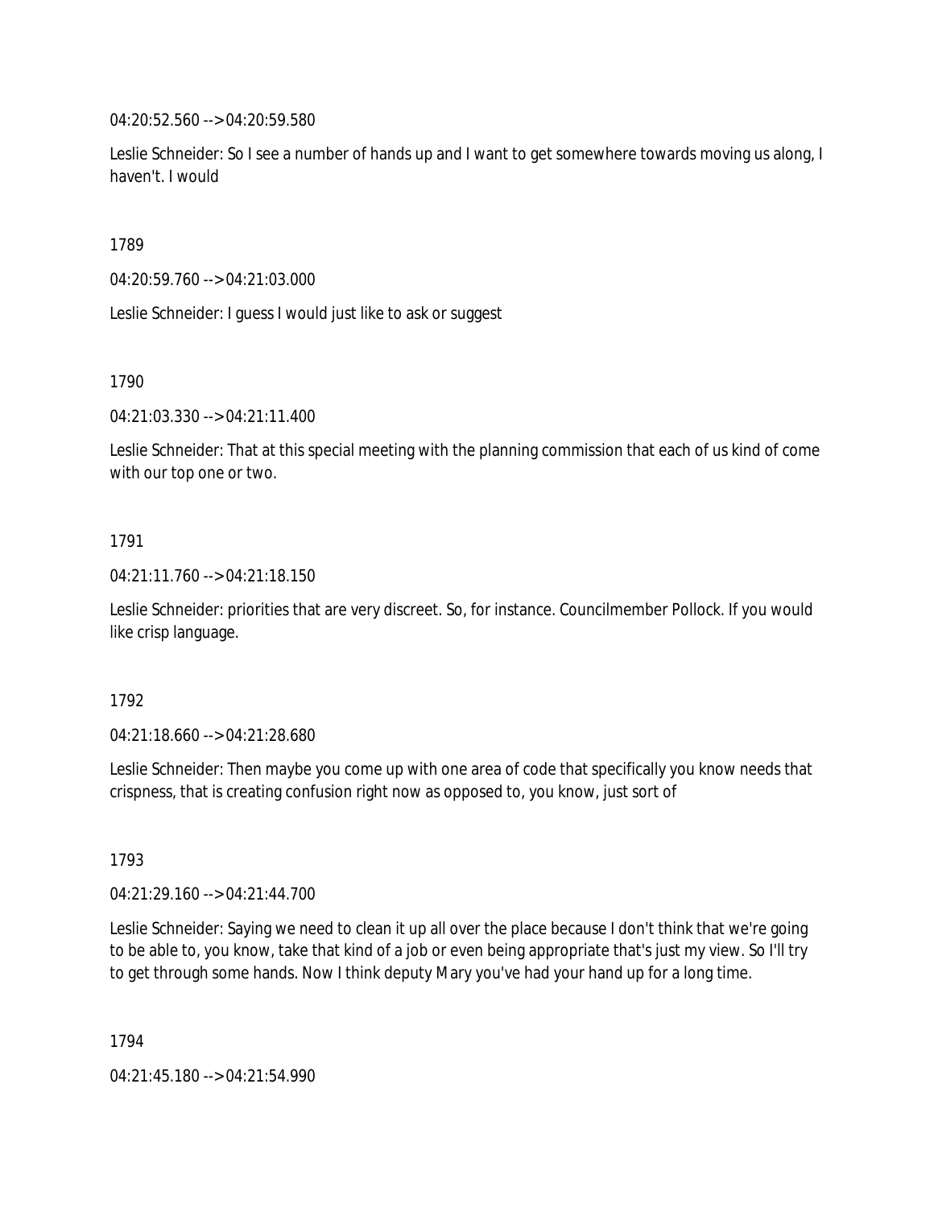04:20:52.560 --> 04:20:59.580

Leslie Schneider: So I see a number of hands up and I want to get somewhere towards moving us along, I haven't. I would

1789

04:20:59.760 --> 04:21:03.000

Leslie Schneider: I guess I would just like to ask or suggest

1790

04:21:03.330 --> 04:21:11.400

Leslie Schneider: That at this special meeting with the planning commission that each of us kind of come with our top one or two.

1791

04:21:11.760 --> 04:21:18.150

Leslie Schneider: priorities that are very discreet. So, for instance. Councilmember Pollock. If you would like crisp language.

1792

04:21:18.660 --> 04:21:28.680

Leslie Schneider: Then maybe you come up with one area of code that specifically you know needs that crispness, that is creating confusion right now as opposed to, you know, just sort of

1793

04:21:29.160 --> 04:21:44.700

Leslie Schneider: Saying we need to clean it up all over the place because I don't think that we're going to be able to, you know, take that kind of a job or even being appropriate that's just my view. So I'll try to get through some hands. Now I think deputy Mary you've had your hand up for a long time.

1794

04:21:45.180 --> 04:21:54.990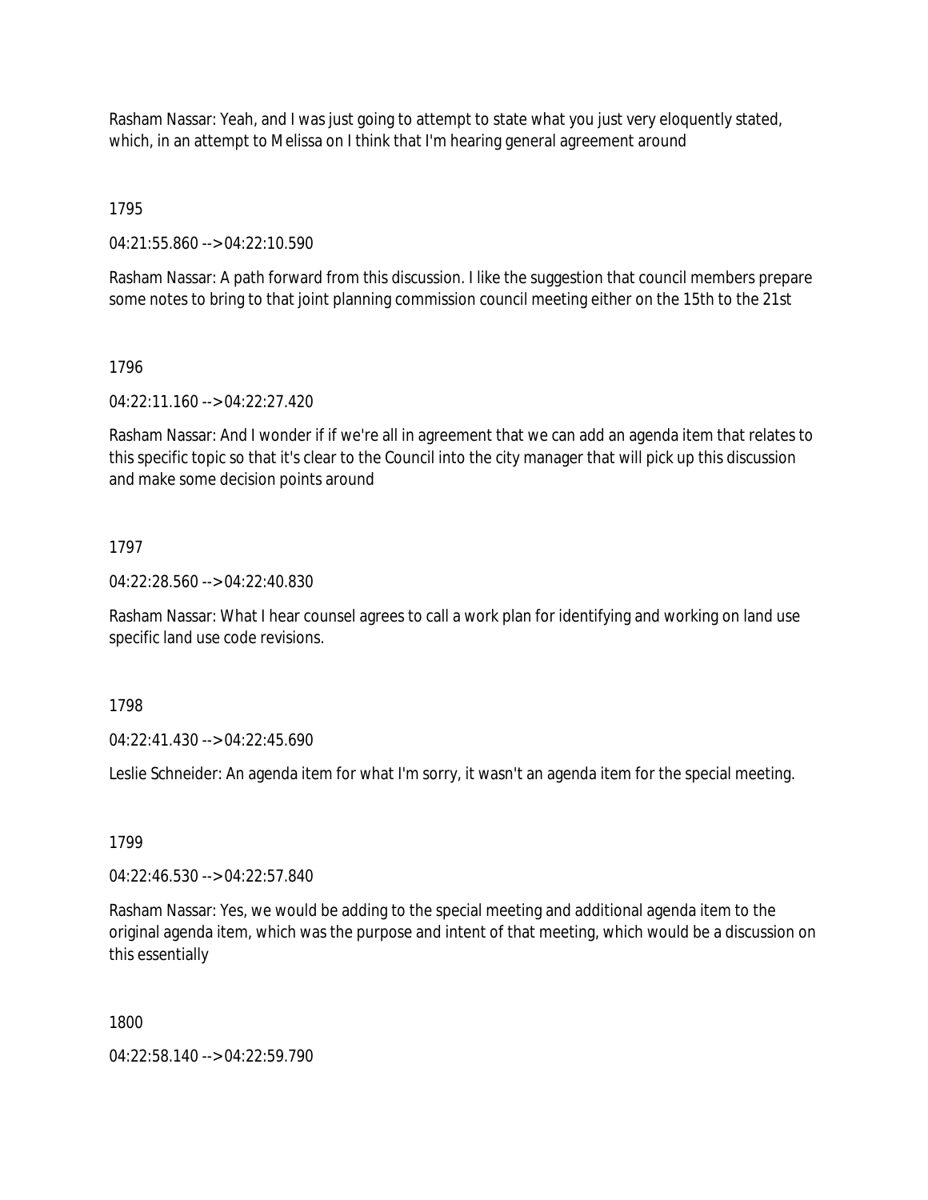Rasham Nassar: Yeah, and I was just going to attempt to state what you just very eloquently stated, which, in an attempt to Melissa on I think that I'm hearing general agreement around

1795

04:21:55.860 --> 04:22:10.590

Rasham Nassar: A path forward from this discussion. I like the suggestion that council members prepare some notes to bring to that joint planning commission council meeting either on the 15th to the 21st

1796

04:22:11.160 --> 04:22:27.420

Rasham Nassar: And I wonder if if we're all in agreement that we can add an agenda item that relates to this specific topic so that it's clear to the Council into the city manager that will pick up this discussion and make some decision points around

1797

04:22:28.560 --> 04:22:40.830

Rasham Nassar: What I hear counsel agrees to call a work plan for identifying and working on land use specific land use code revisions.

1798

04:22:41.430 --> 04:22:45.690

Leslie Schneider: An agenda item for what I'm sorry, it wasn't an agenda item for the special meeting.

1799

04:22:46.530 --> 04:22:57.840

Rasham Nassar: Yes, we would be adding to the special meeting and additional agenda item to the original agenda item, which was the purpose and intent of that meeting, which would be a discussion on this essentially

1800

04:22:58.140 --> 04:22:59.790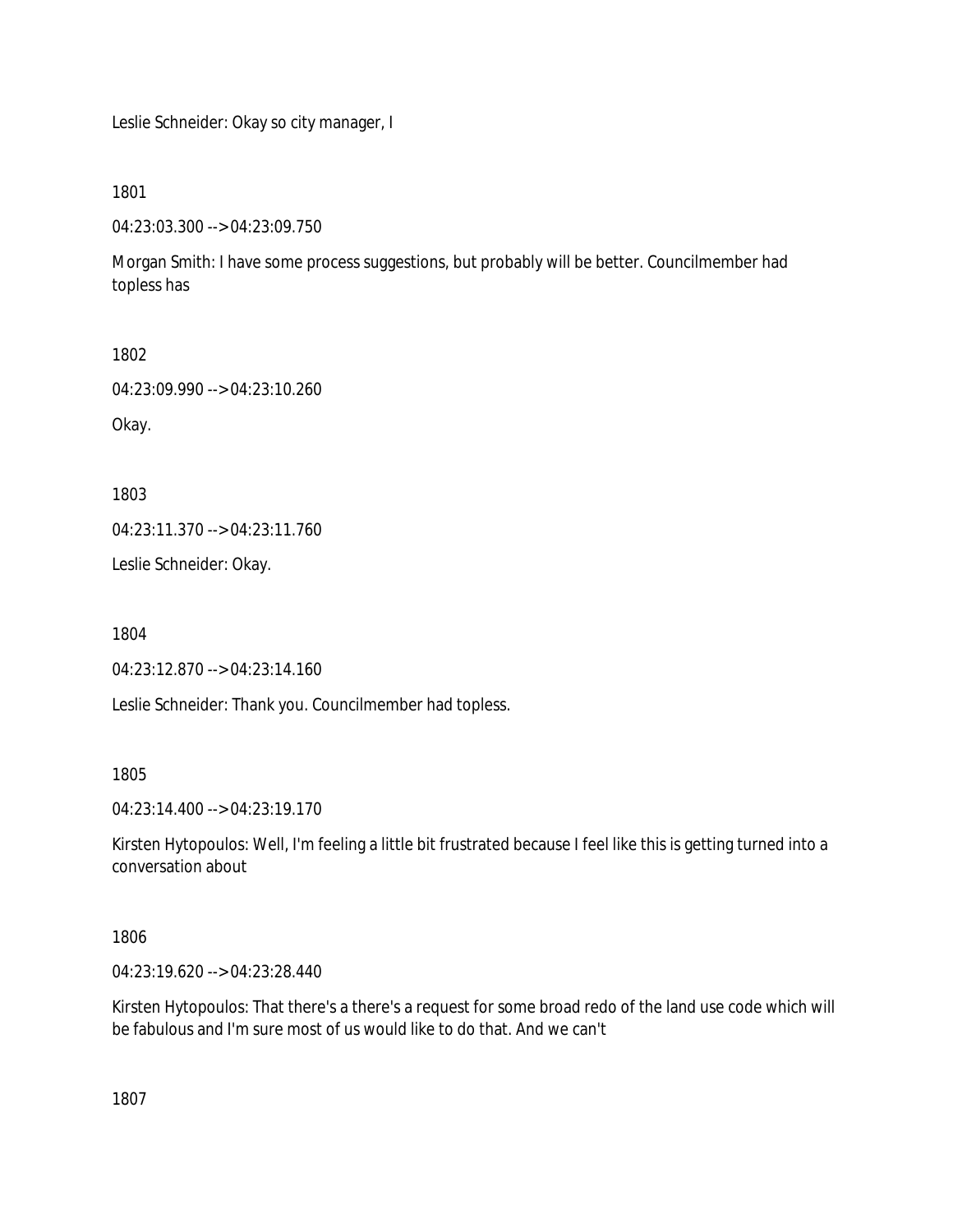Leslie Schneider: Okay so city manager, I

1801

04:23:03.300 --> 04:23:09.750

Morgan Smith: I have some process suggestions, but probably will be better. Councilmember had topless has

1802

04:23:09.990 --> 04:23:10.260

Okay.

1803

04:23:11.370 --> 04:23:11.760

Leslie Schneider: Okay.

1804

04:23:12.870 --> 04:23:14.160

Leslie Schneider: Thank you. Councilmember had topless.

1805

04:23:14.400 --> 04:23:19.170

Kirsten Hytopoulos: Well, I'm feeling a little bit frustrated because I feel like this is getting turned into a conversation about

1806

04:23:19.620 --> 04:23:28.440

Kirsten Hytopoulos: That there's a there's a request for some broad redo of the land use code which will be fabulous and I'm sure most of us would like to do that. And we can't

1807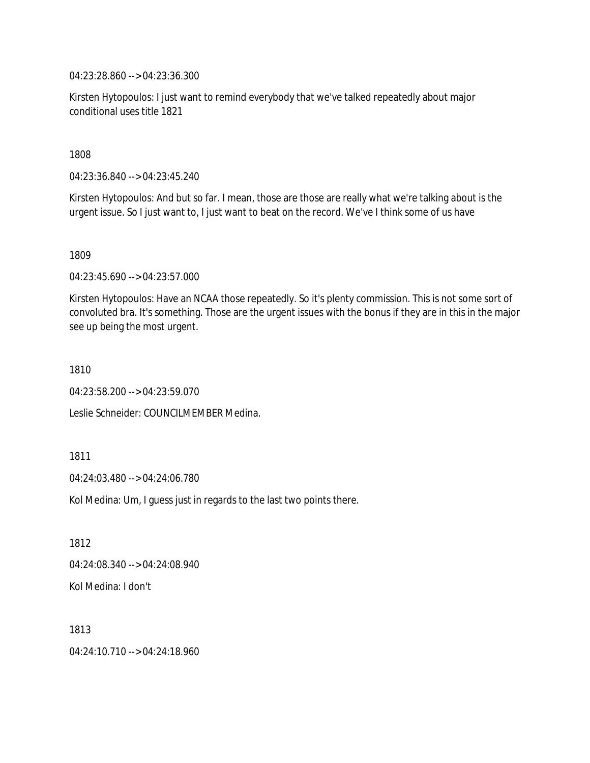04:23:28.860 --> 04:23:36.300

Kirsten Hytopoulos: I just want to remind everybody that we've talked repeatedly about major conditional uses title 1821

1808

04:23:36.840 --> 04:23:45.240

Kirsten Hytopoulos: And but so far. I mean, those are those are really what we're talking about is the urgent issue. So I just want to, I just want to beat on the record. We've I think some of us have

1809

04:23:45.690 --> 04:23:57.000

Kirsten Hytopoulos: Have an NCAA those repeatedly. So it's plenty commission. This is not some sort of convoluted bra. It's something. Those are the urgent issues with the bonus if they are in this in the major see up being the most urgent.

1810

04:23:58.200 --> 04:23:59.070

Leslie Schneider: COUNCILMEMBER Medina.

1811

04:24:03.480 --> 04:24:06.780

Kol Medina: Um, I guess just in regards to the last two points there.

1812

04:24:08.340 --> 04:24:08.940

Kol Medina: I don't

1813

04:24:10.710 --> 04:24:18.960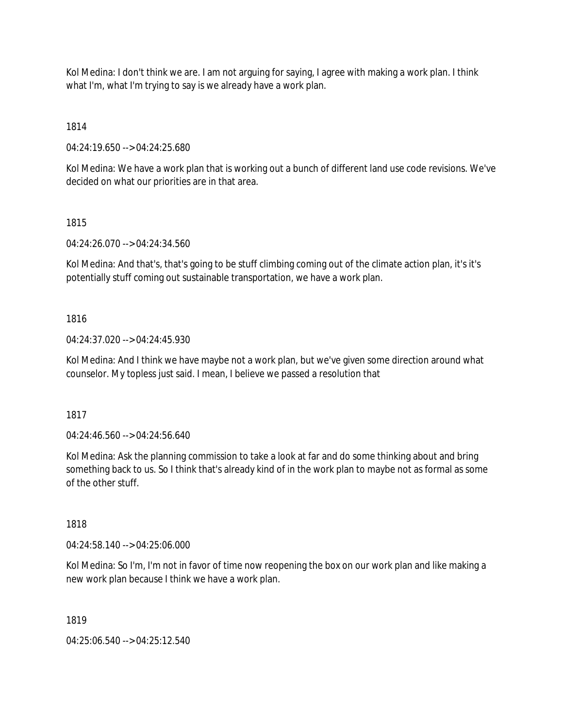Kol Medina: I don't think we are. I am not arguing for saying, I agree with making a work plan. I think what I'm, what I'm trying to say is we already have a work plan.

1814

04:24:19.650 --> 04:24:25.680

Kol Medina: We have a work plan that is working out a bunch of different land use code revisions. We've decided on what our priorities are in that area.

1815

04:24:26.070 --> 04:24:34.560

Kol Medina: And that's, that's going to be stuff climbing coming out of the climate action plan, it's it's potentially stuff coming out sustainable transportation, we have a work plan.

1816

04:24:37.020 --> 04:24:45.930

Kol Medina: And I think we have maybe not a work plan, but we've given some direction around what counselor. My topless just said. I mean, I believe we passed a resolution that

1817

04:24:46.560 --> 04:24:56.640

Kol Medina: Ask the planning commission to take a look at far and do some thinking about and bring something back to us. So I think that's already kind of in the work plan to maybe not as formal as some of the other stuff.

1818

04:24:58.140 --> 04:25:06.000

Kol Medina: So I'm, I'm not in favor of time now reopening the box on our work plan and like making a new work plan because I think we have a work plan.

1819

04:25:06.540 --> 04:25:12.540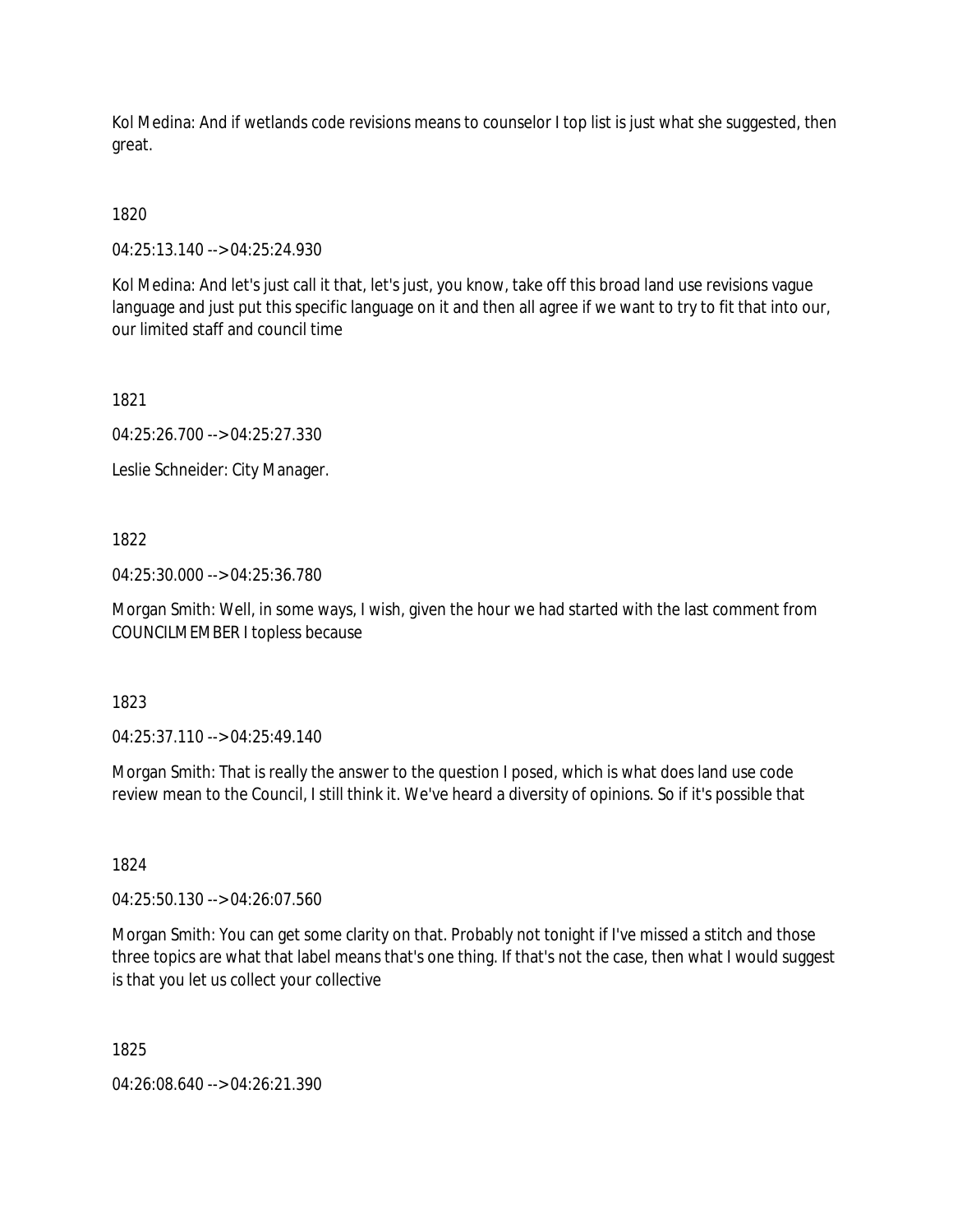Kol Medina: And if wetlands code revisions means to counselor I top list is just what she suggested, then great.

1820

04:25:13.140 --> 04:25:24.930

Kol Medina: And let's just call it that, let's just, you know, take off this broad land use revisions vague language and just put this specific language on it and then all agree if we want to try to fit that into our, our limited staff and council time

1821

04:25:26.700 --> 04:25:27.330

Leslie Schneider: City Manager.

1822

04:25:30.000 --> 04:25:36.780

Morgan Smith: Well, in some ways, I wish, given the hour we had started with the last comment from COUNCILMEMBER I topless because

1823

04:25:37.110 --> 04:25:49.140

Morgan Smith: That is really the answer to the question I posed, which is what does land use code review mean to the Council, I still think it. We've heard a diversity of opinions. So if it's possible that

1824

04:25:50.130 --> 04:26:07.560

Morgan Smith: You can get some clarity on that. Probably not tonight if I've missed a stitch and those three topics are what that label means that's one thing. If that's not the case, then what I would suggest is that you let us collect your collective

1825

04:26:08.640 --> 04:26:21.390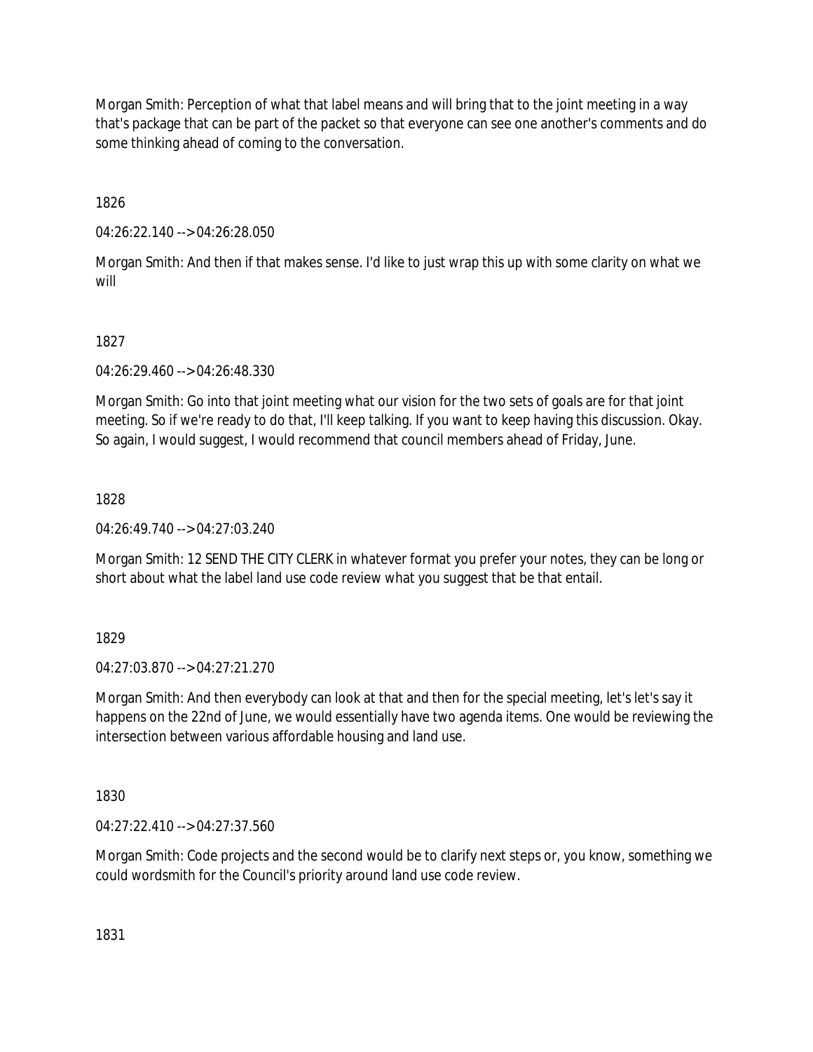Morgan Smith: Perception of what that label means and will bring that to the joint meeting in a way that's package that can be part of the packet so that everyone can see one another's comments and do some thinking ahead of coming to the conversation.

1826

04:26:22.140 --> 04:26:28.050

Morgan Smith: And then if that makes sense. I'd like to just wrap this up with some clarity on what we will

1827

04:26:29.460 --> 04:26:48.330

Morgan Smith: Go into that joint meeting what our vision for the two sets of goals are for that joint meeting. So if we're ready to do that, I'll keep talking. If you want to keep having this discussion. Okay. So again, I would suggest, I would recommend that council members ahead of Friday, June.

1828

04:26:49.740 --> 04:27:03.240

Morgan Smith: 12 SEND THE CITY CLERK in whatever format you prefer your notes, they can be long or short about what the label land use code review what you suggest that be that entail.

1829

04:27:03.870 --> 04:27:21.270

Morgan Smith: And then everybody can look at that and then for the special meeting, let's let's say it happens on the 22nd of June, we would essentially have two agenda items. One would be reviewing the intersection between various affordable housing and land use.

1830

04:27:22.410 --> 04:27:37.560

Morgan Smith: Code projects and the second would be to clarify next steps or, you know, something we could wordsmith for the Council's priority around land use code review.

1831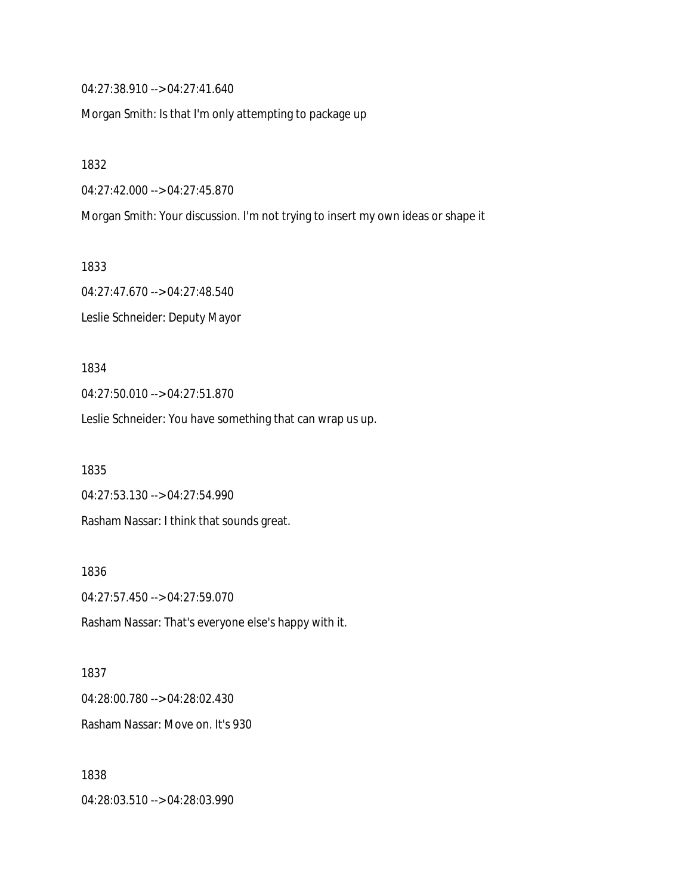04:27:38.910 --> 04:27:41.640

Morgan Smith: Is that I'm only attempting to package up

1832

04:27:42.000 --> 04:27:45.870

Morgan Smith: Your discussion. I'm not trying to insert my own ideas or shape it

1833

04:27:47.670 --> 04:27:48.540

Leslie Schneider: Deputy Mayor

1834

04:27:50.010 --> 04:27:51.870

Leslie Schneider: You have something that can wrap us up.

1835

04:27:53.130 --> 04:27:54.990

Rasham Nassar: I think that sounds great.

1836

04:27:57.450 --> 04:27:59.070

Rasham Nassar: That's everyone else's happy with it.

1837

04:28:00.780 --> 04:28:02.430

Rasham Nassar: Move on. It's 930

1838

04:28:03.510 --> 04:28:03.990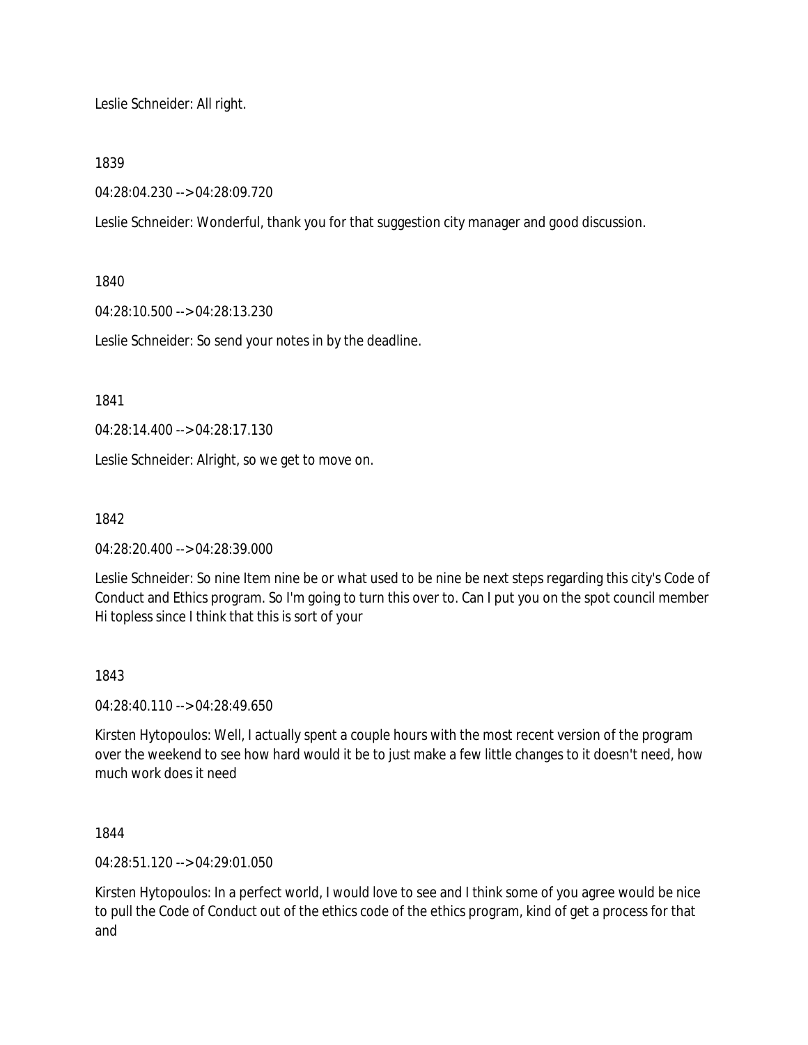Leslie Schneider: All right.

1839

04:28:04.230 --> 04:28:09.720

Leslie Schneider: Wonderful, thank you for that suggestion city manager and good discussion.

1840

04:28:10.500 --> 04:28:13.230

Leslie Schneider: So send your notes in by the deadline.

1841

04:28:14.400 --> 04:28:17.130

Leslie Schneider: Alright, so we get to move on.

1842

04:28:20.400 --> 04:28:39.000

Leslie Schneider: So nine Item nine be or what used to be nine be next steps regarding this city's Code of Conduct and Ethics program. So I'm going to turn this over to. Can I put you on the spot council member Hi topless since I think that this is sort of your

1843

04:28:40.110 --> 04:28:49.650

Kirsten Hytopoulos: Well, I actually spent a couple hours with the most recent version of the program over the weekend to see how hard would it be to just make a few little changes to it doesn't need, how much work does it need

1844

04:28:51.120 --> 04:29:01.050

Kirsten Hytopoulos: In a perfect world, I would love to see and I think some of you agree would be nice to pull the Code of Conduct out of the ethics code of the ethics program, kind of get a process for that and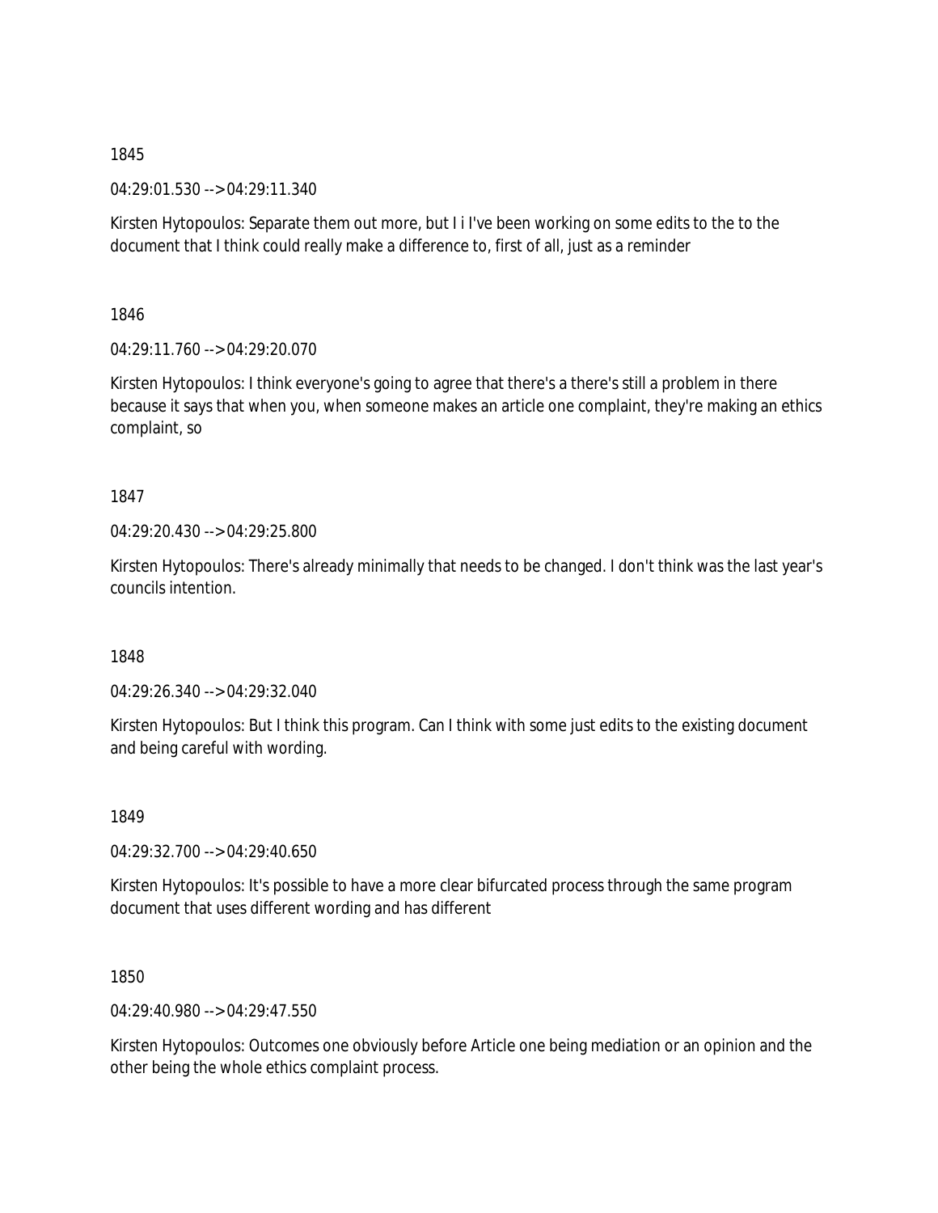1845

04:29:01.530 --> 04:29:11.340

Kirsten Hytopoulos: Separate them out more, but I i I've been working on some edits to the to the document that I think could really make a difference to, first of all, just as a reminder

1846

04:29:11.760 --> 04:29:20.070

Kirsten Hytopoulos: I think everyone's going to agree that there's a there's still a problem in there because it says that when you, when someone makes an article one complaint, they're making an ethics complaint, so

1847

04:29:20.430 --> 04:29:25.800

Kirsten Hytopoulos: There's already minimally that needs to be changed. I don't think was the last year's councils intention.

1848

04:29:26.340 --> 04:29:32.040

Kirsten Hytopoulos: But I think this program. Can I think with some just edits to the existing document and being careful with wording.

1849

04:29:32.700 --> 04:29:40.650

Kirsten Hytopoulos: It's possible to have a more clear bifurcated process through the same program document that uses different wording and has different

1850

04:29:40.980 --> 04:29:47.550

Kirsten Hytopoulos: Outcomes one obviously before Article one being mediation or an opinion and the other being the whole ethics complaint process.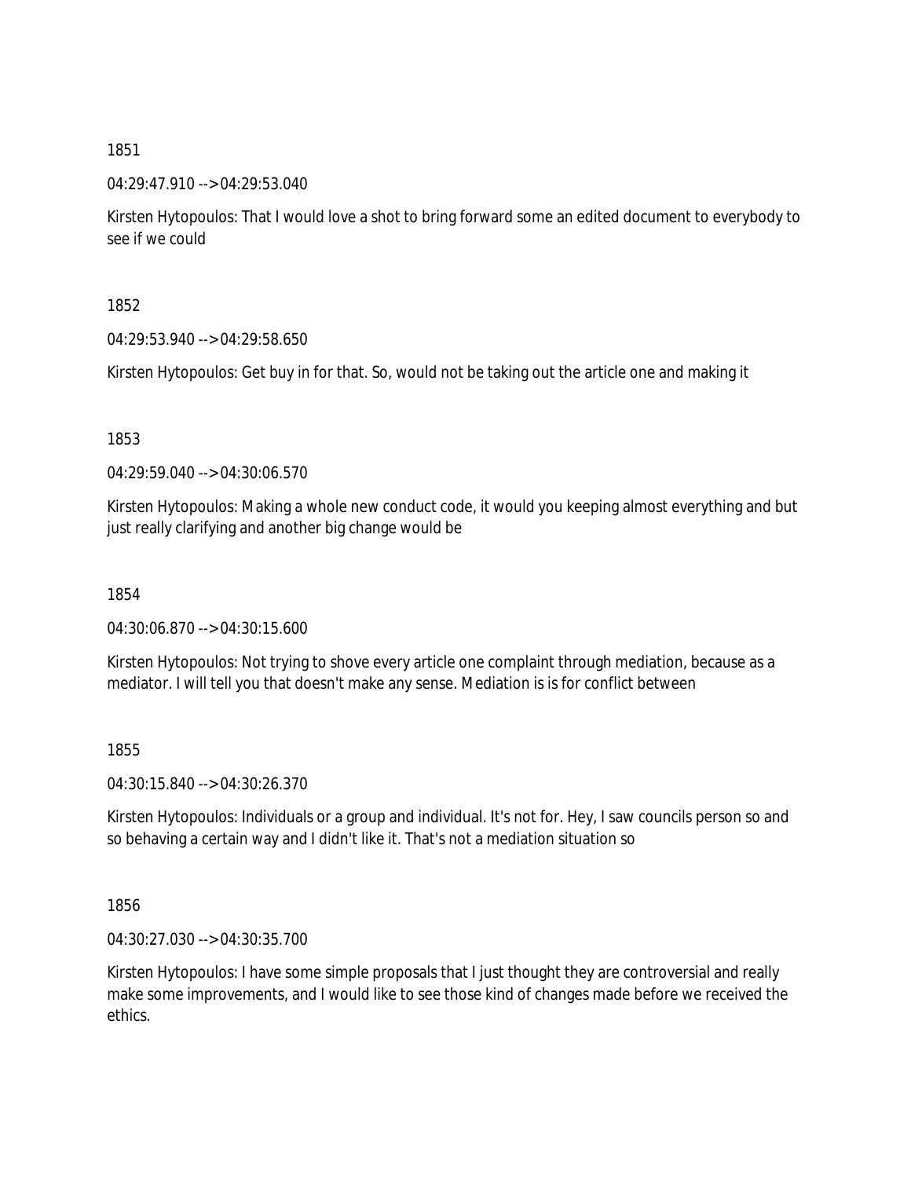1851

04:29:47.910 --> 04:29:53.040

Kirsten Hytopoulos: That I would love a shot to bring forward some an edited document to everybody to see if we could

1852

04:29:53.940 --> 04:29:58.650

Kirsten Hytopoulos: Get buy in for that. So, would not be taking out the article one and making it

1853

04:29:59.040 --> 04:30:06.570

Kirsten Hytopoulos: Making a whole new conduct code, it would you keeping almost everything and but just really clarifying and another big change would be

1854

04:30:06.870 --> 04:30:15.600

Kirsten Hytopoulos: Not trying to shove every article one complaint through mediation, because as a mediator. I will tell you that doesn't make any sense. Mediation is is for conflict between

1855

04:30:15.840 --> 04:30:26.370

Kirsten Hytopoulos: Individuals or a group and individual. It's not for. Hey, I saw councils person so and so behaving a certain way and I didn't like it. That's not a mediation situation so

1856

04:30:27.030 --> 04:30:35.700

Kirsten Hytopoulos: I have some simple proposals that I just thought they are controversial and really make some improvements, and I would like to see those kind of changes made before we received the ethics.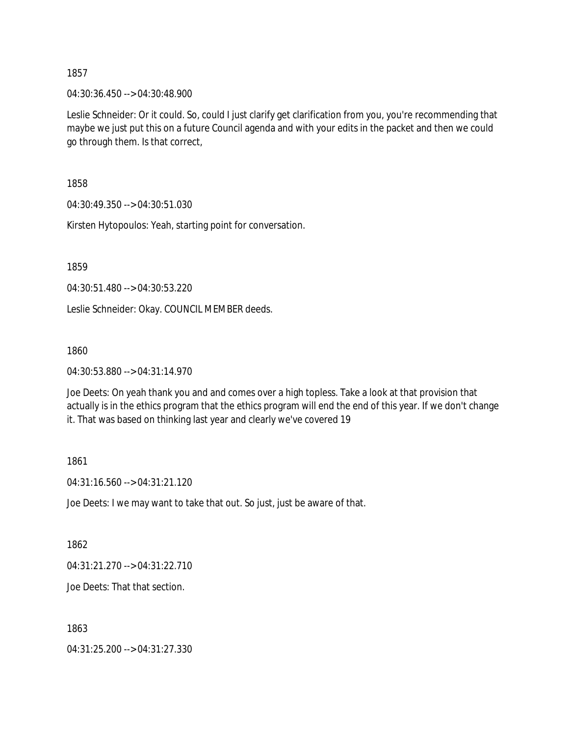1857

04:30:36.450 --> 04:30:48.900

Leslie Schneider: Or it could. So, could I just clarify get clarification from you, you're recommending that maybe we just put this on a future Council agenda and with your edits in the packet and then we could go through them. Is that correct,

1858

04:30:49.350 --> 04:30:51.030

Kirsten Hytopoulos: Yeah, starting point for conversation.

1859

04:30:51.480 --> 04:30:53.220

Leslie Schneider: Okay. COUNCIL MEMBER deeds.

1860

04:30:53.880 --> 04:31:14.970

Joe Deets: On yeah thank you and and comes over a high topless. Take a look at that provision that actually is in the ethics program that the ethics program will end the end of this year. If we don't change it. That was based on thinking last year and clearly we've covered 19

1861

04:31:16.560 --> 04:31:21.120

Joe Deets: I we may want to take that out. So just, just be aware of that.

1862

04:31:21.270 --> 04:31:22.710

Joe Deets: That that section.

1863

04:31:25.200 --> 04:31:27.330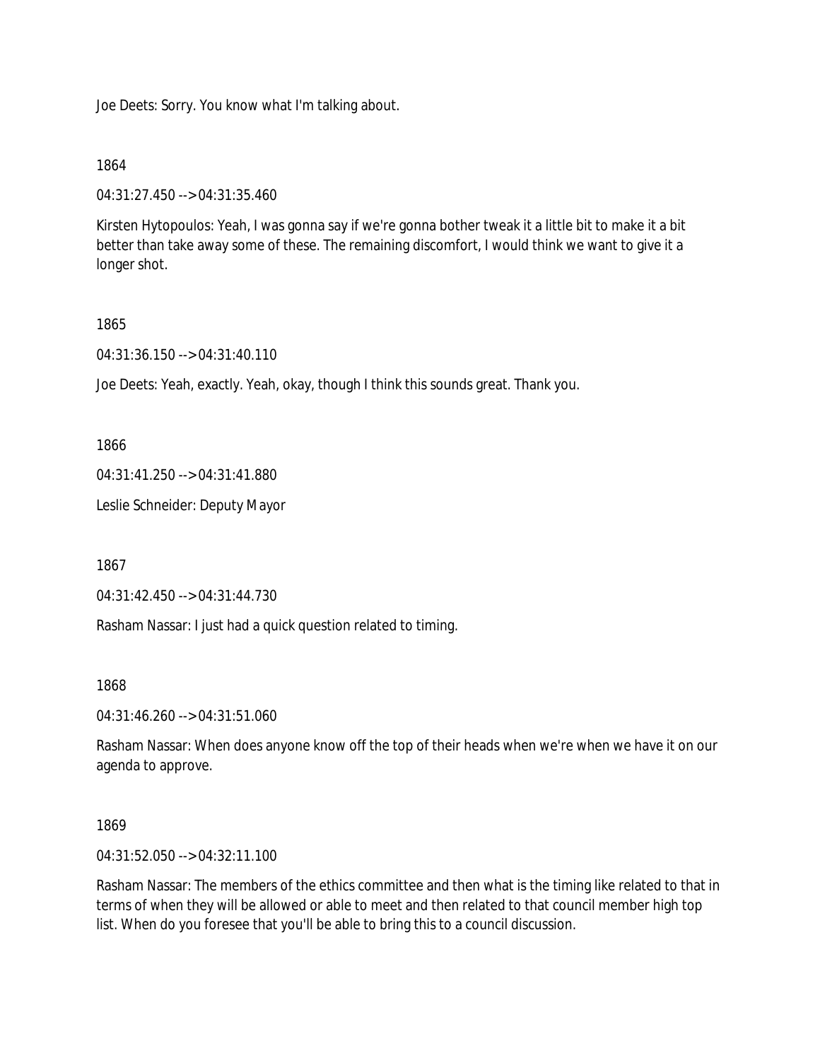Joe Deets: Sorry. You know what I'm talking about.

1864

04:31:27.450 --> 04:31:35.460

Kirsten Hytopoulos: Yeah, I was gonna say if we're gonna bother tweak it a little bit to make it a bit better than take away some of these. The remaining discomfort, I would think we want to give it a longer shot.

1865

04:31:36.150 --> 04:31:40.110

Joe Deets: Yeah, exactly. Yeah, okay, though I think this sounds great. Thank you.

1866

04:31:41.250 --> 04:31:41.880

Leslie Schneider: Deputy Mayor

1867

04:31:42.450 --> 04:31:44.730

Rasham Nassar: I just had a quick question related to timing.

1868

04:31:46.260 --> 04:31:51.060

Rasham Nassar: When does anyone know off the top of their heads when we're when we have it on our agenda to approve.

1869

04:31:52.050 --> 04:32:11.100

Rasham Nassar: The members of the ethics committee and then what is the timing like related to that in terms of when they will be allowed or able to meet and then related to that council member high top list. When do you foresee that you'll be able to bring this to a council discussion.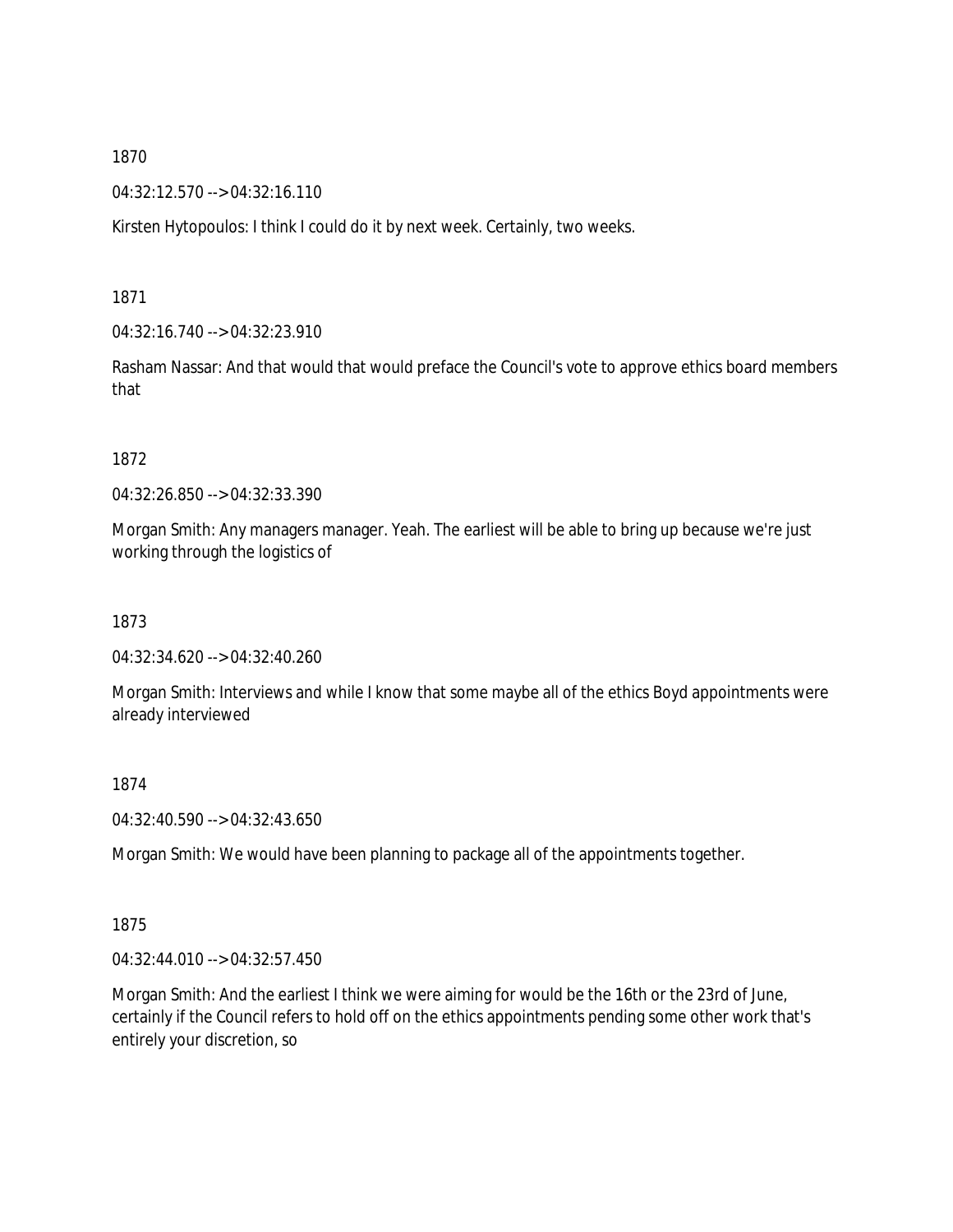1870

04:32:12.570 --> 04:32:16.110

Kirsten Hytopoulos: I think I could do it by next week. Certainly, two weeks.

1871

04:32:16.740 --> 04:32:23.910

Rasham Nassar: And that would that would preface the Council's vote to approve ethics board members that

1872

04:32:26.850 --> 04:32:33.390

Morgan Smith: Any managers manager. Yeah. The earliest will be able to bring up because we're just working through the logistics of

1873

04:32:34.620 --> 04:32:40.260

Morgan Smith: Interviews and while I know that some maybe all of the ethics Boyd appointments were already interviewed

1874

04:32:40.590 --> 04:32:43.650

Morgan Smith: We would have been planning to package all of the appointments together.

1875

04:32:44.010 --> 04:32:57.450

Morgan Smith: And the earliest I think we were aiming for would be the 16th or the 23rd of June, certainly if the Council refers to hold off on the ethics appointments pending some other work that's entirely your discretion, so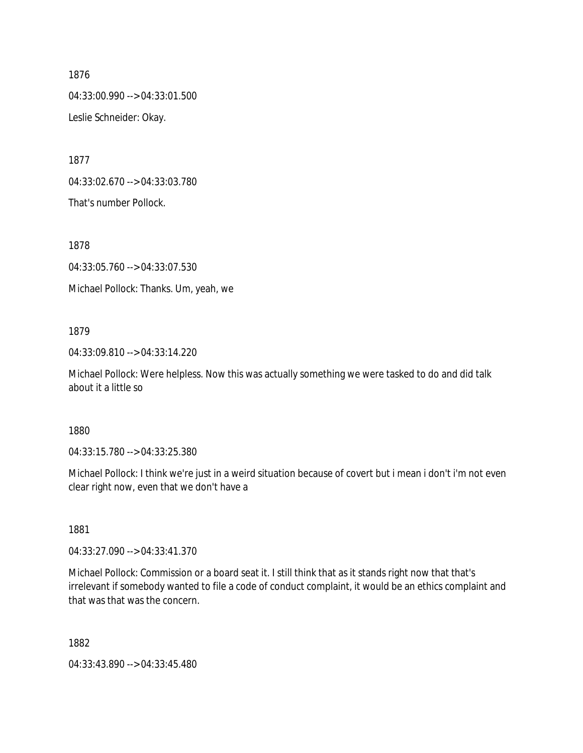1876

04:33:00.990 --> 04:33:01.500

Leslie Schneider: Okay.

1877

04:33:02.670 --> 04:33:03.780

That's number Pollock.

1878

04:33:05.760 --> 04:33:07.530

Michael Pollock: Thanks. Um, yeah, we

1879

04:33:09.810 --> 04:33:14.220

Michael Pollock: Were helpless. Now this was actually something we were tasked to do and did talk about it a little so

1880

04:33:15.780 --> 04:33:25.380

Michael Pollock: I think we're just in a weird situation because of covert but i mean i don't i'm not even clear right now, even that we don't have a

1881

04:33:27.090 --> 04:33:41.370

Michael Pollock: Commission or a board seat it. I still think that as it stands right now that that's irrelevant if somebody wanted to file a code of conduct complaint, it would be an ethics complaint and that was that was the concern.

1882

04:33:43.890 --> 04:33:45.480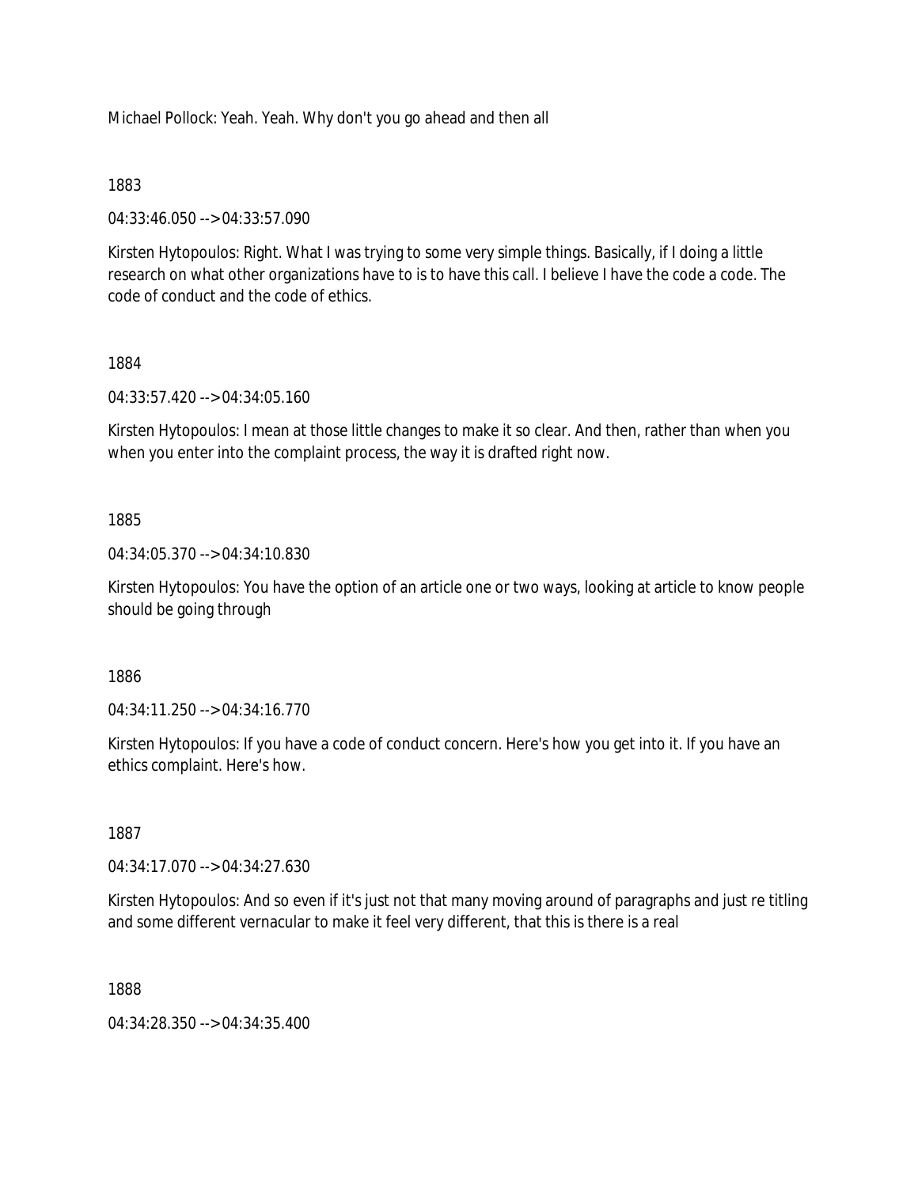Michael Pollock: Yeah. Yeah. Why don't you go ahead and then all

1883

04:33:46.050 --> 04:33:57.090

Kirsten Hytopoulos: Right. What I was trying to some very simple things. Basically, if I doing a little research on what other organizations have to is to have this call. I believe I have the code a code. The code of conduct and the code of ethics.

1884

04:33:57.420 --> 04:34:05.160

Kirsten Hytopoulos: I mean at those little changes to make it so clear. And then, rather than when you when you enter into the complaint process, the way it is drafted right now.

1885

04:34:05.370 --> 04:34:10.830

Kirsten Hytopoulos: You have the option of an article one or two ways, looking at article to know people should be going through

1886

04:34:11.250 --> 04:34:16.770

Kirsten Hytopoulos: If you have a code of conduct concern. Here's how you get into it. If you have an ethics complaint. Here's how.

1887

04:34:17.070 --> 04:34:27.630

Kirsten Hytopoulos: And so even if it's just not that many moving around of paragraphs and just re titling and some different vernacular to make it feel very different, that this is there is a real

1888

04:34:28.350 --> 04:34:35.400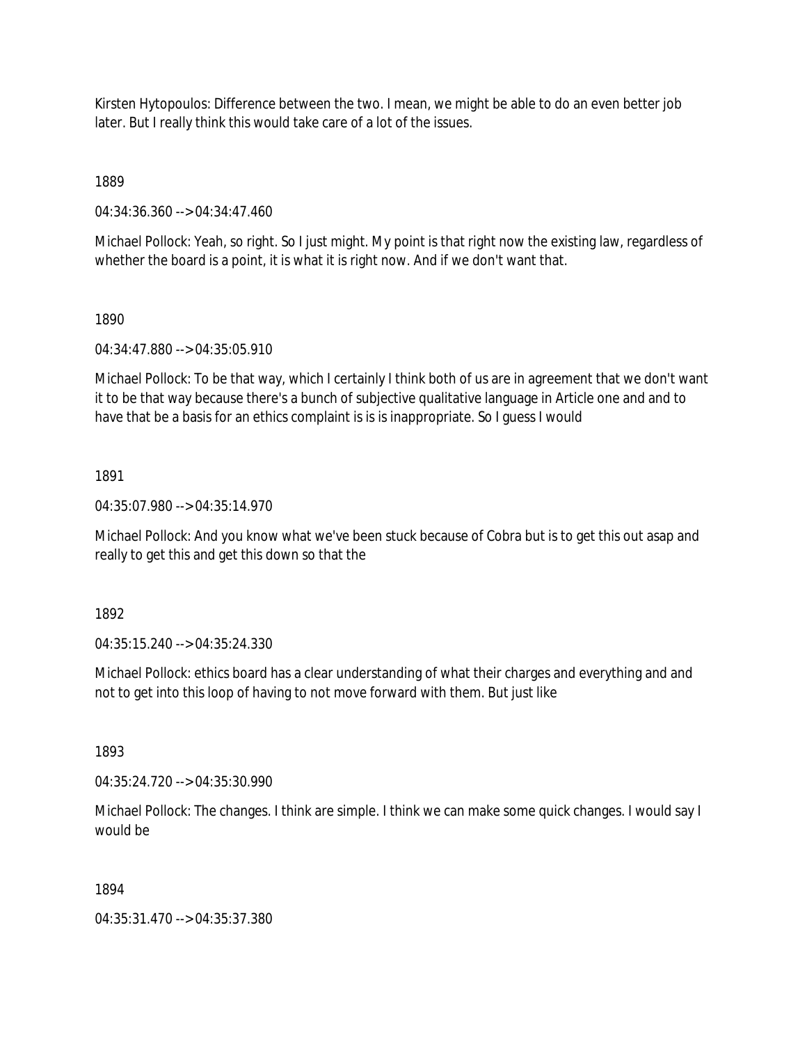Kirsten Hytopoulos: Difference between the two. I mean, we might be able to do an even better job later. But I really think this would take care of a lot of the issues.

1889

04:34:36.360 --> 04:34:47.460

Michael Pollock: Yeah, so right. So I just might. My point is that right now the existing law, regardless of whether the board is a point, it is what it is right now. And if we don't want that.

1890

04:34:47.880 --> 04:35:05.910

Michael Pollock: To be that way, which I certainly I think both of us are in agreement that we don't want it to be that way because there's a bunch of subjective qualitative language in Article one and and to have that be a basis for an ethics complaint is is is inappropriate. So I guess I would

1891

04:35:07.980 --> 04:35:14.970

Michael Pollock: And you know what we've been stuck because of Cobra but is to get this out asap and really to get this and get this down so that the

1892

04:35:15.240 --> 04:35:24.330

Michael Pollock: ethics board has a clear understanding of what their charges and everything and and not to get into this loop of having to not move forward with them. But just like

1893

04:35:24.720 --> 04:35:30.990

Michael Pollock: The changes. I think are simple. I think we can make some quick changes. I would say I would be

1894

04:35:31.470 --> 04:35:37.380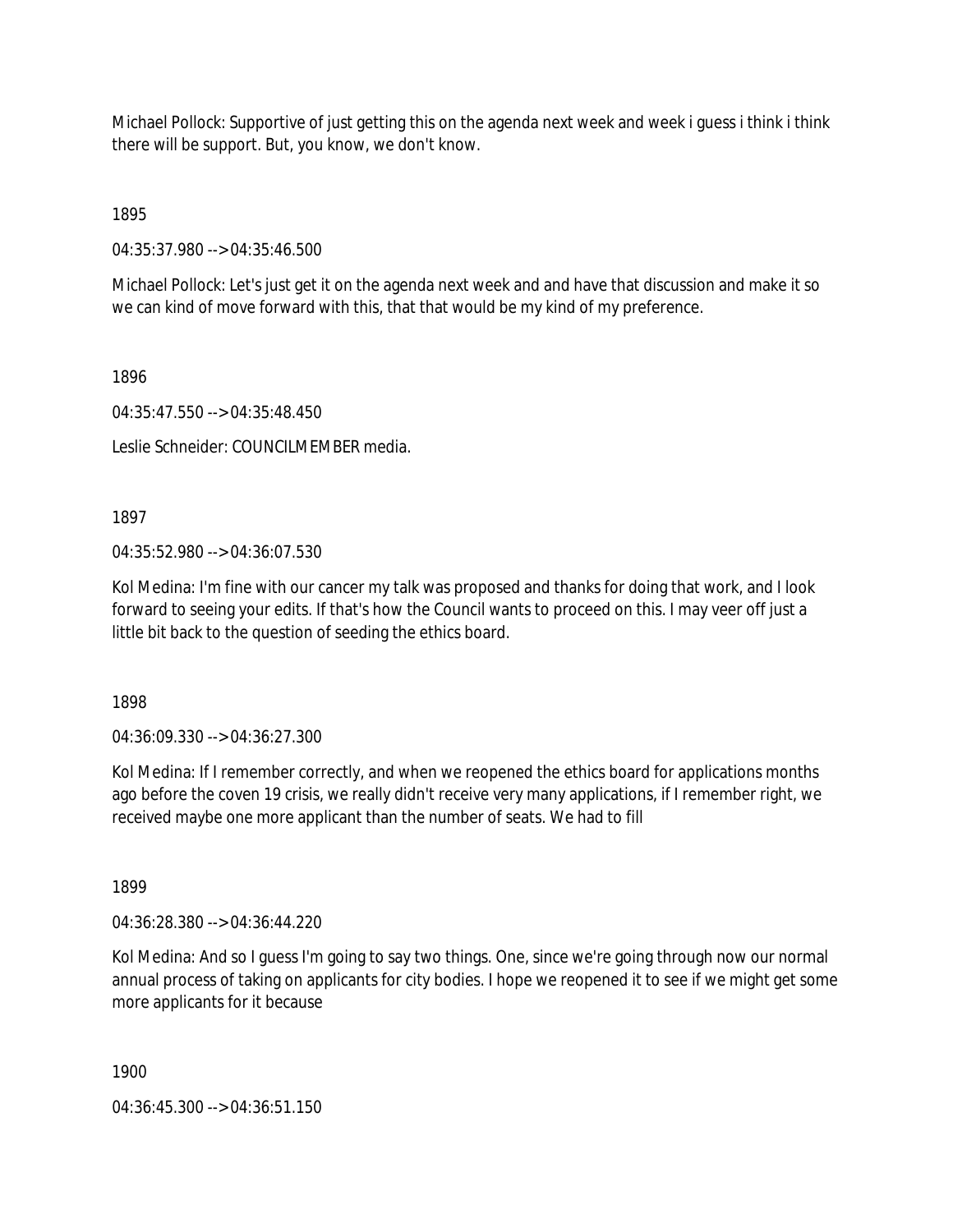Michael Pollock: Supportive of just getting this on the agenda next week and week i guess i think i think there will be support. But, you know, we don't know.

1895

04:35:37.980 --> 04:35:46.500

Michael Pollock: Let's just get it on the agenda next week and and have that discussion and make it so we can kind of move forward with this, that that would be my kind of my preference.

1896

04:35:47.550 --> 04:35:48.450

Leslie Schneider: COUNCILMEMBER media.

1897

04:35:52.980 --> 04:36:07.530

Kol Medina: I'm fine with our cancer my talk was proposed and thanks for doing that work, and I look forward to seeing your edits. If that's how the Council wants to proceed on this. I may veer off just a little bit back to the question of seeding the ethics board.

1898

04:36:09.330 --> 04:36:27.300

Kol Medina: If I remember correctly, and when we reopened the ethics board for applications months ago before the coven 19 crisis, we really didn't receive very many applications, if I remember right, we received maybe one more applicant than the number of seats. We had to fill

1899

04:36:28.380 --> 04:36:44.220

Kol Medina: And so I guess I'm going to say two things. One, since we're going through now our normal annual process of taking on applicants for city bodies. I hope we reopened it to see if we might get some more applicants for it because

1900

04:36:45.300 --> 04:36:51.150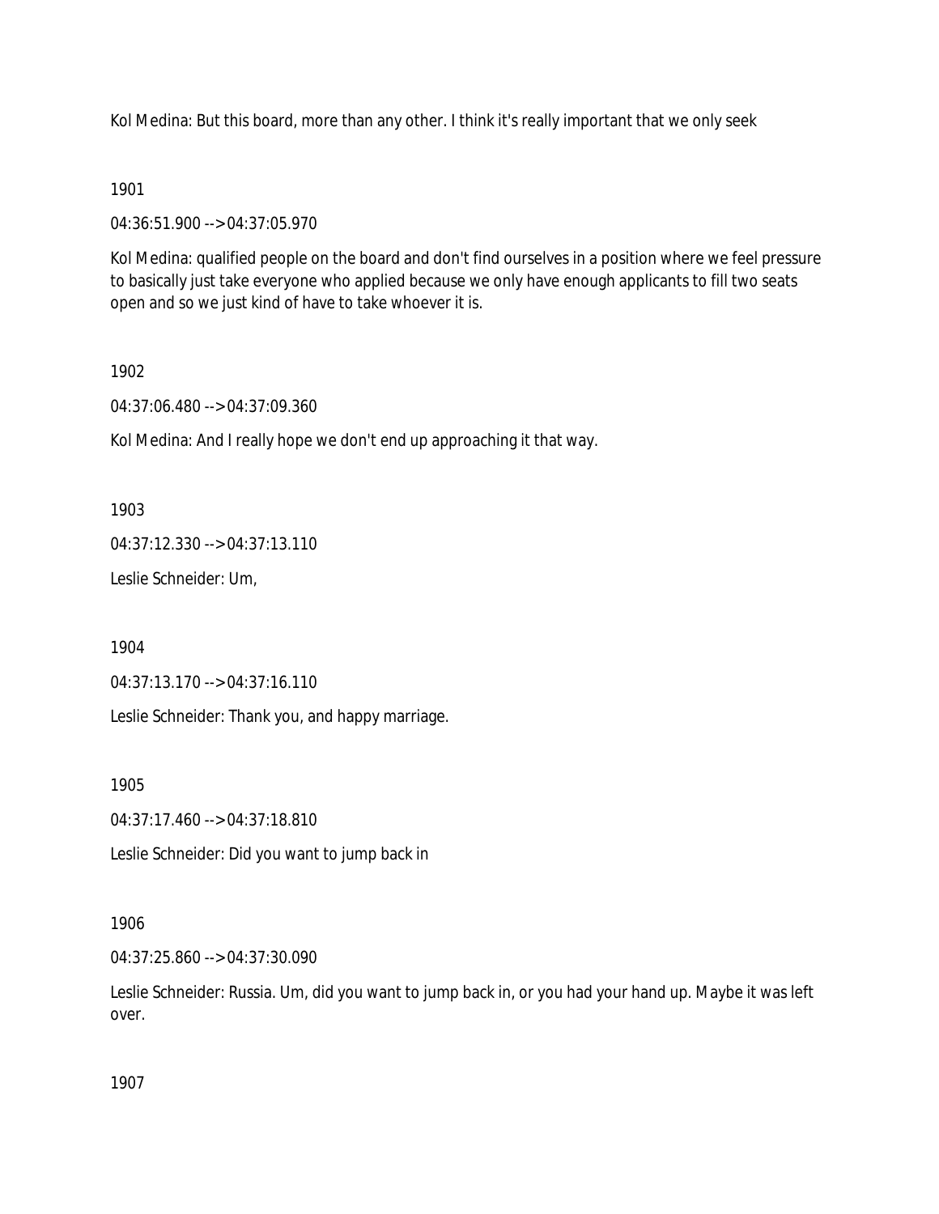Kol Medina: But this board, more than any other. I think it's really important that we only seek

1901

04:36:51.900 --> 04:37:05.970

Kol Medina: qualified people on the board and don't find ourselves in a position where we feel pressure to basically just take everyone who applied because we only have enough applicants to fill two seats open and so we just kind of have to take whoever it is.

1902

04:37:06.480 --> 04:37:09.360

Kol Medina: And I really hope we don't end up approaching it that way.

1903

04:37:12.330 --> 04:37:13.110

Leslie Schneider: Um,

1904

04:37:13.170 --> 04:37:16.110

Leslie Schneider: Thank you, and happy marriage.

1905

04:37:17.460 --> 04:37:18.810

Leslie Schneider: Did you want to jump back in

1906

04:37:25.860 --> 04:37:30.090

Leslie Schneider: Russia. Um, did you want to jump back in, or you had your hand up. Maybe it was left over.

1907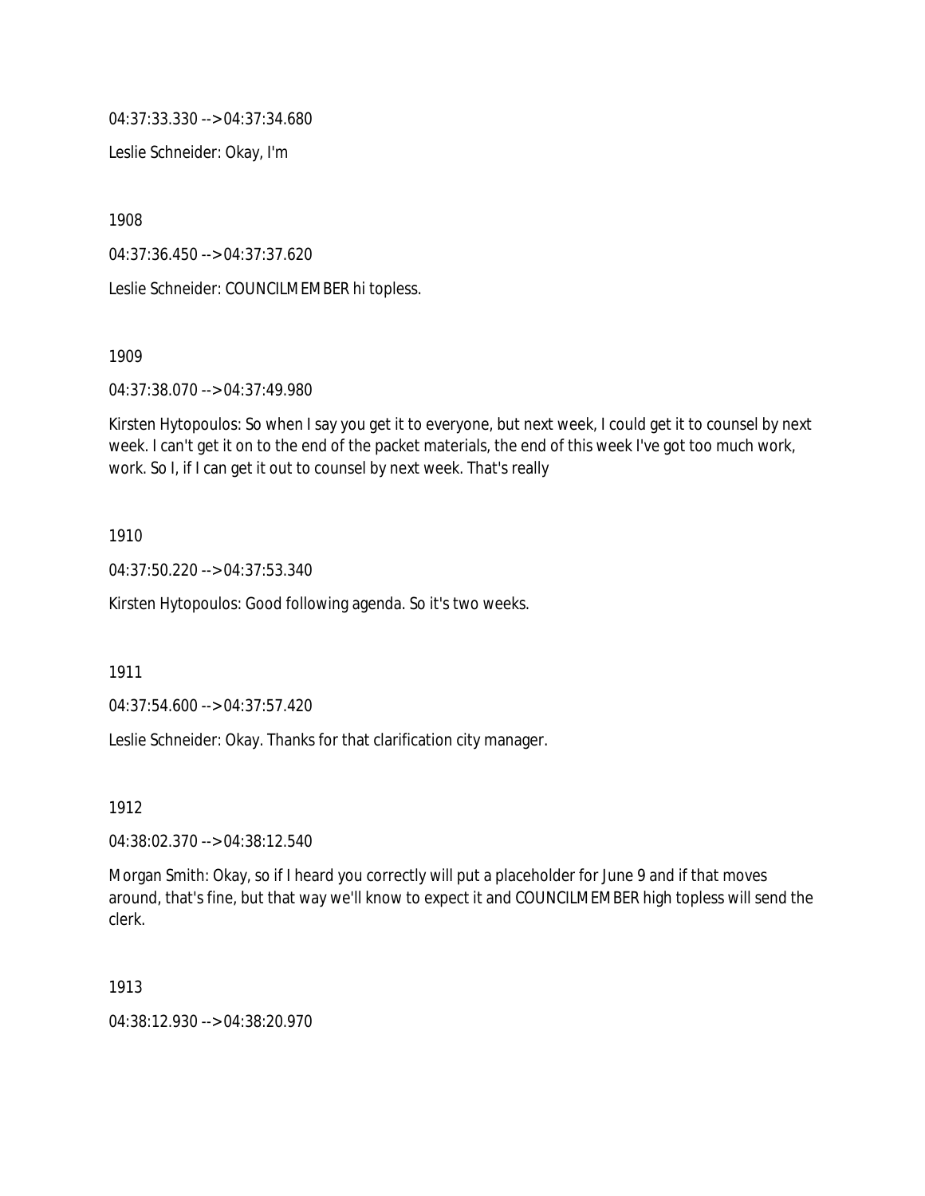04:37:33.330 --> 04:37:34.680

Leslie Schneider: Okay, I'm

1908

04:37:36.450 --> 04:37:37.620

Leslie Schneider: COUNCILMEMBER hi topless.

1909

04:37:38.070 --> 04:37:49.980

Kirsten Hytopoulos: So when I say you get it to everyone, but next week, I could get it to counsel by next week. I can't get it on to the end of the packet materials, the end of this week I've got too much work, work. So I, if I can get it out to counsel by next week. That's really

1910

04:37:50.220 --> 04:37:53.340

Kirsten Hytopoulos: Good following agenda. So it's two weeks.

1911

04:37:54.600 --> 04:37:57.420

Leslie Schneider: Okay. Thanks for that clarification city manager.

1912

04:38:02.370 --> 04:38:12.540

Morgan Smith: Okay, so if I heard you correctly will put a placeholder for June 9 and if that moves around, that's fine, but that way we'll know to expect it and COUNCILMEMBER high topless will send the clerk.

1913

04:38:12.930 --> 04:38:20.970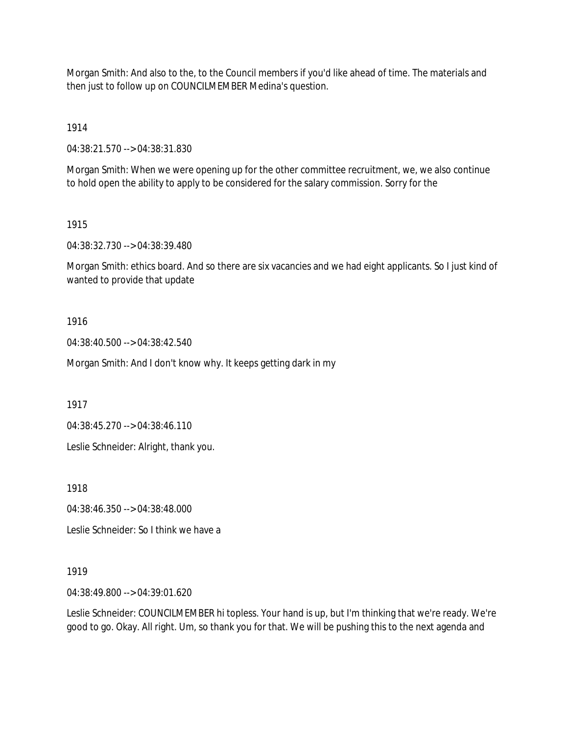Morgan Smith: And also to the, to the Council members if you'd like ahead of time. The materials and then just to follow up on COUNCILMEMBER Medina's question.

1914

04:38:21.570 --> 04:38:31.830

Morgan Smith: When we were opening up for the other committee recruitment, we, we also continue to hold open the ability to apply to be considered for the salary commission. Sorry for the

1915

04:38:32.730 --> 04:38:39.480

Morgan Smith: ethics board. And so there are six vacancies and we had eight applicants. So I just kind of wanted to provide that update

1916

04:38:40.500 --> 04:38:42.540

Morgan Smith: And I don't know why. It keeps getting dark in my

1917

04:38:45.270 --> 04:38:46.110

Leslie Schneider: Alright, thank you.

1918

04:38:46.350 --> 04:38:48.000

Leslie Schneider: So I think we have a

1919

04:38:49.800 --> 04:39:01.620

Leslie Schneider: COUNCILMEMBER hi topless. Your hand is up, but I'm thinking that we're ready. We're good to go. Okay. All right. Um, so thank you for that. We will be pushing this to the next agenda and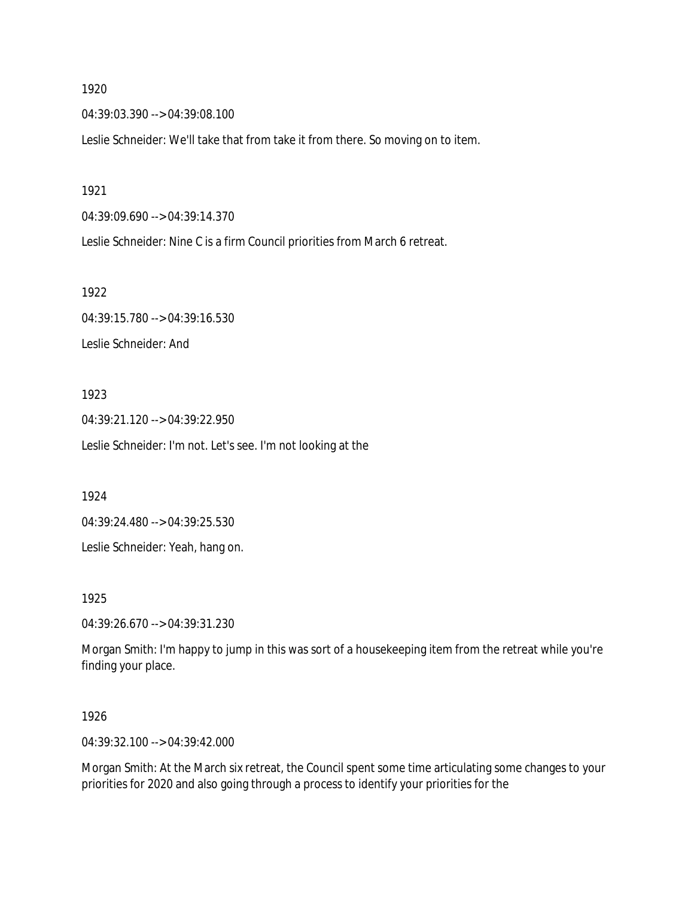1920

04:39:03.390 --> 04:39:08.100

Leslie Schneider: We'll take that from take it from there. So moving on to item.

1921

04:39:09.690 --> 04:39:14.370

Leslie Schneider: Nine C is a firm Council priorities from March 6 retreat.

1922

04:39:15.780 --> 04:39:16.530

Leslie Schneider: And

1923

04:39:21.120 --> 04:39:22.950

Leslie Schneider: I'm not. Let's see. I'm not looking at the

1924

04:39:24.480 --> 04:39:25.530

Leslie Schneider: Yeah, hang on.

1925

04:39:26.670 --> 04:39:31.230

Morgan Smith: I'm happy to jump in this was sort of a housekeeping item from the retreat while you're finding your place.

1926

04:39:32.100 --> 04:39:42.000

Morgan Smith: At the March six retreat, the Council spent some time articulating some changes to your priorities for 2020 and also going through a process to identify your priorities for the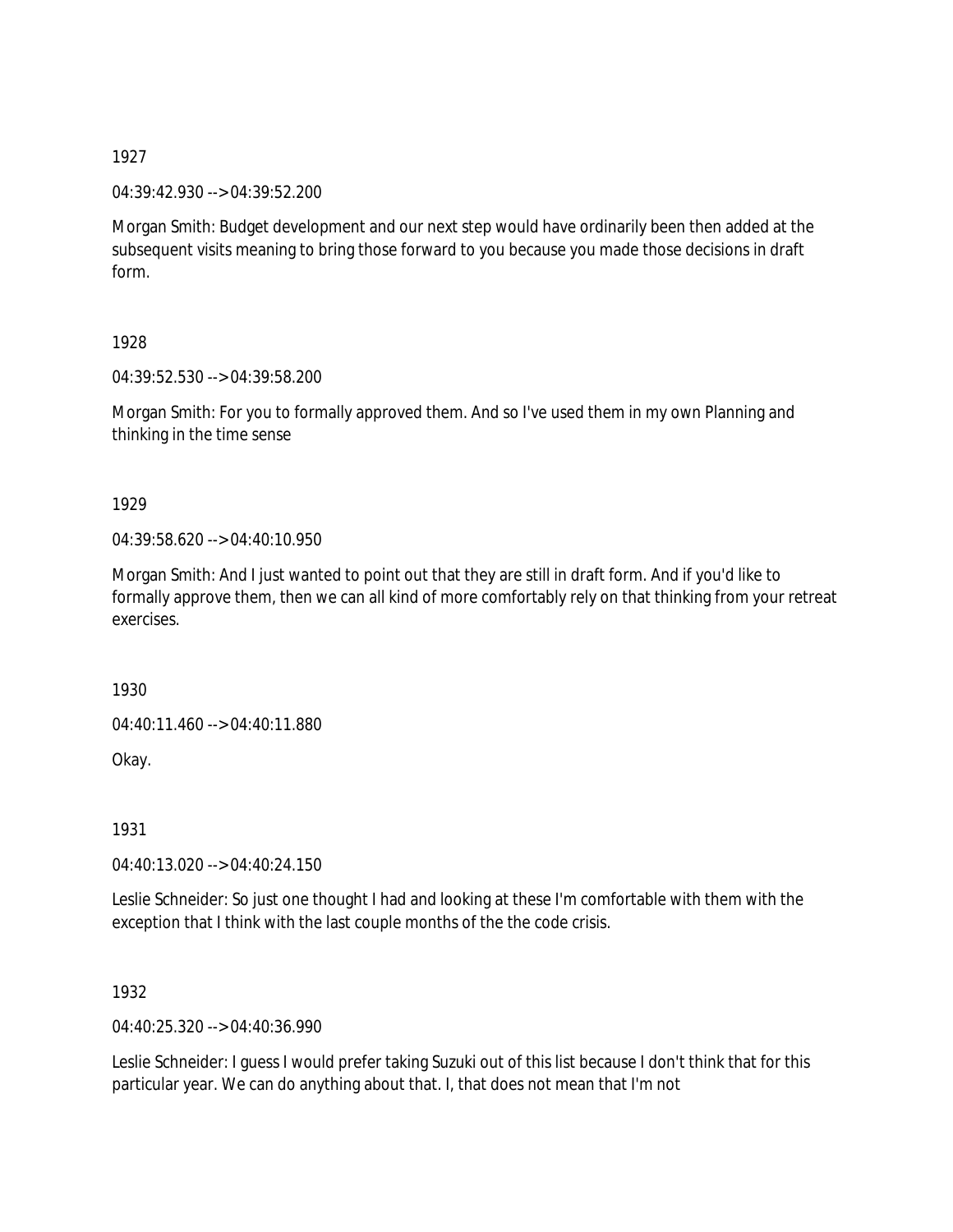1927

04:39:42.930 --> 04:39:52.200

Morgan Smith: Budget development and our next step would have ordinarily been then added at the subsequent visits meaning to bring those forward to you because you made those decisions in draft form.

1928

04:39:52.530 --> 04:39:58.200

Morgan Smith: For you to formally approved them. And so I've used them in my own Planning and thinking in the time sense

1929

04:39:58.620 --> 04:40:10.950

Morgan Smith: And I just wanted to point out that they are still in draft form. And if you'd like to formally approve them, then we can all kind of more comfortably rely on that thinking from your retreat exercises.

1930

04:40:11.460 --> 04:40:11.880

Okay.

1931

04:40:13.020 --> 04:40:24.150

Leslie Schneider: So just one thought I had and looking at these I'm comfortable with them with the exception that I think with the last couple months of the the code crisis.

1932

04:40:25.320 --> 04:40:36.990

Leslie Schneider: I guess I would prefer taking Suzuki out of this list because I don't think that for this particular year. We can do anything about that. I, that does not mean that I'm not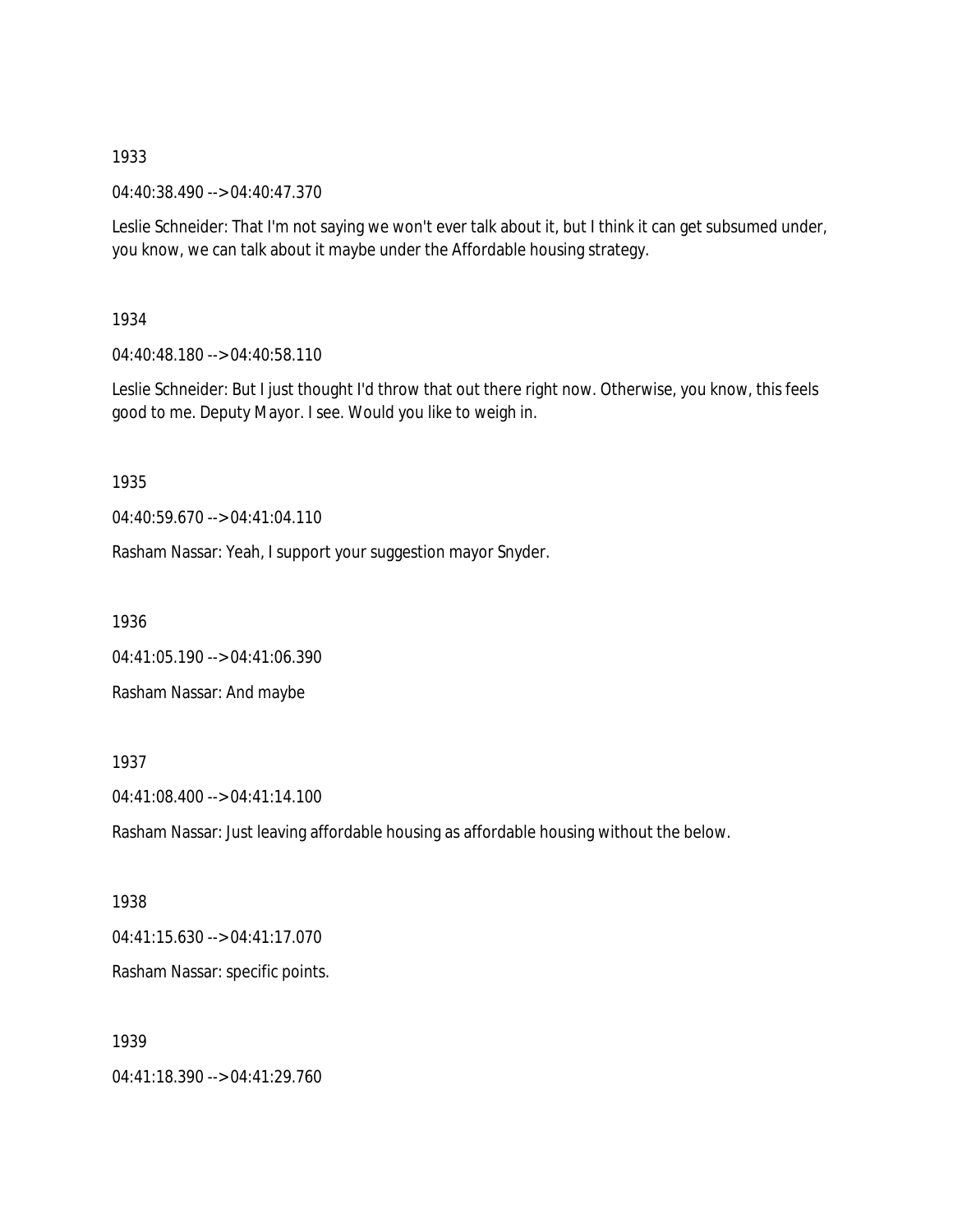1933

04:40:38.490 --> 04:40:47.370

Leslie Schneider: That I'm not saying we won't ever talk about it, but I think it can get subsumed under, you know, we can talk about it maybe under the Affordable housing strategy.

1934

04:40:48.180 --> 04:40:58.110

Leslie Schneider: But I just thought I'd throw that out there right now. Otherwise, you know, this feels good to me. Deputy Mayor. I see. Would you like to weigh in.

1935

04:40:59.670 --> 04:41:04.110

Rasham Nassar: Yeah, I support your suggestion mayor Snyder.

1936

04:41:05.190 --> 04:41:06.390

Rasham Nassar: And maybe

1937

04:41:08.400 --> 04:41:14.100

Rasham Nassar: Just leaving affordable housing as affordable housing without the below.

1938

04:41:15.630 --> 04:41:17.070

Rasham Nassar: specific points.

1939

04:41:18.390 --> 04:41:29.760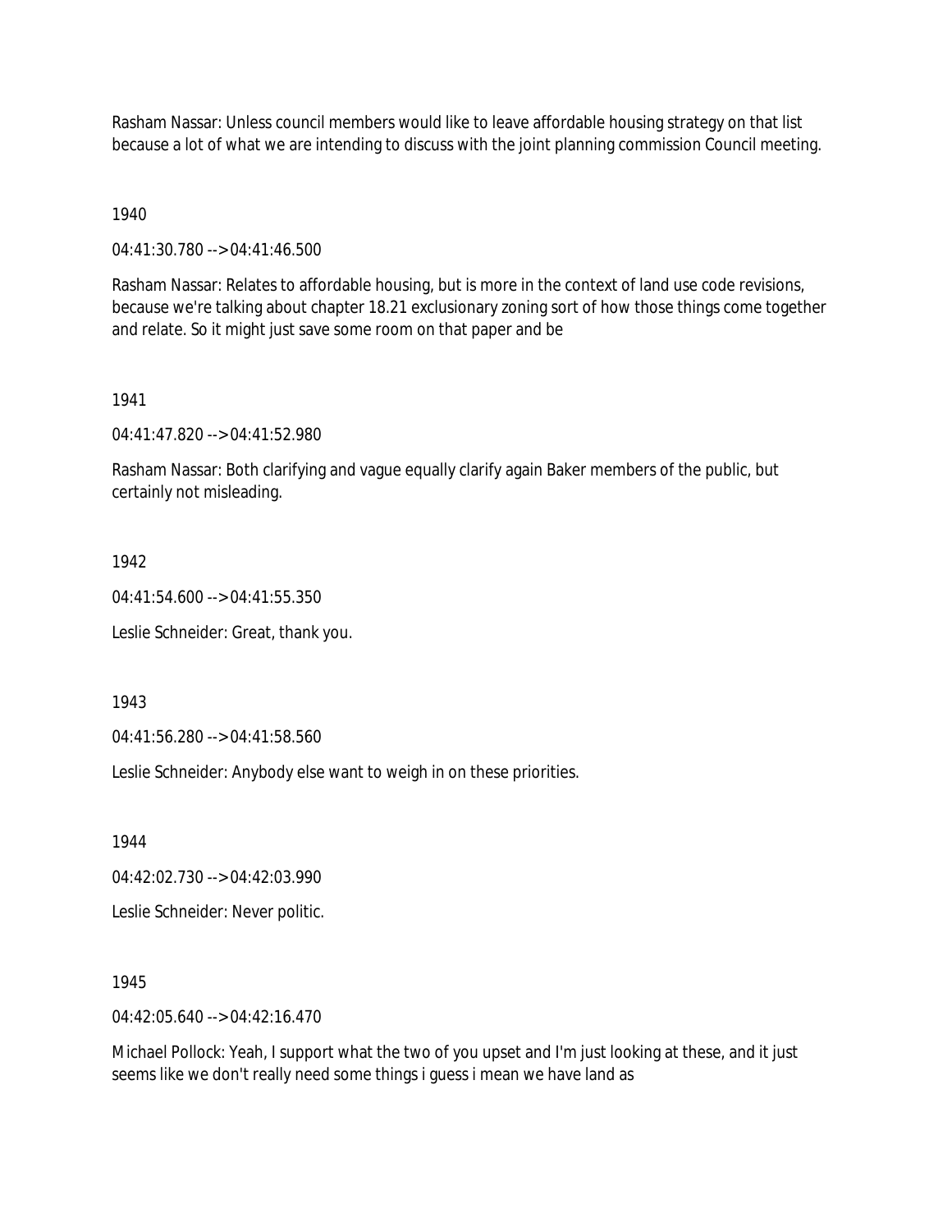Rasham Nassar: Unless council members would like to leave affordable housing strategy on that list because a lot of what we are intending to discuss with the joint planning commission Council meeting.

1940

04:41:30.780 --> 04:41:46.500

Rasham Nassar: Relates to affordable housing, but is more in the context of land use code revisions, because we're talking about chapter 18.21 exclusionary zoning sort of how those things come together and relate. So it might just save some room on that paper and be

1941

04:41:47.820 --> 04:41:52.980

Rasham Nassar: Both clarifying and vague equally clarify again Baker members of the public, but certainly not misleading.

1942

04:41:54.600 --> 04:41:55.350

Leslie Schneider: Great, thank you.

1943

04:41:56.280 --> 04:41:58.560

Leslie Schneider: Anybody else want to weigh in on these priorities.

1944

04:42:02.730 --> 04:42:03.990

Leslie Schneider: Never politic.

1945

04:42:05.640 --> 04:42:16.470

Michael Pollock: Yeah, I support what the two of you upset and I'm just looking at these, and it just seems like we don't really need some things i guess i mean we have land as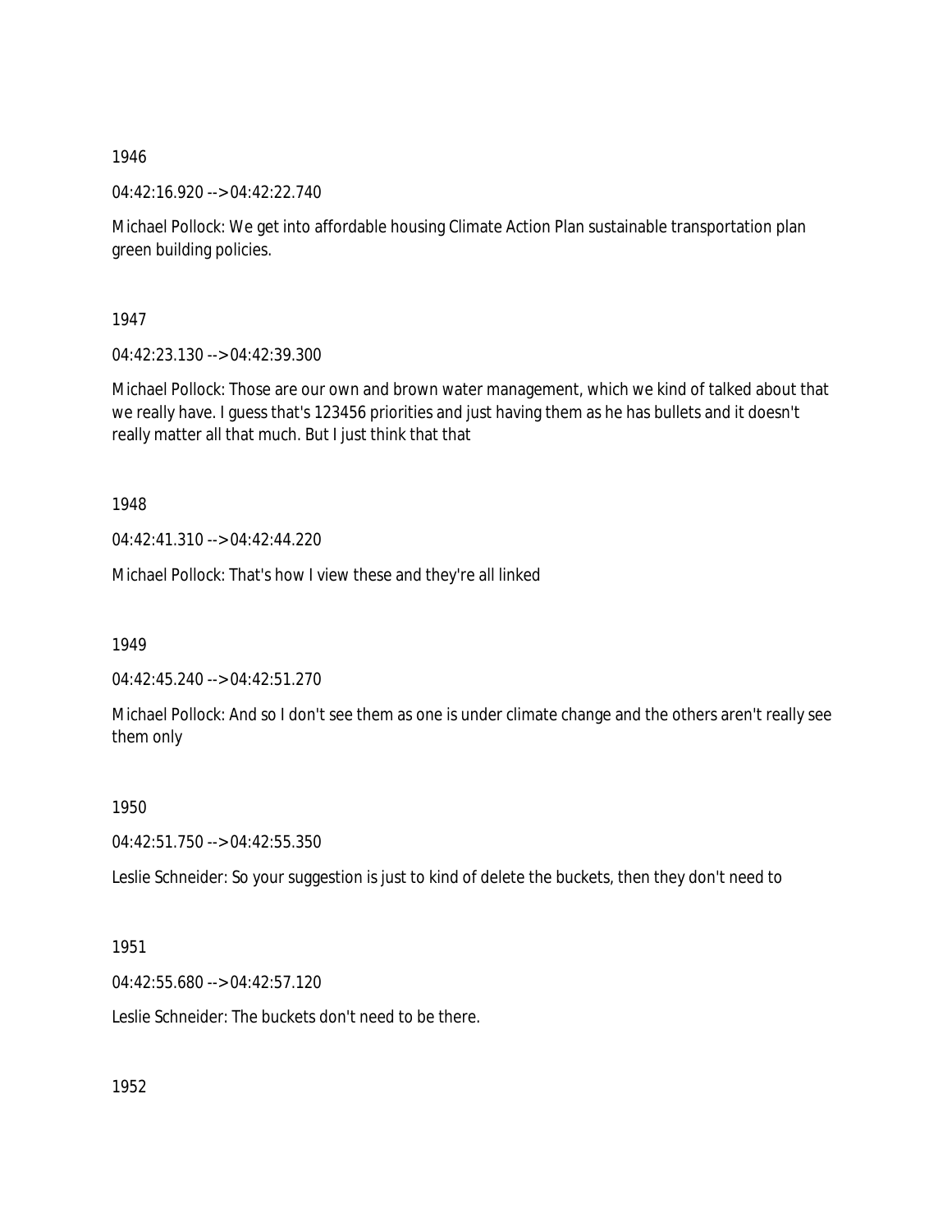1946

04:42:16.920 --> 04:42:22.740

Michael Pollock: We get into affordable housing Climate Action Plan sustainable transportation plan green building policies.

1947

04:42:23.130 --> 04:42:39.300

Michael Pollock: Those are our own and brown water management, which we kind of talked about that we really have. I guess that's 123456 priorities and just having them as he has bullets and it doesn't really matter all that much. But I just think that that

1948

04:42:41.310 --> 04:42:44.220

Michael Pollock: That's how I view these and they're all linked

1949

04:42:45.240 --> 04:42:51.270

Michael Pollock: And so I don't see them as one is under climate change and the others aren't really see them only

1950

04:42:51.750 --> 04:42:55.350

Leslie Schneider: So your suggestion is just to kind of delete the buckets, then they don't need to

1951

04:42:55.680 --> 04:42:57.120

Leslie Schneider: The buckets don't need to be there.

1952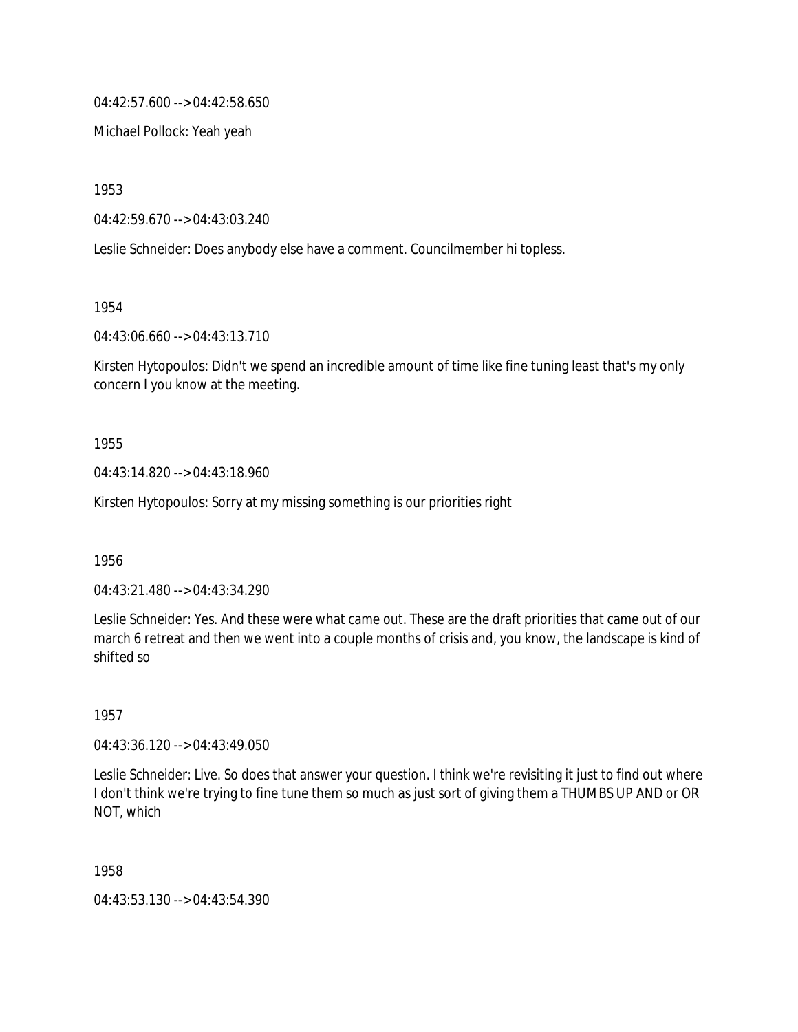04:42:57.600 --> 04:42:58.650

Michael Pollock: Yeah yeah

1953

04:42:59.670 --> 04:43:03.240

Leslie Schneider: Does anybody else have a comment. Councilmember hi topless.

1954

04:43:06.660 --> 04:43:13.710

Kirsten Hytopoulos: Didn't we spend an incredible amount of time like fine tuning least that's my only concern I you know at the meeting.

1955

04:43:14.820 --> 04:43:18.960

Kirsten Hytopoulos: Sorry at my missing something is our priorities right

1956

04:43:21.480 --> 04:43:34.290

Leslie Schneider: Yes. And these were what came out. These are the draft priorities that came out of our march 6 retreat and then we went into a couple months of crisis and, you know, the landscape is kind of shifted so

1957

04:43:36.120 --> 04:43:49.050

Leslie Schneider: Live. So does that answer your question. I think we're revisiting it just to find out where I don't think we're trying to fine tune them so much as just sort of giving them a THUMBS UP AND or OR NOT, which

1958

04:43:53.130 --> 04:43:54.390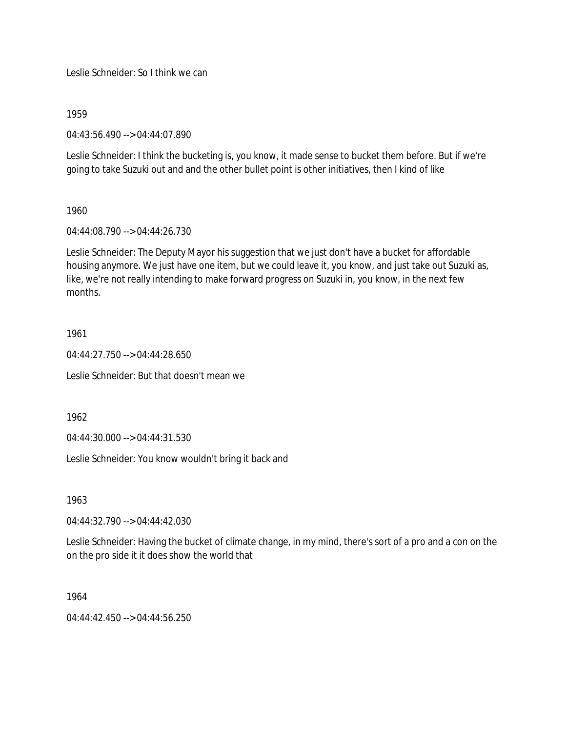Leslie Schneider: So I think we can

1959

04:43:56.490 --> 04:44:07.890

Leslie Schneider: I think the bucketing is, you know, it made sense to bucket them before. But if we're going to take Suzuki out and and the other bullet point is other initiatives, then I kind of like

1960

04:44:08.790 --> 04:44:26.730

Leslie Schneider: The Deputy Mayor his suggestion that we just don't have a bucket for affordable housing anymore. We just have one item, but we could leave it, you know, and just take out Suzuki as, like, we're not really intending to make forward progress on Suzuki in, you know, in the next few months.

1961

04:44:27.750 --> 04:44:28.650

Leslie Schneider: But that doesn't mean we

1962

04:44:30.000 --> 04:44:31.530

Leslie Schneider: You know wouldn't bring it back and

1963

04:44:32.790 --> 04:44:42.030

Leslie Schneider: Having the bucket of climate change, in my mind, there's sort of a pro and a con on the on the pro side it it does show the world that

1964

04:44:42.450 --> 04:44:56.250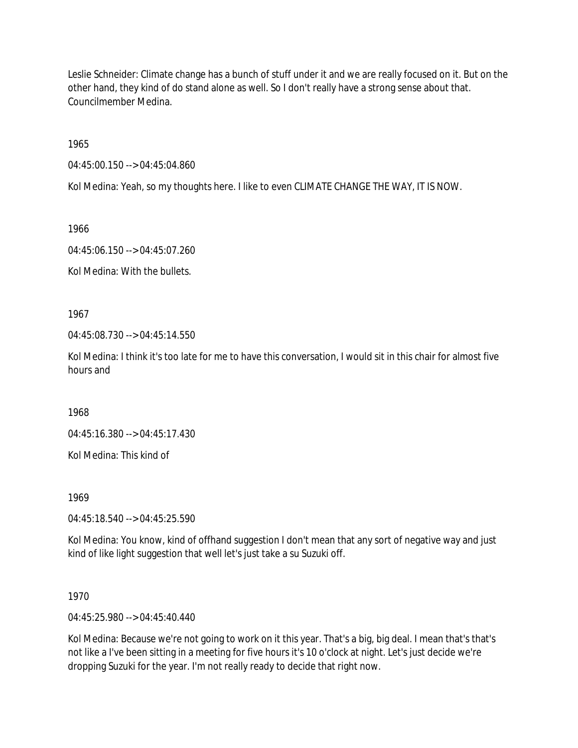Leslie Schneider: Climate change has a bunch of stuff under it and we are really focused on it. But on the other hand, they kind of do stand alone as well. So I don't really have a strong sense about that. Councilmember Medina.

1965

04:45:00.150 --> 04:45:04.860

Kol Medina: Yeah, so my thoughts here. I like to even CLIMATE CHANGE THE WAY, IT IS NOW.

1966

04:45:06.150 --> 04:45:07.260

Kol Medina: With the bullets.

1967

04:45:08.730 --> 04:45:14.550

Kol Medina: I think it's too late for me to have this conversation, I would sit in this chair for almost five hours and

1968

04:45:16.380 --> 04:45:17.430

Kol Medina: This kind of

1969

04:45:18.540 --> 04:45:25.590

Kol Medina: You know, kind of offhand suggestion I don't mean that any sort of negative way and just kind of like light suggestion that well let's just take a su Suzuki off.

1970

04:45:25.980 --> 04:45:40.440

Kol Medina: Because we're not going to work on it this year. That's a big, big deal. I mean that's that's not like a I've been sitting in a meeting for five hours it's 10 o'clock at night. Let's just decide we're dropping Suzuki for the year. I'm not really ready to decide that right now.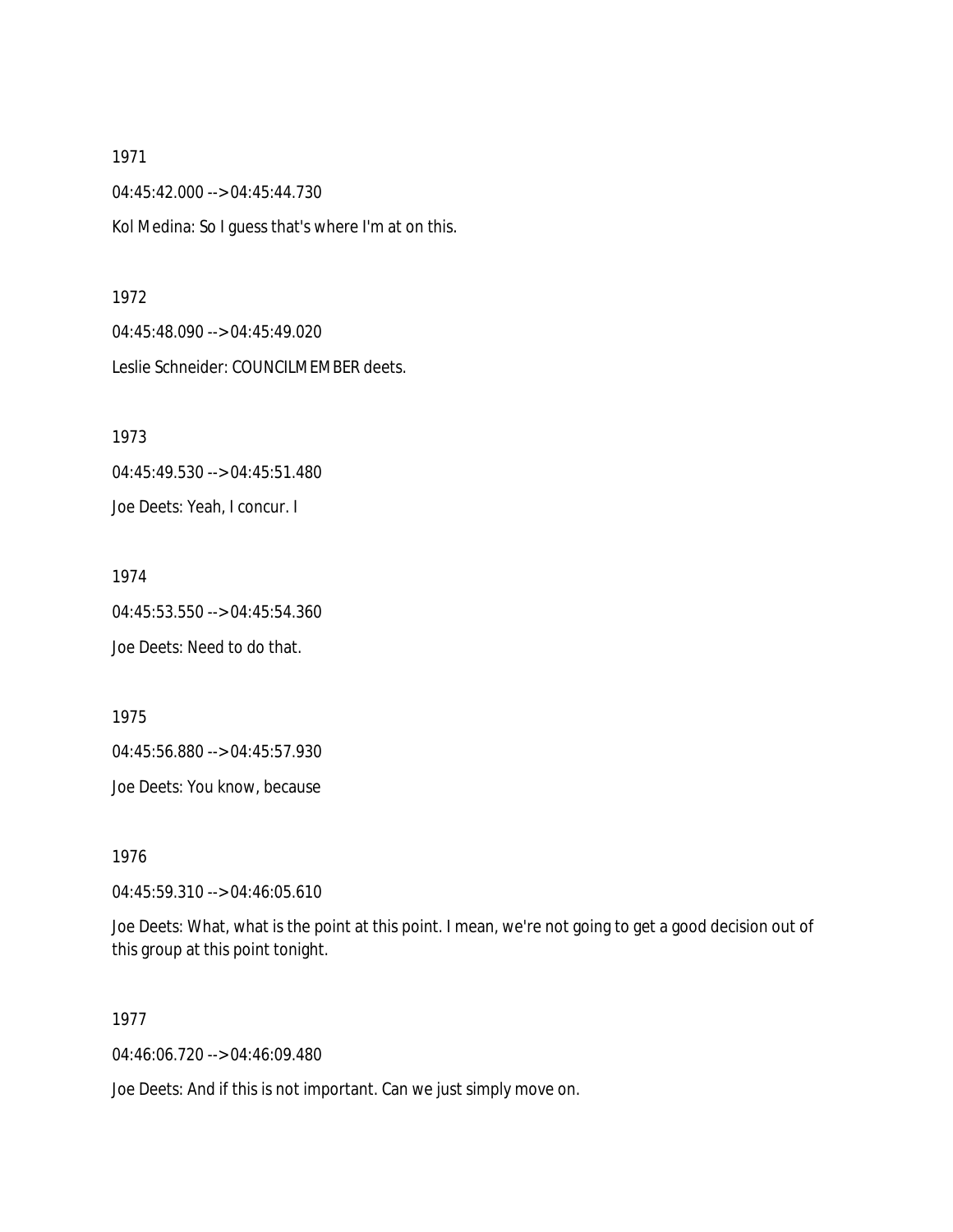1971

04:45:42.000 --> 04:45:44.730

Kol Medina: So I guess that's where I'm at on this.

1972

04:45:48.090 --> 04:45:49.020

Leslie Schneider: COUNCILMEMBER deets.

1973

04:45:49.530 --> 04:45:51.480

Joe Deets: Yeah, I concur. I

1974

04:45:53.550 --> 04:45:54.360

Joe Deets: Need to do that.

1975

04:45:56.880 --> 04:45:57.930

Joe Deets: You know, because

1976

04:45:59.310 --> 04:46:05.610

Joe Deets: What, what is the point at this point. I mean, we're not going to get a good decision out of this group at this point tonight.

1977

04:46:06.720 --> 04:46:09.480

Joe Deets: And if this is not important. Can we just simply move on.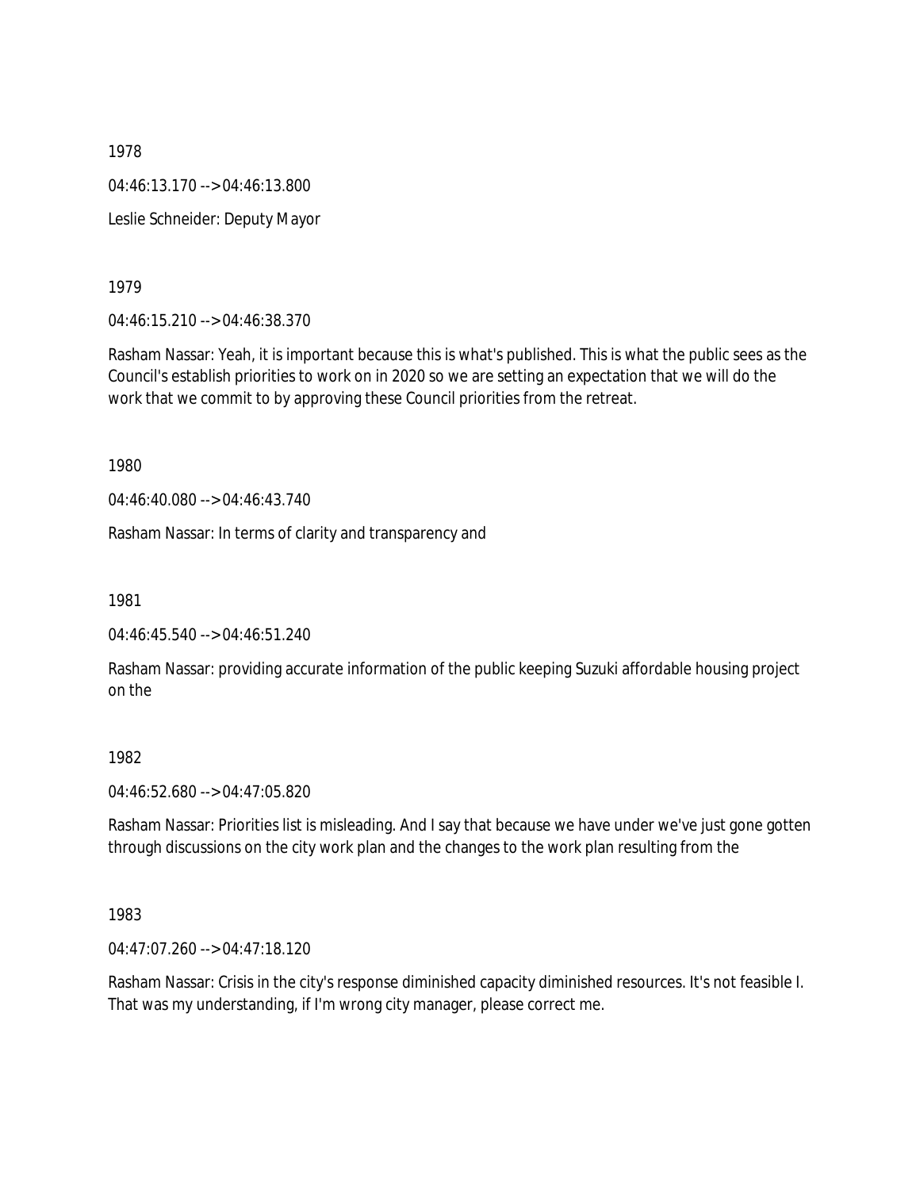1978

04:46:13.170 --> 04:46:13.800

Leslie Schneider: Deputy Mayor

1979

04:46:15.210 --> 04:46:38.370

Rasham Nassar: Yeah, it is important because this is what's published. This is what the public sees as the Council's establish priorities to work on in 2020 so we are setting an expectation that we will do the work that we commit to by approving these Council priorities from the retreat.

1980

04:46:40.080 --> 04:46:43.740

Rasham Nassar: In terms of clarity and transparency and

1981

04:46:45.540 --> 04:46:51.240

Rasham Nassar: providing accurate information of the public keeping Suzuki affordable housing project on the

1982

04:46:52.680 --> 04:47:05.820

Rasham Nassar: Priorities list is misleading. And I say that because we have under we've just gone gotten through discussions on the city work plan and the changes to the work plan resulting from the

1983

04:47:07.260 --> 04:47:18.120

Rasham Nassar: Crisis in the city's response diminished capacity diminished resources. It's not feasible I. That was my understanding, if I'm wrong city manager, please correct me.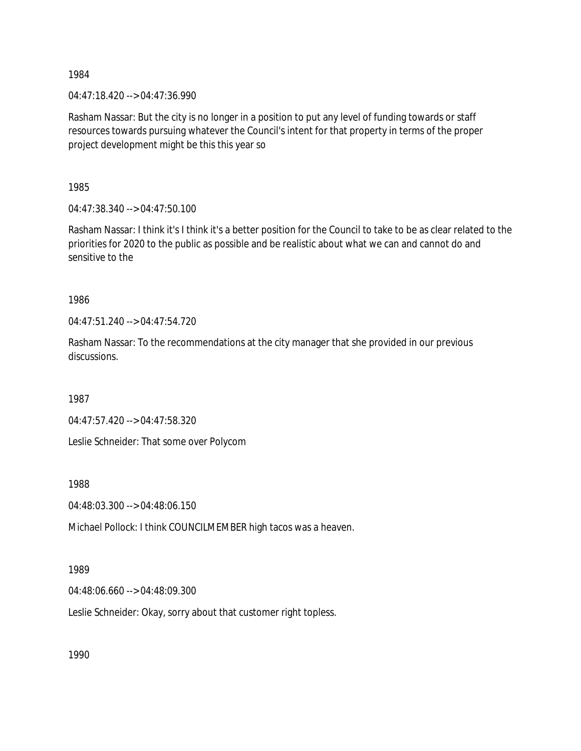1984

04:47:18.420 --> 04:47:36.990

Rasham Nassar: But the city is no longer in a position to put any level of funding towards or staff resources towards pursuing whatever the Council's intent for that property in terms of the proper project development might be this this year so

1985

04:47:38.340 --> 04:47:50.100

Rasham Nassar: I think it's I think it's a better position for the Council to take to be as clear related to the priorities for 2020 to the public as possible and be realistic about what we can and cannot do and sensitive to the

1986

04:47:51.240 --> 04:47:54.720

Rasham Nassar: To the recommendations at the city manager that she provided in our previous discussions.

1987

04:47:57.420 --> 04:47:58.320

Leslie Schneider: That some over Polycom

1988

04:48:03.300 --> 04:48:06.150

Michael Pollock: I think COUNCILMEMBER high tacos was a heaven.

1989

04:48:06.660 --> 04:48:09.300

Leslie Schneider: Okay, sorry about that customer right topless.

1990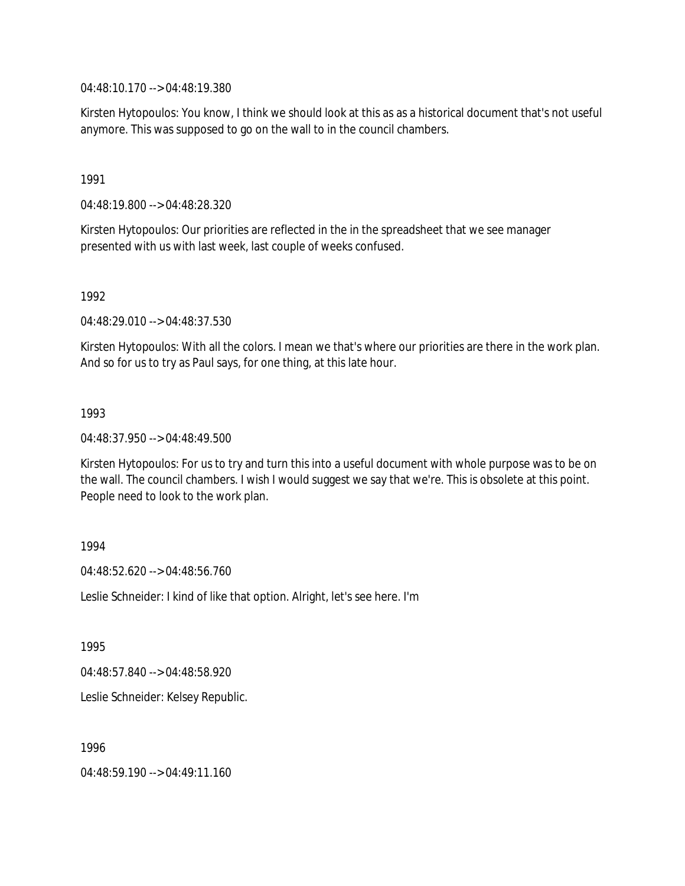04:48:10.170 --> 04:48:19.380

Kirsten Hytopoulos: You know, I think we should look at this as as a historical document that's not useful anymore. This was supposed to go on the wall to in the council chambers.

1991

04:48:19.800 --> 04:48:28.320

Kirsten Hytopoulos: Our priorities are reflected in the in the spreadsheet that we see manager presented with us with last week, last couple of weeks confused.

1992

04:48:29.010 --> 04:48:37.530

Kirsten Hytopoulos: With all the colors. I mean we that's where our priorities are there in the work plan. And so for us to try as Paul says, for one thing, at this late hour.

1993

04:48:37.950 --> 04:48:49.500

Kirsten Hytopoulos: For us to try and turn this into a useful document with whole purpose was to be on the wall. The council chambers. I wish I would suggest we say that we're. This is obsolete at this point. People need to look to the work plan.

1994

04:48:52.620 --> 04:48:56.760

Leslie Schneider: I kind of like that option. Alright, let's see here. I'm

1995

04:48:57.840 --> 04:48:58.920

Leslie Schneider: Kelsey Republic.

1996

04:48:59.190 --> 04:49:11.160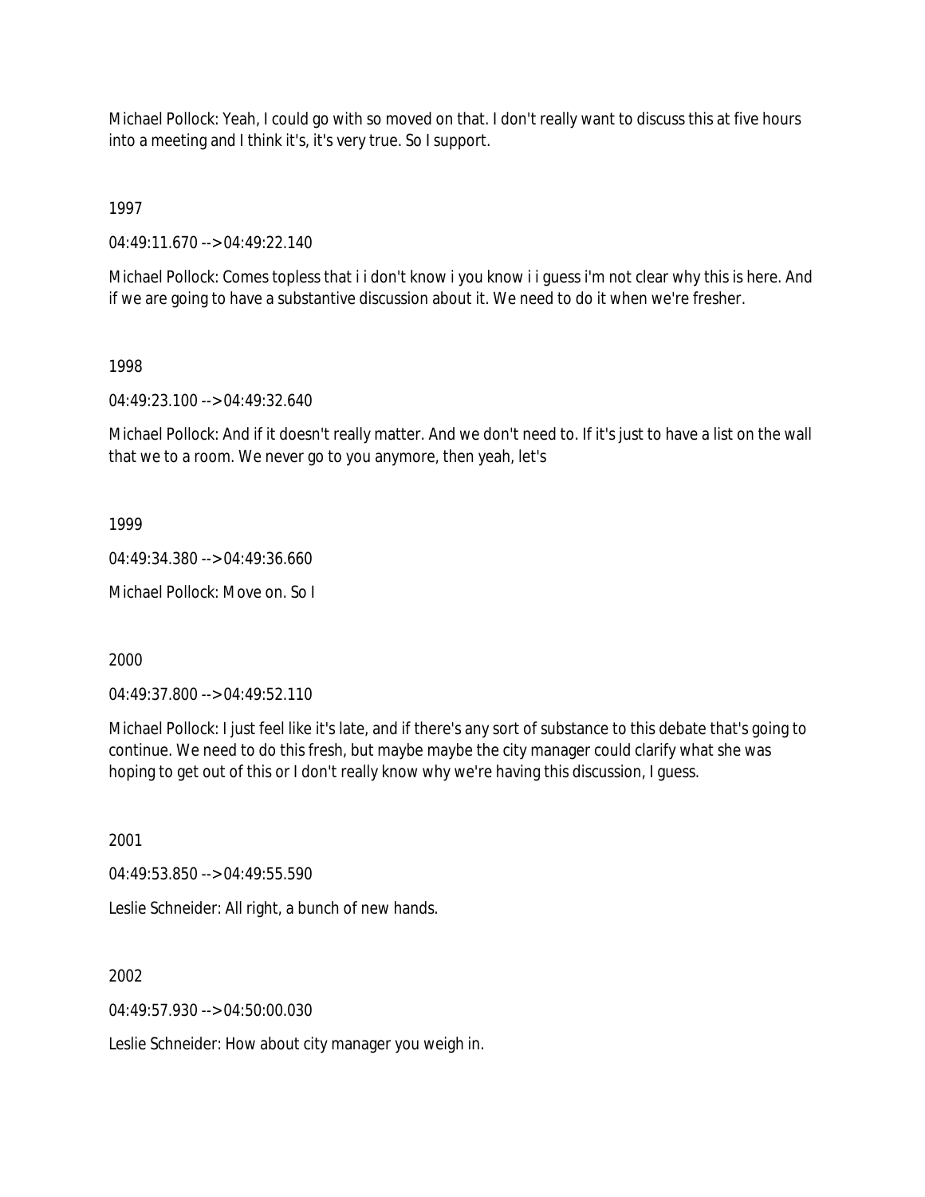Michael Pollock: Yeah, I could go with so moved on that. I don't really want to discuss this at five hours into a meeting and I think it's, it's very true. So I support.

1997

04:49:11.670 --> 04:49:22.140

Michael Pollock: Comes topless that i i don't know i you know i i guess i'm not clear why this is here. And if we are going to have a substantive discussion about it. We need to do it when we're fresher.

1998

04:49:23.100 --> 04:49:32.640

Michael Pollock: And if it doesn't really matter. And we don't need to. If it's just to have a list on the wall that we to a room. We never go to you anymore, then yeah, let's

1999

04:49:34.380 --> 04:49:36.660

Michael Pollock: Move on. So I

2000

04:49:37.800 --> 04:49:52.110

Michael Pollock: I just feel like it's late, and if there's any sort of substance to this debate that's going to continue. We need to do this fresh, but maybe maybe the city manager could clarify what she was hoping to get out of this or I don't really know why we're having this discussion, I guess.

2001

04:49:53.850 --> 04:49:55.590

Leslie Schneider: All right, a bunch of new hands.

2002

04:49:57.930 --> 04:50:00.030

Leslie Schneider: How about city manager you weigh in.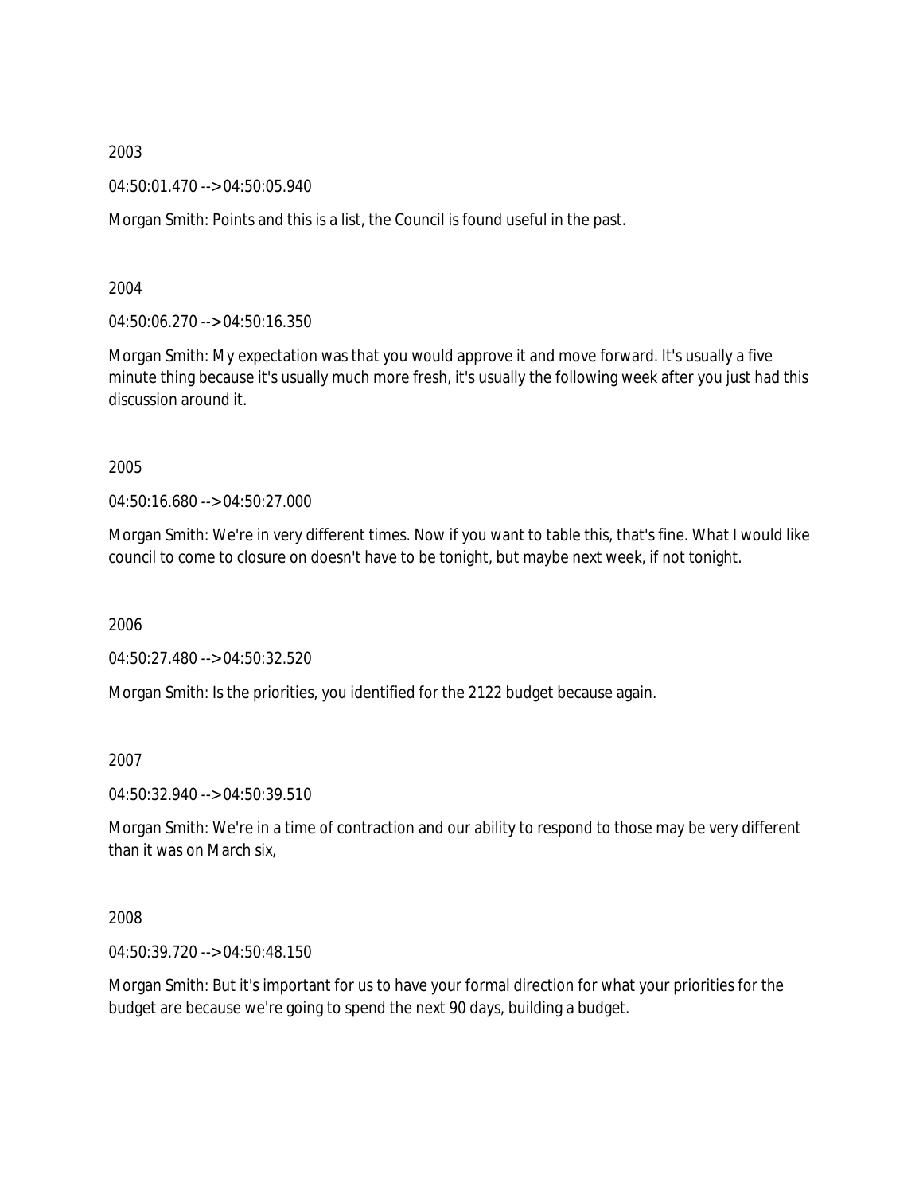2003

04:50:01.470 --> 04:50:05.940

Morgan Smith: Points and this is a list, the Council is found useful in the past.

2004

04:50:06.270 --> 04:50:16.350

Morgan Smith: My expectation was that you would approve it and move forward. It's usually a five minute thing because it's usually much more fresh, it's usually the following week after you just had this discussion around it.

2005

04:50:16.680 --> 04:50:27.000

Morgan Smith: We're in very different times. Now if you want to table this, that's fine. What I would like council to come to closure on doesn't have to be tonight, but maybe next week, if not tonight.

2006

04:50:27.480 --> 04:50:32.520

Morgan Smith: Is the priorities, you identified for the 2122 budget because again.

2007

04:50:32.940 --> 04:50:39.510

Morgan Smith: We're in a time of contraction and our ability to respond to those may be very different than it was on March six,

2008

04:50:39.720 --> 04:50:48.150

Morgan Smith: But it's important for us to have your formal direction for what your priorities for the budget are because we're going to spend the next 90 days, building a budget.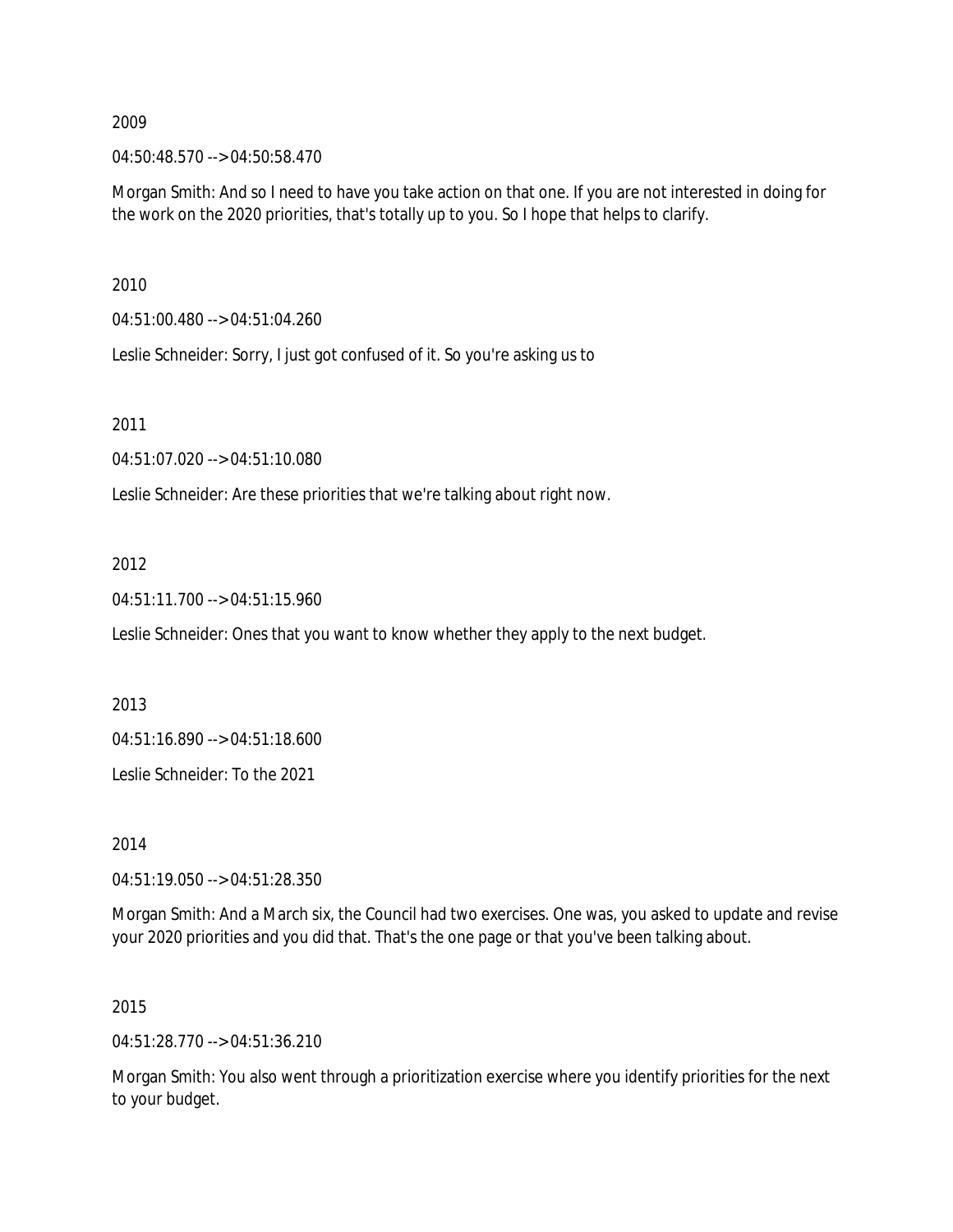2009

04:50:48.570 --> 04:50:58.470

Morgan Smith: And so I need to have you take action on that one. If you are not interested in doing for the work on the 2020 priorities, that's totally up to you. So I hope that helps to clarify.

2010

04:51:00.480 --> 04:51:04.260

Leslie Schneider: Sorry, I just got confused of it. So you're asking us to

2011

04:51:07.020 --> 04:51:10.080

Leslie Schneider: Are these priorities that we're talking about right now.

2012

04:51:11.700 --> 04:51:15.960

Leslie Schneider: Ones that you want to know whether they apply to the next budget.

2013

04:51:16.890 --> 04:51:18.600

Leslie Schneider: To the 2021

2014

04:51:19.050 --> 04:51:28.350

Morgan Smith: And a March six, the Council had two exercises. One was, you asked to update and revise your 2020 priorities and you did that. That's the one page or that you've been talking about.

2015

04:51:28.770 --> 04:51:36.210

Morgan Smith: You also went through a prioritization exercise where you identify priorities for the next to your budget.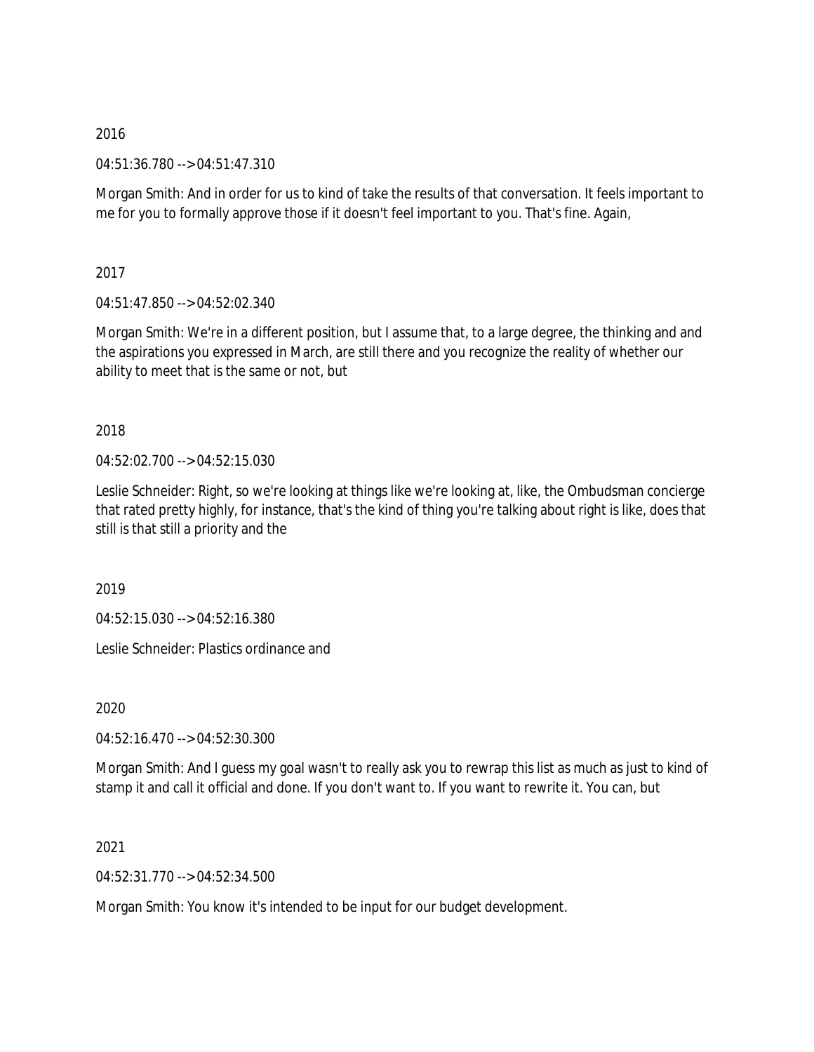2016

04:51:36.780 --> 04:51:47.310

Morgan Smith: And in order for us to kind of take the results of that conversation. It feels important to me for you to formally approve those if it doesn't feel important to you. That's fine. Again,

2017

04:51:47.850 --> 04:52:02.340

Morgan Smith: We're in a different position, but I assume that, to a large degree, the thinking and and the aspirations you expressed in March, are still there and you recognize the reality of whether our ability to meet that is the same or not, but

2018

04:52:02.700 --> 04:52:15.030

Leslie Schneider: Right, so we're looking at things like we're looking at, like, the Ombudsman concierge that rated pretty highly, for instance, that's the kind of thing you're talking about right is like, does that still is that still a priority and the

2019

04:52:15.030 --> 04:52:16.380

Leslie Schneider: Plastics ordinance and

2020

04:52:16.470 --> 04:52:30.300

Morgan Smith: And I guess my goal wasn't to really ask you to rewrap this list as much as just to kind of stamp it and call it official and done. If you don't want to. If you want to rewrite it. You can, but

2021

04:52:31.770 --> 04:52:34.500

Morgan Smith: You know it's intended to be input for our budget development.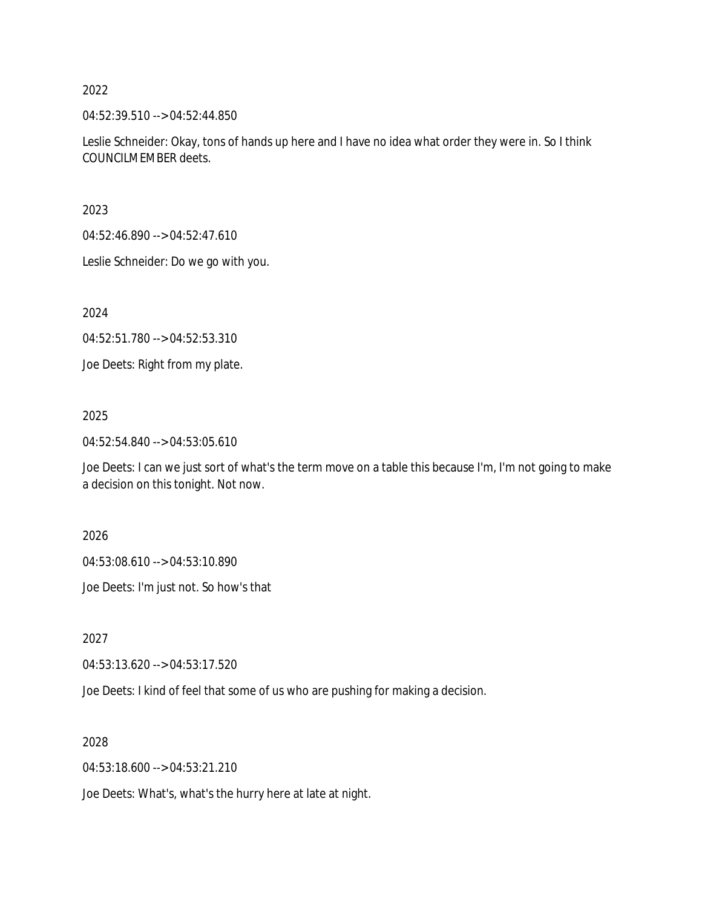2022

04:52:39.510 --> 04:52:44.850

Leslie Schneider: Okay, tons of hands up here and I have no idea what order they were in. So I think COUNCILMEMBER deets.

2023

04:52:46.890 --> 04:52:47.610

Leslie Schneider: Do we go with you.

2024

04:52:51.780 --> 04:52:53.310

Joe Deets: Right from my plate.

2025

04:52:54.840 --> 04:53:05.610

Joe Deets: I can we just sort of what's the term move on a table this because I'm, I'm not going to make a decision on this tonight. Not now.

2026

04:53:08.610 --> 04:53:10.890

Joe Deets: I'm just not. So how's that

2027

04:53:13.620 --> 04:53:17.520

Joe Deets: I kind of feel that some of us who are pushing for making a decision.

2028

04:53:18.600 --> 04:53:21.210

Joe Deets: What's, what's the hurry here at late at night.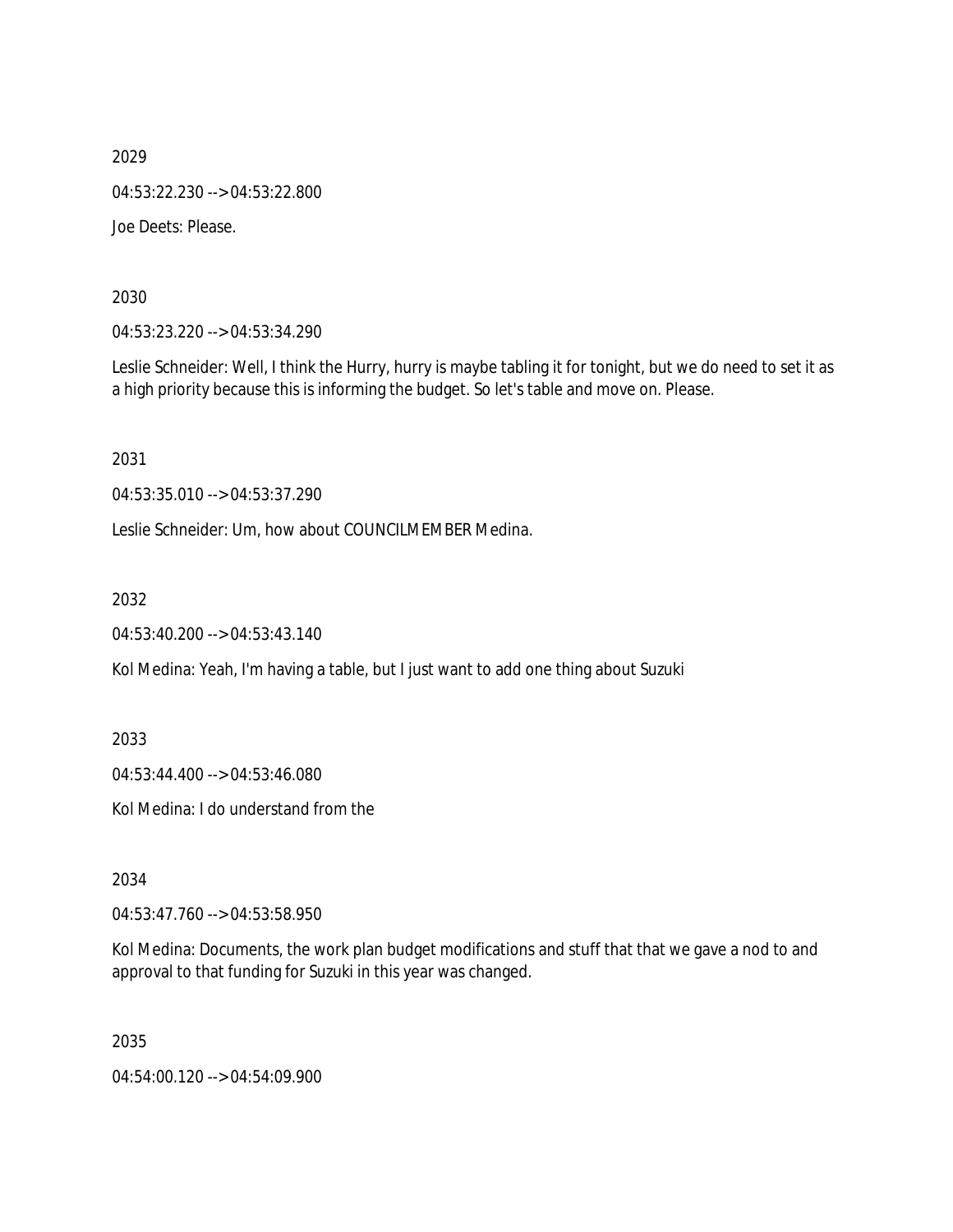2029

04:53:22.230 --> 04:53:22.800

Joe Deets: Please.

2030

04:53:23.220 --> 04:53:34.290

Leslie Schneider: Well, I think the Hurry, hurry is maybe tabling it for tonight, but we do need to set it as a high priority because this is informing the budget. So let's table and move on. Please.

2031

04:53:35.010 --> 04:53:37.290

Leslie Schneider: Um, how about COUNCILMEMBER Medina.

2032

04:53:40.200 --> 04:53:43.140

Kol Medina: Yeah, I'm having a table, but I just want to add one thing about Suzuki

2033

04:53:44.400 --> 04:53:46.080

Kol Medina: I do understand from the

2034

04:53:47.760 --> 04:53:58.950

Kol Medina: Documents, the work plan budget modifications and stuff that that we gave a nod to and approval to that funding for Suzuki in this year was changed.

2035

04:54:00.120 --> 04:54:09.900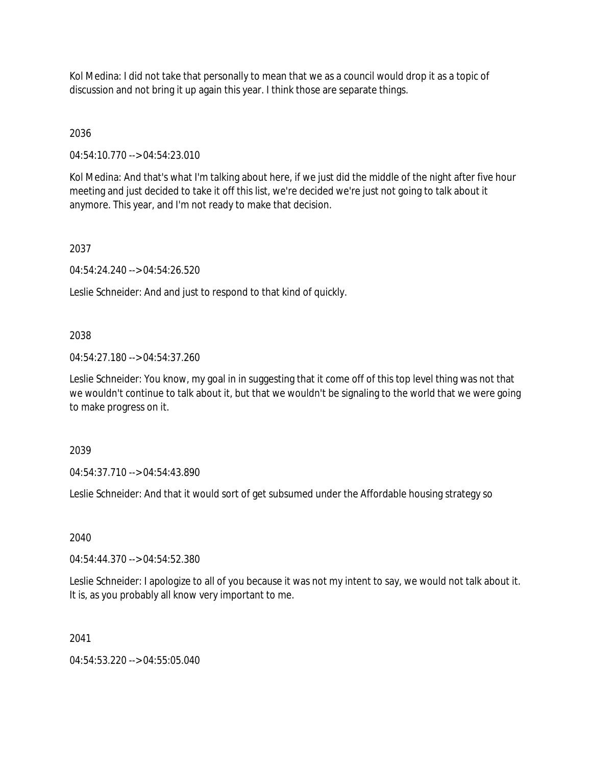Kol Medina: I did not take that personally to mean that we as a council would drop it as a topic of discussion and not bring it up again this year. I think those are separate things.

2036

04:54:10.770 --> 04:54:23.010

Kol Medina: And that's what I'm talking about here, if we just did the middle of the night after five hour meeting and just decided to take it off this list, we're decided we're just not going to talk about it anymore. This year, and I'm not ready to make that decision.

2037

04:54:24.240 --> 04:54:26.520

Leslie Schneider: And and just to respond to that kind of quickly.

2038

04:54:27.180 --> 04:54:37.260

Leslie Schneider: You know, my goal in in suggesting that it come off of this top level thing was not that we wouldn't continue to talk about it, but that we wouldn't be signaling to the world that we were going to make progress on it.

2039

04:54:37.710 --> 04:54:43.890

Leslie Schneider: And that it would sort of get subsumed under the Affordable housing strategy so

2040

04:54:44.370 --> 04:54:52.380

Leslie Schneider: I apologize to all of you because it was not my intent to say, we would not talk about it. It is, as you probably all know very important to me.

2041

04:54:53.220 --> 04:55:05.040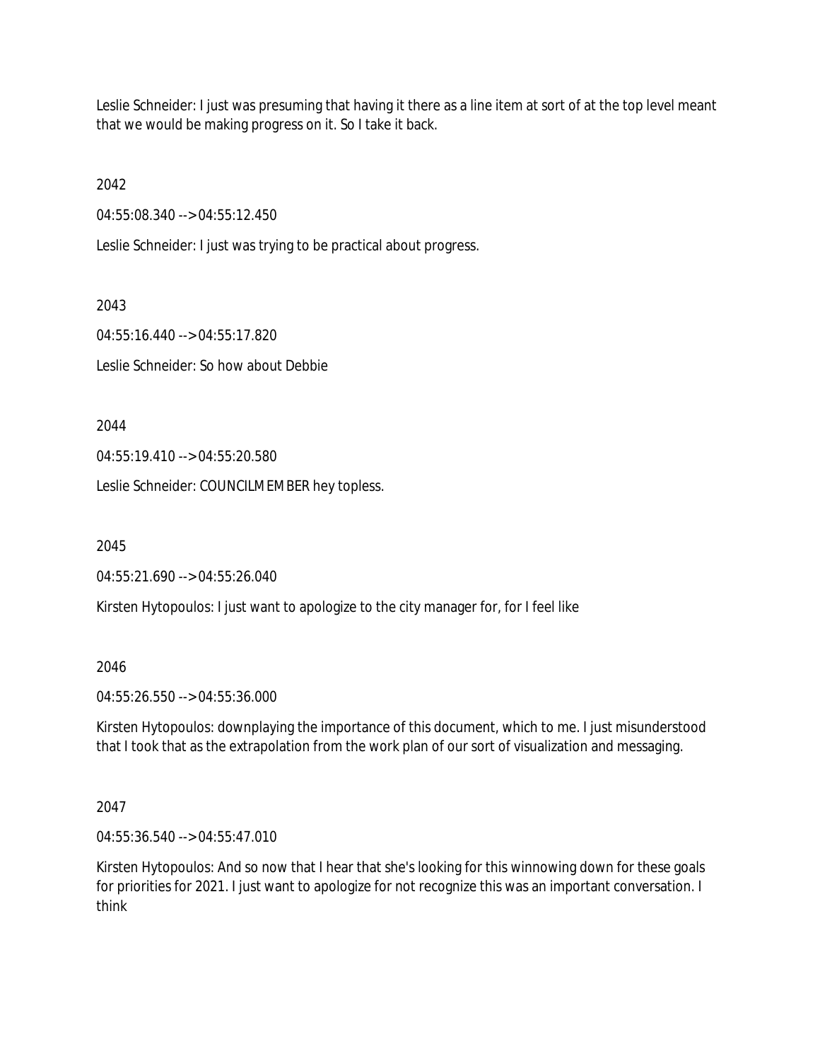Leslie Schneider: I just was presuming that having it there as a line item at sort of at the top level meant that we would be making progress on it. So I take it back.

2042

04:55:08.340 --> 04:55:12.450

Leslie Schneider: I just was trying to be practical about progress.

2043

04:55:16.440 --> 04:55:17.820

Leslie Schneider: So how about Debbie

2044

04:55:19.410 --> 04:55:20.580

Leslie Schneider: COUNCILMEMBER hey topless.

2045

04:55:21.690 --> 04:55:26.040

Kirsten Hytopoulos: I just want to apologize to the city manager for, for I feel like

2046

04:55:26.550 --> 04:55:36.000

Kirsten Hytopoulos: downplaying the importance of this document, which to me. I just misunderstood that I took that as the extrapolation from the work plan of our sort of visualization and messaging.

2047

04:55:36.540 --> 04:55:47.010

Kirsten Hytopoulos: And so now that I hear that she's looking for this winnowing down for these goals for priorities for 2021. I just want to apologize for not recognize this was an important conversation. I think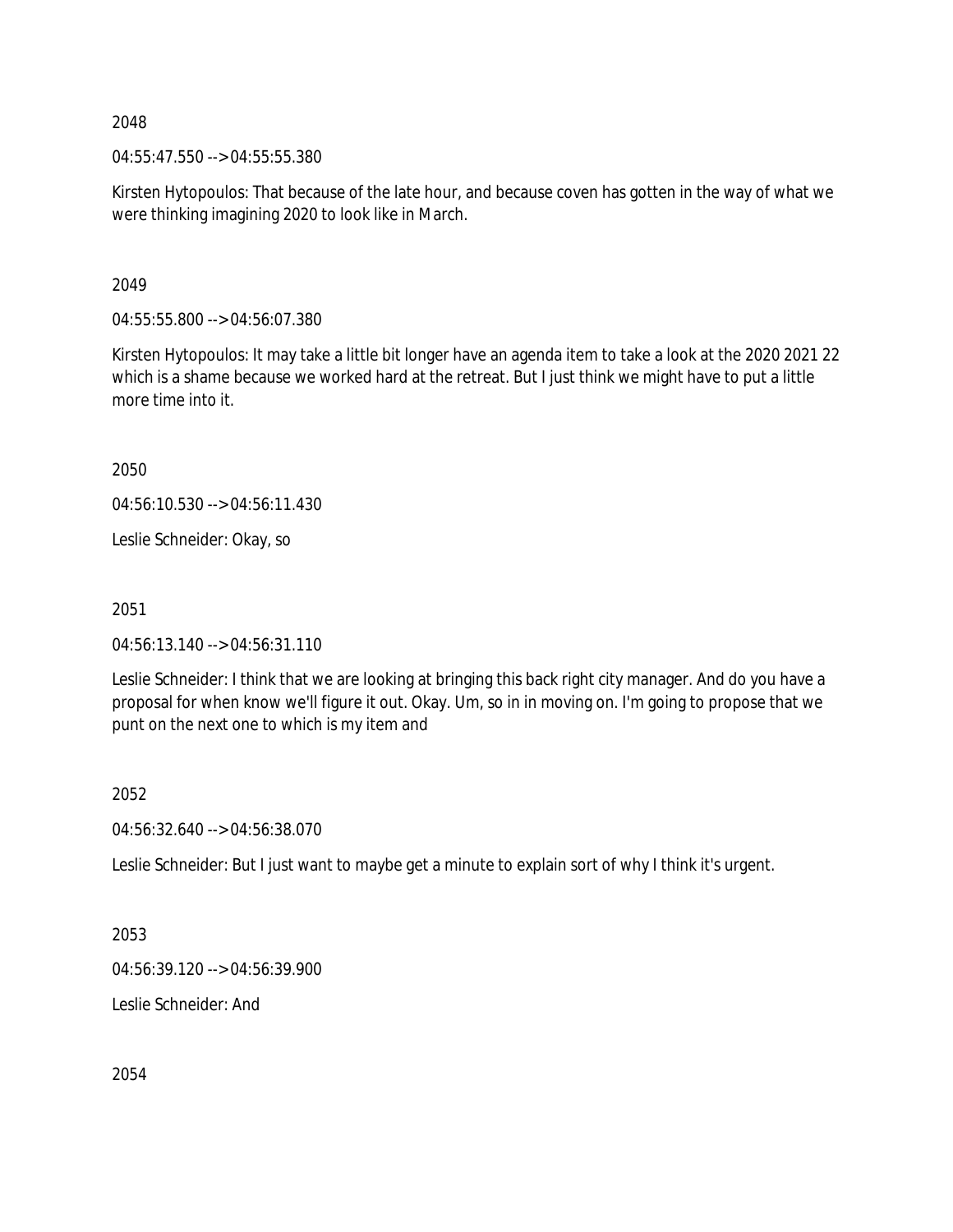2048

04:55:47.550 --> 04:55:55.380

Kirsten Hytopoulos: That because of the late hour, and because coven has gotten in the way of what we were thinking imagining 2020 to look like in March.

2049

04:55:55.800 --> 04:56:07.380

Kirsten Hytopoulos: It may take a little bit longer have an agenda item to take a look at the 2020 2021 22 which is a shame because we worked hard at the retreat. But I just think we might have to put a little more time into it.

2050

04:56:10.530 --> 04:56:11.430

Leslie Schneider: Okay, so

2051

04:56:13.140 --> 04:56:31.110

Leslie Schneider: I think that we are looking at bringing this back right city manager. And do you have a proposal for when know we'll figure it out. Okay. Um, so in in moving on. I'm going to propose that we punt on the next one to which is my item and

2052

04:56:32.640 --> 04:56:38.070

Leslie Schneider: But I just want to maybe get a minute to explain sort of why I think it's urgent.

2053

04:56:39.120 --> 04:56:39.900

Leslie Schneider: And

2054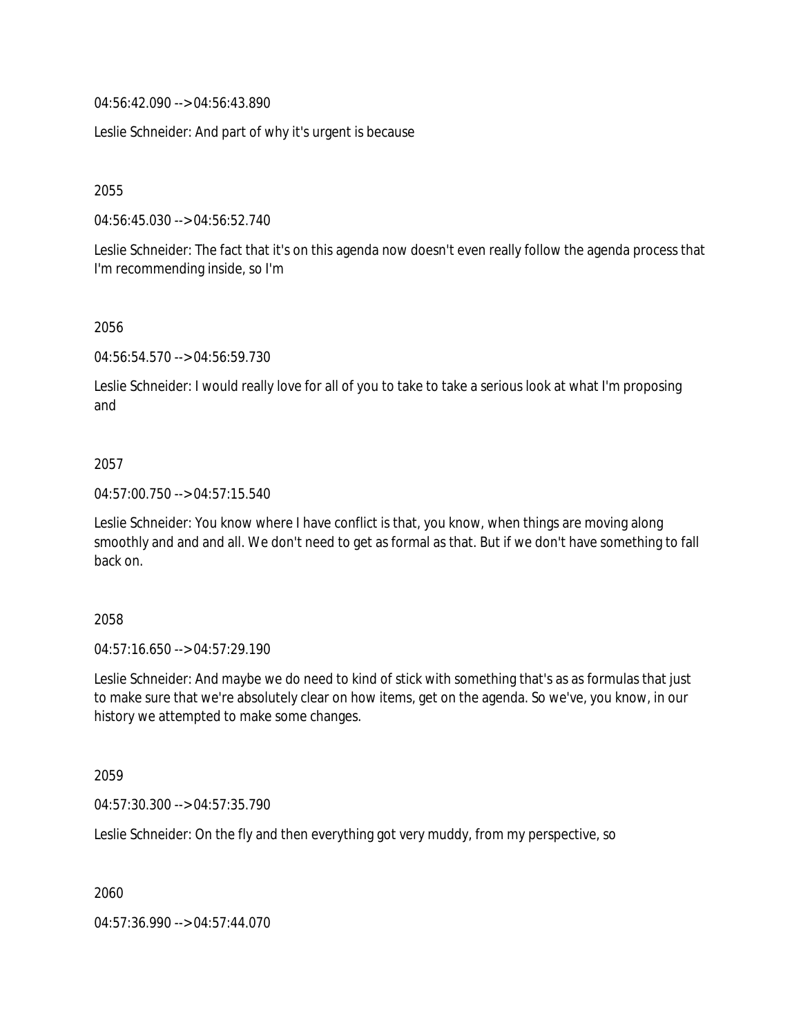04:56:42.090 --> 04:56:43.890

Leslie Schneider: And part of why it's urgent is because

2055

04:56:45.030 --> 04:56:52.740

Leslie Schneider: The fact that it's on this agenda now doesn't even really follow the agenda process that I'm recommending inside, so I'm

2056

04:56:54.570 --> 04:56:59.730

Leslie Schneider: I would really love for all of you to take to take a serious look at what I'm proposing and

2057

04:57:00.750 --> 04:57:15.540

Leslie Schneider: You know where I have conflict is that, you know, when things are moving along smoothly and and and all. We don't need to get as formal as that. But if we don't have something to fall back on.

2058

04:57:16.650 --> 04:57:29.190

Leslie Schneider: And maybe we do need to kind of stick with something that's as as formulas that just to make sure that we're absolutely clear on how items, get on the agenda. So we've, you know, in our history we attempted to make some changes.

2059

04:57:30.300 --> 04:57:35.790

Leslie Schneider: On the fly and then everything got very muddy, from my perspective, so

2060

04:57:36.990 --> 04:57:44.070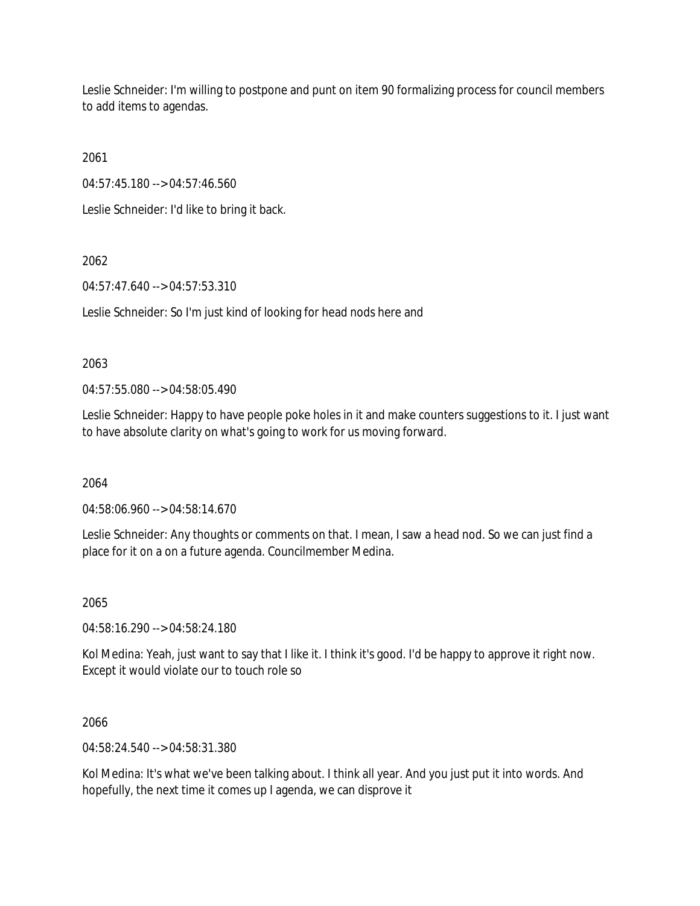Leslie Schneider: I'm willing to postpone and punt on item 90 formalizing process for council members to add items to agendas.

2061

04:57:45.180 --> 04:57:46.560

Leslie Schneider: I'd like to bring it back.

2062

04:57:47.640 --> 04:57:53.310

Leslie Schneider: So I'm just kind of looking for head nods here and

2063

04:57:55.080 --> 04:58:05.490

Leslie Schneider: Happy to have people poke holes in it and make counters suggestions to it. I just want to have absolute clarity on what's going to work for us moving forward.

2064

04:58:06.960 --> 04:58:14.670

Leslie Schneider: Any thoughts or comments on that. I mean, I saw a head nod. So we can just find a place for it on a on a future agenda. Councilmember Medina.

2065

04:58:16.290 --> 04:58:24.180

Kol Medina: Yeah, just want to say that I like it. I think it's good. I'd be happy to approve it right now. Except it would violate our to touch role so

2066

04:58:24.540 --> 04:58:31.380

Kol Medina: It's what we've been talking about. I think all year. And you just put it into words. And hopefully, the next time it comes up I agenda, we can disprove it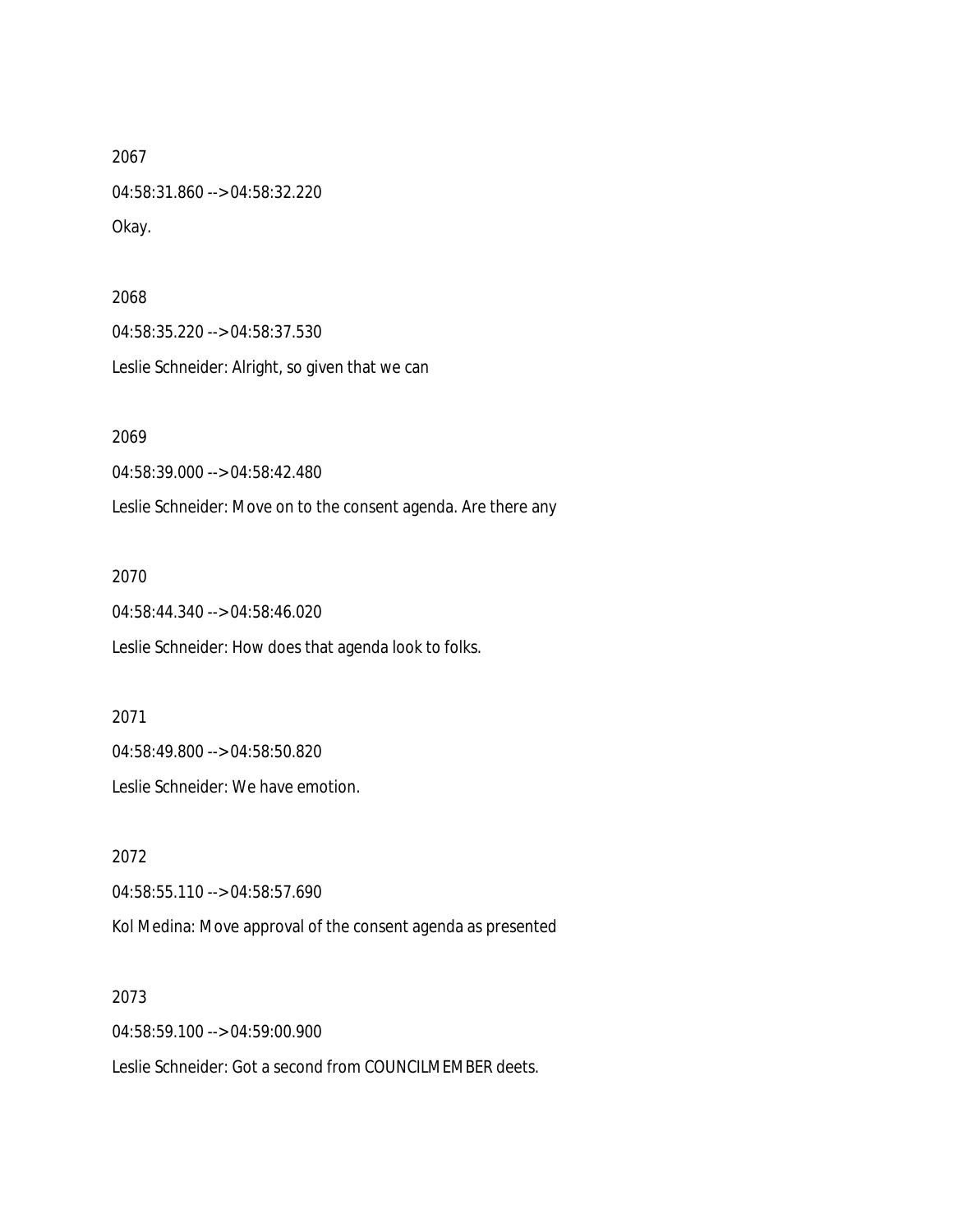2067

04:58:31.860 --> 04:58:32.220

Okay.

2068

04:58:35.220 --> 04:58:37.530

Leslie Schneider: Alright, so given that we can

2069

04:58:39.000 --> 04:58:42.480

Leslie Schneider: Move on to the consent agenda. Are there any

2070

04:58:44.340 --> 04:58:46.020

Leslie Schneider: How does that agenda look to folks.

2071

04:58:49.800 --> 04:58:50.820

Leslie Schneider: We have emotion.

2072

04:58:55.110 --> 04:58:57.690

Kol Medina: Move approval of the consent agenda as presented

2073

04:58:59.100 --> 04:59:00.900

Leslie Schneider: Got a second from COUNCILMEMBER deets.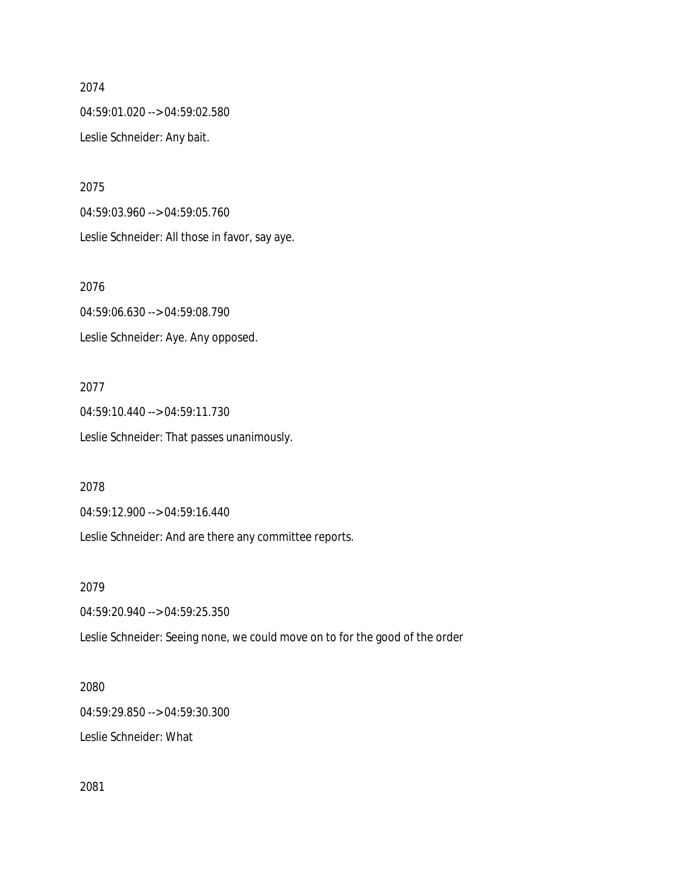2074

04:59:01.020 --> 04:59:02.580

Leslie Schneider: Any bait.

2075

04:59:03.960 --> 04:59:05.760

Leslie Schneider: All those in favor, say aye.

2076

04:59:06.630 --> 04:59:08.790

Leslie Schneider: Aye. Any opposed.

2077

04:59:10.440 --> 04:59:11.730

Leslie Schneider: That passes unanimously.

2078

04:59:12.900 --> 04:59:16.440

Leslie Schneider: And are there any committee reports.

2079

04:59:20.940 --> 04:59:25.350

Leslie Schneider: Seeing none, we could move on to for the good of the order

2080

04:59:29.850 --> 04:59:30.300

Leslie Schneider: What

2081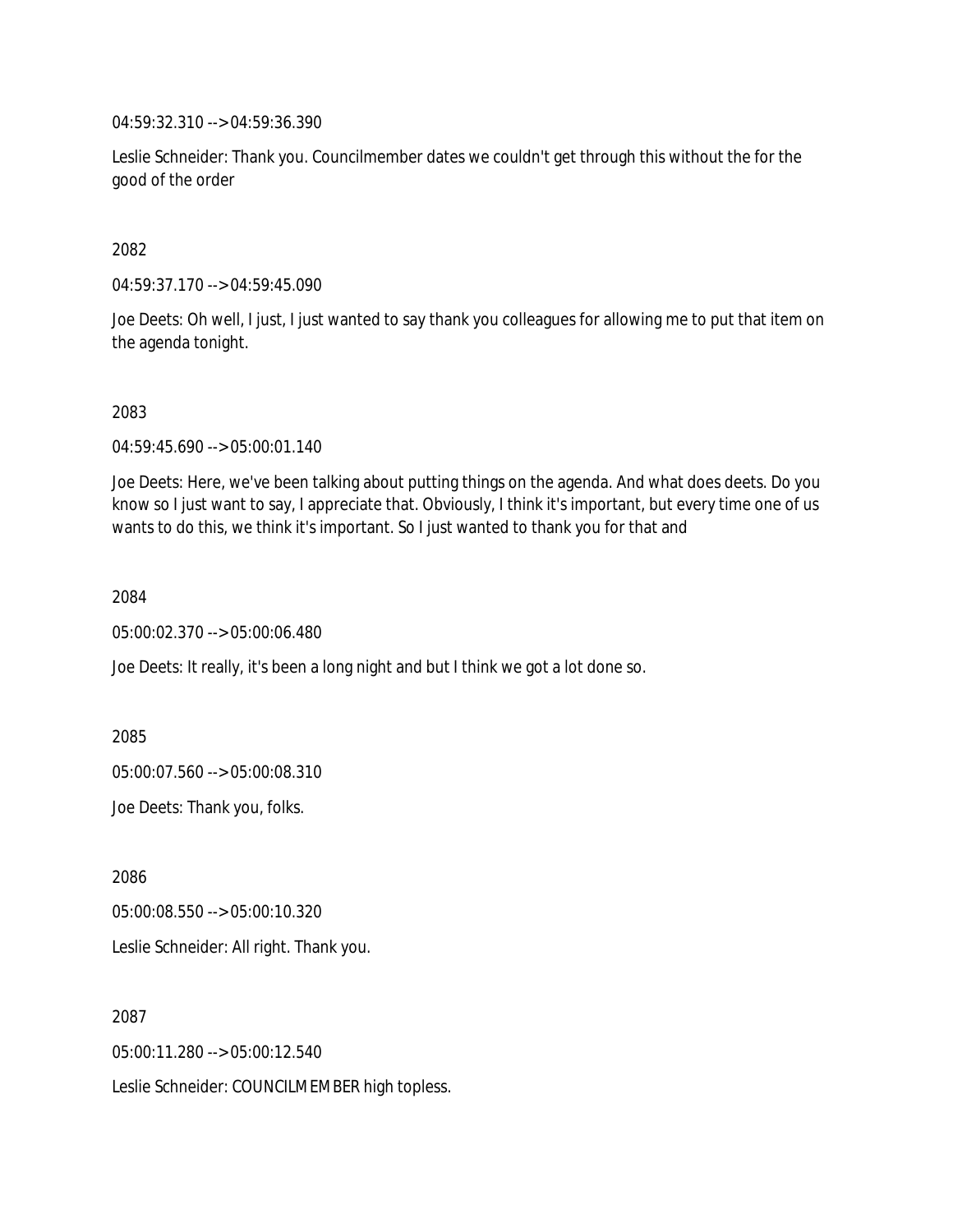04:59:32.310 --> 04:59:36.390

Leslie Schneider: Thank you. Councilmember dates we couldn't get through this without the for the good of the order

2082

04:59:37.170 --> 04:59:45.090

Joe Deets: Oh well, I just, I just wanted to say thank you colleagues for allowing me to put that item on the agenda tonight.

2083

04:59:45.690 --> 05:00:01.140

Joe Deets: Here, we've been talking about putting things on the agenda. And what does deets. Do you know so I just want to say, I appreciate that. Obviously, I think it's important, but every time one of us wants to do this, we think it's important. So I just wanted to thank you for that and

2084

05:00:02.370 --> 05:00:06.480

Joe Deets: It really, it's been a long night and but I think we got a lot done so.

2085

05:00:07.560 --> 05:00:08.310

Joe Deets: Thank you, folks.

2086

05:00:08.550 --> 05:00:10.320

Leslie Schneider: All right. Thank you.

2087

05:00:11.280 --> 05:00:12.540

Leslie Schneider: COUNCILMEMBER high topless.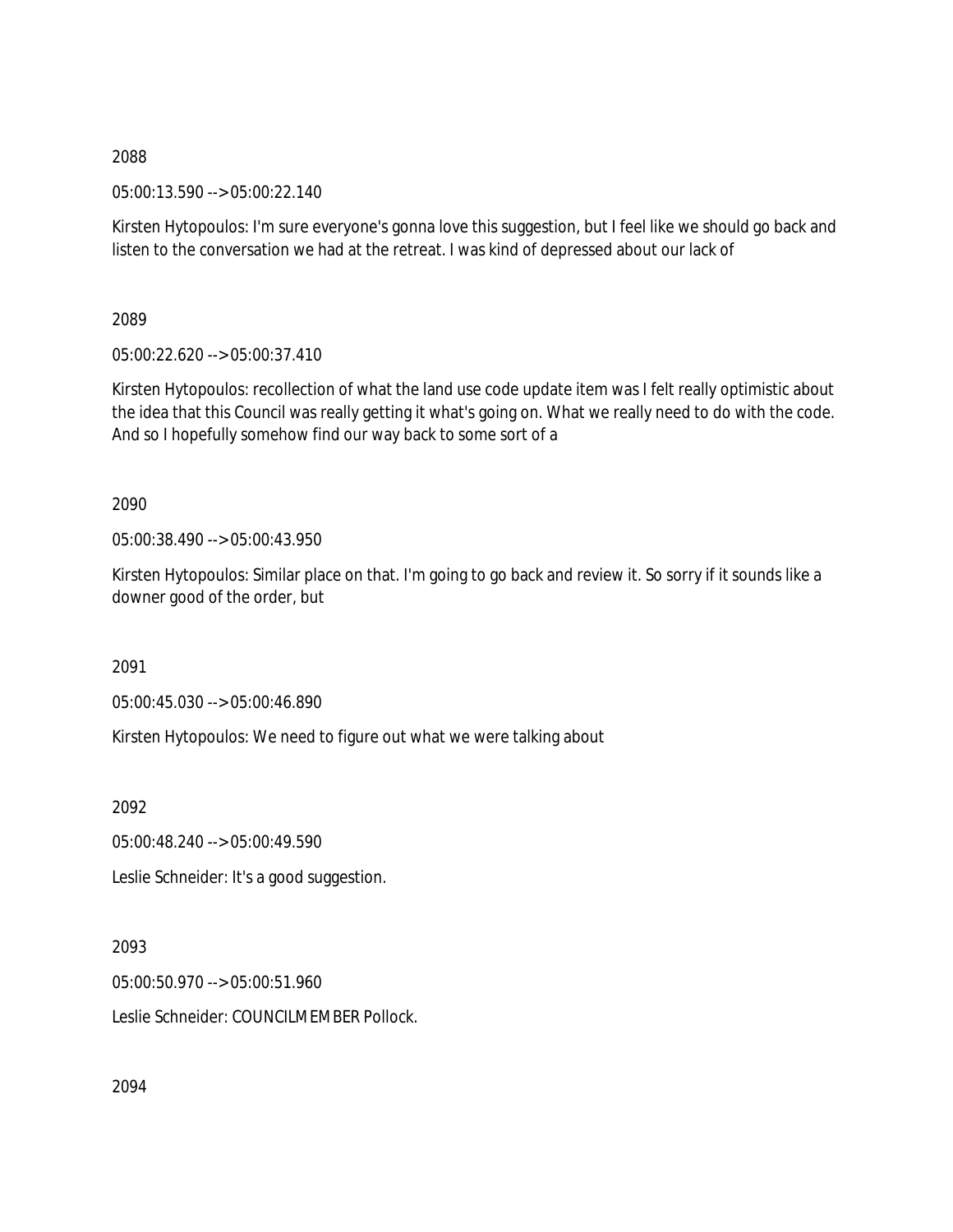2088

05:00:13.590 --> 05:00:22.140

Kirsten Hytopoulos: I'm sure everyone's gonna love this suggestion, but I feel like we should go back and listen to the conversation we had at the retreat. I was kind of depressed about our lack of

2089

05:00:22.620 --> 05:00:37.410

Kirsten Hytopoulos: recollection of what the land use code update item was I felt really optimistic about the idea that this Council was really getting it what's going on. What we really need to do with the code. And so I hopefully somehow find our way back to some sort of a

2090

05:00:38.490 --> 05:00:43.950

Kirsten Hytopoulos: Similar place on that. I'm going to go back and review it. So sorry if it sounds like a downer good of the order, but

2091

05:00:45.030 --> 05:00:46.890

Kirsten Hytopoulos: We need to figure out what we were talking about

2092

05:00:48.240 --> 05:00:49.590

Leslie Schneider: It's a good suggestion.

2093

05:00:50.970 --> 05:00:51.960

Leslie Schneider: COUNCILMEMBER Pollock.

2094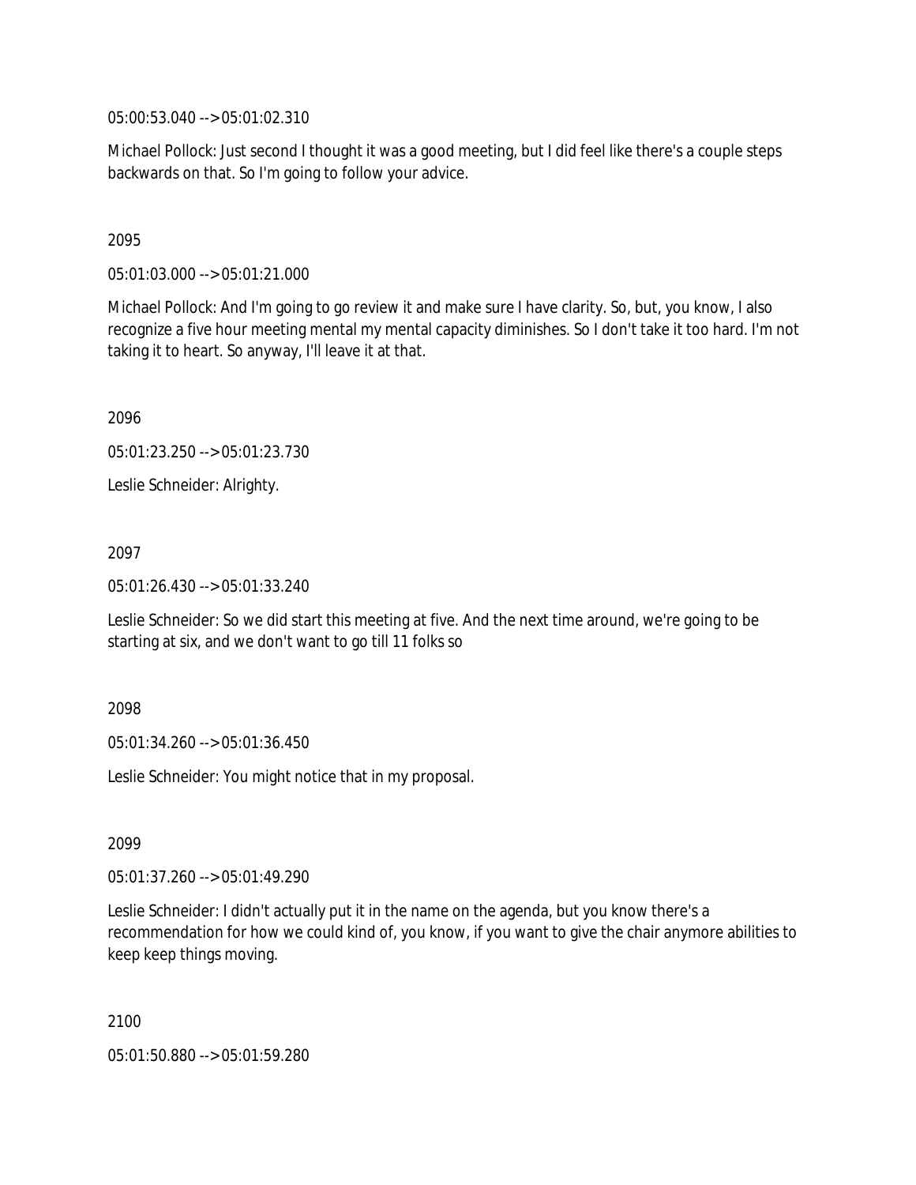05:00:53.040 --> 05:01:02.310

Michael Pollock: Just second I thought it was a good meeting, but I did feel like there's a couple steps backwards on that. So I'm going to follow your advice.

2095

05:01:03.000 --> 05:01:21.000

Michael Pollock: And I'm going to go review it and make sure I have clarity. So, but, you know, I also recognize a five hour meeting mental my mental capacity diminishes. So I don't take it too hard. I'm not taking it to heart. So anyway, I'll leave it at that.

2096

05:01:23.250 --> 05:01:23.730

Leslie Schneider: Alrighty.

2097

05:01:26.430 --> 05:01:33.240

Leslie Schneider: So we did start this meeting at five. And the next time around, we're going to be starting at six, and we don't want to go till 11 folks so

2098

05:01:34.260 --> 05:01:36.450

Leslie Schneider: You might notice that in my proposal.

2099

05:01:37.260 --> 05:01:49.290

Leslie Schneider: I didn't actually put it in the name on the agenda, but you know there's a recommendation for how we could kind of, you know, if you want to give the chair anymore abilities to keep keep things moving.

2100

05:01:50.880 --> 05:01:59.280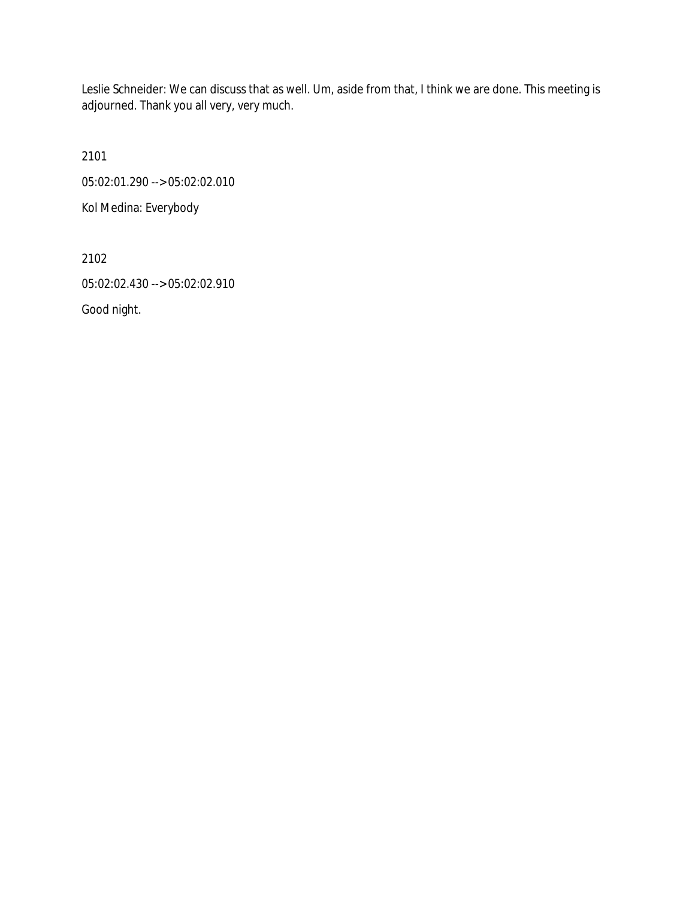Leslie Schneider: We can discuss that as well. Um, aside from that, I think we are done. This meeting is adjourned. Thank you all very, very much.

2101

05:02:01.290 --> 05:02:02.010

Kol Medina: Everybody

2102

05:02:02.430 --> 05:02:02.910

Good night.